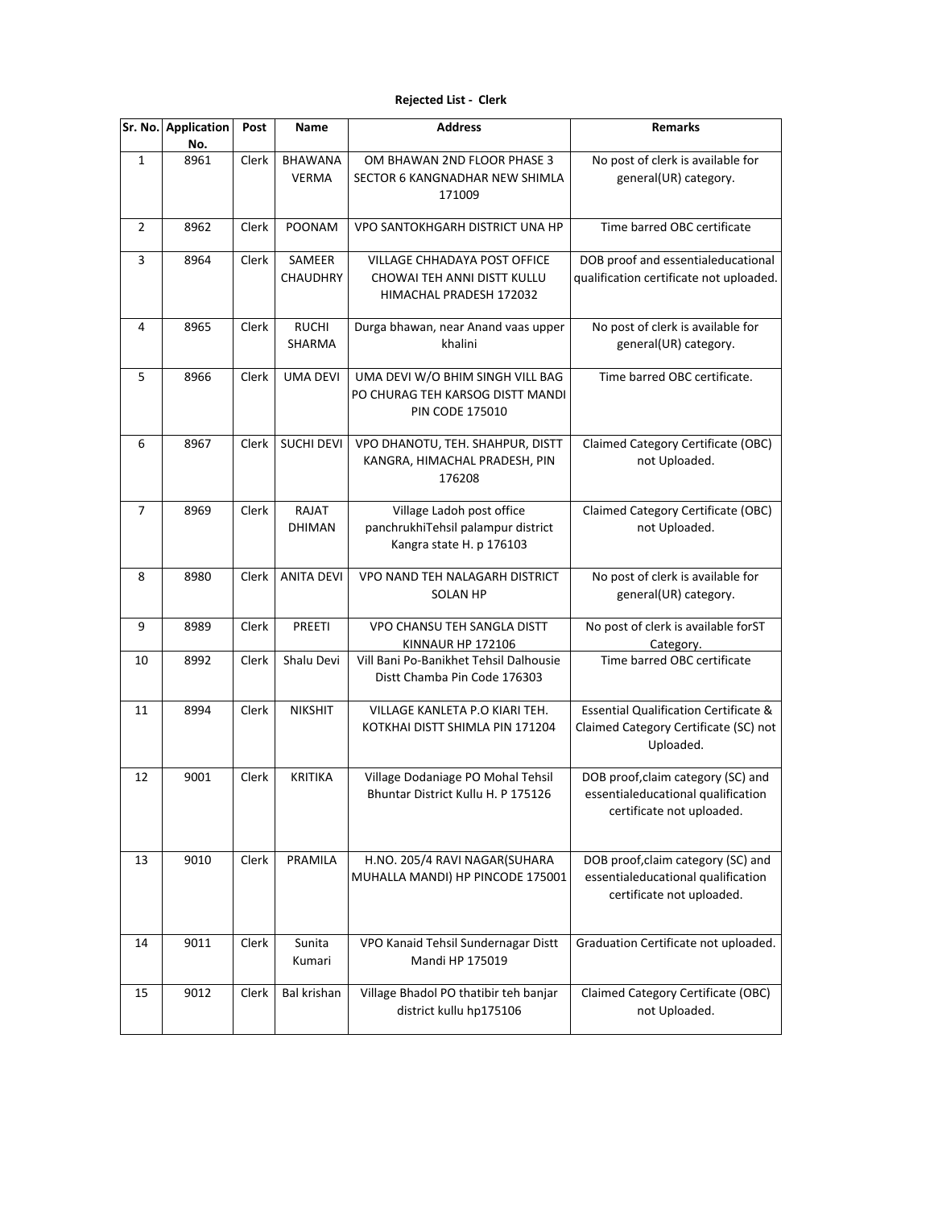**Rejected List - Clerk**

| Sr. No. | Application No. | Post | Name | Address | Remarks |
|---|---|---|---|---|---|
| 1 | 8961 | Clerk | BHAWANA VERMA | OM BHAWAN 2ND FLOOR PHASE 3 SECTOR 6 KANGNADHAR NEW SHIMLA 171009 | No post of clerk is available for general(UR) category. |
| 2 | 8962 | Clerk | POONAM | VPO SANTOKHGARH DISTRICT UNA HP | Time barred OBC certificate |
| 3 | 8964 | Clerk | SAMEER CHAUDHRY | VILLAGE CHHADAYA POST OFFICE CHOWAI TEH ANNI DISTT KULLU HIMACHAL PRADESH 172032 | DOB proof and essentialeducational qualification certificate not uploaded. |
| 4 | 8965 | Clerk | RUCHI SHARMA | Durga bhawan, near Anand vaas upper khalini | No post of clerk is available for general(UR) category. |
| 5 | 8966 | Clerk | UMA DEVI | UMA DEVI W/O BHIM SINGH VILL BAG PO CHURAG TEH KARSOG DISTT MANDI PIN CODE 175010 | Time barred OBC certificate. |
| 6 | 8967 | Clerk | SUCHI DEVI | VPO DHANOTU, TEH. SHAHPUR, DISTT KANGRA, HIMACHAL PRADESH, PIN 176208 | Claimed Category Certificate (OBC) not Uploaded. |
| 7 | 8969 | Clerk | RAJAT DHIMAN | Village Ladoh post office panchrukhiTehsil palampur district Kangra state H. p 176103 | Claimed Category Certificate (OBC) not Uploaded. |
| 8 | 8980 | Clerk | ANITA DEVI | VPO NAND TEH NALAGARH DISTRICT SOLAN HP | No post of clerk is available for general(UR) category. |
| 9 | 8989 | Clerk | PREETI | VPO CHANSU TEH SANGLA DISTT KINNAUR HP 172106 | No post of clerk is available forST Category. |
| 10 | 8992 | Clerk | Shalu Devi | Vill Bani Po-Banikhet Tehsil Dalhousie Distt Chamba Pin Code 176303 | Time barred OBC certificate |
| 11 | 8994 | Clerk | NIKSHIT | VILLAGE KANLETA P.O KIARI TEH. KOTKHAI DISTT SHIMLA PIN 171204 | Essential Qualification Certificate & Claimed Category Certificate (SC) not Uploaded. |
| 12 | 9001 | Clerk | KRITIKA | Village Dodaniage PO Mohal Tehsil Bhuntar District Kullu H. P 175126 | DOB proof,claim category (SC) and essentialeducational qualification certificate not uploaded. |
| 13 | 9010 | Clerk | PRAMILA | H.NO. 205/4 RAVI NAGAR(SUHARA MUHALLA MANDI) HP PINCODE 175001 | DOB proof,claim category (SC) and essentialeducational qualification certificate not uploaded. |
| 14 | 9011 | Clerk | Sunita Kumari | VPO Kanaid Tehsil Sundernagar Distt Mandi HP 175019 | Graduation Certificate not uploaded. |
| 15 | 9012 | Clerk | Bal krishan | Village Bhadol PO thatibir teh banjar district kullu hp175106 | Claimed Category Certificate (OBC) not Uploaded. |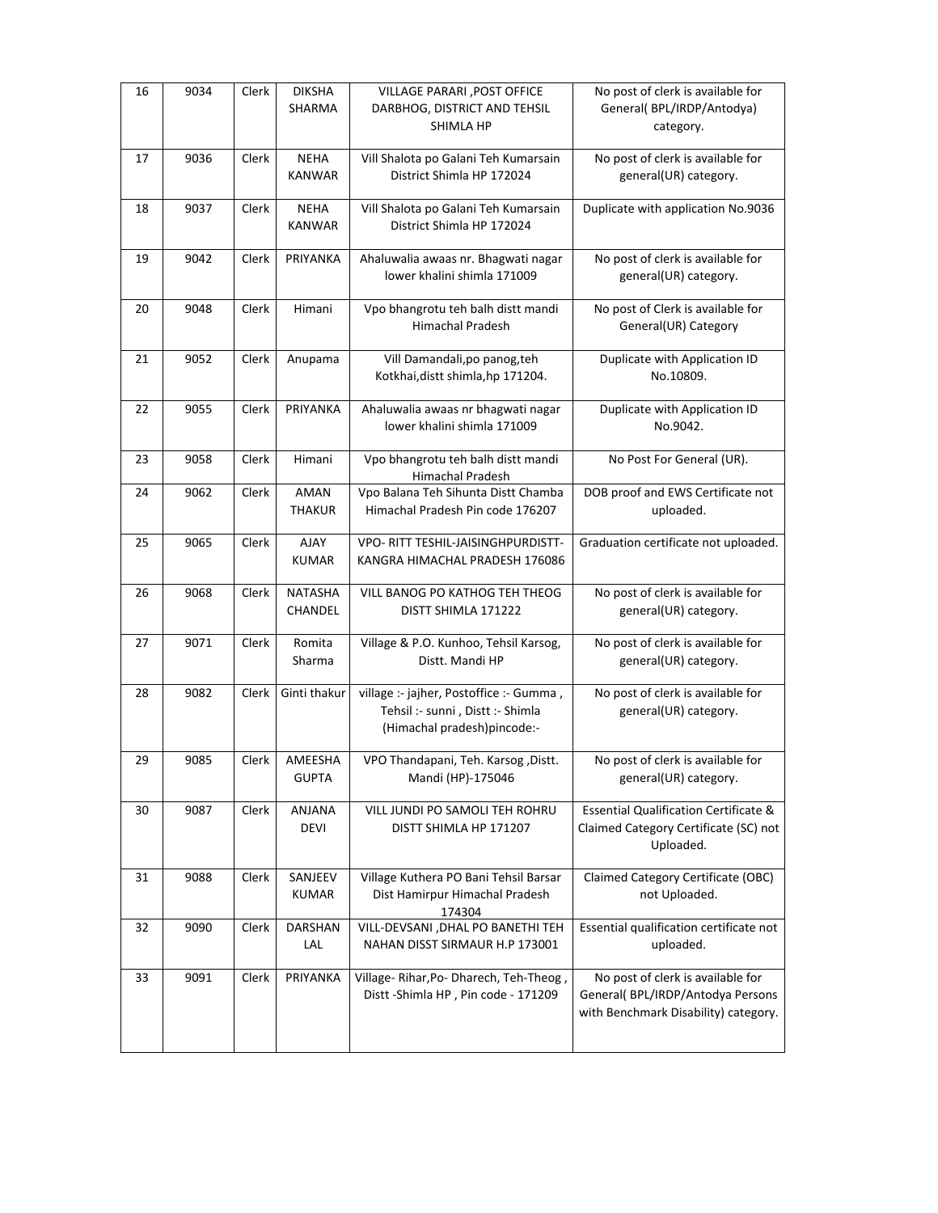| 16 | 9034 | Clerk | DIKSHA SHARMA | VILLAGE PARARI ,POST OFFICE DARBHOG, DISTRICT AND TEHSIL SHIMLA HP | No post of clerk is available for General( BPL/IRDP/Antodya) category. |
|---|---|---|---|---|---|
| 17 | 9036 | Clerk | NEHA KANWAR | Vill Shalota po Galani Teh Kumarsain District Shimla HP 172024 | No post of clerk is available for general(UR) category. |
| 18 | 9037 | Clerk | NEHA KANWAR | Vill Shalota po Galani Teh Kumarsain District Shimla HP 172024 | Duplicate with application No.9036 |
| 19 | 9042 | Clerk | PRIYANKA | Ahaluwalia awaas nr. Bhagwati nagar lower khalini shimla 171009 | No post of clerk is available for general(UR) category. |
| 20 | 9048 | Clerk | Himani | Vpo bhangrotu teh balh distt mandi Himachal Pradesh | No post of Clerk is available for General(UR) Category |
| 21 | 9052 | Clerk | Anupama | Vill Damandali,po panog,teh Kotkhai,distt shimla,hp 171204. | Duplicate with Application ID No.10809. |
| 22 | 9055 | Clerk | PRIYANKA | Ahaluwalia awaas nr bhagwati nagar lower khalini shimla 171009 | Duplicate with Application ID No.9042. |
| 23 | 9058 | Clerk | Himani | Vpo bhangrotu teh balh distt mandi Himachal Pradesh | No Post For General (UR). |
| 24 | 9062 | Clerk | AMAN THAKUR | Vpo Balana Teh Sihunta Distt Chamba Himachal Pradesh Pin code 176207 | DOB proof and EWS Certificate not uploaded. |
| 25 | 9065 | Clerk | AJAY KUMAR | VPO- RITT TESHIL-JAISINGHPURDISTT-KANGRA HIMACHAL PRADESH 176086 | Graduation certificate not uploaded. |
| 26 | 9068 | Clerk | NATASHA CHANDEL | VILL BANOG PO KATHOG TEH THEOG DISTT SHIMLA 171222 | No post of clerk is available for general(UR) category. |
| 27 | 9071 | Clerk | Romita Sharma | Village & P.O. Kunhoo, Tehsil Karsog, Distt. Mandi HP | No post of clerk is available for general(UR) category. |
| 28 | 9082 | Clerk | Ginti thakur | village :- jajher, Postoffice :- Gumma , Tehsil :- sunni , Distt :- Shimla (Himachal pradesh)pincode:- | No post of clerk is available for general(UR) category. |
| 29 | 9085 | Clerk | AMEESHA GUPTA | VPO Thandapani, Teh. Karsog ,Distt. Mandi (HP)-175046 | No post of clerk is available for general(UR) category. |
| 30 | 9087 | Clerk | ANJANA DEVI | VILL JUNDI PO SAMOLI TEH ROHRU DISTT SHIMLA HP 171207 | Essential Qualification Certificate & Claimed Category Certificate (SC) not Uploaded. |
| 31 | 9088 | Clerk | SANJEEV KUMAR | Village Kuthera PO Bani Tehsil Barsar Dist Hamirpur Himachal Pradesh 174304 | Claimed Category Certificate (OBC) not Uploaded. |
| 32 | 9090 | Clerk | DARSHAN LAL | VILL-DEVSANI ,DHAL PO BANETHI TEH NAHAN DISST SIRMAUR H.P 173001 | Essential qualification certificate not uploaded. |
| 33 | 9091 | Clerk | PRIYANKA | Village- Rihar,Po- Dharech, Teh-Theog , Distt -Shimla HP , Pin code - 171209 | No post of clerk is available for General( BPL/IRDP/Antodya Persons with Benchmark Disability) category. |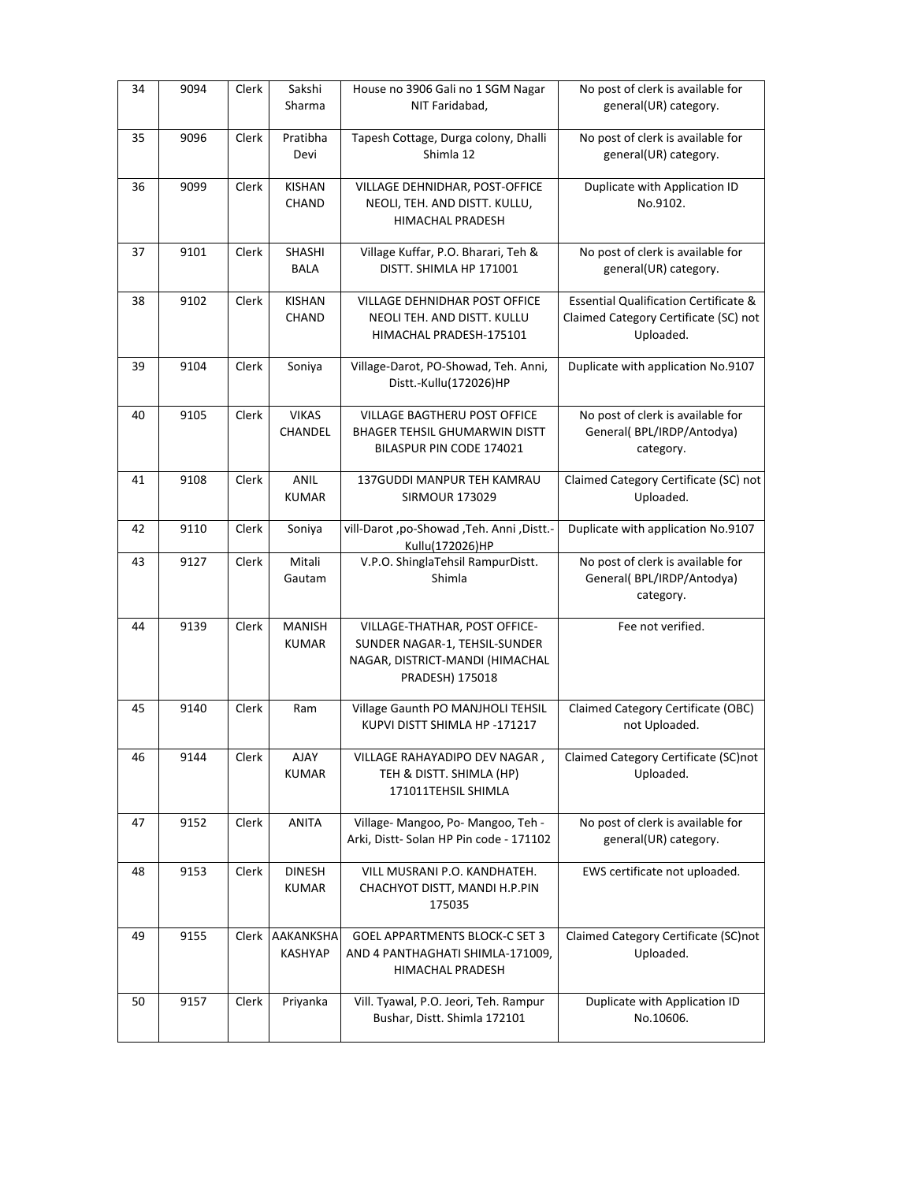| 34 | 9094 | Clerk | Sakshi Sharma | House no 3906 Gali no 1 SGM Nagar NIT Faridabad, | No post of clerk is available for general(UR) category. |
|---|---|---|---|---|---|
| 35 | 9096 | Clerk | Pratibha Devi | Tapesh Cottage, Durga colony, Dhalli Shimla 12 | No post of clerk is available for general(UR) category. |
| 36 | 9099 | Clerk | KISHAN CHAND | VILLAGE DEHNIDHAR, POST-OFFICE NEOLI, TEH. AND DISTT. KULLU, HIMACHAL PRADESH | Duplicate with Application ID No.9102. |
| 37 | 9101 | Clerk | SHASHI BALA | Village Kuffar, P.O. Bharari, Teh & DISTT. SHIMLA HP 171001 | No post of clerk is available for general(UR) category. |
| 38 | 9102 | Clerk | KISHAN CHAND | VILLAGE DEHNIDHAR POST OFFICE NEOLI TEH. AND DISTT. KULLU HIMACHAL PRADESH-175101 | Essential Qualification Certificate & Claimed Category Certificate (SC) not Uploaded. |
| 39 | 9104 | Clerk | Soniya | Village-Darot, PO-Showad, Teh. Anni, Distt.-Kullu(172026)HP | Duplicate with application No.9107 |
| 40 | 9105 | Clerk | VIKAS CHANDEL | VILLAGE BAGTHERU POST OFFICE BHAGER TEHSIL GHUMARWIN DISTT BILASPUR PIN CODE 174021 | No post of clerk is available for General( BPL/IRDP/Antodya) category. |
| 41 | 9108 | Clerk | ANIL KUMAR | 137GUDDI MANPUR TEH KAMRAU SIRMOUR 173029 | Claimed Category Certificate (SC) not Uploaded. |
| 42 | 9110 | Clerk | Soniya | vill-Darot ,po-Showad ,Teh. Anni ,Distt.-Kullu(172026)HP | Duplicate with application No.9107 |
| 43 | 9127 | Clerk | Mitali Gautam | V.P.O. ShinglaTehsil RampurDistt. Shimla | No post of clerk is available for General( BPL/IRDP/Antodya) category. |
| 44 | 9139 | Clerk | MANISH KUMAR | VILLAGE-THATHAR, POST OFFICE-SUNDER NAGAR-1, TEHSIL-SUNDER NAGAR, DISTRICT-MANDI (HIMACHAL PRADESH) 175018 | Fee not verified. |
| 45 | 9140 | Clerk | Ram | Village Gaunth PO MANJHOLI TEHSIL KUPVI DISTT SHIMLA HP -171217 | Claimed Category Certificate (OBC) not Uploaded. |
| 46 | 9144 | Clerk | AJAY KUMAR | VILLAGE RAHAYADIPO DEV NAGAR , TEH & DISTT. SHIMLA (HP) 171011TEHSIL SHIMLA | Claimed Category Certificate (SC)not Uploaded. |
| 47 | 9152 | Clerk | ANITA | Village- Mangoo, Po- Mangoo, Teh - Arki, Distt- Solan HP Pin code - 171102 | No post of clerk is available for general(UR) category. |
| 48 | 9153 | Clerk | DINESH KUMAR | VILL MUSRANI P.O. KANDHATEH. CHACHYOT DISTT, MANDI H.P.PIN 175035 | EWS certificate not uploaded. |
| 49 | 9155 | Clerk | AAKANKSHA KASHYAP | GOEL APPARTMENTS BLOCK-C SET 3 AND 4 PANTHAGHATI SHIMLA-171009, HIMACHAL PRADESH | Claimed Category Certificate (SC)not Uploaded. |
| 50 | 9157 | Clerk | Priyanka | Vill. Tyawal, P.O. Jeori, Teh. Rampur Bushar, Distt. Shimla 172101 | Duplicate with Application ID No.10606. |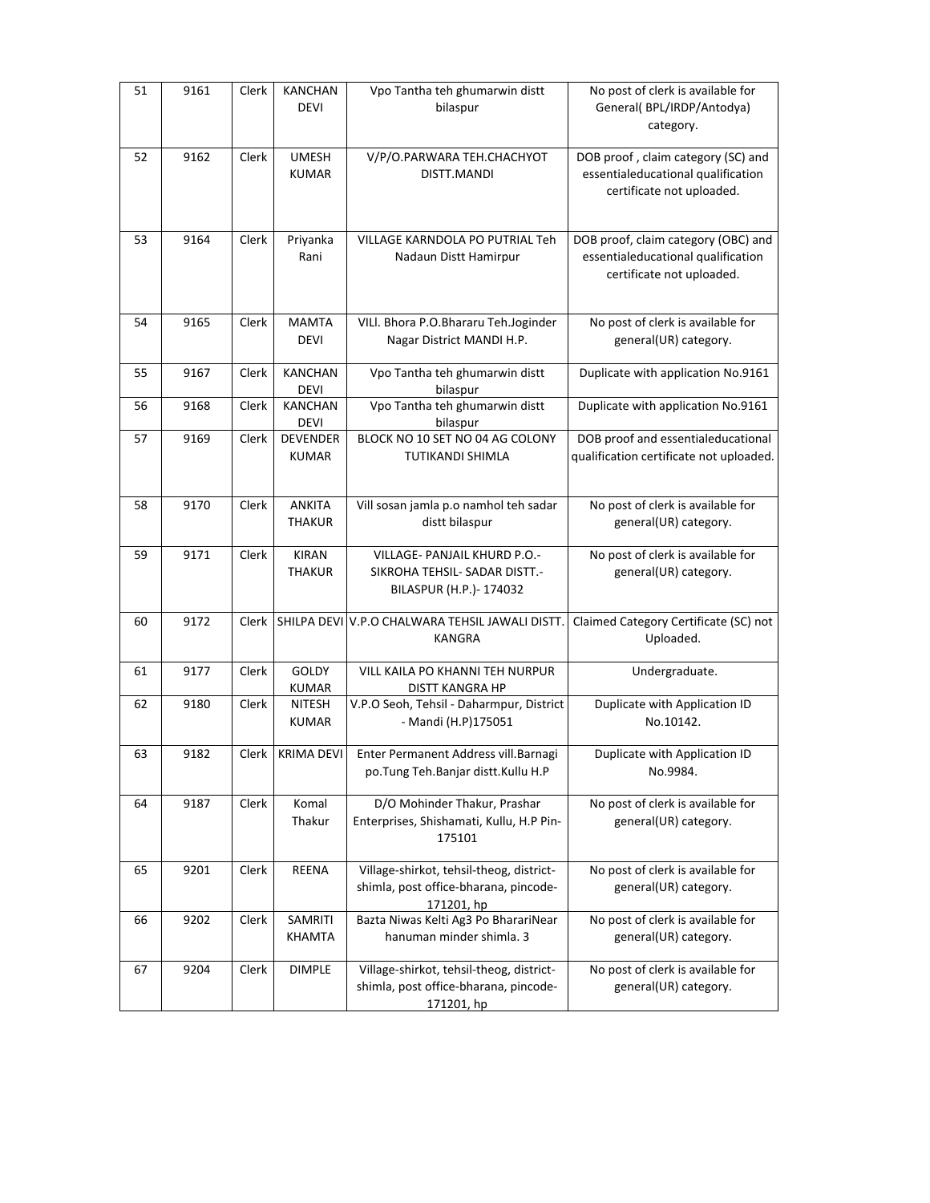| 51 | 9161 | Clerk | KANCHAN DEVI | Vpo Tantha teh ghumarwin distt bilaspur | No post of clerk is available for General( BPL/IRDP/Antodya) category. |
|---|---|---|---|---|---|
| 52 | 9162 | Clerk | UMESH KUMAR | V/P/O.PARWARA TEH.CHACHYOT DISTT.MANDI | DOB proof , claim category (SC) and essentialeducational qualification certificate not uploaded. |
| 53 | 9164 | Clerk | Priyanka Rani | VILLAGE KARNDOLA PO PUTRIAL Teh Nadaun Distt Hamirpur | DOB proof, claim category (OBC) and essentialeducational qualification certificate not uploaded. |
| 54 | 9165 | Clerk | MAMTA DEVI | VILl. Bhora P.O.Bhararu Teh.Joginder Nagar District MANDI H.P. | No post of clerk is available for general(UR) category. |
| 55 | 9167 | Clerk | KANCHAN DEVI | Vpo Tantha teh ghumarwin distt bilaspur | Duplicate with application No.9161 |
| 56 | 9168 | Clerk | KANCHAN DEVI | Vpo Tantha teh ghumarwin distt bilaspur | Duplicate with application No.9161 |
| 57 | 9169 | Clerk | DEVENDER KUMAR | BLOCK NO 10 SET NO 04 AG COLONY TUTIKANDI SHIMLA | DOB proof and essentialeducational qualification certificate not uploaded. |
| 58 | 9170 | Clerk | ANKITA THAKUR | Vill sosan jamla p.o namhol teh sadar distt bilaspur | No post of clerk is available for general(UR) category. |
| 59 | 9171 | Clerk | KIRAN THAKUR | VILLAGE- PANJAIL KHURD P.O.- SIKROHA TEHSIL- SADAR DISTT.- BILASPUR (H.P.)- 174032 | No post of clerk is available for general(UR) category. |
| 60 | 9172 | Clerk | SHILPA DEVI | V.P.O CHALWARA TEHSIL JAWALI DISTT. KANGRA | Claimed Category Certificate (SC) not Uploaded. |
| 61 | 9177 | Clerk | GOLDY KUMAR | VILL KAILA PO KHANNI TEH NURPUR DISTT KANGRA HP | Undergraduate. |
| 62 | 9180 | Clerk | NITESH KUMAR | V.P.O Seoh, Tehsil - Daharmpur, District - Mandi (H.P)175051 | Duplicate with Application ID No.10142. |
| 63 | 9182 | Clerk | KRIMA DEVI | Enter Permanent Address vill.Barnagi po.Tung Teh.Banjar distt.Kullu H.P | Duplicate with Application ID No.9984. |
| 64 | 9187 | Clerk | Komal Thakur | D/O Mohinder Thakur, Prashar Enterprises, Shishamati, Kullu, H.P Pin-175101 | No post of clerk is available for general(UR) category. |
| 65 | 9201 | Clerk | REENA | Village-shirkot, tehsil-theog, district-shimla, post office-bharana, pincode-171201, hp | No post of clerk is available for general(UR) category. |
| 66 | 9202 | Clerk | SAMRITI KHAMTA | Bazta Niwas Kelti Ag3 Po BharariNear hanuman minder shimla. 3 | No post of clerk is available for general(UR) category. |
| 67 | 9204 | Clerk | DIMPLE | Village-shirkot, tehsil-theog, district-shimla, post office-bharana, pincode-171201, hp | No post of clerk is available for general(UR) category. |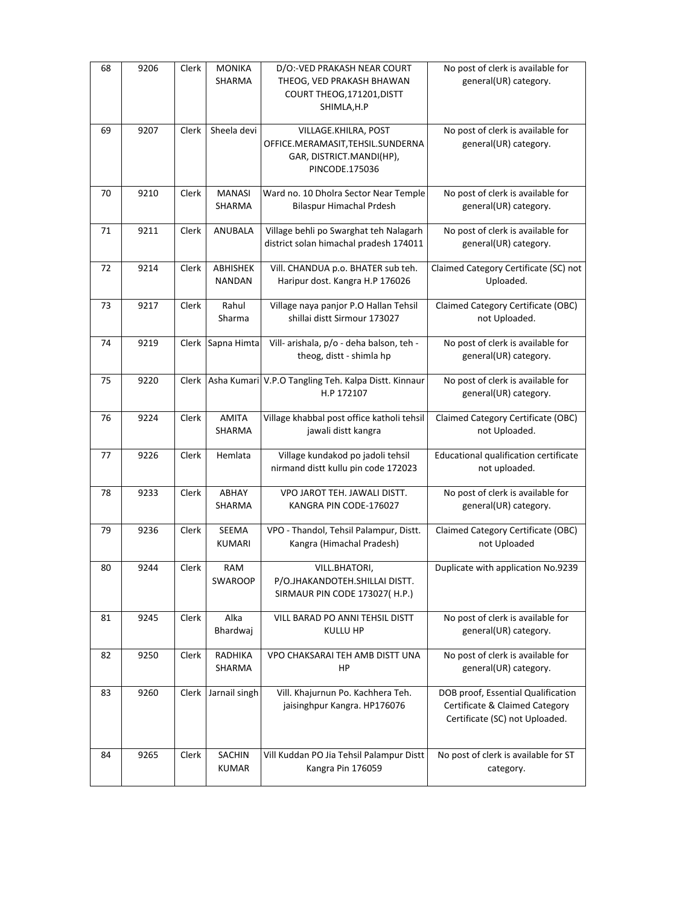| 68 | 9206 | Clerk | MONIKA SHARMA | D/O:-VED PRAKASH NEAR COURT THEOG, VED PRAKASH BHAWAN COURT THEOG,171201,DISTT SHIMLA,H.P | No post of clerk is available for general(UR) category. |
|---|---|---|---|---|---|
| 69 | 9207 | Clerk | Sheela devi | VILLAGE.KHILRA, POST OFFICE.MERAMASIT,TEHSIL.SUNDERNA GAR, DISTRICT.MANDI(HP), PINCODE.175036 | No post of clerk is available for general(UR) category. |
| 70 | 9210 | Clerk | MANASI SHARMA | Ward no. 10 Dholra Sector Near Temple Bilaspur Himachal Prdesh | No post of clerk is available for general(UR) category. |
| 71 | 9211 | Clerk | ANUBALA | Village behli po Swarghat teh Nalagarh district solan himachal pradesh 174011 | No post of clerk is available for general(UR) category. |
| 72 | 9214 | Clerk | ABHISHEK NANDAN | Vill. CHANDUA p.o. BHATER sub teh. Haripur dost. Kangra H.P 176026 | Claimed Category Certificate (SC) not Uploaded. |
| 73 | 9217 | Clerk | Rahul Sharma | Village naya panjor P.O Hallan Tehsil shillai distt Sirmour 173027 | Claimed Category Certificate (OBC) not Uploaded. |
| 74 | 9219 | Clerk | Sapna Himta | Vill- arishala, p/o - deha balson, teh - theog, distt - shimla hp | No post of clerk is available for general(UR) category. |
| 75 | 9220 | Clerk | Asha Kumari | V.P.O Tangling Teh. Kalpa Distt. Kinnaur H.P 172107 | No post of clerk is available for general(UR) category. |
| 76 | 9224 | Clerk | AMITA SHARMA | Village khabbal post office katholi tehsil jawali distt kangra | Claimed Category Certificate (OBC) not Uploaded. |
| 77 | 9226 | Clerk | Hemlata | Village kundakod po jadoli tehsil nirmand distt kullu pin code 172023 | Educational qualification certificate not uploaded. |
| 78 | 9233 | Clerk | ABHAY SHARMA | VPO JAROT TEH. JAWALI DISTT. KANGRA PIN CODE-176027 | No post of clerk is available for general(UR) category. |
| 79 | 9236 | Clerk | SEEMA KUMARI | VPO - Thandol, Tehsil Palampur, Distt. Kangra (Himachal Pradesh) | Claimed Category Certificate (OBC) not Uploaded |
| 80 | 9244 | Clerk | RAM SWAROOP | VILL.BHATORI, P/O.JHAKANDOTEH.SHILLAI DISTT. SIRMAUR PIN CODE 173027( H.P.) | Duplicate with application No.9239 |
| 81 | 9245 | Clerk | Alka Bhardwaj | VILL BARAD PO ANNI TEHSIL DISTT KULLU HP | No post of clerk is available for general(UR) category. |
| 82 | 9250 | Clerk | RADHIKA SHARMA | VPO CHAKSARAI TEH AMB DISTT UNA HP | No post of clerk is available for general(UR) category. |
| 83 | 9260 | Clerk | Jarnail singh | Vill. Khajurnun Po. Kachhera Teh. jaisinghpur Kangra. HP176076 | DOB proof, Essential Qualification Certificate & Claimed Category Certificate (SC) not Uploaded. |
| 84 | 9265 | Clerk | SACHIN KUMAR | Vill Kuddan PO Jia Tehsil Palampur Distt Kangra Pin 176059 | No post of clerk is available for ST category. |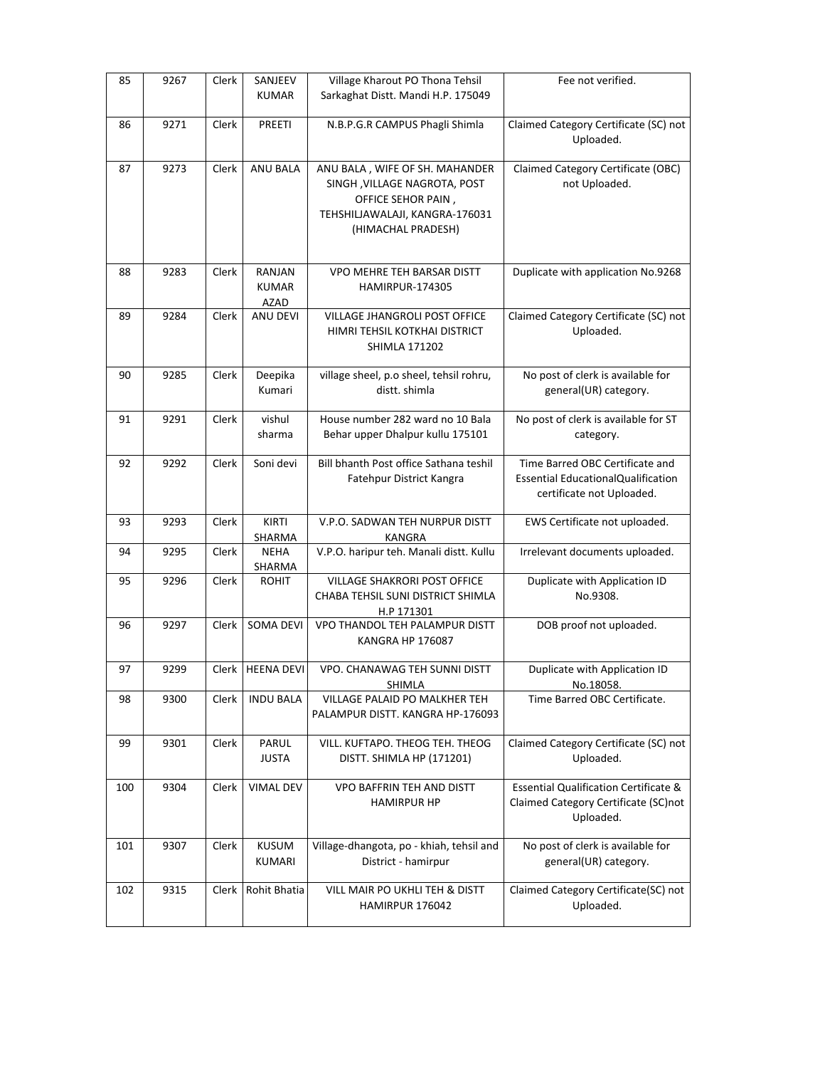| 85 | 9267 | Clerk | SANJEEV KUMAR | Village Kharout PO Thona Tehsil Sarkaghat Distt. Mandi H.P. 175049 | Fee not verified. |
|---|---|---|---|---|---|
| 86 | 9271 | Clerk | PREETI | N.B.P.G.R CAMPUS Phagli Shimla | Claimed Category Certificate (SC) not Uploaded. |
| 87 | 9273 | Clerk | ANU BALA | ANU BALA , WIFE OF SH. MAHANDER SINGH ,VILLAGE NAGROTA, POST OFFICE SEHOR PAIN , TEHSHILJAWALAJI, KANGRA-176031 (HIMACHAL PRADESH) | Claimed Category Certificate (OBC) not Uploaded. |
| 88 | 9283 | Clerk | RANJAN KUMAR AZAD | VPO MEHRE TEH BARSAR DISTT HAMIRPUR-174305 | Duplicate with application No.9268 |
| 89 | 9284 | Clerk | ANU DEVI | VILLAGE JHANGROLI POST OFFICE HIMRI TEHSIL KOTKHAI DISTRICT SHIMLA 171202 | Claimed Category Certificate (SC) not Uploaded. |
| 90 | 9285 | Clerk | Deepika Kumari | village sheel, p.o sheel, tehsil rohru, distt. shimla | No post of clerk is available for general(UR) category. |
| 91 | 9291 | Clerk | vishul sharma | House number 282 ward no 10 Bala Behar upper Dhalpur kullu 175101 | No post of clerk is available for ST category. |
| 92 | 9292 | Clerk | Soni devi | Bill bhanth Post office Sathana teshil Fatehpur District Kangra | Time Barred OBC Certificate and Essential EducationalQualification certificate not Uploaded. |
| 93 | 9293 | Clerk | KIRTI SHARMA | V.P.O. SADWAN TEH NURPUR DISTT KANGRA | EWS Certificate not uploaded. |
| 94 | 9295 | Clerk | NEHA SHARMA | V.P.O. haripur teh. Manali distt. Kullu | Irrelevant documents uploaded. |
| 95 | 9296 | Clerk | ROHIT | VILLAGE SHAKRORI POST OFFICE CHABA TEHSIL SUNI DISTRICT SHIMLA H.P 171301 | Duplicate with Application ID No.9308. |
| 96 | 9297 | Clerk | SOMA DEVI | VPO THANDOL TEH PALAMPUR DISTT KANGRA HP 176087 | DOB proof not uploaded. |
| 97 | 9299 | Clerk | HEENA DEVI | VPO. CHANAWAG TEH SUNNI DISTT SHIMLA | Duplicate with Application ID No.18058. |
| 98 | 9300 | Clerk | INDU BALA | VILLAGE PALAID PO MALKHER TEH PALAMPUR DISTT. KANGRA HP-176093 | Time Barred OBC Certificate. |
| 99 | 9301 | Clerk | PARUL JUSTA | VILL. KUFTAPO. THEOG TEH. THEOG DISTT. SHIMLA HP (171201) | Claimed Category Certificate (SC) not Uploaded. |
| 100 | 9304 | Clerk | VIMAL DEV | VPO BAFFRIN TEH AND DISTT HAMIRPUR HP | Essential Qualification Certificate & Claimed Category Certificate (SC)not Uploaded. |
| 101 | 9307 | Clerk | KUSUM KUMARI | Village-dhangota, po - khiah, tehsil and District - hamirpur | No post of clerk is available for general(UR) category. |
| 102 | 9315 | Clerk | Rohit Bhatia | VILL MAIR PO UKHLI TEH & DISTT HAMIRPUR 176042 | Claimed Category Certificate(SC) not Uploaded. |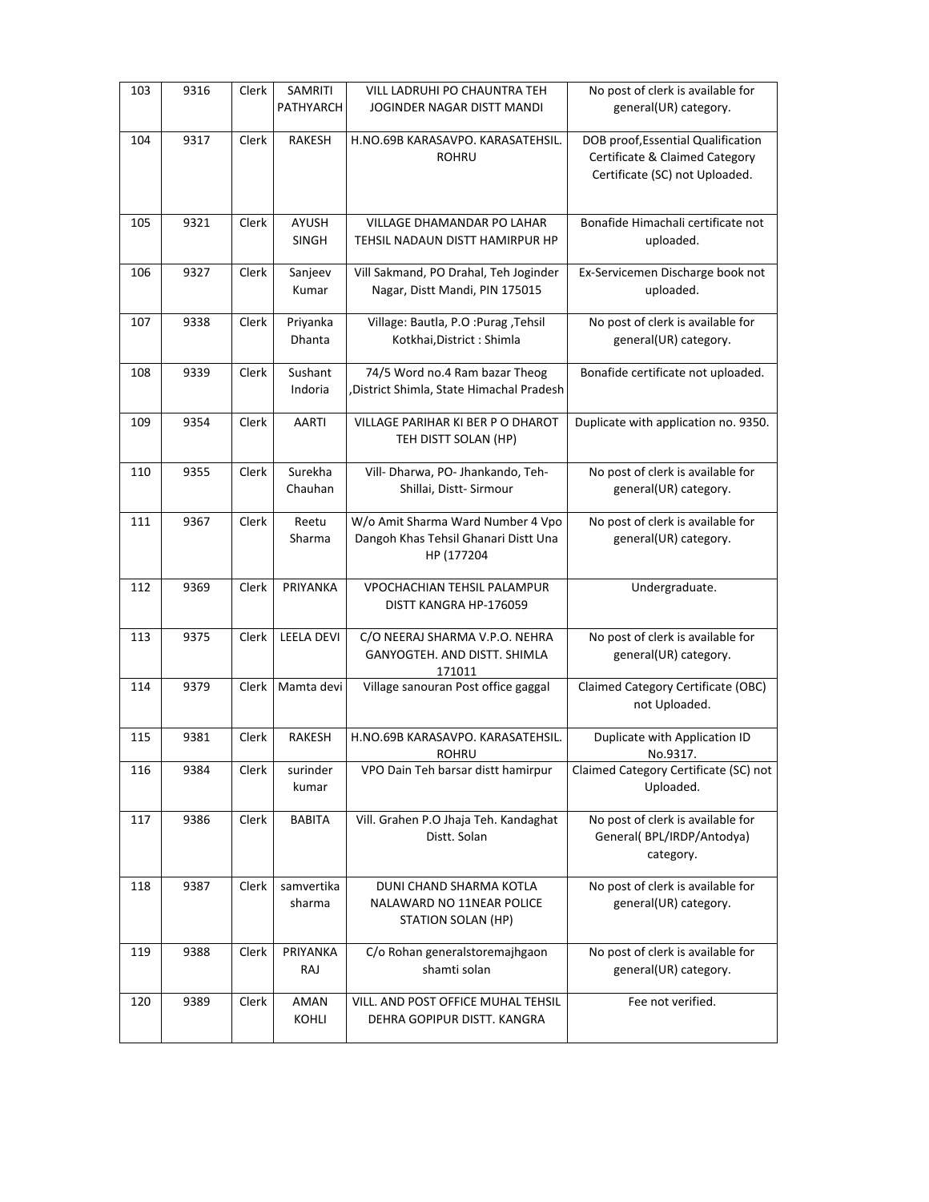| 103 | 9316 | Clerk | SAMRITI PATHYARCH | VILL LADRUHI PO CHAUNTRA TEH JOGINDER NAGAR DISTT MANDI | No post of clerk is available for general(UR) category. |
|---|---|---|---|---|---|
| 104 | 9317 | Clerk | RAKESH | H.NO.69B KARASAVPO. KARASATEHSIL. ROHRU | DOB proof,Essential Qualification Certificate & Claimed Category Certificate (SC) not Uploaded. |
| 105 | 9321 | Clerk | AYUSH SINGH | VILLAGE DHAMANDAR PO LAHAR TEHSIL NADAUN DISTT HAMIRPUR HP | Bonafide Himachali certificate not uploaded. |
| 106 | 9327 | Clerk | Sanjeev Kumar | Vill Sakmand, PO Drahal, Teh Joginder Nagar, Distt Mandi, PIN 175015 | Ex-Servicemen Discharge book not uploaded. |
| 107 | 9338 | Clerk | Priyanka Dhanta | Village: Bautla, P.O :Purag ,Tehsil Kotkhai,District : Shimla | No post of clerk is available for general(UR) category. |
| 108 | 9339 | Clerk | Sushant Indoria | 74/5 Word no.4 Ram bazar Theog ,District Shimla, State Himachal Pradesh | Bonafide certificate not uploaded. |
| 109 | 9354 | Clerk | AARTI | VILLAGE PARIHAR KI BER P O DHAROT TEH DISTT SOLAN (HP) | Duplicate with application no. 9350. |
| 110 | 9355 | Clerk | Surekha Chauhan | Vill- Dharwa, PO- Jhankando, Teh-Shillai, Distt- Sirmour | No post of clerk is available for general(UR) category. |
| 111 | 9367 | Clerk | Reetu Sharma | W/o Amit Sharma Ward Number 4 Vpo Dangoh Khas Tehsil Ghanari Distt Una HP (177204 | No post of clerk is available for general(UR) category. |
| 112 | 9369 | Clerk | PRIYANKA | VPOCHACHIAN TEHSIL PALAMPUR DISTT KANGRA HP-176059 | Undergraduate. |
| 113 | 9375 | Clerk | LEELA DEVI | C/O NEERAJ SHARMA V.P.O. NEHRA GANYOGTEH. AND DISTT. SHIMLA 171011 | No post of clerk is available for general(UR) category. |
| 114 | 9379 | Clerk | Mamta devi | Village sanouran Post office gaggal | Claimed Category Certificate (OBC) not Uploaded. |
| 115 | 9381 | Clerk | RAKESH | H.NO.69B KARASAVPO. KARASATEHSIL. ROHRU | Duplicate with Application ID No.9317. |
| 116 | 9384 | Clerk | surinder kumar | VPO Dain Teh barsar distt hamirpur | Claimed Category Certificate (SC) not Uploaded. |
| 117 | 9386 | Clerk | BABITA | Vill. Grahen P.O Jhaja Teh. Kandaghat Distt. Solan | No post of clerk is available for General( BPL/IRDP/Antodya) category. |
| 118 | 9387 | Clerk | samvertika sharma | DUNI CHAND SHARMA KOTLA NALAWARD NO 11NEAR POLICE STATION SOLAN (HP) | No post of clerk is available for general(UR) category. |
| 119 | 9388 | Clerk | PRIYANKA RAJ | C/o Rohan generalstoremajhgaon shamti solan | No post of clerk is available for general(UR) category. |
| 120 | 9389 | Clerk | AMAN KOHLI | VILL. AND POST OFFICE MUHAL TEHSIL DEHRA GOPIPUR DISTT. KANGRA | Fee not verified. |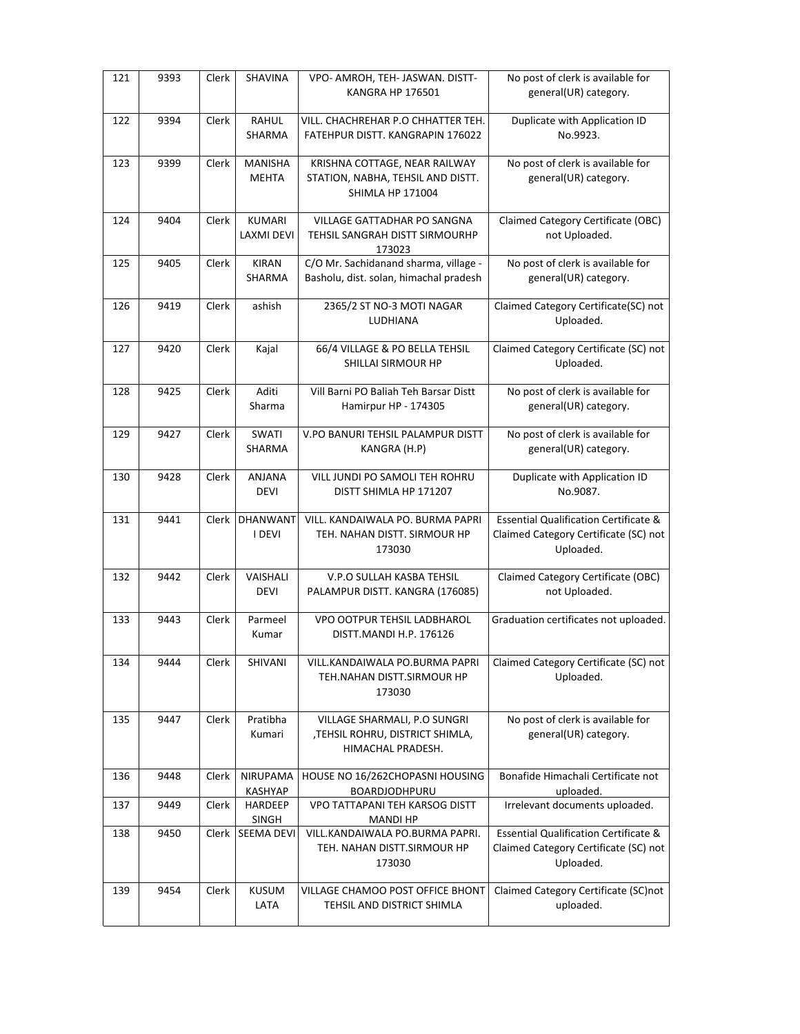| 121 | 9393 | Clerk | SHAVINA | VPO- AMROH, TEH- JASWAN. DISTT-KANGRA HP 176501 | No post of clerk is available for general(UR) category. |
|---|---|---|---|---|---|
| 122 | 9394 | Clerk | RAHUL SHARMA | VILL. CHACHREHAR P.O CHHATTER TEH. FATEHPUR DISTT. KANGRAPIN 176022 | Duplicate with Application ID No.9923. |
| 123 | 9399 | Clerk | MANISHA MEHTA | KRISHNA COTTAGE, NEAR RAILWAY STATION, NABHA, TEHSIL AND DISTT. SHIMLA HP 171004 | No post of clerk is available for general(UR) category. |
| 124 | 9404 | Clerk | KUMARI LAXMI DEVI | VILLAGE GATTADHAR PO SANGNA TEHSIL SANGRAH DISTT SIRMOURHP 173023 | Claimed Category Certificate (OBC) not Uploaded. |
| 125 | 9405 | Clerk | KIRAN SHARMA | C/O Mr. Sachidanand sharma, village - Basholu, dist. solan, himachal pradesh | No post of clerk is available for general(UR) category. |
| 126 | 9419 | Clerk | ashish | 2365/2 ST NO-3 MOTI NAGAR LUDHIANA | Claimed Category Certificate(SC) not Uploaded. |
| 127 | 9420 | Clerk | Kajal | 66/4 VILLAGE & PO BELLA TEHSIL SHILLAI SIRMOUR HP | Claimed Category Certificate (SC) not Uploaded. |
| 128 | 9425 | Clerk | Aditi Sharma | Vill Barni PO Baliah Teh Barsar Distt Hamirpur HP - 174305 | No post of clerk is available for general(UR) category. |
| 129 | 9427 | Clerk | SWATI SHARMA | V.PO BANURI TEHSIL PALAMPUR DISTT KANGRA (H.P) | No post of clerk is available for general(UR) category. |
| 130 | 9428 | Clerk | ANJANA DEVI | VILL JUNDI PO SAMOLI TEH ROHRU DISTT SHIMLA HP 171207 | Duplicate with Application ID No.9087. |
| 131 | 9441 | Clerk | DHANWANTI DEVI | VILL. KANDAIWALA PO. BURMA PAPRI TEH. NAHAN DISTT. SIRMOUR HP 173030 | Essential Qualification Certificate & Claimed Category Certificate (SC) not Uploaded. |
| 132 | 9442 | Clerk | VAISHALI DEVI | V.P.O SULLAH KASBA TEHSIL PALAMPUR DISTT. KANGRA (176085) | Claimed Category Certificate (OBC) not Uploaded. |
| 133 | 9443 | Clerk | Parmeel Kumar | VPO OOTPUR TEHSIL LADBHAROL DISTT.MANDI H.P. 176126 | Graduation certificates not uploaded. |
| 134 | 9444 | Clerk | SHIVANI | VILL.KANDAIWALA PO.BURMA PAPRI TEH.NAHAN DISTT.SIRMOUR HP 173030 | Claimed Category Certificate (SC) not Uploaded. |
| 135 | 9447 | Clerk | Pratibha Kumari | VILLAGE SHARMALI, P.O SUNGRI ,TEHSIL ROHRU, DISTRICT SHIMLA, HIMACHAL PRADESH. | No post of clerk is available for general(UR) category. |
| 136 | 9448 | Clerk | NIRUPAMA KASHYAP | HOUSE NO 16/262CHOPASNI HOUSING BOARDJODHPURU | Bonafide Himachali Certificate not uploaded. |
| 137 | 9449 | Clerk | HARDEEP SINGH | VPO TATTAPANI TEH KARSOG DISTT MANDI HP | Irrelevant documents uploaded. |
| 138 | 9450 | Clerk | SEEMA DEVI | VILL.KANDAIWALA PO.BURMA PAPRI. TEH. NAHAN DISTT.SIRMOUR HP 173030 | Essential Qualification Certificate & Claimed Category Certificate (SC) not Uploaded. |
| 139 | 9454 | Clerk | KUSUM LATA | VILLAGE CHAMOO POST OFFICE BHONT TEHSIL AND DISTRICT SHIMLA | Claimed Category Certificate (SC)not uploaded. |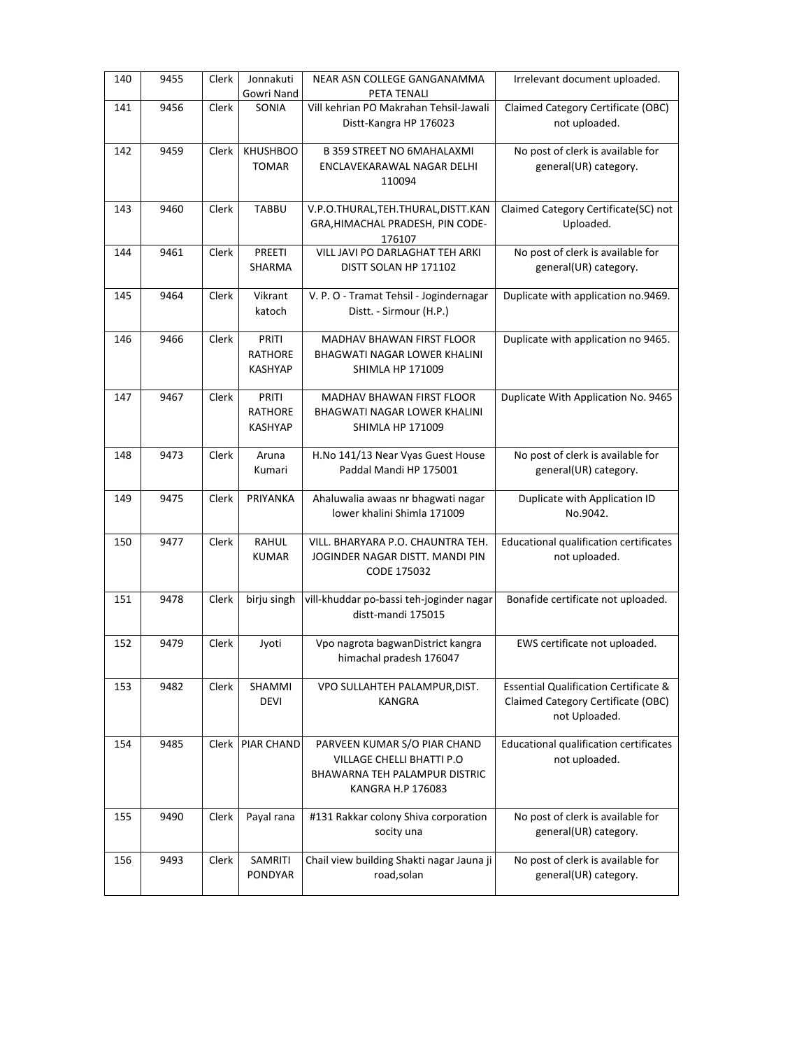| 140 | 9455 | Clerk | Jonnakuti Gowri Nand | NEAR ASN COLLEGE GANGANAMMA PETA TENALI | Irrelevant document uploaded. |
|---|---|---|---|---|---|
| 141 | 9456 | Clerk | SONIA | Vill kehrian PO Makrahan Tehsil-Jawali Distt-Kangra HP 176023 | Claimed Category Certificate (OBC) not uploaded. |
| 142 | 9459 | Clerk | KHUSHBOO TOMAR | B 359 STREET NO 6MAHALAXMI ENCLAVEKARAWAL NAGAR DELHI 110094 | No post of clerk is available for general(UR) category. |
| 143 | 9460 | Clerk | TABBU | V.P.O.THURAL,TEH.THURAL,DISTT.KANGRA,HIMACHAL PRADESH, PIN CODE-176107 | Claimed Category Certificate(SC) not Uploaded. |
| 144 | 9461 | Clerk | PREETI SHARMA | VILL JAVI PO DARLAGHAT TEH ARKI DISTT SOLAN HP 171102 | No post of clerk is available for general(UR) category. |
| 145 | 9464 | Clerk | Vikrant katoch | V. P. O - Tramat Tehsil - Jogindernagar Distt. - Sirmour (H.P.) | Duplicate with application no.9469. |
| 146 | 9466 | Clerk | PRITI RATHORE KASHYAP | MADHAV BHAWAN FIRST FLOOR BHAGWATI NAGAR LOWER KHALINI SHIMLA HP 171009 | Duplicate with application no 9465. |
| 147 | 9467 | Clerk | PRITI RATHORE KASHYAP | MADHAV BHAWAN FIRST FLOOR BHAGWATI NAGAR LOWER KHALINI SHIMLA HP 171009 | Duplicate With Application No. 9465 |
| 148 | 9473 | Clerk | Aruna Kumari | H.No 141/13 Near Vyas Guest House Paddal Mandi HP 175001 | No post of clerk is available for general(UR) category. |
| 149 | 9475 | Clerk | PRIYANKA | Ahaluwalia awaas nr bhagwati nagar lower khalini Shimla 171009 | Duplicate with Application ID No.9042. |
| 150 | 9477 | Clerk | RAHUL KUMAR | VILL. BHARYARA P.O. CHAUNTRA TEH. JOGINDER NAGAR DISTT. MANDI PIN CODE 175032 | Educational qualification certificates not uploaded. |
| 151 | 9478 | Clerk | birju singh | vill-khuddar po-bassi teh-joginder nagar distt-mandi 175015 | Bonafide certificate not uploaded. |
| 152 | 9479 | Clerk | Jyoti | Vpo nagrota bagwanDistrict kangra himachal pradesh 176047 | EWS certificate not uploaded. |
| 153 | 9482 | Clerk | SHAMMI DEVI | VPO SULLAHTEH PALAMPUR,DIST. KANGRA | Essential Qualification Certificate & Claimed Category Certificate (OBC) not Uploaded. |
| 154 | 9485 | Clerk | PIAR CHAND | PARVEEN KUMAR S/O PIAR CHAND VILLAGE CHELLI BHATTI P.O BHAWARNA TEH PALAMPUR DISTRIC KANGRA H.P 176083 | Educational qualification certificates not uploaded. |
| 155 | 9490 | Clerk | Payal rana | #131 Rakkar colony Shiva corporation socity una | No post of clerk is available for general(UR) category. |
| 156 | 9493 | Clerk | SAMRITI PONDYAR | Chail view building Shakti nagar Jauna ji road,solan | No post of clerk is available for general(UR) category. |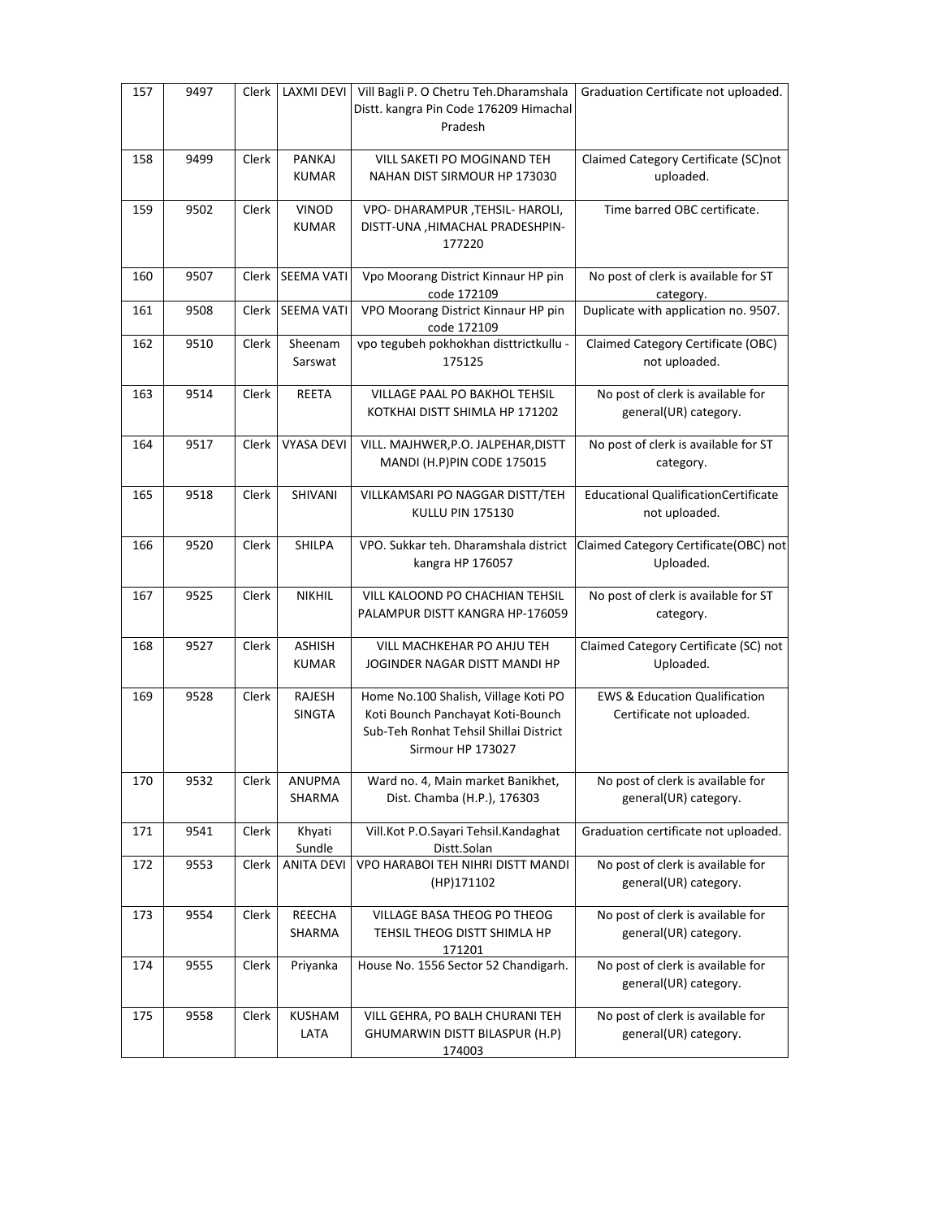| 157 | 9497 | Clerk | LAXMI DEVI | Vill Bagli P. O Chetru Teh.Dharamshala Distt. kangra Pin Code 176209 Himachal Pradesh | Graduation Certificate not uploaded. |
|---|---|---|---|---|---|
| 158 | 9499 | Clerk | PANKAJ KUMAR | VILL SAKETI PO MOGINAND TEH NAHAN DIST SIRMOUR HP 173030 | Claimed Category Certificate (SC)not uploaded. |
| 159 | 9502 | Clerk | VINOD KUMAR | VPO- DHARAMPUR ,TEHSIL- HAROLI, DISTT-UNA ,HIMACHAL PRADESHPIN-177220 | Time barred OBC certificate. |
| 160 | 9507 | Clerk | SEEMA VATI | Vpo Moorang District Kinnaur HP pin code 172109 | No post of clerk is available for ST category. |
| 161 | 9508 | Clerk | SEEMA VATI | VPO Moorang District Kinnaur HP pin code 172109 | Duplicate with application no. 9507. |
| 162 | 9510 | Clerk | Sheenam Sarswat | vpo tegubeh pokhokhan disttrictkullu -175125 | Claimed Category Certificate (OBC) not uploaded. |
| 163 | 9514 | Clerk | REETA | VILLAGE PAAL PO BAKHOL TEHSIL KOTKHAI DISTT SHIMLA HP 171202 | No post of clerk is available for general(UR) category. |
| 164 | 9517 | Clerk | VYASA DEVI | VILL. MAJHWER,P.O. JALPEHAR,DISTT MANDI (H.P)PIN CODE 175015 | No post of clerk is available for ST category. |
| 165 | 9518 | Clerk | SHIVANI | VILLKAMSARI PO NAGGAR DISTT/TEH KULLU PIN 175130 | Educational QualificationCertificate not uploaded. |
| 166 | 9520 | Clerk | SHILPA | VPO. Sukkar teh. Dharamshala district kangra HP 176057 | Claimed Category Certificate(OBC) not Uploaded. |
| 167 | 9525 | Clerk | NIKHIL | VILL KALOOND PO CHACHIAN TEHSIL PALAMPUR DISTT KANGRA HP-176059 | No post of clerk is available for ST category. |
| 168 | 9527 | Clerk | ASHISH KUMAR | VILL MACHKEHAR PO AHJU TEH JOGINDER NAGAR DISTT MANDI HP | Claimed Category Certificate (SC) not Uploaded. |
| 169 | 9528 | Clerk | RAJESH SINGTA | Home No.100 Shalish, Village Koti PO Koti Bounch Panchayat Koti-Bounch Sub-Teh Ronhat Tehsil Shillai District Sirmour HP 173027 | EWS & Education Qualification Certificate not uploaded. |
| 170 | 9532 | Clerk | ANUPMA SHARMA | Ward no. 4, Main market Banikhet, Dist. Chamba (H.P.), 176303 | No post of clerk is available for general(UR) category. |
| 171 | 9541 | Clerk | Khyati Sundle | Vill.Kot P.O.Sayari Tehsil.Kandaghat Distt.Solan | Graduation certificate not uploaded. |
| 172 | 9553 | Clerk | ANITA DEVI | VPO HARABOI TEH NIHRI DISTT MANDI (HP)171102 | No post of clerk is available for general(UR) category. |
| 173 | 9554 | Clerk | REECHA SHARMA | VILLAGE BASA THEOG PO THEOG TEHSIL THEOG DISTT SHIMLA HP 171201 | No post of clerk is available for general(UR) category. |
| 174 | 9555 | Clerk | Priyanka | House No. 1556 Sector 52 Chandigarh. | No post of clerk is available for general(UR) category. |
| 175 | 9558 | Clerk | KUSHAM LATA | VILL GEHRA, PO BALH CHURANI TEH GHUMARWIN DISTT BILASPUR (H.P) 174003 | No post of clerk is available for general(UR) category. |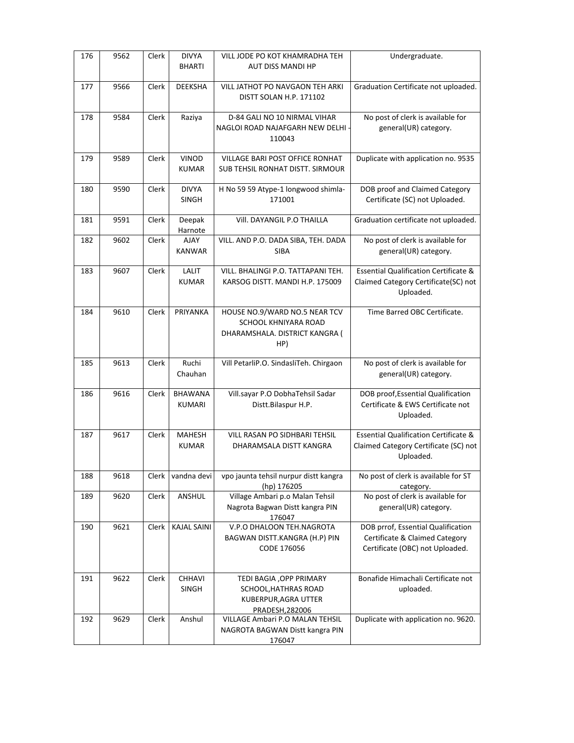| 176 | 9562 | Clerk | DIVYA BHARTI | VILL JODE PO KOT KHAMRADHA TEH AUT DISS MANDI HP | Undergraduate. |
|---|---|---|---|---|---|
| 177 | 9566 | Clerk | DEEKSHA | VILL JATHOT PO NAVGAON TEH ARKI DISTT SOLAN H.P. 171102 | Graduation Certificate not uploaded. |
| 178 | 9584 | Clerk | Raziya | D-84 GALI NO 10 NIRMAL VIHAR NAGLOI ROAD NAJAFGARH NEW DELHI - 110043 | No post of clerk is available for general(UR) category. |
| 179 | 9589 | Clerk | VINOD KUMAR | VILLAGE BARI POST OFFICE RONHAT SUB TEHSIL RONHAT DISTT. SIRMOUR | Duplicate with application no. 9535 |
| 180 | 9590 | Clerk | DIVYA SINGH | H No 59 59 Atype-1 longwood shimla-171001 | DOB proof and Claimed Category Certificate (SC) not Uploaded. |
| 181 | 9591 | Clerk | Deepak Harnote | Vill. DAYANGIL P.O THAILLA | Graduation certificate not uploaded. |
| 182 | 9602 | Clerk | AJAY KANWAR | VILL. AND P.O. DADA SIBA, TEH. DADA SIBA | No post of clerk is available for general(UR) category. |
| 183 | 9607 | Clerk | LALIT KUMAR | VILL. BHALINGI P.O. TATTAPANI TEH. KARSOG DISTT. MANDI H.P. 175009 | Essential Qualification Certificate & Claimed Category Certificate(SC) not Uploaded. |
| 184 | 9610 | Clerk | PRIYANKA | HOUSE NO.9/WARD NO.5 NEAR TCV SCHOOL KHNIYARA ROAD DHARAMSHALA. DISTRICT KANGRA ( HP) | Time Barred OBC Certificate. |
| 185 | 9613 | Clerk | Ruchi Chauhan | Vill PetarliP.O. SindasliTeh. Chirgaon | No post of clerk is available for general(UR) category. |
| 186 | 9616 | Clerk | BHAWANA KUMARI | Vill.sayar P.O DobhaTehsil Sadar Distt.Bilaspur H.P. | DOB proof,Essential Qualification Certificate & EWS Certificate not Uploaded. |
| 187 | 9617 | Clerk | MAHESH KUMAR | VILL RASAN PO SIDHBARI TEHSIL DHARAMSALA DISTT KANGRA | Essential Qualification Certificate & Claimed Category Certificate (SC) not Uploaded. |
| 188 | 9618 | Clerk | vandna devi | vpo jaunta tehsil nurpur distt kangra (hp) 176205 | No post of clerk is available for ST category. |
| 189 | 9620 | Clerk | ANSHUL | Village Ambari p.o Malan Tehsil Nagrota Bagwan Distt kangra PIN 176047 | No post of clerk is available for general(UR) category. |
| 190 | 9621 | Clerk | KAJAL SAINI | V.P.O DHALOON TEH.NAGROTA BAGWAN DISTT.KANGRA (H.P) PIN CODE 176056 | DOB prrof, Essential Qualification Certificate & Claimed Category Certificate (OBC) not Uploaded. |
| 191 | 9622 | Clerk | CHHAVI SINGH | TEDI BAGIA ,OPP PRIMARY SCHOOL,HATHRAS ROAD KUBERPUR,AGRA UTTER PRADESH,282006 | Bonafide Himachali Certificate not uploaded. |
| 192 | 9629 | Clerk | Anshul | VILLAGE Ambari P.O MALAN TEHSIL NAGROTA BAGWAN Distt kangra PIN 176047 | Duplicate with application no. 9620. |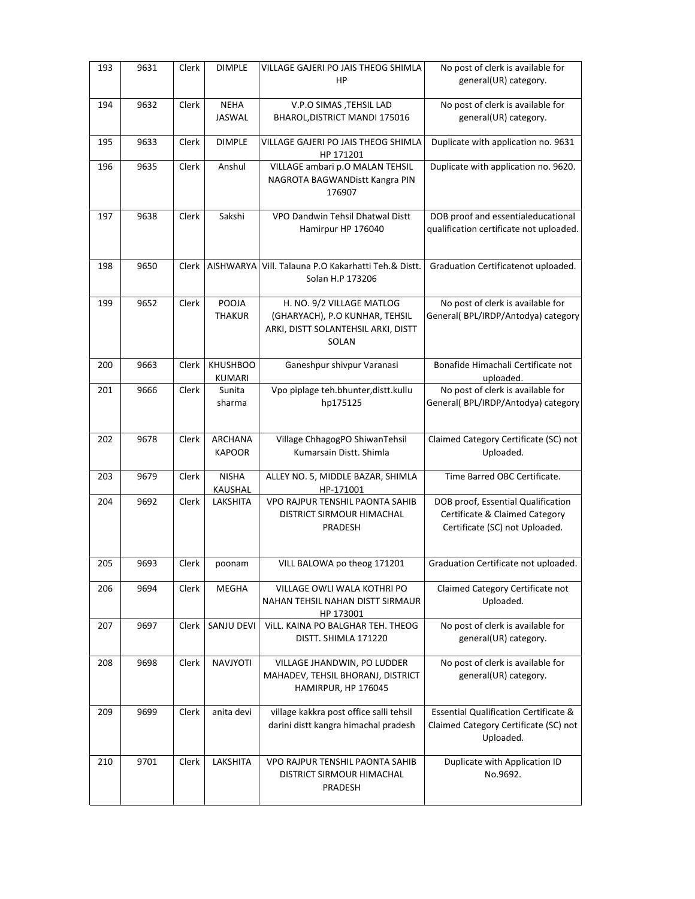| 193 | 9631 | Clerk | DIMPLE | VILLAGE GAJERI PO JAIS THEOG SHIMLA HP | No post of clerk is available for general(UR) category. |
|---|---|---|---|---|---|
| 194 | 9632 | Clerk | NEHA JASWAL | V.P.O SIMAS ,TEHSIL LAD BHAROL,DISTRICT MANDI 175016 | No post of clerk is available for general(UR) category. |
| 195 | 9633 | Clerk | DIMPLE | VILLAGE GAJERI PO JAIS THEOG SHIMLA HP 171201 | Duplicate with application no. 9631 |
| 196 | 9635 | Clerk | Anshul | VILLAGE ambari p.O MALAN TEHSIL NAGROTA BAGWANDistt Kangra PIN 176907 | Duplicate with application no. 9620. |
| 197 | 9638 | Clerk | Sakshi | VPO Dandwin Tehsil Dhatwal Distt Hamirpur HP 176040 | DOB proof and essentialeducational qualification certificate not uploaded. |
| 198 | 9650 | Clerk | AISHWARYA | Vill. Talauna P.O Kakarhatti Teh.& Distt. Solan H.P 173206 | Graduation Certificatenot uploaded. |
| 199 | 9652 | Clerk | POOJA THAKUR | H. NO. 9/2 VILLAGE MATLOG (GHARYACH), P.O KUNHAR, TEHSIL ARKI, DISTT SOLANTEHSIL ARKI, DISTT SOLAN | No post of clerk is available for General( BPL/IRDP/Antodya) category |
| 200 | 9663 | Clerk | KHUSHBOO KUMARI | Ganeshpur shivpur Varanasi | Bonafide Himachali Certificate not uploaded. |
| 201 | 9666 | Clerk | Sunita sharma | Vpo piplage teh.bhunter,distt.kullu hp175125 | No post of clerk is available for General( BPL/IRDP/Antodya) category |
| 202 | 9678 | Clerk | ARCHANA KAPOOR | Village ChhagogPO ShiwanTehsil Kumarsain Distt. Shimla | Claimed Category Certificate (SC) not Uploaded. |
| 203 | 9679 | Clerk | NISHA KAUSHAL | ALLEY NO. 5, MIDDLE BAZAR, SHIMLA HP-171001 | Time Barred OBC Certificate. |
| 204 | 9692 | Clerk | LAKSHITA | VPO RAJPUR TENSHIL PAONTA SAHIB DISTRICT SIRMOUR HIMACHAL PRADESH | DOB proof, Essential Qualification Certificate & Claimed Category Certificate (SC) not Uploaded. |
| 205 | 9693 | Clerk | poonam | VILL BALOWA po theog 171201 | Graduation Certificate not uploaded. |
| 206 | 9694 | Clerk | MEGHA | VILLAGE OWLI WALA KOTHRI PO NAHAN TEHSIL NAHAN DISTT SIRMAUR HP 173001 | Claimed Category Certificate not Uploaded. |
| 207 | 9697 | Clerk | SANJU DEVI | ViLL. KAINA PO BALGHAR TEH. THEOG DISTT. SHIMLA 171220 | No post of clerk is available for general(UR) category. |
| 208 | 9698 | Clerk | NAVJYOTI | VILLAGE JHANDWIN, PO LUDDER MAHADEV, TEHSIL BHORANJ, DISTRICT HAMIRPUR, HP 176045 | No post of clerk is available for general(UR) category. |
| 209 | 9699 | Clerk | anita devi | village kakkra post office salli tehsil darini distt kangra himachal pradesh | Essential Qualification Certificate & Claimed Category Certificate (SC) not Uploaded. |
| 210 | 9701 | Clerk | LAKSHITA | VPO RAJPUR TENSHIL PAONTA SAHIB DISTRICT SIRMOUR HIMACHAL PRADESH | Duplicate with Application ID No.9692. |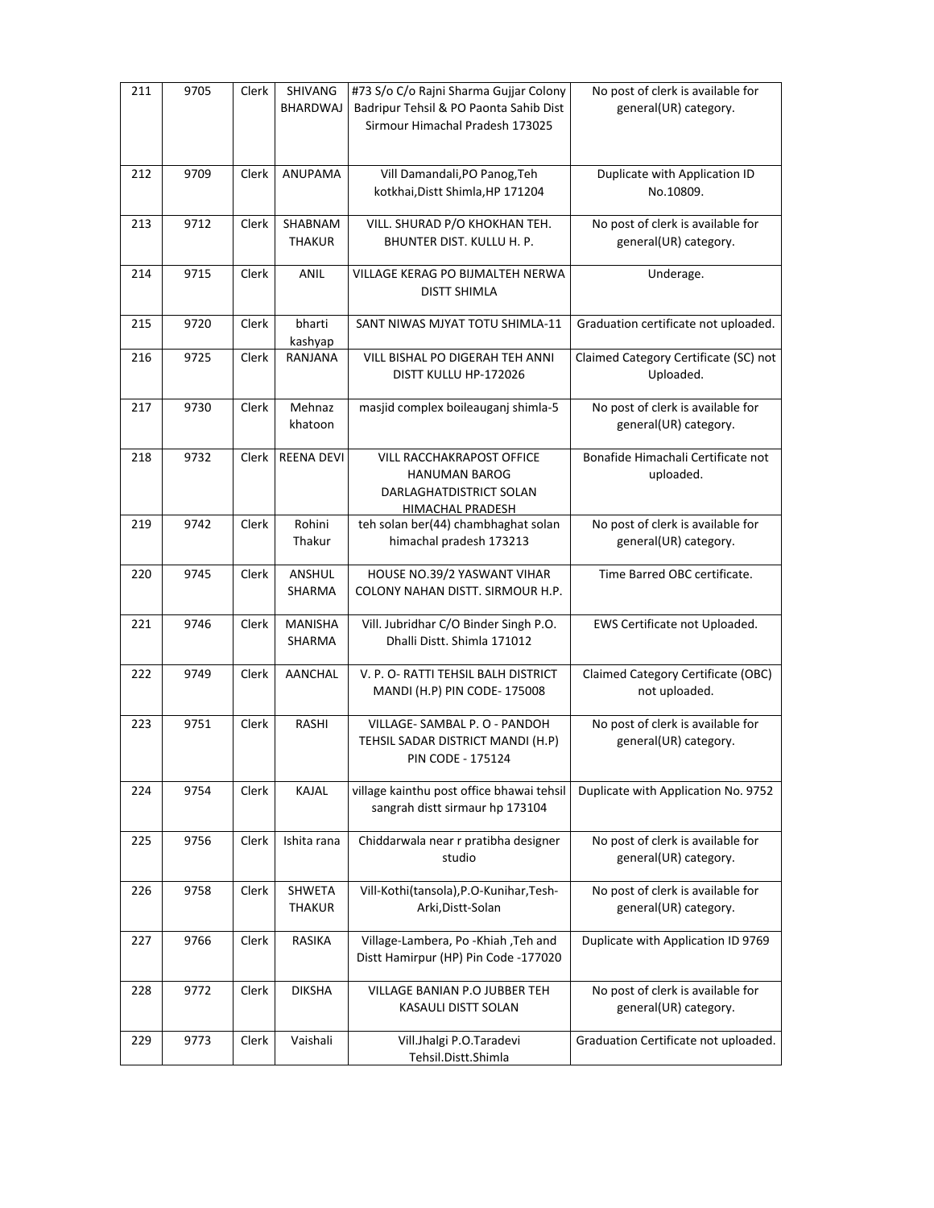| 211 | 9705 | Clerk | SHIVANG BHARDWAJ | #73 S/o C/o Rajni Sharma Gujjar Colony Badripur Tehsil & PO Paonta Sahib Dist Sirmour Himachal Pradesh 173025 | No post of clerk is available for general(UR) category. |
|---|---|---|---|---|---|
| 212 | 9709 | Clerk | ANUPAMA | Vill Damandali,PO Panog,Teh kotkhai,Distt Shimla,HP 171204 | Duplicate with Application ID No.10809. |
| 213 | 9712 | Clerk | SHABNAM THAKUR | VILL. SHURAD P/O KHOKHAN TEH. BHUNTER DIST. KULLU H. P. | No post of clerk is available for general(UR) category. |
| 214 | 9715 | Clerk | ANIL | VILLAGE KERAG PO BIJMALTEH NERWA DISTT SHIMLA | Underage. |
| 215 | 9720 | Clerk | bharti kashyap | SANT NIWAS MJYAT TOTU SHIMLA-11 | Graduation certificate not uploaded. |
| 216 | 9725 | Clerk | RANJANA | VILL BISHAL PO DIGERAH TEH ANNI DISTT KULLU HP-172026 | Claimed Category Certificate (SC) not Uploaded. |
| 217 | 9730 | Clerk | Mehnaz khatoon | masjid complex boileauganj shimla-5 | No post of clerk is available for general(UR) category. |
| 218 | 9732 | Clerk | REENA DEVI | VILL RACCHAKRAPOST OFFICE HANUMAN BAROG DARLAGHATDISTRICT SOLAN HIMACHAL PRADESH | Bonafide Himachali Certificate not uploaded. |
| 219 | 9742 | Clerk | Rohini Thakur | teh solan ber(44) chambhaghat solan himachal pradesh 173213 | No post of clerk is available for general(UR) category. |
| 220 | 9745 | Clerk | ANSHUL SHARMA | HOUSE NO.39/2 YASWANT VIHAR COLONY NAHAN DISTT. SIRMOUR H.P. | Time Barred OBC certificate. |
| 221 | 9746 | Clerk | MANISHA SHARMA | Vill. Jubridhar C/O Binder Singh P.O. Dhalli Distt. Shimla 171012 | EWS Certificate not Uploaded. |
| 222 | 9749 | Clerk | AANCHAL | V. P. O- RATTI TEHSIL BALH DISTRICT MANDI (H.P) PIN CODE- 175008 | Claimed Category Certificate (OBC) not uploaded. |
| 223 | 9751 | Clerk | RASHI | VILLAGE- SAMBAL P. O - PANDOH TEHSIL SADAR DISTRICT MANDI (H.P) PIN CODE - 175124 | No post of clerk is available for general(UR) category. |
| 224 | 9754 | Clerk | KAJAL | village kainthu post office bhawai tehsil sangrah distt sirmaur hp 173104 | Duplicate with Application No. 9752 |
| 225 | 9756 | Clerk | Ishita rana | Chiddarwala near r pratibha designer studio | No post of clerk is available for general(UR) category. |
| 226 | 9758 | Clerk | SHWETA THAKUR | Vill-Kothi(tansola),P.O-Kunihar,Tesh-Arki,Distt-Solan | No post of clerk is available for general(UR) category. |
| 227 | 9766 | Clerk | RASIKA | Village-Lambera, Po -Khiah ,Teh and Distt Hamirpur (HP) Pin Code -177020 | Duplicate with Application ID 9769 |
| 228 | 9772 | Clerk | DIKSHA | VILLAGE BANIAN P.O JUBBER TEH KASAULI DISTT SOLAN | No post of clerk is available for general(UR) category. |
| 229 | 9773 | Clerk | Vaishali | Vill.Jhalgi P.O.Taradevi Tehsil.Distt.Shimla | Graduation Certificate not uploaded. |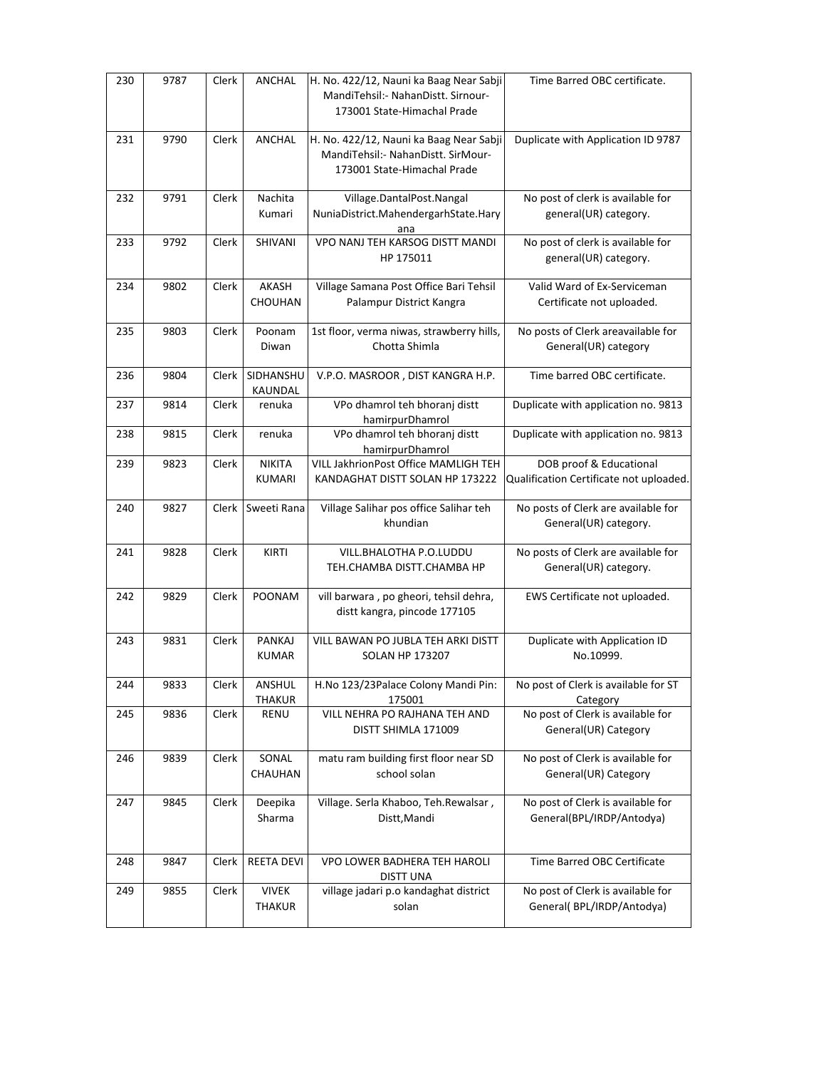| 230 | 9787 | Clerk | ANCHAL | H. No. 422/12, Nauni ka Baag Near Sabji MandiTehsil:- NahanDistt. Sirnour-173001 State-Himachal Prade | Time Barred OBC certificate. |
|---|---|---|---|---|---|
| 231 | 9790 | Clerk | ANCHAL | H. No. 422/12, Nauni ka Baag Near Sabji MandiTehsil:- NahanDistt. SirMour-173001 State-Himachal Prade | Duplicate with Application ID 9787 |
| 232 | 9791 | Clerk | Nachita Kumari | Village.DantalPost.Nangal NuniaDistrict.MahendergarhState.Haryana | No post of clerk is available for general(UR) category. |
| 233 | 9792 | Clerk | SHIVANI | VPO NANJ TEH KARSOG DISTT MANDI HP 175011 | No post of clerk is available for general(UR) category. |
| 234 | 9802 | Clerk | AKASH CHOUHAN | Village Samana Post Office Bari Tehsil Palampur District Kangra | Valid Ward of Ex-Serviceman Certificate not uploaded. |
| 235 | 9803 | Clerk | Poonam Diwan | 1st floor, verma niwas, strawberry hills, Chotta Shimla | No posts of Clerk areavailable for General(UR) category |
| 236 | 9804 | Clerk | SIDHANSHU KAUNDAL | V.P.O. MASROOR , DIST KANGRA H.P. | Time barred OBC certificate. |
| 237 | 9814 | Clerk | renuka | VPo dhamrol teh bhoranj distt hamirpurDhamrol | Duplicate with application no. 9813 |
| 238 | 9815 | Clerk | renuka | VPo dhamrol teh bhoranj distt hamirpurDhamrol | Duplicate with application no. 9813 |
| 239 | 9823 | Clerk | NIKITA KUMARI | VILL JakhrionPost Office MAMLIGH TEH KANDAGHAT DISTT SOLAN HP 173222 | DOB proof & Educational Qualification Certificate not uploaded. |
| 240 | 9827 | Clerk | Sweeti Rana | Village Salihar pos office Salihar teh khundian | No posts of Clerk are available for General(UR) category. |
| 241 | 9828 | Clerk | KIRTI | VILL.BHALOTHA P.O.LUDDU TEH.CHAMBA DISTT.CHAMBA HP | No posts of Clerk are available for General(UR) category. |
| 242 | 9829 | Clerk | POONAM | vill barwara , po gheori, tehsil dehra, distt kangra, pincode 177105 | EWS Certificate not uploaded. |
| 243 | 9831 | Clerk | PANKAJ KUMAR | VILL BAWAN PO JUBLA TEH ARKI DISTT SOLAN HP 173207 | Duplicate with Application ID No.10999. |
| 244 | 9833 | Clerk | ANSHUL THAKUR | H.No 123/23Palace Colony Mandi Pin: 175001 | No post of Clerk is available for ST Category |
| 245 | 9836 | Clerk | RENU | VILL NEHRA PO RAJHANA TEH AND DISTT SHIMLA 171009 | No post of Clerk is available for General(UR) Category |
| 246 | 9839 | Clerk | SONAL CHAUHAN | matu ram building first floor near SD school solan | No post of Clerk is available for General(UR) Category |
| 247 | 9845 | Clerk | Deepika Sharma | Village. Serla Khaboo, Teh.Rewalsar , Distt,Mandi | No post of Clerk is available for General(BPL/IRDP/Antodya) |
| 248 | 9847 | Clerk | REETA DEVI | VPO LOWER BADHERA TEH HAROLI DISTT UNA | Time Barred OBC Certificate |
| 249 | 9855 | Clerk | VIVEK THAKUR | village jadari p.o kandaghat district solan | No post of Clerk is available for General( BPL/IRDP/Antodya) |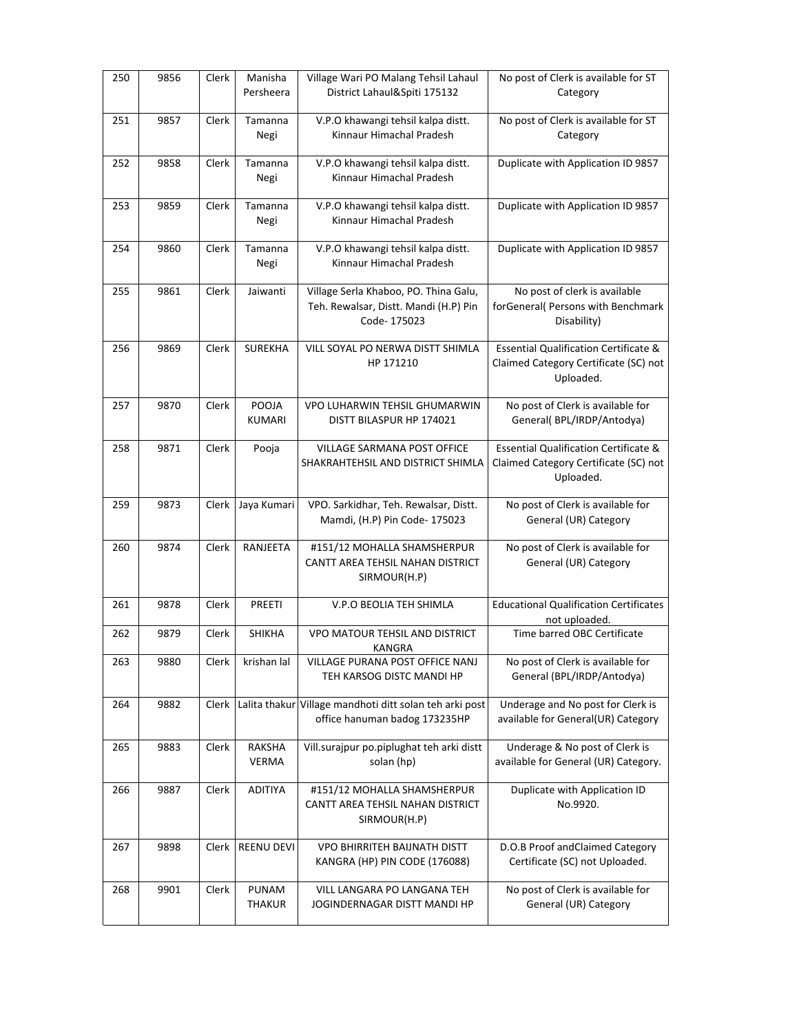| 250 | 9856 | Clerk | Manisha Persheera | Village Wari PO Malang Tehsil Lahaul District Lahaul&Spiti 175132 | No post of Clerk is available for ST Category |
|---|---|---|---|---|---|
| 251 | 9857 | Clerk | Tamanna Negi | V.P.O khawangi tehsil kalpa distt. Kinnaur Himachal Pradesh | No post of Clerk is available for ST Category |
| 252 | 9858 | Clerk | Tamanna Negi | V.P.O khawangi tehsil kalpa distt. Kinnaur Himachal Pradesh | Duplicate with Application ID 9857 |
| 253 | 9859 | Clerk | Tamanna Negi | V.P.O khawangi tehsil kalpa distt. Kinnaur Himachal Pradesh | Duplicate with Application ID 9857 |
| 254 | 9860 | Clerk | Tamanna Negi | V.P.O khawangi tehsil kalpa distt. Kinnaur Himachal Pradesh | Duplicate with Application ID 9857 |
| 255 | 9861 | Clerk | Jaiwanti | Village Serla Khaboo, PO. Thina Galu, Teh. Rewalsar, Distt. Mandi (H.P) Pin Code- 175023 | No post of clerk is available forGeneral( Persons with Benchmark Disability) |
| 256 | 9869 | Clerk | SUREKHA | VILL SOYAL PO NERWA DISTT SHIMLA HP 171210 | Essential Qualification Certificate & Claimed Category Certificate (SC) not Uploaded. |
| 257 | 9870 | Clerk | POOJA KUMARI | VPO LUHARWIN TEHSIL GHUMARWIN DISTT BILASPUR HP 174021 | No post of Clerk is available for General( BPL/IRDP/Antodya) |
| 258 | 9871 | Clerk | Pooja | VILLAGE SARMANA POST OFFICE SHAKRAHTEHSIL AND DISTRICT SHIMLA | Essential Qualification Certificate & Claimed Category Certificate (SC) not Uploaded. |
| 259 | 9873 | Clerk | Jaya Kumari | VPO. Sarkidhar, Teh. Rewalsar, Distt. Mamdi, (H.P) Pin Code- 175023 | No post of Clerk is available for General (UR) Category |
| 260 | 9874 | Clerk | RANJEETA | #151/12 MOHALLA SHAMSHERPUR CANTT AREA TEHSIL NAHAN DISTRICT SIRMOUR(H.P) | No post of Clerk is available for General (UR) Category |
| 261 | 9878 | Clerk | PREETI | V.P.O BEOLIA TEH SHIMLA | Educational Qualification Certificates not uploaded. |
| 262 | 9879 | Clerk | SHIKHA | VPO MATOUR TEHSIL AND DISTRICT KANGRA | Time barred OBC Certificate |
| 263 | 9880 | Clerk | krishan lal | VILLAGE PURANA POST OFFICE NANJ TEH KARSOG DISTC MANDI HP | No post of Clerk is available for General (BPL/IRDP/Antodya) |
| 264 | 9882 | Clerk | Lalita thakur | Village mandhoti ditt solan teh arki post office hanuman badog 173235HP | Underage and No post for Clerk is available for General(UR) Category |
| 265 | 9883 | Clerk | RAKSHA VERMA | Vill.surajpur po.piplughat teh arki distt solan (hp) | Underage & No post of Clerk is available for General (UR) Category. |
| 266 | 9887 | Clerk | ADITIYA | #151/12 MOHALLA SHAMSHERPUR CANTT AREA TEHSIL NAHAN DISTRICT SIRMOUR(H.P) | Duplicate with Application ID No.9920. |
| 267 | 9898 | Clerk | REENU DEVI | VPO BHIRRITEH BAIJNATH DISTT KANGRA (HP) PIN CODE (176088) | D.O.B Proof andClaimed Category Certificate (SC) not Uploaded. |
| 268 | 9901 | Clerk | PUNAM THAKUR | VILL LANGARA PO LANGANA TEH JOGINDERNAGAR DISTT MANDI HP | No post of Clerk is available for General (UR) Category |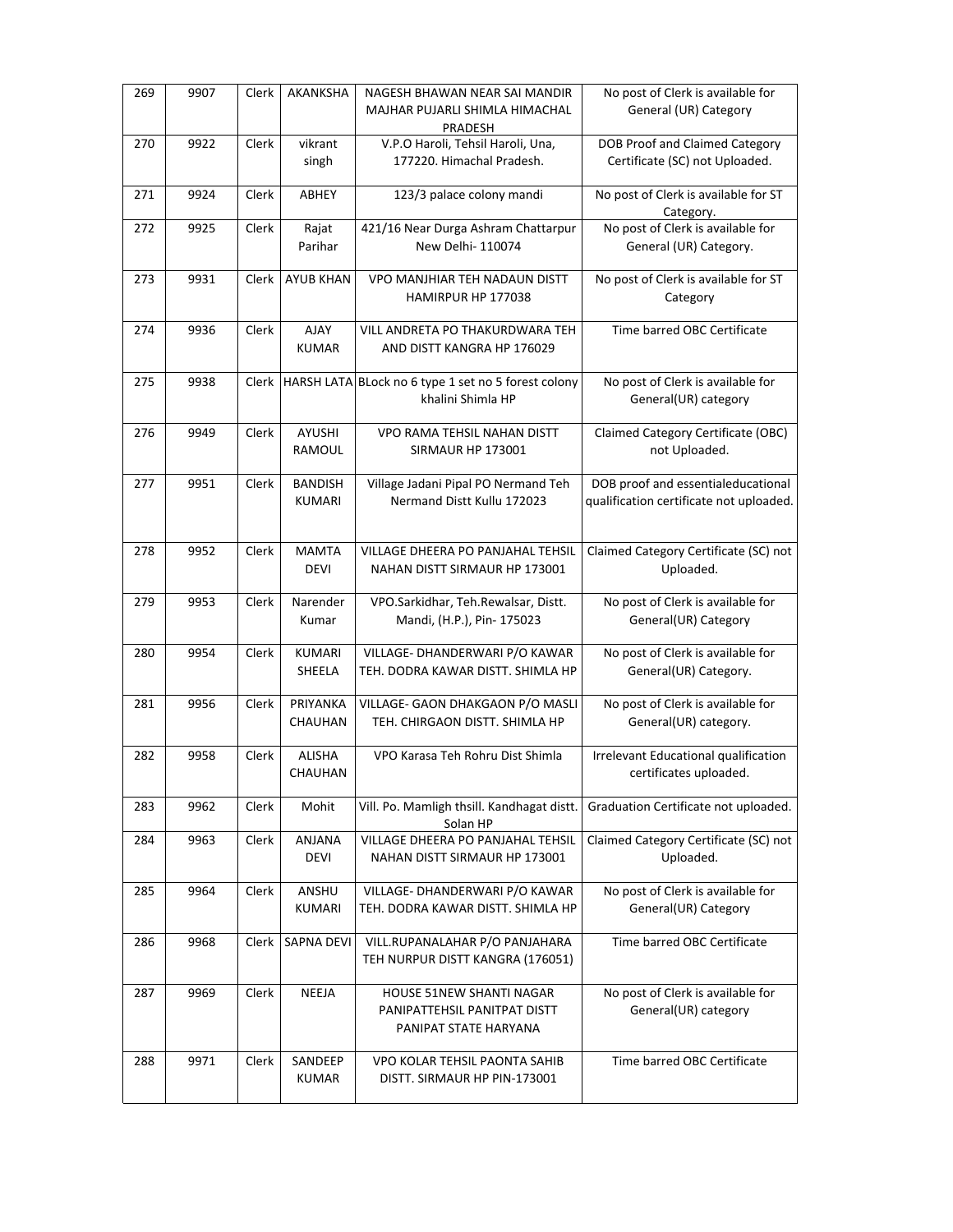| 269 | 9907 | Clerk | AKANKSHA | NAGESH BHAWAN NEAR SAI MANDIR MAJHAR PUJARLI SHIMLA HIMACHAL PRADESH | No post of Clerk is available for General (UR) Category |
|---|---|---|---|---|---|
| 270 | 9922 | Clerk | vikrant singh | V.P.O Haroli, Tehsil Haroli, Una, 177220. Himachal Pradesh. | DOB Proof and Claimed Category Certificate (SC) not Uploaded. |
| 271 | 9924 | Clerk | ABHEY | 123/3 palace colony mandi | No post of Clerk is available for ST Category. |
| 272 | 9925 | Clerk | Rajat Parihar | 421/16 Near Durga Ashram Chattarpur New Delhi- 110074 | No post of Clerk is available for General (UR) Category. |
| 273 | 9931 | Clerk | AYUB KHAN | VPO MANJHIAR TEH NADAUN DISTT HAMIRPUR HP 177038 | No post of Clerk is available for ST Category |
| 274 | 9936 | Clerk | AJAY KUMAR | VILL ANDRETA PO THAKURDWARA TEH AND DISTT KANGRA HP 176029 | Time barred OBC Certificate |
| 275 | 9938 | Clerk | HARSH LATA | BLock no 6 type 1 set no 5 forest colony khalini Shimla HP | No post of Clerk is available for General(UR) category |
| 276 | 9949 | Clerk | AYUSHI RAMOUL | VPO RAMA TEHSIL NAHAN DISTT SIRMAUR HP 173001 | Claimed Category Certificate (OBC) not Uploaded. |
| 277 | 9951 | Clerk | BANDISH KUMARI | Village Jadani Pipal PO Nermand Teh Nermand Distt Kullu 172023 | DOB proof and essentialeducational qualification certificate not uploaded. |
| 278 | 9952 | Clerk | MAMTA DEVI | VILLAGE DHEERA PO PANJAHAL TEHSIL NAHAN DISTT SIRMAUR HP 173001 | Claimed Category Certificate (SC) not Uploaded. |
| 279 | 9953 | Clerk | Narender Kumar | VPO.Sarkidhar, Teh.Rewalsar, Distt. Mandi, (H.P.), Pin- 175023 | No post of Clerk is available for General(UR) Category |
| 280 | 9954 | Clerk | KUMARI SHEELA | VILLAGE- DHANDERWARI P/O KAWAR TEH. DODRA KAWAR DISTT. SHIMLA HP | No post of Clerk is available for General(UR) Category. |
| 281 | 9956 | Clerk | PRIYANKA CHAUHAN | VILLAGE- GAON DHAKGAON P/O MASLI TEH. CHIRGAON DISTT. SHIMLA HP | No post of Clerk is available for General(UR) category. |
| 282 | 9958 | Clerk | ALISHA CHAUHAN | VPO Karasa Teh Rohru Dist Shimla | Irrelevant Educational qualification certificates uploaded. |
| 283 | 9962 | Clerk | Mohit | Vill. Po. Mamligh thsill. Kandhagat distt. Solan HP | Graduation Certificate not uploaded. |
| 284 | 9963 | Clerk | ANJANA DEVI | VILLAGE DHEERA PO PANJAHAL TEHSIL NAHAN DISTT SIRMAUR HP 173001 | Claimed Category Certificate (SC) not Uploaded. |
| 285 | 9964 | Clerk | ANSHU KUMARI | VILLAGE- DHANDERWARI P/O KAWAR TEH. DODRA KAWAR DISTT. SHIMLA HP | No post of Clerk is available for General(UR) Category |
| 286 | 9968 | Clerk | SAPNA DEVI | VILL.RUPANALAHAR P/O PANJAHARA TEH NURPUR DISTT KANGRA (176051) | Time barred OBC Certificate |
| 287 | 9969 | Clerk | NEEJA | HOUSE 51NEW SHANTI NAGAR PANIPATTEHSIL PANITPAT DISTT PANIPAT STATE HARYANA | No post of Clerk is available for General(UR) category |
| 288 | 9971 | Clerk | SANDEEP KUMAR | VPO KOLAR TEHSIL PAONTA SAHIB DISTT. SIRMAUR HP PIN-173001 | Time barred OBC Certificate |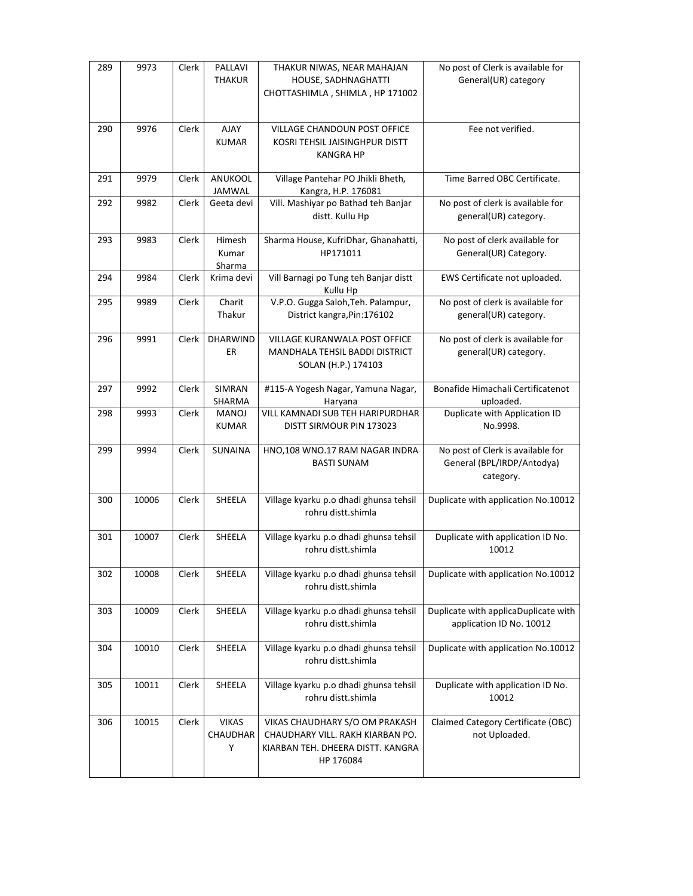| 289 | 9973 | Clerk | PALLAVI THAKUR | THAKUR NIWAS, NEAR MAHAJAN HOUSE, SADHNAGHATTI CHOTTASHIMLA , SHIMLA , HP 171002 | No post of Clerk is available for General(UR) category |
|---|---|---|---|---|---|
| 290 | 9976 | Clerk | AJAY KUMAR | VILLAGE CHANDOUN POST OFFICE KOSRI TEHSIL JAISINGHPUR DISTT KANGRA HP | Fee not verified. |
| 291 | 9979 | Clerk | ANUKOOL JAMWAL | Village Pantehar PO Jhikli Bheth, Kangra, H.P. 176081 | Time Barred OBC Certificate. |
| 292 | 9982 | Clerk | Geeta devi | Vill. Mashiyar po Bathad teh Banjar distt. Kullu Hp | No post of clerk is available for general(UR) category. |
| 293 | 9983 | Clerk | Himesh Kumar Sharma | Sharma House, KufriDhar, Ghanahatti, HP171011 | No post of clerk available for General(UR) Category. |
| 294 | 9984 | Clerk | Krima devi | Vill Barnagi po Tung teh Banjar distt Kullu Hp | EWS Certificate not uploaded. |
| 295 | 9989 | Clerk | Charit Thakur | V.P.O. Gugga Saloh,Teh. Palampur, District kangra,Pin:176102 | No post of clerk is available for general(UR) category. |
| 296 | 9991 | Clerk | DHARWINDER | VILLAGE KURANWALA POST OFFICE MANDHALA TEHSIL BADDI DISTRICT SOLAN (H.P.) 174103 | No post of clerk is available for general(UR) category. |
| 297 | 9992 | Clerk | SIMRAN SHARMA | #115-A Yogesh Nagar, Yamuna Nagar, Haryana | Bonafide Himachali Certificatenot uploaded. |
| 298 | 9993 | Clerk | MANOJ KUMAR | VILL KAMNADI SUB TEH HARIPURDHAR DISTT SIRMOUR PIN 173023 | Duplicate with Application ID No.9998. |
| 299 | 9994 | Clerk | SUNAINA | HNO,108 WNO.17 RAM NAGAR INDRA BASTI SUNAM | No post of Clerk is available for General (BPL/IRDP/Antodya) category. |
| 300 | 10006 | Clerk | SHEELA | Village kyarku p.o dhadi ghunsa tehsil rohru distt.shimla | Duplicate with application No.10012 |
| 301 | 10007 | Clerk | SHEELA | Village kyarku p.o dhadi ghunsa tehsil rohru distt.shimla | Duplicate with application ID No. 10012 |
| 302 | 10008 | Clerk | SHEELA | Village kyarku p.o dhadi ghunsa tehsil rohru distt.shimla | Duplicate with application No.10012 |
| 303 | 10009 | Clerk | SHEELA | Village kyarku p.o dhadi ghunsa tehsil rohru distt.shimla | Duplicate with applicaDuplicate with application ID No. 10012 |
| 304 | 10010 | Clerk | SHEELA | Village kyarku p.o dhadi ghunsa tehsil rohru distt.shimla | Duplicate with application No.10012 |
| 305 | 10011 | Clerk | SHEELA | Village kyarku p.o dhadi ghunsa tehsil rohru distt.shimla | Duplicate with application ID No. 10012 |
| 306 | 10015 | Clerk | VIKAS CHAUDHARY | VIKAS CHAUDHARY S/O OM PRAKASH CHAUDHARY VILL. RAKH KIARBAN PO. KIARBAN TEH. DHEERA DISTT. KANGRA HP 176084 | Claimed Category Certificate (OBC) not Uploaded. |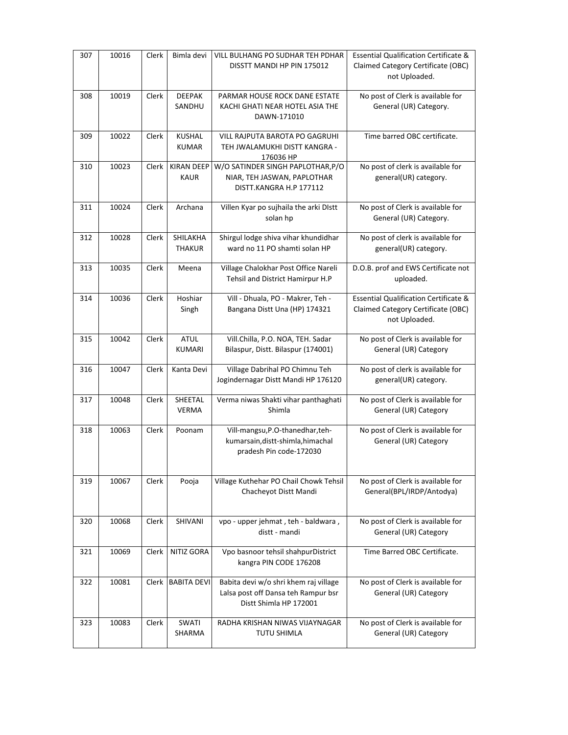| 307 | 10016 | Clerk | Bimla devi | VILL BULHANG PO SUDHAR TEH PDHAR DISSTT MANDI HP PIN 175012 | Essential Qualification Certificate & Claimed Category Certificate (OBC) not Uploaded. |
|---|---|---|---|---|---|
| 308 | 10019 | Clerk | DEEPAK SANDHU | PARMAR HOUSE ROCK DANE ESTATE KACHI GHATI NEAR HOTEL ASIA THE DAWN-171010 | No post of Clerk is available for General (UR) Category. |
| 309 | 10022 | Clerk | KUSHAL KUMAR | VILL RAJPUTA BAROTA PO GAGRUHI TEH JWALAMUKHI DISTT KANGRA - 176036 HP | Time barred OBC certificate. |
| 310 | 10023 | Clerk | KIRAN DEEP KAUR | W/O SATINDER SINGH PAPLOTHAR,P/O NIAR, TEH JASWAN, PAPLOTHAR DISTT.KANGRA H.P 177112 | No post of clerk is available for general(UR) category. |
| 311 | 10024 | Clerk | Archana | Villen Kyar po sujhaila the arki DIstt solan hp | No post of Clerk is available for General (UR) Category. |
| 312 | 10028 | Clerk | SHILAKHA THAKUR | Shirgul lodge shiva vihar khundidhar ward no 11 PO shamti solan HP | No post of clerk is available for general(UR) category. |
| 313 | 10035 | Clerk | Meena | Village Chalokhar Post Office Nareli Tehsil and District Hamirpur H.P | D.O.B. prof and EWS Certificate not uploaded. |
| 314 | 10036 | Clerk | Hoshiar Singh | Vill - Dhuala, PO - Makrer, Teh - Bangana Distt Una (HP) 174321 | Essential Qualification Certificate & Claimed Category Certificate (OBC) not Uploaded. |
| 315 | 10042 | Clerk | ATUL KUMARI | Vill.Chilla, P.O. NOA, TEH. Sadar Bilaspur, Distt. Bilaspur (174001) | No post of Clerk is available for General (UR) Category |
| 316 | 10047 | Clerk | Kanta Devi | Village Dabrihal PO Chimnu Teh Jogindernagar Distt Mandi HP 176120 | No post of clerk is available for general(UR) category. |
| 317 | 10048 | Clerk | SHEETAL VERMA | Verma niwas Shakti vihar panthaghati Shimla | No post of Clerk is available for General (UR) Category |
| 318 | 10063 | Clerk | Poonam | Vill-mangsu,P.O-thanedhar,teh-kumarsain,distt-shimla,himachal pradesh Pin code-172030 | No post of Clerk is available for General (UR) Category |
| 319 | 10067 | Clerk | Pooja | Village Kuthehar PO Chail Chowk Tehsil Chacheyot Distt Mandi | No post of Clerk is available for General(BPL/IRDP/Antodya) |
| 320 | 10068 | Clerk | SHIVANI | vpo - upper jehmat , teh - baldwara , distt - mandi | No post of Clerk is available for General (UR) Category |
| 321 | 10069 | Clerk | NITIZ GORA | Vpo basnoor tehsil shahpurDistrict kangra PIN CODE 176208 | Time Barred OBC Certificate. |
| 322 | 10081 | Clerk | BABITA DEVI | Babita devi w/o shri khem raj village Lalsa post off Dansa teh Rampur bsr Distt Shimla HP 172001 | No post of Clerk is available for General (UR) Category |
| 323 | 10083 | Clerk | SWATI SHARMA | RADHA KRISHAN NIWAS VIJAYNAGAR TUTU SHIMLA | No post of Clerk is available for General (UR) Category |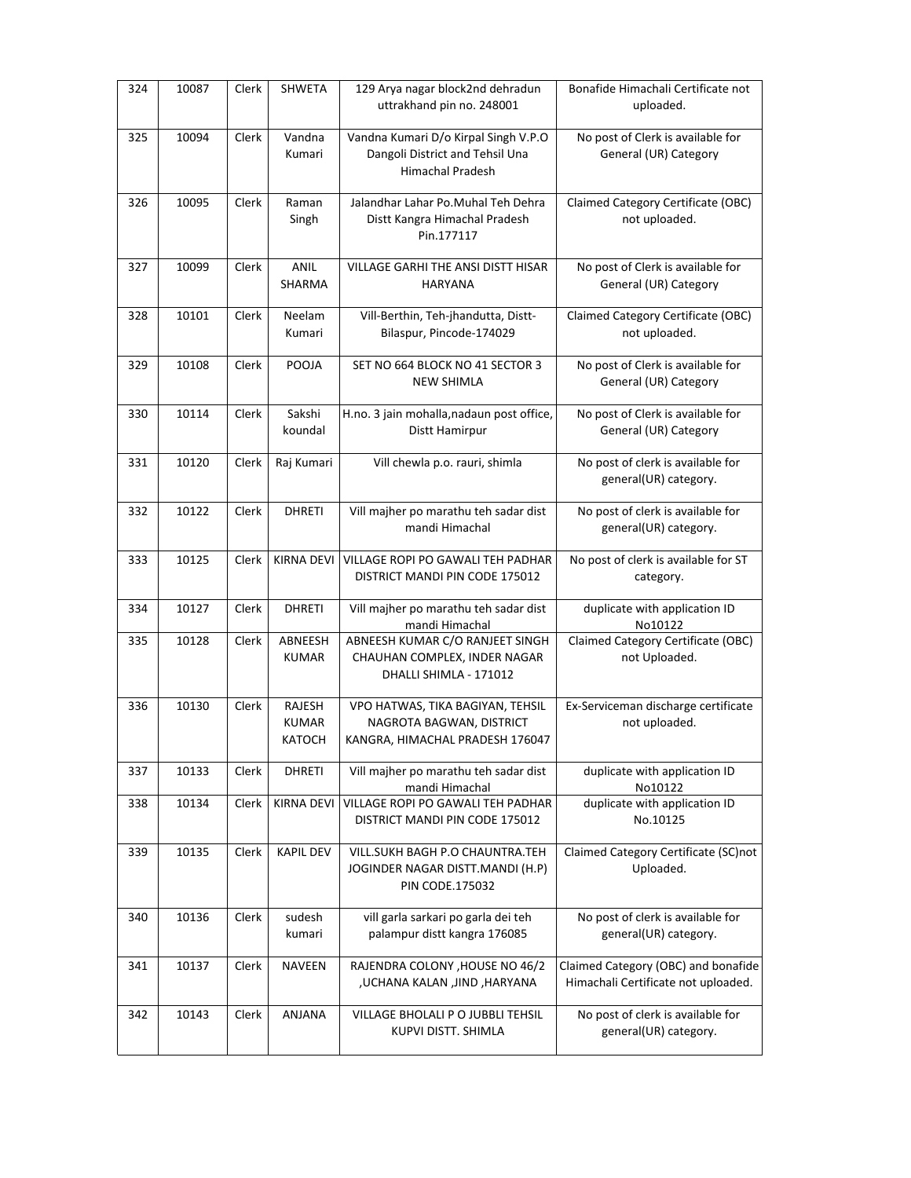| 324 | 10087 | Clerk | SHWETA | 129 Arya nagar block2nd dehradun uttrakhand pin no. 248001 | Bonafide Himachali Certificate not uploaded. |
|---|---|---|---|---|---|
| 325 | 10094 | Clerk | Vandna Kumari | Vandna Kumari D/o Kirpal Singh V.P.O Dangoli District and Tehsil Una Himachal Pradesh | No post of Clerk is available for General (UR) Category |
| 326 | 10095 | Clerk | Raman Singh | Jalandhar Lahar Po.Muhal Teh Dehra Distt Kangra Himachal Pradesh Pin.177117 | Claimed Category Certificate (OBC) not uploaded. |
| 327 | 10099 | Clerk | ANIL SHARMA | VILLAGE GARHI THE ANSI DISTT HISAR HARYANA | No post of Clerk is available for General (UR) Category |
| 328 | 10101 | Clerk | Neelam Kumari | Vill-Berthin, Teh-jhandutta, Distt-Bilaspur, Pincode-174029 | Claimed Category Certificate (OBC) not uploaded. |
| 329 | 10108 | Clerk | POOJA | SET NO 664 BLOCK NO 41 SECTOR 3 NEW SHIMLA | No post of Clerk is available for General (UR) Category |
| 330 | 10114 | Clerk | Sakshi koundal | H.no. 3 jain mohalla,nadaun post office, Distt Hamirpur | No post of Clerk is available for General (UR) Category |
| 331 | 10120 | Clerk | Raj Kumari | Vill chewla p.o. rauri, shimla | No post of clerk is available for general(UR) category. |
| 332 | 10122 | Clerk | DHRETI | Vill majher po marathu teh sadar dist mandi Himachal | No post of clerk is available for general(UR) category. |
| 333 | 10125 | Clerk | KIRNA DEVI | VILLAGE ROPI PO GAWALI TEH PADHAR DISTRICT MANDI PIN CODE 175012 | No post of clerk is available for ST category. |
| 334 | 10127 | Clerk | DHRETI | Vill majher po marathu teh sadar dist mandi Himachal | duplicate with application ID No10122 |
| 335 | 10128 | Clerk | ABNEESH KUMAR | ABNEESH KUMAR C/O RANJEET SINGH CHAUHAN COMPLEX, INDER NAGAR DHALLI SHIMLA - 171012 | Claimed Category Certificate (OBC) not Uploaded. |
| 336 | 10130 | Clerk | RAJESH KUMAR KATOCH | VPO HATWAS, TIKA BAGIYAN, TEHSIL NAGROTA BAGWAN, DISTRICT KANGRA, HIMACHAL PRADESH 176047 | Ex-Serviceman discharge certificate not uploaded. |
| 337 | 10133 | Clerk | DHRETI | Vill majher po marathu teh sadar dist mandi Himachal | duplicate with application ID No10122 |
| 338 | 10134 | Clerk | KIRNA DEVI | VILLAGE ROPI PO GAWALI TEH PADHAR DISTRICT MANDI PIN CODE 175012 | duplicate with application ID No.10125 |
| 339 | 10135 | Clerk | KAPIL DEV | VILL.SUKH BAGH P.O CHAUNTRA.TEH JOGINDER NAGAR DISTT.MANDI (H.P) PIN CODE.175032 | Claimed Category Certificate (SC)not Uploaded. |
| 340 | 10136 | Clerk | sudesh kumari | vill garla sarkari po garla dei teh palampur distt kangra 176085 | No post of clerk is available for general(UR) category. |
| 341 | 10137 | Clerk | NAVEEN | RAJENDRA COLONY ,HOUSE NO 46/2 ,UCHANA KALAN ,JIND ,HARYANA | Claimed Category (OBC) and bonafide Himachali Certificate not uploaded. |
| 342 | 10143 | Clerk | ANJANA | VILLAGE BHOLALI P O JUBBLI TEHSIL KUPVI DISTT. SHIMLA | No post of clerk is available for general(UR) category. |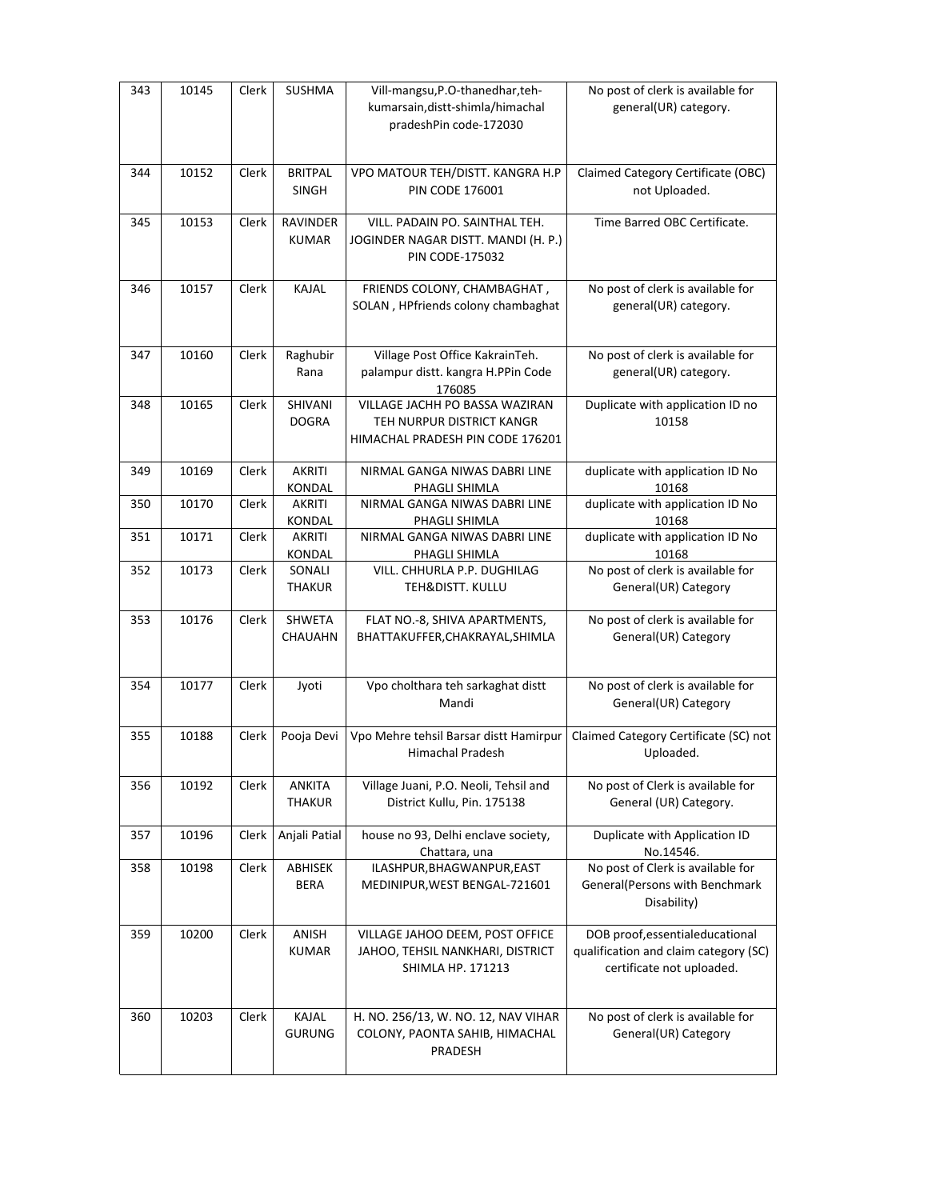| 343 | 10145 | Clerk | SUSHMA | Vill-mangsu,P.O-thanedhar,teh-kumarsain,distt-shimla/himachal pradeshPin code-172030 | No post of clerk is available for general(UR) category. |
|---|---|---|---|---|---|
| 344 | 10152 | Clerk | BRITPAL SINGH | VPO MATOUR TEH/DISTT. KANGRA H.P PIN CODE 176001 | Claimed Category Certificate (OBC) not Uploaded. |
| 345 | 10153 | Clerk | RAVINDER KUMAR | VILL. PADAIN PO. SAINTHAL TEH. JOGINDER NAGAR DISTT. MANDI (H. P.) PIN CODE-175032 | Time Barred OBC Certificate. |
| 346 | 10157 | Clerk | KAJAL | FRIENDS COLONY, CHAMBAGHAT , SOLAN , HPfriends colony chambaghat | No post of clerk is available for general(UR) category. |
| 347 | 10160 | Clerk | Raghubir Rana | Village Post Office KakrainTeh. palampur distt. kangra H.PPin Code 176085 | No post of clerk is available for general(UR) category. |
| 348 | 10165 | Clerk | SHIVANI DOGRA | VILLAGE JACHH PO BASSA WAZIRAN TEH NURPUR DISTRICT KANGR HIMACHAL PRADESH PIN CODE 176201 | Duplicate with application ID no 10158 |
| 349 | 10169 | Clerk | AKRITI KONDAL | NIRMAL GANGA NIWAS DABRI LINE PHAGLI SHIMLA | duplicate with application ID No 10168 |
| 350 | 10170 | Clerk | AKRITI KONDAL | NIRMAL GANGA NIWAS DABRI LINE PHAGLI SHIMLA | duplicate with application ID No 10168 |
| 351 | 10171 | Clerk | AKRITI KONDAL | NIRMAL GANGA NIWAS DABRI LINE PHAGLI SHIMLA | duplicate with application ID No 10168 |
| 352 | 10173 | Clerk | SONALI THAKUR | VILL. CHHURLA P.P. DUGHILAG TEH&DISTT. KULLU | No post of clerk is available for General(UR) Category |
| 353 | 10176 | Clerk | SHWETA CHAUAHN | FLAT NO.-8, SHIVA APARTMENTS, BHATTAKUFFER,CHAKRAYAL,SHIMLA | No post of clerk is available for General(UR) Category |
| 354 | 10177 | Clerk | Jyoti | Vpo cholthara teh sarkaghat distt Mandi | No post of clerk is available for General(UR) Category |
| 355 | 10188 | Clerk | Pooja Devi | Vpo Mehre tehsil Barsar distt Hamirpur Himachal Pradesh | Claimed Category Certificate (SC) not Uploaded. |
| 356 | 10192 | Clerk | ANKITA THAKUR | Village Juani, P.O. Neoli, Tehsil and District Kullu, Pin. 175138 | No post of Clerk is available for General (UR) Category. |
| 357 | 10196 | Clerk | Anjali Patial | house no 93, Delhi enclave society, Chattara, una | Duplicate with Application ID No.14546. |
| 358 | 10198 | Clerk | ABHISEK BERA | ILASHPUR,BHAGWANPUR,EAST MEDINIPUR,WEST BENGAL-721601 | No post of Clerk is available for General(Persons with Benchmark Disability) |
| 359 | 10200 | Clerk | ANISH KUMAR | VILLAGE JAHOO DEEM, POST OFFICE JAHOO, TEHSIL NANKHARI, DISTRICT SHIMLA HP. 171213 | DOB proof,essentialeducational qualification and claim category (SC) certificate not uploaded. |
| 360 | 10203 | Clerk | KAJAL GURUNG | H. NO. 256/13, W. NO. 12, NAV VIHAR COLONY, PAONTA SAHIB, HIMACHAL PRADESH | No post of clerk is available for General(UR) Category |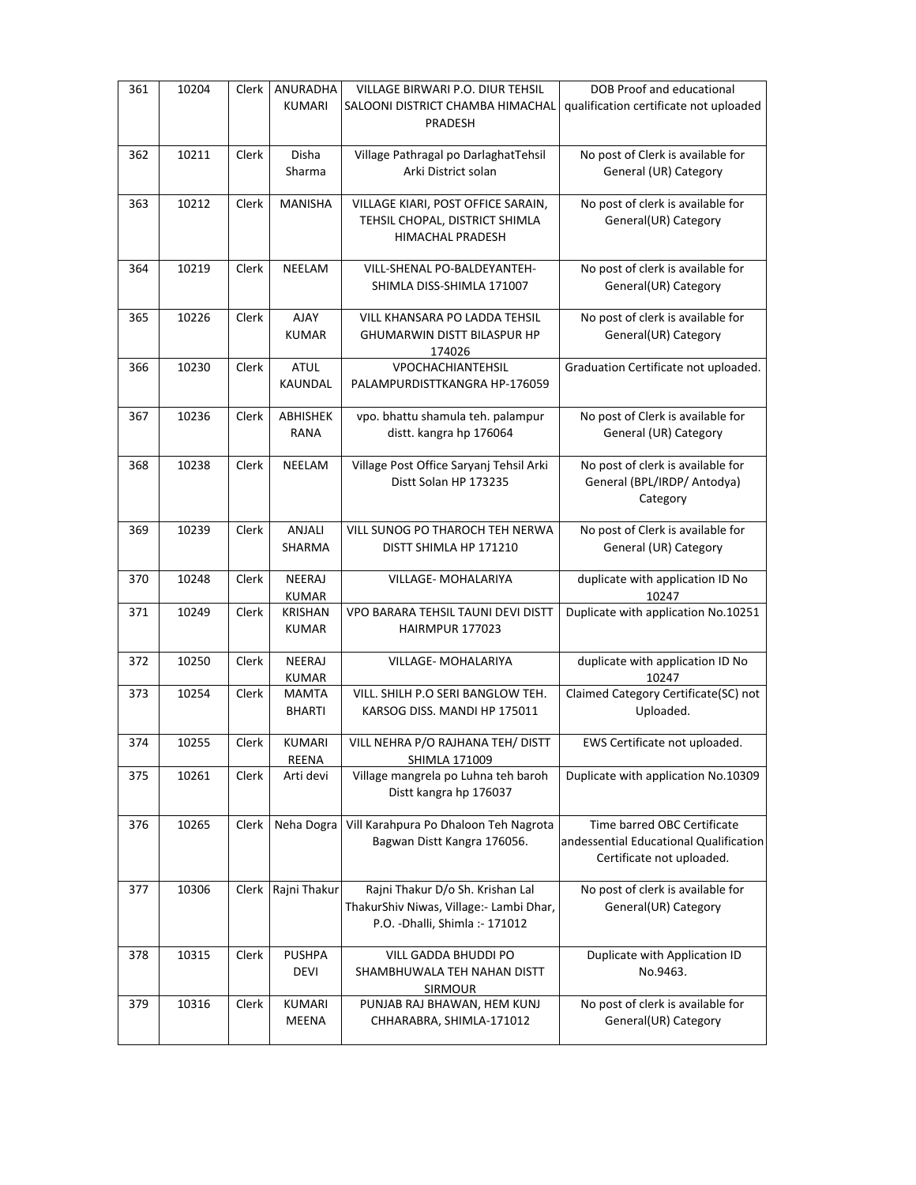| 361 | 10204 | Clerk | ANURADHA KUMARI | VILLAGE BIRWARI P.O. DIUR TEHSIL SALOONI DISTRICT CHAMBA HIMACHAL PRADESH | DOB Proof and educational qualification certificate not uploaded |
|---|---|---|---|---|---|
| 362 | 10211 | Clerk | Disha Sharma | Village Pathragal po DarlaghatTehsil Arki District solan | No post of Clerk is available for General (UR) Category |
| 363 | 10212 | Clerk | MANISHA | VILLAGE KIARI, POST OFFICE SARAIN, TEHSIL CHOPAL, DISTRICT SHIMLA HIMACHAL PRADESH | No post of clerk is available for General(UR) Category |
| 364 | 10219 | Clerk | NEELAM | VILL-SHENAL PO-BALDEYANTEH-SHIMLA DISS-SHIMLA 171007 | No post of clerk is available for General(UR) Category |
| 365 | 10226 | Clerk | AJAY KUMAR | VILL KHANSARA PO LADDA TEHSIL GHUMARWIN DISTT BILASPUR HP 174026 | No post of clerk is available for General(UR) Category |
| 366 | 10230 | Clerk | ATUL KAUNDAL | VPOCHACHIANTEHSIL PALAMPURDISTTKANGRA HP-176059 | Graduation Certificate not uploaded. |
| 367 | 10236 | Clerk | ABHISHEK RANA | vpo. bhattu shamula teh. palampur distt. kangra hp 176064 | No post of Clerk is available for General (UR) Category |
| 368 | 10238 | Clerk | NEELAM | Village Post Office Saryanj Tehsil Arki Distt Solan HP 173235 | No post of clerk is available for General (BPL/IRDP/ Antodya) Category |
| 369 | 10239 | Clerk | ANJALI SHARMA | VILL SUNOG PO THAROCH TEH NERWA DISTT SHIMLA HP 171210 | No post of Clerk is available for General (UR) Category |
| 370 | 10248 | Clerk | NEERAJ KUMAR | VILLAGE- MOHALARIYA | duplicate with application ID No 10247 |
| 371 | 10249 | Clerk | KRISHAN KUMAR | VPO BARARA TEHSIL TAUNI DEVI DISTT HAIRMPUR 177023 | Duplicate with application No.10251 |
| 372 | 10250 | Clerk | NEERAJ KUMAR | VILLAGE- MOHALARIYA | duplicate with application ID No 10247 |
| 373 | 10254 | Clerk | MAMTA BHARTI | VILL. SHILH P.O SERI BANGLOW TEH. KARSOG DISS. MANDI HP 175011 | Claimed Category Certificate(SC) not Uploaded. |
| 374 | 10255 | Clerk | KUMARI REENA | VILL NEHRA P/O RAJHANA TEH/ DISTT SHIMLA 171009 | EWS Certificate not uploaded. |
| 375 | 10261 | Clerk | Arti devi | Village mangrela po Luhna teh baroh Distt kangra hp 176037 | Duplicate with application No.10309 |
| 376 | 10265 | Clerk | Neha Dogra | Vill Karahpura Po Dhaloon Teh Nagrota Bagwan Distt Kangra 176056. | Time barred OBC Certificate andessential Educational Qualification Certificate not uploaded. |
| 377 | 10306 | Clerk | Rajni Thakur | Rajni Thakur D/o Sh. Krishan Lal ThakurShiv Niwas, Village:- Lambi Dhar, P.O. -Dhalli, Shimla :- 171012 | No post of clerk is available for General(UR) Category |
| 378 | 10315 | Clerk | PUSHPA DEVI | VILL GADDA BHUDDI PO SHAMBHUWALA TEH NAHAN DISTT SIRMOUR | Duplicate with Application ID No.9463. |
| 379 | 10316 | Clerk | KUMARI MEENA | PUNJAB RAJ BHAWAN, HEM KUNJ CHHARABRA, SHIMLA-171012 | No post of clerk is available for General(UR) Category |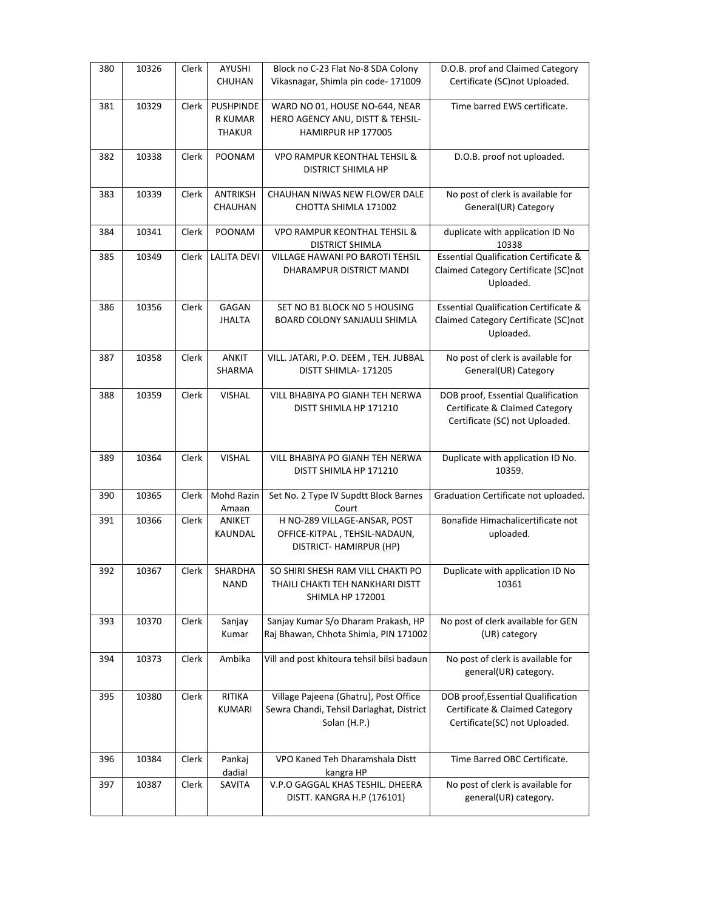| 380 | 10326 | Clerk | AYUSHI CHUHAN | Block no C-23 Flat No-8 SDA Colony Vikasnagar, Shimla pin code- 171009 | D.O.B. prof and Claimed Category Certificate (SC)not Uploaded. |
|---|---|---|---|---|---|
| 381 | 10329 | Clerk | PUSHPINDER KUMAR THAKUR | WARD NO 01, HOUSE NO-644, NEAR HERO AGENCY ANU, DISTT & TEHSIL-HAMIRPUR HP 177005 | Time barred EWS certificate. |
| 382 | 10338 | Clerk | POONAM | VPO RAMPUR KEONTHAL TEHSIL & DISTRICT SHIMLA HP | D.O.B. proof not uploaded. |
| 383 | 10339 | Clerk | ANTRIKSH CHAUHAN | CHAUHAN NIWAS NEW FLOWER DALE CHOTTA SHIMLA 171002 | No post of clerk is available for General(UR) Category |
| 384 | 10341 | Clerk | POONAM | VPO RAMPUR KEONTHAL TEHSIL & DISTRICT SHIMLA | duplicate with application ID No 10338 |
| 385 | 10349 | Clerk | LALITA DEVI | VILLAGE HAWANI PO BAROTI TEHSIL DHARAMPUR DISTRICT MANDI | Essential Qualification Certificate & Claimed Category Certificate (SC)not Uploaded. |
| 386 | 10356 | Clerk | GAGAN JHALTA | SET NO B1 BLOCK NO 5 HOUSING BOARD COLONY SANJAULI SHIMLA | Essential Qualification Certificate & Claimed Category Certificate (SC)not Uploaded. |
| 387 | 10358 | Clerk | ANKIT SHARMA | VILL. JATARI, P.O. DEEM , TEH. JUBBAL DISTT SHIMLA- 171205 | No post of clerk is available for General(UR) Category |
| 388 | 10359 | Clerk | VISHAL | VILL BHABIYA PO GIANH TEH NERWA DISTT SHIMLA HP 171210 | DOB proof, Essential Qualification Certificate & Claimed Category Certificate (SC) not Uploaded. |
| 389 | 10364 | Clerk | VISHAL | VILL BHABIYA PO GIANH TEH NERWA DISTT SHIMLA HP 171210 | Duplicate with application ID No. 10359. |
| 390 | 10365 | Clerk | Mohd Razin Amaan | Set No. 2 Type IV Supdtt Block Barnes Court | Graduation Certificate not uploaded. |
| 391 | 10366 | Clerk | ANIKET KAUNDAL | H NO-289 VILLAGE-ANSAR, POST OFFICE-KITPAL , TEHSIL-NADAUN, DISTRICT- HAMIRPUR (HP) | Bonafide Himachalicertificate not uploaded. |
| 392 | 10367 | Clerk | SHARDHA NAND | SO SHIRI SHESH RAM VILL CHAKTI PO THAILI CHAKTI TEH NANKHARI DISTT SHIMLA HP 172001 | Duplicate with application ID No 10361 |
| 393 | 10370 | Clerk | Sanjay Kumar | Sanjay Kumar S/o Dharam Prakash, HP Raj Bhawan, Chhota Shimla, PIN 171002 | No post of clerk available for GEN (UR) category |
| 394 | 10373 | Clerk | Ambika | Vill and post khitoura tehsil bilsi badaun | No post of clerk is available for general(UR) category. |
| 395 | 10380 | Clerk | RITIKA KUMARI | Village Pajeena (Ghatru), Post Office Sewra Chandi, Tehsil Darlaghat, District Solan (H.P.) | DOB proof,Essential Qualification Certificate & Claimed Category Certificate(SC) not Uploaded. |
| 396 | 10384 | Clerk | Pankaj dadial | VPO Kaned Teh Dharamshala Distt kangra HP | Time Barred OBC Certificate. |
| 397 | 10387 | Clerk | SAVITA | V.P.O GAGGAL KHAS TESHIL. DHEERA DISTT. KANGRA H.P (176101) | No post of clerk is available for general(UR) category. |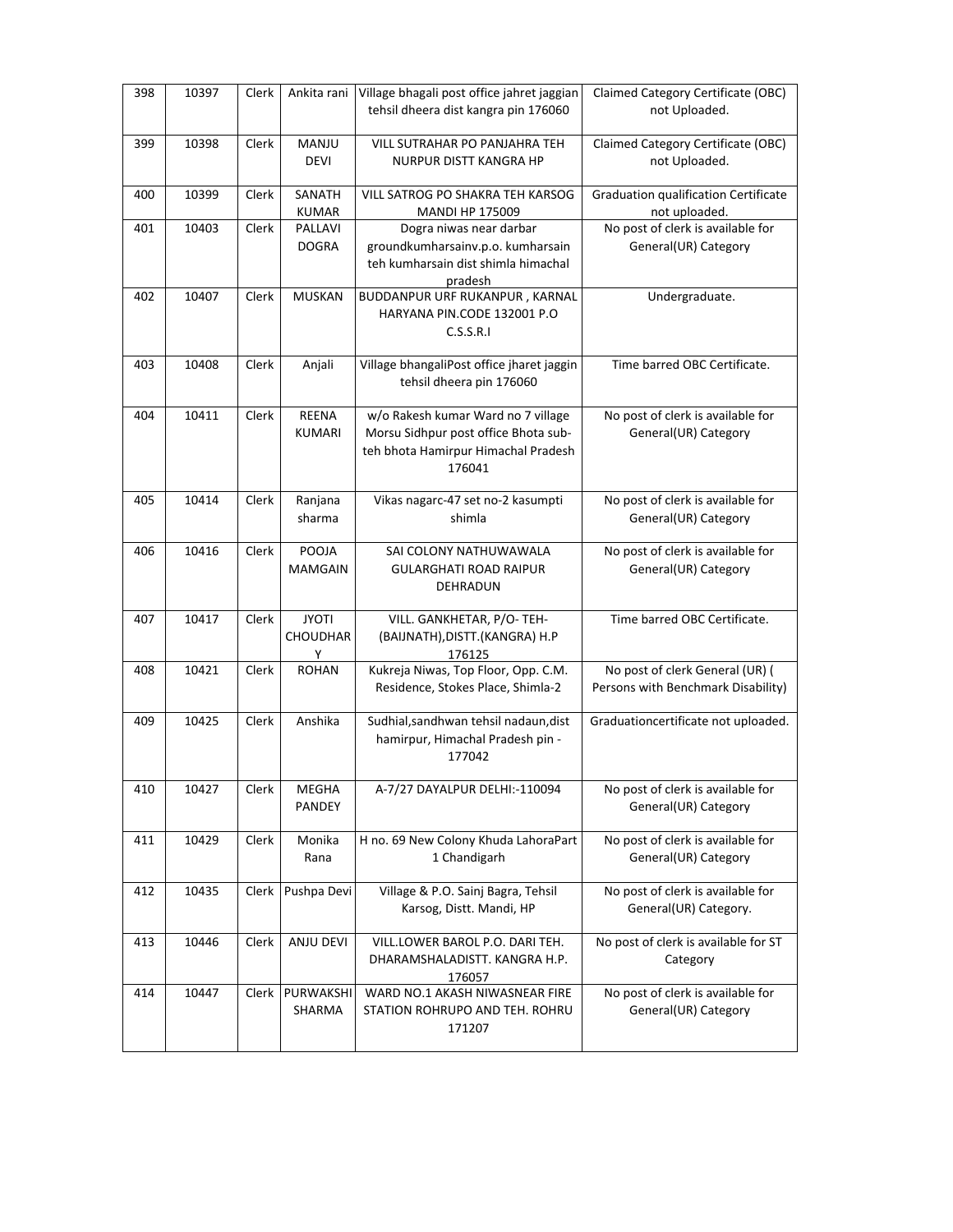| 398 | 10397 | Clerk | Ankita rani | Village bhagali post office jahret jaggian tehsil dheera dist kangra pin 176060 | Claimed Category Certificate (OBC) not Uploaded. |
|---|---|---|---|---|---|
| 399 | 10398 | Clerk | MANJU DEVI | VILL SUTRAHAR PO PANJAHRA TEH NURPUR DISTT KANGRA HP | Claimed Category Certificate (OBC) not Uploaded. |
| 400 | 10399 | Clerk | SANATH KUMAR | VILL SATROG PO SHAKRA TEH KARSOG MANDI HP 175009 | Graduation qualification Certificate not uploaded. |
| 401 | 10403 | Clerk | PALLAVI DOGRA | Dogra niwas near darbar groundkumharsainv.p.o. kumharsain teh kumharsain dist shimla himachal pradesh | No post of clerk is available for General(UR) Category |
| 402 | 10407 | Clerk | MUSKAN | BUDDANPUR URF RUKANPUR , KARNAL HARYANA PIN.CODE 132001 P.O C.S.S.R.I | Undergraduate. |
| 403 | 10408 | Clerk | Anjali | Village bhangaliPost office jharet jaggin tehsil dheera pin 176060 | Time barred OBC Certificate. |
| 404 | 10411 | Clerk | REENA KUMARI | w/o Rakesh kumar Ward no 7 village Morsu Sidhpur post office Bhota sub-teh bhota Hamirpur Himachal Pradesh 176041 | No post of clerk is available for General(UR) Category |
| 405 | 10414 | Clerk | Ranjana sharma | Vikas nagarc-47 set no-2 kasumpti shimla | No post of clerk is available for General(UR) Category |
| 406 | 10416 | Clerk | POOJA MAMGAIN | SAI COLONY NATHUWAWALA GULARGHATI ROAD RAIPUR DEHRADUN | No post of clerk is available for General(UR) Category |
| 407 | 10417 | Clerk | JYOTI CHOUDHARY | VILL. GANKHETAR, P/O- TEH-(BAIJNATH),DISTT.(KANGRA) H.P 176125 | Time barred OBC Certificate. |
| 408 | 10421 | Clerk | ROHAN | Kukreja Niwas, Top Floor, Opp. C.M. Residence, Stokes Place, Shimla-2 | No post of clerk General (UR) ( Persons with Benchmark Disability) |
| 409 | 10425 | Clerk | Anshika | Sudhial,sandhwan tehsil nadaun,dist hamirpur, Himachal Pradesh pin - 177042 | Graduationcertificate not uploaded. |
| 410 | 10427 | Clerk | MEGHA PANDEY | A-7/27 DAYALPUR DELHI:-110094 | No post of clerk is available for General(UR) Category |
| 411 | 10429 | Clerk | Monika Rana | H no. 69 New Colony Khuda LahoraPart 1 Chandigarh | No post of clerk is available for General(UR) Category |
| 412 | 10435 | Clerk | Pushpa Devi | Village & P.O. Sainj Bagra, Tehsil Karsog, Distt. Mandi, HP | No post of clerk is available for General(UR) Category. |
| 413 | 10446 | Clerk | ANJU DEVI | VILL.LOWER BAROL P.O. DARI TEH. DHARAMSHALADISTT. KANGRA H.P. 176057 | No post of clerk is available for ST Category |
| 414 | 10447 | Clerk | PURWAKSHI SHARMA | WARD NO.1 AKASH NIWASNEAR FIRE STATION ROHRUPO AND TEH. ROHRU 171207 | No post of clerk is available for General(UR) Category |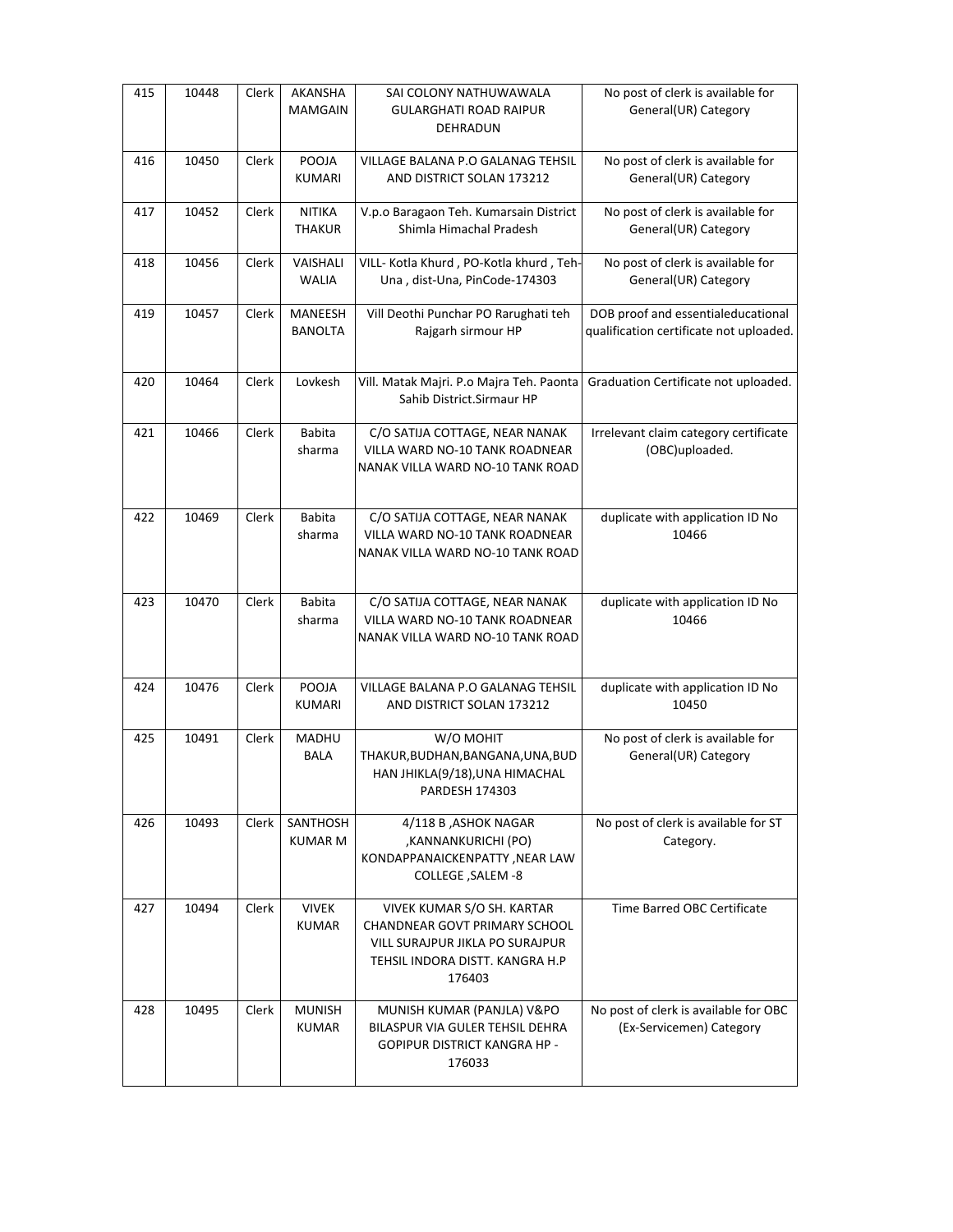| 415 | 10448 | Clerk | AKANSHA MAMGAIN | SAI COLONY NATHUWAWALA GULARGHATI ROAD RAIPUR DEHRADUN | No post of clerk is available for General(UR) Category |
|---|---|---|---|---|---|
| 416 | 10450 | Clerk | POOJA KUMARI | VILLAGE BALANA P.O GALANAG TEHSIL AND DISTRICT SOLAN 173212 | No post of clerk is available for General(UR) Category |
| 417 | 10452 | Clerk | NITIKA THAKUR | V.p.o Baragaon Teh. Kumarsain District Shimla Himachal Pradesh | No post of clerk is available for General(UR) Category |
| 418 | 10456 | Clerk | VAISHALI WALIA | VILL- Kotla Khurd , PO-Kotla khurd , Teh-Una , dist-Una, PinCode-174303 | No post of clerk is available for General(UR) Category |
| 419 | 10457 | Clerk | MANEESH BANOLTA | Vill Deothi Punchar PO Rarughati teh Rajgarh sirmour HP | DOB proof and essentialeducational qualification certificate not uploaded. |
| 420 | 10464 | Clerk | Lovkesh | Vill. Matak Majri. P.o Majra Teh. Paonta Sahib District.Sirmaur HP | Graduation Certificate not uploaded. |
| 421 | 10466 | Clerk | Babita sharma | C/O SATIJA COTTAGE, NEAR NANAK VILLA WARD NO-10 TANK ROADNEAR NANAK VILLA WARD NO-10 TANK ROAD | Irrelevant claim category certificate (OBC)uploaded. |
| 422 | 10469 | Clerk | Babita sharma | C/O SATIJA COTTAGE, NEAR NANAK VILLA WARD NO-10 TANK ROADNEAR NANAK VILLA WARD NO-10 TANK ROAD | duplicate with application ID No 10466 |
| 423 | 10470 | Clerk | Babita sharma | C/O SATIJA COTTAGE, NEAR NANAK VILLA WARD NO-10 TANK ROADNEAR NANAK VILLA WARD NO-10 TANK ROAD | duplicate with application ID No 10466 |
| 424 | 10476 | Clerk | POOJA KUMARI | VILLAGE BALANA P.O GALANAG TEHSIL AND DISTRICT SOLAN 173212 | duplicate with application ID No 10450 |
| 425 | 10491 | Clerk | MADHU BALA | W/O MOHIT THAKUR,BUDHAN,BANGANA,UNA,BUDHAN JHIKLA(9/18),UNA HIMACHAL PARDESH 174303 | No post of clerk is available for General(UR) Category |
| 426 | 10493 | Clerk | SANTHOSH KUMAR M | 4/118 B ,ASHOK NAGAR ,KANNANKURICHI (PO) KONDAPPANAICKENPATTY ,NEAR LAW COLLEGE ,SALEM -8 | No post of clerk is available for ST Category. |
| 427 | 10494 | Clerk | VIVEK KUMAR | VIVEK KUMAR S/O SH. KARTAR CHANDNEAR GOVT PRIMARY SCHOOL VILL SURAJPUR JIKLA PO SURAJPUR TEHSIL INDORA DISTT. KANGRA H.P 176403 | Time Barred OBC Certificate |
| 428 | 10495 | Clerk | MUNISH KUMAR | MUNISH KUMAR (PANJLA) V&PO BILASPUR VIA GULER TEHSIL DEHRA GOPIPUR DISTRICT KANGRA HP - 176033 | No post of clerk is available for OBC (Ex-Servicemen) Category |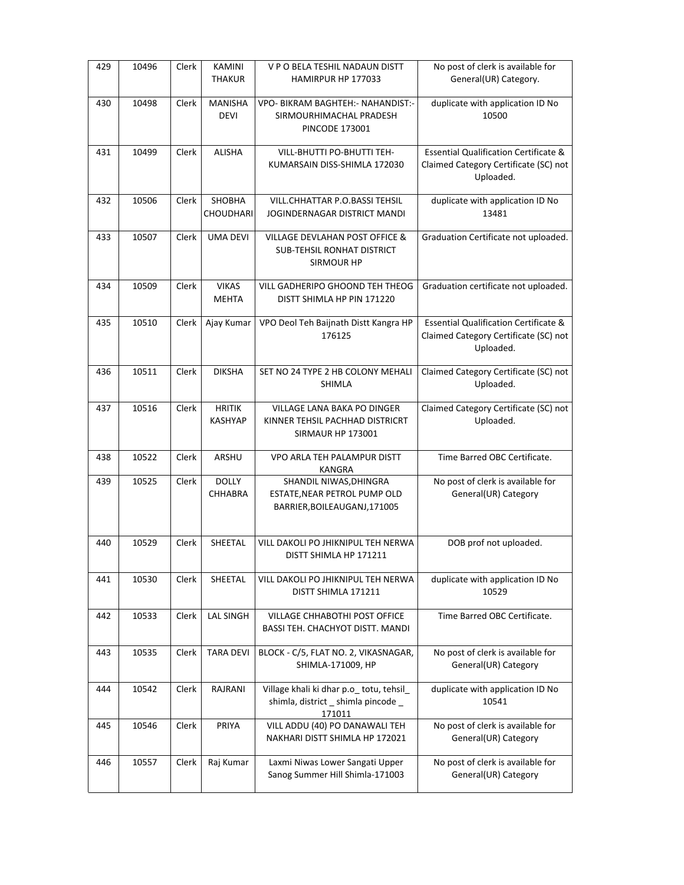| 429 | 10496 | Clerk | KAMINI THAKUR | V P O BELA TESHIL NADAUN DISTT HAMIRPUR HP 177033 | No post of clerk is available for General(UR) Category. |
|---|---|---|---|---|---|
| 430 | 10498 | Clerk | MANISHA DEVI | VPO- BIKRAM BAGHTEH:- NAHANDIST:- SIRMOURHIMACHAL PRADESH PINCODE 173001 | duplicate with application ID No 10500 |
| 431 | 10499 | Clerk | ALISHA | VILL-BHUTTI PO-BHUTTI TEH-KUMARSAIN DISS-SHIMLA 172030 | Essential Qualification Certificate & Claimed Category Certificate (SC) not Uploaded. |
| 432 | 10506 | Clerk | SHOBHA CHOUDHARI | VILL.CHHATTAR P.O.BASSI TEHSIL JOGINDERNAGAR DISTRICT MANDI | duplicate with application ID No 13481 |
| 433 | 10507 | Clerk | UMA DEVI | VILLAGE DEVLAHAN POST OFFICE & SUB-TEHSIL RONHAT DISTRICT SIRMOUR HP | Graduation Certificate not uploaded. |
| 434 | 10509 | Clerk | VIKAS MEHTA | VILL GADHERIPO GHOOND TEH THEOG DISTT SHIMLA HP PIN 171220 | Graduation certificate not uploaded. |
| 435 | 10510 | Clerk | Ajay Kumar | VPO Deol Teh Baijnath Distt Kangra HP 176125 | Essential Qualification Certificate & Claimed Category Certificate (SC) not Uploaded. |
| 436 | 10511 | Clerk | DIKSHA | SET NO 24 TYPE 2 HB COLONY MEHALI SHIMLA | Claimed Category Certificate (SC) not Uploaded. |
| 437 | 10516 | Clerk | HRITIK KASHYAP | VILLAGE LANA BAKA PO DINGER KINNER TEHSIL PACHHAD DISTRICRT SIRMAUR HP 173001 | Claimed Category Certificate (SC) not Uploaded. |
| 438 | 10522 | Clerk | ARSHU | VPO ARLA TEH PALAMPUR DISTT KANGRA | Time Barred OBC Certificate. |
| 439 | 10525 | Clerk | DOLLY CHHABRA | SHANDIL NIWAS,DHINGRA ESTATE,NEAR PETROL PUMP OLD BARRIER,BOILEAUGANJ,171005 | No post of clerk is available for General(UR) Category |
| 440 | 10529 | Clerk | SHEETAL | VILL DAKOLI PO JHIKNIPUL TEH NERWA DISTT SHIMLA HP 171211 | DOB prof not uploaded. |
| 441 | 10530 | Clerk | SHEETAL | VILL DAKOLI PO JHIKNIPUL TEH NERWA DISTT SHIMLA 171211 | duplicate with application ID No 10529 |
| 442 | 10533 | Clerk | LAL SINGH | VILLAGE CHHABOTHI POST OFFICE BASSI TEH. CHACHYOT DISTT. MANDI | Time Barred OBC Certificate. |
| 443 | 10535 | Clerk | TARA DEVI | BLOCK - C/5, FLAT NO. 2, VIKASNAGAR, SHIMLA-171009, HP | No post of clerk is available for General(UR) Category |
| 444 | 10542 | Clerk | RAJRANI | Village khali ki dhar p.o_ totu, tehsil_ shimla, district _ shimla pincode _ 171011 | duplicate with application ID No 10541 |
| 445 | 10546 | Clerk | PRIYA | VILL ADDU (40) PO DANAWALI TEH NAKHARI DISTT SHIMLA HP 172021 | No post of clerk is available for General(UR) Category |
| 446 | 10557 | Clerk | Raj Kumar | Laxmi Niwas Lower Sangati Upper Sanog Summer Hill Shimla-171003 | No post of clerk is available for General(UR) Category |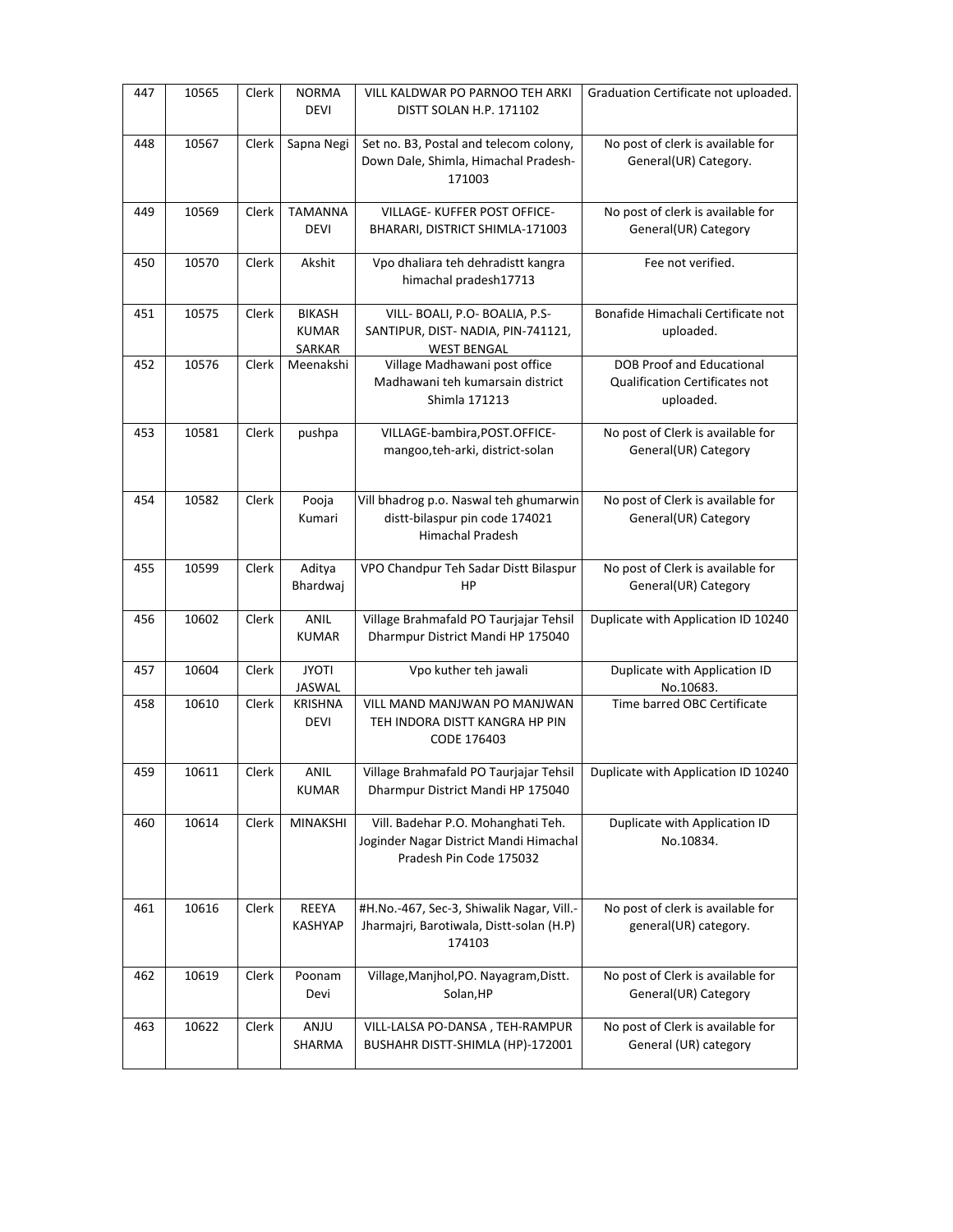| 447 | 10565 | Clerk | NORMA DEVI | VILL KALDWAR PO PARNOO TEH ARKI DISTT SOLAN H.P. 171102 | Graduation Certificate not uploaded. |
|---|---|---|---|---|---|
| 448 | 10567 | Clerk | Sapna Negi | Set no. B3, Postal and telecom colony, Down Dale, Shimla, Himachal Pradesh-171003 | No post of clerk is available for General(UR) Category. |
| 449 | 10569 | Clerk | TAMANNA DEVI | VILLAGE- KUFFER POST OFFICE-BHARARI, DISTRICT SHIMLA-171003 | No post of clerk is available for General(UR) Category |
| 450 | 10570 | Clerk | Akshit | Vpo dhaliara teh dehradistt kangra himachal pradesh17713 | Fee not verified. |
| 451 | 10575 | Clerk | BIKASH KUMAR SARKAR | VILL- BOALI, P.O- BOALIA, P.S-SANTIPUR, DIST- NADIA, PIN-741121, WEST BENGAL | Bonafide Himachali Certificate not uploaded. |
| 452 | 10576 | Clerk | Meenakshi | Village Madhawani post office Madhawani teh kumarsain district Shimla 171213 | DOB Proof and Educational Qualification Certificates not uploaded. |
| 453 | 10581 | Clerk | pushpa | VILLAGE-bambira,POST.OFFICE-mangoo,teh-arki, district-solan | No post of Clerk is available for General(UR) Category |
| 454 | 10582 | Clerk | Pooja Kumari | Vill bhadrog p.o. Naswal teh ghumarwin distt-bilaspur pin code 174021 Himachal Pradesh | No post of Clerk is available for General(UR) Category |
| 455 | 10599 | Clerk | Aditya Bhardwaj | VPO Chandpur Teh Sadar Distt Bilaspur HP | No post of Clerk is available for General(UR) Category |
| 456 | 10602 | Clerk | ANIL KUMAR | Village Brahmafald PO Taurjajar Tehsil Dharmpur District Mandi HP 175040 | Duplicate with Application ID 10240 |
| 457 | 10604 | Clerk | JYOTI JASWAL | Vpo kuther teh jawali | Duplicate with Application ID No.10683. |
| 458 | 10610 | Clerk | KRISHNA DEVI | VILL MAND MANJWAN PO MANJWAN TEH INDORA DISTT KANGRA HP PIN CODE 176403 | Time barred OBC Certificate |
| 459 | 10611 | Clerk | ANIL KUMAR | Village Brahmafald PO Taurjajar Tehsil Dharmpur District Mandi HP 175040 | Duplicate with Application ID 10240 |
| 460 | 10614 | Clerk | MINAKSHI | Vill. Badehar P.O. Mohanghati Teh. Joginder Nagar District Mandi Himachal Pradesh Pin Code 175032 | Duplicate with Application ID No.10834. |
| 461 | 10616 | Clerk | REEYA KASHYAP | #H.No.-467, Sec-3, Shiwalik Nagar, Vill.-Jharmajri, Barotiwala, Distt-solan (H.P) 174103 | No post of clerk is available for general(UR) category. |
| 462 | 10619 | Clerk | Poonam Devi | Village,Manjhol,PO. Nayagram,Distt. Solan,HP | No post of Clerk is available for General(UR) Category |
| 463 | 10622 | Clerk | ANJU SHARMA | VILL-LALSA PO-DANSA , TEH-RAMPUR BUSHAHR DISTT-SHIMLA (HP)-172001 | No post of Clerk is available for General (UR) category |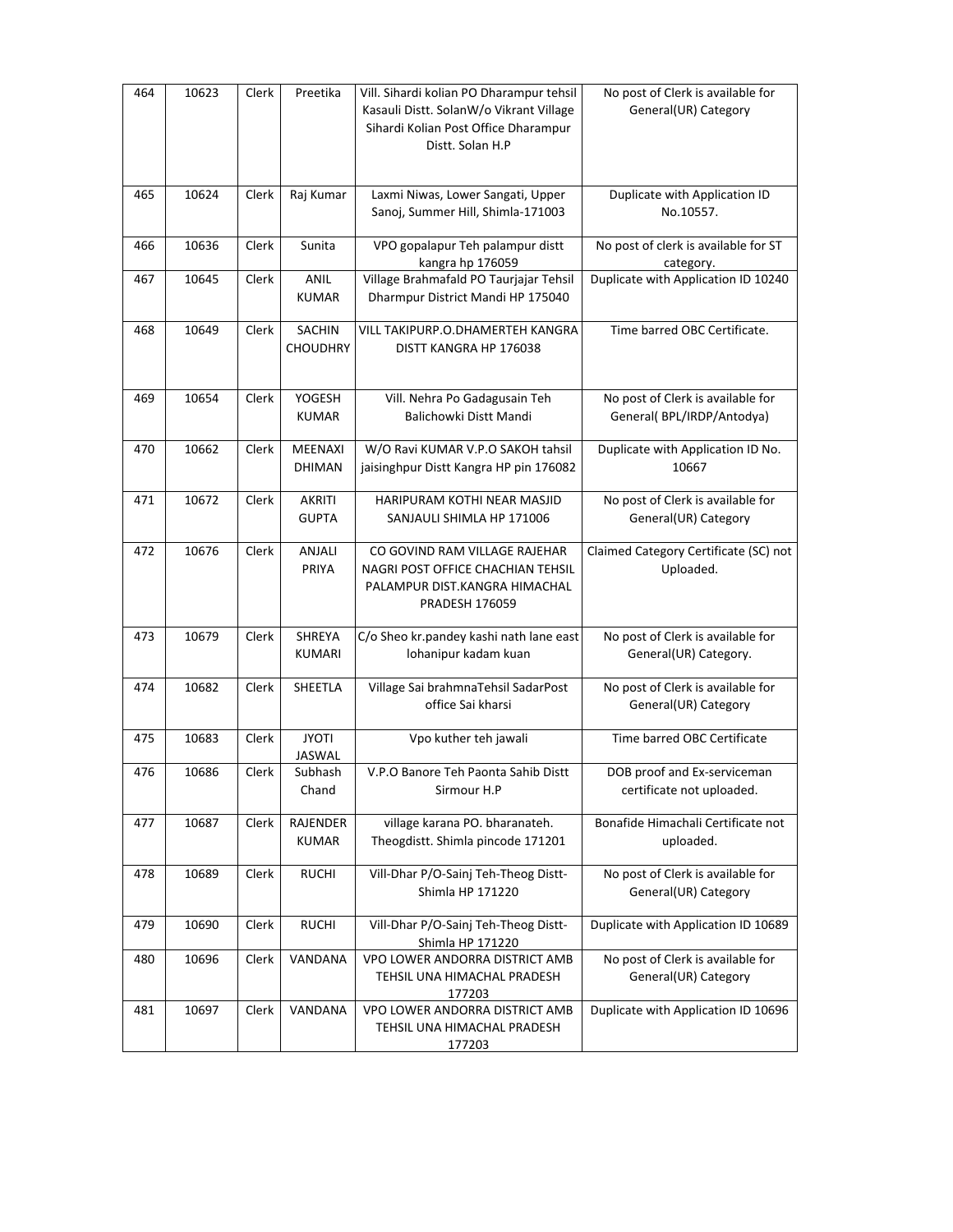| 464 | 10623 | Clerk | Preetika | Vill. Sihardi kolian PO Dharampur tehsil Kasauli Distt. SolanW/o Vikrant Village Sihardi Kolian Post Office Dharampur Distt. Solan H.P | No post of Clerk is available for General(UR) Category |
|---|---|---|---|---|---|
| 465 | 10624 | Clerk | Raj Kumar | Laxmi Niwas, Lower Sangati, Upper Sanoj, Summer Hill, Shimla-171003 | Duplicate with Application ID No.10557. |
| 466 | 10636 | Clerk | Sunita | VPO gopalapur Teh palampur distt kangra hp 176059 | No post of clerk is available for ST category. |
| 467 | 10645 | Clerk | ANIL KUMAR | Village Brahmafald PO Taurjajar Tehsil Dharmpur District Mandi HP 175040 | Duplicate with Application ID 10240 |
| 468 | 10649 | Clerk | SACHIN CHOUDHRY | VILL TAKIPURP.O.DHAMERTEH KANGRA DISTT KANGRA HP 176038 | Time barred OBC Certificate. |
| 469 | 10654 | Clerk | YOGESH KUMAR | Vill. Nehra Po Gadagusain Teh Balichowki Distt Mandi | No post of Clerk is available for General( BPL/IRDP/Antodya) |
| 470 | 10662 | Clerk | MEENAXI DHIMAN | W/O Ravi KUMAR V.P.O SAKOH tahsil jaisinghpur Distt Kangra HP pin 176082 | Duplicate with Application ID No. 10667 |
| 471 | 10672 | Clerk | AKRITI GUPTA | HARIPURAM KOTHI NEAR MASJID SANJAULI SHIMLA HP 171006 | No post of Clerk is available for General(UR) Category |
| 472 | 10676 | Clerk | ANJALI PRIYA | CO GOVIND RAM VILLAGE RAJEHAR NAGRI POST OFFICE CHACHIAN TEHSIL PALAMPUR DIST.KANGRA HIMACHAL PRADESH 176059 | Claimed Category Certificate (SC) not Uploaded. |
| 473 | 10679 | Clerk | SHREYA KUMARI | C/o Sheo kr.pandey kashi nath lane east lohanipur kadam kuan | No post of Clerk is available for General(UR) Category. |
| 474 | 10682 | Clerk | SHEETLA | Village Sai brahmnaTehsil SadarPost office Sai kharsi | No post of Clerk is available for General(UR) Category |
| 475 | 10683 | Clerk | JYOTI JASWAL | Vpo kuther teh jawali | Time barred OBC Certificate |
| 476 | 10686 | Clerk | Subhash Chand | V.P.O Banore Teh Paonta Sahib Distt Sirmour H.P | DOB proof and Ex-serviceman certificate not uploaded. |
| 477 | 10687 | Clerk | RAJENDER KUMAR | village karana PO. bharanateh. Theogdistt. Shimla pincode 171201 | Bonafide Himachali Certificate not uploaded. |
| 478 | 10689 | Clerk | RUCHI | Vill-Dhar P/O-Sainj Teh-Theog Distt-Shimla HP 171220 | No post of Clerk is available for General(UR) Category |
| 479 | 10690 | Clerk | RUCHI | Vill-Dhar P/O-Sainj Teh-Theog Distt-Shimla HP 171220 | Duplicate with Application ID 10689 |
| 480 | 10696 | Clerk | VANDANA | VPO LOWER ANDORRA DISTRICT AMB TEHSIL UNA HIMACHAL PRADESH 177203 | No post of Clerk is available for General(UR) Category |
| 481 | 10697 | Clerk | VANDANA | VPO LOWER ANDORRA DISTRICT AMB TEHSIL UNA HIMACHAL PRADESH 177203 | Duplicate with Application ID 10696 |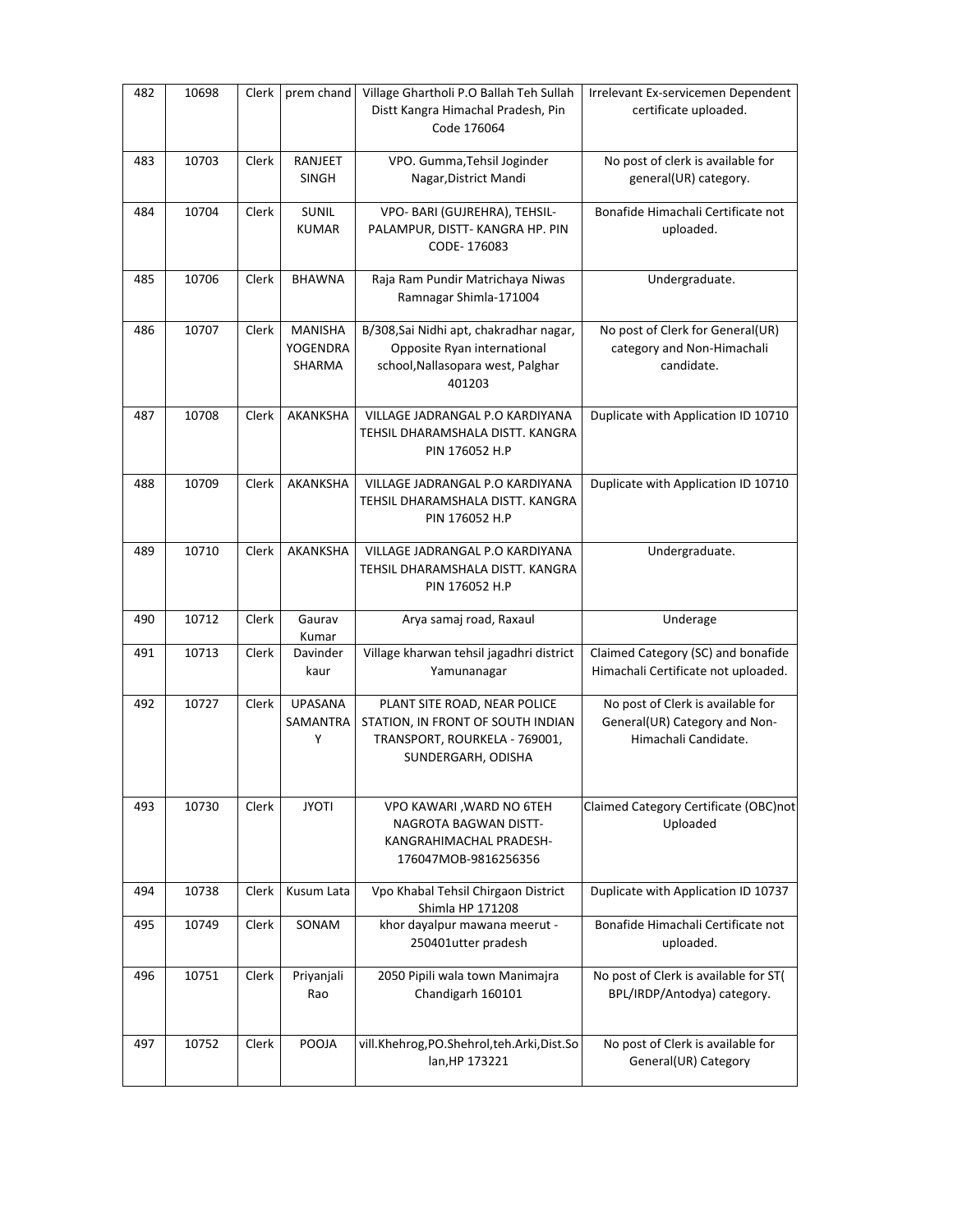| 482 | 10698 | Clerk | prem chand | Village Ghartholi P.O Ballah Teh Sullah Distt Kangra Himachal Pradesh, Pin Code 176064 | Irrelevant Ex-servicemen Dependent certificate uploaded. |
|---|---|---|---|---|---|
| 483 | 10703 | Clerk | RANJEET SINGH | VPO. Gumma,Tehsil Joginder Nagar,District Mandi | No post of clerk is available for general(UR) category. |
| 484 | 10704 | Clerk | SUNIL KUMAR | VPO- BARI (GUJREHRA), TEHSIL- PALAMPUR, DISTT- KANGRA HP. PIN CODE- 176083 | Bonafide Himachali Certificate not uploaded. |
| 485 | 10706 | Clerk | BHAWNA | Raja Ram Pundir Matrichaya Niwas Ramnagar Shimla-171004 | Undergraduate. |
| 486 | 10707 | Clerk | MANISHA YOGENDRA SHARMA | B/308,Sai Nidhi apt, chakradhar nagar, Opposite Ryan international school,Nallasopara west, Palghar 401203 | No post of Clerk for General(UR) category and Non-Himachali candidate. |
| 487 | 10708 | Clerk | AKANKSHA | VILLAGE JADRANGAL P.O KARDIYANA TEHSIL DHARAMSHALA DISTT. KANGRA PIN 176052 H.P | Duplicate with Application ID 10710 |
| 488 | 10709 | Clerk | AKANKSHA | VILLAGE JADRANGAL P.O KARDIYANA TEHSIL DHARAMSHALA DISTT. KANGRA PIN 176052 H.P | Duplicate with Application ID 10710 |
| 489 | 10710 | Clerk | AKANKSHA | VILLAGE JADRANGAL P.O KARDIYANA TEHSIL DHARAMSHALA DISTT. KANGRA PIN 176052 H.P | Undergraduate. |
| 490 | 10712 | Clerk | Gaurav Kumar | Arya samaj road, Raxaul | Underage |
| 491 | 10713 | Clerk | Davinder kaur | Village kharwan tehsil jagadhri district Yamunanagar | Claimed Category (SC) and bonafide Himachali Certificate not uploaded. |
| 492 | 10727 | Clerk | UPASANA SAMANTRAY | PLANT SITE ROAD, NEAR POLICE STATION, IN FRONT OF SOUTH INDIAN TRANSPORT, ROURKELA - 769001, SUNDERGARH, ODISHA | No post of Clerk is available for General(UR) Category and Non-Himachali Candidate. |
| 493 | 10730 | Clerk | JYOTI | VPO KAWARI ,WARD NO 6TEH NAGROTA BAGWAN DISTT-KANGRAHIMACHAL PRADESH-176047MOB-9816256356 | Claimed Category Certificate (OBC)not Uploaded |
| 494 | 10738 | Clerk | Kusum Lata | Vpo Khabal Tehsil Chirgaon District Shimla HP 171208 | Duplicate with Application ID 10737 |
| 495 | 10749 | Clerk | SONAM | khor dayalpur mawana meerut - 250401utter pradesh | Bonafide Himachali Certificate not uploaded. |
| 496 | 10751 | Clerk | Priyanjali Rao | 2050 Pipili wala town Manimajra Chandigarh 160101 | No post of Clerk is available for ST( BPL/IRDP/Antodya) category. |
| 497 | 10752 | Clerk | POOJA | vill.Khehrog,PO.Shehrol,teh.Arki,Dist.Solan,HP 173221 | No post of Clerk is available for General(UR) Category |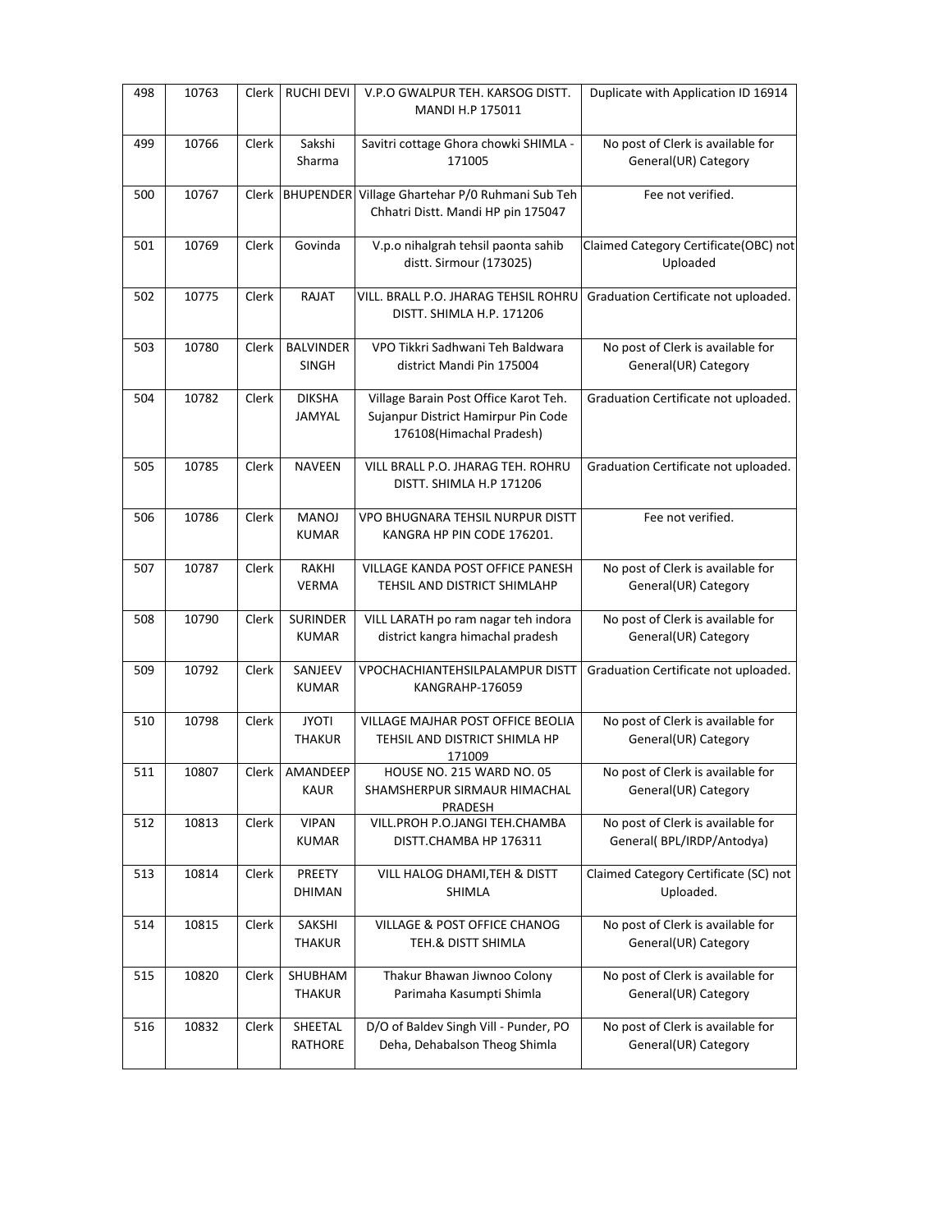| 498 | 10763 | Clerk | RUCHI DEVI | V.P.O GWALPUR TEH. KARSOG DISTT. MANDI H.P 175011 | Duplicate with Application ID 16914 |
|---|---|---|---|---|---|
| 499 | 10766 | Clerk | Sakshi Sharma | Savitri cottage Ghora chowki SHIMLA - 171005 | No post of Clerk is available for General(UR) Category |
| 500 | 10767 | Clerk | BHUPENDER | Village Ghartehar P/0 Ruhmani Sub Teh Chhatri Distt. Mandi HP pin 175047 | Fee not verified. |
| 501 | 10769 | Clerk | Govinda | V.p.o nihalgrah tehsil paonta sahib distt. Sirmour (173025) | Claimed Category Certificate(OBC) not Uploaded |
| 502 | 10775 | Clerk | RAJAT | VILL. BRALL P.O. JHARAG TEHSIL ROHRU DISTT. SHIMLA H.P. 171206 | Graduation Certificate not uploaded. |
| 503 | 10780 | Clerk | BALVINDER SINGH | VPO Tikkri Sadhwani Teh Baldwara district Mandi Pin 175004 | No post of Clerk is available for General(UR) Category |
| 504 | 10782 | Clerk | DIKSHA JAMYAL | Village Barain Post Office Karot Teh. Sujanpur District Hamirpur Pin Code 176108(Himachal Pradesh) | Graduation Certificate not uploaded. |
| 505 | 10785 | Clerk | NAVEEN | VILL BRALL P.O. JHARAG TEH. ROHRU DISTT. SHIMLA H.P 171206 | Graduation Certificate not uploaded. |
| 506 | 10786 | Clerk | MANOJ KUMAR | VPO BHUGNARA TEHSIL NURPUR DISTT KANGRA HP PIN CODE 176201. | Fee not verified. |
| 507 | 10787 | Clerk | RAKHI VERMA | VILLAGE KANDA POST OFFICE PANESH TEHSIL AND DISTRICT SHIMLAHP | No post of Clerk is available for General(UR) Category |
| 508 | 10790 | Clerk | SURINDER KUMAR | VILL LARATH po ram nagar teh indora district kangra himachal pradesh | No post of Clerk is available for General(UR) Category |
| 509 | 10792 | Clerk | SANJEEV KUMAR | VPOCHACHIANTEHSILPALAMPUR DISTT KANGRAHP-176059 | Graduation Certificate not uploaded. |
| 510 | 10798 | Clerk | JYOTI THAKUR | VILLAGE MAJHAR POST OFFICE BEOLIA TEHSIL AND DISTRICT SHIMLA HP 171009 | No post of Clerk is available for General(UR) Category |
| 511 | 10807 | Clerk | AMANDEEP KAUR | HOUSE NO. 215 WARD NO. 05 SHAMSHERPUR SIRMAUR HIMACHAL PRADESH | No post of Clerk is available for General(UR) Category |
| 512 | 10813 | Clerk | VIPAN KUMAR | VILL.PROH P.O.JANGI TEH.CHAMBA DISTT.CHAMBA HP 176311 | No post of Clerk is available for General( BPL/IRDP/Antodya) |
| 513 | 10814 | Clerk | PREETY DHIMAN | VILL HALOG DHAMI,TEH & DISTT SHIMLA | Claimed Category Certificate (SC) not Uploaded. |
| 514 | 10815 | Clerk | SAKSHI THAKUR | VILLAGE & POST OFFICE CHANOG TEH.& DISTT SHIMLA | No post of Clerk is available for General(UR) Category |
| 515 | 10820 | Clerk | SHUBHAM THAKUR | Thakur Bhawan Jiwnoo Colony Parimaha Kasumpti Shimla | No post of Clerk is available for General(UR) Category |
| 516 | 10832 | Clerk | SHEETAL RATHORE | D/O of Baldev Singh Vill - Punder, PO Deha, Dehabalson Theog Shimla | No post of Clerk is available for General(UR) Category |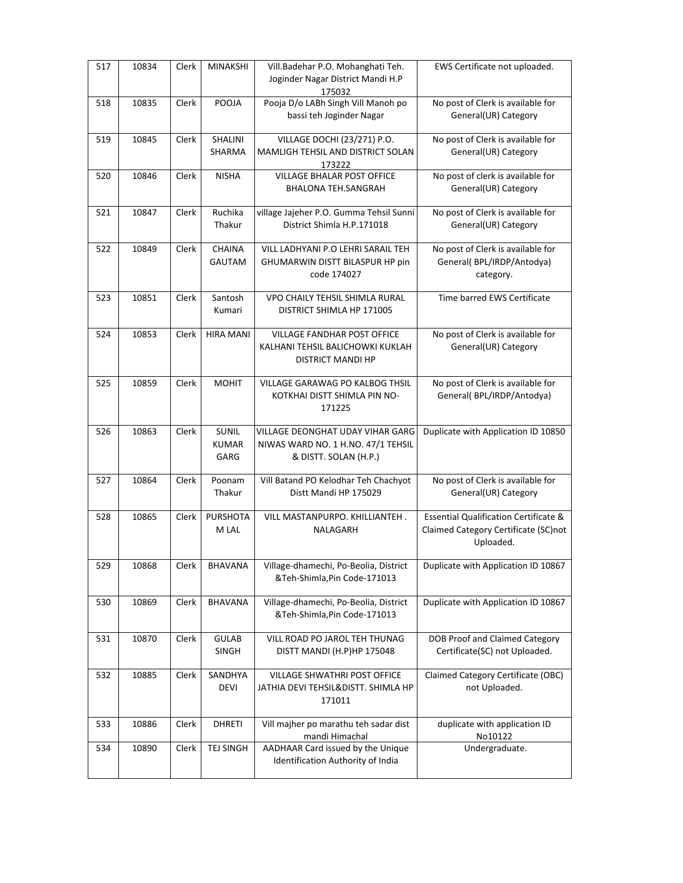| 517 | 10834 | Clerk | MINAKSHI | Vill.Badehar P.O. Mohanghati Teh. Joginder Nagar District Mandi H.P 175032 | EWS Certificate not uploaded. |
|---|---|---|---|---|---|
| 518 | 10835 | Clerk | POOJA | Pooja D/o LABh Singh Vill Manoh po bassi teh Joginder Nagar | No post of Clerk is available for General(UR) Category |
| 519 | 10845 | Clerk | SHALINI SHARMA | VILLAGE DOCHI (23/271) P.O. MAMLIGH TEHSIL AND DISTRICT SOLAN 173222 | No post of Clerk is available for General(UR) Category |
| 520 | 10846 | Clerk | NISHA | VILLAGE BHALAR POST OFFICE BHALONA TEH.SANGRAH | No post of clerk is available for General(UR) Category |
| 521 | 10847 | Clerk | Ruchika Thakur | village Jajeher P.O. Gumma Tehsil Sunni District Shimla H.P.171018 | No post of Clerk is available for General(UR) Category |
| 522 | 10849 | Clerk | CHAINA GAUTAM | VILL LADHYANI P.O LEHRI SARAIL TEH GHUMARWIN DISTT BILASPUR HP pin code 174027 | No post of Clerk is available for General( BPL/IRDP/Antodya) category. |
| 523 | 10851 | Clerk | Santosh Kumari | VPO CHAILY TEHSIL SHIMLA RURAL DISTRICT SHIMLA HP 171005 | Time barred EWS Certificate |
| 524 | 10853 | Clerk | HIRA MANI | VILLAGE FANDHAR POST OFFICE KALHANI TEHSIL BALICHOWKI KUKLAH DISTRICT MANDI HP | No post of Clerk is available for General(UR) Category |
| 525 | 10859 | Clerk | MOHIT | VILLAGE GARAWAG PO KALBOG THSIL KOTKHAI DISTT SHIMLA PIN NO-171225 | No post of Clerk is available for General( BPL/IRDP/Antodya) |
| 526 | 10863 | Clerk | SUNIL KUMAR GARG | VILLAGE DEONGHAT UDAY VIHAR GARG NIWAS WARD NO. 1 H.NO. 47/1 TEHSIL & DISTT. SOLAN (H.P.) | Duplicate with Application ID 10850 |
| 527 | 10864 | Clerk | Poonam Thakur | Vill Batand PO Kelodhar Teh Chachyot Distt Mandi HP 175029 | No post of Clerk is available for General(UR) Category |
| 528 | 10865 | Clerk | PURSHOTA M LAL | VILL MASTANPURPO. KHILLIANTEH . NALAGARH | Essential Qualification Certificate & Claimed Category Certificate (SC)not Uploaded. |
| 529 | 10868 | Clerk | BHAVANA | Village-dhamechi, Po-Beolia, District &Teh-Shimla,Pin Code-171013 | Duplicate with Application ID 10867 |
| 530 | 10869 | Clerk | BHAVANA | Village-dhamechi, Po-Beolia, District &Teh-Shimla,Pin Code-171013 | Duplicate with Application ID 10867 |
| 531 | 10870 | Clerk | GULAB SINGH | VILL ROAD PO JAROL TEH THUNAG DISTT MANDI (H.P)HP 175048 | DOB Proof and Claimed Category Certificate(SC) not Uploaded. |
| 532 | 10885 | Clerk | SANDHYA DEVI | VILLAGE SHWATHRI POST OFFICE JATHIA DEVI TEHSIL&DISTT. SHIMLA HP 171011 | Claimed Category Certificate (OBC) not Uploaded. |
| 533 | 10886 | Clerk | DHRETI | Vill majher po marathu teh sadar dist mandi Himachal | duplicate with application ID No10122 |
| 534 | 10890 | Clerk | TEJ SINGH | AADHAAR Card issued by the Unique Identification Authority of India | Undergraduate. |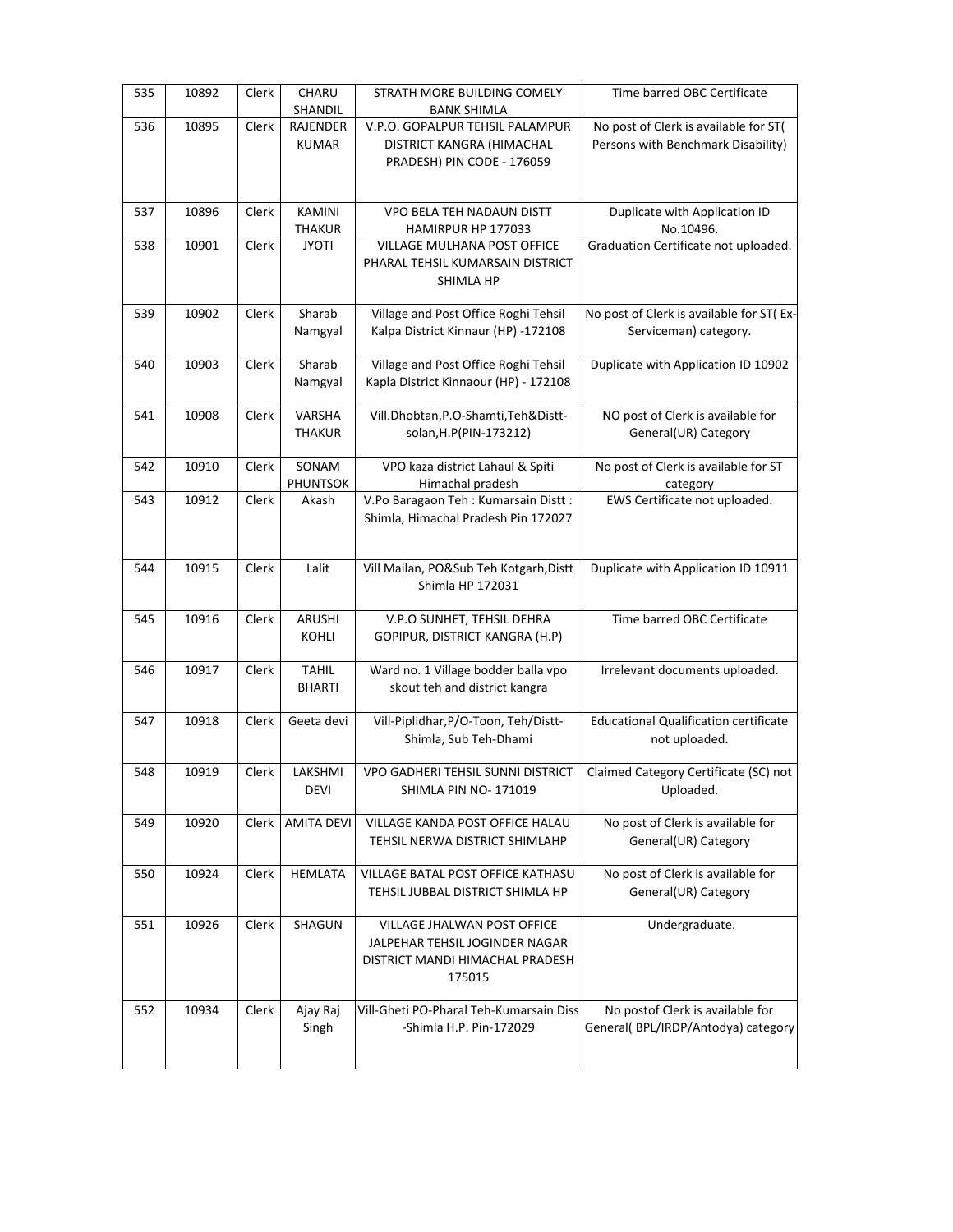| 535 | 10892 | Clerk | CHARU SHANDIL | STRATH MORE BUILDING COMELY BANK SHIMLA | Time barred OBC Certificate |
|---|---|---|---|---|---|
| 536 | 10895 | Clerk | RAJENDER KUMAR | V.P.O. GOPALPUR TEHSIL PALAMPUR DISTRICT KANGRA (HIMACHAL PRADESH) PIN CODE - 176059 | No post of Clerk is available for ST( Persons with Benchmark Disability) |
| 537 | 10896 | Clerk | KAMINI THAKUR | VPO BELA TEH NADAUN DISTT HAMIRPUR HP 177033 | Duplicate with Application ID No.10496. |
| 538 | 10901 | Clerk | JYOTI | VILLAGE MULHANA POST OFFICE PHARAL TEHSIL KUMARSAIN DISTRICT SHIMLA HP | Graduation Certificate not uploaded. |
| 539 | 10902 | Clerk | Sharab Namgyal | Village and Post Office Roghi Tehsil Kalpa District Kinnaur (HP) -172108 | No post of Clerk is available for ST( Ex-Serviceman) category. |
| 540 | 10903 | Clerk | Sharab Namgyal | Village and Post Office Roghi Tehsil Kapla District Kinnaour (HP) - 172108 | Duplicate with Application ID 10902 |
| 541 | 10908 | Clerk | VARSHA THAKUR | Vill.Dhobtan,P.O-Shamti,Teh&Distt-solan,H.P(PIN-173212) | NO post of Clerk is available for General(UR) Category |
| 542 | 10910 | Clerk | SONAM PHUNTSOK | VPO kaza district Lahaul & Spiti Himachal pradesh | No post of Clerk is available for ST category |
| 543 | 10912 | Clerk | Akash | V.Po Baragaon Teh : Kumarsain Distt : Shimla, Himachal Pradesh Pin 172027 | EWS Certificate not uploaded. |
| 544 | 10915 | Clerk | Lalit | Vill Mailan, PO&Sub Teh Kotgarh,Distt Shimla HP 172031 | Duplicate with Application ID 10911 |
| 545 | 10916 | Clerk | ARUSHI KOHLI | V.P.O SUNHET, TEHSIL DEHRA GOPIPUR, DISTRICT KANGRA (H.P) | Time barred OBC Certificate |
| 546 | 10917 | Clerk | TAHIL BHARTI | Ward no. 1 Village bodder balla vpo skout teh and district kangra | Irrelevant documents uploaded. |
| 547 | 10918 | Clerk | Geeta devi | Vill-Piplidhar,P/O-Toon, Teh/Distt-Shimla, Sub Teh-Dhami | Educational Qualification certificate not uploaded. |
| 548 | 10919 | Clerk | LAKSHMI DEVI | VPO GADHERI TEHSIL SUNNI DISTRICT SHIMLA PIN NO- 171019 | Claimed Category Certificate (SC) not Uploaded. |
| 549 | 10920 | Clerk | AMITA DEVI | VILLAGE KANDA POST OFFICE HALAU TEHSIL NERWA DISTRICT SHIMLAHP | No post of Clerk is available for General(UR) Category |
| 550 | 10924 | Clerk | HEMLATA | VILLAGE BATAL POST OFFICE KATHASU TEHSIL JUBBAL DISTRICT SHIMLA HP | No post of Clerk is available for General(UR) Category |
| 551 | 10926 | Clerk | SHAGUN | VILLAGE JHALWAN POST OFFICE JALPEHAR TEHSIL JOGINDER NAGAR DISTRICT MANDI HIMACHAL PRADESH 175015 | Undergraduate. |
| 552 | 10934 | Clerk | Ajay Raj Singh | Vill-Gheti PO-Pharal Teh-Kumarsain Diss -Shimla H.P. Pin-172029 | No postof Clerk is available for General( BPL/IRDP/Antodya) category |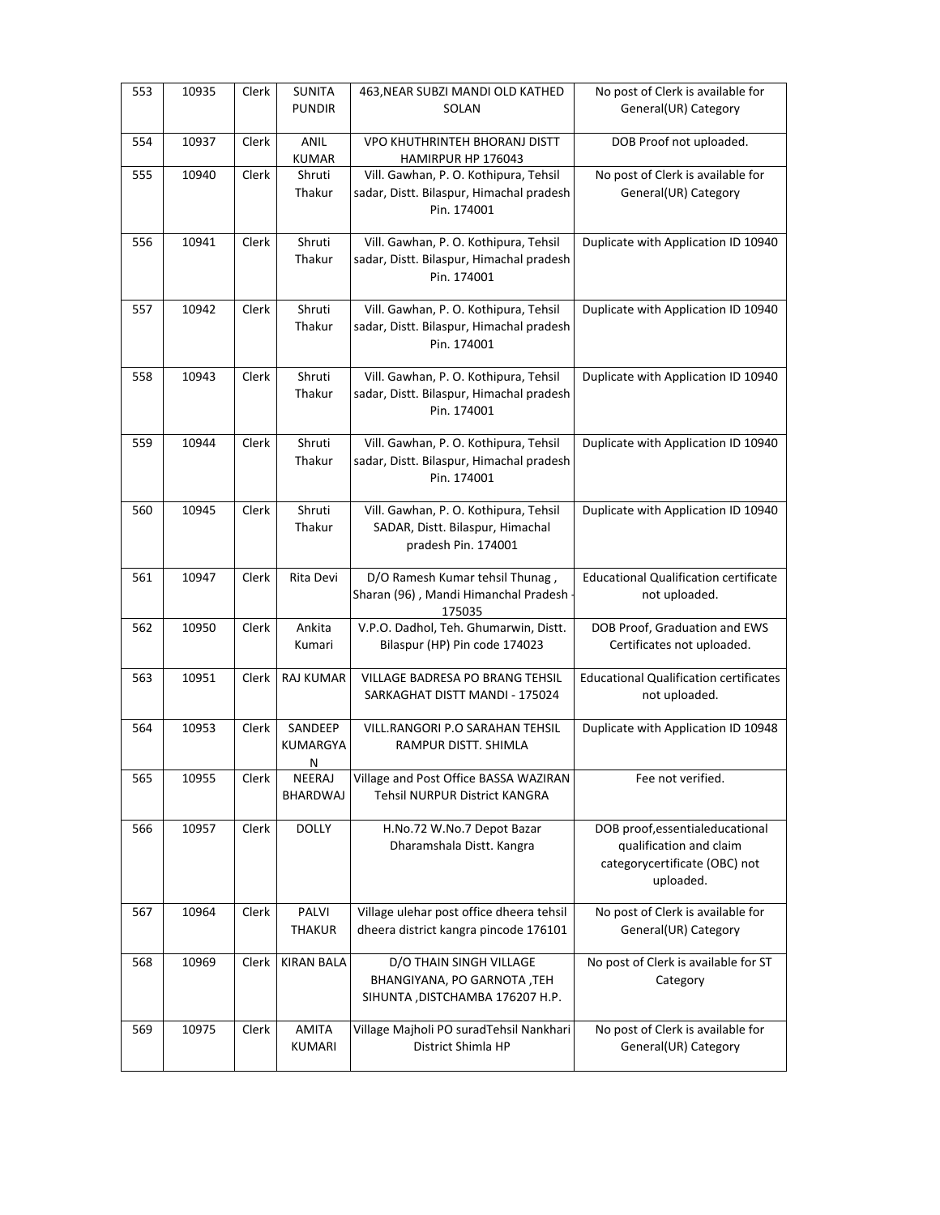| 553 | 10935 | Clerk | SUNITA PUNDIR | 463,NEAR SUBZI MANDI OLD KATHED SOLAN | No post of Clerk is available for General(UR) Category |
|---|---|---|---|---|---|
| 554 | 10937 | Clerk | ANIL KUMAR | VPO KHUTHRINTEH BHORANJ DISTT HAMIRPUR HP 176043 | DOB Proof not uploaded. |
| 555 | 10940 | Clerk | Shruti Thakur | Vill. Gawhan, P. O. Kothipura, Tehsil sadar, Distt. Bilaspur, Himachal pradesh Pin. 174001 | No post of Clerk is available for General(UR) Category |
| 556 | 10941 | Clerk | Shruti Thakur | Vill. Gawhan, P. O. Kothipura, Tehsil sadar, Distt. Bilaspur, Himachal pradesh Pin. 174001 | Duplicate with Application ID 10940 |
| 557 | 10942 | Clerk | Shruti Thakur | Vill. Gawhan, P. O. Kothipura, Tehsil sadar, Distt. Bilaspur, Himachal pradesh Pin. 174001 | Duplicate with Application ID 10940 |
| 558 | 10943 | Clerk | Shruti Thakur | Vill. Gawhan, P. O. Kothipura, Tehsil sadar, Distt. Bilaspur, Himachal pradesh Pin. 174001 | Duplicate with Application ID 10940 |
| 559 | 10944 | Clerk | Shruti Thakur | Vill. Gawhan, P. O. Kothipura, Tehsil sadar, Distt. Bilaspur, Himachal pradesh Pin. 174001 | Duplicate with Application ID 10940 |
| 560 | 10945 | Clerk | Shruti Thakur | Vill. Gawhan, P. O. Kothipura, Tehsil SADAR, Distt. Bilaspur, Himachal pradesh Pin. 174001 | Duplicate with Application ID 10940 |
| 561 | 10947 | Clerk | Rita Devi | D/O Ramesh Kumar tehsil Thunag , Sharan (96) , Mandi Himanchal Pradesh - 175035 | Educational Qualification certificate not uploaded. |
| 562 | 10950 | Clerk | Ankita Kumari | V.P.O. Dadhol, Teh. Ghumarwin, Distt. Bilaspur (HP) Pin code 174023 | DOB Proof, Graduation and EWS Certificates not uploaded. |
| 563 | 10951 | Clerk | RAJ KUMAR | VILLAGE BADRESA PO BRANG TEHSIL SARKAGHAT DISTT MANDI - 175024 | Educational Qualification certificates not uploaded. |
| 564 | 10953 | Clerk | SANDEEP KUMARGYAN | VILL.RANGORI P.O SARAHAN TEHSIL RAMPUR DISTT. SHIMLA | Duplicate with Application ID 10948 |
| 565 | 10955 | Clerk | NEERAJ BHARDWAJ | Village and Post Office BASSA WAZIRAN Tehsil NURPUR District KANGRA | Fee not verified. |
| 566 | 10957 | Clerk | DOLLY | H.No.72 W.No.7 Depot Bazar Dharamshala Distt. Kangra | DOB proof,essentialeducational qualification and claim categorycertificate (OBC) not uploaded. |
| 567 | 10964 | Clerk | PALVI THAKUR | Village ulehar post office dheera tehsil dheera district kangra pincode 176101 | No post of Clerk is available for General(UR) Category |
| 568 | 10969 | Clerk | KIRAN BALA | D/O THAIN SINGH VILLAGE BHANGIYANA, PO GARNOTA ,TEH SIHUNTA ,DISTCHAMBA 176207 H.P. | No post of Clerk is available for ST Category |
| 569 | 10975 | Clerk | AMITA KUMARI | Village Majholi PO suradTehsil Nankhari District Shimla HP | No post of Clerk is available for General(UR) Category |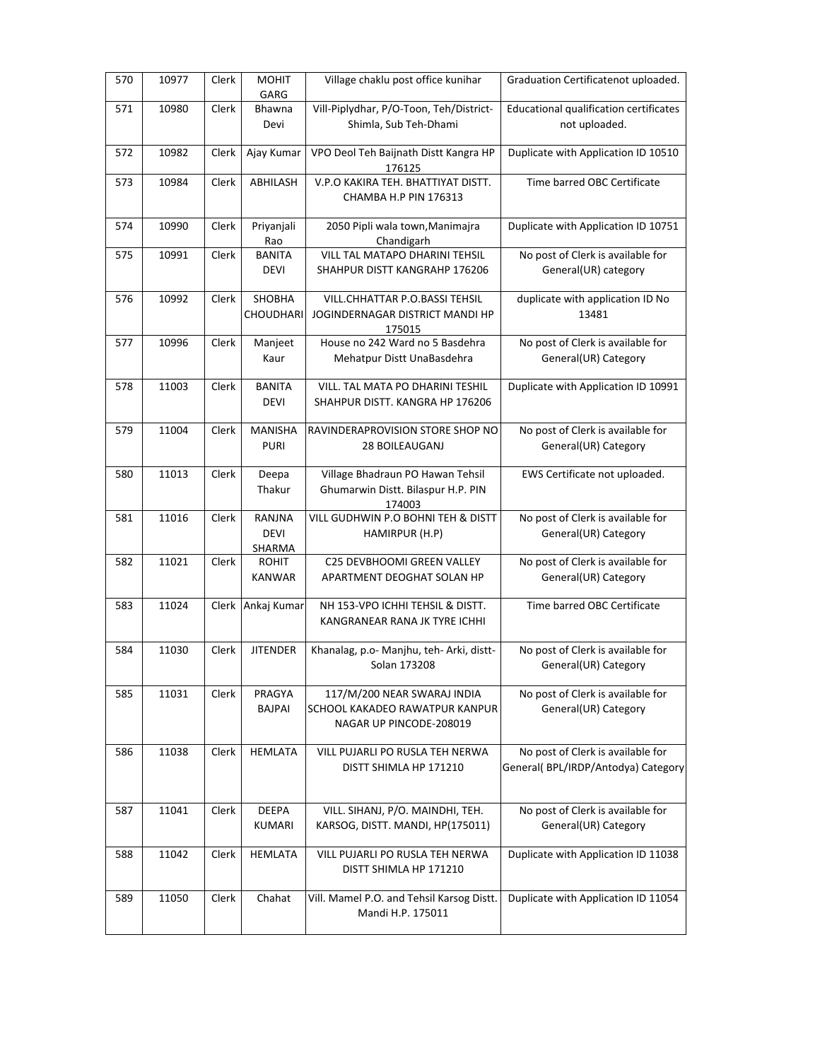| 570 | 10977 | Clerk | MOHIT GARG | Village chaklu post office kunihar | Graduation Certificatenot uploaded. |
|---|---|---|---|---|---|
| 571 | 10980 | Clerk | Bhawna Devi | Vill-Piplydhar, P/O-Toon, Teh/District-Shimla, Sub Teh-Dhami | Educational qualification certificates not uploaded. |
| 572 | 10982 | Clerk | Ajay Kumar | VPO Deol Teh Baijnath Distt Kangra HP 176125 | Duplicate with Application ID 10510 |
| 573 | 10984 | Clerk | ABHILASH | V.P.O KAKIRA TEH. BHATTIYAT DISTT. CHAMBA H.P PIN 176313 | Time barred OBC Certificate |
| 574 | 10990 | Clerk | Priyanjali Rao | 2050 Pipli wala town,Manimajra Chandigarh | Duplicate with Application ID 10751 |
| 575 | 10991 | Clerk | BANITA DEVI | VILL TAL MATAPO DHARINI TEHSIL SHAHPUR DISTT KANGRAHP 176206 | No post of Clerk is available for General(UR) category |
| 576 | 10992 | Clerk | SHOBHA CHOUDHARI | VILL.CHHATTAR P.O.BASSI TEHSIL JOGINDERNAGAR DISTRICT MANDI HP 175015 | duplicate with application ID No 13481 |
| 577 | 10996 | Clerk | Manjeet Kaur | House no 242 Ward no 5 Basdehra Mehatpur Distt UnaBasdehra | No post of Clerk is available for General(UR) Category |
| 578 | 11003 | Clerk | BANITA DEVI | VILL. TAL MATA PO DHARINI TESHIL SHAHPUR DISTT. KANGRA HP 176206 | Duplicate with Application ID 10991 |
| 579 | 11004 | Clerk | MANISHA PURI | RAVINDERAPROVISION STORE SHOP NO 28 BOILEAUGANJ | No post of Clerk is available for General(UR) Category |
| 580 | 11013 | Clerk | Deepa Thakur | Village Bhadraun PO Hawan Tehsil Ghumarwin Distt. Bilaspur H.P. PIN 174003 | EWS Certificate not uploaded. |
| 581 | 11016 | Clerk | RANJNA DEVI SHARMA | VILL GUDHWIN P.O BOHNI TEH & DISTT HAMIRPUR (H.P) | No post of Clerk is available for General(UR) Category |
| 582 | 11021 | Clerk | ROHIT KANWAR | C25 DEVBHOOMI GREEN VALLEY APARTMENT DEOGHAT SOLAN HP | No post of Clerk is available for General(UR) Category |
| 583 | 11024 | Clerk | Ankaj Kumar | NH 153-VPO ICHHI TEHSIL & DISTT. KANGRANEAR RANA JK TYRE ICHHI | Time barred OBC Certificate |
| 584 | 11030 | Clerk | JITENDER | Khanalag, p.o- Manjhu, teh- Arki, distt-Solan 173208 | No post of Clerk is available for General(UR) Category |
| 585 | 11031 | Clerk | PRAGYA BAJPAI | 117/M/200 NEAR SWARAJ INDIA SCHOOL KAKADEO RAWATPUR KANPUR NAGAR UP PINCODE-208019 | No post of Clerk is available for General(UR) Category |
| 586 | 11038 | Clerk | HEMLATA | VILL PUJARLI PO RUSLA TEH NERWA DISTT SHIMLA HP 171210 | No post of Clerk is available for General( BPL/IRDP/Antodya) Category |
| 587 | 11041 | Clerk | DEEPA KUMARI | VILL. SIHANJ, P/O. MAINDHI, TEH. KARSOG, DISTT. MANDI, HP(175011) | No post of Clerk is available for General(UR) Category |
| 588 | 11042 | Clerk | HEMLATA | VILL PUJARLI PO RUSLA TEH NERWA DISTT SHIMLA HP 171210 | Duplicate with Application ID 11038 |
| 589 | 11050 | Clerk | Chahat | Vill. Mamel P.O. and Tehsil Karsog Distt. Mandi H.P. 175011 | Duplicate with Application ID 11054 |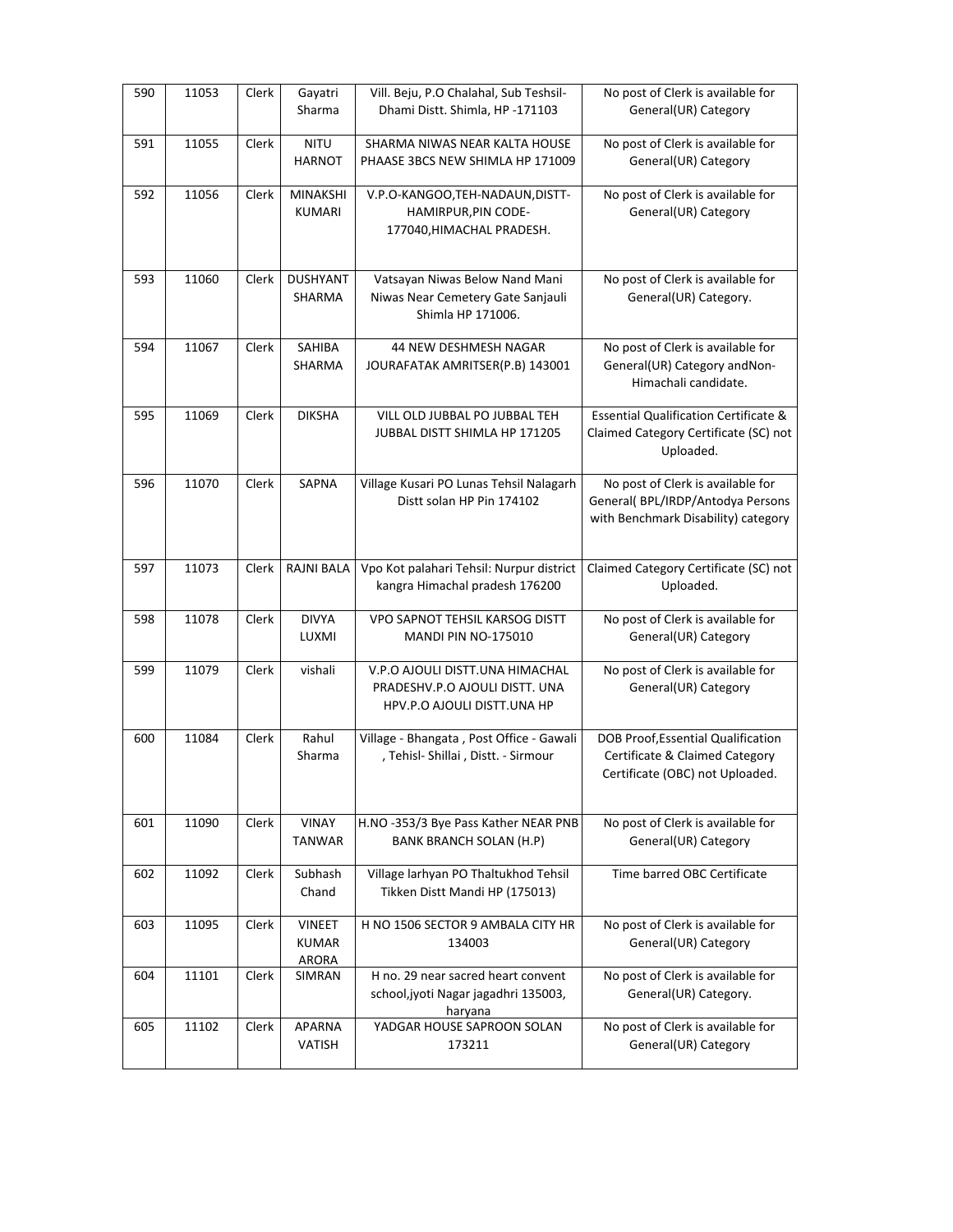| 590 | 11053 | Clerk | Gayatri Sharma | Vill. Beju, P.O Chalahal, Sub Teshsil-Dhami Distt. Shimla, HP -171103 | No post of Clerk is available for General(UR) Category |
|---|---|---|---|---|---|
| 591 | 11055 | Clerk | NITU HARNOT | SHARMA NIWAS NEAR KALTA HOUSE PHAASE 3BCS NEW SHIMLA HP 171009 | No post of Clerk is available for General(UR) Category |
| 592 | 11056 | Clerk | MINAKSHI KUMARI | V.P.O-KANGOO,TEH-NADAUN,DISTT-HAMIRPUR,PIN CODE-177040,HIMACHAL PRADESH. | No post of Clerk is available for General(UR) Category |
| 593 | 11060 | Clerk | DUSHYANT SHARMA | Vatsayan Niwas Below Nand Mani Niwas Near Cemetery Gate Sanjauli Shimla HP 171006. | No post of Clerk is available for General(UR) Category. |
| 594 | 11067 | Clerk | SAHIBA SHARMA | 44 NEW DESHMESH NAGAR JOURAFATAK AMRITSER(P.B) 143001 | No post of Clerk is available for General(UR) Category andNon-Himachali candidate. |
| 595 | 11069 | Clerk | DIKSHA | VILL OLD JUBBAL PO JUBBAL TEH JUBBAL DISTT SHIMLA HP 171205 | Essential Qualification Certificate & Claimed Category Certificate (SC) not Uploaded. |
| 596 | 11070 | Clerk | SAPNA | Village Kusari PO Lunas Tehsil Nalagarh Distt solan HP Pin 174102 | No post of Clerk is available for General( BPL/IRDP/Antodya Persons with Benchmark Disability) category |
| 597 | 11073 | Clerk | RAJNI BALA | Vpo Kot palahari Tehsil: Nurpur district kangra Himachal pradesh 176200 | Claimed Category Certificate (SC) not Uploaded. |
| 598 | 11078 | Clerk | DIVYA LUXMI | VPO SAPNOT TEHSIL KARSOG DISTT MANDI PIN NO-175010 | No post of Clerk is available for General(UR) Category |
| 599 | 11079 | Clerk | vishali | V.P.O AJOULI DISTT.UNA HIMACHAL PRADESHV.P.O AJOULI DISTT. UNA HPV.P.O AJOULI DISTT.UNA HP | No post of Clerk is available for General(UR) Category |
| 600 | 11084 | Clerk | Rahul Sharma | Village - Bhangata , Post Office - Gawali , Tehisl- Shillai , Distt. - Sirmour | DOB Proof,Essential Qualification Certificate & Claimed Category Certificate (OBC) not Uploaded. |
| 601 | 11090 | Clerk | VINAY TANWAR | H.NO -353/3 Bye Pass Kather NEAR PNB BANK BRANCH SOLAN (H.P) | No post of Clerk is available for General(UR) Category |
| 602 | 11092 | Clerk | Subhash Chand | Village larhyan PO Thaltukhod Tehsil Tikken Distt Mandi HP (175013) | Time barred OBC Certificate |
| 603 | 11095 | Clerk | VINEET KUMAR ARORA | H NO 1506 SECTOR 9 AMBALA CITY HR 134003 | No post of Clerk is available for General(UR) Category |
| 604 | 11101 | Clerk | SIMRAN | H no. 29 near sacred heart convent school,jyoti Nagar jagadhri 135003, haryana | No post of Clerk is available for General(UR) Category. |
| 605 | 11102 | Clerk | APARNA VATISH | YADGAR HOUSE SAPROON SOLAN 173211 | No post of Clerk is available for General(UR) Category |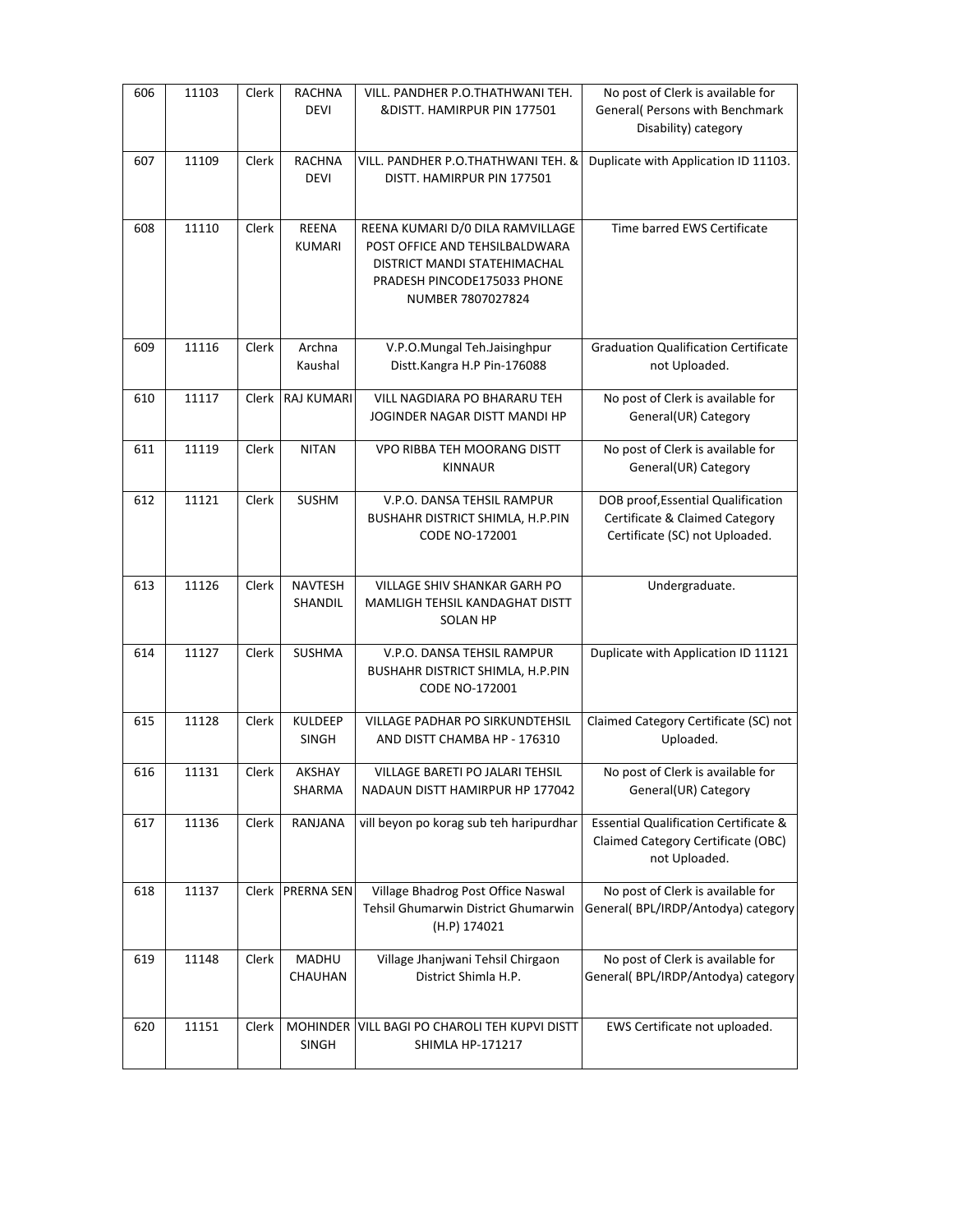| 606 | 11103 | Clerk | RACHNA DEVI | VILL. PANDHER P.O.THATHWANI TEH. &DISTT. HAMIRPUR PIN 177501 | No post of Clerk is available for General( Persons with Benchmark Disability) category |
|---|---|---|---|---|---|
| 607 | 11109 | Clerk | RACHNA DEVI | VILL. PANDHER P.O.THATHWANI TEH. & DISTT. HAMIRPUR PIN 177501 | Duplicate with Application ID 11103. |
| 608 | 11110 | Clerk | REENA KUMARI | REENA KUMARI D/0 DILA RAMVILLAGE POST OFFICE AND TEHSILBALDWARA DISTRICT MANDI STATEHIMACHAL PRADESH PINCODE175033 PHONE NUMBER 7807027824 | Time barred EWS Certificate |
| 609 | 11116 | Clerk | Archna Kaushal | V.P.O.Mungal Teh.Jaisinghpur Distt.Kangra H.P Pin-176088 | Graduation Qualification Certificate not Uploaded. |
| 610 | 11117 | Clerk | RAJ KUMARI | VILL NAGDIARA PO BHARARU TEH JOGINDER NAGAR DISTT MANDI HP | No post of Clerk is available for General(UR) Category |
| 611 | 11119 | Clerk | NITAN | VPO RIBBA TEH MOORANG DISTT KINNAUR | No post of Clerk is available for General(UR) Category |
| 612 | 11121 | Clerk | SUSHM | V.P.O. DANSA TEHSIL RAMPUR BUSHAHR DISTRICT SHIMLA, H.P.PIN CODE NO-172001 | DOB proof,Essential Qualification Certificate & Claimed Category Certificate (SC) not Uploaded. |
| 613 | 11126 | Clerk | NAVTESH SHANDIL | VILLAGE SHIV SHANKAR GARH PO MAMLIGH TEHSIL KANDAGHAT DISTT SOLAN HP | Undergraduate. |
| 614 | 11127 | Clerk | SUSHMA | V.P.O. DANSA TEHSIL RAMPUR BUSHAHR DISTRICT SHIMLA, H.P.PIN CODE NO-172001 | Duplicate with Application ID 11121 |
| 615 | 11128 | Clerk | KULDEEP SINGH | VILLAGE PADHAR PO SIRKUNDTEHSIL AND DISTT CHAMBA HP - 176310 | Claimed Category Certificate (SC) not Uploaded. |
| 616 | 11131 | Clerk | AKSHAY SHARMA | VILLAGE BARETI PO JALARI TEHSIL NADAUN DISTT HAMIRPUR HP 177042 | No post of Clerk is available for General(UR) Category |
| 617 | 11136 | Clerk | RANJANA | vill beyon po korag sub teh haripurdhar | Essential Qualification Certificate & Claimed Category Certificate (OBC) not Uploaded. |
| 618 | 11137 | Clerk | PRERNA SEN | Village Bhadrog Post Office Naswal Tehsil Ghumarwin District Ghumarwin (H.P) 174021 | No post of Clerk is available for General( BPL/IRDP/Antodya) category |
| 619 | 11148 | Clerk | MADHU CHAUHAN | Village Jhanjwani Tehsil Chirgaon District Shimla H.P. | No post of Clerk is available for General( BPL/IRDP/Antodya) category |
| 620 | 11151 | Clerk | MOHINDER SINGH | VILL BAGI PO CHAROLI TEH KUPVI DISTT SHIMLA HP-171217 | EWS Certificate not uploaded. |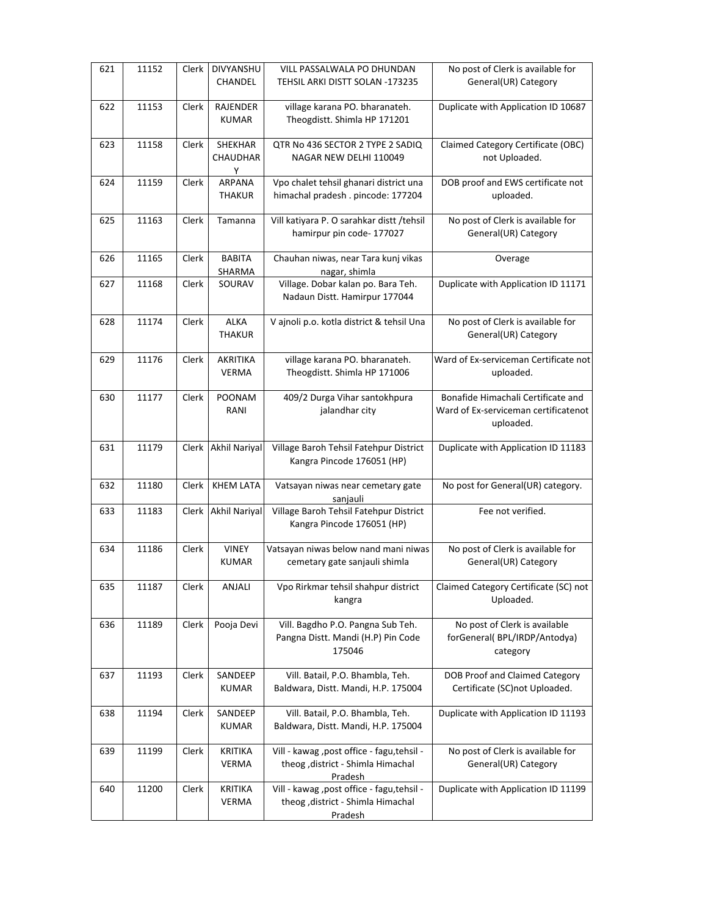| 621 | 11152 | Clerk | DIVYANSHU CHANDEL | VILL PASSALWALA PO DHUNDAN TEHSIL ARKI DISTT SOLAN -173235 | No post of Clerk is available for General(UR) Category |
|---|---|---|---|---|---|
| 622 | 11153 | Clerk | RAJENDER KUMAR | village karana PO. bharanateh. Theogdistt. Shimla HP 171201 | Duplicate with Application ID 10687 |
| 623 | 11158 | Clerk | SHEKHAR CHAUDHARY | QTR No 436 SECTOR 2 TYPE 2 SADIQ NAGAR NEW DELHI 110049 | Claimed Category Certificate (OBC) not Uploaded. |
| 624 | 11159 | Clerk | ARPANA THAKUR | Vpo chalet tehsil ghanari district una himachal pradesh . pincode: 177204 | DOB proof and EWS certificate not uploaded. |
| 625 | 11163 | Clerk | Tamanna | Vill katiyara P. O sarahkar distt /tehsil hamirpur pin code- 177027 | No post of Clerk is available for General(UR) Category |
| 626 | 11165 | Clerk | BABITA SHARMA | Chauhan niwas, near Tara kunj vikas nagar, shimla | Overage |
| 627 | 11168 | Clerk | SOURAV | Village. Dobar kalan po. Bara Teh. Nadaun Distt. Hamirpur 177044 | Duplicate with Application ID 11171 |
| 628 | 11174 | Clerk | ALKA THAKUR | V ajnoli p.o. kotla district & tehsil Una | No post of Clerk is available for General(UR) Category |
| 629 | 11176 | Clerk | AKRITIKA VERMA | village karana PO. bharanateh. Theogdistt. Shimla HP 171006 | Ward of Ex-serviceman Certificate not uploaded. |
| 630 | 11177 | Clerk | POONAM RANI | 409/2 Durga Vihar santokhpura jalandhar city | Bonafide Himachali Certificate and Ward of Ex-serviceman certificatenot uploaded. |
| 631 | 11179 | Clerk | Akhil Nariyal | Village Baroh Tehsil Fatehpur District Kangra Pincode 176051 (HP) | Duplicate with Application ID 11183 |
| 632 | 11180 | Clerk | KHEM LATA | Vatsayan niwas near cemetary gate sanjauli | No post for General(UR) category. |
| 633 | 11183 | Clerk | Akhil Nariyal | Village Baroh Tehsil Fatehpur District Kangra Pincode 176051 (HP) | Fee not verified. |
| 634 | 11186 | Clerk | VINEY KUMAR | Vatsayan niwas below nand mani niwas cemetary gate sanjauli shimla | No post of Clerk is available for General(UR) Category |
| 635 | 11187 | Clerk | ANJALI | Vpo Rirkmar tehsil shahpur district kangra | Claimed Category Certificate (SC) not Uploaded. |
| 636 | 11189 | Clerk | Pooja Devi | Vill. Bagdho P.O. Pangna Sub Teh. Pangna Distt. Mandi (H.P) Pin Code 175046 | No post of Clerk is available forGeneral( BPL/IRDP/Antodya) category |
| 637 | 11193 | Clerk | SANDEEP KUMAR | Vill. Batail, P.O. Bhambla, Teh. Baldwara, Distt. Mandi, H.P. 175004 | DOB Proof and Claimed Category Certificate (SC)not Uploaded. |
| 638 | 11194 | Clerk | SANDEEP KUMAR | Vill. Batail, P.O. Bhambla, Teh. Baldwara, Distt. Mandi, H.P. 175004 | Duplicate with Application ID 11193 |
| 639 | 11199 | Clerk | KRITIKA VERMA | Vill - kawag ,post office - fagu,tehsil - theog ,district - Shimla Himachal Pradesh | No post of Clerk is available for General(UR) Category |
| 640 | 11200 | Clerk | KRITIKA VERMA | Vill - kawag ,post office - fagu,tehsil - theog ,district - Shimla Himachal Pradesh | Duplicate with Application ID 11199 |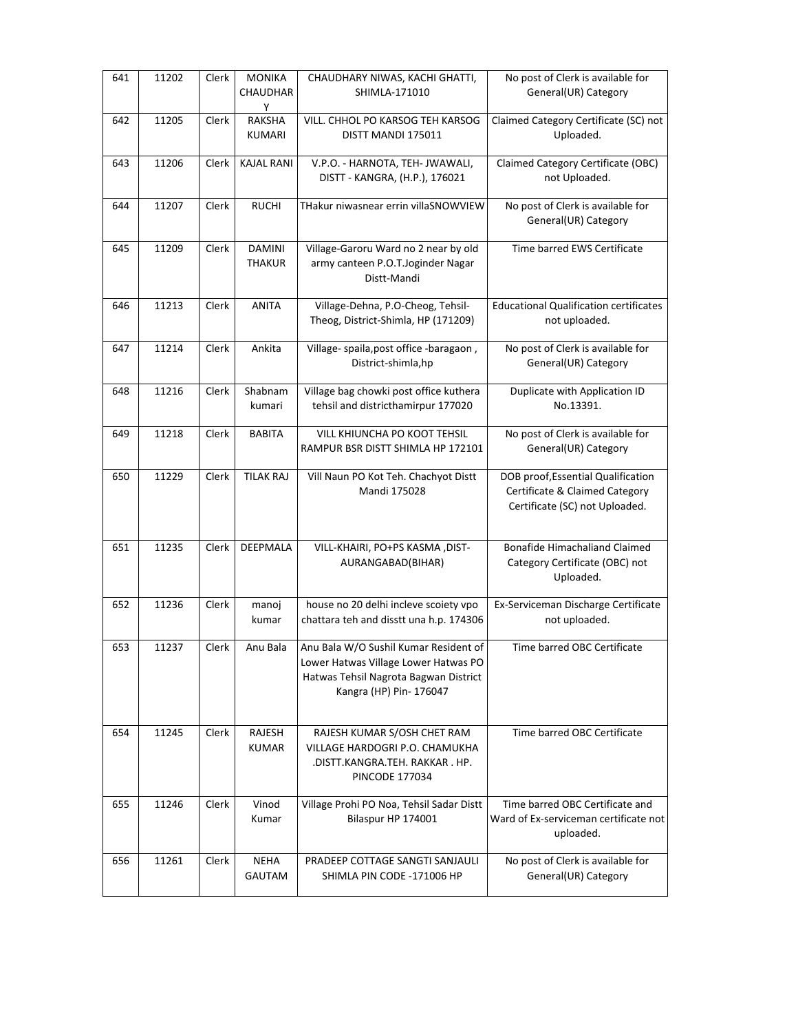| 641 | 11202 | Clerk | MONIKA CHAUDHARY | CHAUDHARY NIWAS, KACHI GHATTI, SHIMLA-171010 | No post of Clerk is available for General(UR) Category |
|---|---|---|---|---|---|
| 642 | 11205 | Clerk | RAKSHA KUMARI | VILL. CHHOL PO KARSOG TEH KARSOG DISTT MANDI 175011 | Claimed Category Certificate (SC) not Uploaded. |
| 643 | 11206 | Clerk | KAJAL RANI | V.P.O. - HARNOTA, TEH- JWAWALI, DISTT - KANGRA, (H.P.), 176021 | Claimed Category Certificate (OBC) not Uploaded. |
| 644 | 11207 | Clerk | RUCHI | THakur niwasnear errin villaSNOWVIEW | No post of Clerk is available for General(UR) Category |
| 645 | 11209 | Clerk | DAMINI THAKUR | Village-Garoru Ward no 2 near by old army canteen P.O.T.Joginder Nagar Distt-Mandi | Time barred EWS Certificate |
| 646 | 11213 | Clerk | ANITA | Village-Dehna, P.O-Cheog, Tehsil-Theog, District-Shimla, HP (171209) | Educational Qualification certificates not uploaded. |
| 647 | 11214 | Clerk | Ankita | Village- spaila,post office -baragaon , District-shimla,hp | No post of Clerk is available for General(UR) Category |
| 648 | 11216 | Clerk | Shabnam kumari | Village bag chowki post office kuthera tehsil and districthamirpur 177020 | Duplicate with Application ID No.13391. |
| 649 | 11218 | Clerk | BABITA | VILL KHIUNCHA PO KOOT TEHSIL RAMPUR BSR DISTT SHIMLA HP 172101 | No post of Clerk is available for General(UR) Category |
| 650 | 11229 | Clerk | TILAK RAJ | Vill Naun PO Kot Teh. Chachyot Distt Mandi 175028 | DOB proof,Essential Qualification Certificate & Claimed Category Certificate (SC) not Uploaded. |
| 651 | 11235 | Clerk | DEEPMALA | VILL-KHAIRI, PO+PS KASMA ,DIST-AURANGABAD(BIHAR) | Bonafide Himachaliand Claimed Category Certificate (OBC) not Uploaded. |
| 652 | 11236 | Clerk | manoj kumar | house no 20 delhi incleve scoiety vpo chattara teh and disstt una h.p. 174306 | Ex-Serviceman Discharge Certificate not uploaded. |
| 653 | 11237 | Clerk | Anu Bala | Anu Bala W/O Sushil Kumar Resident of Lower Hatwas Village Lower Hatwas PO Hatwas Tehsil Nagrota Bagwan District Kangra (HP) Pin- 176047 | Time barred OBC Certificate |
| 654 | 11245 | Clerk | RAJESH KUMAR | RAJESH KUMAR S/OSH CHET RAM VILLAGE HARDOGRI P.O. CHAMUKHA .DISTT.KANGRA.TEH. RAKKAR . HP. PINCODE 177034 | Time barred OBC Certificate |
| 655 | 11246 | Clerk | Vinod Kumar | Village Prohi PO Noa, Tehsil Sadar Distt Bilaspur HP 174001 | Time barred OBC Certificate and Ward of Ex-serviceman certificate not uploaded. |
| 656 | 11261 | Clerk | NEHA GAUTAM | PRADEEP COTTAGE SANGTI SANJAULI SHIMLA PIN CODE -171006 HP | No post of Clerk is available for General(UR) Category |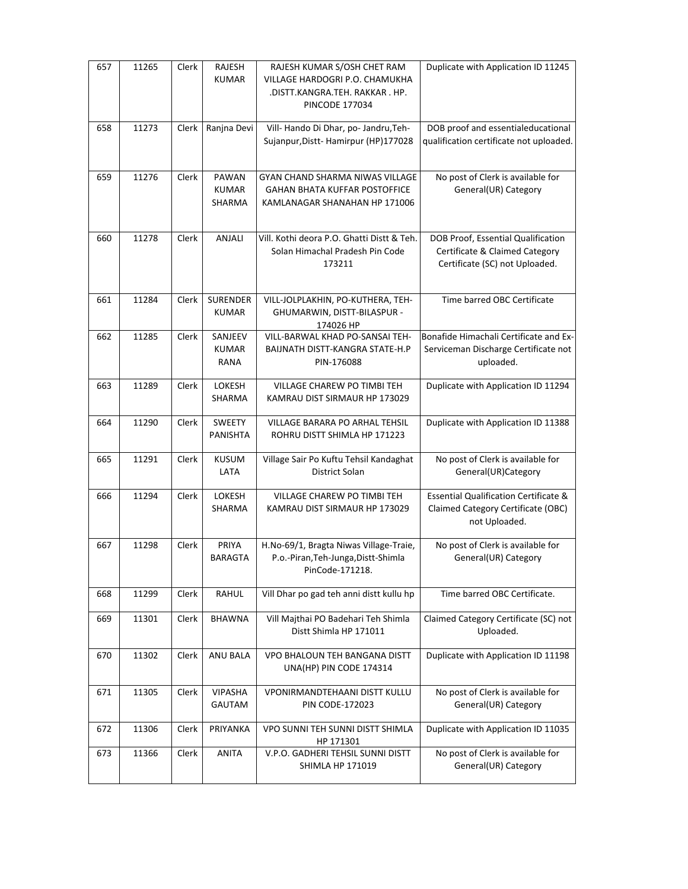| 657 | 11265 | Clerk | RAJESH KUMAR | RAJESH KUMAR S/OSH CHET RAM VILLAGE HARDOGRI P.O. CHAMUKHA .DISTT.KANGRA.TEH. RAKKAR . HP. PINCODE 177034 | Duplicate with Application ID 11245 |
|---|---|---|---|---|---|
| 658 | 11273 | Clerk | Ranjna Devi | Vill- Hando Di Dhar, po- Jandru,Teh-Sujanpur,Distt- Hamirpur (HP)177028 | DOB proof and essentialeducational qualification certificate not uploaded. |
| 659 | 11276 | Clerk | PAWAN KUMAR SHARMA | GYAN CHAND SHARMA NIWAS VILLAGE GAHAN BHATA KUFFAR POSTOFFICE KAMLANAGAR SHANAHAN HP 171006 | No post of Clerk is available for General(UR) Category |
| 660 | 11278 | Clerk | ANJALI | Vill. Kothi deora P.O. Ghatti Distt & Teh. Solan Himachal Pradesh Pin Code 173211 | DOB Proof, Essential Qualification Certificate & Claimed Category Certificate (SC) not Uploaded. |
| 661 | 11284 | Clerk | SURENDER KUMAR | VILL-JOLPLAKHIN, PO-KUTHERA, TEH-GHUMARWIN, DISTT-BILASPUR - 174026 HP | Time barred OBC Certificate |
| 662 | 11285 | Clerk | SANJEEV KUMAR RANA | VILL-BARWAL KHAD PO-SANSAI TEH-BAIJNATH DISTT-KANGRA STATE-H.P PIN-176088 | Bonafide Himachali Certificate and Ex-Serviceman Discharge Certificate not uploaded. |
| 663 | 11289 | Clerk | LOKESH SHARMA | VILLAGE CHAREW PO TIMBI TEH KAMRAU DIST SIRMAUR HP 173029 | Duplicate with Application ID 11294 |
| 664 | 11290 | Clerk | SWEETY PANISHTA | VILLAGE BARARA PO ARHAL TEHSIL ROHRU DISTT SHIMLA HP 171223 | Duplicate with Application ID 11388 |
| 665 | 11291 | Clerk | KUSUM LATA | Village Sair Po Kuftu Tehsil Kandaghat District Solan | No post of Clerk is available for General(UR)Category |
| 666 | 11294 | Clerk | LOKESH SHARMA | VILLAGE CHAREW PO TIMBI TEH KAMRAU DIST SIRMAUR HP 173029 | Essential Qualification Certificate & Claimed Category Certificate (OBC) not Uploaded. |
| 667 | 11298 | Clerk | PRIYA BARAGTA | H.No-69/1, Bragta Niwas Village-Traie, P.o.-Piran,Teh-Junga,Distt-Shimla PinCode-171218. | No post of Clerk is available for General(UR) Category |
| 668 | 11299 | Clerk | RAHUL | Vill Dhar po gad teh anni distt kullu hp | Time barred OBC Certificate. |
| 669 | 11301 | Clerk | BHAWNA | Vill Majthai PO Badehari Teh Shimla Distt Shimla HP 171011 | Claimed Category Certificate (SC) not Uploaded. |
| 670 | 11302 | Clerk | ANU BALA | VPO BHALOUN TEH BANGANA DISTT UNA(HP) PIN CODE 174314 | Duplicate with Application ID 11198 |
| 671 | 11305 | Clerk | VIPASHA GAUTAM | VPONIRMANDTEHAANI DISTT KULLU PIN CODE-172023 | No post of Clerk is available for General(UR) Category |
| 672 | 11306 | Clerk | PRIYANKA | VPO SUNNI TEH SUNNI DISTT SHIMLA HP 171301 | Duplicate with Application ID 11035 |
| 673 | 11366 | Clerk | ANITA | V.P.O. GADHERI TEHSIL SUNNI DISTT SHIMLA HP 171019 | No post of Clerk is available for General(UR) Category |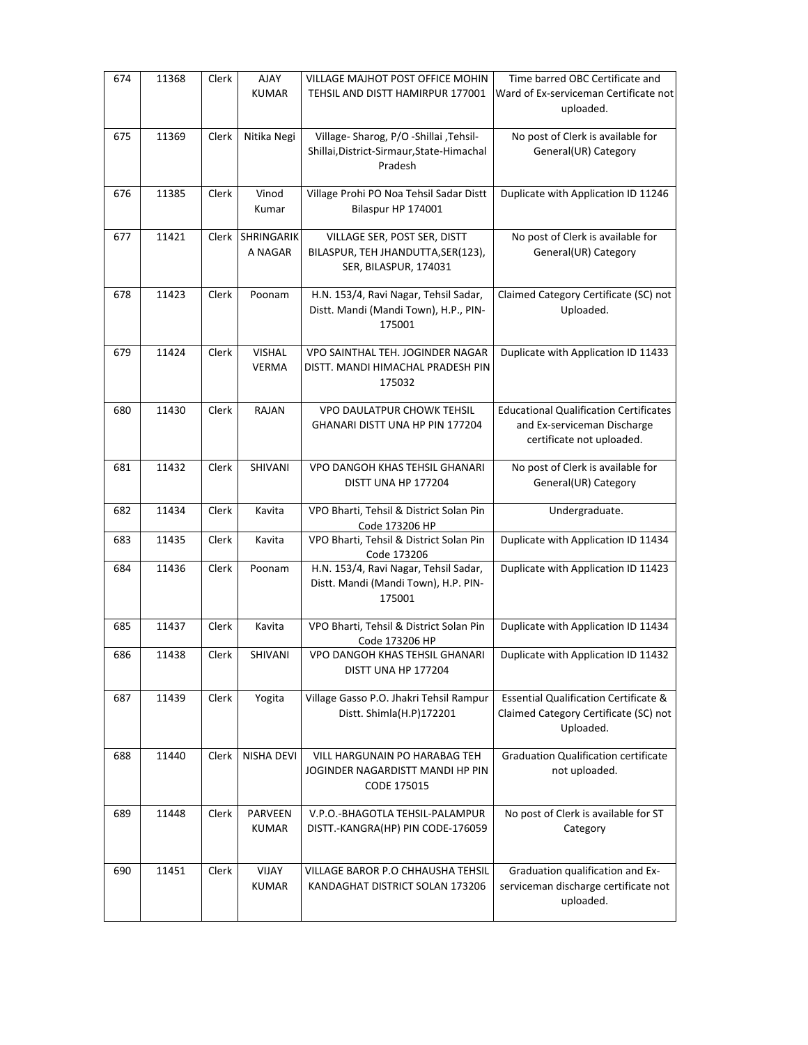| 674 | 11368 | Clerk | AJAY KUMAR | VILLAGE MAJHOT POST OFFICE MOHIN TEHSIL AND DISTT HAMIRPUR 177001 | Time barred OBC Certificate and Ward of Ex-serviceman Certificate not uploaded. |
|---|---|---|---|---|---|
| 675 | 11369 | Clerk | Nitika Negi | Village- Sharog, P/O -Shillai ,Tehsil-Shillai,District-Sirmaur,State-Himachal Pradesh | No post of Clerk is available for General(UR) Category |
| 676 | 11385 | Clerk | Vinod Kumar | Village Prohi PO Noa Tehsil Sadar Distt Bilaspur HP 174001 | Duplicate with Application ID 11246 |
| 677 | 11421 | Clerk | SHRINGARIKA NAGAR | VILLAGE SER, POST SER, DISTT BILASPUR, TEH JHANDUTTA,SER(123), SER, BILASPUR, 174031 | No post of Clerk is available for General(UR) Category |
| 678 | 11423 | Clerk | Poonam | H.N. 153/4, Ravi Nagar, Tehsil Sadar, Distt. Mandi (Mandi Town), H.P., PIN-175001 | Claimed Category Certificate (SC) not Uploaded. |
| 679 | 11424 | Clerk | VISHAL VERMA | VPO SAINTHAL TEH. JOGINDER NAGAR DISTT. MANDI HIMACHAL PRADESH PIN 175032 | Duplicate with Application ID 11433 |
| 680 | 11430 | Clerk | RAJAN | VPO DAULATPUR CHOWK TEHSIL GHANARI DISTT UNA HP PIN 177204 | Educational Qualification Certificates and Ex-serviceman Discharge certificate not uploaded. |
| 681 | 11432 | Clerk | SHIVANI | VPO DANGOH KHAS TEHSIL GHANARI DISTT UNA HP 177204 | No post of Clerk is available for General(UR) Category |
| 682 | 11434 | Clerk | Kavita | VPO Bharti, Tehsil & District Solan Pin Code 173206 HP | Undergraduate. |
| 683 | 11435 | Clerk | Kavita | VPO Bharti, Tehsil & District Solan Pin Code 173206 | Duplicate with Application ID 11434 |
| 684 | 11436 | Clerk | Poonam | H.N. 153/4, Ravi Nagar, Tehsil Sadar, Distt. Mandi (Mandi Town), H.P. PIN-175001 | Duplicate with Application ID 11423 |
| 685 | 11437 | Clerk | Kavita | VPO Bharti, Tehsil & District Solan Pin Code 173206 HP | Duplicate with Application ID 11434 |
| 686 | 11438 | Clerk | SHIVANI | VPO DANGOH KHAS TEHSIL GHANARI DISTT UNA HP 177204 | Duplicate with Application ID 11432 |
| 687 | 11439 | Clerk | Yogita | Village Gasso P.O. Jhakri Tehsil Rampur Distt. Shimla(H.P)172201 | Essential Qualification Certificate & Claimed Category Certificate (SC) not Uploaded. |
| 688 | 11440 | Clerk | NISHA DEVI | VILL HARGUNAIN PO HARABAG TEH JOGINDER NAGARDISTT MANDI HP PIN CODE 175015 | Graduation Qualification certificate not uploaded. |
| 689 | 11448 | Clerk | PARVEEN KUMAR | V.P.O.-BHAGOTLA TEHSIL-PALAMPUR DISTT.-KANGRA(HP) PIN CODE-176059 | No post of Clerk is available for ST Category |
| 690 | 11451 | Clerk | VIJAY KUMAR | VILLAGE BAROR P.O CHHAUSHA TEHSIL KANDAGHAT DISTRICT SOLAN 173206 | Graduation qualification and Ex-serviceman discharge certificate not uploaded. |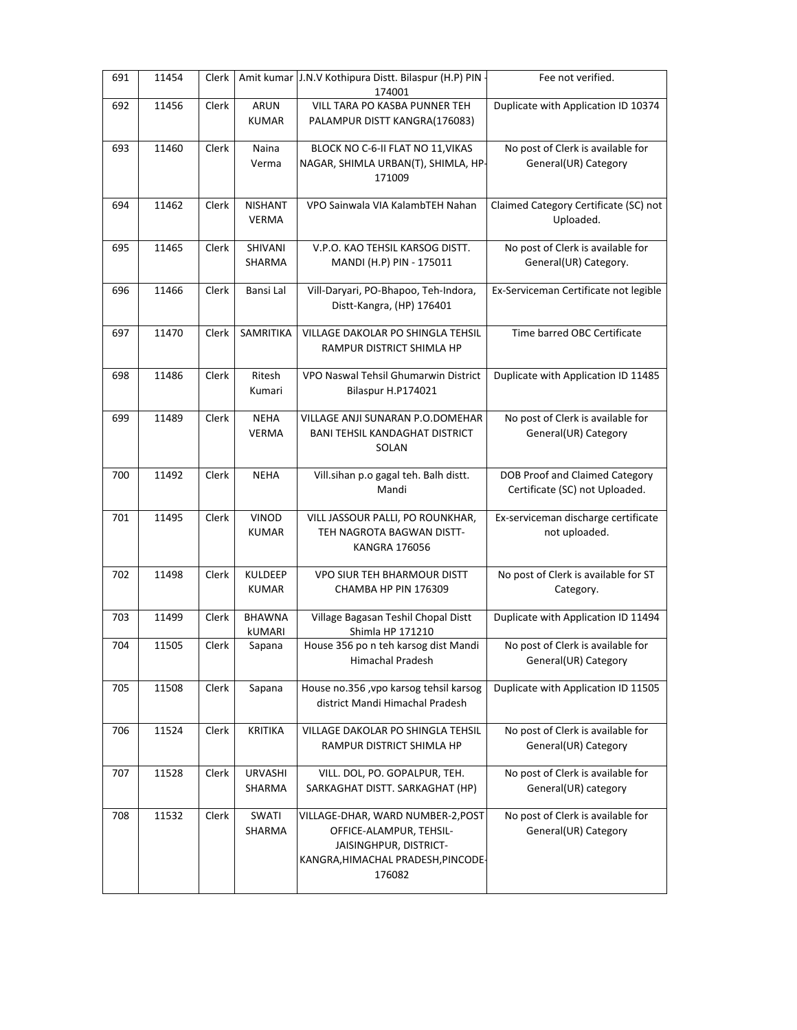| 691 | 11454 | Clerk | Amit kumar | J.N.V Kothipura Distt. Bilaspur (H.P) PIN - 174001 | Fee not verified. |
|---|---|---|---|---|---|
| 692 | 11456 | Clerk | ARUN KUMAR | VILL TARA PO KASBA PUNNER TEH PALAMPUR DISTT KANGRA(176083) | Duplicate with Application ID 10374 |
| 693 | 11460 | Clerk | Naina Verma | BLOCK NO C-6-II FLAT NO 11,VIKAS NAGAR, SHIMLA URBAN(T), SHIMLA, HP-171009 | No post of Clerk is available for General(UR) Category |
| 694 | 11462 | Clerk | NISHANT VERMA | VPO Sainwala VIA KalambTEH Nahan | Claimed Category Certificate (SC) not Uploaded. |
| 695 | 11465 | Clerk | SHIVANI SHARMA | V.P.O. KAO TEHSIL KARSOG DISTT. MANDI (H.P) PIN - 175011 | No post of Clerk is available for General(UR) Category. |
| 696 | 11466 | Clerk | Bansi Lal | Vill-Daryari, PO-Bhapoo, Teh-Indora, Distt-Kangra, (HP) 176401 | Ex-Serviceman Certificate not legible |
| 697 | 11470 | Clerk | SAMRITIKA | VILLAGE DAKOLAR PO SHINGLA TEHSIL RAMPUR DISTRICT SHIMLA HP | Time barred OBC Certificate |
| 698 | 11486 | Clerk | Ritesh Kumari | VPO Naswal Tehsil Ghumarwin District Bilaspur H.P174021 | Duplicate with Application ID 11485 |
| 699 | 11489 | Clerk | NEHA VERMA | VILLAGE ANJI SUNARAN P.O.DOMEHAR BANI TEHSIL KANDAGHAT DISTRICT SOLAN | No post of Clerk is available for General(UR) Category |
| 700 | 11492 | Clerk | NEHA | Vill.sihan p.o gagal teh. Balh distt. Mandi | DOB Proof and Claimed Category Certificate (SC) not Uploaded. |
| 701 | 11495 | Clerk | VINOD KUMAR | VILL JASSOUR PALLI, PO ROUNKHAR, TEH NAGROTA BAGWAN DISTT-KANGRA 176056 | Ex-serviceman discharge certificate not uploaded. |
| 702 | 11498 | Clerk | KULDEEP KUMAR | VPO SIUR TEH BHARMOUR DISTT CHAMBA HP PIN 176309 | No post of Clerk is available for ST Category. |
| 703 | 11499 | Clerk | BHAWNA kUMARI | Village Bagasan Teshil Chopal Distt Shimla HP 171210 | Duplicate with Application ID 11494 |
| 704 | 11505 | Clerk | Sapana | House 356 po n teh karsog dist Mandi Himachal Pradesh | No post of Clerk is available for General(UR) Category |
| 705 | 11508 | Clerk | Sapana | House no.356 ,vpo karsog tehsil karsog district Mandi Himachal Pradesh | Duplicate with Application ID 11505 |
| 706 | 11524 | Clerk | KRITIKA | VILLAGE DAKOLAR PO SHINGLA TEHSIL RAMPUR DISTRICT SHIMLA HP | No post of Clerk is available for General(UR) Category |
| 707 | 11528 | Clerk | URVASHI SHARMA | VILL. DOL, PO. GOPALPUR, TEH. SARKAGHAT DISTT. SARKAGHAT (HP) | No post of Clerk is available for General(UR) category |
| 708 | 11532 | Clerk | SWATI SHARMA | VILLAGE-DHAR, WARD NUMBER-2,POST OFFICE-ALAMPUR, TEHSIL-JAISINGHPUR, DISTRICT-KANGRA,HIMACHAL PRADESH,PINCODE-176082 | No post of Clerk is available for General(UR) Category |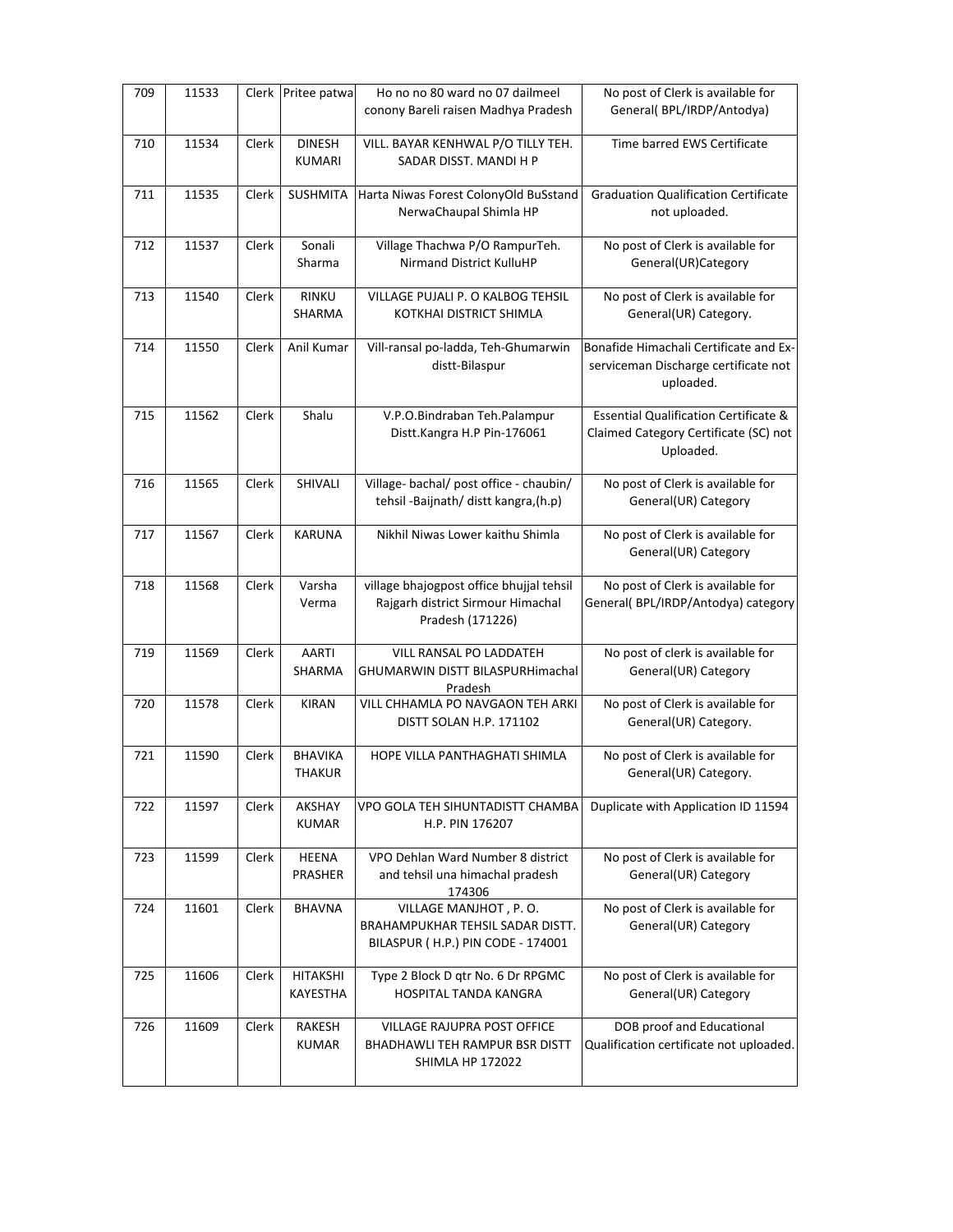| 709 | 11533 | Clerk | Pritee patwa | Ho no no 80 ward no 07 dailmeel conony Bareli raisen Madhya Pradesh | No post of Clerk is available for General( BPL/IRDP/Antodya) |
|---|---|---|---|---|---|
| 710 | 11534 | Clerk | DINESH KUMARI | VILL. BAYAR KENHWAL P/O TILLY TEH. SADAR DISST. MANDI H P | Time barred EWS Certificate |
| 711 | 11535 | Clerk | SUSHMITA | Harta Niwas Forest ColonyOld BuSstand NerwaChaupal Shimla HP | Graduation Qualification Certificate not uploaded. |
| 712 | 11537 | Clerk | Sonali Sharma | Village Thachwa P/O RampurTeh. Nirmand District KulluHP | No post of Clerk is available for General(UR)Category |
| 713 | 11540 | Clerk | RINKU SHARMA | VILLAGE PUJALI P. O KALBOG TEHSIL KOTKHAI DISTRICT SHIMLA | No post of Clerk is available for General(UR) Category. |
| 714 | 11550 | Clerk | Anil Kumar | Vill-ransal po-ladda, Teh-Ghumarwin distt-Bilaspur | Bonafide Himachali Certificate and Ex-serviceman Discharge certificate not uploaded. |
| 715 | 11562 | Clerk | Shalu | V.P.O.Bindraban Teh.Palampur Distt.Kangra H.P Pin-176061 | Essential Qualification Certificate & Claimed Category Certificate (SC) not Uploaded. |
| 716 | 11565 | Clerk | SHIVALI | Village- bachal/ post office - chaubin/ tehsil -Baijnath/ distt kangra,(h.p) | No post of Clerk is available for General(UR) Category |
| 717 | 11567 | Clerk | KARUNA | Nikhil Niwas Lower kaithu Shimla | No post of Clerk is available for General(UR) Category |
| 718 | 11568 | Clerk | Varsha Verma | village bhajogpost office bhujjal tehsil Rajgarh district Sirmour Himachal Pradesh (171226) | No post of Clerk is available for General( BPL/IRDP/Antodya) category |
| 719 | 11569 | Clerk | AARTI SHARMA | VILL RANSAL PO LADDATEH GHUMARWIN DISTT BILASPURHimachal Pradesh | No post of clerk is available for General(UR) Category |
| 720 | 11578 | Clerk | KIRAN | VILL CHHAMLA PO NAVGAON TEH ARKI DISTT SOLAN H.P. 171102 | No post of Clerk is available for General(UR) Category. |
| 721 | 11590 | Clerk | BHAVIKA THAKUR | HOPE VILLA PANTHAGHATI SHIMLA | No post of Clerk is available for General(UR) Category. |
| 722 | 11597 | Clerk | AKSHAY KUMAR | VPO GOLA TEH SIHUNTADISTT CHAMBA H.P. PIN 176207 | Duplicate with Application ID 11594 |
| 723 | 11599 | Clerk | HEENA PRASHER | VPO Dehlan Ward Number 8 district and tehsil una himachal pradesh 174306 | No post of Clerk is available for General(UR) Category |
| 724 | 11601 | Clerk | BHAVNA | VILLAGE MANJHOT , P. O. BRAHAMPUKHAR TEHSIL SADAR DISTT. BILASPUR ( H.P.) PIN CODE - 174001 | No post of Clerk is available for General(UR) Category |
| 725 | 11606 | Clerk | HITAKSHI KAYESTHA | Type 2 Block D qtr No. 6 Dr RPGMC HOSPITAL TANDA KANGRA | No post of Clerk is available for General(UR) Category |
| 726 | 11609 | Clerk | RAKESH KUMAR | VILLAGE RAJUPRA POST OFFICE BHADHAWLI TEH RAMPUR BSR DISTT SHIMLA HP 172022 | DOB proof and Educational Qualification certificate not uploaded. |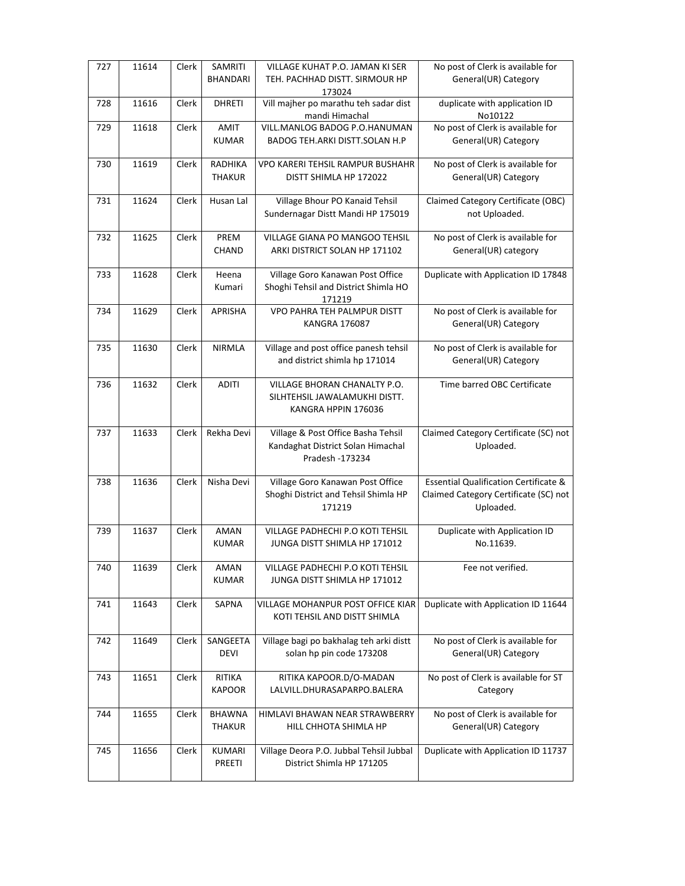| 727 | 11614 | Clerk | SAMRITI BHANDARI | VILLAGE KUHAT P.O. JAMAN KI SER TEH. PACHHAD DISTT. SIRMOUR HP 173024 | No post of Clerk is available for General(UR) Category |
|---|---|---|---|---|---|
| 728 | 11616 | Clerk | DHRETI | Vill majher po marathu teh sadar dist mandi Himachal | duplicate with application ID No10122 |
| 729 | 11618 | Clerk | AMIT KUMAR | VILL.MANLOG BADOG P.O.HANUMAN BADOG TEH.ARKI DISTT.SOLAN H.P | No post of Clerk is available for General(UR) Category |
| 730 | 11619 | Clerk | RADHIKA THAKUR | VPO KARERI TEHSIL RAMPUR BUSHAHR DISTT SHIMLA HP 172022 | No post of Clerk is available for General(UR) Category |
| 731 | 11624 | Clerk | Husan Lal | Village Bhour PO Kanaid Tehsil Sundernagar Distt Mandi HP 175019 | Claimed Category Certificate (OBC) not Uploaded. |
| 732 | 11625 | Clerk | PREM CHAND | VILLAGE GIANA PO MANGOO TEHSIL ARKI DISTRICT SOLAN HP 171102 | No post of Clerk is available for General(UR) category |
| 733 | 11628 | Clerk | Heena Kumari | Village Goro Kanawan Post Office Shoghi Tehsil and District Shimla HO 171219 | Duplicate with Application ID 17848 |
| 734 | 11629 | Clerk | APRISHA | VPO PAHRA TEH PALMPUR DISTT KANGRA 176087 | No post of Clerk is available for General(UR) Category |
| 735 | 11630 | Clerk | NIRMLA | Village and post office panesh tehsil and district shimla hp 171014 | No post of Clerk is available for General(UR) Category |
| 736 | 11632 | Clerk | ADITI | VILLAGE BHORAN CHANALTY P.O. SILHTEHSIL JAWALAMUKHI DISTT. KANGRA HPPIN 176036 | Time barred OBC Certificate |
| 737 | 11633 | Clerk | Rekha Devi | Village & Post Office Basha Tehsil Kandaghat District Solan Himachal Pradesh -173234 | Claimed Category Certificate (SC) not Uploaded. |
| 738 | 11636 | Clerk | Nisha Devi | Village Goro Kanawan Post Office Shoghi District and Tehsil Shimla HP 171219 | Essential Qualification Certificate & Claimed Category Certificate (SC) not Uploaded. |
| 739 | 11637 | Clerk | AMAN KUMAR | VILLAGE PADHECHI P.O KOTI TEHSIL JUNGA DISTT SHIMLA HP 171012 | Duplicate with Application ID No.11639. |
| 740 | 11639 | Clerk | AMAN KUMAR | VILLAGE PADHECHI P.O KOTI TEHSIL JUNGA DISTT SHIMLA HP 171012 | Fee not verified. |
| 741 | 11643 | Clerk | SAPNA | VILLAGE MOHANPUR POST OFFICE KIAR KOTI TEHSIL AND DISTT SHIMLA | Duplicate with Application ID 11644 |
| 742 | 11649 | Clerk | SANGEETA DEVI | Village bagi po bakhalag teh arki distt solan hp pin code 173208 | No post of Clerk is available for General(UR) Category |
| 743 | 11651 | Clerk | RITIKA KAPOOR | RITIKA KAPOOR.D/O-MADAN LALVILL.DHURASAPARPO.BALERA | No post of Clerk is available for ST Category |
| 744 | 11655 | Clerk | BHAWNA THAKUR | HIMLAVI BHAWAN NEAR STRAWBERRY HILL CHHOTA SHIMLA HP | No post of Clerk is available for General(UR) Category |
| 745 | 11656 | Clerk | KUMARI PREETI | Village Deora P.O. Jubbal Tehsil Jubbal District Shimla HP 171205 | Duplicate with Application ID 11737 |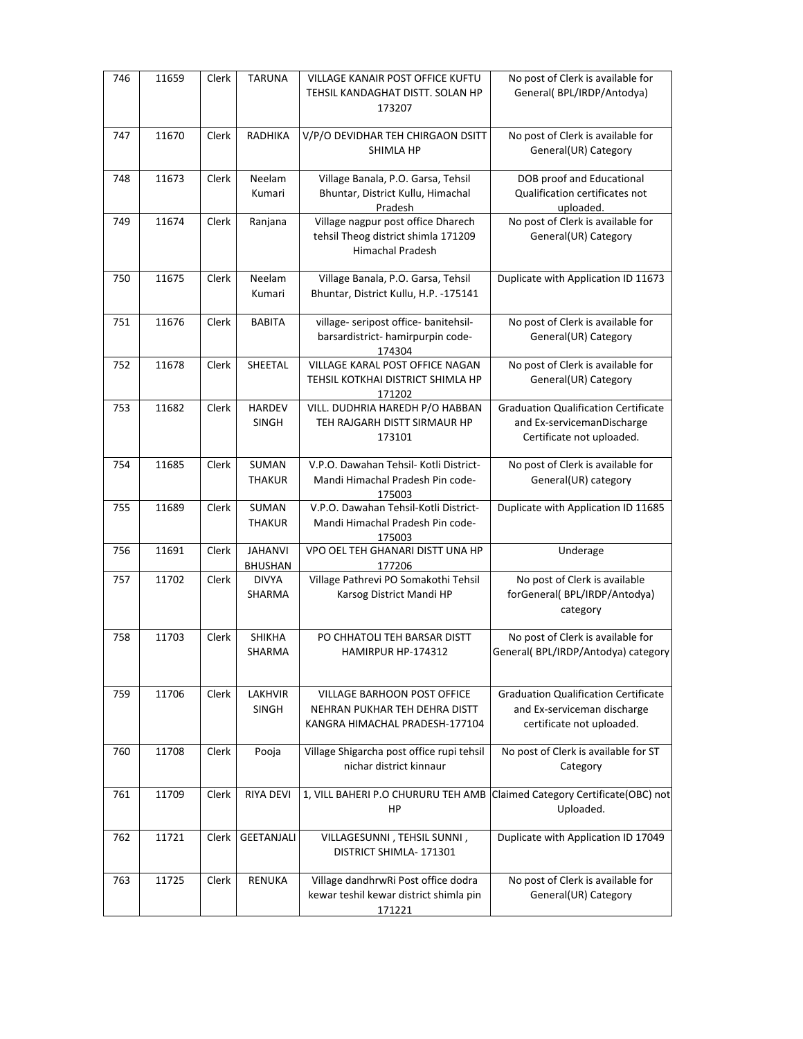| 746 | 11659 | Clerk | TARUNA | VILLAGE KANAIR POST OFFICE KUFTU TEHSIL KANDAGHAT DISTT. SOLAN HP 173207 | No post of Clerk is available for General( BPL/IRDP/Antodya) |
|---|---|---|---|---|---|
| 747 | 11670 | Clerk | RADHIKA | V/P/O DEVIDHAR TEH CHIRGAON DSITT SHIMLA HP | No post of Clerk is available for General(UR) Category |
| 748 | 11673 | Clerk | Neelam Kumari | Village Banala, P.O. Garsa, Tehsil Bhuntar, District Kullu, Himachal Pradesh | DOB proof and Educational Qualification certificates not uploaded. |
| 749 | 11674 | Clerk | Ranjana | Village nagpur post office Dharech tehsil Theog district shimla 171209 Himachal Pradesh | No post of Clerk is available for General(UR) Category |
| 750 | 11675 | Clerk | Neelam Kumari | Village Banala, P.O. Garsa, Tehsil Bhuntar, District Kullu, H.P. -175141 | Duplicate with Application ID 11673 |
| 751 | 11676 | Clerk | BABITA | village- seripost office- banitehsil-barsardistrict- hamirpurpin code-174304 | No post of Clerk is available for General(UR) Category |
| 752 | 11678 | Clerk | SHEETAL | VILLAGE KARAL POST OFFICE NAGAN TEHSIL KOTKHAI DISTRICT SHIMLA HP 171202 | No post of Clerk is available for General(UR) Category |
| 753 | 11682 | Clerk | HARDEV SINGH | VILL. DUDHRIA HAREDH P/O HABBAN TEH RAJGARH DISTT SIRMAUR HP 173101 | Graduation Qualification Certificate and Ex-servicemanDischarge Certificate not uploaded. |
| 754 | 11685 | Clerk | SUMAN THAKUR | V.P.O. Dawahan Tehsil- Kotli District-Mandi Himachal Pradesh Pin code-175003 | No post of Clerk is available for General(UR) category |
| 755 | 11689 | Clerk | SUMAN THAKUR | V.P.O. Dawahan Tehsil-Kotli District-Mandi Himachal Pradesh Pin code-175003 | Duplicate with Application ID 11685 |
| 756 | 11691 | Clerk | JAHANVI BHUSHAN | VPO OEL TEH GHANARI DISTT UNA HP 177206 | Underage |
| 757 | 11702 | Clerk | DIVYA SHARMA | Village Pathrevi PO Somakothi Tehsil Karsog District Mandi HP | No post of Clerk is available forGeneral( BPL/IRDP/Antodya) category |
| 758 | 11703 | Clerk | SHIKHA SHARMA | PO CHHATOLI TEH BARSAR DISTT HAMIRPUR HP-174312 | No post of Clerk is available for General( BPL/IRDP/Antodya) category |
| 759 | 11706 | Clerk | LAKHVIR SINGH | VILLAGE BARHOON POST OFFICE NEHRAN PUKHAR TEH DEHRA DISTT KANGRA HIMACHAL PRADESH-177104 | Graduation Qualification Certificate and Ex-serviceman discharge certificate not uploaded. |
| 760 | 11708 | Clerk | Pooja | Village Shigarcha post office rupi tehsil nichar district kinnaur | No post of Clerk is available for ST Category |
| 761 | 11709 | Clerk | RIYA DEVI | 1, VILL BAHERI P.O CHURURU TEH AMB HP | Claimed Category Certificate(OBC) not Uploaded. |
| 762 | 11721 | Clerk | GEETANJALI | VILLAGESUNNI , TEHSIL SUNNI , DISTRICT SHIMLA- 171301 | Duplicate with Application ID 17049 |
| 763 | 11725 | Clerk | RENUKA | Village dandhrwRi Post office dodra kewar teshil kewar district shimla pin 171221 | No post of Clerk is available for General(UR) Category |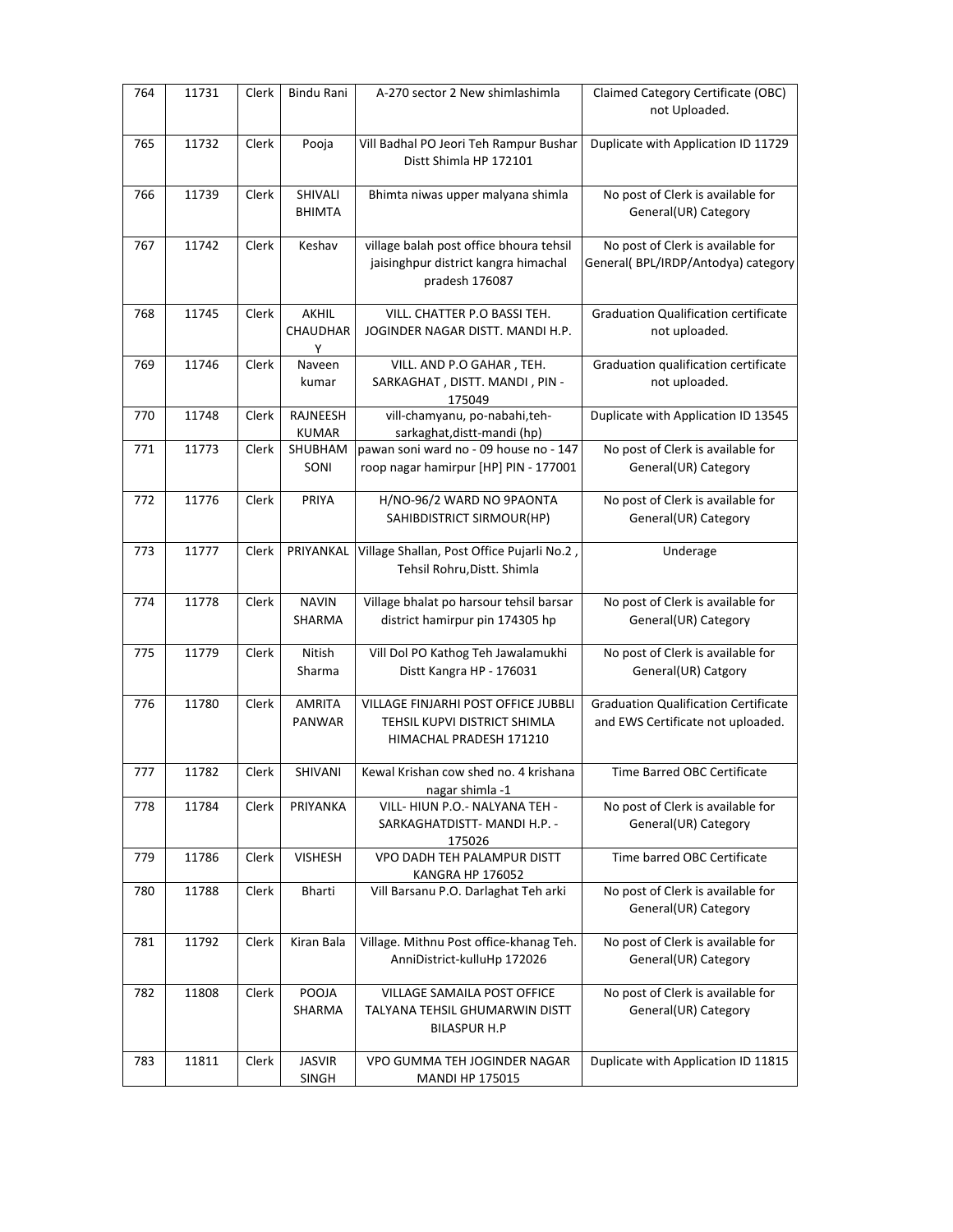| 764 | 11731 | Clerk | Bindu Rani | A-270 sector 2 New shimlashimla | Claimed Category Certificate (OBC) not Uploaded. |
|---|---|---|---|---|---|
| 765 | 11732 | Clerk | Pooja | Vill Badhal PO Jeori Teh Rampur Bushar Distt Shimla HP 172101 | Duplicate with Application ID 11729 |
| 766 | 11739 | Clerk | SHIVALI BHIMTA | Bhimta niwas upper malyana shimla | No post of Clerk is available for General(UR) Category |
| 767 | 11742 | Clerk | Keshav | village balah post office bhoura tehsil jaisinghpur district kangra himachal pradesh 176087 | No post of Clerk is available for General( BPL/IRDP/Antodya) category |
| 768 | 11745 | Clerk | AKHIL CHAUDHARY | VILL. CHATTER P.O BASSI TEH. JOGINDER NAGAR DISTT. MANDI H.P. | Graduation Qualification certificate not uploaded. |
| 769 | 11746 | Clerk | Naveen kumar | VILL. AND P.O GAHAR , TEH. SARKAGHAT , DISTT. MANDI , PIN - 175049 | Graduation qualification certificate not uploaded. |
| 770 | 11748 | Clerk | RAJNEESH KUMAR | vill-chamyanu, po-nabahi,teh-sarkaghat,distt-mandi (hp) | Duplicate with Application ID 13545 |
| 771 | 11773 | Clerk | SHUBHAM SONI | pawan soni ward no - 09 house no - 147 roop nagar hamirpur [HP] PIN - 177001 | No post of Clerk is available for General(UR) Category |
| 772 | 11776 | Clerk | PRIYA | H/NO-96/2 WARD NO 9PAONTA SAHIBDISTRICT SIRMOUR(HP) | No post of Clerk is available for General(UR) Category |
| 773 | 11777 | Clerk | PRIYANKAL | Village Shallan, Post Office Pujarli No.2 , Tehsil Rohru,Distt. Shimla | Underage |
| 774 | 11778 | Clerk | NAVIN SHARMA | Village bhalat po harsour tehsil barsar district hamirpur pin 174305 hp | No post of Clerk is available for General(UR) Category |
| 775 | 11779 | Clerk | Nitish Sharma | Vill Dol PO Kathog Teh Jawalamukhi Distt Kangra HP - 176031 | No post of Clerk is available for General(UR) Catgory |
| 776 | 11780 | Clerk | AMRITA PANWAR | VILLAGE FINJARHI POST OFFICE JUBBLI TEHSIL KUPVI DISTRICT SHIMLA HIMACHAL PRADESH 171210 | Graduation Qualification Certificate and EWS Certificate not uploaded. |
| 777 | 11782 | Clerk | SHIVANI | Kewal Krishan cow shed no. 4 krishana nagar shimla -1 | Time Barred OBC Certificate |
| 778 | 11784 | Clerk | PRIYANKA | VILL- HIUN P.O.- NALYANA TEH - SARKAGHATDISTT- MANDI H.P. - 175026 | No post of Clerk is available for General(UR) Category |
| 779 | 11786 | Clerk | VISHESH | VPO DADH TEH PALAMPUR DISTT KANGRA HP 176052 | Time barred OBC Certificate |
| 780 | 11788 | Clerk | Bharti | Vill Barsanu P.O. Darlaghat Teh arki | No post of Clerk is available for General(UR) Category |
| 781 | 11792 | Clerk | Kiran Bala | Village. Mithnu Post office-khanag Teh. AnniDistrict-kulluHp 172026 | No post of Clerk is available for General(UR) Category |
| 782 | 11808 | Clerk | POOJA SHARMA | VILLAGE SAMAILA POST OFFICE TALYANA TEHSIL GHUMARWIN DISTT BILASPUR H.P | No post of Clerk is available for General(UR) Category |
| 783 | 11811 | Clerk | JASVIR SINGH | VPO GUMMA TEH JOGINDER NAGAR MANDI HP 175015 | Duplicate with Application ID 11815 |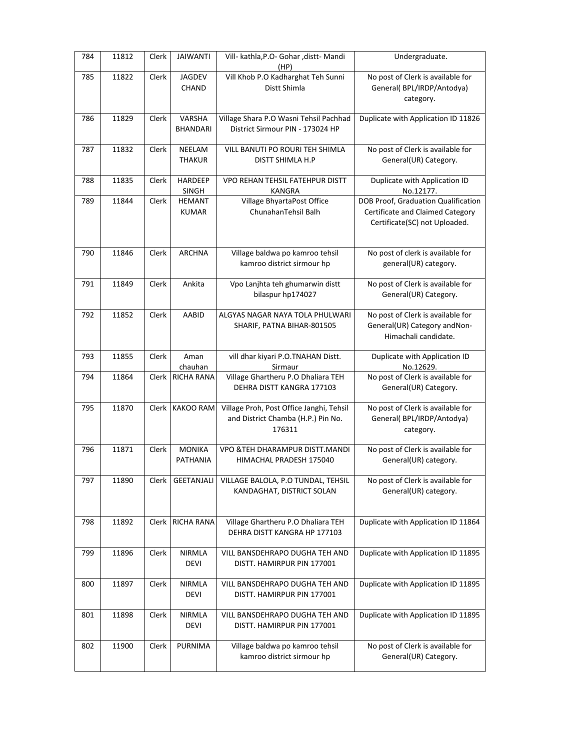| 784 | 11812 | Clerk | JAIWANTI | Vill- kathla,P.O- Gohar ,distt- Mandi (HP) | Undergraduate. |
|---|---|---|---|---|---|
| 785 | 11822 | Clerk | JAGDEV CHAND | Vill Khob P.O Kadharghat Teh Sunni Distt Shimla | No post of Clerk is available for General( BPL/IRDP/Antodya) category. |
| 786 | 11829 | Clerk | VARSHA BHANDARI | Village Shara P.O Wasni Tehsil Pachhad District Sirmour PIN - 173024 HP | Duplicate with Application ID 11826 |
| 787 | 11832 | Clerk | NEELAM THAKUR | VILL BANUTI PO ROURI TEH SHIMLA DISTT SHIMLA H.P | No post of Clerk is available for General(UR) Category. |
| 788 | 11835 | Clerk | HARDEEP SINGH | VPO REHAN TEHSIL FATEHPUR DISTT KANGRA | Duplicate with Application ID No.12177. |
| 789 | 11844 | Clerk | HEMANT KUMAR | Village BhyartaPost Office ChunahanTehsil Balh | DOB Proof, Graduation Qualification Certificate and Claimed Category Certificate(SC) not Uploaded. |
| 790 | 11846 | Clerk | ARCHNA | Village baldwa po kamroo tehsil kamroo district sirmour hp | No post of clerk is available for general(UR) category. |
| 791 | 11849 | Clerk | Ankita | Vpo Lanjhta teh ghumarwin distt bilaspur hp174027 | No post of Clerk is available for General(UR) Category. |
| 792 | 11852 | Clerk | AABID | ALGYAS NAGAR NAYA TOLA PHULWARI SHARIF, PATNA BIHAR-801505 | No post of Clerk is available for General(UR) Category andNon-Himachali candidate. |
| 793 | 11855 | Clerk | Aman chauhan | vill dhar kiyari P.O.TNAHAN Distt. Sirmaur | Duplicate with Application ID No.12629. |
| 794 | 11864 | Clerk | RICHA RANA | Village Ghartheru P.O Dhaliara TEH DEHRA DISTT KANGRA 177103 | No post of Clerk is available for General(UR) Category. |
| 795 | 11870 | Clerk | KAKOO RAM | Village Proh, Post Office Janghi, Tehsil and District Chamba (H.P.) Pin No. 176311 | No post of Clerk is available for General( BPL/IRDP/Antodya) category. |
| 796 | 11871 | Clerk | MONIKA PATHANIA | VPO &TEH DHARAMPUR DISTT.MANDI HIMACHAL PRADESH 175040 | No post of Clerk is available for General(UR) category. |
| 797 | 11890 | Clerk | GEETANJALI | VILLAGE BALOLA, P.O TUNDAL, TEHSIL KANDAGHAT, DISTRICT SOLAN | No post of Clerk is available for General(UR) category. |
| 798 | 11892 | Clerk | RICHA RANA | Village Ghartheru P.O Dhaliara TEH DEHRA DISTT KANGRA HP 177103 | Duplicate with Application ID 11864 |
| 799 | 11896 | Clerk | NIRMLA DEVI | VILL BANSDEHRAPO DUGHA TEH AND DISTT. HAMIRPUR PIN 177001 | Duplicate with Application ID 11895 |
| 800 | 11897 | Clerk | NIRMLA DEVI | VILL BANSDEHRAPO DUGHA TEH AND DISTT. HAMIRPUR PIN 177001 | Duplicate with Application ID 11895 |
| 801 | 11898 | Clerk | NIRMLA DEVI | VILL BANSDEHRAPO DUGHA TEH AND DISTT. HAMIRPUR PIN 177001 | Duplicate with Application ID 11895 |
| 802 | 11900 | Clerk | PURNIMA | Village baldwa po kamroo tehsil kamroo district sirmour hp | No post of Clerk is available for General(UR) Category. |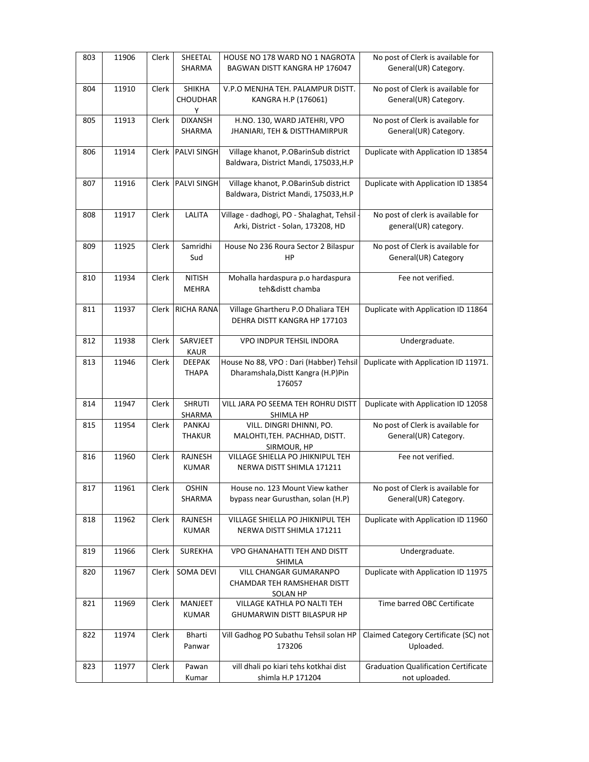| 803 | 11906 | Clerk | SHEETAL SHARMA | HOUSE NO 178 WARD NO 1 NAGROTA BAGWAN DISTT KANGRA HP 176047 | No post of Clerk is available for General(UR) Category. |
|---|---|---|---|---|---|
| 804 | 11910 | Clerk | SHIKHA CHOUDHARY | V.P.O MENJHA TEH. PALAMPUR DISTT. KANGRA H.P (176061) | No post of Clerk is available for General(UR) Category. |
| 805 | 11913 | Clerk | DIXANSH SHARMA | H.NO. 130, WARD JATEHRI, VPO JHANIARI, TEH & DISTTHAMIRPUR | No post of Clerk is available for General(UR) Category. |
| 806 | 11914 | Clerk | PALVI SINGH | Village khanot, P.OBarinSub district Baldwara, District Mandi, 175033,H.P | Duplicate with Application ID 13854 |
| 807 | 11916 | Clerk | PALVI SINGH | Village khanot, P.OBarinSub district Baldwara, District Mandi, 175033,H.P | Duplicate with Application ID 13854 |
| 808 | 11917 | Clerk | LALITA | Village - dadhogi, PO - Shalaghat, Tehsil - Arki, District - Solan, 173208, HD | No post of clerk is available for general(UR) category. |
| 809 | 11925 | Clerk | Samridhi Sud | House No 236 Roura Sector 2 Bilaspur HP | No post of Clerk is available for General(UR) Category |
| 810 | 11934 | Clerk | NITISH MEHRA | Mohalla hardaspura p.o hardaspura teh&distt chamba | Fee not verified. |
| 811 | 11937 | Clerk | RICHA RANA | Village Ghartheru P.O Dhaliara TEH DEHRA DISTT KANGRA HP 177103 | Duplicate with Application ID 11864 |
| 812 | 11938 | Clerk | SARVJEET KAUR | VPO INDPUR TEHSIL INDORA | Undergraduate. |
| 813 | 11946 | Clerk | DEEPAK THAPA | House No 88, VPO : Dari (Habber) Tehsil Dharamshala,Distt Kangra (H.P)Pin 176057 | Duplicate with Application ID 11971. |
| 814 | 11947 | Clerk | SHRUTI SHARMA | VILL JARA PO SEEMA TEH ROHRU DISTT SHIMLA HP | Duplicate with Application ID 12058 |
| 815 | 11954 | Clerk | PANKAJ THAKUR | VILL. DINGRI DHINNI, PO. MALOHTI,TEH. PACHHAD, DISTT. SIRMOUR, HP | No post of Clerk is available for General(UR) Category. |
| 816 | 11960 | Clerk | RAJNESH KUMAR | VILLAGE SHIELLA PO JHIKNIPUL TEH NERWA DISTT SHIMLA 171211 | Fee not verified. |
| 817 | 11961 | Clerk | OSHIN SHARMA | House no. 123 Mount View kather bypass near Gurusthan, solan (H.P) | No post of Clerk is available for General(UR) Category. |
| 818 | 11962 | Clerk | RAJNESH KUMAR | VILLAGE SHIELLA PO JHIKNIPUL TEH NERWA DISTT SHIMLA 171211 | Duplicate with Application ID 11960 |
| 819 | 11966 | Clerk | SUREKHA | VPO GHANAHATTI TEH AND DISTT SHIMLA | Undergraduate. |
| 820 | 11967 | Clerk | SOMA DEVI | VILL CHANGAR GUMARANPO CHAMDAR TEH RAMSHEHAR DISTT SOLAN HP | Duplicate with Application ID 11975 |
| 821 | 11969 | Clerk | MANJEET KUMAR | VILLAGE KATHLA PO NALTI TEH GHUMARWIN DISTT BILASPUR HP | Time barred OBC Certificate |
| 822 | 11974 | Clerk | Bharti Panwar | Vill Gadhog PO Subathu Tehsil solan HP 173206 | Claimed Category Certificate (SC) not Uploaded. |
| 823 | 11977 | Clerk | Pawan Kumar | vill dhali po kiari tehs kotkhai dist shimla H.P 171204 | Graduation Qualification Certificate not uploaded. |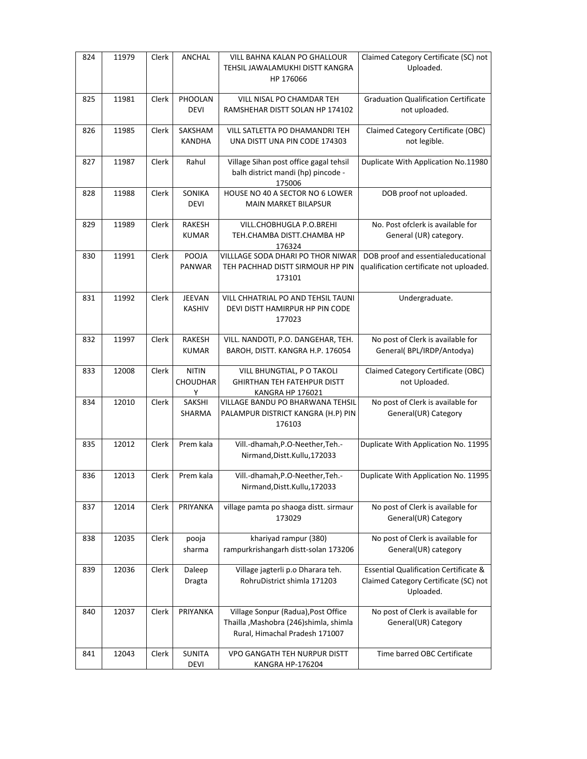| 824 | 11979 | Clerk | ANCHAL | VILL BAHNA KALAN PO GHALLOUR TEHSIL JAWALAMUKHI DISTT KANGRA HP 176066 | Claimed Category Certificate (SC) not Uploaded. |
|---|---|---|---|---|---|
| 825 | 11981 | Clerk | PHOOLAN DEVI | VILL NISAL PO CHAMDAR TEH RAMSHEHAR DISTT SOLAN HP 174102 | Graduation Qualification Certificate not uploaded. |
| 826 | 11985 | Clerk | SAKSHAM KANDHA | VILL SATLETTA PO DHAMANDRI TEH UNA DISTT UNA PIN CODE 174303 | Claimed Category Certificate (OBC) not legible. |
| 827 | 11987 | Clerk | Rahul | Village Sihan post office gagal tehsil balh district mandi (hp) pincode - 175006 | Duplicate With Application No.11980 |
| 828 | 11988 | Clerk | SONIKA DEVI | HOUSE NO 40 A SECTOR NO 6 LOWER MAIN MARKET BILAPSUR | DOB proof not uploaded. |
| 829 | 11989 | Clerk | RAKESH KUMAR | VILL.CHOBHUGLA P.O.BREHI TEH.CHAMBA DISTT.CHAMBA HP 176324 | No. Post ofclerk is available for General (UR) category. |
| 830 | 11991 | Clerk | POOJA PANWAR | VILLLAGE SODA DHARI PO THOR NIWAR TEH PACHHAD DISTT SIRMOUR HP PIN 173101 | DOB proof and essentialeducational qualification certificate not uploaded. |
| 831 | 11992 | Clerk | JEEVAN KASHIV | VILL CHHATRIAL PO AND TEHSIL TAUNI DEVI DISTT HAMIRPUR HP PIN CODE 177023 | Undergraduate. |
| 832 | 11997 | Clerk | RAKESH KUMAR | VILL. NANDOTI, P.O. DANGEHAR, TEH. BAROH, DISTT. KANGRA H.P. 176054 | No post of Clerk is available for General( BPL/IRDP/Antodya) |
| 833 | 12008 | Clerk | NITIN CHOUDHARY | VILL BHUNGTIAL, P O TAKOLI GHIRTHAN TEH FATEHPUR DISTT KANGRA HP 176021 | Claimed Category Certificate (OBC) not Uploaded. |
| 834 | 12010 | Clerk | SAKSHI SHARMA | VILLAGE BANDU PO BHARWANA TEHSIL PALAMPUR DISTRICT KANGRA (H.P) PIN 176103 | No post of Clerk is available for General(UR) Category |
| 835 | 12012 | Clerk | Prem kala | Vill.-dhamah,P.O-Neether,Teh.-Nirmand,Distt.Kullu,172033 | Duplicate With Application No. 11995 |
| 836 | 12013 | Clerk | Prem kala | Vill.-dhamah,P.O-Neether,Teh.-Nirmand,Distt.Kullu,172033 | Duplicate With Application No. 11995 |
| 837 | 12014 | Clerk | PRIYANKA | village pamta po shaoga distt. sirmaur 173029 | No post of Clerk is available for General(UR) Category |
| 838 | 12035 | Clerk | pooja sharma | khariyad rampur (380) rampurkrishangarh distt-solan 173206 | No post of Clerk is available for General(UR) category |
| 839 | 12036 | Clerk | Daleep Dragta | Village jagterli p.o Dharara teh. RohruDistrict shimla 171203 | Essential Qualification Certificate & Claimed Category Certificate (SC) not Uploaded. |
| 840 | 12037 | Clerk | PRIYANKA | Village Sonpur (Radua),Post Office Thailla ,Mashobra (246)shimla, shimla Rural, Himachal Pradesh 171007 | No post of Clerk is available for General(UR) Category |
| 841 | 12043 | Clerk | SUNITA DEVI | VPO GANGATH TEH NURPUR DISTT KANGRA HP-176204 | Time barred OBC Certificate |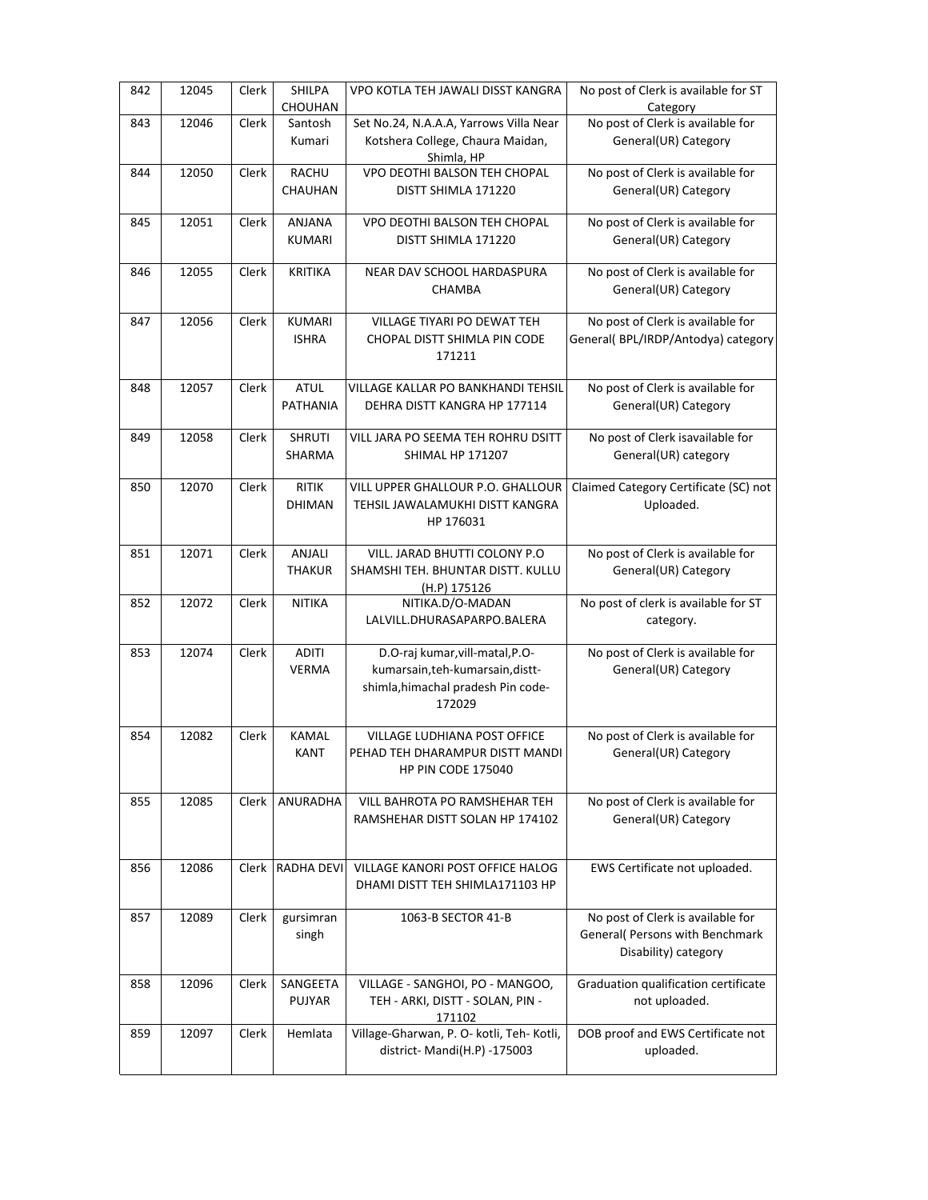| 842 | 12045 | Clerk | SHILPA CHOUHAN | VPO KOTLA TEH JAWALI DISST KANGRA | No post of Clerk is available for ST Category |
|---|---|---|---|---|---|
| 843 | 12046 | Clerk | Santosh Kumari | Set No.24, N.A.A.A, Yarrows Villa Near Kotshera College, Chaura Maidan, Shimla, HP | No post of Clerk is available for General(UR) Category |
| 844 | 12050 | Clerk | RACHU CHAUHAN | VPO DEOTHI BALSON TEH CHOPAL DISTT SHIMLA 171220 | No post of Clerk is available for General(UR) Category |
| 845 | 12051 | Clerk | ANJANA KUMARI | VPO DEOTHI BALSON TEH CHOPAL DISTT SHIMLA 171220 | No post of Clerk is available for General(UR) Category |
| 846 | 12055 | Clerk | KRITIKA | NEAR DAV SCHOOL HARDASPURA CHAMBA | No post of Clerk is available for General(UR) Category |
| 847 | 12056 | Clerk | KUMARI ISHRA | VILLAGE TIYARI PO DEWAT TEH CHOPAL DISTT SHIMLA PIN CODE 171211 | No post of Clerk is available for General( BPL/IRDP/Antodya) category |
| 848 | 12057 | Clerk | ATUL PATHANIA | VILLAGE KALLAR PO BANKHANDI TEHSIL DEHRA DISTT KANGRA HP 177114 | No post of Clerk is available for General(UR) Category |
| 849 | 12058 | Clerk | SHRUTI SHARMA | VILL JARA PO SEEMA TEH ROHRU DSITT SHIMAL HP 171207 | No post of Clerk isavailable for General(UR) category |
| 850 | 12070 | Clerk | RITIK DHIMAN | VILL UPPER GHALLOUR P.O. GHALLOUR TEHSIL JAWALAMUKHI DISTT KANGRA HP 176031 | Claimed Category Certificate (SC) not Uploaded. |
| 851 | 12071 | Clerk | ANJALI THAKUR | VILL. JARAD BHUTTI COLONY P.O SHAMSHI TEH. BHUNTAR DISTT. KULLU (H.P) 175126 | No post of Clerk is available for General(UR) Category |
| 852 | 12072 | Clerk | NITIKA | NITIKA.D/O-MADAN LALVILL.DHURASAPARPO.BALERA | No post of clerk is available for ST category. |
| 853 | 12074 | Clerk | ADITI VERMA | D.O-raj kumar,vill-matal,P.O-kumarsain,teh-kumarsain,distt-shimla,himachal pradesh Pin code-172029 | No post of Clerk is available for General(UR) Category |
| 854 | 12082 | Clerk | KAMAL KANT | VILLAGE LUDHIANA POST OFFICE PEHAD TEH DHARAMPUR DISTT MANDI HP PIN CODE 175040 | No post of Clerk is available for General(UR) Category |
| 855 | 12085 | Clerk | ANURADHA | VILL BAHROTA PO RAMSHEHAR TEH RAMSHEHAR DISTT SOLAN HP 174102 | No post of Clerk is available for General(UR) Category |
| 856 | 12086 | Clerk | RADHA DEVI | VILLAGE KANORI POST OFFICE HALOG DHAMI DISTT TEH SHIMLA171103 HP | EWS Certificate not uploaded. |
| 857 | 12089 | Clerk | gursimran singh | 1063-B SECTOR 41-B | No post of Clerk is available for General( Persons with Benchmark Disability) category |
| 858 | 12096 | Clerk | SANGEETA PUJYAR | VILLAGE - SANGHOI, PO - MANGOO, TEH - ARKI, DISTT - SOLAN, PIN - 171102 | Graduation qualification certificate not uploaded. |
| 859 | 12097 | Clerk | Hemlata | Village-Gharwan, P. O- kotli, Teh- Kotli, district- Mandi(H.P) -175003 | DOB proof and EWS Certificate not uploaded. |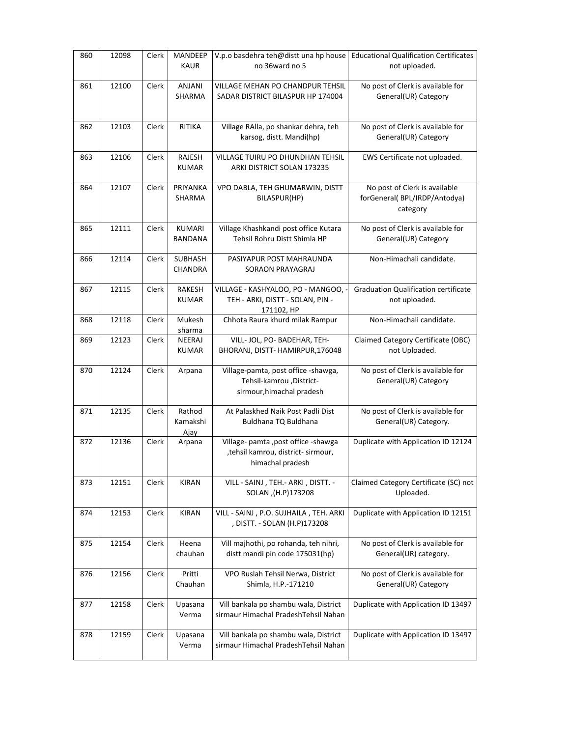| 860 | 12098 | Clerk | MANDEEP KAUR | V.p.o basdehra teh@distt una hp house no 36ward no 5 | Educational Qualification Certificates not uploaded. |
|---|---|---|---|---|---|
| 861 | 12100 | Clerk | ANJANI SHARMA | VILLAGE MEHAN PO CHANDPUR TEHSIL SADAR DISTRICT BILASPUR HP 174004 | No post of Clerk is available for General(UR) Category |
| 862 | 12103 | Clerk | RITIKA | Village RAlla, po shankar dehra, teh karsog, distt. Mandi(hp) | No post of Clerk is available for General(UR) Category |
| 863 | 12106 | Clerk | RAJESH KUMAR | VILLAGE TUIRU PO DHUNDHAN TEHSIL ARKI DISTRICT SOLAN 173235 | EWS Certificate not uploaded. |
| 864 | 12107 | Clerk | PRIYANKA SHARMA | VPO DABLA, TEH GHUMARWIN, DISTT BILASPUR(HP) | No post of Clerk is available forGeneral( BPL/IRDP/Antodya) category |
| 865 | 12111 | Clerk | KUMARI BANDANA | Village Khashkandi post office Kutara Tehsil Rohru Distt Shimla HP | No post of Clerk is available for General(UR) Category |
| 866 | 12114 | Clerk | SUBHASH CHANDRA | PASIYAPUR POST MAHRAUNDA SORAON PRAYAGRAJ | Non-Himachali candidate. |
| 867 | 12115 | Clerk | RAKESH KUMAR | VILLAGE - KASHYALOO, PO - MANGOO, - TEH - ARKI, DISTT - SOLAN, PIN - 171102, HP | Graduation Qualification certificate not uploaded. |
| 868 | 12118 | Clerk | Mukesh sharma | Chhota Raura khurd milak Rampur | Non-Himachali candidate. |
| 869 | 12123 | Clerk | NEERAJ KUMAR | VILL- JOL, PO- BADEHAR, TEH- BHORANJ, DISTT- HAMIRPUR,176048 | Claimed Category Certificate (OBC) not Uploaded. |
| 870 | 12124 | Clerk | Arpana | Village-pamta, post office -shawga, Tehsil-kamrou ,District- sirmour,himachal pradesh | No post of Clerk is available for General(UR) Category |
| 871 | 12135 | Clerk | Rathod Kamakshi Ajay | At Palaskhed Naik Post Padli Dist Buldhana TQ Buldhana | No post of Clerk is available for General(UR) Category. |
| 872 | 12136 | Clerk | Arpana | Village- pamta ,post office -shawga ,tehsil kamrou, district- sirmour, himachal pradesh | Duplicate with Application ID 12124 |
| 873 | 12151 | Clerk | KIRAN | VILL - SAINJ , TEH.- ARKI , DISTT. - SOLAN ,(H.P)173208 | Claimed Category Certificate (SC) not Uploaded. |
| 874 | 12153 | Clerk | KIRAN | VILL - SAINJ , P.O. SUJHAILA , TEH. ARKI , DISTT. - SOLAN (H.P)173208 | Duplicate with Application ID 12151 |
| 875 | 12154 | Clerk | Heena chauhan | Vill majhothi, po rohanda, teh nihri, distt mandi pin code 175031(hp) | No post of Clerk is available for General(UR) category. |
| 876 | 12156 | Clerk | Pritti Chauhan | VPO Ruslah Tehsil Nerwa, District Shimla, H.P.-171210 | No post of Clerk is available for General(UR) Category |
| 877 | 12158 | Clerk | Upasana Verma | Vill bankala po shambu wala, District sirmaur Himachal PradeshTehsil Nahan | Duplicate with Application ID 13497 |
| 878 | 12159 | Clerk | Upasana Verma | Vill bankala po shambu wala, District sirmaur Himachal PradeshTehsil Nahan | Duplicate with Application ID 13497 |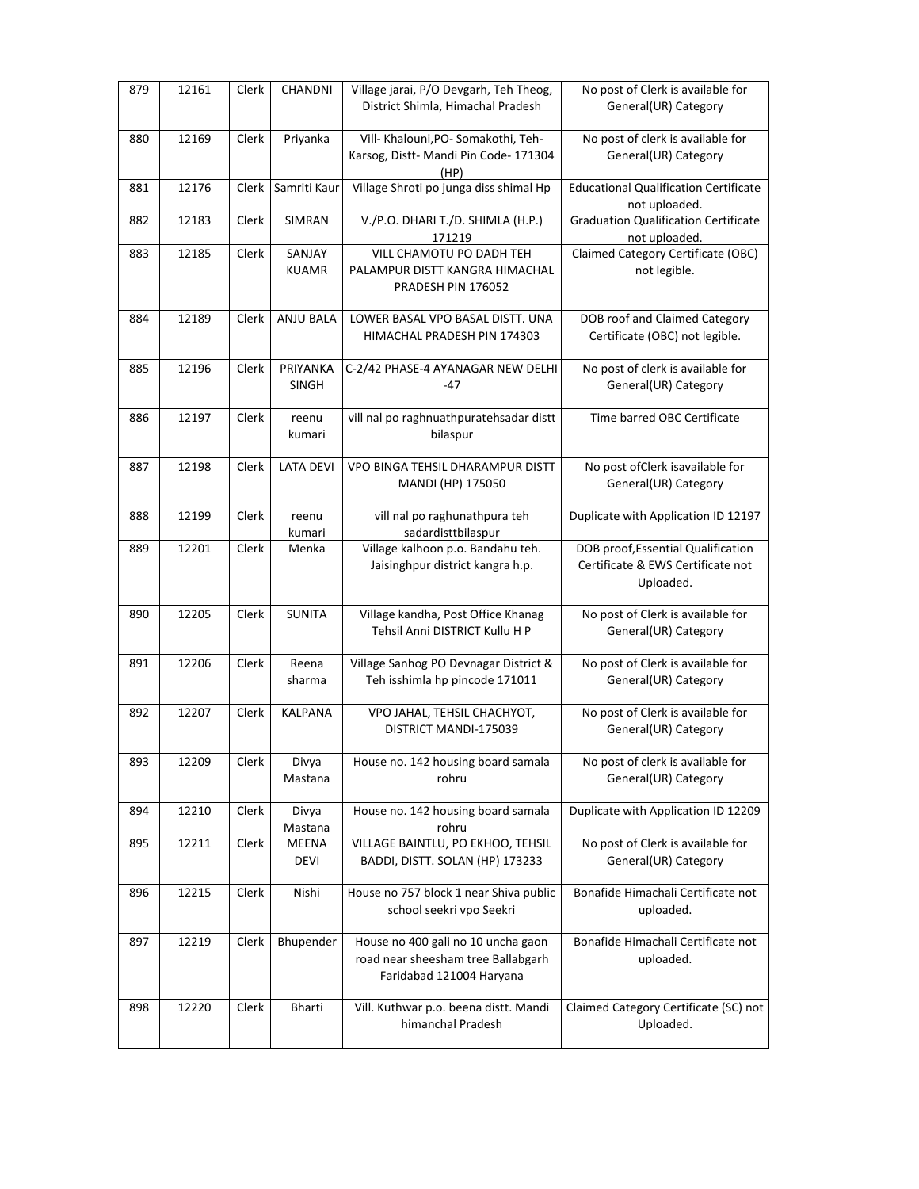| 879 | 12161 | Clerk | CHANDNI | Village jarai, P/O Devgarh, Teh Theog, District Shimla, Himachal Pradesh | No post of Clerk is available for General(UR) Category |
|---|---|---|---|---|---|
| 880 | 12169 | Clerk | Priyanka | Vill- Khalouni,PO- Somakothi, Teh- Karsog, Distt- Mandi Pin Code- 171304 (HP) | No post of clerk is available for General(UR) Category |
| 881 | 12176 | Clerk | Samriti Kaur | Village Shroti po junga diss shimal Hp | Educational Qualification Certificate not uploaded. |
| 882 | 12183 | Clerk | SIMRAN | V./P.O. DHARI T./D. SHIMLA (H.P.) 171219 | Graduation Qualification Certificate not uploaded. |
| 883 | 12185 | Clerk | SANJAY KUAMR | VILL CHAMOTU PO DADH TEH PALAMPUR DISTT KANGRA HIMACHAL PRADESH PIN 176052 | Claimed Category Certificate (OBC) not legible. |
| 884 | 12189 | Clerk | ANJU BALA | LOWER BASAL VPO BASAL DISTT. UNA HIMACHAL PRADESH PIN 174303 | DOB roof and Claimed Category Certificate (OBC) not legible. |
| 885 | 12196 | Clerk | PRIYANKA SINGH | C-2/42 PHASE-4 AYANAGAR NEW DELHI -47 | No post of clerk is available for General(UR) Category |
| 886 | 12197 | Clerk | reenu kumari | vill nal po raghnuathpuratehsadar distt bilaspur | Time barred OBC Certificate |
| 887 | 12198 | Clerk | LATA DEVI | VPO BINGA TEHSIL DHARAMPUR DISTT MANDI (HP) 175050 | No post ofClerk isavailable for General(UR) Category |
| 888 | 12199 | Clerk | reenu kumari | vill nal po raghunathpura teh sadardisttbilaspur | Duplicate with Application ID 12197 |
| 889 | 12201 | Clerk | Menka | Village kalhoon p.o. Bandahu teh. Jaisinghpur district kangra h.p. | DOB proof,Essential Qualification Certificate & EWS Certificate not Uploaded. |
| 890 | 12205 | Clerk | SUNITA | Village kandha, Post Office Khanag Tehsil Anni DISTRICT Kullu H P | No post of Clerk is available for General(UR) Category |
| 891 | 12206 | Clerk | Reena sharma | Village Sanhog PO Devnagar District & Teh isshimla hp pincode 171011 | No post of Clerk is available for General(UR) Category |
| 892 | 12207 | Clerk | KALPANA | VPO JAHAL, TEHSIL CHACHYOT, DISTRICT MANDI-175039 | No post of Clerk is available for General(UR) Category |
| 893 | 12209 | Clerk | Divya Mastana | House no. 142 housing board samala rohru | No post of clerk is available for General(UR) Category |
| 894 | 12210 | Clerk | Divya Mastana | House no. 142 housing board samala rohru | Duplicate with Application ID 12209 |
| 895 | 12211 | Clerk | MEENA DEVI | VILLAGE BAINTLU, PO EKHOO, TEHSIL BADDI, DISTT. SOLAN (HP) 173233 | No post of Clerk is available for General(UR) Category |
| 896 | 12215 | Clerk | Nishi | House no 757 block 1 near Shiva public school seekri vpo Seekri | Bonafide Himachali Certificate not uploaded. |
| 897 | 12219 | Clerk | Bhupender | House no 400 gali no 10 uncha gaon road near sheesham tree Ballabgarh Faridabad 121004 Haryana | Bonafide Himachali Certificate not uploaded. |
| 898 | 12220 | Clerk | Bharti | Vill. Kuthwar p.o. beena distt. Mandi himanchal Pradesh | Claimed Category Certificate (SC) not Uploaded. |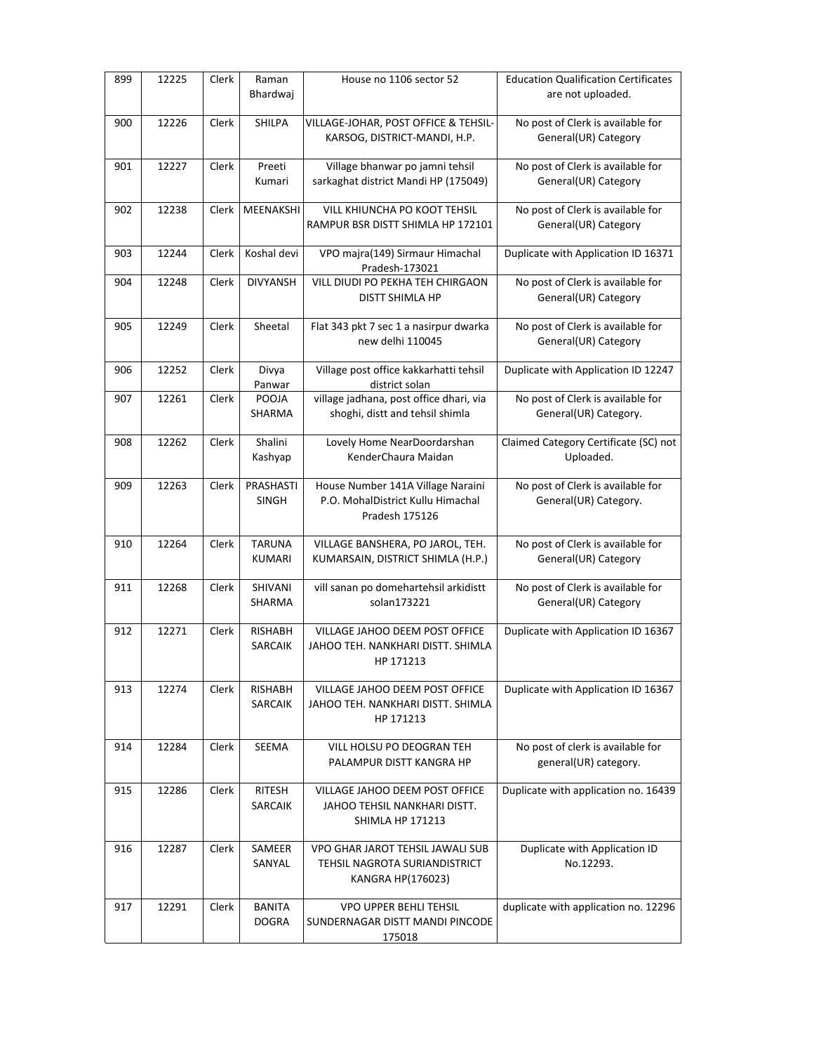| 899 | 12225 | Clerk | Raman Bhardwaj | House no 1106 sector 52 | Education Qualification Certificates are not uploaded. |
|---|---|---|---|---|---|
| 900 | 12226 | Clerk | SHILPA | VILLAGE-JOHAR, POST OFFICE & TEHSIL-KARSOG, DISTRICT-MANDI, H.P. | No post of Clerk is available for General(UR) Category |
| 901 | 12227 | Clerk | Preeti Kumari | Village bhanwar po jamni tehsil sarkaghat district Mandi HP (175049) | No post of Clerk is available for General(UR) Category |
| 902 | 12238 | Clerk | MEENAKSHI | VILL KHIUNCHA PO KOOT TEHSIL RAMPUR BSR DISTT SHIMLA HP 172101 | No post of Clerk is available for General(UR) Category |
| 903 | 12244 | Clerk | Koshal devi | VPO majra(149) Sirmaur Himachal Pradesh-173021 | Duplicate with Application ID 16371 |
| 904 | 12248 | Clerk | DIVYANSH | VILL DIUDI PO PEKHA TEH CHIRGAON DISTT SHIMLA HP | No post of Clerk is available for General(UR) Category |
| 905 | 12249 | Clerk | Sheetal | Flat 343 pkt 7 sec 1 a nasirpur dwarka new delhi 110045 | No post of Clerk is available for General(UR) Category |
| 906 | 12252 | Clerk | Divya Panwar | Village post office kakkarhatti tehsil district solan | Duplicate with Application ID 12247 |
| 907 | 12261 | Clerk | POOJA SHARMA | village jadhana, post office dhari, via shoghi, distt and tehsil shimla | No post of Clerk is available for General(UR) Category. |
| 908 | 12262 | Clerk | Shalini Kashyap | Lovely Home NearDoordarshan KenderChaura Maidan | Claimed Category Certificate (SC) not Uploaded. |
| 909 | 12263 | Clerk | PRASHASTI SINGH | House Number 141A Village Naraini P.O. MohalDistrict Kullu Himachal Pradesh 175126 | No post of Clerk is available for General(UR) Category. |
| 910 | 12264 | Clerk | TARUNA KUMARI | VILLAGE BANSHERA, PO JAROL, TEH. KUMARSAIN, DISTRICT SHIMLA (H.P.) | No post of Clerk is available for General(UR) Category |
| 911 | 12268 | Clerk | SHIVANI SHARMA | vill sanan po domehartehsil arkidistt solan173221 | No post of Clerk is available for General(UR) Category |
| 912 | 12271 | Clerk | RISHABH SARCAIK | VILLAGE JAHOO DEEM POST OFFICE JAHOO TEH. NANKHARI DISTT. SHIMLA HP 171213 | Duplicate with Application ID 16367 |
| 913 | 12274 | Clerk | RISHABH SARCAIK | VILLAGE JAHOO DEEM POST OFFICE JAHOO TEH. NANKHARI DISTT. SHIMLA HP 171213 | Duplicate with Application ID 16367 |
| 914 | 12284 | Clerk | SEEMA | VILL HOLSU PO DEOGRAN TEH PALAMPUR DISTT KANGRA HP | No post of clerk is available for general(UR) category. |
| 915 | 12286 | Clerk | RITESH SARCAIK | VILLAGE JAHOO DEEM POST OFFICE JAHOO TEHSIL NANKHARI DISTT. SHIMLA HP 171213 | Duplicate with application no. 16439 |
| 916 | 12287 | Clerk | SAMEER SANYAL | VPO GHAR JAROT TEHSIL JAWALI SUB TEHSIL NAGROTA SURIANDISTRICT KANGRA HP(176023) | Duplicate with Application ID No.12293. |
| 917 | 12291 | Clerk | BANITA DOGRA | VPO UPPER BEHLI TEHSIL SUNDERNAGAR DISTT MANDI PINCODE 175018 | duplicate with application no. 12296 |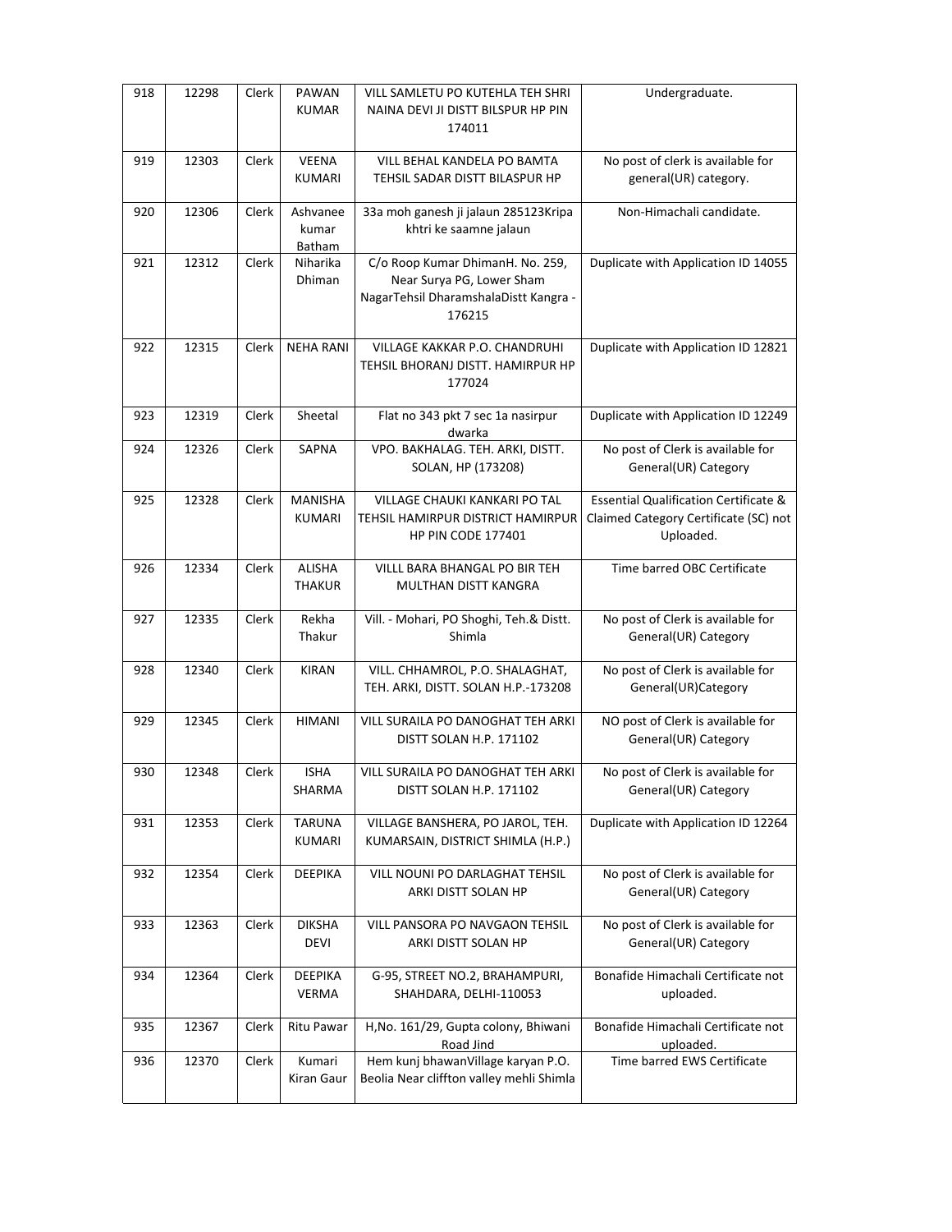| 918 | 12298 | Clerk | PAWAN KUMAR | VILL SAMLETU PO KUTEHLA TEH SHRI NAINA DEVI JI DISTT BILSPUR HP PIN 174011 | Undergraduate. |
|---|---|---|---|---|---|
| 919 | 12303 | Clerk | VEENA KUMARI | VILL BEHAL KANDELA PO BAMTA TEHSIL SADAR DISTT BILASPUR HP | No post of clerk is available for general(UR) category. |
| 920 | 12306 | Clerk | Ashvanee kumar Batham | 33a moh ganesh ji jalaun 285123Kripa khtri ke saamne jalaun | Non-Himachali candidate. |
| 921 | 12312 | Clerk | Niharika Dhiman | C/o Roop Kumar DhimanH. No. 259, Near Surya PG, Lower Sham NagarTehsil DharamshalaDistt Kangra - 176215 | Duplicate with Application ID 14055 |
| 922 | 12315 | Clerk | NEHA RANI | VILLAGE KAKKAR P.O. CHANDRUHI TEHSIL BHORANJ DISTT. HAMIRPUR HP 177024 | Duplicate with Application ID 12821 |
| 923 | 12319 | Clerk | Sheetal | Flat no 343 pkt 7 sec 1a nasirpur dwarka | Duplicate with Application ID 12249 |
| 924 | 12326 | Clerk | SAPNA | VPO. BAKHALAG. TEH. ARKI, DISTT. SOLAN, HP (173208) | No post of Clerk is available for General(UR) Category |
| 925 | 12328 | Clerk | MANISHA KUMARI | VILLAGE CHAUKI KANKARI PO TAL TEHSIL HAMIRPUR DISTRICT HAMIRPUR HP PIN CODE 177401 | Essential Qualification Certificate & Claimed Category Certificate (SC) not Uploaded. |
| 926 | 12334 | Clerk | ALISHA THAKUR | VILLL BARA BHANGAL PO BIR TEH MULTHAN DISTT KANGRA | Time barred OBC Certificate |
| 927 | 12335 | Clerk | Rekha Thakur | Vill. - Mohari, PO Shoghi, Teh.& Distt. Shimla | No post of Clerk is available for General(UR) Category |
| 928 | 12340 | Clerk | KIRAN | VILL. CHHAMROL, P.O. SHALAGHAT, TEH. ARKI, DISTT. SOLAN H.P.-173208 | No post of Clerk is available for General(UR)Category |
| 929 | 12345 | Clerk | HIMANI | VILL SURAILA PO DANOGHAT TEH ARKI DISTT SOLAN H.P. 171102 | NO post of Clerk is available for General(UR) Category |
| 930 | 12348 | Clerk | ISHA SHARMA | VILL SURAILA PO DANOGHAT TEH ARKI DISTT SOLAN H.P. 171102 | No post of Clerk is available for General(UR) Category |
| 931 | 12353 | Clerk | TARUNA KUMARI | VILLAGE BANSHERA, PO JAROL, TEH. KUMARSAIN, DISTRICT SHIMLA (H.P.) | Duplicate with Application ID 12264 |
| 932 | 12354 | Clerk | DEEPIKA | VILL NOUNI PO DARLAGHAT TEHSIL ARKI DISTT SOLAN HP | No post of Clerk is available for General(UR) Category |
| 933 | 12363 | Clerk | DIKSHA DEVI | VILL PANSORA PO NAVGAON TEHSIL ARKI DISTT SOLAN HP | No post of Clerk is available for General(UR) Category |
| 934 | 12364 | Clerk | DEEPIKA VERMA | G-95, STREET NO.2, BRAHAMPURI, SHAHDARA, DELHI-110053 | Bonafide Himachali Certificate not uploaded. |
| 935 | 12367 | Clerk | Ritu Pawar | H,No. 161/29, Gupta colony, Bhiwani Road Jind | Bonafide Himachali Certificate not uploaded. |
| 936 | 12370 | Clerk | Kumari Kiran Gaur | Hem kunj bhawanVillage karyan P.O. Beolia Near cliffton valley mehli Shimla | Time barred EWS Certificate |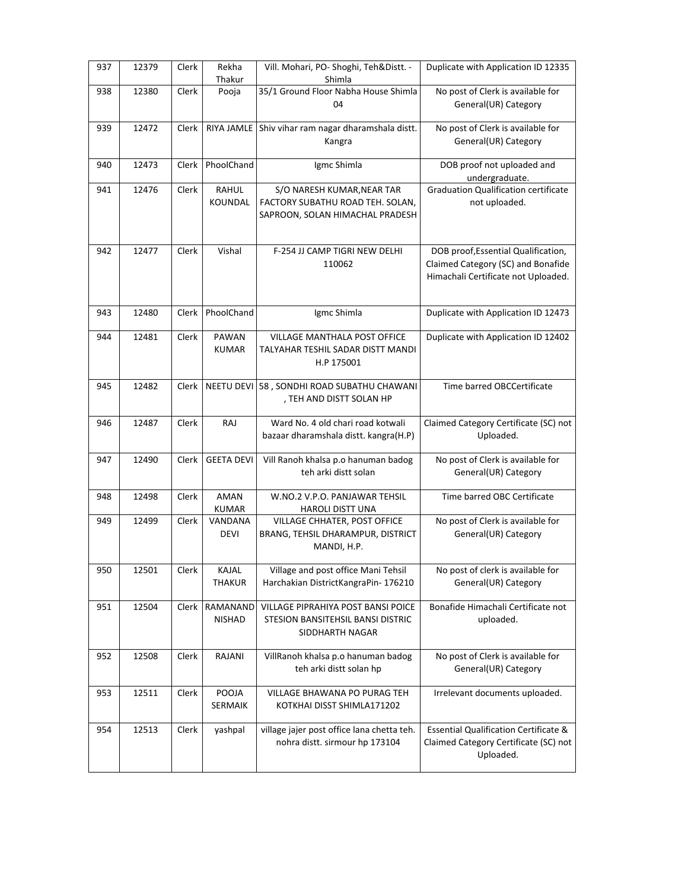| 937 | 12379 | Clerk | Rekha Thakur | Vill. Mohari, PO- Shoghi, Teh&Distt. - Shimla | Duplicate with Application ID 12335 |
|---|---|---|---|---|---|
| 938 | 12380 | Clerk | Pooja | 35/1 Ground Floor Nabha House Shimla 04 | No post of Clerk is available for General(UR) Category |
| 939 | 12472 | Clerk | RIYA JAMLE | Shiv vihar ram nagar dharamshala distt. Kangra | No post of Clerk is available for General(UR) Category |
| 940 | 12473 | Clerk | PhoolChand | Igmc Shimla | DOB proof not uploaded and undergraduate. |
| 941 | 12476 | Clerk | RAHUL KOUNDAL | S/O NARESH KUMAR,NEAR TAR FACTORY SUBATHU ROAD TEH. SOLAN, SAPROON, SOLAN HIMACHAL PRADESH | Graduation Qualification certificate not uploaded. |
| 942 | 12477 | Clerk | Vishal | F-254 JJ CAMP TIGRI NEW DELHI 110062 | DOB proof,Essential Qualification, Claimed Category (SC) and Bonafide Himachali Certificate not Uploaded. |
| 943 | 12480 | Clerk | PhoolChand | Igmc Shimla | Duplicate with Application ID 12473 |
| 944 | 12481 | Clerk | PAWAN KUMAR | VILLAGE MANTHALA POST OFFICE TALYAHAR TESHIL SADAR DISTT MANDI H.P 175001 | Duplicate with Application ID 12402 |
| 945 | 12482 | Clerk | NEETU DEVI | 58 , SONDHI ROAD SUBATHU CHAWANI , TEH AND DISTT SOLAN HP | Time barred OBCCertificate |
| 946 | 12487 | Clerk | RAJ | Ward No. 4 old chari road kotwali bazaar dharamshala distt. kangra(H.P) | Claimed Category Certificate (SC) not Uploaded. |
| 947 | 12490 | Clerk | GEETA DEVI | Vill Ranoh khalsa p.o hanuman badog teh arki distt solan | No post of Clerk is available for General(UR) Category |
| 948 | 12498 | Clerk | AMAN KUMAR | W.NO.2 V.P.O. PANJAWAR TEHSIL HAROLI DISTT UNA | Time barred OBC Certificate |
| 949 | 12499 | Clerk | VANDANA DEVI | VILLAGE CHHATER, POST OFFICE BRANG, TEHSIL DHARAMPUR, DISTRICT MANDI, H.P. | No post of Clerk is available for General(UR) Category |
| 950 | 12501 | Clerk | KAJAL THAKUR | Village and post office Mani Tehsil Harchakian DistrictKangraPin- 176210 | No post of clerk is available for General(UR) Category |
| 951 | 12504 | Clerk | RAMANAND NISHAD | VILLAGE PIPRAHIYA POST BANSI POICE STESION BANSITEHSIL BANSI DISTRIC SIDDHARTH NAGAR | Bonafide Himachali Certificate not uploaded. |
| 952 | 12508 | Clerk | RAJANI | VillRanoh khalsa p.o hanuman badog teh arki distt solan hp | No post of Clerk is available for General(UR) Category |
| 953 | 12511 | Clerk | POOJA SERMAIK | VILLAGE BHAWANA PO PURAG TEH KOTKHAI DISST SHIMLA171202 | Irrelevant documents uploaded. |
| 954 | 12513 | Clerk | yashpal | village jajer post office lana chetta teh. nohra distt. sirmour hp 173104 | Essential Qualification Certificate & Claimed Category Certificate (SC) not Uploaded. |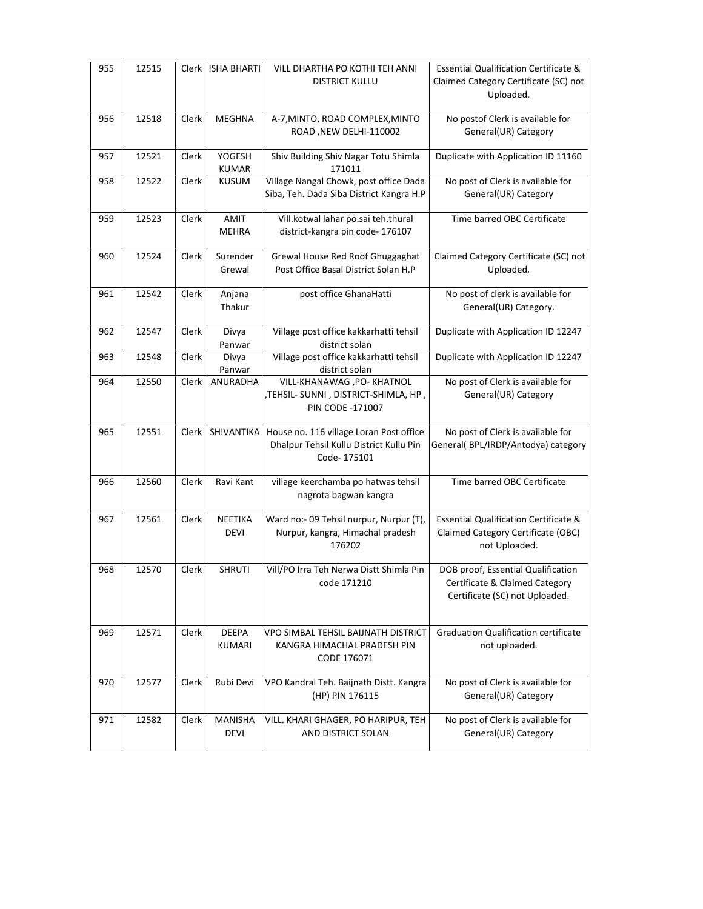| 955 | 12515 | Clerk | ISHA BHARTI | VILL DHARTHA PO KOTHI TEH ANNI DISTRICT KULLU | Essential Qualification Certificate & Claimed Category Certificate (SC) not Uploaded. |
|---|---|---|---|---|---|
| 956 | 12518 | Clerk | MEGHNA | A-7,MINTO, ROAD COMPLEX,MINTO ROAD ,NEW DELHI-110002 | No postof Clerk is available for General(UR) Category |
| 957 | 12521 | Clerk | YOGESH KUMAR | Shiv Building Shiv Nagar Totu Shimla 171011 | Duplicate with Application ID 11160 |
| 958 | 12522 | Clerk | KUSUM | Village Nangal Chowk, post office Dada Siba, Teh. Dada Siba District Kangra H.P | No post of Clerk is available for General(UR) Category |
| 959 | 12523 | Clerk | AMIT MEHRA | Vill.kotwal lahar po.sai teh.thural district-kangra pin code- 176107 | Time barred OBC Certificate |
| 960 | 12524 | Clerk | Surender Grewal | Grewal House Red Roof Ghuggaghat Post Office Basal District Solan H.P | Claimed Category Certificate (SC) not Uploaded. |
| 961 | 12542 | Clerk | Anjana Thakur | post office GhanaHatti | No post of clerk is available for General(UR) Category. |
| 962 | 12547 | Clerk | Divya Panwar | Village post office kakkarhatti tehsil district solan | Duplicate with Application ID 12247 |
| 963 | 12548 | Clerk | Divya Panwar | Village post office kakkarhatti tehsil district solan | Duplicate with Application ID 12247 |
| 964 | 12550 | Clerk | ANURADHA | VILL-KHANAWAG ,PO- KHATNOL ,TEHSIL- SUNNI , DISTRICT-SHIMLA, HP , PIN CODE -171007 | No post of Clerk is available for General(UR) Category |
| 965 | 12551 | Clerk | SHIVANTIKA | House no. 116 village Loran Post office Dhalpur Tehsil Kullu District Kullu Pin Code- 175101 | No post of Clerk is available for General( BPL/IRDP/Antodya) category |
| 966 | 12560 | Clerk | Ravi Kant | village keerchamba po hatwas tehsil nagrota bagwan kangra | Time barred OBC Certificate |
| 967 | 12561 | Clerk | NEETIKA DEVI | Ward no:- 09 Tehsil nurpur, Nurpur (T), Nurpur, kangra, Himachal pradesh 176202 | Essential Qualification Certificate & Claimed Category Certificate (OBC) not Uploaded. |
| 968 | 12570 | Clerk | SHRUTI | Vill/PO Irra Teh Nerwa Distt Shimla Pin code 171210 | DOB proof, Essential Qualification Certificate & Claimed Category Certificate (SC) not Uploaded. |
| 969 | 12571 | Clerk | DEEPA KUMARI | VPO SIMBAL TEHSIL BAIJNATH DISTRICT KANGRA HIMACHAL PRADESH PIN CODE 176071 | Graduation Qualification certificate not uploaded. |
| 970 | 12577 | Clerk | Rubi Devi | VPO Kandral Teh. Baijnath Distt. Kangra (HP) PIN 176115 | No post of Clerk is available for General(UR) Category |
| 971 | 12582 | Clerk | MANISHA DEVI | VILL. KHARI GHAGER, PO HARIPUR, TEH AND DISTRICT SOLAN | No post of Clerk is available for General(UR) Category |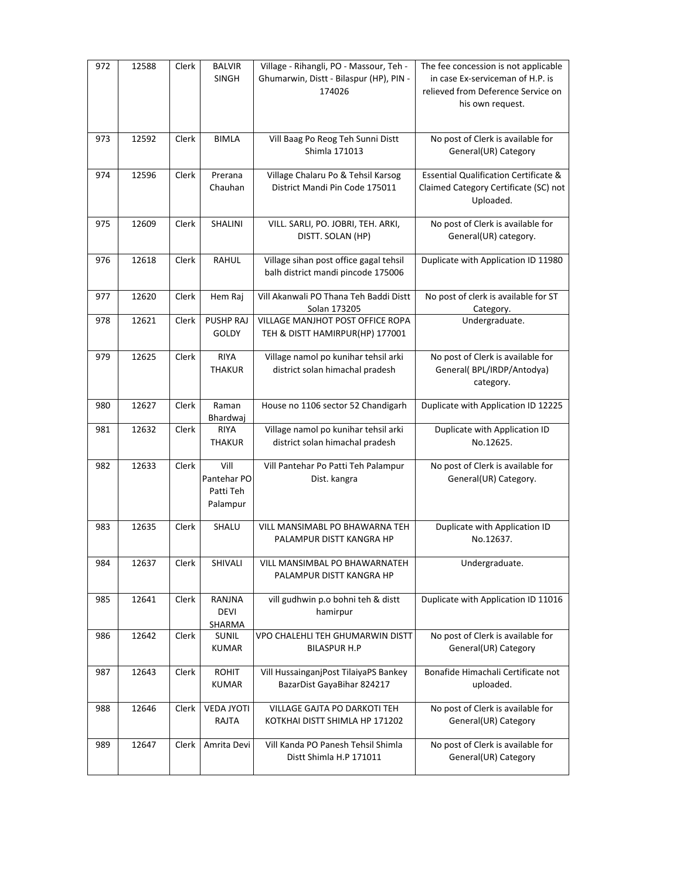| 972 | 12588 | Clerk | BALVIR SINGH | Village - Rihangli, PO - Massour, Teh - Ghumarwin, Distt - Bilaspur (HP), PIN - 174026 | The fee concession is not applicable in case Ex-serviceman of H.P. is relieved from Deference Service on his own request. |
|---|---|---|---|---|---|
| 973 | 12592 | Clerk | BIMLA | Vill Baag Po Reog Teh Sunni Distt Shimla 171013 | No post of Clerk is available for General(UR) Category |
| 974 | 12596 | Clerk | Prerana Chauhan | Village Chalaru Po & Tehsil Karsog District Mandi Pin Code 175011 | Essential Qualification Certificate & Claimed Category Certificate (SC) not Uploaded. |
| 975 | 12609 | Clerk | SHALINI | VILL. SARLI, PO. JOBRI, TEH. ARKI, DISTT. SOLAN (HP) | No post of Clerk is available for General(UR) category. |
| 976 | 12618 | Clerk | RAHUL | Village sihan post office gagal tehsil balh district mandi pincode 175006 | Duplicate with Application ID 11980 |
| 977 | 12620 | Clerk | Hem Raj | Vill Akanwali PO Thana Teh Baddi Distt Solan 173205 | No post of clerk is available for ST Category. |
| 978 | 12621 | Clerk | PUSHP RAJ GOLDY | VILLAGE MANJHOT POST OFFICE ROPA TEH & DISTT HAMIRPUR(HP) 177001 | Undergraduate. |
| 979 | 12625 | Clerk | RIYA THAKUR | Village namol po kunihar tehsil arki district solan himachal pradesh | No post of Clerk is available for General( BPL/IRDP/Antodya) category. |
| 980 | 12627 | Clerk | Raman Bhardwaj | House no 1106 sector 52 Chandigarh | Duplicate with Application ID 12225 |
| 981 | 12632 | Clerk | RIYA THAKUR | Village namol po kunihar tehsil arki district solan himachal pradesh | Duplicate with Application ID No.12625. |
| 982 | 12633 | Clerk | Vill Pantehar PO Patti Teh Palampur | Vill Pantehar Po Patti Teh Palampur Dist. kangra | No post of Clerk is available for General(UR) Category. |
| 983 | 12635 | Clerk | SHALU | VILL MANSIMABL PO BHAWARNA TEH PALAMPUR DISTT KANGRA HP | Duplicate with Application ID No.12637. |
| 984 | 12637 | Clerk | SHIVALI | VILL MANSIMBAL PO BHAWARNATEH PALAMPUR DISTT KANGRA HP | Undergraduate. |
| 985 | 12641 | Clerk | RANJNA DEVI SHARMA | vill gudhwin p.o bohni teh & distt hamirpur | Duplicate with Application ID 11016 |
| 986 | 12642 | Clerk | SUNIL KUMAR | VPO CHALEHLI TEH GHUMARWIN DISTT BILASPUR H.P | No post of Clerk is available for General(UR) Category |
| 987 | 12643 | Clerk | ROHIT KUMAR | Vill HussainganjPost TilaiyaPS Bankey BazarDist GayaBihar 824217 | Bonafide Himachali Certificate not uploaded. |
| 988 | 12646 | Clerk | VEDA JYOTI RAJTA | VILLAGE GAJTA PO DARKOTI TEH KOTKHAI DISTT SHIMLA HP 171202 | No post of Clerk is available for General(UR) Category |
| 989 | 12647 | Clerk | Amrita Devi | Vill Kanda PO Panesh Tehsil Shimla Distt Shimla H.P 171011 | No post of Clerk is available for General(UR) Category |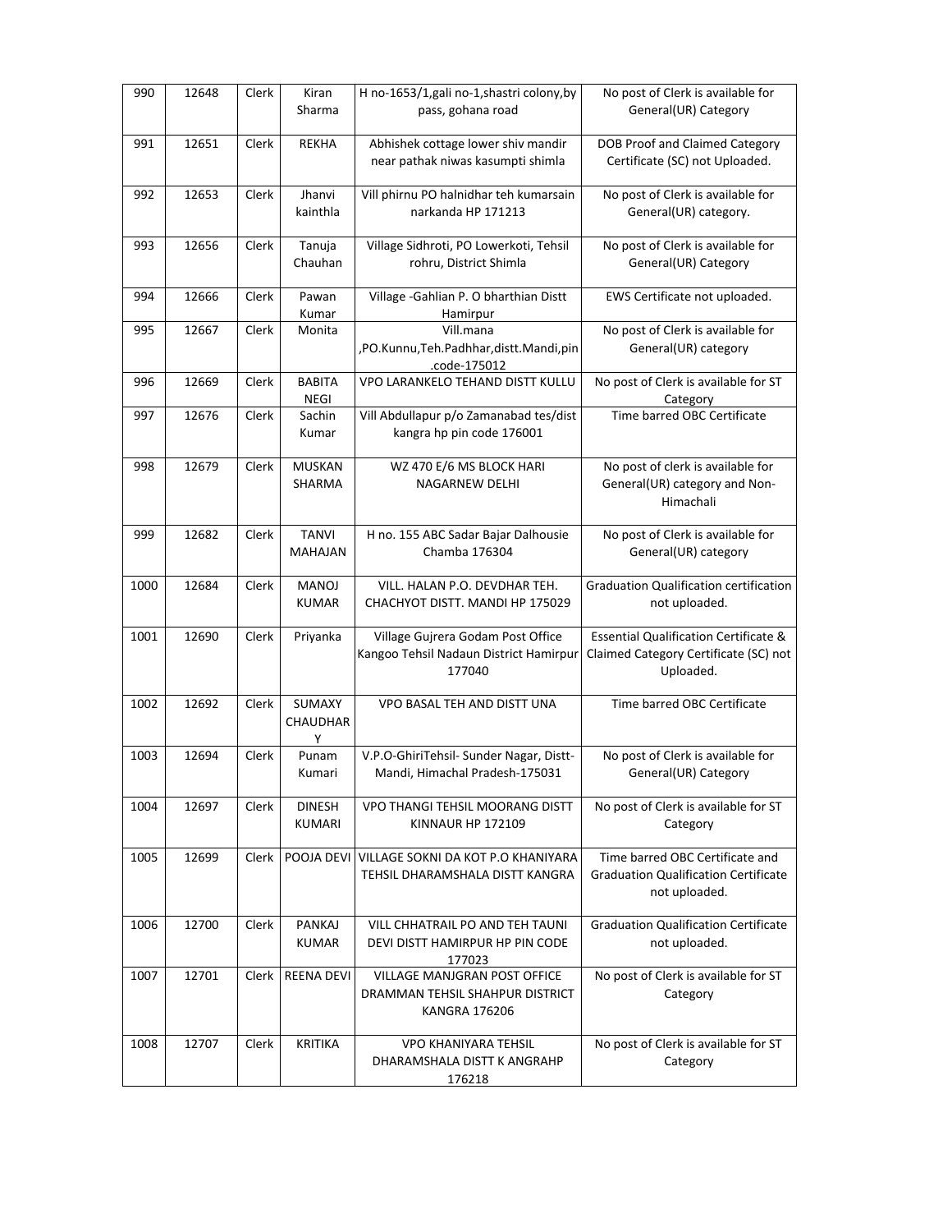| 990 | 12648 | Clerk | Kiran Sharma | H no-1653/1,gali no-1,shastri colony,by pass, gohana road | No post of Clerk is available for General(UR) Category |
|---|---|---|---|---|---|
| 991 | 12651 | Clerk | REKHA | Abhishek cottage lower shiv mandir near pathak niwas kasumpti shimla | DOB Proof and Claimed Category Certificate (SC) not Uploaded. |
| 992 | 12653 | Clerk | Jhanvi kainthla | Vill phirnu PO halnidhar teh kumarsain narkanda HP 171213 | No post of Clerk is available for General(UR) category. |
| 993 | 12656 | Clerk | Tanuja Chauhan | Village Sidhroti, PO Lowerkoti, Tehsil rohru, District Shimla | No post of Clerk is available for General(UR) Category |
| 994 | 12666 | Clerk | Pawan Kumar | Village -Gahlian P. O bharthian Distt Hamirpur | EWS Certificate not uploaded. |
| 995 | 12667 | Clerk | Monita | Vill.mana ,PO.Kunnu,Teh.Padhhar,distt.Mandi,pin .code-175012 | No post of Clerk is available for General(UR) category |
| 996 | 12669 | Clerk | BABITA NEGI | VPO LARANKELO TEHAND DISTT KULLU | No post of Clerk is available for ST Category |
| 997 | 12676 | Clerk | Sachin Kumar | Vill Abdullapur p/o Zamanabad tes/dist kangra hp pin code 176001 | Time barred OBC Certificate |
| 998 | 12679 | Clerk | MUSKAN SHARMA | WZ 470 E/6 MS BLOCK HARI NAGARNEW DELHI | No post of clerk is available for General(UR) category and Non-Himachali |
| 999 | 12682 | Clerk | TANVI MAHAJAN | H no. 155 ABC Sadar Bajar Dalhousie Chamba 176304 | No post of Clerk is available for General(UR) category |
| 1000 | 12684 | Clerk | MANOJ KUMAR | VILL. HALAN P.O. DEVDHAR TEH. CHACHYOT DISTT. MANDI HP 175029 | Graduation Qualification certification not uploaded. |
| 1001 | 12690 | Clerk | Priyanka | Village Gujrera Godam Post Office Kangoo Tehsil Nadaun District Hamirpur 177040 | Essential Qualification Certificate & Claimed Category Certificate (SC) not Uploaded. |
| 1002 | 12692 | Clerk | SUMAXY CHAUDHARY | VPO BASAL TEH AND DISTT UNA | Time barred OBC Certificate |
| 1003 | 12694 | Clerk | Punam Kumari | V.P.O-GhiriTehsil- Sunder Nagar, Distt-Mandi, Himachal Pradesh-175031 | No post of Clerk is available for General(UR) Category |
| 1004 | 12697 | Clerk | DINESH KUMARI | VPO THANGI TEHSIL MOORANG DISTT KINNAUR HP 172109 | No post of Clerk is available for ST Category |
| 1005 | 12699 | Clerk | POOJA DEVI | VILLAGE SOKNI DA KOT P.O KHANIYARA TEHSIL DHARAMSHALA DISTT KANGRA | Time barred OBC Certificate and Graduation Qualification Certificate not uploaded. |
| 1006 | 12700 | Clerk | PANKAJ KUMAR | VILL CHHATRAIL PO AND TEH TAUNI DEVI DISTT HAMIRPUR HP PIN CODE 177023 | Graduation Qualification Certificate not uploaded. |
| 1007 | 12701 | Clerk | REENA DEVI | VILLAGE MANJGRAN POST OFFICE DRAMMAN TEHSIL SHAHPUR DISTRICT KANGRA 176206 | No post of Clerk is available for ST Category |
| 1008 | 12707 | Clerk | KRITIKA | VPO KHANIYARA TEHSIL DHARAMSHALA DISTT K ANGRAHP 176218 | No post of Clerk is available for ST Category |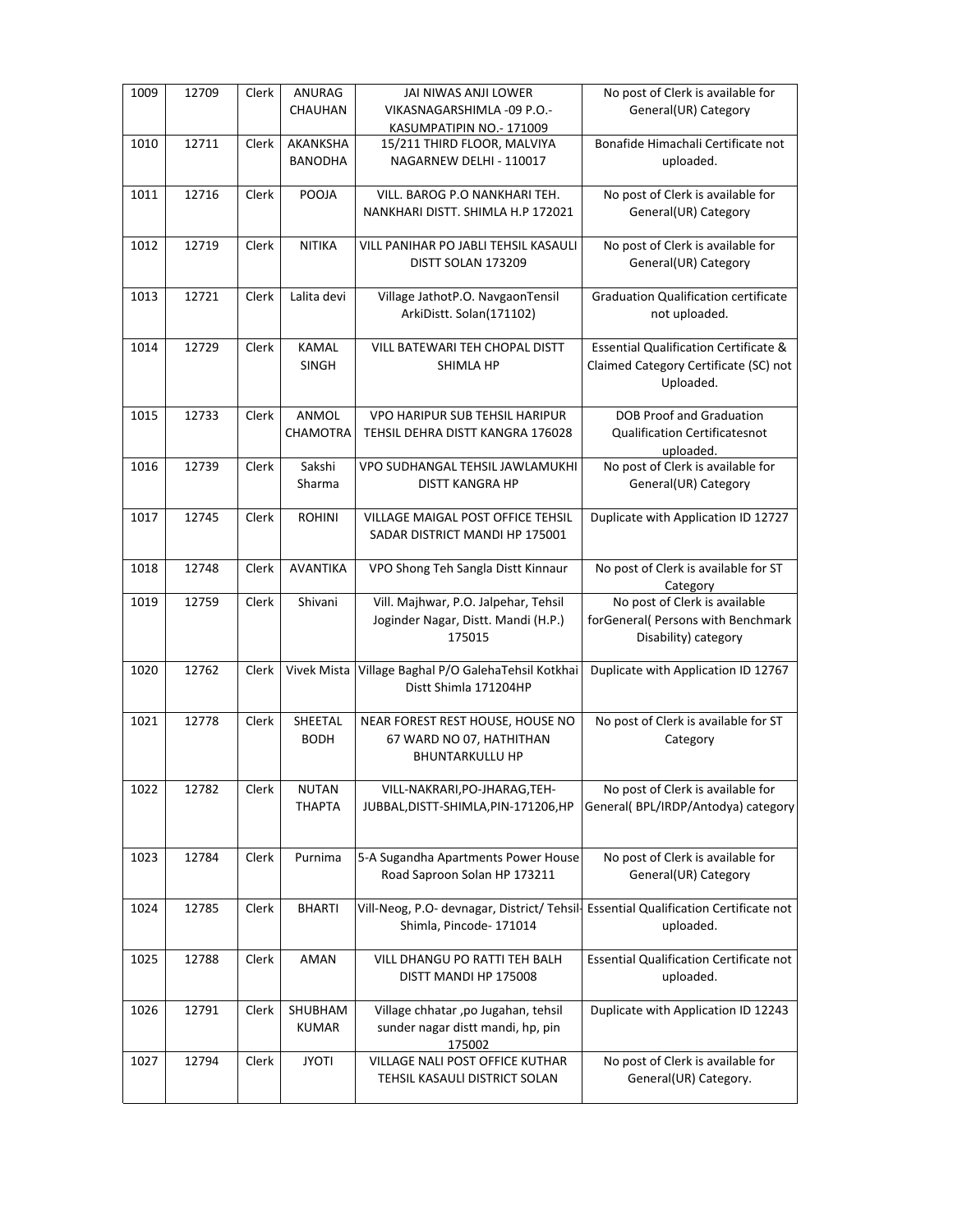| 1009 | 12709 | Clerk | ANURAG CHAUHAN | JAI NIWAS ANJI LOWER VIKASNAGARSHIMLA -09 P.O.-KASUMPATIPIN NO.- 171009 | No post of Clerk is available for General(UR) Category |
|---|---|---|---|---|---|
| 1010 | 12711 | Clerk | AKANKSHA BANODHA | 15/211 THIRD FLOOR, MALVIYA NAGARNEW DELHI - 110017 | Bonafide Himachali Certificate not uploaded. |
| 1011 | 12716 | Clerk | POOJA | VILL. BAROG P.O NANKHARI TEH. NANKHARI DISTT. SHIMLA H.P 172021 | No post of Clerk is available for General(UR) Category |
| 1012 | 12719 | Clerk | NITIKA | VILL PANIHAR PO JABLI TEHSIL KASAULI DISTT SOLAN 173209 | No post of Clerk is available for General(UR) Category |
| 1013 | 12721 | Clerk | Lalita devi | Village JathotP.O. NavgaonTensil ArkiDistt. Solan(171102) | Graduation Qualification certificate not uploaded. |
| 1014 | 12729 | Clerk | KAMAL SINGH | VILL BATEWARI TEH CHOPAL DISTT SHIMLA HP | Essential Qualification Certificate & Claimed Category Certificate (SC) not Uploaded. |
| 1015 | 12733 | Clerk | ANMOL CHAMOTRA | VPO HARIPUR SUB TEHSIL HARIPUR TEHSIL DEHRA DISTT KANGRA 176028 | DOB Proof and Graduation Qualification Certificatesnot uploaded. |
| 1016 | 12739 | Clerk | Sakshi Sharma | VPO SUDHANGAL TEHSIL JAWLAMUKHI DISTT KANGRA HP | No post of Clerk is available for General(UR) Category |
| 1017 | 12745 | Clerk | ROHINI | VILLAGE MAIGAL POST OFFICE TEHSIL SADAR DISTRICT MANDI HP 175001 | Duplicate with Application ID 12727 |
| 1018 | 12748 | Clerk | AVANTIKA | VPO Shong Teh Sangla Distt Kinnaur | No post of Clerk is available for ST Category |
| 1019 | 12759 | Clerk | Shivani | Vill. Majhwar, P.O. Jalpehar, Tehsil Joginder Nagar, Distt. Mandi (H.P.) 175015 | No post of Clerk is available forGeneral( Persons with Benchmark Disability) category |
| 1020 | 12762 | Clerk | Vivek Mista | Village Baghal P/O GalehaTehsil Kotkhai Distt Shimla 171204HP | Duplicate with Application ID 12767 |
| 1021 | 12778 | Clerk | SHEETAL BODH | NEAR FOREST REST HOUSE, HOUSE NO 67 WARD NO 07, HATHITHAN BHUNTARKULLU HP | No post of Clerk is available for ST Category |
| 1022 | 12782 | Clerk | NUTAN THAPTA | VILL-NAKRARI,PO-JHARAG,TEH-JUBBAL,DISTT-SHIMLA,PIN-171206,HP | No post of Clerk is available for General( BPL/IRDP/Antodya) category |
| 1023 | 12784 | Clerk | Purnima | 5-A Sugandha Apartments Power House Road Saproon Solan HP 173211 | No post of Clerk is available for General(UR) Category |
| 1024 | 12785 | Clerk | BHARTI | Vill-Neog, P.O- devnagar, District/ Tehsil-Shimla, Pincode- 171014 | Essential Qualification Certificate not uploaded. |
| 1025 | 12788 | Clerk | AMAN | VILL DHANGU PO RATTI TEH BALH DISTT MANDI HP 175008 | Essential Qualification Certificate not uploaded. |
| 1026 | 12791 | Clerk | SHUBHAM KUMAR | Village chhatar ,po Jugahan, tehsil sunder nagar distt mandi, hp, pin 175002 | Duplicate with Application ID 12243 |
| 1027 | 12794 | Clerk | JYOTI | VILLAGE NALI POST OFFICE KUTHAR TEHSIL KASAULI DISTRICT SOLAN | No post of Clerk is available for General(UR) Category. |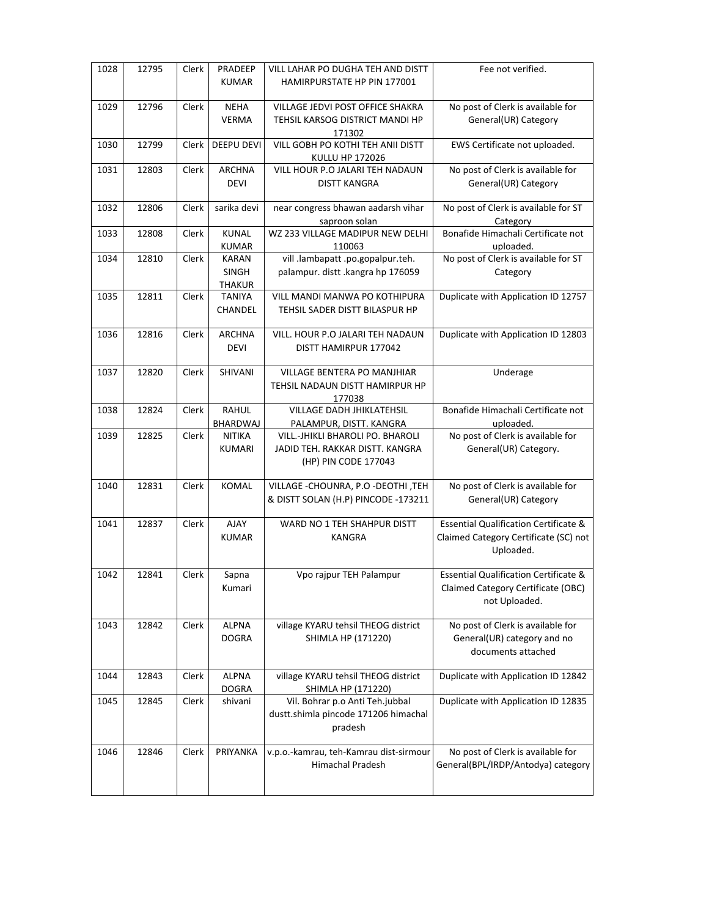| 1028 | 12795 | Clerk | PRADEEP KUMAR | VILL LAHAR PO DUGHA TEH AND DISTT HAMIRPURSTATE HP PIN 177001 | Fee not verified. |
|---|---|---|---|---|---|
| 1029 | 12796 | Clerk | NEHA VERMA | VILLAGE JEDVI POST OFFICE SHAKRA TEHSIL KARSOG DISTRICT MANDI HP 171302 | No post of Clerk is available for General(UR) Category |
| 1030 | 12799 | Clerk | DEEPU DEVI | VILL GOBH PO KOTHI TEH ANII DISTT KULLU HP 172026 | EWS Certificate not uploaded. |
| 1031 | 12803 | Clerk | ARCHNA DEVI | VILL HOUR P.O JALARI TEH NADAUN DISTT KANGRA | No post of Clerk is available for General(UR) Category |
| 1032 | 12806 | Clerk | sarika devi | near congress bhawan aadarsh vihar saproon solan | No post of Clerk is available for ST Category |
| 1033 | 12808 | Clerk | KUNAL KUMAR | WZ 233 VILLAGE MADIPUR NEW DELHI 110063 | Bonafide Himachali Certificate not uploaded. |
| 1034 | 12810 | Clerk | KARAN SINGH THAKUR | vill .lambapatt .po.gopalpur.teh. palampur. distt .kangra hp 176059 | No post of Clerk is available for ST Category |
| 1035 | 12811 | Clerk | TANIYA CHANDEL | VILL MANDI MANWA PO KOTHIPURA TEHSIL SADER DISTT BILASPUR HP | Duplicate with Application ID 12757 |
| 1036 | 12816 | Clerk | ARCHNA DEVI | VILL. HOUR P.O JALARI TEH NADAUN DISTT HAMIRPUR 177042 | Duplicate with Application ID 12803 |
| 1037 | 12820 | Clerk | SHIVANI | VILLAGE BENTERA PO MANJHIAR TEHSIL NADAUN DISTT HAMIRPUR HP 177038 | Underage |
| 1038 | 12824 | Clerk | RAHUL BHARDWAJ | VILLAGE DADH JHIKLATEHSIL PALAMPUR, DISTT. KANGRA | Bonafide Himachali Certificate not uploaded. |
| 1039 | 12825 | Clerk | NITIKA KUMARI | VILL.-JHIKLI BHAROLI PO. BHAROLI JADID TEH. RAKKAR DISTT. KANGRA (HP) PIN CODE 177043 | No post of Clerk is available for General(UR) Category. |
| 1040 | 12831 | Clerk | KOMAL | VILLAGE -CHOUNRA, P.O -DEOTHI ,TEH & DISTT SOLAN (H.P) PINCODE -173211 | No post of Clerk is available for General(UR) Category |
| 1041 | 12837 | Clerk | AJAY KUMAR | WARD NO 1 TEH SHAHPUR DISTT KANGRA | Essential Qualification Certificate & Claimed Category Certificate (SC) not Uploaded. |
| 1042 | 12841 | Clerk | Sapna Kumari | Vpo rajpur TEH Palampur | Essential Qualification Certificate & Claimed Category Certificate (OBC) not Uploaded. |
| 1043 | 12842 | Clerk | ALPNA DOGRA | village KYARU tehsil THEOG district SHIMLA HP (171220) | No post of Clerk is available for General(UR) category and no documents attached |
| 1044 | 12843 | Clerk | ALPNA DOGRA | village KYARU tehsil THEOG district SHIMLA HP (171220) | Duplicate with Application ID 12842 |
| 1045 | 12845 | Clerk | shivani | Vil. Bohrar p.o Anti Teh.jubbal dustt.shimla pincode 171206 himachal pradesh | Duplicate with Application ID 12835 |
| 1046 | 12846 | Clerk | PRIYANKA | v.p.o.-kamrau, teh-Kamrau dist-sirmour Himachal Pradesh | No post of Clerk is available for General(BPL/IRDP/Antodya) category |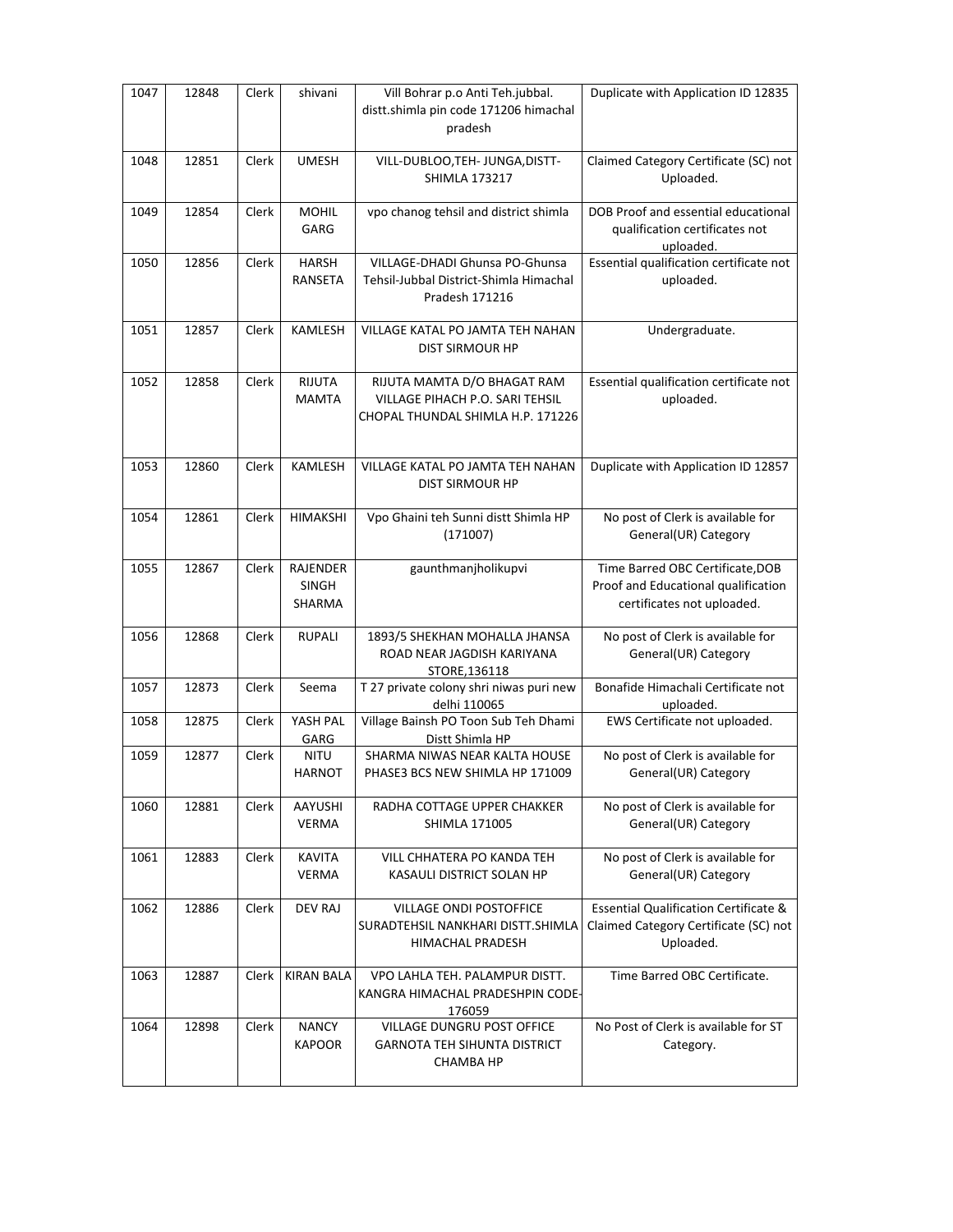| 1047 | 12848 | Clerk | shivani | Vill Bohrar p.o Anti Teh.jubbal. distt.shimla pin code 171206 himachal pradesh | Duplicate with Application ID 12835 |
|---|---|---|---|---|---|
| 1048 | 12851 | Clerk | UMESH | VILL-DUBLOO,TEH- JUNGA,DISTT-SHIMLA 173217 | Claimed Category Certificate (SC) not Uploaded. |
| 1049 | 12854 | Clerk | MOHIL GARG | vpo chanog tehsil and district shimla | DOB Proof and essential educational qualification certificates not uploaded. |
| 1050 | 12856 | Clerk | HARSH RANSETA | VILLAGE-DHADI Ghunsa PO-Ghunsa Tehsil-Jubbal District-Shimla Himachal Pradesh 171216 | Essential qualification certificate not uploaded. |
| 1051 | 12857 | Clerk | KAMLESH | VILLAGE KATAL PO JAMTA TEH NAHAN DIST SIRMOUR HP | Undergraduate. |
| 1052 | 12858 | Clerk | RIJUTA MAMTA | RIJUTA MAMTA D/O BHAGAT RAM VILLAGE PIHACH P.O. SARI TEHSIL CHOPAL THUNDAL SHIMLA H.P. 171226 | Essential qualification certificate not uploaded. |
| 1053 | 12860 | Clerk | KAMLESH | VILLAGE KATAL PO JAMTA TEH NAHAN DIST SIRMOUR HP | Duplicate with Application ID 12857 |
| 1054 | 12861 | Clerk | HIMAKSHI | Vpo Ghaini teh Sunni distt Shimla HP (171007) | No post of Clerk is available for General(UR) Category |
| 1055 | 12867 | Clerk | RAJENDER SINGH SHARMA | gaunthmanjholikupvi | Time Barred OBC Certificate,DOB Proof and Educational qualification certificates not uploaded. |
| 1056 | 12868 | Clerk | RUPALI | 1893/5 SHEKHAN MOHALLA JHANSA ROAD NEAR JAGDISH KARIYANA STORE,136118 | No post of Clerk is available for General(UR) Category |
| 1057 | 12873 | Clerk | Seema | T 27 private colony shri niwas puri new delhi 110065 | Bonafide Himachali Certificate not uploaded. |
| 1058 | 12875 | Clerk | YASH PAL GARG | Village Bainsh PO Toon Sub Teh Dhami Distt Shimla HP | EWS Certificate not uploaded. |
| 1059 | 12877 | Clerk | NITU HARNOT | SHARMA NIWAS NEAR KALTA HOUSE PHASE3 BCS NEW SHIMLA HP 171009 | No post of Clerk is available for General(UR) Category |
| 1060 | 12881 | Clerk | AAYUSHI VERMA | RADHA COTTAGE UPPER CHAKKER SHIMLA 171005 | No post of Clerk is available for General(UR) Category |
| 1061 | 12883 | Clerk | KAVITA VERMA | VILL CHHATERA PO KANDA TEH KASAULI DISTRICT SOLAN HP | No post of Clerk is available for General(UR) Category |
| 1062 | 12886 | Clerk | DEV RAJ | VILLAGE ONDI POSTOFFICE SURADTEHSIL NANKHARI DISTT.SHIMLA HIMACHAL PRADESH | Essential Qualification Certificate & Claimed Category Certificate (SC) not Uploaded. |
| 1063 | 12887 | Clerk | KIRAN BALA | VPO LAHLA TEH. PALAMPUR DISTT. KANGRA HIMACHAL PRADESHPIN CODE-176059 | Time Barred OBC Certificate. |
| 1064 | 12898 | Clerk | NANCY KAPOOR | VILLAGE DUNGRU POST OFFICE GARNOTA TEH SIHUNTA DISTRICT CHAMBA HP | No Post of Clerk is available for ST Category. |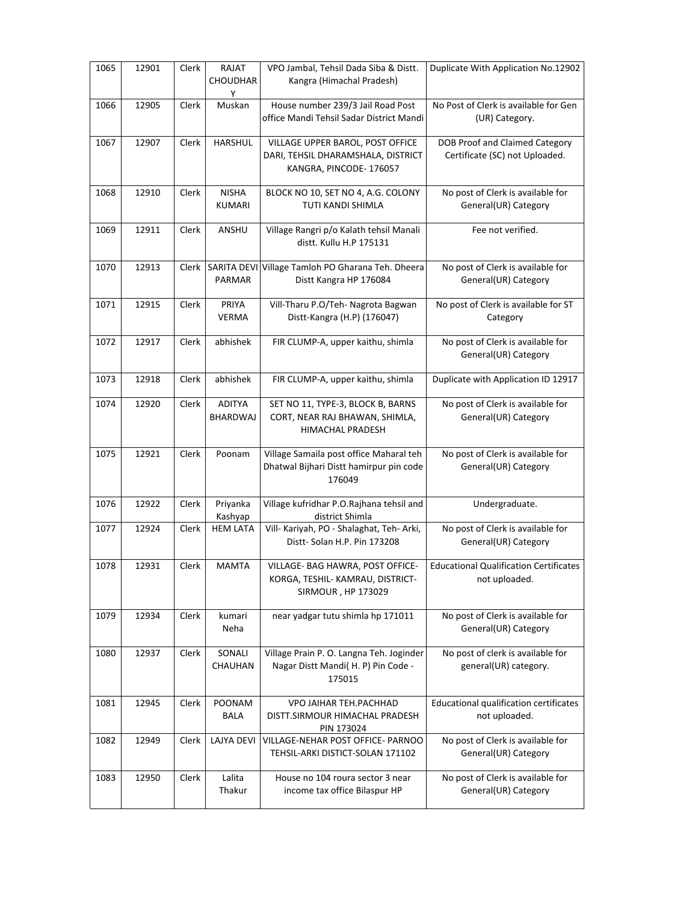| 1065 | 12901 | Clerk | RAJAT CHOUDHARY | VPO Jambal, Tehsil Dada Siba & Distt. Kangra (Himachal Pradesh) | Duplicate With Application No.12902 |
|---|---|---|---|---|---|
| 1066 | 12905 | Clerk | Muskan | House number 239/3 Jail Road Post office Mandi Tehsil Sadar District Mandi | No Post of Clerk is available for Gen (UR) Category. |
| 1067 | 12907 | Clerk | HARSHUL | VILLAGE UPPER BAROL, POST OFFICE DARI, TEHSIL DHARAMSHALA, DISTRICT KANGRA, PINCODE- 176057 | DOB Proof and Claimed Category Certificate (SC) not Uploaded. |
| 1068 | 12910 | Clerk | NISHA KUMARI | BLOCK NO 10, SET NO 4, A.G. COLONY TUTI KANDI SHIMLA | No post of Clerk is available for General(UR) Category |
| 1069 | 12911 | Clerk | ANSHU | Village Rangri p/o Kalath tehsil Manali distt. Kullu H.P 175131 | Fee not verified. |
| 1070 | 12913 | Clerk | SARITA DEVI PARMAR | Village Tamloh PO Gharana Teh. Dheera Distt Kangra HP 176084 | No post of Clerk is available for General(UR) Category |
| 1071 | 12915 | Clerk | PRIYA VERMA | Vill-Tharu P.O/Teh- Nagrota Bagwan Distt-Kangra (H.P) (176047) | No post of Clerk is available for ST Category |
| 1072 | 12917 | Clerk | abhishek | FIR CLUMP-A, upper kaithu, shimla | No post of Clerk is available for General(UR) Category |
| 1073 | 12918 | Clerk | abhishek | FIR CLUMP-A, upper kaithu, shimla | Duplicate with Application ID 12917 |
| 1074 | 12920 | Clerk | ADITYA BHARDWAJ | SET NO 11, TYPE-3, BLOCK B, BARNS CORT, NEAR RAJ BHAWAN, SHIMLA, HIMACHAL PRADESH | No post of Clerk is available for General(UR) Category |
| 1075 | 12921 | Clerk | Poonam | Village Samaila post office Maharal teh Dhatwal Bijhari Distt hamirpur pin code 176049 | No post of Clerk is available for General(UR) Category |
| 1076 | 12922 | Clerk | Priyanka Kashyap | Village kufridhar P.O.Rajhana tehsil and district Shimla | Undergraduate. |
| 1077 | 12924 | Clerk | HEM LATA | Vill- Kariyah, PO - Shalaghat, Teh- Arki, Distt- Solan H.P. Pin 173208 | No post of Clerk is available for General(UR) Category |
| 1078 | 12931 | Clerk | MAMTA | VILLAGE- BAG HAWRA, POST OFFICE- KORGA, TESHIL- KAMRAU, DISTRICT- SIRMOUR , HP 173029 | Educational Qualification Certificates not uploaded. |
| 1079 | 12934 | Clerk | kumari Neha | near yadgar tutu shimla hp 171011 | No post of Clerk is available for General(UR) Category |
| 1080 | 12937 | Clerk | SONALI CHAUHAN | Village Prain P. O. Langna Teh. Joginder Nagar Distt Mandi( H. P) Pin Code - 175015 | No post of clerk is available for general(UR) category. |
| 1081 | 12945 | Clerk | POONAM BALA | VPO JAIHAR TEH.PACHHAD DISTT.SIRMOUR HIMACHAL PRADESH PIN 173024 | Educational qualification certificates not uploaded. |
| 1082 | 12949 | Clerk | LAJYA DEVI | VILLAGE-NEHAR POST OFFICE- PARNOO TEHSIL-ARKI DISTICT-SOLAN 171102 | No post of Clerk is available for General(UR) Category |
| 1083 | 12950 | Clerk | Lalita Thakur | House no 104 roura sector 3 near income tax office Bilaspur HP | No post of Clerk is available for General(UR) Category |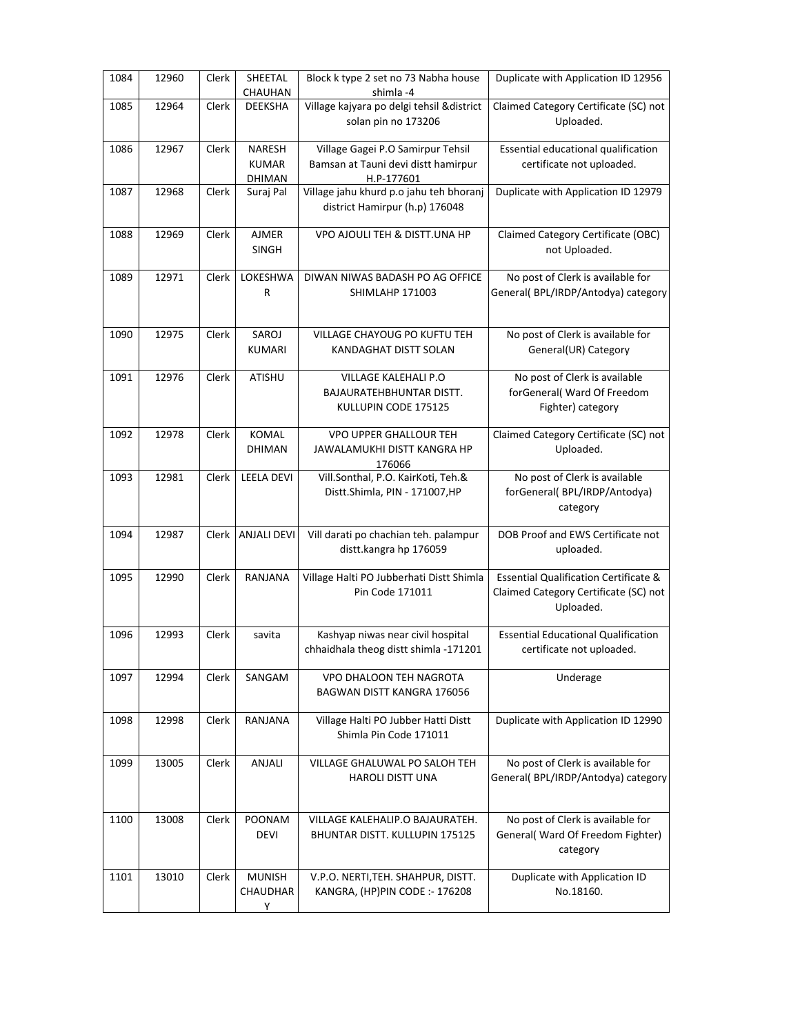| 1084 | 12960 | Clerk | SHEETAL CHAUHAN | Block k type 2 set no 73 Nabha house shimla -4 | Duplicate with Application ID 12956 |
|---|---|---|---|---|---|
| 1085 | 12964 | Clerk | DEEKSHA | Village kajyara po delgi tehsil &district solan pin no 173206 | Claimed Category Certificate (SC) not Uploaded. |
| 1086 | 12967 | Clerk | NARESH KUMAR DHIMAN | Village Gagei P.O Samirpur Tehsil Bamsan at Tauni devi distt hamirpur H.P-177601 | Essential educational qualification certificate not uploaded. |
| 1087 | 12968 | Clerk | Suraj Pal | Village jahu khurd p.o jahu teh bhoranj district Hamirpur (h.p) 176048 | Duplicate with Application ID 12979 |
| 1088 | 12969 | Clerk | AJMER SINGH | VPO AJOULI TEH & DISTT.UNA HP | Claimed Category Certificate (OBC) not Uploaded. |
| 1089 | 12971 | Clerk | LOKESHWAR | DIWAN NIWAS BADASH PO AG OFFICE SHIMLAHP 171003 | No post of Clerk is available for General( BPL/IRDP/Antodya) category |
| 1090 | 12975 | Clerk | SAROJ KUMARI | VILLAGE CHAYOUG PO KUFTU TEH KANDAGHAT DISTT SOLAN | No post of Clerk is available for General(UR) Category |
| 1091 | 12976 | Clerk | ATISHU | VILLAGE KALEHALI P.O BAJAURATEHBHUNTAR DISTT. KULLUPIN CODE 175125 | No post of Clerk is available forGeneral( Ward Of Freedom Fighter) category |
| 1092 | 12978 | Clerk | KOMAL DHIMAN | VPO UPPER GHALLOUR TEH JAWALAMUKHI DISTT KANGRA HP 176066 | Claimed Category Certificate (SC) not Uploaded. |
| 1093 | 12981 | Clerk | LEELA DEVI | Vill.Sonthal, P.O. KairKoti, Teh.& Distt.Shimla, PIN - 171007,HP | No post of Clerk is available forGeneral( BPL/IRDP/Antodya) category |
| 1094 | 12987 | Clerk | ANJALI DEVI | Vill darati po chachian teh. palampur distt.kangra hp 176059 | DOB Proof and EWS Certificate not uploaded. |
| 1095 | 12990 | Clerk | RANJANA | Village Halti PO Jubberhati Distt Shimla Pin Code 171011 | Essential Qualification Certificate & Claimed Category Certificate (SC) not Uploaded. |
| 1096 | 12993 | Clerk | savita | Kashyap niwas near civil hospital chhaidhala theog distt shimla -171201 | Essential Educational Qualification certificate not uploaded. |
| 1097 | 12994 | Clerk | SANGAM | VPO DHALOON TEH NAGROTA BAGWAN DISTT KANGRA 176056 | Underage |
| 1098 | 12998 | Clerk | RANJANA | Village Halti PO Jubber Hatti Distt Shimla Pin Code 171011 | Duplicate with Application ID 12990 |
| 1099 | 13005 | Clerk | ANJALI | VILLAGE GHALUWAL PO SALOH TEH HAROLI DISTT UNA | No post of Clerk is available for General( BPL/IRDP/Antodya) category |
| 1100 | 13008 | Clerk | POONAM DEVI | VILLAGE KALEHALIP.O BAJAURATEH. BHUNTAR DISTT. KULLUPIN 175125 | No post of Clerk is available for General( Ward Of Freedom Fighter) category |
| 1101 | 13010 | Clerk | MUNISH CHAUDHARY | V.P.O. NERTI,TEH. SHAHPUR, DISTT. KANGRA, (HP)PIN CODE :- 176208 | Duplicate with Application ID No.18160. |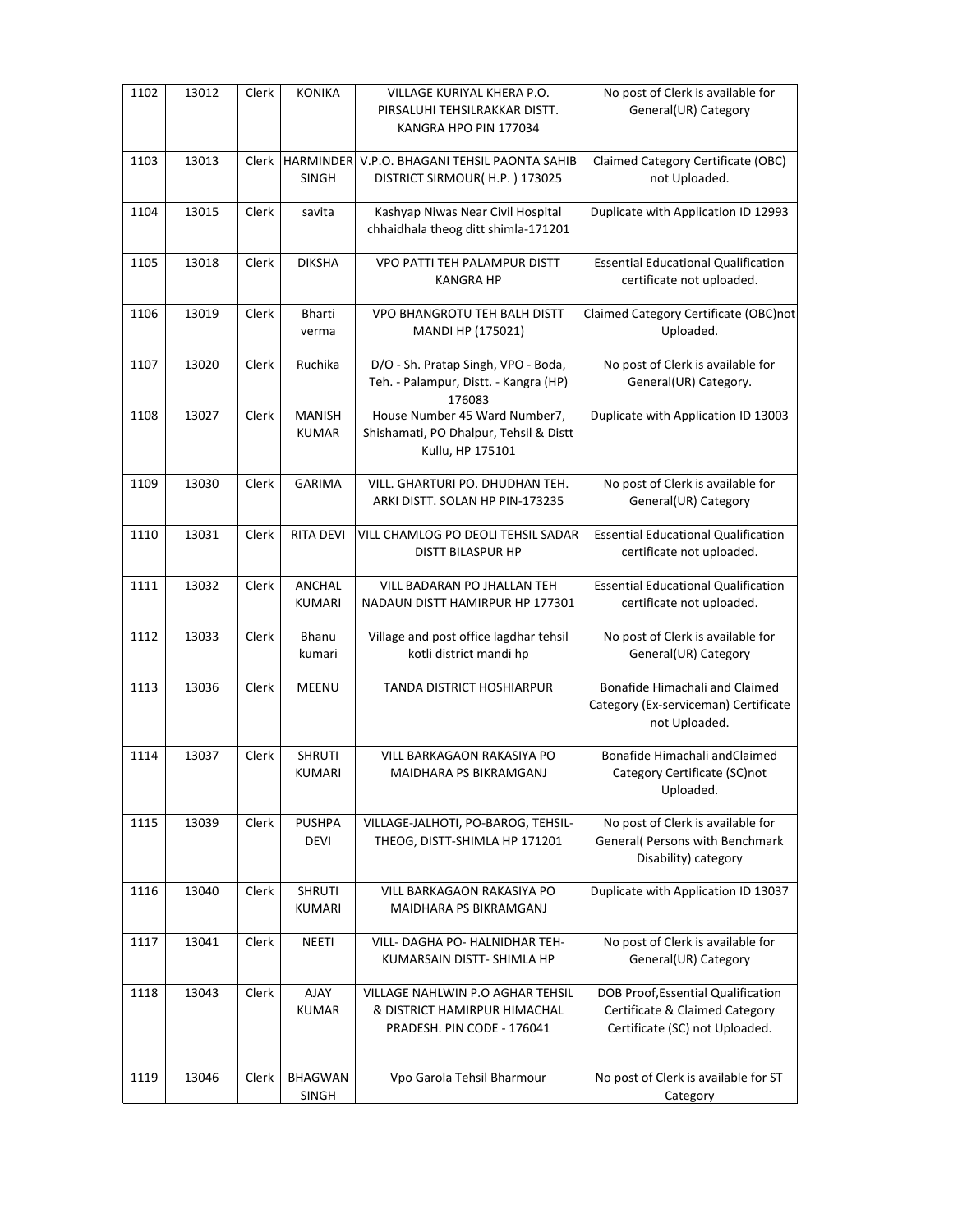| 1102 | 13012 | Clerk | KONIKA | VILLAGE KURIYAL KHERA P.O. PIRSALUHI TEHSILRAKKAR DISTT. KANGRA HPO PIN 177034 | No post of Clerk is available for General(UR) Category |
|---|---|---|---|---|---|
| 1103 | 13013 | Clerk | HARMINDER SINGH | V.P.O. BHAGANI TEHSIL PAONTA SAHIB DISTRICT SIRMOUR( H.P. ) 173025 | Claimed Category Certificate (OBC) not Uploaded. |
| 1104 | 13015 | Clerk | savita | Kashyap Niwas Near Civil Hospital chhaidhala theog ditt shimla-171201 | Duplicate with Application ID 12993 |
| 1105 | 13018 | Clerk | DIKSHA | VPO PATTI TEH PALAMPUR DISTT KANGRA HP | Essential Educational Qualification certificate not uploaded. |
| 1106 | 13019 | Clerk | Bharti verma | VPO BHANGROTU TEH BALH DISTT MANDI HP (175021) | Claimed Category Certificate (OBC)not Uploaded. |
| 1107 | 13020 | Clerk | Ruchika | D/O - Sh. Pratap Singh, VPO - Boda, Teh. - Palampur, Distt. - Kangra (HP) 176083 | No post of Clerk is available for General(UR) Category. |
| 1108 | 13027 | Clerk | MANISH KUMAR | House Number 45 Ward Number7, Shishamati, PO Dhalpur, Tehsil & Distt Kullu, HP 175101 | Duplicate with Application ID 13003 |
| 1109 | 13030 | Clerk | GARIMA | VILL. GHARTURI PO. DHUDHAN TEH. ARKI DISTT. SOLAN HP PIN-173235 | No post of Clerk is available for General(UR) Category |
| 1110 | 13031 | Clerk | RITA DEVI | VILL CHAMLOG PO DEOLI TEHSIL SADAR DISTT BILASPUR HP | Essential Educational Qualification certificate not uploaded. |
| 1111 | 13032 | Clerk | ANCHAL KUMARI | VILL BADARAN PO JHALLAN TEH NADAUN DISTT HAMIRPUR HP 177301 | Essential Educational Qualification certificate not uploaded. |
| 1112 | 13033 | Clerk | Bhanu kumari | Village and post office lagdhar tehsil kotli district mandi hp | No post of Clerk is available for General(UR) Category |
| 1113 | 13036 | Clerk | MEENU | TANDA DISTRICT HOSHIARPUR | Bonafide Himachali and Claimed Category (Ex-serviceman) Certificate not Uploaded. |
| 1114 | 13037 | Clerk | SHRUTI KUMARI | VILL BARKAGAON RAKASIYA PO MAIDHARA PS BIKRAMGANJ | Bonafide Himachali andClaimed Category Certificate (SC)not Uploaded. |
| 1115 | 13039 | Clerk | PUSHPA DEVI | VILLAGE-JALHOTI, PO-BAROG, TEHSIL-THEOG, DISTT-SHIMLA HP 171201 | No post of Clerk is available for General( Persons with Benchmark Disability) category |
| 1116 | 13040 | Clerk | SHRUTI KUMARI | VILL BARKAGAON RAKASIYA PO MAIDHARA PS BIKRAMGANJ | Duplicate with Application ID 13037 |
| 1117 | 13041 | Clerk | NEETI | VILL- DAGHA PO- HALNIDHAR TEH- KUMARSAIN DISTT- SHIMLA HP | No post of Clerk is available for General(UR) Category |
| 1118 | 13043 | Clerk | AJAY KUMAR | VILLAGE NAHLWIN P.O AGHAR TEHSIL & DISTRICT HAMIRPUR HIMACHAL PRADESH. PIN CODE - 176041 | DOB Proof,Essential Qualification Certificate & Claimed Category Certificate (SC) not Uploaded. |
| 1119 | 13046 | Clerk | BHAGWAN SINGH | Vpo Garola Tehsil Bharmour | No post of Clerk is available for ST Category |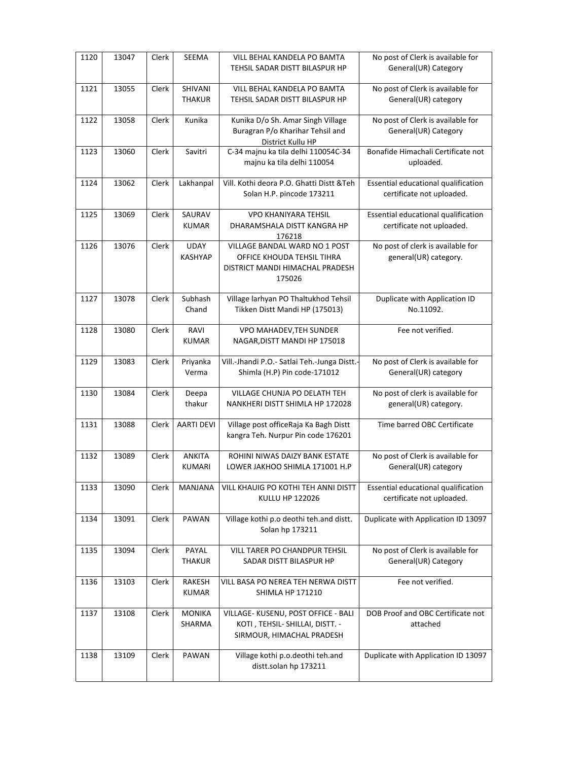| 1120 | 13047 | Clerk | SEEMA | VILL BEHAL KANDELA PO BAMTA TEHSIL SADAR DISTT BILASPUR HP | No post of Clerk is available for General(UR) Category |
|---|---|---|---|---|---|
| 1121 | 13055 | Clerk | SHIVANI THAKUR | VILL BEHAL KANDELA PO BAMTA TEHSIL SADAR DISTT BILASPUR HP | No post of Clerk is available for General(UR) category |
| 1122 | 13058 | Clerk | Kunika | Kunika D/o Sh. Amar Singh Village Buragran P/o Kharihar Tehsil and District Kullu HP | No post of Clerk is available for General(UR) Category |
| 1123 | 13060 | Clerk | Savitri | C-34 majnu ka tila delhi 110054C-34 majnu ka tila delhi 110054 | Bonafide Himachali Certificate not uploaded. |
| 1124 | 13062 | Clerk | Lakhanpal | Vill. Kothi deora P.O. Ghatti Distt &Teh Solan H.P. pincode 173211 | Essential educational qualification certificate not uploaded. |
| 1125 | 13069 | Clerk | SAURAV KUMAR | VPO KHANIYARA TEHSIL DHARAMSHALA DISTT KANGRA HP 176218 | Essential educational qualification certificate not uploaded. |
| 1126 | 13076 | Clerk | UDAY KASHYAP | VILLAGE BANDAL WARD NO 1 POST OFFICE KHOUDA TEHSIL TIHRA DISTRICT MANDI HIMACHAL PRADESH 175026 | No post of clerk is available for general(UR) category. |
| 1127 | 13078 | Clerk | Subhash Chand | Village larhyan PO Thaltukhod Tehsil Tikken Distt Mandi HP (175013) | Duplicate with Application ID No.11092. |
| 1128 | 13080 | Clerk | RAVI KUMAR | VPO MAHADEV,TEH SUNDER NAGAR,DISTT MANDI HP 175018 | Fee not verified. |
| 1129 | 13083 | Clerk | Priyanka Verma | Vill.-Jhandi P.O.- Satlai Teh.-Junga Distt.-Shimla (H.P) Pin code-171012 | No post of Clerk is available for General(UR) category |
| 1130 | 13084 | Clerk | Deepa thakur | VILLAGE CHUNJA PO DELATH TEH NANKHERI DISTT SHIMLA HP 172028 | No post of clerk is available for general(UR) category. |
| 1131 | 13088 | Clerk | AARTI DEVI | Village post officeRaja Ka Bagh Distt kangra Teh. Nurpur Pin code 176201 | Time barred OBC Certificate |
| 1132 | 13089 | Clerk | ANKITA KUMARI | ROHINI NIWAS DAIZY BANK ESTATE LOWER JAKHOO SHIMLA 171001 H.P | No post of Clerk is available for General(UR) category |
| 1133 | 13090 | Clerk | MANJANA | VILL KHAUIG PO KOTHI TEH ANNI DISTT KULLU HP 122026 | Essential educational qualification certificate not uploaded. |
| 1134 | 13091 | Clerk | PAWAN | Village kothi p.o deothi teh.and distt. Solan hp 173211 | Duplicate with Application ID 13097 |
| 1135 | 13094 | Clerk | PAYAL THAKUR | VILL TARER PO CHANDPUR TEHSIL SADAR DISTT BILASPUR HP | No post of Clerk is available for General(UR) Category |
| 1136 | 13103 | Clerk | RAKESH KUMAR | VILL BASA PO NEREA TEH NERWA DISTT SHIMLA HP 171210 | Fee not verified. |
| 1137 | 13108 | Clerk | MONIKA SHARMA | VILLAGE- KUSENU, POST OFFICE - BALI KOTI , TEHSIL- SHILLAI, DISTT. - SIRMOUR, HIMACHAL PRADESH | DOB Proof and OBC Certificate not attached |
| 1138 | 13109 | Clerk | PAWAN | Village kothi p.o.deothi teh.and distt.solan hp 173211 | Duplicate with Application ID 13097 |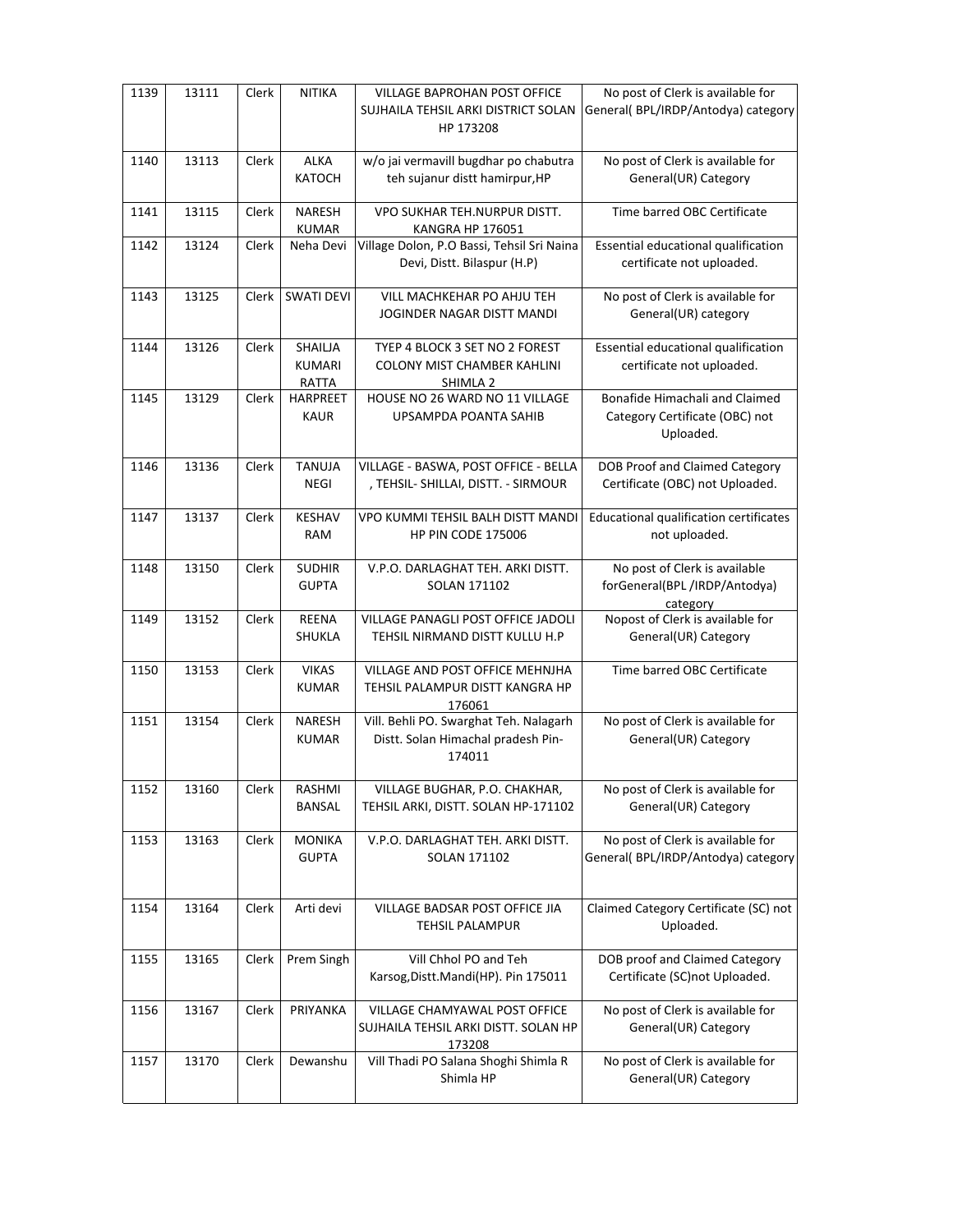| 1139 | 13111 | Clerk | NITIKA | VILLAGE BAPROHAN POST OFFICE SUJHAILA TEHSIL ARKI DISTRICT SOLAN HP 173208 | No post of Clerk is available for General( BPL/IRDP/Antodya) category |
|---|---|---|---|---|---|
| 1140 | 13113 | Clerk | ALKA KATOCH | w/o jai vermavill bugdhar po chabutra teh sujanur distt hamirpur,HP | No post of Clerk is available for General(UR) Category |
| 1141 | 13115 | Clerk | NARESH KUMAR | VPO SUKHAR TEH.NURPUR DISTT. KANGRA HP 176051 | Time barred OBC Certificate |
| 1142 | 13124 | Clerk | Neha Devi | Village Dolon, P.O Bassi, Tehsil Sri Naina Devi, Distt. Bilaspur (H.P) | Essential educational qualification certificate not uploaded. |
| 1143 | 13125 | Clerk | SWATI DEVI | VILL MACHKEHAR PO AHJU TEH JOGINDER NAGAR DISTT MANDI | No post of Clerk is available for General(UR) category |
| 1144 | 13126 | Clerk | SHAILJA KUMARI RATTA | TYEP 4 BLOCK 3 SET NO 2 FOREST COLONY MIST CHAMBER KAHLINI SHIMLA 2 | Essential educational qualification certificate not uploaded. |
| 1145 | 13129 | Clerk | HARPREET KAUR | HOUSE NO 26 WARD NO 11 VILLAGE UPSAMPDA POANTA SAHIB | Bonafide Himachali and Claimed Category Certificate (OBC) not Uploaded. |
| 1146 | 13136 | Clerk | TANUJA NEGI | VILLAGE - BASWA, POST OFFICE - BELLA , TEHSIL- SHILLAI, DISTT. - SIRMOUR | DOB Proof and Claimed Category Certificate (OBC) not Uploaded. |
| 1147 | 13137 | Clerk | KESHAV RAM | VPO KUMMI TEHSIL BALH DISTT MANDI HP PIN CODE 175006 | Educational qualification certificates not uploaded. |
| 1148 | 13150 | Clerk | SUDHIR GUPTA | V.P.O. DARLAGHAT TEH. ARKI DISTT. SOLAN 171102 | No post of Clerk is available forGeneral(BPL /IRDP/Antodya) category |
| 1149 | 13152 | Clerk | REENA SHUKLA | VILLAGE PANAGLI POST OFFICE JADOLI TEHSIL NIRMAND DISTT KULLU H.P | Nopost of Clerk is available for General(UR) Category |
| 1150 | 13153 | Clerk | VIKAS KUMAR | VILLAGE AND POST OFFICE MEHNJHA TEHSIL PALAMPUR DISTT KANGRA HP 176061 | Time barred OBC Certificate |
| 1151 | 13154 | Clerk | NARESH KUMAR | Vill. Behli PO. Swarghat Teh. Nalagarh Distt. Solan Himachal pradesh Pin-174011 | No post of Clerk is available for General(UR) Category |
| 1152 | 13160 | Clerk | RASHMI BANSAL | VILLAGE BUGHAR, P.O. CHAKHAR, TEHSIL ARKI, DISTT. SOLAN HP-171102 | No post of Clerk is available for General(UR) Category |
| 1153 | 13163 | Clerk | MONIKA GUPTA | V.P.O. DARLAGHAT TEH. ARKI DISTT. SOLAN 171102 | No post of Clerk is available for General( BPL/IRDP/Antodya) category |
| 1154 | 13164 | Clerk | Arti devi | VILLAGE BADSAR POST OFFICE JIA TEHSIL PALAMPUR | Claimed Category Certificate (SC) not Uploaded. |
| 1155 | 13165 | Clerk | Prem Singh | Vill Chhol PO and Teh Karsog,Distt.Mandi(HP). Pin 175011 | DOB proof and Claimed Category Certificate (SC)not Uploaded. |
| 1156 | 13167 | Clerk | PRIYANKA | VILLAGE CHAMYAWAL POST OFFICE SUJHAILA TEHSIL ARKI DISTT. SOLAN HP 173208 | No post of Clerk is available for General(UR) Category |
| 1157 | 13170 | Clerk | Dewanshu | Vill Thadi PO Salana Shoghi Shimla R Shimla HP | No post of Clerk is available for General(UR) Category |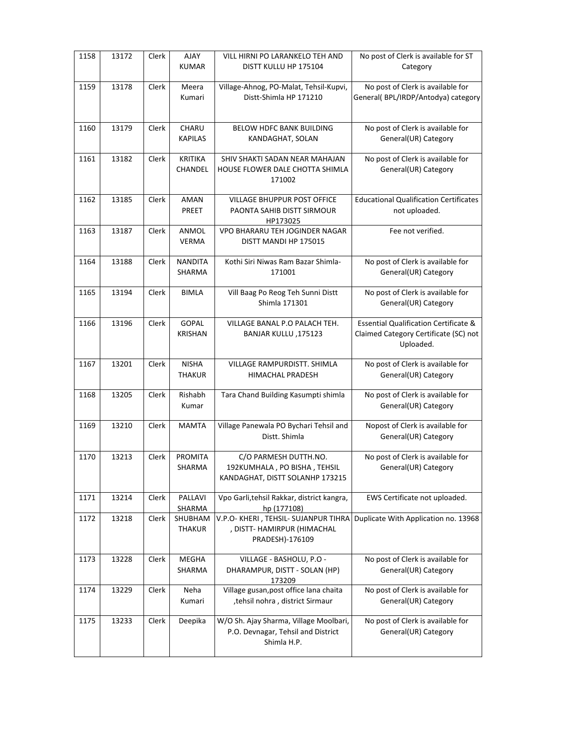| 1158 | 13172 | Clerk | AJAY KUMAR | VILL HIRNI PO LARANKELO TEH AND DISTT KULLU HP 175104 | No post of Clerk is available for ST Category |
|---|---|---|---|---|---|
| 1159 | 13178 | Clerk | Meera Kumari | Village-Ahnog, PO-Malat, Tehsil-Kupvi, Distt-Shimla HP 171210 | No post of Clerk is available for General( BPL/IRDP/Antodya) category |
| 1160 | 13179 | Clerk | CHARU KAPILAS | BELOW HDFC BANK BUILDING KANDAGHAT, SOLAN | No post of Clerk is available for General(UR) Category |
| 1161 | 13182 | Clerk | KRITIKA CHANDEL | SHIV SHAKTI SADAN NEAR MAHAJAN HOUSE FLOWER DALE CHOTTA SHIMLA 171002 | No post of Clerk is available for General(UR) Category |
| 1162 | 13185 | Clerk | AMAN PREET | VILLAGE BHUPPUR POST OFFICE PAONTA SAHIB DISTT SIRMOUR HP173025 | Educational Qualification Certificates not uploaded. |
| 1163 | 13187 | Clerk | ANMOL VERMA | VPO BHARARU TEH JOGINDER NAGAR DISTT MANDI HP 175015 | Fee not verified. |
| 1164 | 13188 | Clerk | NANDITA SHARMA | Kothi Siri Niwas Ram Bazar Shimla-171001 | No post of Clerk is available for General(UR) Category |
| 1165 | 13194 | Clerk | BIMLA | Vill Baag Po Reog Teh Sunni Distt Shimla 171301 | No post of Clerk is available for General(UR) Category |
| 1166 | 13196 | Clerk | GOPAL KRISHAN | VILLAGE BANAL P.O PALACH TEH. BANJAR KULLU ,175123 | Essential Qualification Certificate & Claimed Category Certificate (SC) not Uploaded. |
| 1167 | 13201 | Clerk | NISHA THAKUR | VILLAGE RAMPURDISTT. SHIMLA HIMACHAL PRADESH | No post of Clerk is available for General(UR) Category |
| 1168 | 13205 | Clerk | Rishabh Kumar | Tara Chand Building Kasumpti shimla | No post of Clerk is available for General(UR) Category |
| 1169 | 13210 | Clerk | MAMTA | Village Panewala PO Bychari Tehsil and Distt. Shimla | Nopost of Clerk is available for General(UR) Category |
| 1170 | 13213 | Clerk | PROMITA SHARMA | C/O PARMESH DUTTH.NO. 192KUMHALA , PO BISHA , TEHSIL KANDAGHAT, DISTT SOLANHP 173215 | No post of Clerk is available for General(UR) Category |
| 1171 | 13214 | Clerk | PALLAVI SHARMA | Vpo Garli,tehsil Rakkar, district kangra, hp (177108) | EWS Certificate not uploaded. |
| 1172 | 13218 | Clerk | SHUBHAM THAKUR | V.P.O- KHERI , TEHSIL- SUJANPUR TIHRA , DISTT- HAMIRPUR (HIMACHAL PRADESH)-176109 | Duplicate With Application no. 13968 |
| 1173 | 13228 | Clerk | MEGHA SHARMA | VILLAGE - BASHOLU, P.O - DHARAMPUR, DISTT - SOLAN (HP) 173209 | No post of Clerk is available for General(UR) Category |
| 1174 | 13229 | Clerk | Neha Kumari | Village gusan,post office lana chaita ,tehsil nohra , district Sirmaur | No post of Clerk is available for General(UR) Category |
| 1175 | 13233 | Clerk | Deepika | W/O Sh. Ajay Sharma, Village Moolbari, P.O. Devnagar, Tehsil and District Shimla H.P. | No post of Clerk is available for General(UR) Category |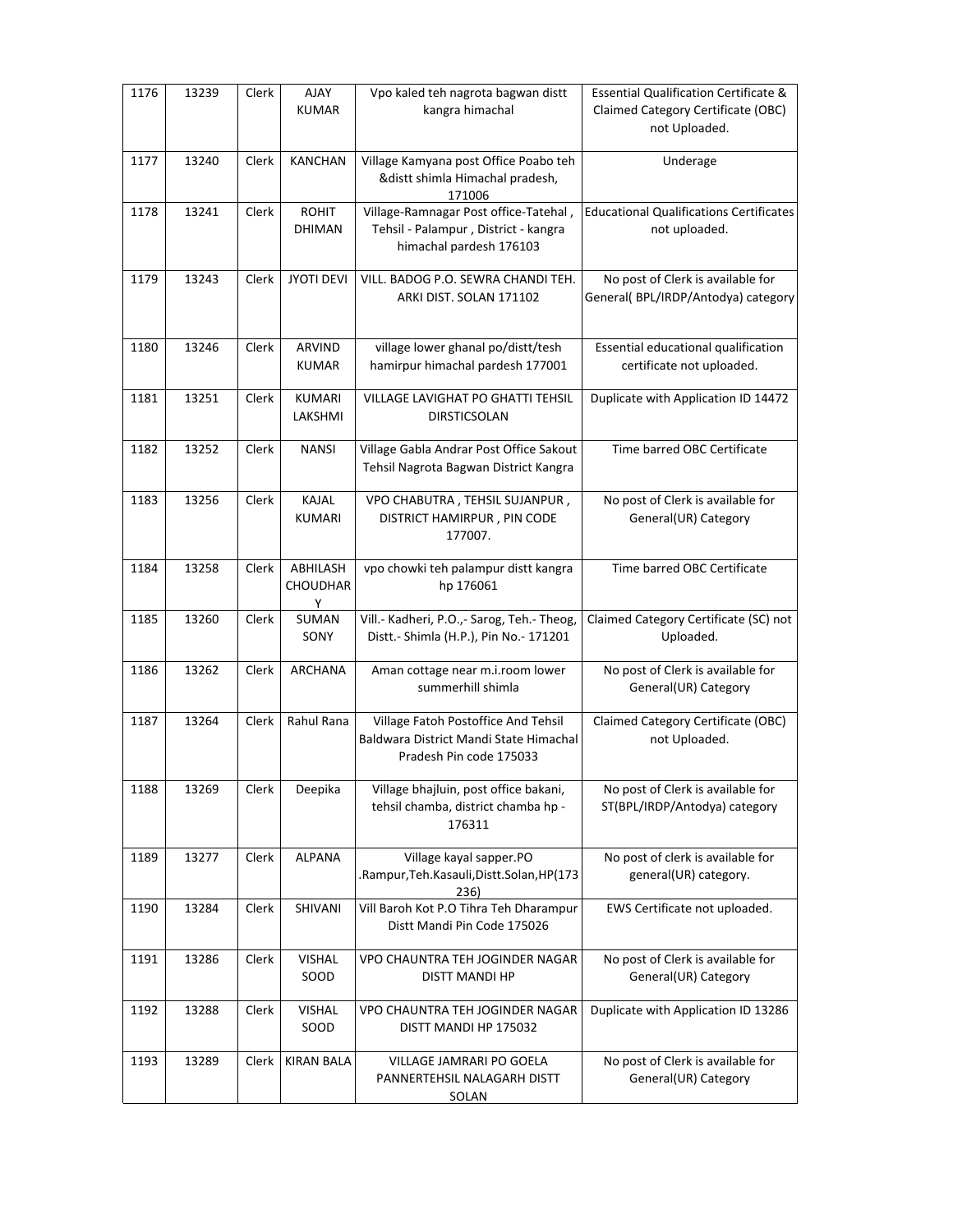| 1176 | 13239 | Clerk | AJAY KUMAR | Vpo kaled teh nagrota bagwan distt kangra himachal | Essential Qualification Certificate & Claimed Category Certificate (OBC) not Uploaded. |
|---|---|---|---|---|---|
| 1177 | 13240 | Clerk | KANCHAN | Village Kamyana post Office Poabo teh &distt shimla Himachal pradesh, 171006 | Underage |
| 1178 | 13241 | Clerk | ROHIT DHIMAN | Village-Ramnagar Post office-Tatehal , Tehsil - Palampur , District - kangra himachal pardesh 176103 | Educational Qualifications Certificates not uploaded. |
| 1179 | 13243 | Clerk | JYOTI DEVI | VILL. BADOG P.O. SEWRA CHANDI TEH. ARKI DIST. SOLAN 171102 | No post of Clerk is available for General( BPL/IRDP/Antodya) category |
| 1180 | 13246 | Clerk | ARVIND KUMAR | village lower ghanal po/distt/tesh hamirpur himachal pardesh 177001 | Essential educational qualification certificate not uploaded. |
| 1181 | 13251 | Clerk | KUMARI LAKSHMI | VILLAGE LAVIGHAT PO GHATTI TEHSIL DIRSTICSOLAN | Duplicate with Application ID 14472 |
| 1182 | 13252 | Clerk | NANSI | Village Gabla Andrar Post Office Sakout Tehsil Nagrota Bagwan District Kangra | Time barred OBC Certificate |
| 1183 | 13256 | Clerk | KAJAL KUMARI | VPO CHABUTRA , TEHSIL SUJANPUR , DISTRICT HAMIRPUR , PIN CODE 177007. | No post of Clerk is available for General(UR) Category |
| 1184 | 13258 | Clerk | ABHILASH CHOUDHARY | vpo chowki teh palampur distt kangra hp 176061 | Time barred OBC Certificate |
| 1185 | 13260 | Clerk | SUMAN SONY | Vill.- Kadheri, P.O.,- Sarog, Teh.- Theog, Distt.- Shimla (H.P.), Pin No.- 171201 | Claimed Category Certificate (SC) not Uploaded. |
| 1186 | 13262 | Clerk | ARCHANA | Aman cottage near m.i.room lower summerhill shimla | No post of Clerk is available for General(UR) Category |
| 1187 | 13264 | Clerk | Rahul Rana | Village Fatoh Postoffice And Tehsil Baldwara District Mandi State Himachal Pradesh Pin code 175033 | Claimed Category Certificate (OBC) not Uploaded. |
| 1188 | 13269 | Clerk | Deepika | Village bhajluin, post office bakani, tehsil chamba, district chamba hp - 176311 | No post of Clerk is available for ST(BPL/IRDP/Antodya) category |
| 1189 | 13277 | Clerk | ALPANA | Village kayal sapper.PO .Rampur,Teh.Kasauli,Distt.Solan,HP(173 236) | No post of clerk is available for general(UR) category. |
| 1190 | 13284 | Clerk | SHIVANI | Vill Baroh Kot P.O Tihra Teh Dharampur Distt Mandi Pin Code 175026 | EWS Certificate not uploaded. |
| 1191 | 13286 | Clerk | VISHAL SOOD | VPO CHAUNTRA TEH JOGINDER NAGAR DISTT MANDI HP | No post of Clerk is available for General(UR) Category |
| 1192 | 13288 | Clerk | VISHAL SOOD | VPO CHAUNTRA TEH JOGINDER NAGAR DISTT MANDI HP 175032 | Duplicate with Application ID 13286 |
| 1193 | 13289 | Clerk | KIRAN BALA | VILLAGE JAMRARI PO GOELA PANNERTEHSIL NALAGARH DISTT SOLAN | No post of Clerk is available for General(UR) Category |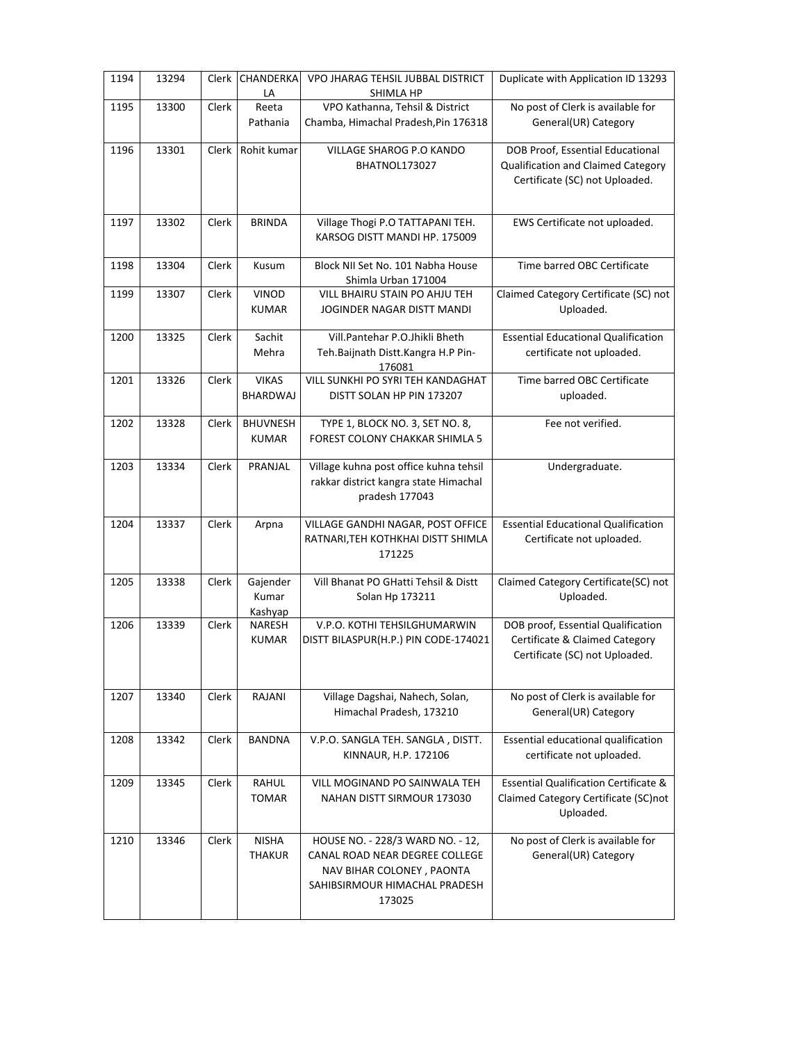| 1194 | 13294 | Clerk | CHANDERKALA | VPO JHARAG TEHSIL JUBBAL DISTRICT SHIMLA HP | Duplicate with Application ID 13293 |
|---|---|---|---|---|---|
| 1195 | 13300 | Clerk | Reeta Pathania | VPO Kathanna, Tehsil & District Chamba, Himachal Pradesh,Pin 176318 | No post of Clerk is available for General(UR) Category |
| 1196 | 13301 | Clerk | Rohit kumar | VILLAGE SHAROG P.O KANDO BHATNOL173027 | DOB Proof, Essential Educational Qualification and Claimed Category Certificate (SC) not Uploaded. |
| 1197 | 13302 | Clerk | BRINDA | Village Thogi P.O TATTAPANI TEH. KARSOG DISTT MANDI HP. 175009 | EWS Certificate not uploaded. |
| 1198 | 13304 | Clerk | Kusum | Block NII Set No. 101 Nabha House Shimla Urban 171004 | Time barred OBC Certificate |
| 1199 | 13307 | Clerk | VINOD KUMAR | VILL BHAIRU STAIN PO AHJU TEH JOGINDER NAGAR DISTT MANDI | Claimed Category Certificate (SC) not Uploaded. |
| 1200 | 13325 | Clerk | Sachit Mehra | Vill.Pantehar P.O.Jhikli Bheth Teh.Baijnath Distt.Kangra H.P Pin-176081 | Essential Educational Qualification certificate not uploaded. |
| 1201 | 13326 | Clerk | VIKAS BHARDWAJ | VILL SUNKHI PO SYRI TEH KANDAGHAT DISTT SOLAN HP PIN 173207 | Time barred OBC Certificate uploaded. |
| 1202 | 13328 | Clerk | BHUVNESH KUMAR | TYPE 1, BLOCK NO. 3, SET NO. 8, FOREST COLONY CHAKKAR SHIMLA 5 | Fee not verified. |
| 1203 | 13334 | Clerk | PRANJAL | Village kuhna post office kuhna tehsil rakkar district kangra state Himachal pradesh 177043 | Undergraduate. |
| 1204 | 13337 | Clerk | Arpna | VILLAGE GANDHI NAGAR, POST OFFICE RATNARI,TEH KOTHKHAI DISTT SHIMLA 171225 | Essential Educational Qualification Certificate not uploaded. |
| 1205 | 13338 | Clerk | Gajender Kumar Kashyap | Vill Bhanat PO GHatti Tehsil & Distt Solan Hp 173211 | Claimed Category Certificate(SC) not Uploaded. |
| 1206 | 13339 | Clerk | NARESH KUMAR | V.P.O. KOTHI TEHSILGHUMARWIN DISTT BILASPUR(H.P.) PIN CODE-174021 | DOB proof, Essential Qualification Certificate & Claimed Category Certificate (SC) not Uploaded. |
| 1207 | 13340 | Clerk | RAJANI | Village Dagshai, Nahech, Solan, Himachal Pradesh, 173210 | No post of Clerk is available for General(UR) Category |
| 1208 | 13342 | Clerk | BANDNA | V.P.O. SANGLA TEH. SANGLA , DISTT. KINNAUR, H.P. 172106 | Essential educational qualification certificate not uploaded. |
| 1209 | 13345 | Clerk | RAHUL TOMAR | VILL MOGINAND PO SAINWALA TEH NAHAN DISTT SIRMOUR 173030 | Essential Qualification Certificate & Claimed Category Certificate (SC)not Uploaded. |
| 1210 | 13346 | Clerk | NISHA THAKUR | HOUSE NO. - 228/3 WARD NO. - 12, CANAL ROAD NEAR DEGREE COLLEGE NAV BIHAR COLONEY , PAONTA SAHIBSIRMOUR HIMACHAL PRADESH 173025 | No post of Clerk is available for General(UR) Category |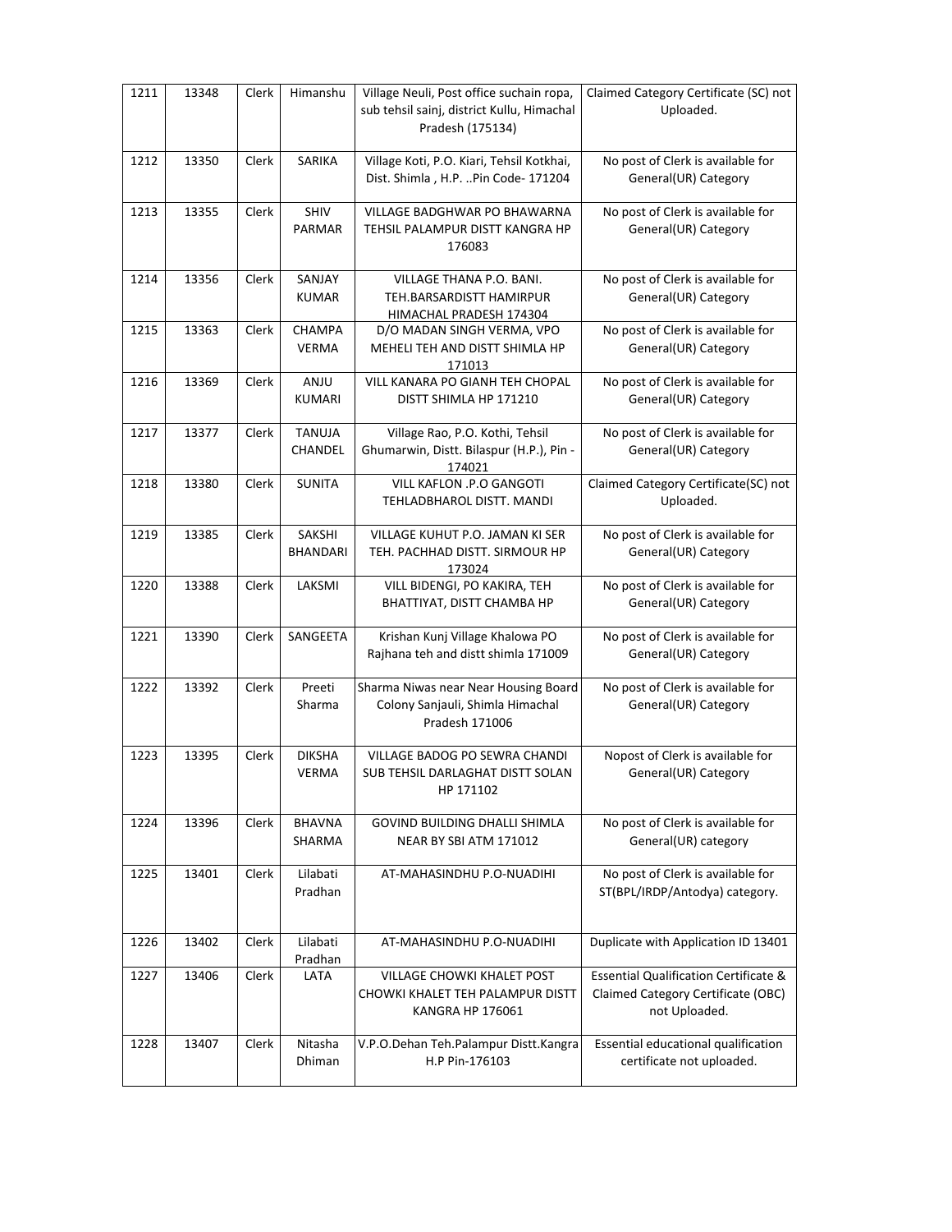| 1211 | 13348 | Clerk | Himanshu | Village Neuli, Post office suchain ropa, sub tehsil sainj, district Kullu, Himachal Pradesh (175134) | Claimed Category Certificate (SC) not Uploaded. |
|---|---|---|---|---|---|
| 1212 | 13350 | Clerk | SARIKA | Village Koti, P.O. Kiari, Tehsil Kotkhai, Dist. Shimla , H.P. ..Pin Code- 171204 | No post of Clerk is available for General(UR) Category |
| 1213 | 13355 | Clerk | SHIV PARMAR | VILLAGE BADGHWAR PO BHAWARNA TEHSIL PALAMPUR DISTT KANGRA HP 176083 | No post of Clerk is available for General(UR) Category |
| 1214 | 13356 | Clerk | SANJAY KUMAR | VILLAGE THANA P.O. BANI. TEH.BARSARDISTT HAMIRPUR HIMACHAL PRADESH 174304 | No post of Clerk is available for General(UR) Category |
| 1215 | 13363 | Clerk | CHAMPA VERMA | D/O MADAN SINGH VERMA, VPO MEHELI TEH AND DISTT SHIMLA HP 171013 | No post of Clerk is available for General(UR) Category |
| 1216 | 13369 | Clerk | ANJU KUMARI | VILL KANARA PO GIANH TEH CHOPAL DISTT SHIMLA HP 171210 | No post of Clerk is available for General(UR) Category |
| 1217 | 13377 | Clerk | TANUJA CHANDEL | Village Rao, P.O. Kothi, Tehsil Ghumarwin, Distt. Bilaspur (H.P.), Pin - 174021 | No post of Clerk is available for General(UR) Category |
| 1218 | 13380 | Clerk | SUNITA | VILL KAFLON .P.O GANGOTI TEHLADBHAROL DISTT. MANDI | Claimed Category Certificate(SC) not Uploaded. |
| 1219 | 13385 | Clerk | SAKSHI BHANDARI | VILLAGE KUHUT P.O. JAMAN KI SER TEH. PACHHAD DISTT. SIRMOUR HP 173024 | No post of Clerk is available for General(UR) Category |
| 1220 | 13388 | Clerk | LAKSMI | VILL BIDENGI, PO KAKIRA, TEH BHATTIYAT, DISTT CHAMBA HP | No post of Clerk is available for General(UR) Category |
| 1221 | 13390 | Clerk | SANGEETA | Krishan Kunj Village Khalowa PO Rajhana teh and distt shimla 171009 | No post of Clerk is available for General(UR) Category |
| 1222 | 13392 | Clerk | Preeti Sharma | Sharma Niwas near Near Housing Board Colony Sanjauli, Shimla Himachal Pradesh 171006 | No post of Clerk is available for General(UR) Category |
| 1223 | 13395 | Clerk | DIKSHA VERMA | VILLAGE BADOG PO SEWRA CHANDI SUB TEHSIL DARLAGHAT DISTT SOLAN HP 171102 | Nopost of Clerk is available for General(UR) Category |
| 1224 | 13396 | Clerk | BHAVNA SHARMA | GOVIND BUILDING DHALLI SHIMLA NEAR BY SBI ATM 171012 | No post of Clerk is available for General(UR) category |
| 1225 | 13401 | Clerk | Lilabati Pradhan | AT-MAHASINDHU P.O-NUADIHI | No post of Clerk is available for ST(BPL/IRDP/Antodya) category. |
| 1226 | 13402 | Clerk | Lilabati Pradhan | AT-MAHASINDHU P.O-NUADIHI | Duplicate with Application ID 13401 |
| 1227 | 13406 | Clerk | LATA | VILLAGE CHOWKI KHALET POST CHOWKI KHALET TEH PALAMPUR DISTT KANGRA HP 176061 | Essential Qualification Certificate & Claimed Category Certificate (OBC) not Uploaded. |
| 1228 | 13407 | Clerk | Nitasha Dhiman | V.P.O.Dehan Teh.Palampur Distt.Kangra H.P Pin-176103 | Essential educational qualification certificate not uploaded. |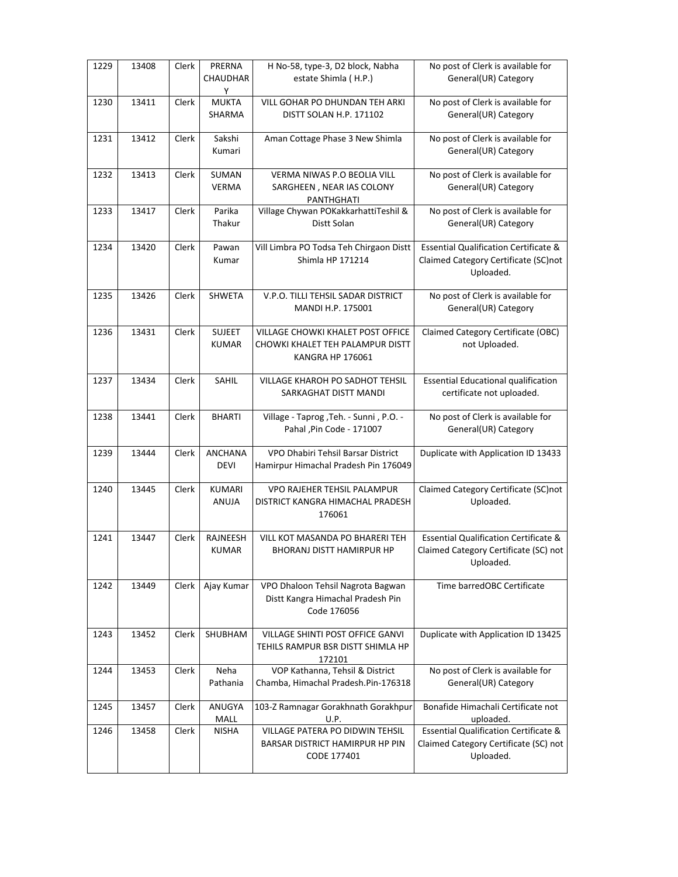| | | | | | |
|---|---|---|---|---|---|
| 1229 | 13408 | Clerk | PRERNA CHAUDHARY | H No-58, type-3, D2 block, Nabha estate Shimla ( H.P.) | No post of Clerk is available for General(UR) Category |
| 1230 | 13411 | Clerk | MUKTA SHARMA | VILL GOHAR PO DHUNDAN TEH ARKI DISTT SOLAN H.P. 171102 | No post of Clerk is available for General(UR) Category |
| 1231 | 13412 | Clerk | Sakshi Kumari | Aman Cottage Phase 3 New Shimla | No post of Clerk is available for General(UR) Category |
| 1232 | 13413 | Clerk | SUMAN VERMA | VERMA NIWAS P.O BEOLIA VILL SARGHEEN , NEAR IAS COLONY PANTHGHATI | No post of Clerk is available for General(UR) Category |
| 1233 | 13417 | Clerk | Parika Thakur | Village Chywan POKakkarhattiTeshil & Distt Solan | No post of Clerk is available for General(UR) Category |
| 1234 | 13420 | Clerk | Pawan Kumar | Vill Limbra PO Todsa Teh Chirgaon Distt Shimla HP 171214 | Essential Qualification Certificate & Claimed Category Certificate (SC)not Uploaded. |
| 1235 | 13426 | Clerk | SHWETA | V.P.O. TILLI TEHSIL SADAR DISTRICT MANDI H.P. 175001 | No post of Clerk is available for General(UR) Category |
| 1236 | 13431 | Clerk | SUJEET KUMAR | VILLAGE CHOWKI KHALET POST OFFICE CHOWKI KHALET TEH PALAMPUR DISTT KANGRA HP 176061 | Claimed Category Certificate (OBC) not Uploaded. |
| 1237 | 13434 | Clerk | SAHIL | VILLAGE KHAROH PO SADHOT TEHSIL SARKAGHAT DISTT MANDI | Essential Educational qualification certificate not uploaded. |
| 1238 | 13441 | Clerk | BHARTI | Village - Taprog ,Teh. - Sunni , P.O. - Pahal ,Pin Code - 171007 | No post of Clerk is available for General(UR) Category |
| 1239 | 13444 | Clerk | ANCHANA DEVI | VPO Dhabiri Tehsil Barsar District Hamirpur Himachal Pradesh Pin 176049 | Duplicate with Application ID 13433 |
| 1240 | 13445 | Clerk | KUMARI ANUJA | VPO RAJEHER TEHSIL PALAMPUR DISTRICT KANGRA HIMACHAL PRADESH 176061 | Claimed Category Certificate (SC)not Uploaded. |
| 1241 | 13447 | Clerk | RAJNEESH KUMAR | VILL KOT MASANDA PO BHARERI TEH BHORANJ DISTT HAMIRPUR HP | Essential Qualification Certificate & Claimed Category Certificate (SC) not Uploaded. |
| 1242 | 13449 | Clerk | Ajay Kumar | VPO Dhaloon Tehsil Nagrota Bagwan Distt Kangra Himachal Pradesh Pin Code 176056 | Time barredOBC Certificate |
| 1243 | 13452 | Clerk | SHUBHAM | VILLAGE SHINTI POST OFFICE GANVI TEHILS RAMPUR BSR DISTT SHIMLA HP 172101 | Duplicate with Application ID 13425 |
| 1244 | 13453 | Clerk | Neha Pathania | VOP Kathanna, Tehsil & District Chamba, Himachal Pradesh.Pin-176318 | No post of Clerk is available for General(UR) Category |
| 1245 | 13457 | Clerk | ANUGYA MALL | 103-Z Ramnagar Gorakhnath Gorakhpur U.P. | Bonafide Himachali Certificate not uploaded. |
| 1246 | 13458 | Clerk | NISHA | VILLAGE PATERA PO DIDWIN TEHSIL BARSAR DISTRICT HAMIRPUR HP PIN CODE 177401 | Essential Qualification Certificate & Claimed Category Certificate (SC) not Uploaded. |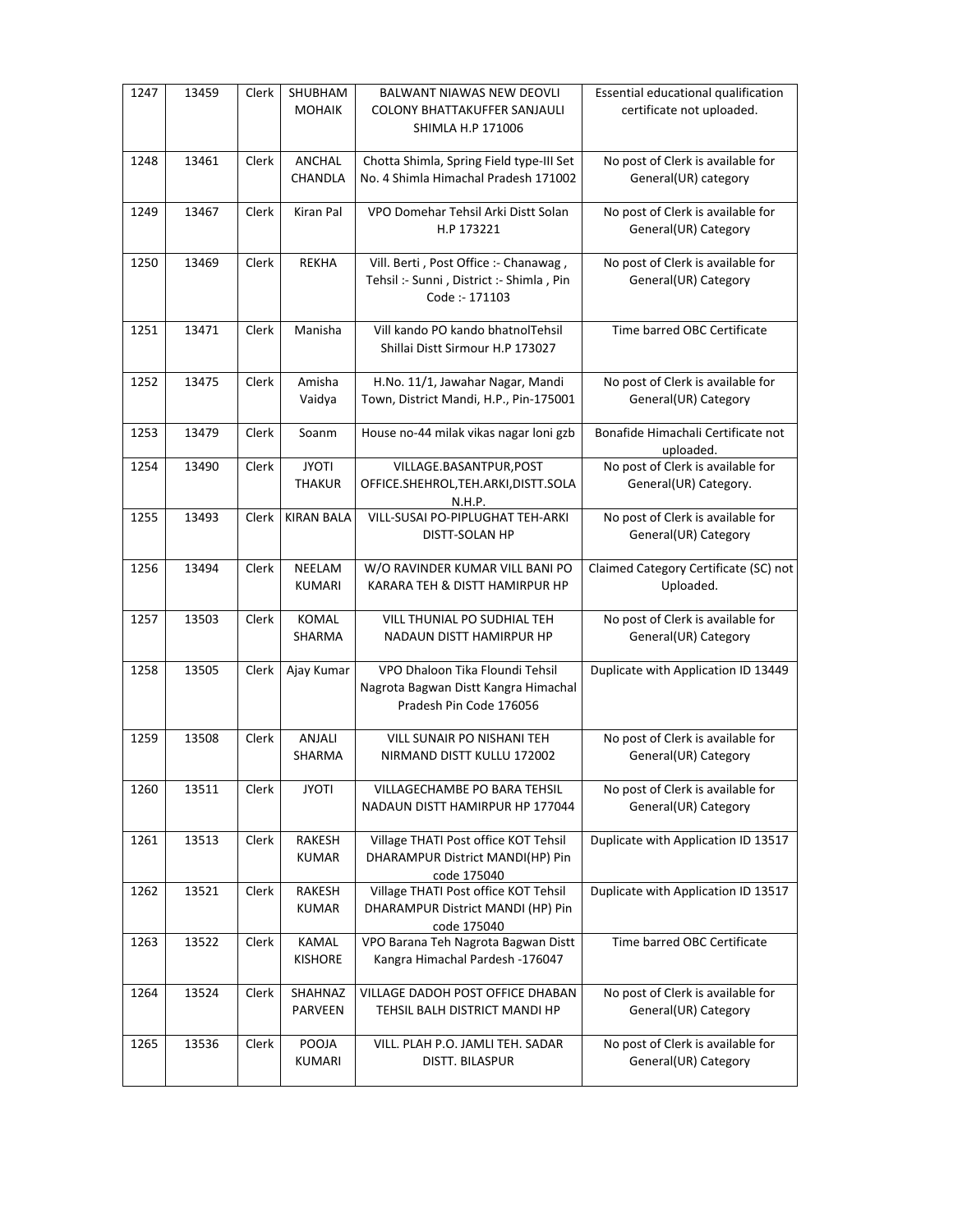| 1247 | 13459 | Clerk | SHUBHAM MOHAIK | BALWANT NIAWAS NEW DEOVLI COLONY BHATTAKUFFER SANJAULI SHIMLA H.P 171006 | Essential educational qualification certificate not uploaded. |
|---|---|---|---|---|---|
| 1248 | 13461 | Clerk | ANCHAL CHANDLA | Chotta Shimla, Spring Field type-III Set No. 4 Shimla Himachal Pradesh 171002 | No post of Clerk is available for General(UR) category |
| 1249 | 13467 | Clerk | Kiran Pal | VPO Domehar Tehsil Arki Distt Solan H.P 173221 | No post of Clerk is available for General(UR) Category |
| 1250 | 13469 | Clerk | REKHA | Vill. Berti , Post Office :- Chanawag , Tehsil :- Sunni , District :- Shimla , Pin Code :- 171103 | No post of Clerk is available for General(UR) Category |
| 1251 | 13471 | Clerk | Manisha | Vill kando PO kando bhatnolTehsil Shillai Distt Sirmour H.P 173027 | Time barred OBC Certificate |
| 1252 | 13475 | Clerk | Amisha Vaidya | H.No. 11/1, Jawahar Nagar, Mandi Town, District Mandi, H.P., Pin-175001 | No post of Clerk is available for General(UR) Category |
| 1253 | 13479 | Clerk | Soanm | House no-44 milak vikas nagar loni gzb | Bonafide Himachali Certificate not uploaded. |
| 1254 | 13490 | Clerk | JYOTI THAKUR | VILLAGE.BASANTPUR,POST OFFICE.SHEHROL,TEH.ARKI,DISTT.SOLA N.H.P. | No post of Clerk is available for General(UR) Category. |
| 1255 | 13493 | Clerk | KIRAN BALA | VILL-SUSAI PO-PIPLUGHAT TEH-ARKI DISTT-SOLAN HP | No post of Clerk is available for General(UR) Category |
| 1256 | 13494 | Clerk | NEELAM KUMARI | W/O RAVINDER KUMAR VILL BANI PO KARARA TEH & DISTT HAMIRPUR HP | Claimed Category Certificate (SC) not Uploaded. |
| 1257 | 13503 | Clerk | KOMAL SHARMA | VILL THUNIAL PO SUDHIAL TEH NADAUN DISTT HAMIRPUR HP | No post of Clerk is available for General(UR) Category |
| 1258 | 13505 | Clerk | Ajay Kumar | VPO Dhaloon Tika Floundi Tehsil Nagrota Bagwan Distt Kangra Himachal Pradesh Pin Code 176056 | Duplicate with Application ID 13449 |
| 1259 | 13508 | Clerk | ANJALI SHARMA | VILL SUNAIR PO NISHANI TEH NIRMAND DISTT KULLU 172002 | No post of Clerk is available for General(UR) Category |
| 1260 | 13511 | Clerk | JYOTI | VILLAGECHAMBE PO BARA TEHSIL NADAUN DISTT HAMIRPUR HP 177044 | No post of Clerk is available for General(UR) Category |
| 1261 | 13513 | Clerk | RAKESH KUMAR | Village THATI Post office KOT Tehsil DHARAMPUR District MANDI(HP) Pin code 175040 | Duplicate with Application ID 13517 |
| 1262 | 13521 | Clerk | RAKESH KUMAR | Village THATI Post office KOT Tehsil DHARAMPUR District MANDI (HP) Pin code 175040 | Duplicate with Application ID 13517 |
| 1263 | 13522 | Clerk | KAMAL KISHORE | VPO Barana Teh Nagrota Bagwan Distt Kangra Himachal Pardesh -176047 | Time barred OBC Certificate |
| 1264 | 13524 | Clerk | SHAHNAZ PARVEEN | VILLAGE DADOH POST OFFICE DHABAN TEHSIL BALH DISTRICT MANDI HP | No post of Clerk is available for General(UR) Category |
| 1265 | 13536 | Clerk | POOJA KUMARI | VILL. PLAH P.O. JAMLI TEH. SADAR DISTT. BILASPUR | No post of Clerk is available for General(UR) Category |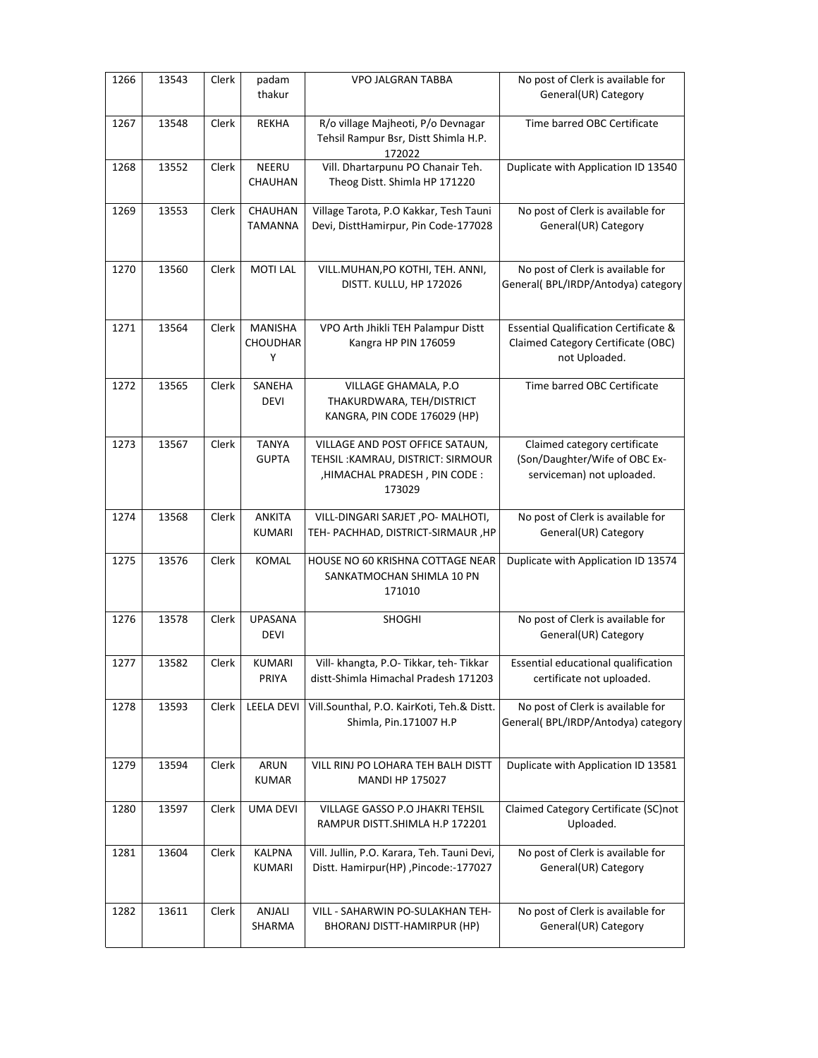| 1266 | 13543 | Clerk | padam thakur | VPO JALGRAN TABBA | No post of Clerk is available for General(UR) Category |
|---|---|---|---|---|---|
| 1267 | 13548 | Clerk | REKHA | R/o village Majheoti, P/o Devnagar Tehsil Rampur Bsr, Distt Shimla H.P. 172022 | Time barred OBC Certificate |
| 1268 | 13552 | Clerk | NEERU CHAUHAN | Vill. Dhartarpunu PO Chanair Teh. Theog Distt. Shimla HP 171220 | Duplicate with Application ID 13540 |
| 1269 | 13553 | Clerk | CHAUHAN TAMANNA | Village Tarota, P.O Kakkar, Tesh Tauni Devi, DisttHamirpur, Pin Code-177028 | No post of Clerk is available for General(UR) Category |
| 1270 | 13560 | Clerk | MOTI LAL | VILL.MUHAN,PO KOTHI, TEH. ANNI, DISTT. KULLU, HP 172026 | No post of Clerk is available for General( BPL/IRDP/Antodya) category |
| 1271 | 13564 | Clerk | MANISHA CHOUDHARY | VPO Arth Jhikli TEH Palampur Distt Kangra HP PIN 176059 | Essential Qualification Certificate & Claimed Category Certificate (OBC) not Uploaded. |
| 1272 | 13565 | Clerk | SANEHA DEVI | VILLAGE GHAMALA, P.O THAKURDWARA, TEH/DISTRICT KANGRA, PIN CODE 176029 (HP) | Time barred OBC Certificate |
| 1273 | 13567 | Clerk | TANYA GUPTA | VILLAGE AND POST OFFICE SATAUN, TEHSIL :KAMRAU, DISTRICT: SIRMOUR ,HIMACHAL PRADESH , PIN CODE : 173029 | Claimed category certificate (Son/Daughter/Wife of OBC Ex-serviceman) not uploaded. |
| 1274 | 13568 | Clerk | ANKITA KUMARI | VILL-DINGARI SARJET ,PO- MALHOTI, TEH- PACHHAD, DISTRICT-SIRMAUR ,HP | No post of Clerk is available for General(UR) Category |
| 1275 | 13576 | Clerk | KOMAL | HOUSE NO 60 KRISHNA COTTAGE NEAR SANKATMOCHAN SHIMLA 10 PN 171010 | Duplicate with Application ID 13574 |
| 1276 | 13578 | Clerk | UPASANA DEVI | SHOGHI | No post of Clerk is available for General(UR) Category |
| 1277 | 13582 | Clerk | KUMARI PRIYA | Vill- khangta, P.O- Tikkar, teh- Tikkar distt-Shimla Himachal Pradesh 171203 | Essential educational qualification certificate not uploaded. |
| 1278 | 13593 | Clerk | LEELA DEVI | Vill.Sounthal, P.O. KairKoti, Teh.& Distt. Shimla, Pin.171007 H.P | No post of Clerk is available for General( BPL/IRDP/Antodya) category |
| 1279 | 13594 | Clerk | ARUN KUMAR | VILL RINJ PO LOHARA TEH BALH DISTT MANDI HP 175027 | Duplicate with Application ID 13581 |
| 1280 | 13597 | Clerk | UMA DEVI | VILLAGE GASSO P.O JHAKRI TEHSIL RAMPUR DISTT.SHIMLA H.P 172201 | Claimed Category Certificate (SC)not Uploaded. |
| 1281 | 13604 | Clerk | KALPNA KUMARI | Vill. Jullin, P.O. Karara, Teh. Tauni Devi, Distt. Hamirpur(HP) ,Pincode:-177027 | No post of Clerk is available for General(UR) Category |
| 1282 | 13611 | Clerk | ANJALI SHARMA | VILL - SAHARWIN PO-SULAKHAN TEH-BHORANJ DISTT-HAMIRPUR (HP) | No post of Clerk is available for General(UR) Category |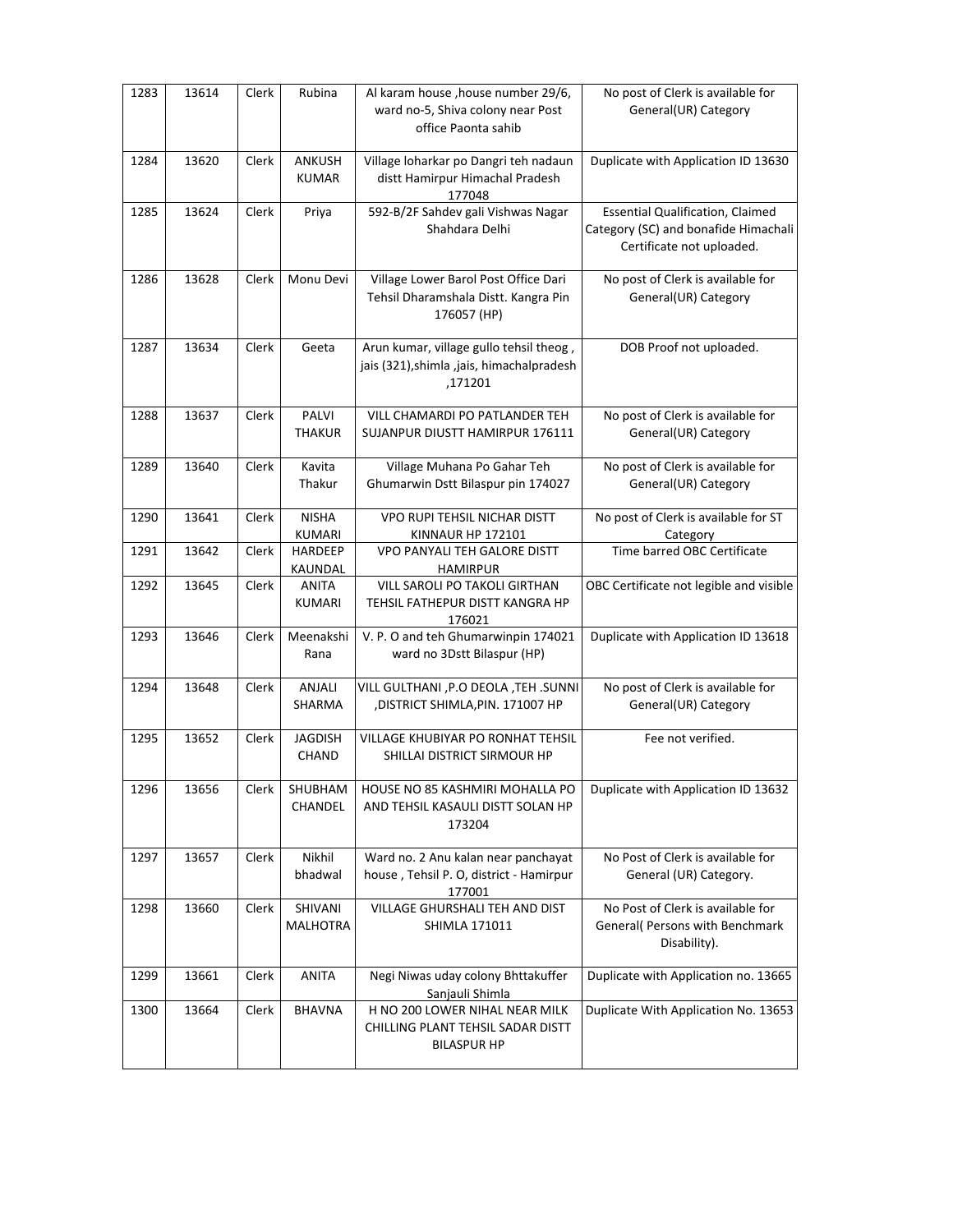| 1283 | 13614 | Clerk | Rubina | Al karam house ,house number 29/6, ward no-5, Shiva colony near Post office Paonta sahib | No post of Clerk is available for General(UR) Category |
|---|---|---|---|---|---|
| 1284 | 13620 | Clerk | ANKUSH KUMAR | Village loharkar po Dangri teh nadaun distt Hamirpur Himachal Pradesh 177048 | Duplicate with Application ID 13630 |
| 1285 | 13624 | Clerk | Priya | 592-B/2F Sahdev gali Vishwas Nagar Shahdara Delhi | Essential Qualification, Claimed Category (SC) and bonafide Himachali Certificate not uploaded. |
| 1286 | 13628 | Clerk | Monu Devi | Village Lower Barol Post Office Dari Tehsil Dharamshala Distt. Kangra Pin 176057 (HP) | No post of Clerk is available for General(UR) Category |
| 1287 | 13634 | Clerk | Geeta | Arun kumar, village gullo tehsil theog , jais (321),shimla ,jais, himachalpradesh ,171201 | DOB Proof not uploaded. |
| 1288 | 13637 | Clerk | PALVI THAKUR | VILL CHAMARDI PO PATLANDER TEH SUJANPUR DIUSTT HAMIRPUR 176111 | No post of Clerk is available for General(UR) Category |
| 1289 | 13640 | Clerk | Kavita Thakur | Village Muhana Po Gahar Teh Ghumarwin Dstt Bilaspur pin 174027 | No post of Clerk is available for General(UR) Category |
| 1290 | 13641 | Clerk | NISHA KUMARI | VPO RUPI TEHSIL NICHAR DISTT KINNAUR HP 172101 | No post of Clerk is available for ST Category |
| 1291 | 13642 | Clerk | HARDEEP KAUNDAL | VPO PANYALI TEH GALORE DISTT HAMIRPUR | Time barred OBC Certificate |
| 1292 | 13645 | Clerk | ANITA KUMARI | VILL SAROLI PO TAKOLI GIRTHAN TEHSIL FATHEPUR DISTT KANGRA HP 176021 | OBC Certificate not legible and visible |
| 1293 | 13646 | Clerk | Meenakshi Rana | V. P. O and teh Ghumarwinpin 174021 ward no 3Dstt Bilaspur (HP) | Duplicate with Application ID 13618 |
| 1294 | 13648 | Clerk | ANJALI SHARMA | VILL GULTHANI ,P.O DEOLA ,TEH .SUNNI ,DISTRICT SHIMLA,PIN. 171007 HP | No post of Clerk is available for General(UR) Category |
| 1295 | 13652 | Clerk | JAGDISH CHAND | VILLAGE KHUBIYAR PO RONHAT TEHSIL SHILLAI DISTRICT SIRMOUR HP | Fee not verified. |
| 1296 | 13656 | Clerk | SHUBHAM CHANDEL | HOUSE NO 85 KASHMIRI MOHALLA PO AND TEHSIL KASAULI DISTT SOLAN HP 173204 | Duplicate with Application ID 13632 |
| 1297 | 13657 | Clerk | Nikhil bhadwal | Ward no. 2 Anu kalan near panchayat house , Tehsil P. O, district - Hamirpur 177001 | No Post of Clerk is available for General (UR) Category. |
| 1298 | 13660 | Clerk | SHIVANI MALHOTRA | VILLAGE GHURSHALI TEH AND DIST SHIMLA 171011 | No Post of Clerk is available for General( Persons with Benchmark Disability). |
| 1299 | 13661 | Clerk | ANITA | Negi Niwas uday colony Bhttakuffer Sanjauli Shimla | Duplicate with Application no. 13665 |
| 1300 | 13664 | Clerk | BHAVNA | H NO 200 LOWER NIHAL NEAR MILK CHILLING PLANT TEHSIL SADAR DISTT BILASPUR HP | Duplicate With Application No. 13653 |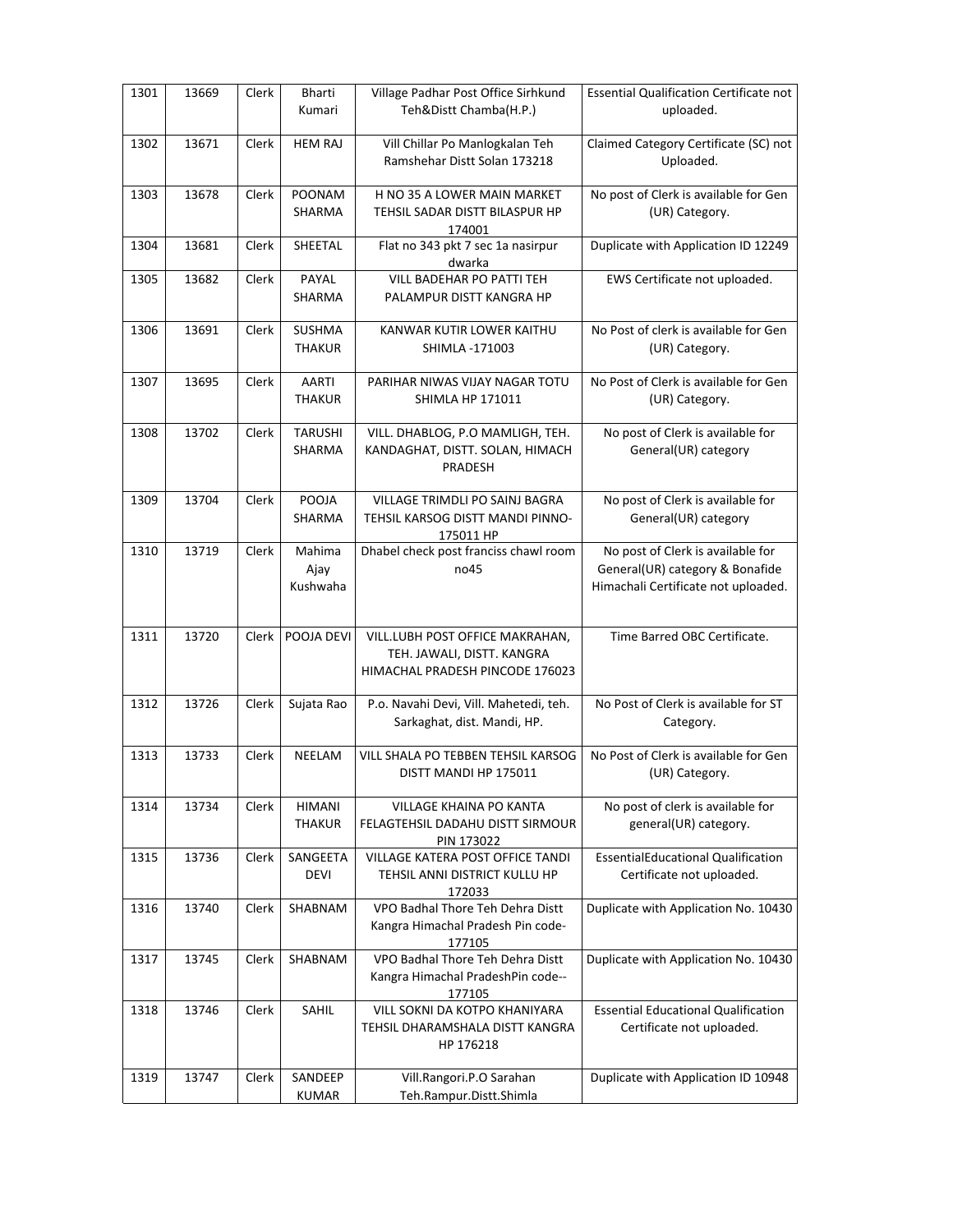| 1301 | 13669 | Clerk | Bharti Kumari | Village Padhar Post Office Sirhkund Teh&Distt Chamba(H.P.) | Essential Qualification Certificate not uploaded. |
|---|---|---|---|---|---|
| 1302 | 13671 | Clerk | HEM RAJ | Vill Chillar Po Manlogkalan Teh Ramshehar Distt Solan 173218 | Claimed Category Certificate (SC) not Uploaded. |
| 1303 | 13678 | Clerk | POONAM SHARMA | H NO 35 A LOWER MAIN MARKET TEHSIL SADAR DISTT BILASPUR HP 174001 | No post of Clerk is available for Gen (UR) Category. |
| 1304 | 13681 | Clerk | SHEETAL | Flat no 343 pkt 7 sec 1a nasirpur dwarka | Duplicate with Application ID 12249 |
| 1305 | 13682 | Clerk | PAYAL SHARMA | VILL BADEHAR PO PATTI TEH PALAMPUR DISTT KANGRA HP | EWS Certificate not uploaded. |
| 1306 | 13691 | Clerk | SUSHMA THAKUR | KANWAR KUTIR LOWER KAITHU SHIMLA -171003 | No Post of clerk is available for Gen (UR) Category. |
| 1307 | 13695 | Clerk | AARTI THAKUR | PARIHAR NIWAS VIJAY NAGAR TOTU SHIMLA HP 171011 | No Post of Clerk is available for Gen (UR) Category. |
| 1308 | 13702 | Clerk | TARUSHI SHARMA | VILL. DHABLOG, P.O MAMLIGH, TEH. KANDAGHAT, DISTT. SOLAN, HIMACH PRADESH | No post of Clerk is available for General(UR) category |
| 1309 | 13704 | Clerk | POOJA SHARMA | VILLAGE TRIMDLI PO SAINJ BAGRA TEHSIL KARSOG DISTT MANDI PINNO-175011 HP | No post of Clerk is available for General(UR) category |
| 1310 | 13719 | Clerk | Mahima Ajay Kushwaha | Dhabel check post franciss chawl room no45 | No post of Clerk is available for General(UR) category & Bonafide Himachali Certificate not uploaded. |
| 1311 | 13720 | Clerk | POOJA DEVI | VILL.LUBH POST OFFICE MAKRAHAN, TEH. JAWALI, DISTT. KANGRA HIMACHAL PRADESH PINCODE 176023 | Time Barred OBC Certificate. |
| 1312 | 13726 | Clerk | Sujata Rao | P.o. Navahi Devi, Vill. Mahetedi, teh. Sarkaghat, dist. Mandi, HP. | No Post of Clerk is available for ST Category. |
| 1313 | 13733 | Clerk | NEELAM | VILL SHALA PO TEBBEN TEHSIL KARSOG DISTT MANDI HP 175011 | No Post of Clerk is available for Gen (UR) Category. |
| 1314 | 13734 | Clerk | HIMANI THAKUR | VILLAGE KHAINA PO KANTA FELAGTEHSIL DADAHU DISTT SIRMOUR PIN 173022 | No post of clerk is available for general(UR) category. |
| 1315 | 13736 | Clerk | SANGEETA DEVI | VILLAGE KATERA POST OFFICE TANDI TEHSIL ANNI DISTRICT KULLU HP 172033 | EssentialEducational Qualification Certificate not uploaded. |
| 1316 | 13740 | Clerk | SHABNAM | VPO Badhal Thore Teh Dehra Distt Kangra Himachal Pradesh Pin code-177105 | Duplicate with Application No. 10430 |
| 1317 | 13745 | Clerk | SHABNAM | VPO Badhal Thore Teh Dehra Distt Kangra Himachal PradeshPin code--177105 | Duplicate with Application No. 10430 |
| 1318 | 13746 | Clerk | SAHIL | VILL SOKNI DA KOTPO KHANIYARA TEHSIL DHARAMSHALA DISTT KANGRA HP 176218 | Essential Educational Qualification Certificate not uploaded. |
| 1319 | 13747 | Clerk | SANDEEP KUMAR | Vill.Rangori.P.O Sarahan Teh.Rampur.Distt.Shimla | Duplicate with Application ID 10948 |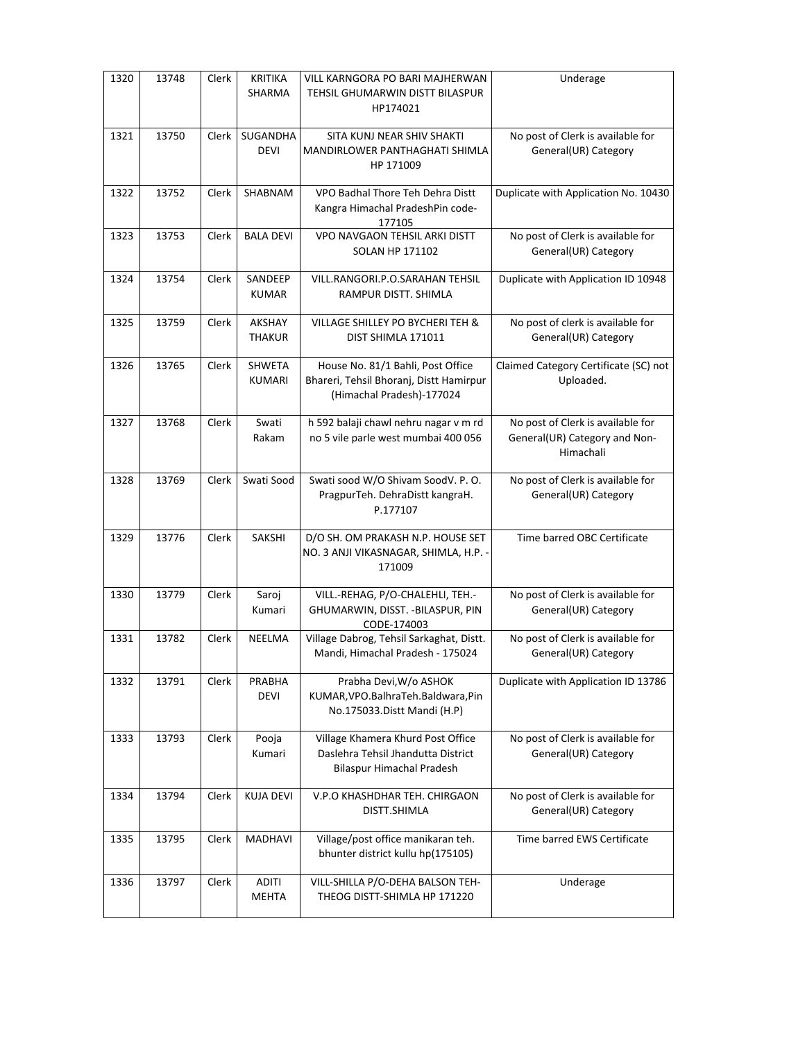| 1320 | 13748 | Clerk | KRITIKA SHARMA | VILL KARNGORA PO BARI MAJHERWAN TEHSIL GHUMARWIN DISTT BILASPUR HP174021 | Underage |
|---|---|---|---|---|---|
| 1321 | 13750 | Clerk | SUGANDHA DEVI | SITA KUNJ NEAR SHIV SHAKTI MANDIRLOWER PANTHAGHATI SHIMLA HP 171009 | No post of Clerk is available for General(UR) Category |
| 1322 | 13752 | Clerk | SHABNAM | VPO Badhal Thore Teh Dehra Distt Kangra Himachal PradeshPin code-177105 | Duplicate with Application No. 10430 |
| 1323 | 13753 | Clerk | BALA DEVI | VPO NAVGAON TEHSIL ARKI DISTT SOLAN HP 171102 | No post of Clerk is available for General(UR) Category |
| 1324 | 13754 | Clerk | SANDEEP KUMAR | VILL.RANGORI.P.O.SARAHAN TEHSIL RAMPUR DISTT. SHIMLA | Duplicate with Application ID 10948 |
| 1325 | 13759 | Clerk | AKSHAY THAKUR | VILLAGE SHILLEY PO BYCHERI TEH & DIST SHIMLA 171011 | No post of clerk is available for General(UR) Category |
| 1326 | 13765 | Clerk | SHWETA KUMARI | House No. 81/1 Bahli, Post Office Bhareri, Tehsil Bhoranj, Distt Hamirpur (Himachal Pradesh)-177024 | Claimed Category Certificate (SC) not Uploaded. |
| 1327 | 13768 | Clerk | Swati Rakam | h 592 balaji chawl nehru nagar v m rd no 5 vile parle west mumbai 400 056 | No post of Clerk is available for General(UR) Category and Non-Himachali |
| 1328 | 13769 | Clerk | Swati Sood | Swati sood W/O Shivam SoodV. P. O. PragpurTeh. DehraDistt kangraH. P.177107 | No post of Clerk is available for General(UR) Category |
| 1329 | 13776 | Clerk | SAKSHI | D/O SH. OM PRAKASH N.P. HOUSE SET NO. 3 ANJI VIKASNAGAR, SHIMLA, H.P. - 171009 | Time barred OBC Certificate |
| 1330 | 13779 | Clerk | Saroj Kumari | VILL.-REHAG, P/O-CHALEHLI, TEH.-GHUMARWIN, DISST. -BILASPUR, PIN CODE-174003 | No post of Clerk is available for General(UR) Category |
| 1331 | 13782 | Clerk | NEELMA | Village Dabrog, Tehsil Sarkaghat, Distt. Mandi, Himachal Pradesh - 175024 | No post of Clerk is available for General(UR) Category |
| 1332 | 13791 | Clerk | PRABHA DEVI | Prabha Devi,W/o ASHOK KUMAR,VPO.BalhraTeh.Baldwara,Pin No.175033.Distt Mandi (H.P) | Duplicate with Application ID 13786 |
| 1333 | 13793 | Clerk | Pooja Kumari | Village Khamera Khurd Post Office Daslehra Tehsil Jhandutta District Bilaspur Himachal Pradesh | No post of Clerk is available for General(UR) Category |
| 1334 | 13794 | Clerk | KUJA DEVI | V.P.O KHASHDHAR TEH. CHIRGAON DISTT.SHIMLA | No post of Clerk is available for General(UR) Category |
| 1335 | 13795 | Clerk | MADHAVI | Village/post office manikaran teh. bhunter district kullu hp(175105) | Time barred EWS Certificate |
| 1336 | 13797 | Clerk | ADITI MEHTA | VILL-SHILLA P/O-DEHA BALSON TEH-THEOG DISTT-SHIMLA HP 171220 | Underage |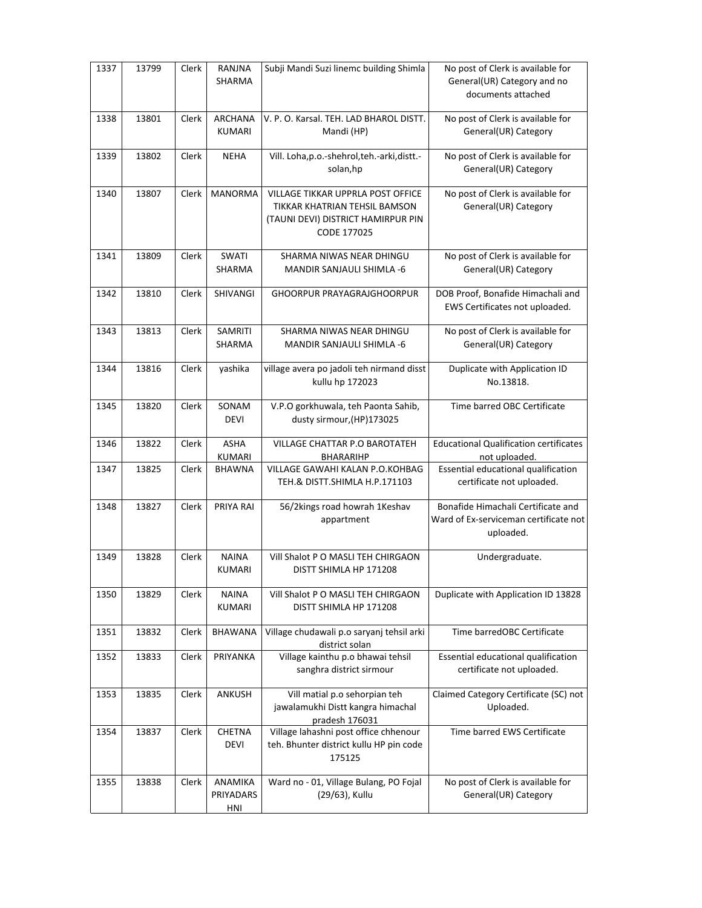| 1337 | 13799 | Clerk | RANJNA SHARMA | Subji Mandi Suzi linemc building Shimla | No post of Clerk is available for General(UR) Category and no documents attached |
|---|---|---|---|---|---|
| 1338 | 13801 | Clerk | ARCHANA KUMARI | V. P. O. Karsal. TEH. LAD BHAROL DISTT. Mandi (HP) | No post of Clerk is available for General(UR) Category |
| 1339 | 13802 | Clerk | NEHA | Vill. Loha,p.o.-shehrol,teh.-arki,distt.-solan,hp | No post of Clerk is available for General(UR) Category |
| 1340 | 13807 | Clerk | MANORMA | VILLAGE TIKKAR UPPRLA POST OFFICE TIKKAR KHATRIAN TEHSIL BAMSON (TAUNI DEVI) DISTRICT HAMIRPUR PIN CODE 177025 | No post of Clerk is available for General(UR) Category |
| 1341 | 13809 | Clerk | SWATI SHARMA | SHARMA NIWAS NEAR DHINGU MANDIR SANJAULI SHIMLA -6 | No post of Clerk is available for General(UR) Category |
| 1342 | 13810 | Clerk | SHIVANGI | GHOORPUR PRAYAGRAJGHOORPUR | DOB Proof, Bonafide Himachali and EWS Certificates not uploaded. |
| 1343 | 13813 | Clerk | SAMRITI SHARMA | SHARMA NIWAS NEAR DHINGU MANDIR SANJAULI SHIMLA -6 | No post of Clerk is available for General(UR) Category |
| 1344 | 13816 | Clerk | yashika | village avera po jadoli teh nirmand disst kullu hp 172023 | Duplicate with Application ID No.13818. |
| 1345 | 13820 | Clerk | SONAM DEVI | V.P.O gorkhuwala, teh Paonta Sahib, dusty sirmour,(HP)173025 | Time barred OBC Certificate |
| 1346 | 13822 | Clerk | ASHA KUMARI | VILLAGE CHATTAR P.O BAROTATEH BHARARIHP | Educational Qualification certificates not uploaded. |
| 1347 | 13825 | Clerk | BHAWNA | VILLAGE GAWAHI KALAN P.O.KOHBAG TEH.& DISTT.SHIMLA H.P.171103 | Essential educational qualification certificate not uploaded. |
| 1348 | 13827 | Clerk | PRIYA RAI | 56/2kings road howrah 1Keshav appartment | Bonafide Himachali Certificate and Ward of Ex-serviceman certificate not uploaded. |
| 1349 | 13828 | Clerk | NAINA KUMARI | Vill Shalot P O MASLI TEH CHIRGAON DISTT SHIMLA HP 171208 | Undergraduate. |
| 1350 | 13829 | Clerk | NAINA KUMARI | Vill Shalot P O MASLI TEH CHIRGAON DISTT SHIMLA HP 171208 | Duplicate with Application ID 13828 |
| 1351 | 13832 | Clerk | BHAWANA | Village chudawali p.o saryanj tehsil arki district solan | Time barredOBC Certificate |
| 1352 | 13833 | Clerk | PRIYANKA | Village kainthu p.o bhawai tehsil sanghra district sirmour | Essential educational qualification certificate not uploaded. |
| 1353 | 13835 | Clerk | ANKUSH | Vill matial p.o sehorpian teh jawalamukhi Distt kangra himachal pradesh 176031 | Claimed Category Certificate (SC) not Uploaded. |
| 1354 | 13837 | Clerk | CHETNA DEVI | Village lahashni post office chhenour teh. Bhunter district kullu HP pin code 175125 | Time barred EWS Certificate |
| 1355 | 13838 | Clerk | ANAMIKA PRIYADARS HNI | Ward no - 01, Village Bulang, PO Fojal (29/63), Kullu | No post of Clerk is available for General(UR) Category |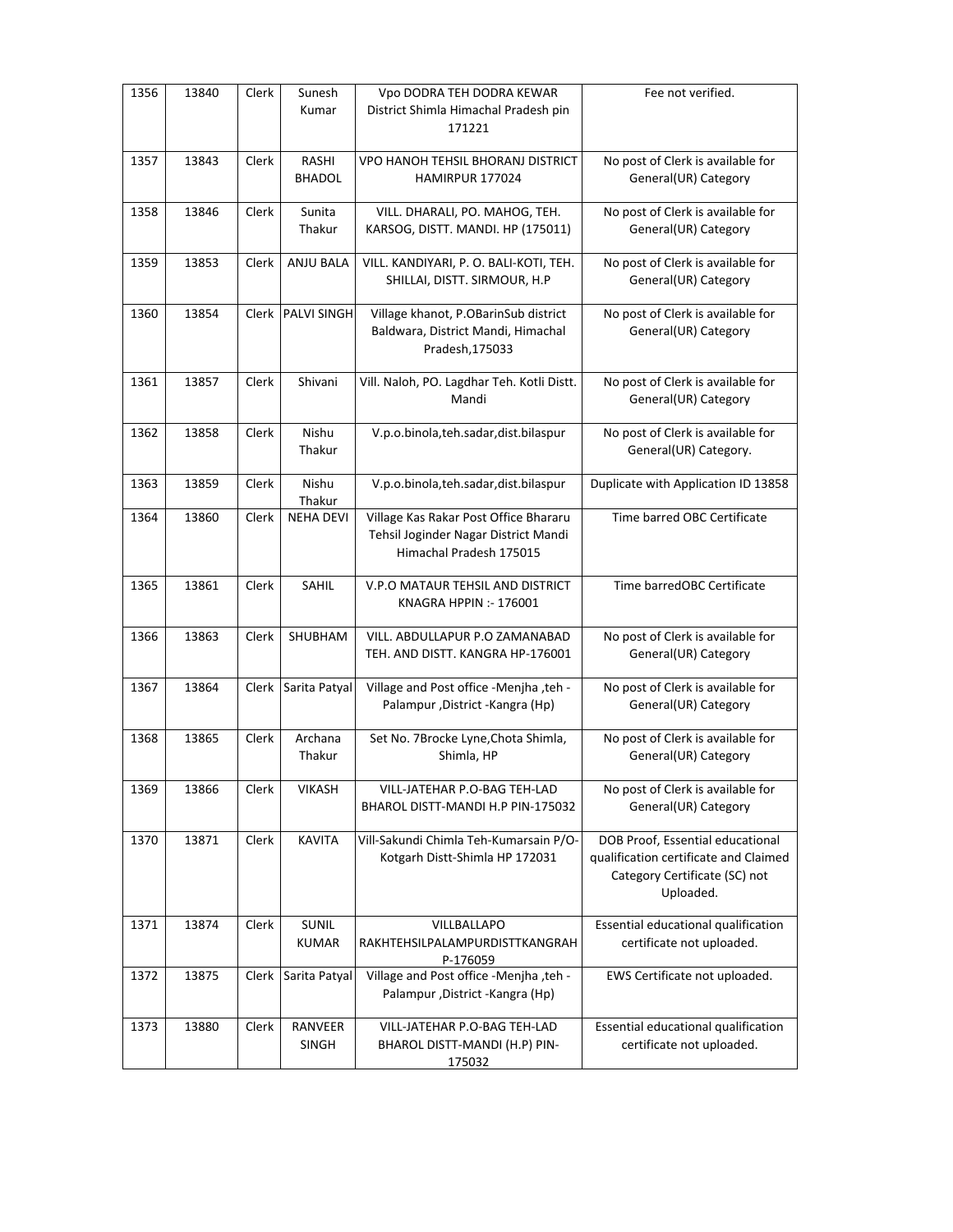| 1356 | 13840 | Clerk | Sunesh Kumar | Vpo DODRA TEH DODRA KEWAR District Shimla Himachal Pradesh pin 171221 | Fee not verified. |
|---|---|---|---|---|---|
| 1357 | 13843 | Clerk | RASHI BHADOL | VPO HANOH TEHSIL BHORANJ DISTRICT HAMIRPUR 177024 | No post of Clerk is available for General(UR) Category |
| 1358 | 13846 | Clerk | Sunita Thakur | VILL. DHARALI, PO. MAHOG, TEH. KARSOG, DISTT. MANDI. HP (175011) | No post of Clerk is available for General(UR) Category |
| 1359 | 13853 | Clerk | ANJU BALA | VILL. KANDIYARI, P. O. BALI-KOTI, TEH. SHILLAI, DISTT. SIRMOUR, H.P | No post of Clerk is available for General(UR) Category |
| 1360 | 13854 | Clerk | PALVI SINGH | Village khanot, P.OBarinSub district Baldwara, District Mandi, Himachal Pradesh,175033 | No post of Clerk is available for General(UR) Category |
| 1361 | 13857 | Clerk | Shivani | Vill. Naloh, PO. Lagdhar Teh. Kotli Distt. Mandi | No post of Clerk is available for General(UR) Category |
| 1362 | 13858 | Clerk | Nishu Thakur | V.p.o.binola,teh.sadar,dist.bilaspur | No post of Clerk is available for General(UR) Category. |
| 1363 | 13859 | Clerk | Nishu Thakur | V.p.o.binola,teh.sadar,dist.bilaspur | Duplicate with Application ID 13858 |
| 1364 | 13860 | Clerk | NEHA DEVI | Village Kas Rakar Post Office Bhararu Tehsil Joginder Nagar District Mandi Himachal Pradesh 175015 | Time barred OBC Certificate |
| 1365 | 13861 | Clerk | SAHIL | V.P.O MATAUR TEHSIL AND DISTRICT KNAGRA HPPIN :- 176001 | Time barredOBC Certificate |
| 1366 | 13863 | Clerk | SHUBHAM | VILL. ABDULLAPUR P.O ZAMANABAD TEH. AND DISTT. KANGRA HP-176001 | No post of Clerk is available for General(UR) Category |
| 1367 | 13864 | Clerk | Sarita Patyal | Village and Post office -Menjha ,teh -Palampur ,District -Kangra (Hp) | No post of Clerk is available for General(UR) Category |
| 1368 | 13865 | Clerk | Archana Thakur | Set No. 7Brocke Lyne,Chota Shimla, Shimla, HP | No post of Clerk is available for General(UR) Category |
| 1369 | 13866 | Clerk | VIKASH | VILL-JATEHAR P.O-BAG TEH-LAD BHAROL DISTT-MANDI H.P PIN-175032 | No post of Clerk is available for General(UR) Category |
| 1370 | 13871 | Clerk | KAVITA | Vill-Sakundi Chimla Teh-Kumarsain P/O-Kotgarh Distt-Shimla HP 172031 | DOB Proof, Essential educational qualification certificate and Claimed Category Certificate (SC) not Uploaded. |
| 1371 | 13874 | Clerk | SUNIL KUMAR | VILLBALLAPO RAKHTEHSILPALAMPURDISTTKANGRAH P-176059 | Essential educational qualification certificate not uploaded. |
| 1372 | 13875 | Clerk | Sarita Patyal | Village and Post office -Menjha ,teh -Palampur ,District -Kangra (Hp) | EWS Certificate not uploaded. |
| 1373 | 13880 | Clerk | RANVEER SINGH | VILL-JATEHAR P.O-BAG TEH-LAD BHAROL DISTT-MANDI (H.P) PIN-175032 | Essential educational qualification certificate not uploaded. |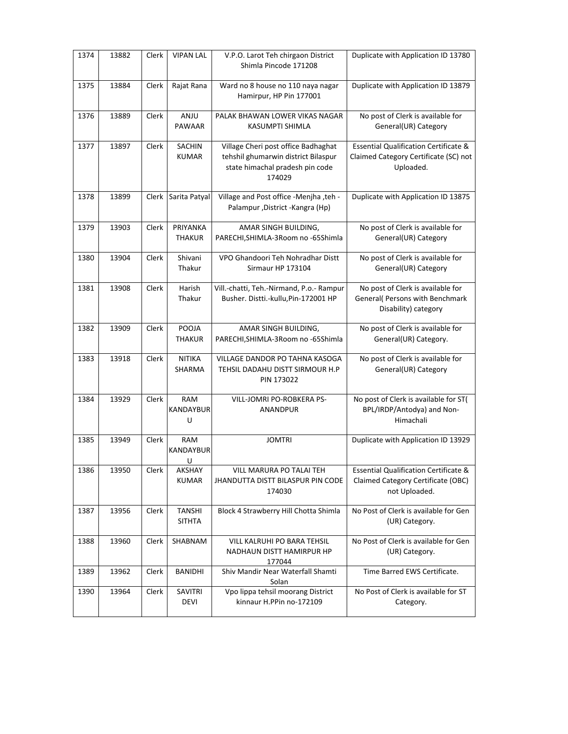| 1374 | 13882 | Clerk | VIPAN LAL | V.P.O. Larot Teh chirgaon District Shimla Pincode 171208 | Duplicate with Application ID 13780 |
|---|---|---|---|---|---|
| 1375 | 13884 | Clerk | Rajat Rana | Ward no 8 house no 110 naya nagar Hamirpur, HP Pin 177001 | Duplicate with Application ID 13879 |
| 1376 | 13889 | Clerk | ANJU PAWAAR | PALAK BHAWAN LOWER VIKAS NAGAR KASUMPTI SHIMLA | No post of Clerk is available for General(UR) Category |
| 1377 | 13897 | Clerk | SACHIN KUMAR | Village Cheri post office Badhaghat tehshil ghumarwin district Bilaspur state himachal pradesh pin code 174029 | Essential Qualification Certificate & Claimed Category Certificate (SC) not Uploaded. |
| 1378 | 13899 | Clerk | Sarita Patyal | Village and Post office -Menjha ,teh - Palampur ,District -Kangra (Hp) | Duplicate with Application ID 13875 |
| 1379 | 13903 | Clerk | PRIYANKA THAKUR | AMAR SINGH BUILDING, PARECHI,SHIMLA-3Room no -65Shimla | No post of Clerk is available for General(UR) Category |
| 1380 | 13904 | Clerk | Shivani Thakur | VPO Ghandoori Teh Nohradhar Distt Sirmaur HP 173104 | No post of Clerk is available for General(UR) Category |
| 1381 | 13908 | Clerk | Harish Thakur | Vill.-chatti, Teh.-Nirmand, P.o.- Rampur Busher. Distti.-kullu,Pin-172001 HP | No post of Clerk is available for General( Persons with Benchmark Disability) category |
| 1382 | 13909 | Clerk | POOJA THAKUR | AMAR SINGH BUILDING, PARECHI,SHIMLA-3Room no -65Shimla | No post of Clerk is available for General(UR) Category. |
| 1383 | 13918 | Clerk | NITIKA SHARMA | VILLAGE DANDOR PO TAHNA KASOGA TEHSIL DADAHU DISTT SIRMOUR H.P PIN 173022 | No post of Clerk is available for General(UR) Category |
| 1384 | 13929 | Clerk | RAM KANDAYBURU | VILL-JOMRI PO-ROBKERA PS-ANANDPUR | No post of Clerk is available for ST( BPL/IRDP/Antodya) and Non-Himachali |
| 1385 | 13949 | Clerk | RAM KANDAYBURU | JOMTRI | Duplicate with Application ID 13929 |
| 1386 | 13950 | Clerk | AKSHAY KUMAR | VILL MARURA PO TALAI TEH JHANDUTTA DISTT BILASPUR PIN CODE 174030 | Essential Qualification Certificate & Claimed Category Certificate (OBC) not Uploaded. |
| 1387 | 13956 | Clerk | TANSHI SITHTA | Block 4 Strawberry Hill Chotta Shimla | No Post of Clerk is available for Gen (UR) Category. |
| 1388 | 13960 | Clerk | SHABNAM | VILL KALRUHI PO BARA TEHSIL NADHAUN DISTT HAMIRPUR HP 177044 | No Post of Clerk is available for Gen (UR) Category. |
| 1389 | 13962 | Clerk | BANIDHI | Shiv Mandir Near Waterfall Shamti Solan | Time Barred EWS Certificate. |
| 1390 | 13964 | Clerk | SAVITRI DEVI | Vpo lippa tehsil moorang District kinnaur H.PPin no-172109 | No Post of Clerk is available for ST Category. |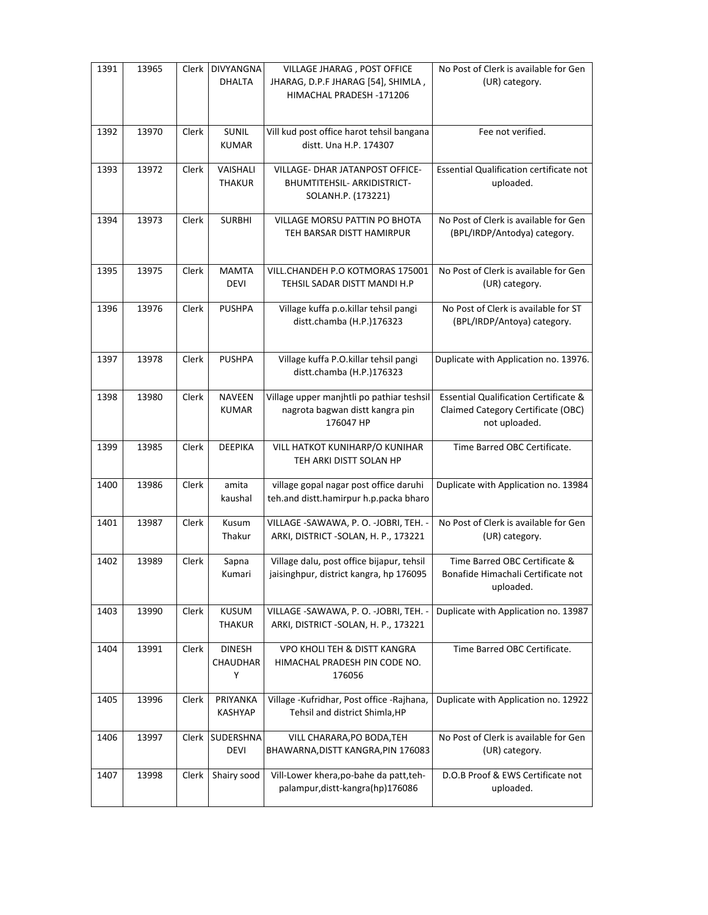| 1391 | 13965 | Clerk | DIVYANGNA DHALTA | VILLAGE JHARAG , POST OFFICE JHARAG, D.P.F JHARAG [54], SHIMLA , HIMACHAL PRADESH -171206 | No Post of Clerk is available for Gen (UR) category. |
|---|---|---|---|---|---|
| 1392 | 13970 | Clerk | SUNIL KUMAR | Vill kud post office harot tehsil bangana distt. Una H.P. 174307 | Fee not verified. |
| 1393 | 13972 | Clerk | VAISHALI THAKUR | VILLAGE- DHAR JATANPOST OFFICE-BHUMTITEHSIL- ARKIDISTRICT-SOLANH.P. (173221) | Essential Qualification certificate not uploaded. |
| 1394 | 13973 | Clerk | SURBHI | VILLAGE MORSU PATTIN PO BHOTA TEH BARSAR DISTT HAMIRPUR | No Post of Clerk is available for Gen (BPL/IRDP/Antodya) category. |
| 1395 | 13975 | Clerk | MAMTA DEVI | VILL.CHANDEH P.O KOTMORAS 175001 TEHSIL SADAR DISTT MANDI H.P | No Post of Clerk is available for Gen (UR) category. |
| 1396 | 13976 | Clerk | PUSHPA | Village kuffa p.o.killar tehsil pangi distt.chamba (H.P.)176323 | No Post of Clerk is available for ST (BPL/IRDP/Antoya) category. |
| 1397 | 13978 | Clerk | PUSHPA | Village kuffa P.O.killar tehsil pangi distt.chamba (H.P.)176323 | Duplicate with Application no. 13976. |
| 1398 | 13980 | Clerk | NAVEEN KUMAR | Village upper manjhtli po pathiar teshsil nagrota bagwan distt kangra pin 176047 HP | Essential Qualification Certificate & Claimed Category Certificate (OBC) not uploaded. |
| 1399 | 13985 | Clerk | DEEPIKA | VILL HATKOT KUNIHARP/O KUNIHAR TEH ARKI DISTT SOLAN HP | Time Barred OBC Certificate. |
| 1400 | 13986 | Clerk | amita kaushal | village gopal nagar post office daruhi teh.and distt.hamirpur h.p.packa bharo | Duplicate with Application no. 13984 |
| 1401 | 13987 | Clerk | Kusum Thakur | VILLAGE -SAWAWA, P. O. -JOBRI, TEH. -ARKI, DISTRICT -SOLAN, H. P., 173221 | No Post of Clerk is available for Gen (UR) category. |
| 1402 | 13989 | Clerk | Sapna Kumari | Village dalu, post office bijapur, tehsil jaisinghpur, district kangra, hp 176095 | Time Barred OBC Certificate & Bonafide Himachali Certificate not uploaded. |
| 1403 | 13990 | Clerk | KUSUM THAKUR | VILLAGE -SAWAWA, P. O. -JOBRI, TEH. -ARKI, DISTRICT -SOLAN, H. P., 173221 | Duplicate with Application no. 13987 |
| 1404 | 13991 | Clerk | DINESH CHAUDHARY | VPO KHOLI TEH & DISTT KANGRA HIMACHAL PRADESH PIN CODE NO. 176056 | Time Barred OBC Certificate. |
| 1405 | 13996 | Clerk | PRIYANKA KASHYAP | Village -Kufridhar, Post office -Rajhana, Tehsil and district Shimla,HP | Duplicate with Application no. 12922 |
| 1406 | 13997 | Clerk | SUDERSHNA DEVI | VILL CHARARA,PO BODA,TEH BHAWARNA,DISTT KANGRA,PIN 176083 | No Post of Clerk is available for Gen (UR) category. |
| 1407 | 13998 | Clerk | Shairy sood | Vill-Lower khera,po-bahe da patt,teh-palampur,distt-kangra(hp)176086 | D.O.B Proof & EWS Certificate not uploaded. |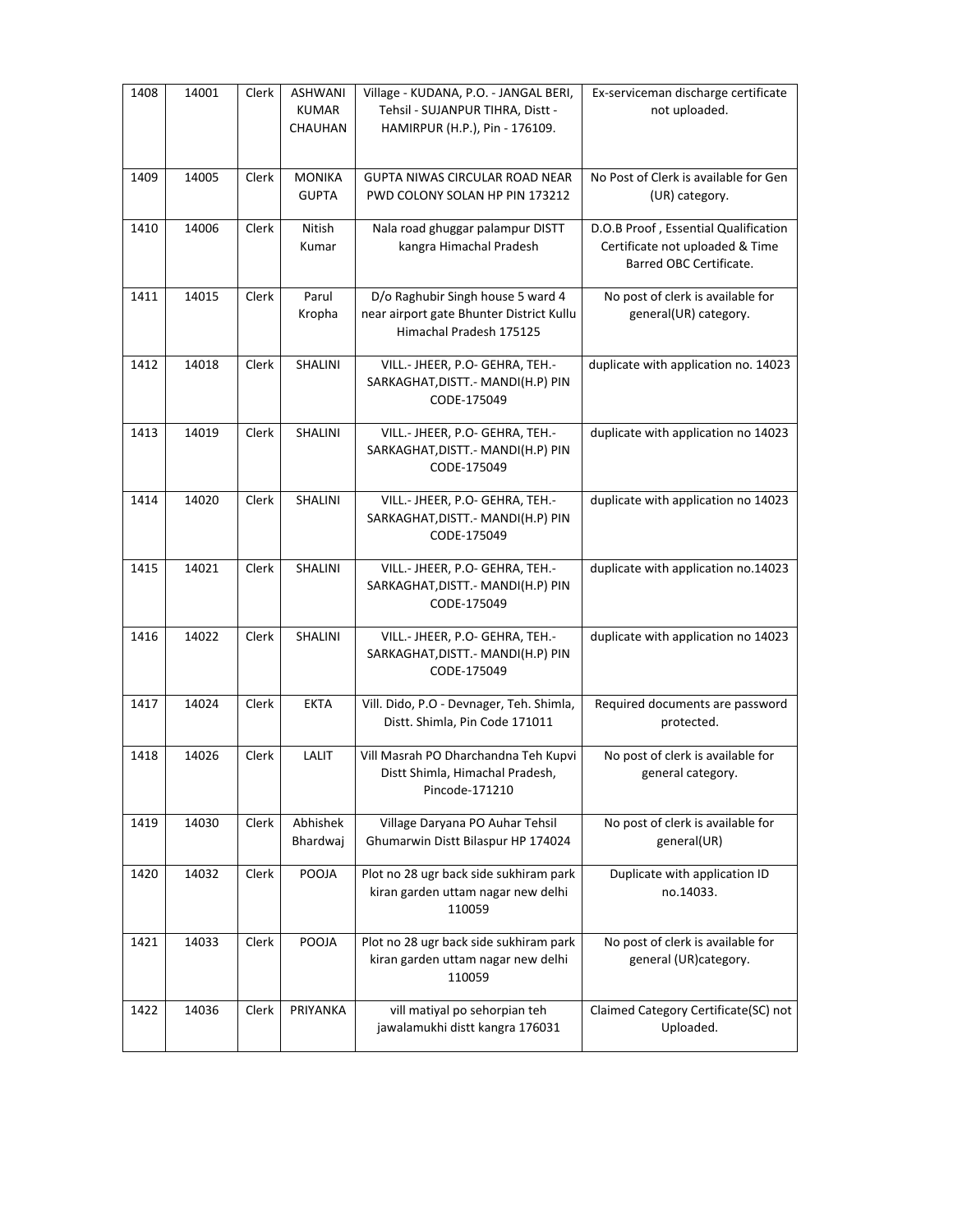| 1408 | 14001 | Clerk | ASHWANI KUMAR CHAUHAN | Village - KUDANA, P.O. - JANGAL BERI, Tehsil - SUJANPUR TIHRA, Distt - HAMIRPUR (H.P.), Pin - 176109. | Ex-serviceman discharge certificate not uploaded. |
|---|---|---|---|---|---|
| 1409 | 14005 | Clerk | MONIKA GUPTA | GUPTA NIWAS CIRCULAR ROAD NEAR PWD COLONY SOLAN HP PIN 173212 | No Post of Clerk is available for Gen (UR) category. |
| 1410 | 14006 | Clerk | Nitish Kumar | Nala road ghuggar palampur DISTT kangra Himachal Pradesh | D.O.B Proof , Essential Qualification Certificate not uploaded & Time Barred OBC Certificate. |
| 1411 | 14015 | Clerk | Parul Kropha | D/o Raghubir Singh house 5 ward 4 near airport gate Bhunter District Kullu Himachal Pradesh 175125 | No post of clerk is available for general(UR) category. |
| 1412 | 14018 | Clerk | SHALINI | VILL.- JHEER, P.O- GEHRA, TEH.- SARKAGHAT,DISTT.- MANDI(H.P) PIN CODE-175049 | duplicate with application no. 14023 |
| 1413 | 14019 | Clerk | SHALINI | VILL.- JHEER, P.O- GEHRA, TEH.- SARKAGHAT,DISTT.- MANDI(H.P) PIN CODE-175049 | duplicate with application no 14023 |
| 1414 | 14020 | Clerk | SHALINI | VILL.- JHEER, P.O- GEHRA, TEH.- SARKAGHAT,DISTT.- MANDI(H.P) PIN CODE-175049 | duplicate with application no 14023 |
| 1415 | 14021 | Clerk | SHALINI | VILL.- JHEER, P.O- GEHRA, TEH.- SARKAGHAT,DISTT.- MANDI(H.P) PIN CODE-175049 | duplicate with application no.14023 |
| 1416 | 14022 | Clerk | SHALINI | VILL.- JHEER, P.O- GEHRA, TEH.- SARKAGHAT,DISTT.- MANDI(H.P) PIN CODE-175049 | duplicate with application no 14023 |
| 1417 | 14024 | Clerk | EKTA | Vill. Dido, P.O - Devnager, Teh. Shimla, Distt. Shimla, Pin Code 171011 | Required documents are password protected. |
| 1418 | 14026 | Clerk | LALIT | Vill Masrah PO Dharchandna Teh Kupvi Distt Shimla, Himachal Pradesh, Pincode-171210 | No post of clerk is available for general category. |
| 1419 | 14030 | Clerk | Abhishek Bhardwaj | Village Daryana PO Auhar Tehsil Ghumarwin Distt Bilaspur HP 174024 | No post of clerk is available for general(UR) |
| 1420 | 14032 | Clerk | POOJA | Plot no 28 ugr back side sukhiram park kiran garden uttam nagar new delhi 110059 | Duplicate with application ID no.14033. |
| 1421 | 14033 | Clerk | POOJA | Plot no 28 ugr back side sukhiram park kiran garden uttam nagar new delhi 110059 | No post of clerk is available for general (UR)category. |
| 1422 | 14036 | Clerk | PRIYANKA | vill matiyal po sehorpian teh jawalamukhi distt kangra 176031 | Claimed Category Certificate(SC) not Uploaded. |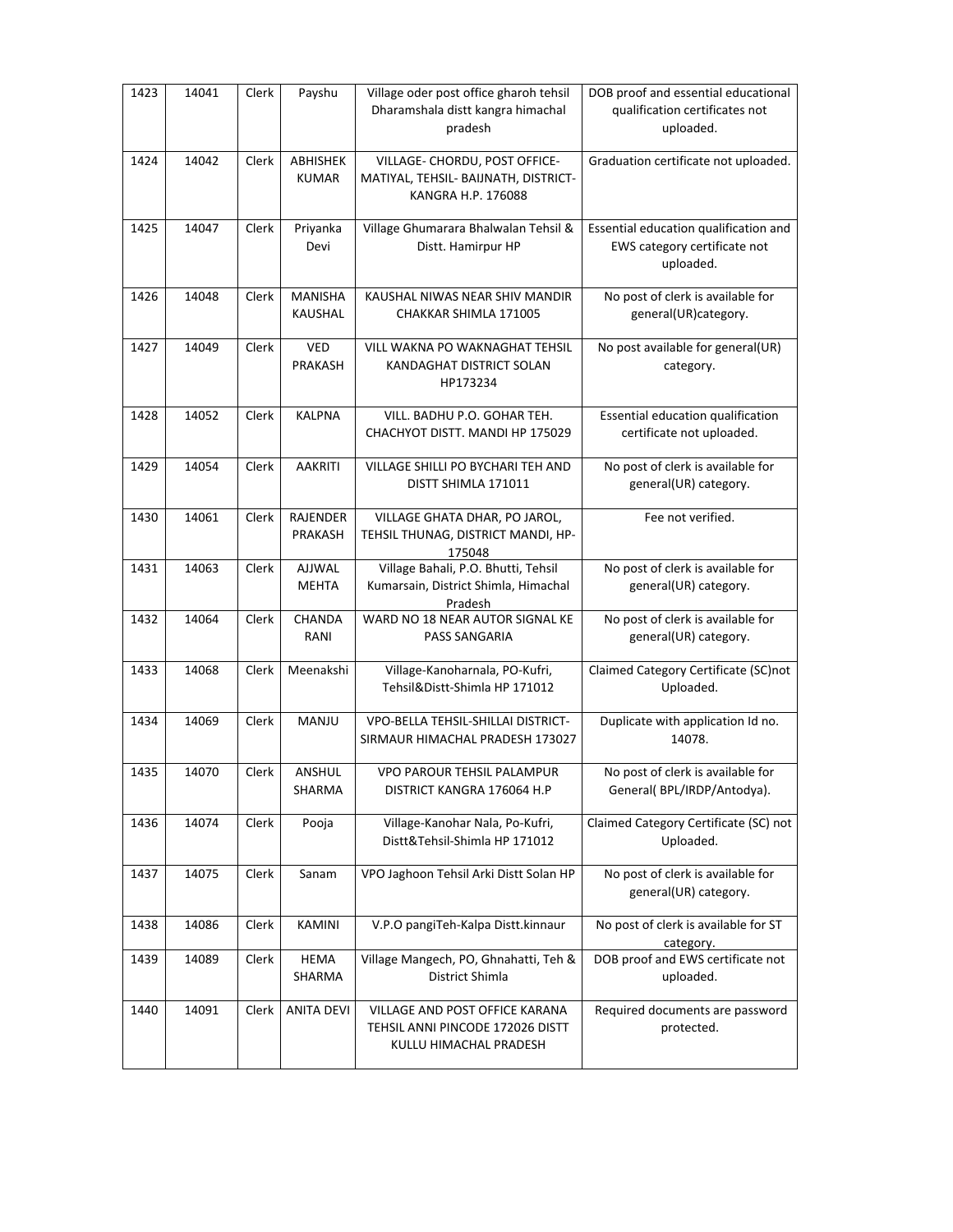| 1423 | 14041 | Clerk | Payshu | Village oder post office gharoh tehsil Dharamshala distt kangra himachal pradesh | DOB proof and essential educational qualification certificates not uploaded. |
|---|---|---|---|---|---|
| 1424 | 14042 | Clerk | ABHISHEK KUMAR | VILLAGE- CHORDU, POST OFFICE- MATIYAL, TEHSIL- BAIJNATH, DISTRICT- KANGRA H.P. 176088 | Graduation certificate not uploaded. |
| 1425 | 14047 | Clerk | Priyanka Devi | Village Ghumarara Bhalwalan Tehsil & Distt. Hamirpur HP | Essential education qualification and EWS category certificate not uploaded. |
| 1426 | 14048 | Clerk | MANISHA KAUSHAL | KAUSHAL NIWAS NEAR SHIV MANDIR CHAKKAR SHIMLA 171005 | No post of clerk is available for general(UR)category. |
| 1427 | 14049 | Clerk | VED PRAKASH | VILL WAKNA PO WAKNAGHAT TEHSIL KANDAGHAT DISTRICT SOLAN HP173234 | No post available for general(UR) category. |
| 1428 | 14052 | Clerk | KALPNA | VILL. BADHU P.O. GOHAR TEH. CHACHYOT DISTT. MANDI HP 175029 | Essential education qualification certificate not uploaded. |
| 1429 | 14054 | Clerk | AAKRITI | VILLAGE SHILLI PO BYCHARI TEH AND DISTT SHIMLA 171011 | No post of clerk is available for general(UR) category. |
| 1430 | 14061 | Clerk | RAJENDER PRAKASH | VILLAGE GHATA DHAR, PO JAROL, TEHSIL THUNAG, DISTRICT MANDI, HP-175048 | Fee not verified. |
| 1431 | 14063 | Clerk | AJJWAL MEHTA | Village Bahali, P.O. Bhutti, Tehsil Kumarsain, District Shimla, Himachal Pradesh | No post of clerk is available for general(UR) category. |
| 1432 | 14064 | Clerk | CHANDA RANI | WARD NO 18 NEAR AUTOR SIGNAL KE PASS SANGARIA | No post of clerk is available for general(UR) category. |
| 1433 | 14068 | Clerk | Meenakshi | Village-Kanoharnala, PO-Kufri, Tehsil&Distt-Shimla HP 171012 | Claimed Category Certificate (SC)not Uploaded. |
| 1434 | 14069 | Clerk | MANJU | VPO-BELLA TEHSIL-SHILLAI DISTRICT-SIRMAUR HIMACHAL PRADESH 173027 | Duplicate with application Id no. 14078. |
| 1435 | 14070 | Clerk | ANSHUL SHARMA | VPO PAROUR TEHSIL PALAMPUR DISTRICT KANGRA 176064 H.P | No post of clerk is available for General( BPL/IRDP/Antodya). |
| 1436 | 14074 | Clerk | Pooja | Village-Kanohar Nala, Po-Kufri, Distt&Tehsil-Shimla HP 171012 | Claimed Category Certificate (SC) not Uploaded. |
| 1437 | 14075 | Clerk | Sanam | VPO Jaghoon Tehsil Arki Distt Solan HP | No post of clerk is available for general(UR) category. |
| 1438 | 14086 | Clerk | KAMINI | V.P.O pangiTeh-Kalpa Distt.kinnaur | No post of clerk is available for ST category. |
| 1439 | 14089 | Clerk | HEMA SHARMA | Village Mangech, PO, Ghnahatti, Teh & District Shimla | DOB proof and EWS certificate not uploaded. |
| 1440 | 14091 | Clerk | ANITA DEVI | VILLAGE AND POST OFFICE KARANA TEHSIL ANNI PINCODE 172026 DISTT KULLU HIMACHAL PRADESH | Required documents are password protected. |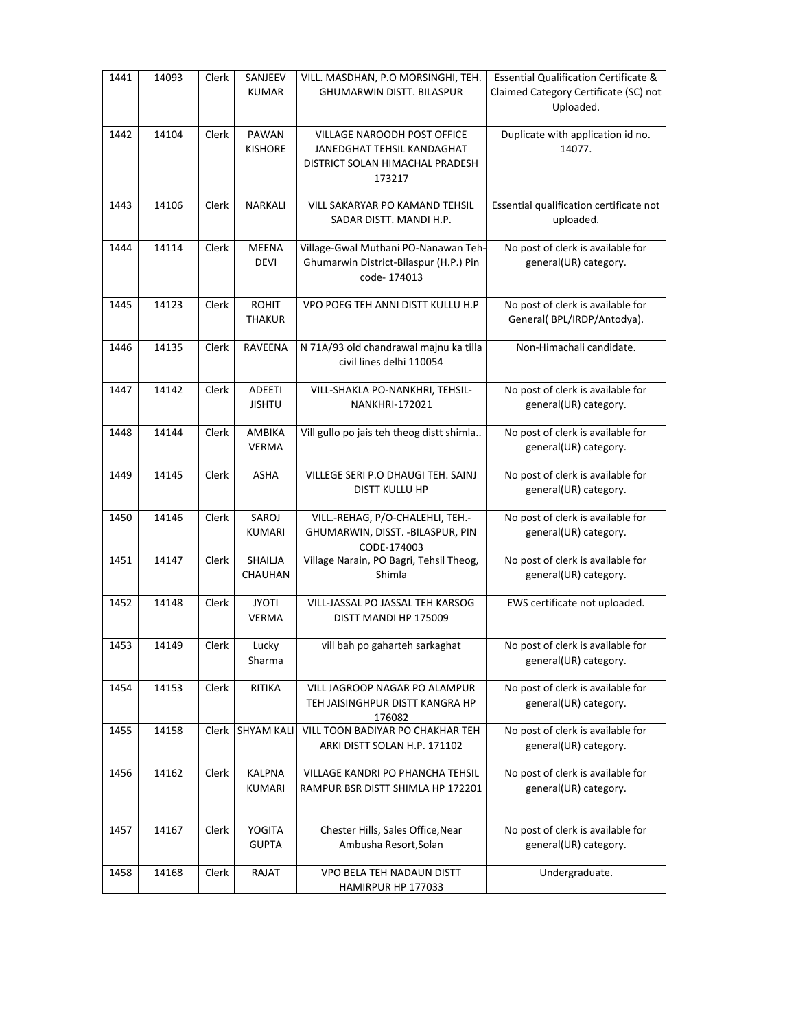| 1441 | 14093 | Clerk | SANJEEV KUMAR | VILL. MASDHAN, P.O MORSINGHI, TEH. GHUMARWIN DISTT. BILASPUR | Essential Qualification Certificate & Claimed Category Certificate (SC) not Uploaded. |
|---|---|---|---|---|---|
| 1442 | 14104 | Clerk | PAWAN KISHORE | VILLAGE NAROODH POST OFFICE JANEDGHAT TEHSIL KANDAGHAT DISTRICT SOLAN HIMACHAL PRADESH 173217 | Duplicate with application id no. 14077. |
| 1443 | 14106 | Clerk | NARKALI | VILL SAKARYAR PO KAMAND TEHSIL SADAR DISTT. MANDI H.P. | Essential qualification certificate not uploaded. |
| 1444 | 14114 | Clerk | MEENA DEVI | Village-Gwal Muthani PO-Nanawan Teh-Ghumarwin District-Bilaspur (H.P.) Pin code- 174013 | No post of clerk is available for general(UR) category. |
| 1445 | 14123 | Clerk | ROHIT THAKUR | VPO POEG TEH ANNI DISTT KULLU H.P | No post of clerk is available for General( BPL/IRDP/Antodya). |
| 1446 | 14135 | Clerk | RAVEENA | N 71A/93 old chandrawal majnu ka tilla civil lines delhi 110054 | Non-Himachali candidate. |
| 1447 | 14142 | Clerk | ADEETI JISHTU | VILL-SHAKLA PO-NANKHRI, TEHSIL-NANKHRI-172021 | No post of clerk is available for general(UR) category. |
| 1448 | 14144 | Clerk | AMBIKA VERMA | Vill gullo po jais teh theog distt shimla.. | No post of clerk is available for general(UR) category. |
| 1449 | 14145 | Clerk | ASHA | VILLEGE SERI P.O DHAUGI TEH. SAINJ DISTT KULLU HP | No post of clerk is available for general(UR) category. |
| 1450 | 14146 | Clerk | SAROJ KUMARI | VILL.-REHAG, P/O-CHALEHLI, TEH.-GHUMARWIN, DISST. -BILASPUR, PIN CODE-174003 | No post of clerk is available for general(UR) category. |
| 1451 | 14147 | Clerk | SHAILJA CHAUHAN | Village Narain, PO Bagri, Tehsil Theog, Shimla | No post of clerk is available for general(UR) category. |
| 1452 | 14148 | Clerk | JYOTI VERMA | VILL-JASSAL PO JASSAL TEH KARSOG DISTT MANDI HP 175009 | EWS certificate not uploaded. |
| 1453 | 14149 | Clerk | Lucky Sharma | vill bah po gaharteh sarkaghat | No post of clerk is available for general(UR) category. |
| 1454 | 14153 | Clerk | RITIKA | VILL JAGROOP NAGAR PO ALAMPUR TEH JAISINGHPUR DISTT KANGRA HP 176082 | No post of clerk is available for general(UR) category. |
| 1455 | 14158 | Clerk | SHYAM KALI | VILL TOON BADIYAR PO CHAKHAR TEH ARKI DISTT SOLAN H.P. 171102 | No post of clerk is available for general(UR) category. |
| 1456 | 14162 | Clerk | KALPNA KUMARI | VILLAGE KANDRI PO PHANCHA TEHSIL RAMPUR BSR DISTT SHIMLA HP 172201 | No post of clerk is available for general(UR) category. |
| 1457 | 14167 | Clerk | YOGITA GUPTA | Chester Hills, Sales Office,Near Ambusha Resort,Solan | No post of clerk is available for general(UR) category. |
| 1458 | 14168 | Clerk | RAJAT | VPO BELA TEH NADAUN DISTT HAMIRPUR HP 177033 | Undergraduate. |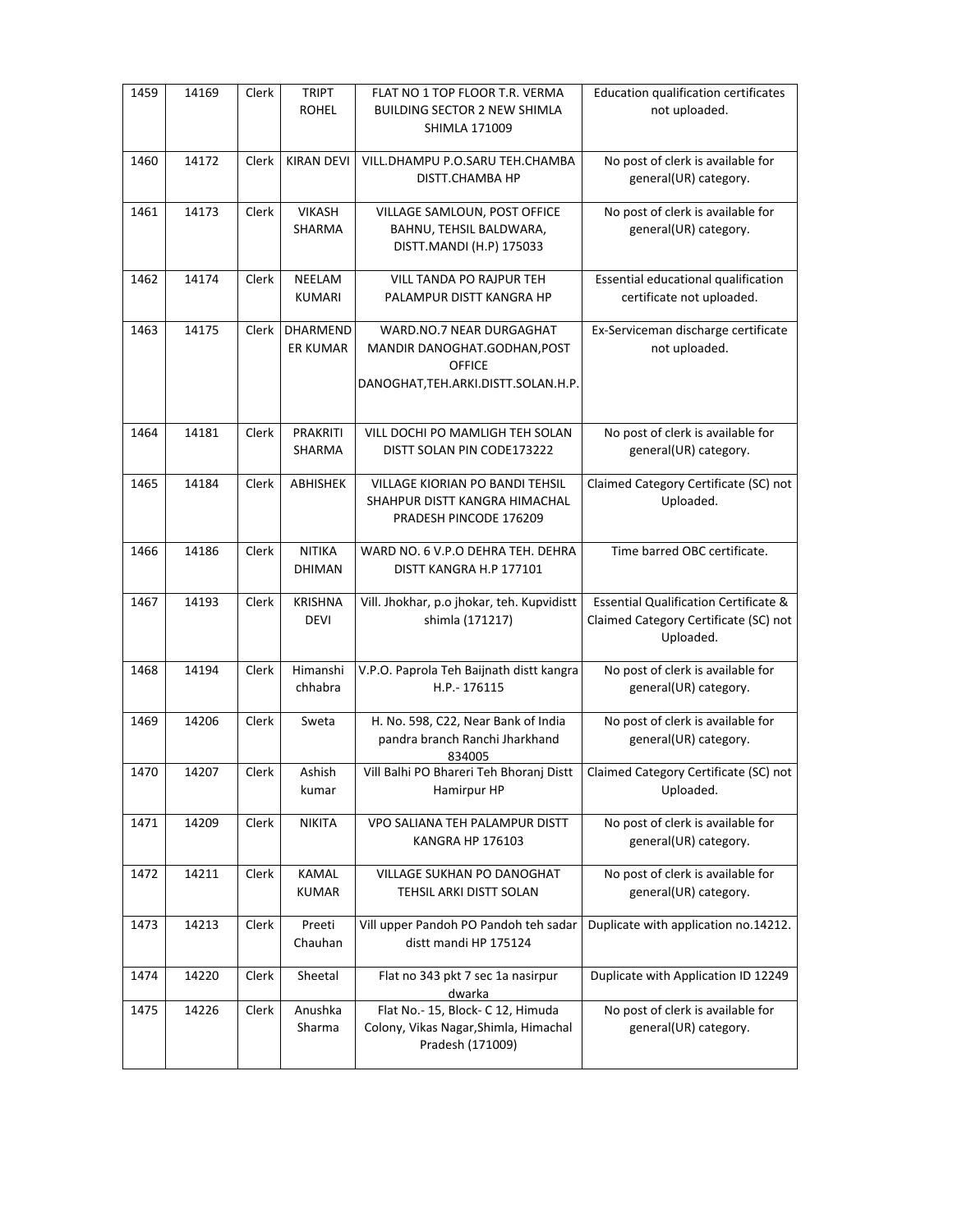| 1459 | 14169 | Clerk | TRIPT ROHEL | FLAT NO 1 TOP FLOOR T.R. VERMA BUILDING SECTOR 2 NEW SHIMLA SHIMLA 171009 | Education qualification certificates not uploaded. |
|---|---|---|---|---|---|
| 1460 | 14172 | Clerk | KIRAN DEVI | VILL.DHAMPU P.O.SARU TEH.CHAMBA DISTT.CHAMBA HP | No post of clerk is available for general(UR) category. |
| 1461 | 14173 | Clerk | VIKASH SHARMA | VILLAGE SAMLOUN, POST OFFICE BAHNU, TEHSIL BALDWARA, DISTT.MANDI (H.P) 175033 | No post of clerk is available for general(UR) category. |
| 1462 | 14174 | Clerk | NEELAM KUMARI | VILL TANDA PO RAJPUR TEH PALAMPUR DISTT KANGRA HP | Essential educational qualification certificate not uploaded. |
| 1463 | 14175 | Clerk | DHARMENDER KUMAR | WARD.NO.7 NEAR DURGAGHAT MANDIR DANOGHAT.GODHAN,POST OFFICE DANOGHAT,TEH.ARKI.DISTT.SOLAN.H.P. | Ex-Serviceman discharge certificate not uploaded. |
| 1464 | 14181 | Clerk | PRAKRITI SHARMA | VILL DOCHI PO MAMLIGH TEH SOLAN DISTT SOLAN PIN CODE173222 | No post of clerk is available for general(UR) category. |
| 1465 | 14184 | Clerk | ABHISHEK | VILLAGE KIORIAN PO BANDI TEHSIL SHAHPUR DISTT KANGRA HIMACHAL PRADESH PINCODE 176209 | Claimed Category Certificate (SC) not Uploaded. |
| 1466 | 14186 | Clerk | NITIKA DHIMAN | WARD NO. 6 V.P.O DEHRA TEH. DEHRA DISTT KANGRA H.P 177101 | Time barred OBC certificate. |
| 1467 | 14193 | Clerk | KRISHNA DEVI | Vill. Jhokhar, p.o jhokar, teh. Kupvidistt shimla (171217) | Essential Qualification Certificate & Claimed Category Certificate (SC) not Uploaded. |
| 1468 | 14194 | Clerk | Himanshi chhabra | V.P.O. Paprola Teh Baijnath distt kangra H.P.- 176115 | No post of clerk is available for general(UR) category. |
| 1469 | 14206 | Clerk | Sweta | H. No. 598, C22, Near Bank of India pandra branch Ranchi Jharkhand 834005 | No post of clerk is available for general(UR) category. |
| 1470 | 14207 | Clerk | Ashish kumar | Vill Balhi PO Bhareri Teh Bhoranj Distt Hamirpur HP | Claimed Category Certificate (SC) not Uploaded. |
| 1471 | 14209 | Clerk | NIKITA | VPO SALIANA TEH PALAMPUR DISTT KANGRA HP 176103 | No post of clerk is available for general(UR) category. |
| 1472 | 14211 | Clerk | KAMAL KUMAR | VILLAGE SUKHAN PO DANOGHAT TEHSIL ARKI DISTT SOLAN | No post of clerk is available for general(UR) category. |
| 1473 | 14213 | Clerk | Preeti Chauhan | Vill upper Pandoh PO Pandoh teh sadar distt mandi HP 175124 | Duplicate with application no.14212. |
| 1474 | 14220 | Clerk | Sheetal | Flat no 343 pkt 7 sec 1a nasirpur dwarka | Duplicate with Application ID 12249 |
| 1475 | 14226 | Clerk | Anushka Sharma | Flat No.- 15, Block- C 12, Himuda Colony, Vikas Nagar,Shimla, Himachal Pradesh (171009) | No post of clerk is available for general(UR) category. |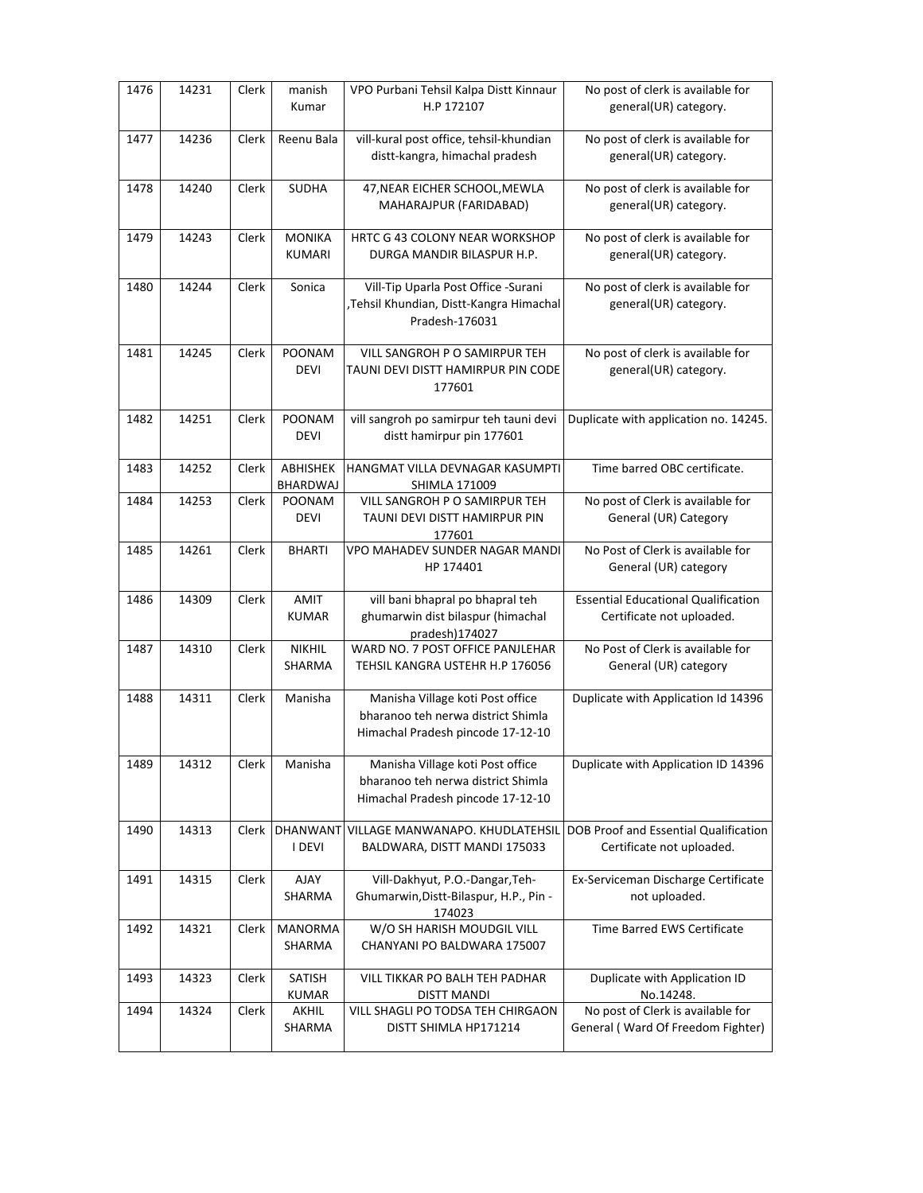| 1476 | 14231 | Clerk | manish Kumar | VPO Purbani Tehsil Kalpa Distt Kinnaur H.P 172107 | No post of clerk is available for general(UR) category. |
|---|---|---|---|---|---|
| 1477 | 14236 | Clerk | Reenu Bala | vill-kural post office, tehsil-khundian distt-kangra, himachal pradesh | No post of clerk is available for general(UR) category. |
| 1478 | 14240 | Clerk | SUDHA | 47,NEAR EICHER SCHOOL,MEWLA MAHARAJPUR (FARIDABAD) | No post of clerk is available for general(UR) category. |
| 1479 | 14243 | Clerk | MONIKA KUMARI | HRTC G 43 COLONY NEAR WORKSHOP DURGA MANDIR BILASPUR H.P. | No post of clerk is available for general(UR) category. |
| 1480 | 14244 | Clerk | Sonica | Vill-Tip Uparla Post Office -Surani ,Tehsil Khundian, Distt-Kangra Himachal Pradesh-176031 | No post of clerk is available for general(UR) category. |
| 1481 | 14245 | Clerk | POONAM DEVI | VILL SANGROH P O SAMIRPUR TEH TAUNI DEVI DISTT HAMIRPUR PIN CODE 177601 | No post of clerk is available for general(UR) category. |
| 1482 | 14251 | Clerk | POONAM DEVI | vill sangroh po samirpur teh tauni devi distt hamirpur pin 177601 | Duplicate with application no. 14245. |
| 1483 | 14252 | Clerk | ABHISHEK BHARDWAJ | HANGMAT VILLA DEVNAGAR KASUMPTI SHIMLA 171009 | Time barred OBC certificate. |
| 1484 | 14253 | Clerk | POONAM DEVI | VILL SANGROH P O SAMIRPUR TEH TAUNI DEVI DISTT HAMIRPUR PIN 177601 | No post of Clerk is available for General (UR) Category |
| 1485 | 14261 | Clerk | BHARTI | VPO MAHADEV SUNDER NAGAR MANDI HP 174401 | No Post of Clerk is available for General (UR) category |
| 1486 | 14309 | Clerk | AMIT KUMAR | vill bani bhapral po bhapral teh ghumarwin dist bilaspur (himachal pradesh)174027 | Essential Educational Qualification Certificate not uploaded. |
| 1487 | 14310 | Clerk | NIKHIL SHARMA | WARD NO. 7 POST OFFICE PANJLEHAR TEHSIL KANGRA USTEHR H.P 176056 | No Post of Clerk is available for General (UR) category |
| 1488 | 14311 | Clerk | Manisha | Manisha Village koti Post office bharanoo teh nerwa district Shimla Himachal Pradesh pincode 17-12-10 | Duplicate with Application Id 14396 |
| 1489 | 14312 | Clerk | Manisha | Manisha Village koti Post office bharanoo teh nerwa district Shimla Himachal Pradesh pincode 17-12-10 | Duplicate with Application ID 14396 |
| 1490 | 14313 | Clerk | DHANWANT I DEVI | VILLAGE MANWANAPO. KHUDLATEHSIL BALDWARA, DISTT MANDI 175033 | DOB Proof and Essential Qualification Certificate not uploaded. |
| 1491 | 14315 | Clerk | AJAY SHARMA | Vill-Dakhyut, P.O.-Dangar,Teh-Ghumarwin,Distt-Bilaspur, H.P., Pin - 174023 | Ex-Serviceman Discharge Certificate not uploaded. |
| 1492 | 14321 | Clerk | MANORMA SHARMA | W/O SH HARISH MOUDGIL VILL CHANYANI PO BALDWARA 175007 | Time Barred EWS Certificate |
| 1493 | 14323 | Clerk | SATISH KUMAR | VILL TIKKAR PO BALH TEH PADHAR DISTT MANDI | Duplicate with Application ID No.14248. |
| 1494 | 14324 | Clerk | AKHIL SHARMA | VILL SHAGLI PO TODSA TEH CHIRGAON DISTT SHIMLA HP171214 | No post of Clerk is available for General ( Ward Of Freedom Fighter) |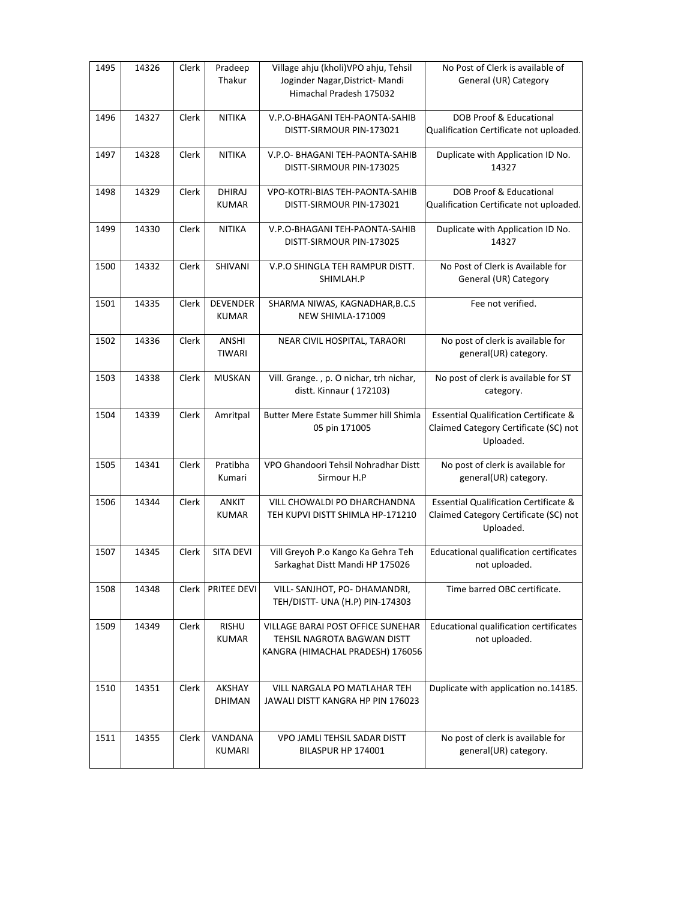| 1495 | 14326 | Clerk | Pradeep Thakur | Village ahju (kholi)VPO ahju, Tehsil Joginder Nagar,District- Mandi Himachal Pradesh 175032 | No Post of Clerk is available of General (UR) Category |
|---|---|---|---|---|---|
| 1496 | 14327 | Clerk | NITIKA | V.P.O-BHAGANI TEH-PAONTA-SAHIB DISTT-SIRMOUR PIN-173021 | DOB Proof & Educational Qualification Certificate not uploaded. |
| 1497 | 14328 | Clerk | NITIKA | V.P.O- BHAGANI TEH-PAONTA-SAHIB DISTT-SIRMOUR PIN-173025 | Duplicate with Application ID No. 14327 |
| 1498 | 14329 | Clerk | DHIRAJ KUMAR | VPO-KOTRI-BIAS TEH-PAONTA-SAHIB DISTT-SIRMOUR PIN-173021 | DOB Proof & Educational Qualification Certificate not uploaded. |
| 1499 | 14330 | Clerk | NITIKA | V.P.O-BHAGANI TEH-PAONTA-SAHIB DISTT-SIRMOUR PIN-173025 | Duplicate with Application ID No. 14327 |
| 1500 | 14332 | Clerk | SHIVANI | V.P.O SHINGLA TEH RAMPUR DISTT. SHIMLAH.P | No Post of Clerk is Available for General (UR) Category |
| 1501 | 14335 | Clerk | DEVENDER KUMAR | SHARMA NIWAS, KAGNADHAR,B.C.S NEW SHIMLA-171009 | Fee not verified. |
| 1502 | 14336 | Clerk | ANSHI TIWARI | NEAR CIVIL HOSPITAL, TARAORI | No post of clerk is available for general(UR) category. |
| 1503 | 14338 | Clerk | MUSKAN | Vill. Grange. , p. O nichar, trh nichar, distt. Kinnaur ( 172103) | No post of clerk is available for ST category. |
| 1504 | 14339 | Clerk | Amritpal | Butter Mere Estate Summer hill Shimla 05 pin 171005 | Essential Qualification Certificate & Claimed Category Certificate (SC) not Uploaded. |
| 1505 | 14341 | Clerk | Pratibha Kumari | VPO Ghandoori Tehsil Nohradhar Distt Sirmour H.P | No post of clerk is available for general(UR) category. |
| 1506 | 14344 | Clerk | ANKIT KUMAR | VILL CHOWALDI PO DHARCHANDNA TEH KUPVI DISTT SHIMLA HP-171210 | Essential Qualification Certificate & Claimed Category Certificate (SC) not Uploaded. |
| 1507 | 14345 | Clerk | SITA DEVI | Vill Greyoh P.o Kango Ka Gehra Teh Sarkaghat Distt Mandi HP 175026 | Educational qualification certificates not uploaded. |
| 1508 | 14348 | Clerk | PRITEE DEVI | VILL- SANJHOT, PO- DHAMANDRI, TEH/DISTT- UNA (H.P) PIN-174303 | Time barred OBC certificate. |
| 1509 | 14349 | Clerk | RISHU KUMAR | VILLAGE BARAI POST OFFICE SUNEHAR TEHSIL NAGROTA BAGWAN DISTT KANGRA (HIMACHAL PRADESH) 176056 | Educational qualification certificates not uploaded. |
| 1510 | 14351 | Clerk | AKSHAY DHIMAN | VILL NARGALA PO MATLAHAR TEH JAWALI DISTT KANGRA HP PIN 176023 | Duplicate with application no.14185. |
| 1511 | 14355 | Clerk | VANDANA KUMARI | VPO JAMLI TEHSIL SADAR DISTT BILASPUR HP 174001 | No post of clerk is available for general(UR) category. |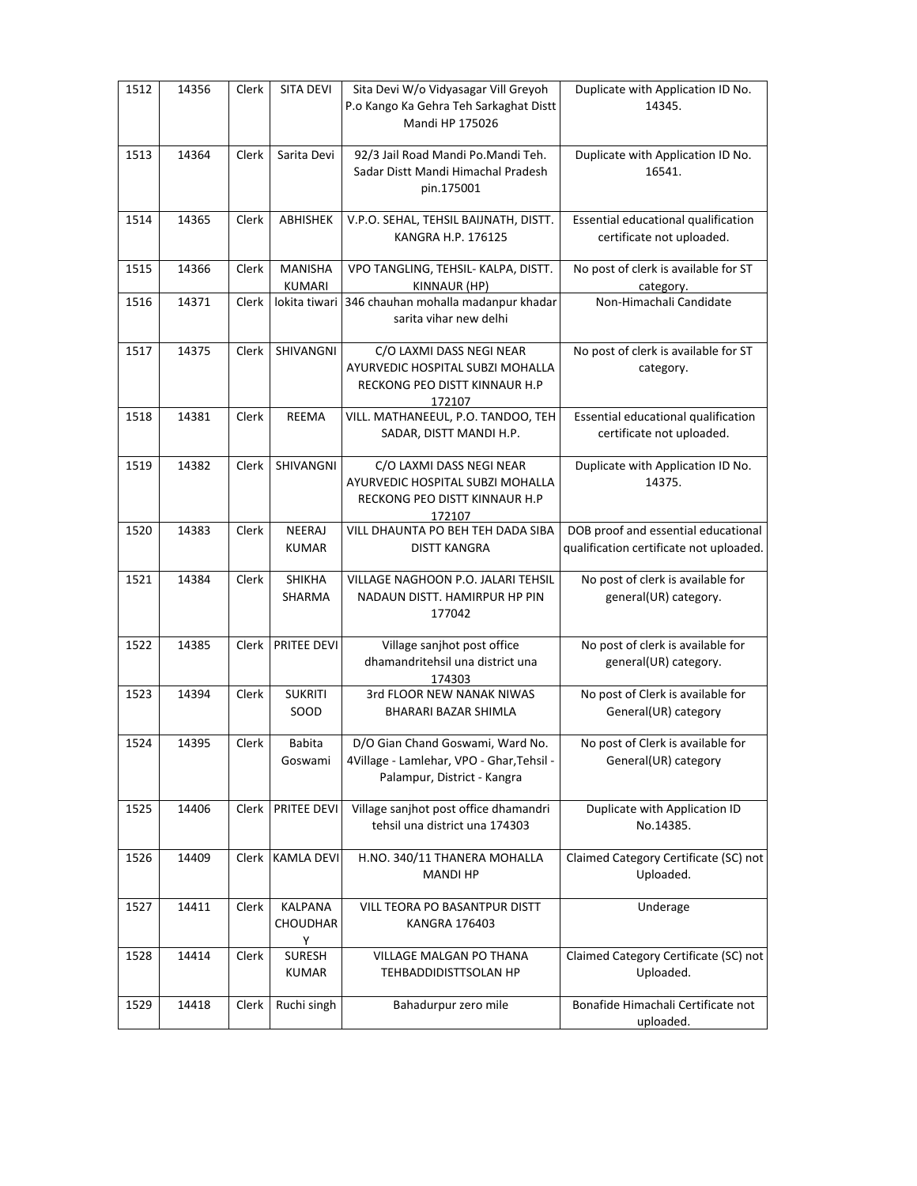| 1512 | 14356 | Clerk | SITA DEVI | Sita Devi W/o Vidyasagar Vill Greyoh P.o Kango Ka Gehra Teh Sarkaghat Distt Mandi HP 175026 | Duplicate with Application ID No. 14345. |
|---|---|---|---|---|---|
| 1513 | 14364 | Clerk | Sarita Devi | 92/3 Jail Road Mandi Po.Mandi Teh. Sadar Distt Mandi Himachal Pradesh pin.175001 | Duplicate with Application ID No. 16541. |
| 1514 | 14365 | Clerk | ABHISHEK | V.P.O. SEHAL, TEHSIL BAIJNATH, DISTT. KANGRA H.P. 176125 | Essential educational qualification certificate not uploaded. |
| 1515 | 14366 | Clerk | MANISHA KUMARI | VPO TANGLING, TEHSIL- KALPA, DISTT. KINNAUR (HP) | No post of clerk is available for ST category. |
| 1516 | 14371 | Clerk | lokita tiwari | 346 chauhan mohalla madanpur khadar sarita vihar new delhi | Non-Himachali Candidate |
| 1517 | 14375 | Clerk | SHIVANGNI | C/O LAXMI DASS NEGI NEAR AYURVEDIC HOSPITAL SUBZI MOHALLA RECKONG PEO DISTT KINNAUR H.P 172107 | No post of clerk is available for ST category. |
| 1518 | 14381 | Clerk | REEMA | VILL. MATHANEEUL, P.O. TANDOO, TEH SADAR, DISTT MANDI H.P. | Essential educational qualification certificate not uploaded. |
| 1519 | 14382 | Clerk | SHIVANGNI | C/O LAXMI DASS NEGI NEAR AYURVEDIC HOSPITAL SUBZI MOHALLA RECKONG PEO DISTT KINNAUR H.P 172107 | Duplicate with Application ID No. 14375. |
| 1520 | 14383 | Clerk | NEERAJ KUMAR | VILL DHAUNTA PO BEH TEH DADA SIBA DISTT KANGRA | DOB proof and essential educational qualification certificate not uploaded. |
| 1521 | 14384 | Clerk | SHIKHA SHARMA | VILLAGE NAGHOON P.O. JALARI TEHSIL NADAUN DISTT. HAMIRPUR HP PIN 177042 | No post of clerk is available for general(UR) category. |
| 1522 | 14385 | Clerk | PRITEE DEVI | Village sanjhot post office dhamandritehsil una district una 174303 | No post of clerk is available for general(UR) category. |
| 1523 | 14394 | Clerk | SUKRITI SOOD | 3rd FLOOR NEW NANAK NIWAS BHARARI BAZAR SHIMLA | No post of Clerk is available for General(UR) category |
| 1524 | 14395 | Clerk | Babita Goswami | D/O Gian Chand Goswami, Ward No. 4Village - Lamlehar, VPO - Ghar,Tehsil - Palampur, District - Kangra | No post of Clerk is available for General(UR) category |
| 1525 | 14406 | Clerk | PRITEE DEVI | Village sanjhot post office dhamandri tehsil una district una 174303 | Duplicate with Application ID No.14385. |
| 1526 | 14409 | Clerk | KAMLA DEVI | H.NO. 340/11 THANERA MOHALLA MANDI HP | Claimed Category Certificate (SC) not Uploaded. |
| 1527 | 14411 | Clerk | KALPANA CHOUDHARY | VILL TEORA PO BASANTPUR DISTT KANGRA 176403 | Underage |
| 1528 | 14414 | Clerk | SURESH KUMAR | VILLAGE MALGAN PO THANA TEHBADDIDISTTSOLAN HP | Claimed Category Certificate (SC) not Uploaded. |
| 1529 | 14418 | Clerk | Ruchi singh | Bahadurpur zero mile | Bonafide Himachali Certificate not uploaded. |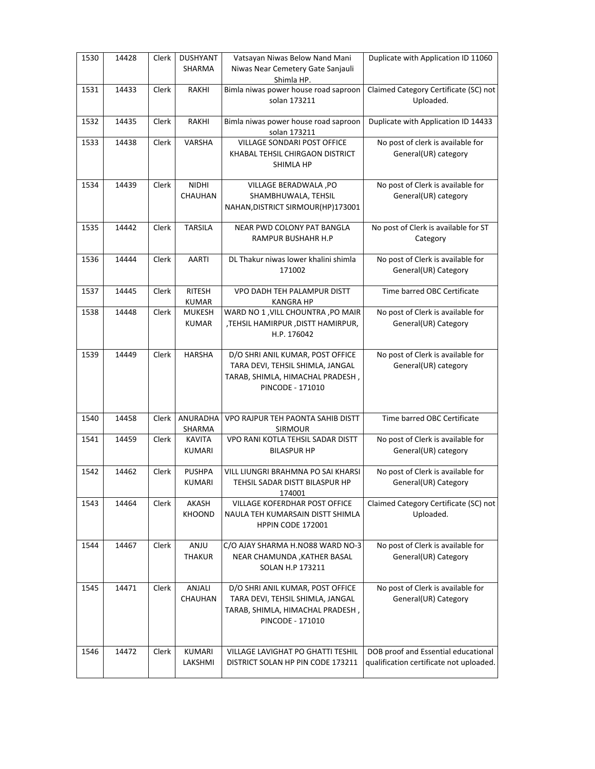| 1530 | 14428 | Clerk | DUSHYANT SHARMA | Vatsayan Niwas Below Nand Mani Niwas Near Cemetery Gate Sanjauli Shimla HP. | Duplicate with Application ID 11060 |
|---|---|---|---|---|---|
| 1531 | 14433 | Clerk | RAKHI | Bimla niwas power house road saproon solan 173211 | Claimed Category Certificate (SC) not Uploaded. |
| 1532 | 14435 | Clerk | RAKHI | Bimla niwas power house road saproon solan 173211 | Duplicate with Application ID 14433 |
| 1533 | 14438 | Clerk | VARSHA | VILLAGE SONDARI POST OFFICE KHABAL TEHSIL CHIRGAON DISTRICT SHIMLA HP | No post of clerk is available for General(UR) category |
| 1534 | 14439 | Clerk | NIDHI CHAUHAN | VILLAGE BERADWALA ,PO SHAMBHUWALA, TEHSIL NAHAN,DISTRICT SIRMOUR(HP)173001 | No post of Clerk is available for General(UR) category |
| 1535 | 14442 | Clerk | TARSILA | NEAR PWD COLONY PAT BANGLA RAMPUR BUSHAHR H.P | No post of Clerk is available for ST Category |
| 1536 | 14444 | Clerk | AARTI | DL Thakur niwas lower khalini shimla 171002 | No post of Clerk is available for General(UR) Category |
| 1537 | 14445 | Clerk | RITESH KUMAR | VPO DADH TEH PALAMPUR DISTT KANGRA HP | Time barred OBC Certificate |
| 1538 | 14448 | Clerk | MUKESH KUMAR | WARD NO 1 ,VILL CHOUNTRA ,PO MAIR ,TEHSIL HAMIRPUR ,DISTT HAMIRPUR, H.P. 176042 | No post of Clerk is available for General(UR) Category |
| 1539 | 14449 | Clerk | HARSHA | D/O SHRI ANIL KUMAR, POST OFFICE TARA DEVI, TEHSIL SHIMLA, JANGAL TARAB, SHIMLA, HIMACHAL PRADESH , PINCODE - 171010 | No post of Clerk is available for General(UR) category |
| 1540 | 14458 | Clerk | ANURADHA SHARMA | VPO RAJPUR TEH PAONTA SAHIB DISTT SIRMOUR | Time barred OBC Certificate |
| 1541 | 14459 | Clerk | KAVITA KUMARI | VPO RANI KOTLA TEHSIL SADAR DISTT BILASPUR HP | No post of Clerk is available for General(UR) category |
| 1542 | 14462 | Clerk | PUSHPA KUMARI | VILL LIUNGRI BRAHMNA PO SAI KHARSI TEHSIL SADAR DISTT BILASPUR HP 174001 | No post of Clerk is available for General(UR) Category |
| 1543 | 14464 | Clerk | AKASH KHOOND | VILLAGE KOFERDHAR POST OFFICE NAULA TEH KUMARSAIN DISTT SHIMLA HPPIN CODE 172001 | Claimed Category Certificate (SC) not Uploaded. |
| 1544 | 14467 | Clerk | ANJU THAKUR | C/O AJAY SHARMA H.NO88 WARD NO-3 NEAR CHAMUNDA ,KATHER BASAL SOLAN H.P 173211 | No post of Clerk is available for General(UR) Category |
| 1545 | 14471 | Clerk | ANJALI CHAUHAN | D/O SHRI ANIL KUMAR, POST OFFICE TARA DEVI, TEHSIL SHIMLA, JANGAL TARAB, SHIMLA, HIMACHAL PRADESH , PINCODE - 171010 | No post of Clerk is available for General(UR) Category |
| 1546 | 14472 | Clerk | KUMARI LAKSHMI | VILLAGE LAVIGHAT PO GHATTI TESHIL DISTRICT SOLAN HP PIN CODE 173211 | DOB proof and Essential educational qualification certificate not uploaded. |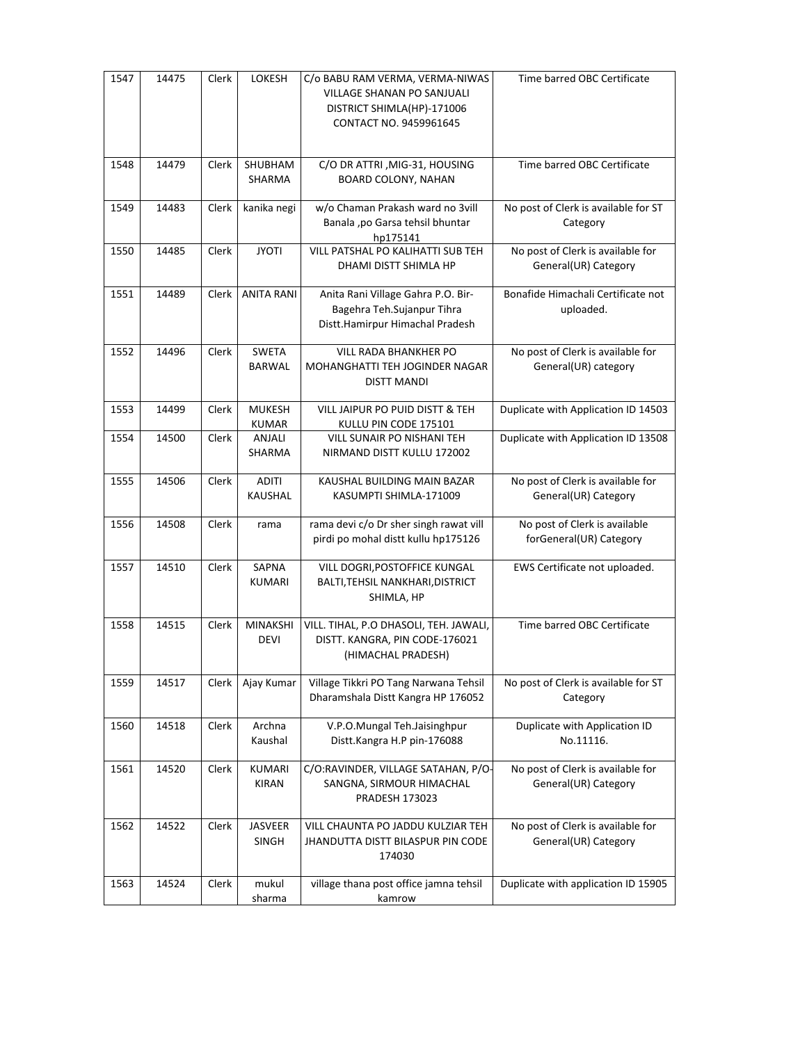| 1547 | 14475 | Clerk | LOKESH | C/o BABU RAM VERMA, VERMA-NIWAS VILLAGE SHANAN PO SANJUALI DISTRICT SHIMLA(HP)-171006 CONTACT NO. 9459961645 | Time barred OBC Certificate |
|---|---|---|---|---|---|
| 1548 | 14479 | Clerk | SHUBHAM SHARMA | C/O DR ATTRI ,MIG-31, HOUSING BOARD COLONY, NAHAN | Time barred OBC Certificate |
| 1549 | 14483 | Clerk | kanika negi | w/o Chaman Prakash ward no 3vill Banala ,po Garsa tehsil bhuntar hp175141 | No post of Clerk is available for ST Category |
| 1550 | 14485 | Clerk | JYOTI | VILL PATSHAL PO KALIHATTI SUB TEH DHAMI DISTT SHIMLA HP | No post of Clerk is available for General(UR) Category |
| 1551 | 14489 | Clerk | ANITA RANI | Anita Rani Village Gahra P.O. Bir-Bagehra Teh.Sujanpur Tihra Distt.Hamirpur Himachal Pradesh | Bonafide Himachali Certificate not uploaded. |
| 1552 | 14496 | Clerk | SWETA BARWAL | VILL RADA BHANKHER PO MOHANGHATTI TEH JOGINDER NAGAR DISTT MANDI | No post of Clerk is available for General(UR) category |
| 1553 | 14499 | Clerk | MUKESH KUMAR | VILL JAIPUR PO PUID DISTT & TEH KULLU PIN CODE 175101 | Duplicate with Application ID 14503 |
| 1554 | 14500 | Clerk | ANJALI SHARMA | VILL SUNAIR PO NISHANI TEH NIRMAND DISTT KULLU 172002 | Duplicate with Application ID 13508 |
| 1555 | 14506 | Clerk | ADITI KAUSHAL | KAUSHAL BUILDING MAIN BAZAR KASUMPTI SHIMLA-171009 | No post of Clerk is available for General(UR) Category |
| 1556 | 14508 | Clerk | rama | rama devi c/o Dr sher singh rawat vill pirdi po mohal distt kullu hp175126 | No post of Clerk is available forGeneral(UR) Category |
| 1557 | 14510 | Clerk | SAPNA KUMARI | VILL DOGRI,POSTOFFICE KUNGAL BALTI,TEHSIL NANKHARI,DISTRICT SHIMLA, HP | EWS Certificate not uploaded. |
| 1558 | 14515 | Clerk | MINAKSHI DEVI | VILL. TIHAL, P.O DHASOLI, TEH. JAWALI, DISTT. KANGRA, PIN CODE-176021 (HIMACHAL PRADESH) | Time barred OBC Certificate |
| 1559 | 14517 | Clerk | Ajay Kumar | Village Tikkri PO Tang Narwana Tehsil Dharamshala Distt Kangra HP 176052 | No post of Clerk is available for ST Category |
| 1560 | 14518 | Clerk | Archna Kaushal | V.P.O.Mungal Teh.Jaisinghpur Distt.Kangra H.P pin-176088 | Duplicate with Application ID No.11116. |
| 1561 | 14520 | Clerk | KUMARI KIRAN | C/O:RAVINDER, VILLAGE SATAHAN, P/O-SANGNA, SIRMOUR HIMACHAL PRADESH 173023 | No post of Clerk is available for General(UR) Category |
| 1562 | 14522 | Clerk | JASVEER SINGH | VILL CHAUNTA PO JADDU KULZIAR TEH JHANDUTTA DISTT BILASPUR PIN CODE 174030 | No post of Clerk is available for General(UR) Category |
| 1563 | 14524 | Clerk | mukul sharma | village thana post office jamna tehsil kamrow | Duplicate with application ID 15905 |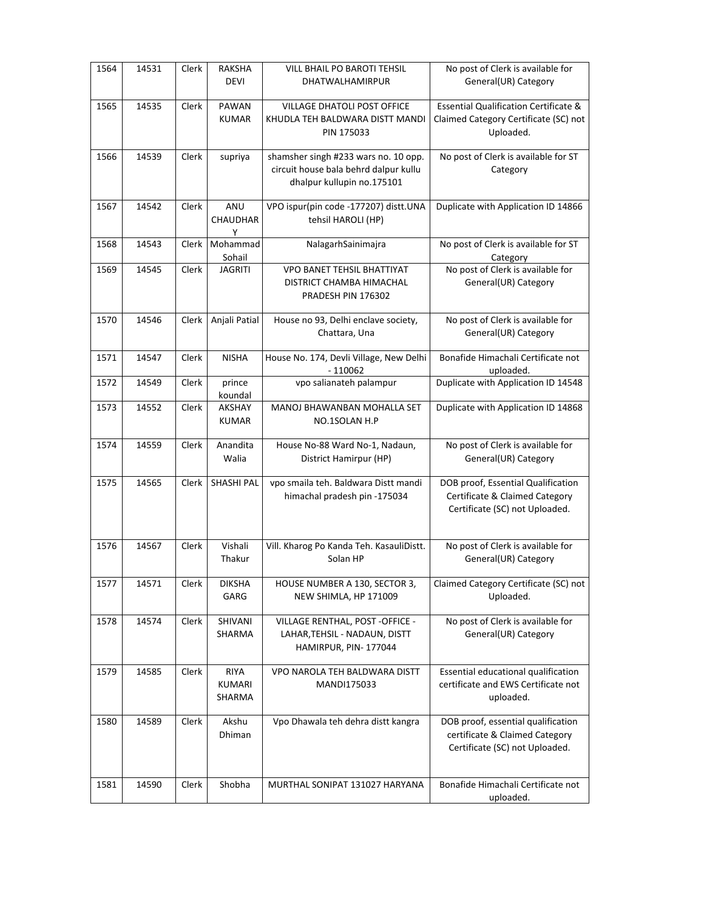| 1564 | 14531 | Clerk | RAKSHA DEVI | VILL BHAIL PO BAROTI TEHSIL DHATWALHAMIRPUR | No post of Clerk is available for General(UR) Category |
|---|---|---|---|---|---|
| 1565 | 14535 | Clerk | PAWAN KUMAR | VILLAGE DHATOLI POST OFFICE KHUDLA TEH BALDWARA DISTT MANDI PIN 175033 | Essential Qualification Certificate & Claimed Category Certificate (SC) not Uploaded. |
| 1566 | 14539 | Clerk | supriya | shamsher singh #233 wars no. 10 opp. circuit house bala behrd dalpur kullu dhalpur kullupin no.175101 | No post of Clerk is available for ST Category |
| 1567 | 14542 | Clerk | ANU CHAUDHARY | VPO ispur(pin code -177207) distt.UNA tehsil HAROLI (HP) | Duplicate with Application ID 14866 |
| 1568 | 14543 | Clerk | Mohammad Sohail | NalagarhSainimajra | No post of Clerk is available for ST Category |
| 1569 | 14545 | Clerk | JAGRITI | VPO BANET TEHSIL BHATTIYAT DISTRICT CHAMBA HIMACHAL PRADESH PIN 176302 | No post of Clerk is available for General(UR) Category |
| 1570 | 14546 | Clerk | Anjali Patial | House no 93, Delhi enclave society, Chattara, Una | No post of Clerk is available for General(UR) Category |
| 1571 | 14547 | Clerk | NISHA | House No. 174, Devli Village, New Delhi - 110062 | Bonafide Himachali Certificate not uploaded. |
| 1572 | 14549 | Clerk | prince koundal | vpo salianateh palampur | Duplicate with Application ID 14548 |
| 1573 | 14552 | Clerk | AKSHAY KUMAR | MANOJ BHAWANBAN MOHALLA SET NO.1SOLAN H.P | Duplicate with Application ID 14868 |
| 1574 | 14559 | Clerk | Anandita Walia | House No-88 Ward No-1, Nadaun, District Hamirpur (HP) | No post of Clerk is available for General(UR) Category |
| 1575 | 14565 | Clerk | SHASHI PAL | vpo smaila teh. Baldwara Distt mandi himachal pradesh pin -175034 | DOB proof, Essential Qualification Certificate & Claimed Category Certificate (SC) not Uploaded. |
| 1576 | 14567 | Clerk | Vishali Thakur | Vill. Kharog Po Kanda Teh. KasauliDistt. Solan HP | No post of Clerk is available for General(UR) Category |
| 1577 | 14571 | Clerk | DIKSHA GARG | HOUSE NUMBER A 130, SECTOR 3, NEW SHIMLA, HP 171009 | Claimed Category Certificate (SC) not Uploaded. |
| 1578 | 14574 | Clerk | SHIVANI SHARMA | VILLAGE RENTHAL, POST -OFFICE - LAHAR,TEHSIL - NADAUN, DISTT HAMIRPUR, PIN- 177044 | No post of Clerk is available for General(UR) Category |
| 1579 | 14585 | Clerk | RIYA KUMARI SHARMA | VPO NAROLA TEH BALDWARA DISTT MANDI175033 | Essential educational qualification certificate and EWS Certificate not uploaded. |
| 1580 | 14589 | Clerk | Akshu Dhiman | Vpo Dhawala teh dehra distt kangra | DOB proof, essential qualification certificate & Claimed Category Certificate (SC) not Uploaded. |
| 1581 | 14590 | Clerk | Shobha | MURTHAL SONIPAT 131027 HARYANA | Bonafide Himachali Certificate not uploaded. |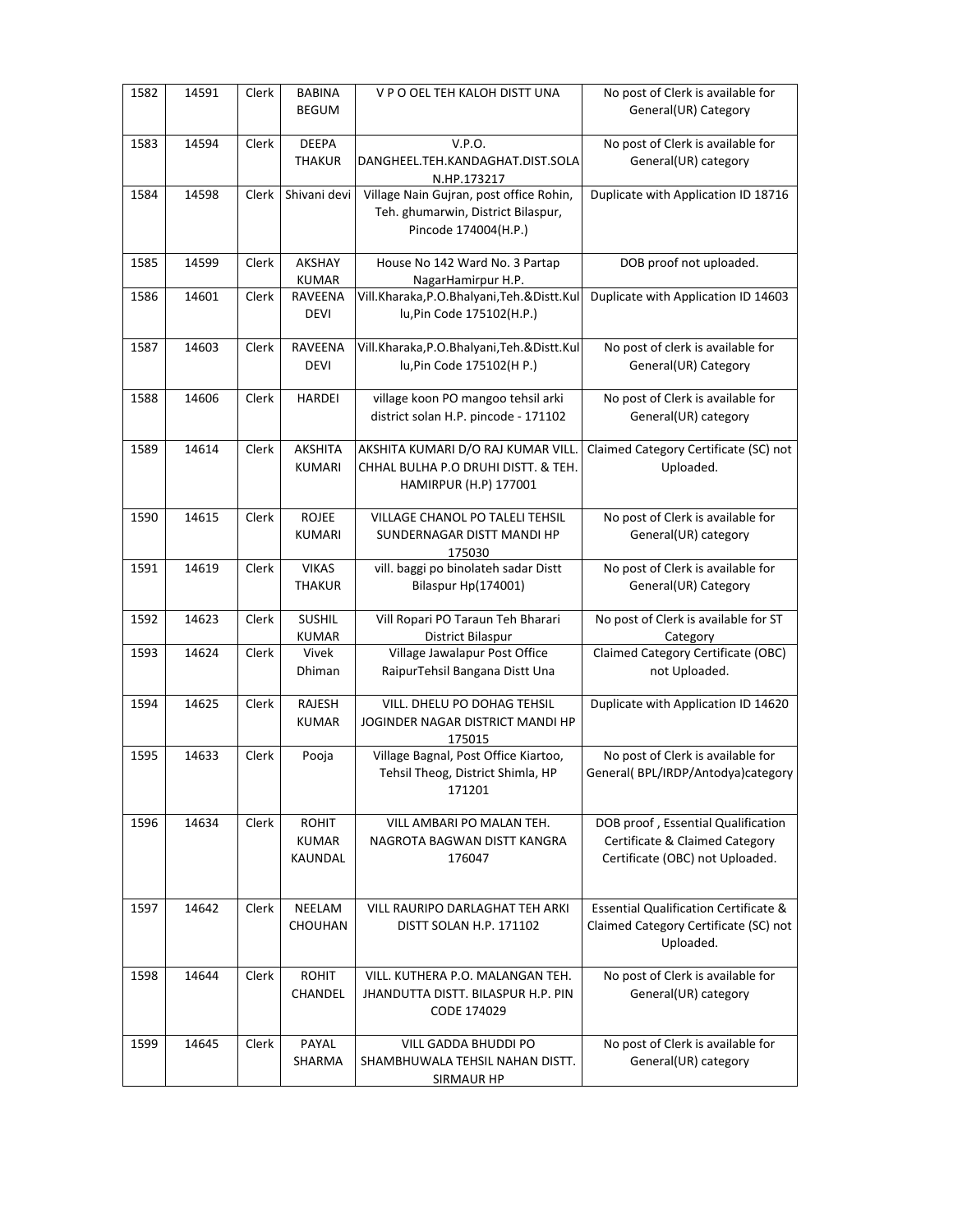| 1582 | 14591 | Clerk | BABINA BEGUM | V P O OEL TEH KALOH DISTT UNA | No post of Clerk is available for General(UR) Category |
|---|---|---|---|---|---|
| 1583 | 14594 | Clerk | DEEPA THAKUR | V.P.O. DANGHEEL.TEH.KANDAGHAT.DIST.SOLAN.HP.173217 | No post of Clerk is available for General(UR) category |
| 1584 | 14598 | Clerk | Shivani devi | Village Nain Gujran, post office Rohin, Teh. ghumarwin, District Bilaspur, Pincode 174004(H.P.) | Duplicate with Application ID 18716 |
| 1585 | 14599 | Clerk | AKSHAY KUMAR | House No 142 Ward No. 3 Partap NagarHamirpur H.P. | DOB proof not uploaded. |
| 1586 | 14601 | Clerk | RAVEENA DEVI | Vill.Kharaka,P.O.Bhalyani,Teh.&Distt.Kullu,Pin Code 175102(H.P.) | Duplicate with Application ID 14603 |
| 1587 | 14603 | Clerk | RAVEENA DEVI | Vill.Kharaka,P.O.Bhalyani,Teh.&Distt.Kullu,Pin Code 175102(H P.) | No post of clerk is available for General(UR) Category |
| 1588 | 14606 | Clerk | HARDEI | village koon PO mangoo tehsil arki district solan H.P. pincode - 171102 | No post of Clerk is available for General(UR) category |
| 1589 | 14614 | Clerk | AKSHITA KUMARI | AKSHITA KUMARI D/O RAJ KUMAR VILL. CHHAL BULHA P.O DRUHI DISTT. & TEH. HAMIRPUR (H.P) 177001 | Claimed Category Certificate (SC) not Uploaded. |
| 1590 | 14615 | Clerk | ROJEE KUMARI | VILLAGE CHANOL PO TALELI TEHSIL SUNDERNAGAR DISTT MANDI HP 175030 | No post of Clerk is available for General(UR) category |
| 1591 | 14619 | Clerk | VIKAS THAKUR | vill. baggi po binolateh sadar Distt Bilaspur Hp(174001) | No post of Clerk is available for General(UR) Category |
| 1592 | 14623 | Clerk | SUSHIL KUMAR | Vill Ropari PO Taraun Teh Bharari District Bilaspur | No post of Clerk is available for ST Category |
| 1593 | 14624 | Clerk | Vivek Dhiman | Village Jawalapur Post Office RaipurTehsil Bangana Distt Una | Claimed Category Certificate (OBC) not Uploaded. |
| 1594 | 14625 | Clerk | RAJESH KUMAR | VILL. DHELU PO DOHAG TEHSIL JOGINDER NAGAR DISTRICT MANDI HP 175015 | Duplicate with Application ID 14620 |
| 1595 | 14633 | Clerk | Pooja | Village Bagnal, Post Office Kiartoo, Tehsil Theog, District Shimla, HP 171201 | No post of Clerk is available for General( BPL/IRDP/Antodya)category |
| 1596 | 14634 | Clerk | ROHIT KUMAR KAUNDAL | VILL AMBARI PO MALAN TEH. NAGROTA BAGWAN DISTT KANGRA 176047 | DOB proof , Essential Qualification Certificate & Claimed Category Certificate (OBC) not Uploaded. |
| 1597 | 14642 | Clerk | NEELAM CHOUHAN | VILL RAURIPO DARLAGHAT TEH ARKI DISTT SOLAN H.P. 171102 | Essential Qualification Certificate & Claimed Category Certificate (SC) not Uploaded. |
| 1598 | 14644 | Clerk | ROHIT CHANDEL | VILL. KUTHERA P.O. MALANGAN TEH. JHANDUTTA DISTT. BILASPUR H.P. PIN CODE 174029 | No post of Clerk is available for General(UR) category |
| 1599 | 14645 | Clerk | PAYAL SHARMA | VILL GADDA BHUDDI PO SHAMBHUWALA TEHSIL NAHAN DISTT. SIRMAUR HP | No post of Clerk is available for General(UR) category |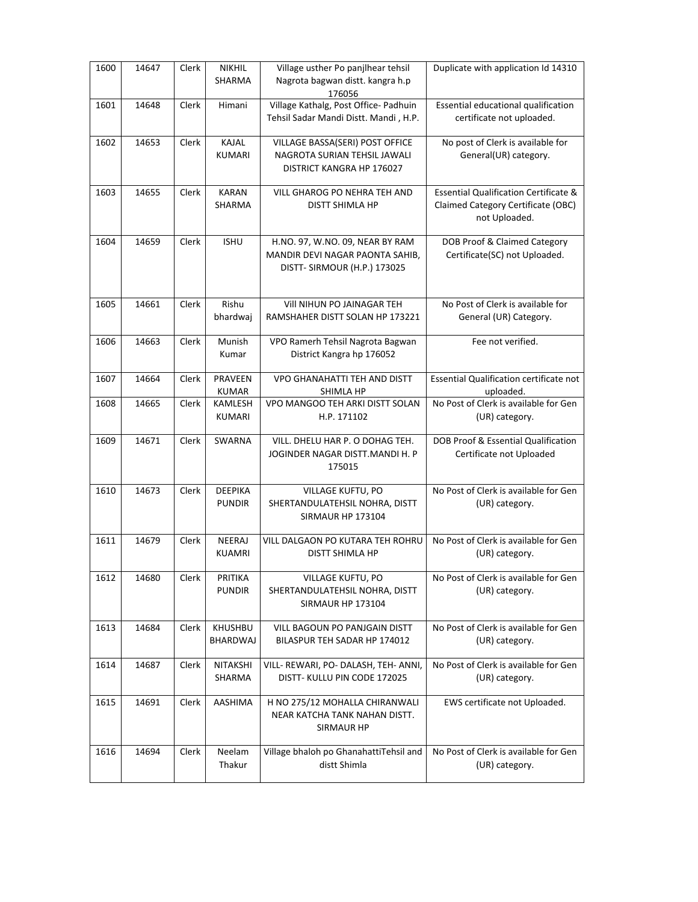| 1600 | 14647 | Clerk | NIKHIL SHARMA | Village usther Po panjlhear tehsil Nagrota bagwan distt. kangra h.p 176056 | Duplicate with application Id 14310 |
|---|---|---|---|---|---|
| 1601 | 14648 | Clerk | Himani | Village Kathalg, Post Office- Padhuin Tehsil Sadar Mandi Distt. Mandi , H.P. | Essential educational qualification certificate not uploaded. |
| 1602 | 14653 | Clerk | KAJAL KUMARI | VILLAGE BASSA(SERI) POST OFFICE NAGROTA SURIAN TEHSIL JAWALI DISTRICT KANGRA HP 176027 | No post of Clerk is available for General(UR) category. |
| 1603 | 14655 | Clerk | KARAN SHARMA | VILL GHAROG PO NEHRA TEH AND DISTT SHIMLA HP | Essential Qualification Certificate & Claimed Category Certificate (OBC) not Uploaded. |
| 1604 | 14659 | Clerk | ISHU | H.NO. 97, W.NO. 09, NEAR BY RAM MANDIR DEVI NAGAR PAONTA SAHIB, DISTT- SIRMOUR (H.P.) 173025 | DOB Proof & Claimed Category Certificate(SC) not Uploaded. |
| 1605 | 14661 | Clerk | Rishu bhardwaj | Vill NIHUN PO JAINAGAR TEH RAMSHAHER DISTT SOLAN HP 173221 | No Post of Clerk is available for General (UR) Category. |
| 1606 | 14663 | Clerk | Munish Kumar | VPO Ramerh Tehsil Nagrota Bagwan District Kangra hp 176052 | Fee not verified. |
| 1607 | 14664 | Clerk | PRAVEEN KUMAR | VPO GHANAHATTI TEH AND DISTT SHIMLA HP | Essential Qualification certificate not uploaded. |
| 1608 | 14665 | Clerk | KAMLESH KUMARI | VPO MANGOO TEH ARKI DISTT SOLAN H.P. 171102 | No Post of Clerk is available for Gen (UR) category. |
| 1609 | 14671 | Clerk | SWARNA | VILL. DHELU HAR P. O DOHAG TEH. JOGINDER NAGAR DISTT.MANDI H. P 175015 | DOB Proof & Essential Qualification Certificate not Uploaded |
| 1610 | 14673 | Clerk | DEEPIKA PUNDIR | VILLAGE KUFTU, PO SHERTANDULATEHSIL NOHRA, DISTT SIRMAUR HP 173104 | No Post of Clerk is available for Gen (UR) category. |
| 1611 | 14679 | Clerk | NEERAJ KUAMRI | VILL DALGAON PO KUTARA TEH ROHRU DISTT SHIMLA HP | No Post of Clerk is available for Gen (UR) category. |
| 1612 | 14680 | Clerk | PRITIKA PUNDIR | VILLAGE KUFTU, PO SHERTANDULATEHSIL NOHRA, DISTT SIRMAUR HP 173104 | No Post of Clerk is available for Gen (UR) category. |
| 1613 | 14684 | Clerk | KHUSHBU BHARDWAJ | VILL BAGOUN PO PANJGAIN DISTT BILASPUR TEH SADAR HP 174012 | No Post of Clerk is available for Gen (UR) category. |
| 1614 | 14687 | Clerk | NITAKSHI SHARMA | VILL- REWARI, PO- DALASH, TEH- ANNI, DISTT- KULLU PIN CODE 172025 | No Post of Clerk is available for Gen (UR) category. |
| 1615 | 14691 | Clerk | AASHIMA | H NO 275/12 MOHALLA CHIRANWALI NEAR KATCHA TANK NAHAN DISTT. SIRMAUR HP | EWS certificate not Uploaded. |
| 1616 | 14694 | Clerk | Neelam Thakur | Village bhaloh po GhanahattiTehsil and distt Shimla | No Post of Clerk is available for Gen (UR) category. |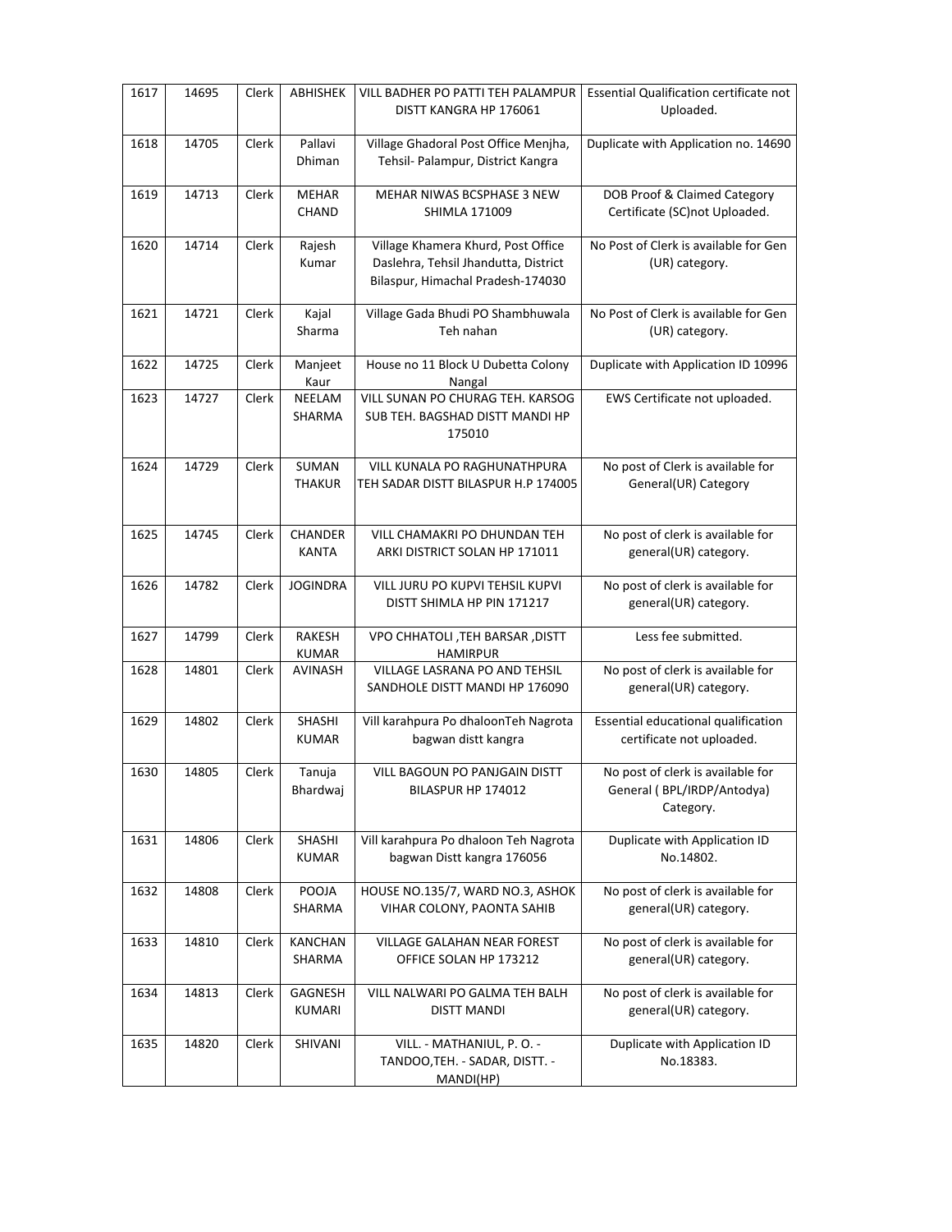| 1617 | 14695 | Clerk | ABHISHEK | VILL BADHER PO PATTI TEH PALAMPUR DISTT KANGRA HP 176061 | Essential Qualification certificate not Uploaded. |
|---|---|---|---|---|---|
| 1618 | 14705 | Clerk | Pallavi Dhiman | Village Ghadoral Post Office Menjha, Tehsil- Palampur, District Kangra | Duplicate with Application no. 14690 |
| 1619 | 14713 | Clerk | MEHAR CHAND | MEHAR NIWAS BCSPHASE 3 NEW SHIMLA 171009 | DOB Proof & Claimed Category Certificate (SC)not Uploaded. |
| 1620 | 14714 | Clerk | Rajesh Kumar | Village Khamera Khurd, Post Office Daslehra, Tehsil Jhandutta, District Bilaspur, Himachal Pradesh-174030 | No Post of Clerk is available for Gen (UR) category. |
| 1621 | 14721 | Clerk | Kajal Sharma | Village Gada Bhudi PO Shambhuwala Teh nahan | No Post of Clerk is available for Gen (UR) category. |
| 1622 | 14725 | Clerk | Manjeet Kaur | House no 11 Block U Dubetta Colony Nangal | Duplicate with Application ID 10996 |
| 1623 | 14727 | Clerk | NEELAM SHARMA | VILL SUNAN PO CHURAG TEH. KARSOG SUB TEH. BAGSHAD DISTT MANDI HP 175010 | EWS Certificate not uploaded. |
| 1624 | 14729 | Clerk | SUMAN THAKUR | VILL KUNALA PO RAGHUNATHPURA TEH SADAR DISTT BILASPUR H.P 174005 | No post of Clerk is available for General(UR) Category |
| 1625 | 14745 | Clerk | CHANDER KANTA | VILL CHAMAKRI PO DHUNDAN TEH ARKI DISTRICT SOLAN HP 171011 | No post of clerk is available for general(UR) category. |
| 1626 | 14782 | Clerk | JOGINDRA | VILL JURU PO KUPVI TEHSIL KUPVI DISTT SHIMLA HP PIN 171217 | No post of clerk is available for general(UR) category. |
| 1627 | 14799 | Clerk | RAKESH KUMAR | VPO CHHATOLI ,TEH BARSAR ,DISTT HAMIRPUR | Less fee submitted. |
| 1628 | 14801 | Clerk | AVINASH | VILLAGE LASRANA PO AND TEHSIL SANDHOLE DISTT MANDI HP 176090 | No post of clerk is available for general(UR) category. |
| 1629 | 14802 | Clerk | SHASHI KUMAR | Vill karahpura Po dhaloonTeh Nagrota bagwan distt kangra | Essential educational qualification certificate not uploaded. |
| 1630 | 14805 | Clerk | Tanuja Bhardwaj | VILL BAGOUN PO PANJGAIN DISTT BILASPUR HP 174012 | No post of clerk is available for General ( BPL/IRDP/Antodya) Category. |
| 1631 | 14806 | Clerk | SHASHI KUMAR | Vill karahpura Po dhaloon Teh Nagrota bagwan Distt kangra 176056 | Duplicate with Application ID No.14802. |
| 1632 | 14808 | Clerk | POOJA SHARMA | HOUSE NO.135/7, WARD NO.3, ASHOK VIHAR COLONY, PAONTA SAHIB | No post of clerk is available for general(UR) category. |
| 1633 | 14810 | Clerk | KANCHAN SHARMA | VILLAGE GALAHAN NEAR FOREST OFFICE SOLAN HP 173212 | No post of clerk is available for general(UR) category. |
| 1634 | 14813 | Clerk | GAGNESH KUMARI | VILL NALWARI PO GALMA TEH BALH DISTT MANDI | No post of clerk is available for general(UR) category. |
| 1635 | 14820 | Clerk | SHIVANI | VILL. - MATHANIUL, P. O. - TANDOO,TEH. - SADAR, DISTT. - MANDI(HP) | Duplicate with Application ID No.18383. |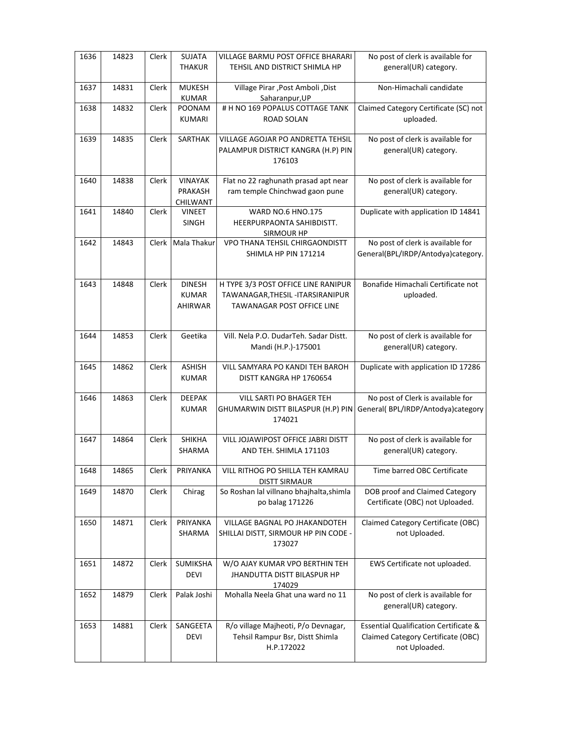| 1636 | 14823 | Clerk | SUJATA THAKUR | VILLAGE BARMU POST OFFICE BHARARI TEHSIL AND DISTRICT SHIMLA HP | No post of clerk is available for general(UR) category. |
|---|---|---|---|---|---|
| 1637 | 14831 | Clerk | MUKESH KUMAR | Village Pirar ,Post Amboli ,Dist Saharanpur,UP | Non-Himachali candidate |
| 1638 | 14832 | Clerk | POONAM KUMARI | # H NO 169 POPALUS COTTAGE TANK ROAD SOLAN | Claimed Category Certificate (SC) not uploaded. |
| 1639 | 14835 | Clerk | SARTHAK | VILLAGE AGOJAR PO ANDRETTA TEHSIL PALAMPUR DISTRICT KANGRA (H.P) PIN 176103 | No post of clerk is available for general(UR) category. |
| 1640 | 14838 | Clerk | VINAYAK PRAKASH CHILWANT | Flat no 22 raghunath prasad apt near ram temple Chinchwad gaon pune | No post of clerk is available for general(UR) category. |
| 1641 | 14840 | Clerk | VINEET SINGH | WARD NO.6 HNO.175 HEERPURPAONTA SAHIBDISTT. SIRMOUR HP | Duplicate with application ID 14841 |
| 1642 | 14843 | Clerk | Mala Thakur | VPO THANA TEHSIL CHIRGAONDISTT SHIMLA HP PIN 171214 | No post of clerk is available for General(BPL/IRDP/Antodya)category. |
| 1643 | 14848 | Clerk | DINESH KUMAR AHIRWAR | H TYPE 3/3 POST OFFICE LINE RANIPUR TAWANAGAR,THESIL -ITARSIRANIPUR TAWANAGAR POST OFFICE LINE | Bonafide Himachali Certificate not uploaded. |
| 1644 | 14853 | Clerk | Geetika | Vill. Nela P.O. DudarTeh. Sadar Distt. Mandi (H.P.)-175001 | No post of clerk is available for general(UR) category. |
| 1645 | 14862 | Clerk | ASHISH KUMAR | VILL SAMYARA PO KANDI TEH BAROH DISTT KANGRA HP 1760654 | Duplicate with application ID 17286 |
| 1646 | 14863 | Clerk | DEEPAK KUMAR | VILL SARTI PO BHAGER TEH GHUMARWIN DISTT BILASPUR (H.P) PIN 174021 | No post of Clerk is available for General( BPL/IRDP/Antodya)category |
| 1647 | 14864 | Clerk | SHIKHA SHARMA | VILL JOJAWIPOST OFFICE JABRI DISTT AND TEH. SHIMLA 171103 | No post of clerk is available for general(UR) category. |
| 1648 | 14865 | Clerk | PRIYANKA | VILL RITHOG PO SHILLA TEH KAMRAU DISTT SIRMAUR | Time barred OBC Certificate |
| 1649 | 14870 | Clerk | Chirag | So Roshan lal villnano bhajhalta,shimla po balag 171226 | DOB proof and Claimed Category Certificate (OBC) not Uploaded. |
| 1650 | 14871 | Clerk | PRIYANKA SHARMA | VILLAGE BAGNAL PO JHAKANDOTEH SHILLAI DISTT, SIRMOUR HP PIN CODE - 173027 | Claimed Category Certificate (OBC) not Uploaded. |
| 1651 | 14872 | Clerk | SUMIKSHA DEVI | W/O AJAY KUMAR VPO BERTHIN TEH JHANDUTTA DISTT BILASPUR HP 174029 | EWS Certificate not uploaded. |
| 1652 | 14879 | Clerk | Palak Joshi | Mohalla Neela Ghat una ward no 11 | No post of clerk is available for general(UR) category. |
| 1653 | 14881 | Clerk | SANGEETA DEVI | R/o village Majheoti, P/o Devnagar, Tehsil Rampur Bsr, Distt Shimla H.P.172022 | Essential Qualification Certificate & Claimed Category Certificate (OBC) not Uploaded. |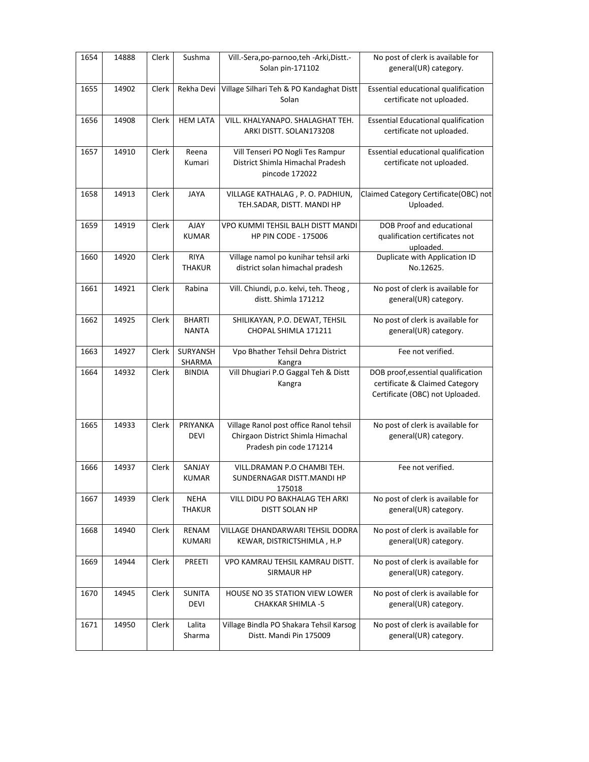| 1654 | 14888 | Clerk | Sushma | Vill.-Sera,po-parnoo,teh -Arki,Distt.-Solan pin-171102 | No post of clerk is available for general(UR) category. |
|---|---|---|---|---|---|
| 1655 | 14902 | Clerk | Rekha Devi | Village Silhari Teh & PO Kandaghat Distt Solan | Essential educational qualification certificate not uploaded. |
| 1656 | 14908 | Clerk | HEM LATA | VILL. KHALYANAPO. SHALAGHAT TEH. ARKI DISTT. SOLAN173208 | Essential Educational qualification certificate not uploaded. |
| 1657 | 14910 | Clerk | Reena Kumari | Vill Tenseri PO Nogli Tes Rampur District Shimla Himachal Pradesh pincode 172022 | Essential educational qualification certificate not uploaded. |
| 1658 | 14913 | Clerk | JAYA | VILLAGE KATHALAG , P. O. PADHIUN, TEH.SADAR, DISTT. MANDI HP | Claimed Category Certificate(OBC) not Uploaded. |
| 1659 | 14919 | Clerk | AJAY KUMAR | VPO KUMMI TEHSIL BALH DISTT MANDI HP PIN CODE - 175006 | DOB Proof and educational qualification certificates not uploaded. |
| 1660 | 14920 | Clerk | RIYA THAKUR | Village namol po kunihar tehsil arki district solan himachal pradesh | Duplicate with Application ID No.12625. |
| 1661 | 14921 | Clerk | Rabina | Vill. Chiundi, p.o. kelvi, teh. Theog , distt. Shimla 171212 | No post of clerk is available for general(UR) category. |
| 1662 | 14925 | Clerk | BHARTI NANTA | SHILIKAYAN, P.O. DEWAT, TEHSIL CHOPAL SHIMLA 171211 | No post of clerk is available for general(UR) category. |
| 1663 | 14927 | Clerk | SURYANSH SHARMA | Vpo Bhather Tehsil Dehra District Kangra | Fee not verified. |
| 1664 | 14932 | Clerk | BINDIA | Vill Dhugiari P.O Gaggal Teh & Distt Kangra | DOB proof,essential qualification certificate & Claimed Category Certificate (OBC) not Uploaded. |
| 1665 | 14933 | Clerk | PRIYANKA DEVI | Village Ranol post office Ranol tehsil Chirgaon District Shimla Himachal Pradesh pin code 171214 | No post of clerk is available for general(UR) category. |
| 1666 | 14937 | Clerk | SANJAY KUMAR | VILL.DRAMAN P.O CHAMBI TEH. SUNDERNAGAR DISTT.MANDI HP 175018 | Fee not verified. |
| 1667 | 14939 | Clerk | NEHA THAKUR | VILL DIDU PO BAKHALAG TEH ARKI DISTT SOLAN HP | No post of clerk is available for general(UR) category. |
| 1668 | 14940 | Clerk | RENAM KUMARI | VILLAGE DHANDARWARI TEHSIL DODRA KEWAR, DISTRICTSHIMLA , H.P | No post of clerk is available for general(UR) category. |
| 1669 | 14944 | Clerk | PREETI | VPO KAMRAU TEHSIL KAMRAU DISTT. SIRMAUR HP | No post of clerk is available for general(UR) category. |
| 1670 | 14945 | Clerk | SUNITA DEVI | HOUSE NO 35 STATION VIEW LOWER CHAKKAR SHIMLA -5 | No post of clerk is available for general(UR) category. |
| 1671 | 14950 | Clerk | Lalita Sharma | Village Bindla PO Shakara Tehsil Karsog Distt. Mandi Pin 175009 | No post of clerk is available for general(UR) category. |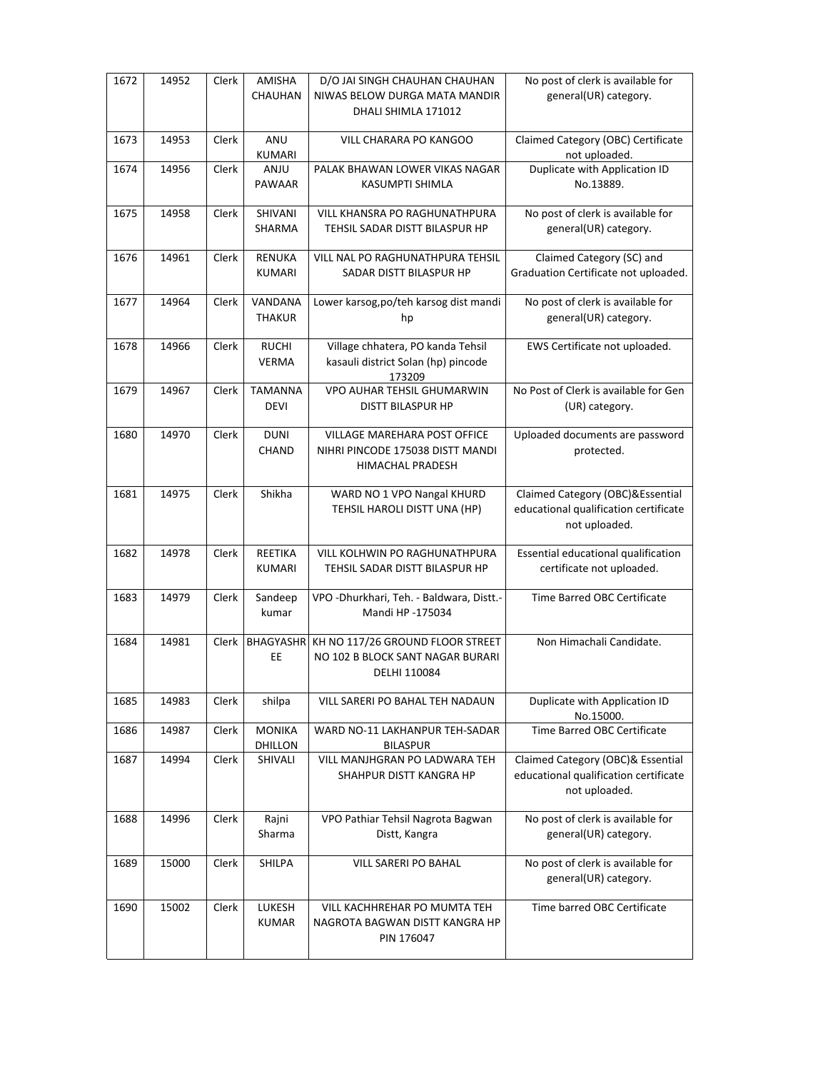| 1672 | 14952 | Clerk | AMISHA CHAUHAN | D/O JAI SINGH CHAUHAN CHAUHAN NIWAS BELOW DURGA MATA MANDIR DHALI SHIMLA 171012 | No post of clerk is available for general(UR) category. |
|---|---|---|---|---|---|
| 1673 | 14953 | Clerk | ANU KUMARI | VILL CHARARA PO KANGOO | Claimed Category (OBC) Certificate not uploaded. |
| 1674 | 14956 | Clerk | ANJU PAWAAR | PALAK BHAWAN LOWER VIKAS NAGAR KASUMPTI SHIMLA | Duplicate with Application ID No.13889. |
| 1675 | 14958 | Clerk | SHIVANI SHARMA | VILL KHANSRA PO RAGHUNATHPURA TEHSIL SADAR DISTT BILASPUR HP | No post of clerk is available for general(UR) category. |
| 1676 | 14961 | Clerk | RENUKA KUMARI | VILL NAL PO RAGHUNATHPURA TEHSIL SADAR DISTT BILASPUR HP | Claimed Category (SC) and Graduation Certificate not uploaded. |
| 1677 | 14964 | Clerk | VANDANA THAKUR | Lower karsog,po/teh karsog dist mandi hp | No post of clerk is available for general(UR) category. |
| 1678 | 14966 | Clerk | RUCHI VERMA | Village chhatera, PO kanda Tehsil kasauli district Solan (hp) pincode 173209 | EWS Certificate not uploaded. |
| 1679 | 14967 | Clerk | TAMANNA DEVI | VPO AUHAR TEHSIL GHUMARWIN DISTT BILASPUR HP | No Post of Clerk is available for Gen (UR) category. |
| 1680 | 14970 | Clerk | DUNI CHAND | VILLAGE MAREHARA POST OFFICE NIHRI PINCODE 175038 DISTT MANDI HIMACHAL PRADESH | Uploaded documents are password protected. |
| 1681 | 14975 | Clerk | Shikha | WARD NO 1 VPO Nangal KHURD TEHSIL HAROLI DISTT UNA (HP) | Claimed Category (OBC)&Essential educational qualification certificate not uploaded. |
| 1682 | 14978 | Clerk | REETIKA KUMARI | VILL KOLHWIN PO RAGHUNATHPURA TEHSIL SADAR DISTT BILASPUR HP | Essential educational qualification certificate not uploaded. |
| 1683 | 14979 | Clerk | Sandeep kumar | VPO -Dhurkhari, Teh. - Baldwara, Distt.- Mandi HP -175034 | Time Barred OBC Certificate |
| 1684 | 14981 | Clerk | BHAGYASHREE | KH NO 117/26 GROUND FLOOR STREET NO 102 B BLOCK SANT NAGAR BURARI DELHI 110084 | Non Himachali Candidate. |
| 1685 | 14983 | Clerk | shilpa | VILL SARERI PO BAHAL TEH NADAUN | Duplicate with Application ID No.15000. |
| 1686 | 14987 | Clerk | MONIKA DHILLON | WARD NO-11 LAKHANPUR TEH-SADAR BILASPUR | Time Barred OBC Certificate |
| 1687 | 14994 | Clerk | SHIVALI | VILL MANJHGRAN PO LADWARA TEH SHAHPUR DISTT KANGRA HP | Claimed Category (OBC)& Essential educational qualification certificate not uploaded. |
| 1688 | 14996 | Clerk | Rajni Sharma | VPO Pathiar Tehsil Nagrota Bagwan Distt, Kangra | No post of clerk is available for general(UR) category. |
| 1689 | 15000 | Clerk | SHILPA | VILL SARERI PO BAHAL | No post of clerk is available for general(UR) category. |
| 1690 | 15002 | Clerk | LUKESH KUMAR | VILL KACHHREHAR PO MUMTA TEH NAGROTA BAGWAN DISTT KANGRA HP PIN 176047 | Time barred OBC Certificate |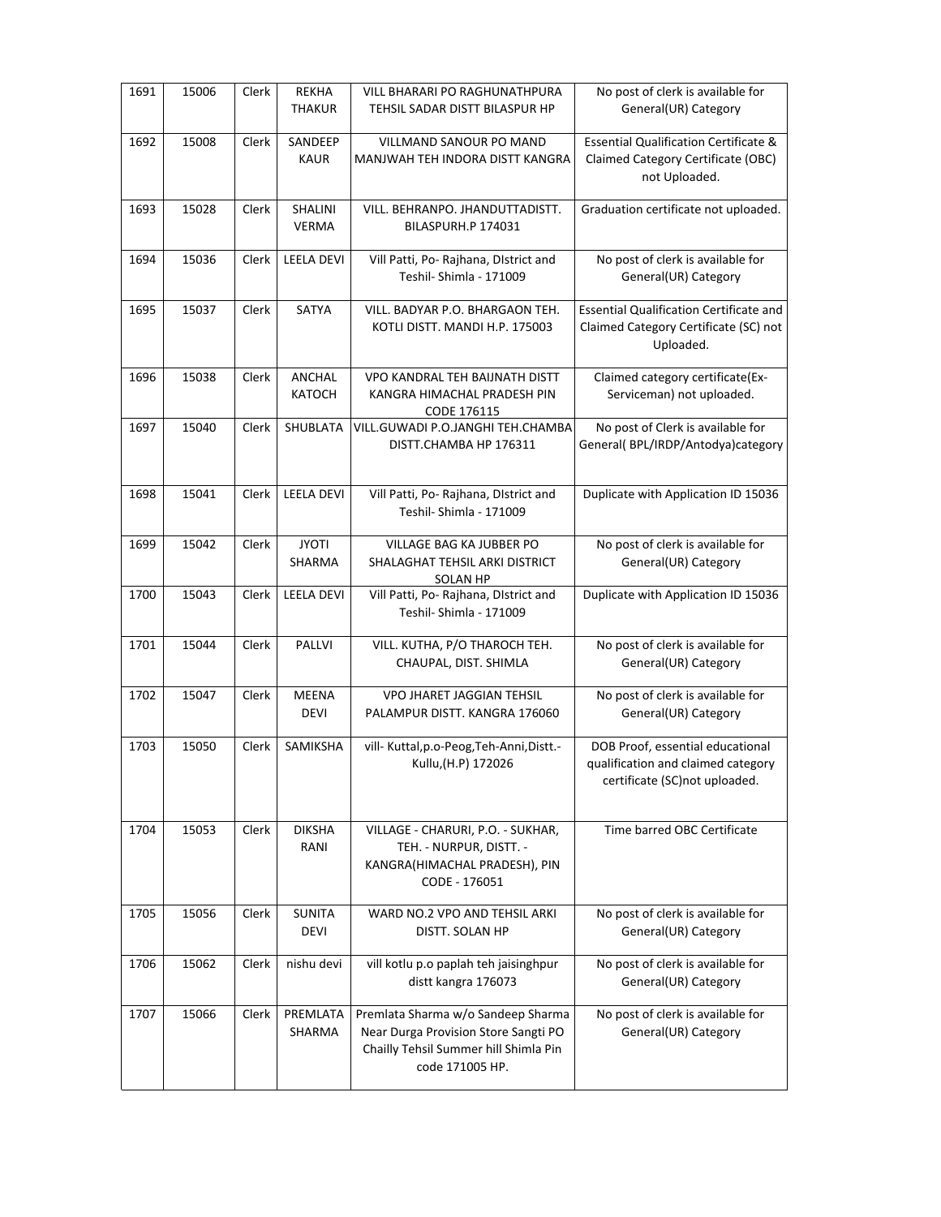| 1691 | 15006 | Clerk | REKHA THAKUR | VILL BHARARI PO RAGHUNATHPURA TEHSIL SADAR DISTT BILASPUR HP | No post of clerk is available for General(UR) Category |
|---|---|---|---|---|---|
| 1692 | 15008 | Clerk | SANDEEP KAUR | VILLMAND SANOUR PO MAND MANJWAH TEH INDORA DISTT KANGRA | Essential Qualification Certificate & Claimed Category Certificate (OBC) not Uploaded. |
| 1693 | 15028 | Clerk | SHALINI VERMA | VILL. BEHRANPO. JHANDUTTADISTT. BILASPURH.P 174031 | Graduation certificate not uploaded. |
| 1694 | 15036 | Clerk | LEELA DEVI | Vill Patti, Po- Rajhana, DIstrict and Teshil- Shimla - 171009 | No post of clerk is available for General(UR) Category |
| 1695 | 15037 | Clerk | SATYA | VILL. BADYAR P.O. BHARGAON TEH. KOTLI DISTT. MANDI H.P. 175003 | Essential Qualification Certificate and Claimed Category Certificate (SC) not Uploaded. |
| 1696 | 15038 | Clerk | ANCHAL KATOCH | VPO KANDRAL TEH BAIJNATH DISTT KANGRA HIMACHAL PRADESH PIN CODE 176115 | Claimed category certificate(Ex-Serviceman) not uploaded. |
| 1697 | 15040 | Clerk | SHUBLATA | VILL.GUWADI P.O.JANGHI TEH.CHAMBA DISTT.CHAMBA HP 176311 | No post of Clerk is available for General( BPL/IRDP/Antodya)category |
| 1698 | 15041 | Clerk | LEELA DEVI | Vill Patti, Po- Rajhana, DIstrict and Teshil- Shimla - 171009 | Duplicate with Application ID 15036 |
| 1699 | 15042 | Clerk | JYOTI SHARMA | VILLAGE BAG KA JUBBER PO SHALAGHAT TEHSIL ARKI DISTRICT SOLAN HP | No post of clerk is available for General(UR) Category |
| 1700 | 15043 | Clerk | LEELA DEVI | Vill Patti, Po- Rajhana, DIstrict and Teshil- Shimla - 171009 | Duplicate with Application ID 15036 |
| 1701 | 15044 | Clerk | PALLVI | VILL. KUTHA, P/O THAROCH TEH. CHAUPAL, DIST. SHIMLA | No post of clerk is available for General(UR) Category |
| 1702 | 15047 | Clerk | MEENA DEVI | VPO JHARET JAGGIAN TEHSIL PALAMPUR DISTT. KANGRA 176060 | No post of clerk is available for General(UR) Category |
| 1703 | 15050 | Clerk | SAMIKSHA | vill- Kuttal,p.o-Peog,Teh-Anni,Distt.-Kullu,(H.P) 172026 | DOB Proof, essential educational qualification and claimed category certificate (SC)not uploaded. |
| 1704 | 15053 | Clerk | DIKSHA RANI | VILLAGE - CHARURI, P.O. - SUKHAR, TEH. - NURPUR, DISTT. - KANGRA(HIMACHAL PRADESH), PIN CODE - 176051 | Time barred OBC Certificate |
| 1705 | 15056 | Clerk | SUNITA DEVI | WARD NO.2 VPO AND TEHSIL ARKI DISTT. SOLAN HP | No post of clerk is available for General(UR) Category |
| 1706 | 15062 | Clerk | nishu devi | vill kotlu p.o paplah teh jaisinghpur distt kangra 176073 | No post of clerk is available for General(UR) Category |
| 1707 | 15066 | Clerk | PREMLATA SHARMA | Premlata Sharma w/o Sandeep Sharma Near Durga Provision Store Sangti PO Chailly Tehsil Summer hill Shimla Pin code 171005 HP. | No post of clerk is available for General(UR) Category |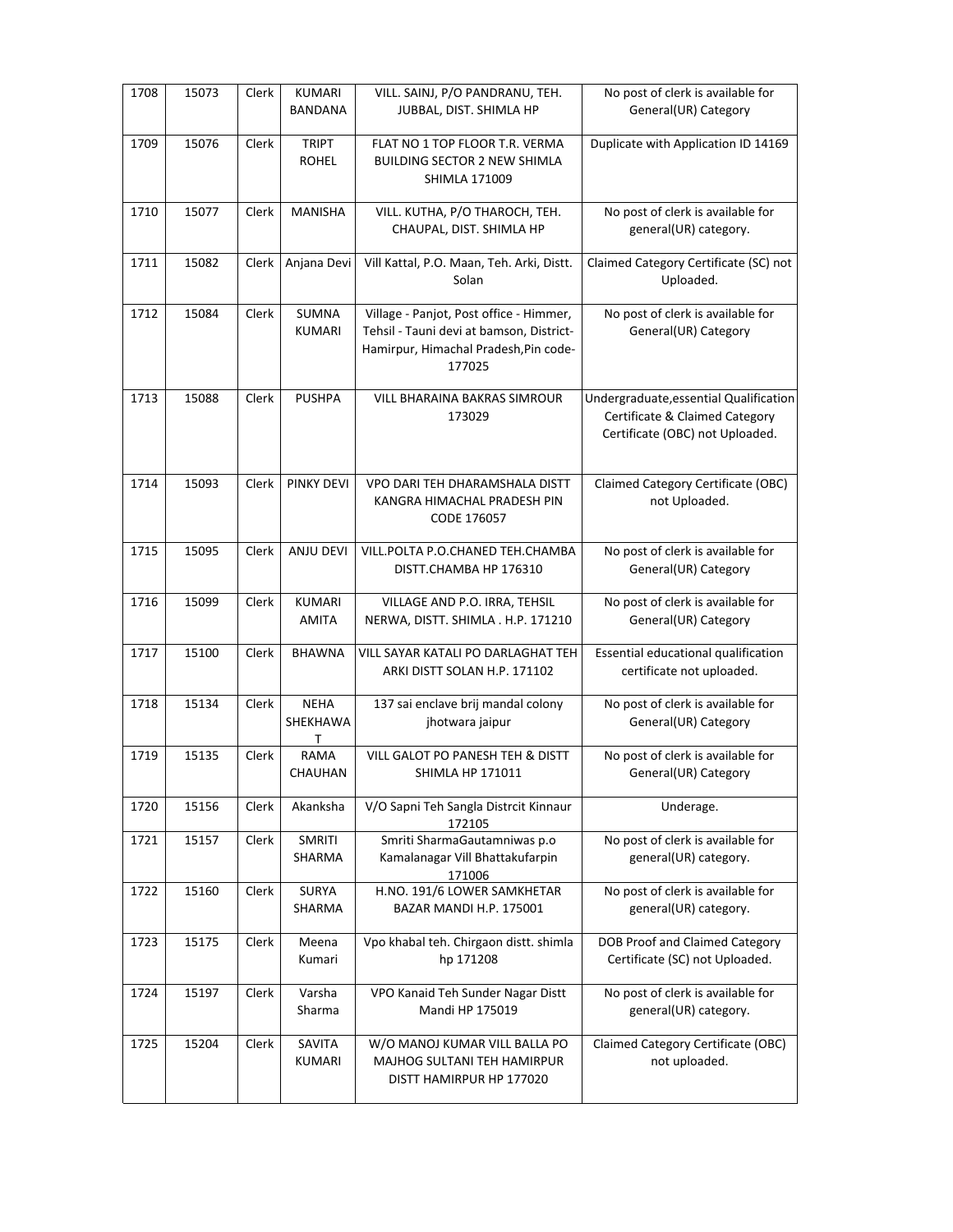| 1708 | 15073 | Clerk | KUMARI BANDANA | VILL. SAINJ, P/O PANDRANU, TEH. JUBBAL, DIST. SHIMLA HP | No post of clerk is available for General(UR) Category |
|---|---|---|---|---|---|
| 1709 | 15076 | Clerk | TRIPT ROHEL | FLAT NO 1 TOP FLOOR T.R. VERMA BUILDING SECTOR 2 NEW SHIMLA SHIMLA 171009 | Duplicate with Application ID 14169 |
| 1710 | 15077 | Clerk | MANISHA | VILL. KUTHA, P/O THAROCH, TEH. CHAUPAL, DIST. SHIMLA HP | No post of clerk is available for general(UR) category. |
| 1711 | 15082 | Clerk | Anjana Devi | Vill Kattal, P.O. Maan, Teh. Arki, Distt. Solan | Claimed Category Certificate (SC) not Uploaded. |
| 1712 | 15084 | Clerk | SUMNA KUMARI | Village - Panjot, Post office - Himmer, Tehsil - Tauni devi at bamson, District-Hamirpur, Himachal Pradesh,Pin code-177025 | No post of clerk is available for General(UR) Category |
| 1713 | 15088 | Clerk | PUSHPA | VILL BHARAINA BAKRAS SIMROUR 173029 | Undergraduate,essential Qualification Certificate & Claimed Category Certificate (OBC) not Uploaded. |
| 1714 | 15093 | Clerk | PINKY DEVI | VPO DARI TEH DHARAMSHALA DISTT KANGRA HIMACHAL PRADESH PIN CODE 176057 | Claimed Category Certificate (OBC) not Uploaded. |
| 1715 | 15095 | Clerk | ANJU DEVI | VILL.POLTA P.O.CHANED TEH.CHAMBA DISTT.CHAMBA HP 176310 | No post of clerk is available for General(UR) Category |
| 1716 | 15099 | Clerk | KUMARI AMITA | VILLAGE AND P.O. IRRA, TEHSIL NERWA, DISTT. SHIMLA . H.P. 171210 | No post of clerk is available for General(UR) Category |
| 1717 | 15100 | Clerk | BHAWNA | VILL SAYAR KATALI PO DARLAGHAT TEH ARKI DISTT SOLAN H.P. 171102 | Essential educational qualification certificate not uploaded. |
| 1718 | 15134 | Clerk | NEHA SHEKHAWAT | 137 sai enclave brij mandal colony jhotwara jaipur | No post of clerk is available for General(UR) Category |
| 1719 | 15135 | Clerk | RAMA CHAUHAN | VILL GALOT PO PANESH TEH & DISTT SHIMLA HP 171011 | No post of clerk is available for General(UR) Category |
| 1720 | 15156 | Clerk | Akanksha | V/O Sapni Teh Sangla Distrcit Kinnaur 172105 | Underage. |
| 1721 | 15157 | Clerk | SMRITI SHARMA | Smriti SharmaGautamniwas p.o Kamalanagar Vill Bhattakufarpin 171006 | No post of clerk is available for general(UR) category. |
| 1722 | 15160 | Clerk | SURYA SHARMA | H.NO. 191/6 LOWER SAMKHETAR BAZAR MANDI H.P. 175001 | No post of clerk is available for general(UR) category. |
| 1723 | 15175 | Clerk | Meena Kumari | Vpo khabal teh. Chirgaon distt. shimla hp 171208 | DOB Proof and Claimed Category Certificate (SC) not Uploaded. |
| 1724 | 15197 | Clerk | Varsha Sharma | VPO Kanaid Teh Sunder Nagar Distt Mandi HP 175019 | No post of clerk is available for general(UR) category. |
| 1725 | 15204 | Clerk | SAVITA KUMARI | W/O MANOJ KUMAR VILL BALLA PO MAJHOG SULTANI TEH HAMIRPUR DISTT HAMIRPUR HP 177020 | Claimed Category Certificate (OBC) not uploaded. |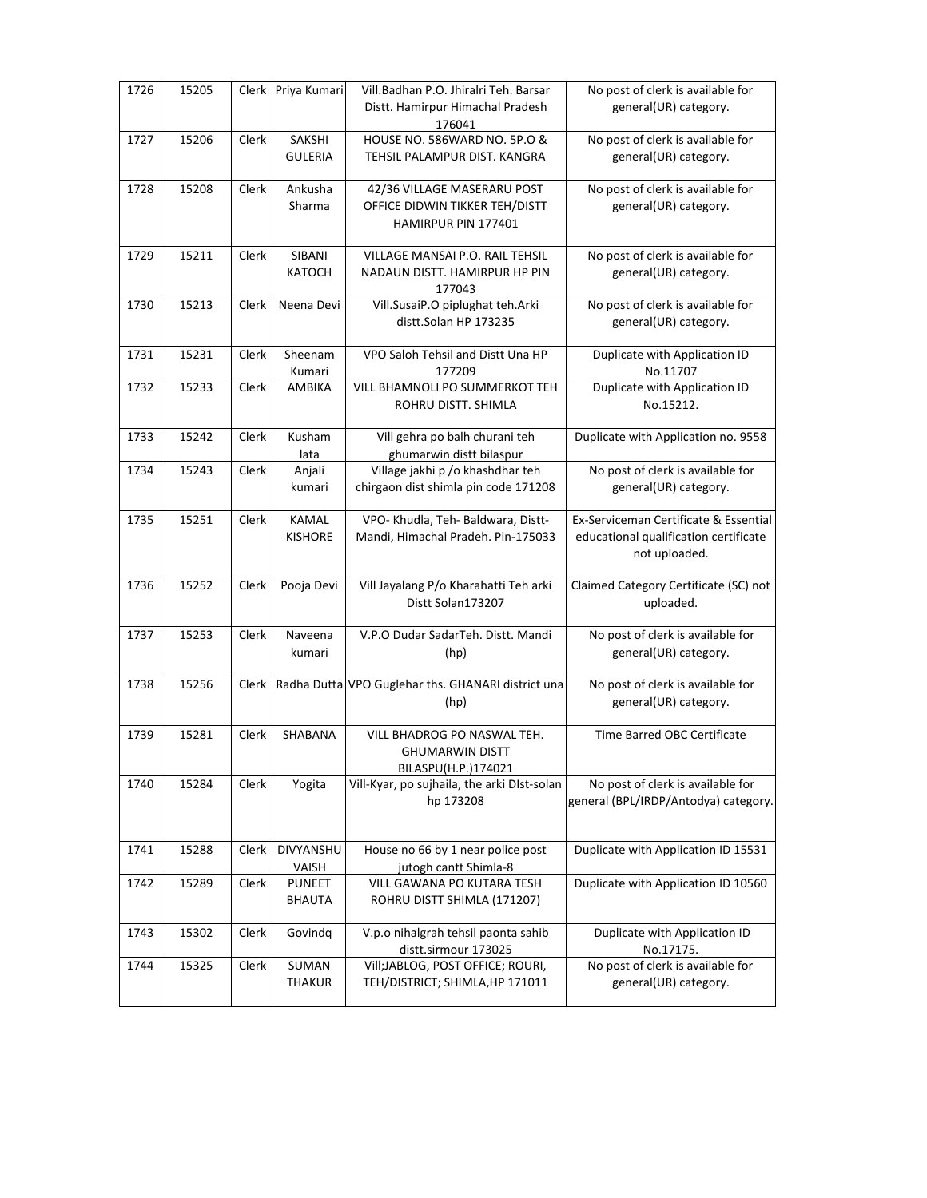| 1726 | 15205 | Clerk | Priya Kumari | Vill.Badhan P.O. Jhiralri Teh. Barsar Distt. Hamirpur Himachal Pradesh 176041 | No post of clerk is available for general(UR) category. |
|---|---|---|---|---|---|
| 1727 | 15206 | Clerk | SAKSHI GULERIA | HOUSE NO. 586WARD NO. 5P.O & TEHSIL PALAMPUR DIST. KANGRA | No post of clerk is available for general(UR) category. |
| 1728 | 15208 | Clerk | Ankusha Sharma | 42/36 VILLAGE MASERARU POST OFFICE DIDWIN TIKKER TEH/DISTT HAMIRPUR PIN 177401 | No post of clerk is available for general(UR) category. |
| 1729 | 15211 | Clerk | SIBANI KATOCH | VILLAGE MANSAI P.O. RAIL TEHSIL NADAUN DISTT. HAMIRPUR HP PIN 177043 | No post of clerk is available for general(UR) category. |
| 1730 | 15213 | Clerk | Neena Devi | Vill.SusaiP.O piplughat teh.Arki distt.Solan HP 173235 | No post of clerk is available for general(UR) category. |
| 1731 | 15231 | Clerk | Sheenam Kumari | VPO Saloh Tehsil and Distt Una HP 177209 | Duplicate with Application ID No.11707 |
| 1732 | 15233 | Clerk | AMBIKA | VILL BHAMNOLI PO SUMMERKOT TEH ROHRU DISTT. SHIMLA | Duplicate with Application ID No.15212. |
| 1733 | 15242 | Clerk | Kusham lata | Vill gehra po balh churani teh ghumarwin distt bilaspur | Duplicate with Application no. 9558 |
| 1734 | 15243 | Clerk | Anjali kumari | Village jakhi p /o khashdhar teh chirgaon dist shimla pin code 171208 | No post of clerk is available for general(UR) category. |
| 1735 | 15251 | Clerk | KAMAL KISHORE | VPO- Khudla, Teh- Baldwara, Distt-Mandi, Himachal Pradeh. Pin-175033 | Ex-Serviceman Certificate & Essential educational qualification certificate not uploaded. |
| 1736 | 15252 | Clerk | Pooja Devi | Vill Jayalang P/o Kharahatti Teh arki Distt Solan173207 | Claimed Category Certificate (SC) not uploaded. |
| 1737 | 15253 | Clerk | Naveena kumari | V.P.O Dudar SadarTeh. Distt. Mandi (hp) | No post of clerk is available for general(UR) category. |
| 1738 | 15256 | Clerk | Radha Dutta | VPO Guglehar ths. GHANARI district una (hp) | No post of clerk is available for general(UR) category. |
| 1739 | 15281 | Clerk | SHABANA | VILL BHADROG PO NASWAL TEH. GHUMARWIN DISTT BILASPU(H.P.)174021 | Time Barred OBC Certificate |
| 1740 | 15284 | Clerk | Yogita | Vill-Kyar, po sujhaila, the arki DIst-solan hp 173208 | No post of clerk is available for general (BPL/IRDP/Antodya) category. |
| 1741 | 15288 | Clerk | DIVYANSHU VAISH | House no 66 by 1 near police post jutogh cantt Shimla-8 | Duplicate with Application ID 15531 |
| 1742 | 15289 | Clerk | PUNEET BHAUTA | VILL GAWANA PO KUTARA TESH ROHRU DISTT SHIMLA (171207) | Duplicate with Application ID 10560 |
| 1743 | 15302 | Clerk | Govindq | V.p.o nihalgrah tehsil paonta sahib distt.sirmour 173025 | Duplicate with Application ID No.17175. |
| 1744 | 15325 | Clerk | SUMAN THAKUR | Vill;JABLOG, POST OFFICE; ROURI, TEH/DISTRICT; SHIMLA,HP 171011 | No post of clerk is available for general(UR) category. |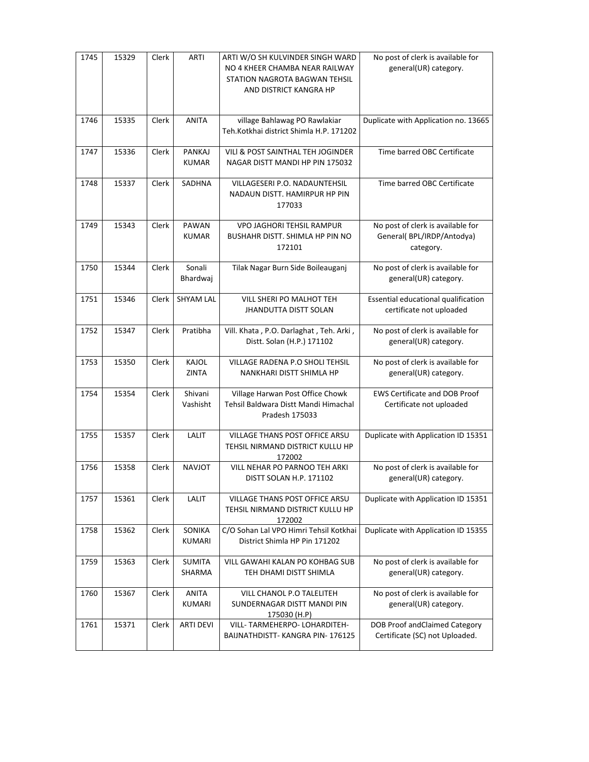| 1745 | 15329 | Clerk | ARTI | ARTI W/O SH KULVINDER SINGH WARD NO 4 KHEER CHAMBA NEAR RAILWAY STATION NAGROTA BAGWAN TEHSIL AND DISTRICT KANGRA HP | No post of clerk is available for general(UR) category. |
|---|---|---|---|---|---|
| 1746 | 15335 | Clerk | ANITA | village Bahlawag PO Rawlakiar Teh.Kotkhai district Shimla H.P. 171202 | Duplicate with Application no. 13665 |
| 1747 | 15336 | Clerk | PANKAJ KUMAR | VILl & POST SAINTHAL TEH JOGINDER NAGAR DISTT MANDI HP PIN 175032 | Time barred OBC Certificate |
| 1748 | 15337 | Clerk | SADHNA | VILLAGESERI P.O. NADAUNTEHSIL NADAUN DISTT. HAMIRPUR HP PIN 177033 | Time barred OBC Certificate |
| 1749 | 15343 | Clerk | PAWAN KUMAR | VPO JAGHORI TEHSIL RAMPUR BUSHAHR DISTT. SHIMLA HP PIN NO 172101 | No post of clerk is available for General( BPL/IRDP/Antodya) category. |
| 1750 | 15344 | Clerk | Sonali Bhardwaj | Tilak Nagar Burn Side Boileauganj | No post of clerk is available for general(UR) category. |
| 1751 | 15346 | Clerk | SHYAM LAL | VILL SHERI PO MALHOT TEH JHANDUTTA DISTT SOLAN | Essential educational qualification certificate not uploaded |
| 1752 | 15347 | Clerk | Pratibha | Vill. Khata , P.O. Darlaghat , Teh. Arki , Distt. Solan (H.P.) 171102 | No post of clerk is available for general(UR) category. |
| 1753 | 15350 | Clerk | KAJOL ZINTA | VILLAGE RADENA P.O SHOLI TEHSIL NANKHARI DISTT SHIMLA HP | No post of clerk is available for general(UR) category. |
| 1754 | 15354 | Clerk | Shivani Vashisht | Village Harwan Post Office Chowk Tehsil Baldwara Distt Mandi Himachal Pradesh 175033 | EWS Certificate and DOB Proof Certificate not uploaded |
| 1755 | 15357 | Clerk | LALIT | VILLAGE THANS POST OFFICE ARSU TEHSIL NIRMAND DISTRICT KULLU HP 172002 | Duplicate with Application ID 15351 |
| 1756 | 15358 | Clerk | NAVJOT | VILL NEHAR PO PARNOO TEH ARKI DISTT SOLAN H.P. 171102 | No post of clerk is available for general(UR) category. |
| 1757 | 15361 | Clerk | LALIT | VILLAGE THANS POST OFFICE ARSU TEHSIL NIRMAND DISTRICT KULLU HP 172002 | Duplicate with Application ID 15351 |
| 1758 | 15362 | Clerk | SONIKA KUMARI | C/O Sohan Lal VPO Himri Tehsil Kotkhai District Shimla HP Pin 171202 | Duplicate with Application ID 15355 |
| 1759 | 15363 | Clerk | SUMITA SHARMA | VILL GAWAHI KALAN PO KOHBAG SUB TEH DHAMI DISTT SHIMLA | No post of clerk is available for general(UR) category. |
| 1760 | 15367 | Clerk | ANITA KUMARI | VILL CHANOL P.O TALELITEH SUNDERNAGAR DISTT MANDI PIN 175030 (H.P) | No post of clerk is available for general(UR) category. |
| 1761 | 15371 | Clerk | ARTI DEVI | VILL- TARMEHERPO- LOHARDITEH- BAIJNATHDISTT- KANGRA PIN- 176125 | DOB Proof andClaimed Category Certificate (SC) not Uploaded. |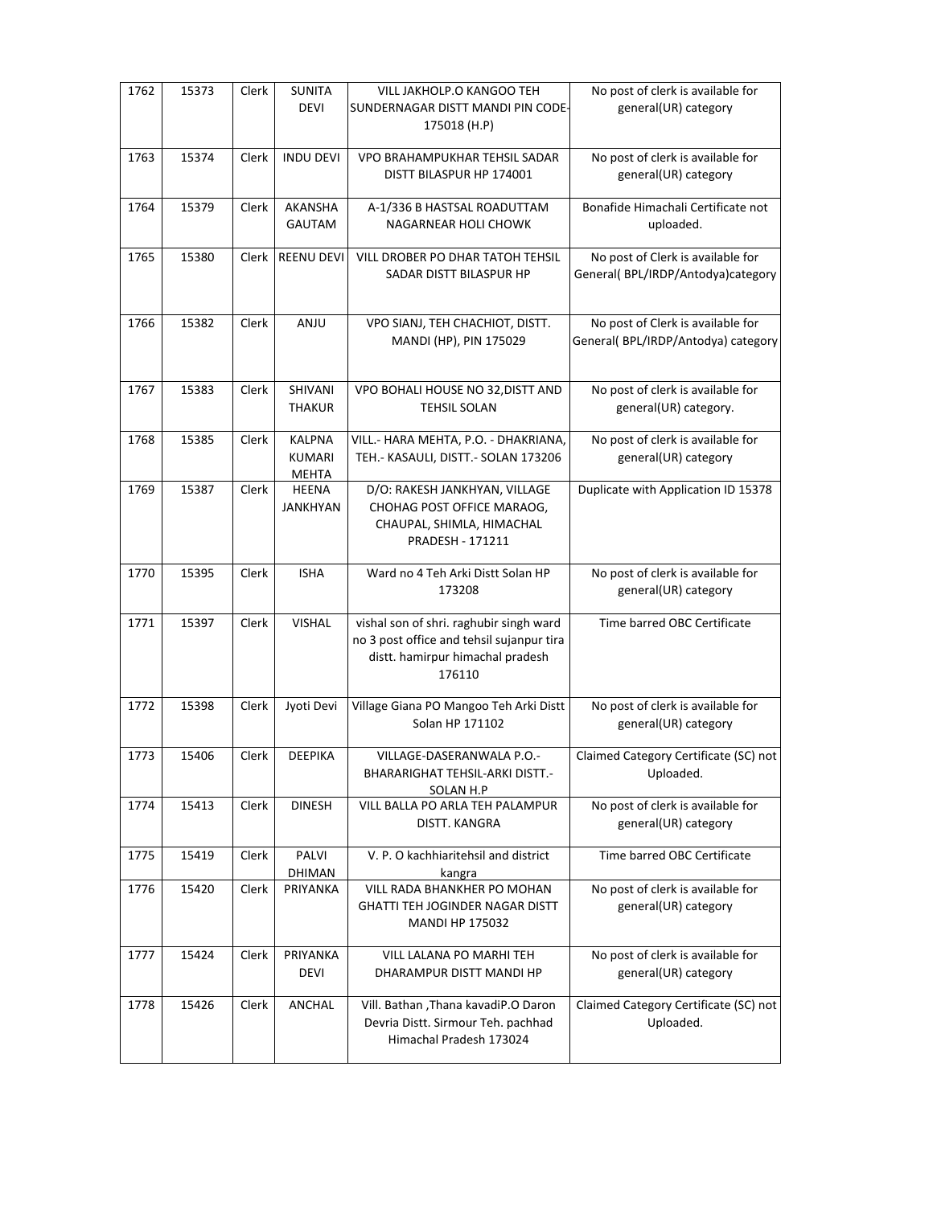| 1762 | 15373 | Clerk | SUNITA DEVI | VILL JAKHOLP.O KANGOO TEH SUNDERNAGAR DISTT MANDI PIN CODE-175018 (H.P) | No post of clerk is available for general(UR) category |
|---|---|---|---|---|---|
| 1763 | 15374 | Clerk | INDU DEVI | VPO BRAHAMPUKHAR TEHSIL SADAR DISTT BILASPUR HP 174001 | No post of clerk is available for general(UR) category |
| 1764 | 15379 | Clerk | AKANSHA GAUTAM | A-1/336 B HASTSAL ROADUTTAM NAGARNEAR HOLI CHOWK | Bonafide Himachali Certificate not uploaded. |
| 1765 | 15380 | Clerk | REENU DEVI | VILL DROBER PO DHAR TATOH TEHSIL SADAR DISTT BILASPUR HP | No post of Clerk is available for General( BPL/IRDP/Antodya)category |
| 1766 | 15382 | Clerk | ANJU | VPO SIANJ, TEH CHACHIOT, DISTT. MANDI (HP), PIN 175029 | No post of Clerk is available for General( BPL/IRDP/Antodya) category |
| 1767 | 15383 | Clerk | SHIVANI THAKUR | VPO BOHALI HOUSE NO 32,DISTT AND TEHSIL SOLAN | No post of clerk is available for general(UR) category. |
| 1768 | 15385 | Clerk | KALPNA KUMARI MEHTA | VILL.- HARA MEHTA, P.O. - DHAKRIANA, TEH.- KASAULI, DISTT.- SOLAN 173206 | No post of clerk is available for general(UR) category |
| 1769 | 15387 | Clerk | HEENA JANKHYAN | D/O: RAKESH JANKHYAN, VILLAGE CHOHAG POST OFFICE MARAOG, CHAUPAL, SHIMLA, HIMACHAL PRADESH - 171211 | Duplicate with Application ID 15378 |
| 1770 | 15395 | Clerk | ISHA | Ward no 4 Teh Arki Distt Solan HP 173208 | No post of clerk is available for general(UR) category |
| 1771 | 15397 | Clerk | VISHAL | vishal son of shri. raghubir singh ward no 3 post office and tehsil sujanpur tira distt. hamirpur himachal pradesh 176110 | Time barred OBC Certificate |
| 1772 | 15398 | Clerk | Jyoti Devi | Village Giana PO Mangoo Teh Arki Distt Solan HP 171102 | No post of clerk is available for general(UR) category |
| 1773 | 15406 | Clerk | DEEPIKA | VILLAGE-DASERANWALA P.O.-BHARARIGHAT TEHSIL-ARKI DISTT.-SOLAN H.P | Claimed Category Certificate (SC) not Uploaded. |
| 1774 | 15413 | Clerk | DINESH | VILL BALLA PO ARLA TEH PALAMPUR DISTT. KANGRA | No post of clerk is available for general(UR) category |
| 1775 | 15419 | Clerk | PALVI DHIMAN | V. P. O kachhiaritehsil and district kangra | Time barred OBC Certificate |
| 1776 | 15420 | Clerk | PRIYANKA | VILL RADA BHANKHER PO MOHAN GHATTI TEH JOGINDER NAGAR DISTT MANDI HP 175032 | No post of clerk is available for general(UR) category |
| 1777 | 15424 | Clerk | PRIYANKA DEVI | VILL LALANA PO MARHI TEH DHARAMPUR DISTT MANDI HP | No post of clerk is available for general(UR) category |
| 1778 | 15426 | Clerk | ANCHAL | Vill. Bathan ,Thana kavadiP.O Daron Devria Distt. Sirmour Teh. pachhad Himachal Pradesh 173024 | Claimed Category Certificate (SC) not Uploaded. |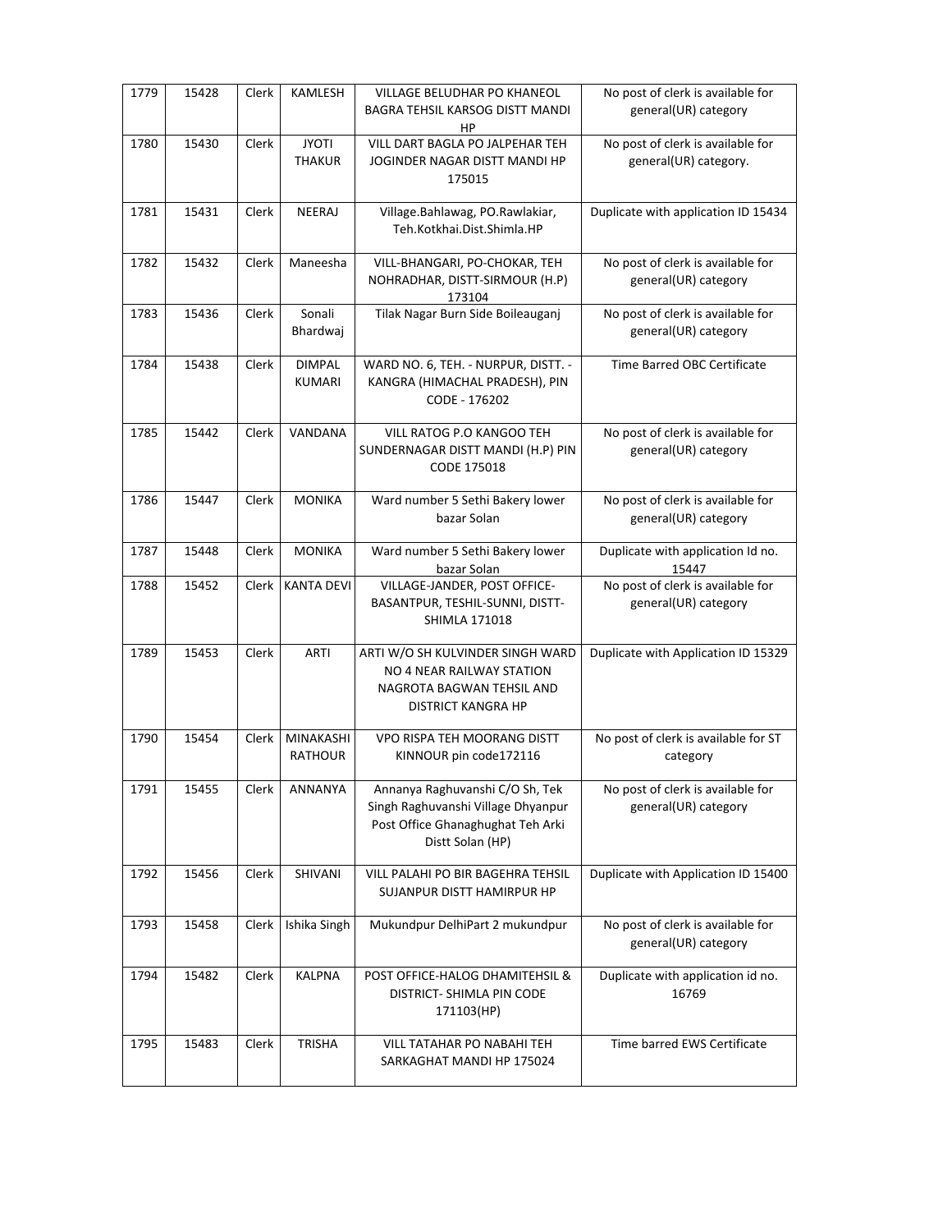| 1779 | 15428 | Clerk | KAMLESH | VILLAGE BELUDHAR PO KHANEOL BAGRA TEHSIL KARSOG DISTT MANDI HP | No post of clerk is available for general(UR) category |
|---|---|---|---|---|---|
| 1780 | 15430 | Clerk | JYOTI THAKUR | VILL DART BAGLA PO JALPEHAR TEH JOGINDER NAGAR DISTT MANDI HP 175015 | No post of clerk is available for general(UR) category. |
| 1781 | 15431 | Clerk | NEERAJ | Village.Bahlawag, PO.Rawlakiar, Teh.Kotkhai.Dist.Shimla.HP | Duplicate with application ID 15434 |
| 1782 | 15432 | Clerk | Maneesha | VILL-BHANGARI, PO-CHOKAR, TEH NOHRADHAR, DISTT-SIRMOUR (H.P) 173104 | No post of clerk is available for general(UR) category |
| 1783 | 15436 | Clerk | Sonali Bhardwaj | Tilak Nagar Burn Side Boileauganj | No post of clerk is available for general(UR) category |
| 1784 | 15438 | Clerk | DIMPAL KUMARI | WARD NO. 6, TEH. - NURPUR, DISTT. - KANGRA (HIMACHAL PRADESH), PIN CODE - 176202 | Time Barred OBC Certificate |
| 1785 | 15442 | Clerk | VANDANA | VILL RATOG P.O KANGOO TEH SUNDERNAGAR DISTT MANDI (H.P) PIN CODE 175018 | No post of clerk is available for general(UR) category |
| 1786 | 15447 | Clerk | MONIKA | Ward number 5 Sethi Bakery lower bazar Solan | No post of clerk is available for general(UR) category |
| 1787 | 15448 | Clerk | MONIKA | Ward number 5 Sethi Bakery lower bazar Solan | Duplicate with application Id no. 15447 |
| 1788 | 15452 | Clerk | KANTA DEVI | VILLAGE-JANDER, POST OFFICE-BASANTPUR, TESHIL-SUNNI, DISTT-SHIMLA 171018 | No post of clerk is available for general(UR) category |
| 1789 | 15453 | Clerk | ARTI | ARTI W/O SH KULVINDER SINGH WARD NO 4 NEAR RAILWAY STATION NAGROTA BAGWAN TEHSIL AND DISTRICT KANGRA HP | Duplicate with Application ID 15329 |
| 1790 | 15454 | Clerk | MINAKASHI RATHOUR | VPO RISPA TEH MOORANG DISTT KINNOUR pin code172116 | No post of clerk is available for ST category |
| 1791 | 15455 | Clerk | ANNANYA | Annanya Raghuvanshi C/O Sh, Tek Singh Raghuvanshi Village Dhyanpur Post Office Ghanaghughat Teh Arki Distt Solan (HP) | No post of clerk is available for general(UR) category |
| 1792 | 15456 | Clerk | SHIVANI | VILL PALAHI PO BIR BAGEHRA TEHSIL SUJANPUR DISTT HAMIRPUR HP | Duplicate with Application ID 15400 |
| 1793 | 15458 | Clerk | Ishika Singh | Mukundpur DelhiPart 2 mukundpur | No post of clerk is available for general(UR) category |
| 1794 | 15482 | Clerk | KALPNA | POST OFFICE-HALOG DHAMITEHSIL & DISTRICT- SHIMLA PIN CODE 171103(HP) | Duplicate with application id no. 16769 |
| 1795 | 15483 | Clerk | TRISHA | VILL TATAHAR PO NABAHI TEH SARKAGHAT MANDI HP 175024 | Time barred EWS Certificate |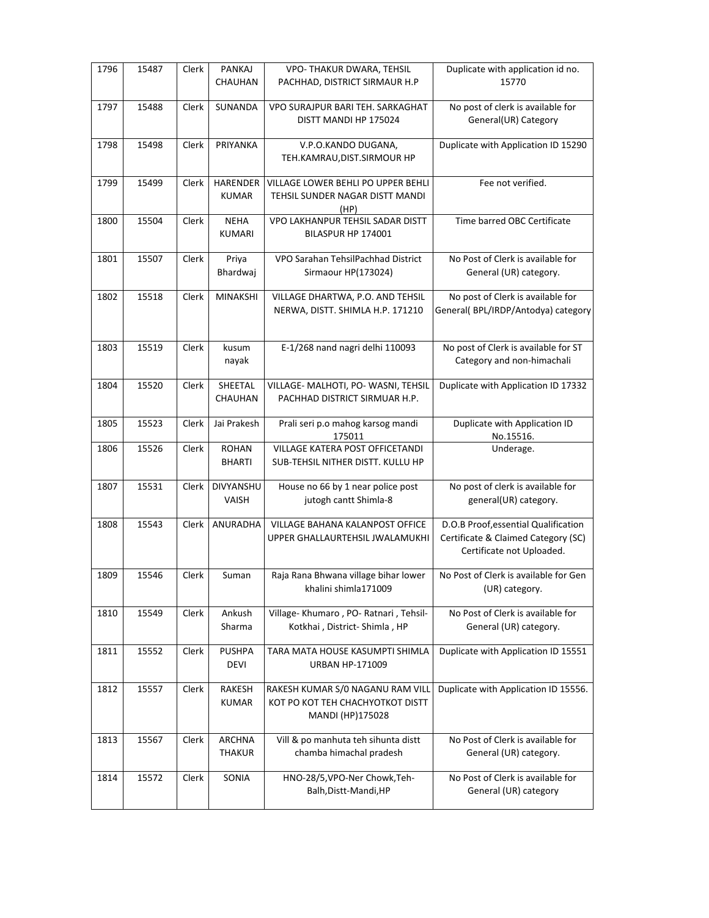| 1796 | 15487 | Clerk | PANKAJ CHAUHAN | VPO- THAKUR DWARA, TEHSIL PACHHAD, DISTRICT SIRMAUR H.P | Duplicate with application id no. 15770 |
|---|---|---|---|---|---|
| 1797 | 15488 | Clerk | SUNANDA | VPO SURAJPUR BARI TEH. SARKAGHAT DISTT MANDI HP 175024 | No post of clerk is available for General(UR) Category |
| 1798 | 15498 | Clerk | PRIYANKA | V.P.O.KANDO DUGANA, TEH.KAMRAU,DIST.SIRMOUR HP | Duplicate with Application ID 15290 |
| 1799 | 15499 | Clerk | HARENDER KUMAR | VILLAGE LOWER BEHLI PO UPPER BEHLI TEHSIL SUNDER NAGAR DISTT MANDI (HP) | Fee not verified. |
| 1800 | 15504 | Clerk | NEHA KUMARI | VPO LAKHANPUR TEHSIL SADAR DISTT BILASPUR HP 174001 | Time barred OBC Certificate |
| 1801 | 15507 | Clerk | Priya Bhardwaj | VPO Sarahan TehsilPachhad District Sirmaour HP(173024) | No Post of Clerk is available for General (UR) category. |
| 1802 | 15518 | Clerk | MINAKSHI | VILLAGE DHARTWA, P.O. AND TEHSIL NERWA, DISTT. SHIMLA H.P. 171210 | No post of Clerk is available for General( BPL/IRDP/Antodya) category |
| 1803 | 15519 | Clerk | kusum nayak | E-1/268 nand nagri delhi 110093 | No post of Clerk is available for ST Category and non-himachali |
| 1804 | 15520 | Clerk | SHEETAL CHAUHAN | VILLAGE- MALHOTI, PO- WASNI, TEHSIL PACHHAD DISTRICT SIRMUAR H.P. | Duplicate with Application ID 17332 |
| 1805 | 15523 | Clerk | Jai Prakesh | Prali seri p.o mahog karsog mandi 175011 | Duplicate with Application ID No.15516. |
| 1806 | 15526 | Clerk | ROHAN BHARTI | VILLAGE KATERA POST OFFICETANDI SUB-TEHSIL NITHER DISTT. KULLU HP | Underage. |
| 1807 | 15531 | Clerk | DIVYANSHU VAISH | House no 66 by 1 near police post jutogh cantt Shimla-8 | No post of clerk is available for general(UR) category. |
| 1808 | 15543 | Clerk | ANURADHA | VILLAGE BAHANA KALANPOST OFFICE UPPER GHALLAURTEHSIL JWALAMUKHI | D.O.B Proof,essential Qualification Certificate & Claimed Category (SC) Certificate not Uploaded. |
| 1809 | 15546 | Clerk | Suman | Raja Rana Bhwana village bihar lower khalini shimla171009 | No Post of Clerk is available for Gen (UR) category. |
| 1810 | 15549 | Clerk | Ankush Sharma | Village- Khumaro , PO- Ratnari , Tehsil- Kotkhai , District- Shimla , HP | No Post of Clerk is available for General (UR) category. |
| 1811 | 15552 | Clerk | PUSHPA DEVI | TARA MATA HOUSE KASUMPTI SHIMLA URBAN HP-171009 | Duplicate with Application ID 15551 |
| 1812 | 15557 | Clerk | RAKESH KUMAR | RAKESH KUMAR S/0 NAGANU RAM VILL KOT PO KOT TEH CHACHYOTKOT DISTT MANDI (HP)175028 | Duplicate with Application ID 15556. |
| 1813 | 15567 | Clerk | ARCHNA THAKUR | Vill & po manhuta teh sihunta distt chamba himachal pradesh | No Post of Clerk is available for General (UR) category. |
| 1814 | 15572 | Clerk | SONIA | HNO-28/5,VPO-Ner Chowk,Teh-Balh,Distt-Mandi,HP | No Post of Clerk is available for General (UR) category |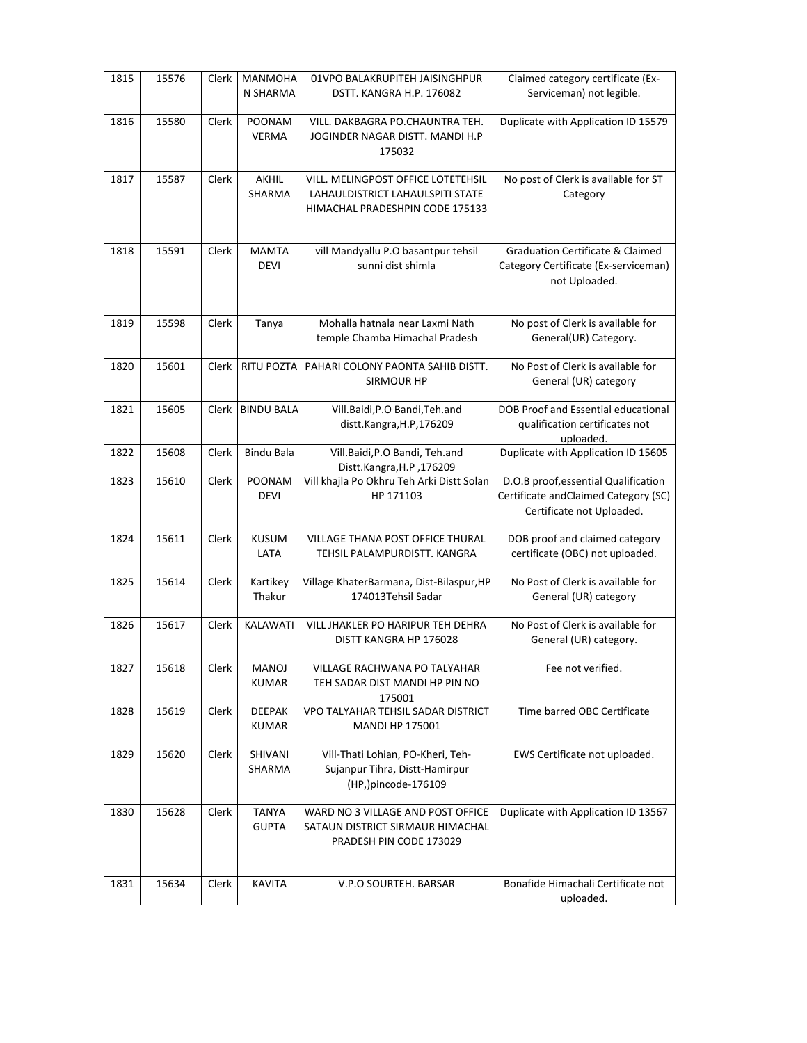| 1815 | 15576 | Clerk | MANMOHAN SHARMA | 01VPO BALAKRUPITEH JAISINGHPUR DSTT. KANGRA H.P. 176082 | Claimed category certificate (Ex-Serviceman) not legible. |
|---|---|---|---|---|---|
| 1816 | 15580 | Clerk | POONAM VERMA | VILL. DAKBAGRA PO.CHAUNTRA TEH. JOGINDER NAGAR DISTT. MANDI H.P 175032 | Duplicate with Application ID 15579 |
| 1817 | 15587 | Clerk | AKHIL SHARMA | VILL. MELINGPOST OFFICE LOTETEHSIL LAHAULDISTRICT LAHAULSPITI STATE HIMACHAL PRADESHPIN CODE 175133 | No post of Clerk is available for ST Category |
| 1818 | 15591 | Clerk | MAMTA DEVI | vill Mandyallu P.O basantpur tehsil sunni dist shimla | Graduation Certificate & Claimed Category Certificate (Ex-serviceman) not Uploaded. |
| 1819 | 15598 | Clerk | Tanya | Mohalla hatnala near Laxmi Nath temple Chamba Himachal Pradesh | No post of Clerk is available for General(UR) Category. |
| 1820 | 15601 | Clerk | RITU POZTA | PAHARI COLONY PAONTA SAHIB DISTT. SIRMOUR HP | No Post of Clerk is available for General (UR) category |
| 1821 | 15605 | Clerk | BINDU BALA | Vill.Baidi,P.O Bandi,Teh.and distt.Kangra,H.P,176209 | DOB Proof and Essential educational qualification certificates not uploaded. |
| 1822 | 15608 | Clerk | Bindu Bala | Vill.Baidi,P.O Bandi, Teh.and Distt.Kangra,H.P ,176209 | Duplicate with Application ID 15605 |
| 1823 | 15610 | Clerk | POONAM DEVI | Vill khajla Po Okhru Teh Arki Distt Solan HP 171103 | D.O.B proof,essential Qualification Certificate andClaimed Category (SC) Certificate not Uploaded. |
| 1824 | 15611 | Clerk | KUSUM LATA | VILLAGE THANA POST OFFICE THURAL TEHSIL PALAMPURDISTT. KANGRA | DOB proof and claimed category certificate (OBC) not uploaded. |
| 1825 | 15614 | Clerk | Kartikey Thakur | Village KhaterBarmana, Dist-Bilaspur,HP 174013Tehsil Sadar | No Post of Clerk is available for General (UR) category |
| 1826 | 15617 | Clerk | KALAWATI | VILL JHAKLER PO HARIPUR TEH DEHRA DISTT KANGRA HP 176028 | No Post of Clerk is available for General (UR) category. |
| 1827 | 15618 | Clerk | MANOJ KUMAR | VILLAGE RACHWANA PO TALYAHAR TEH SADAR DIST MANDI HP PIN NO 175001 | Fee not verified. |
| 1828 | 15619 | Clerk | DEEPAK KUMAR | VPO TALYAHAR TEHSIL SADAR DISTRICT MANDI HP 175001 | Time barred OBC Certificate |
| 1829 | 15620 | Clerk | SHIVANI SHARMA | Vill-Thati Lohian, PO-Kheri, Teh-Sujanpur Tihra, Distt-Hamirpur (HP,)pincode-176109 | EWS Certificate not uploaded. |
| 1830 | 15628 | Clerk | TANYA GUPTA | WARD NO 3 VILLAGE AND POST OFFICE SATAUN DISTRICT SIRMAUR HIMACHAL PRADESH PIN CODE 173029 | Duplicate with Application ID 13567 |
| 1831 | 15634 | Clerk | KAVITA | V.P.O SOURTEH. BARSAR | Bonafide Himachali Certificate not uploaded. |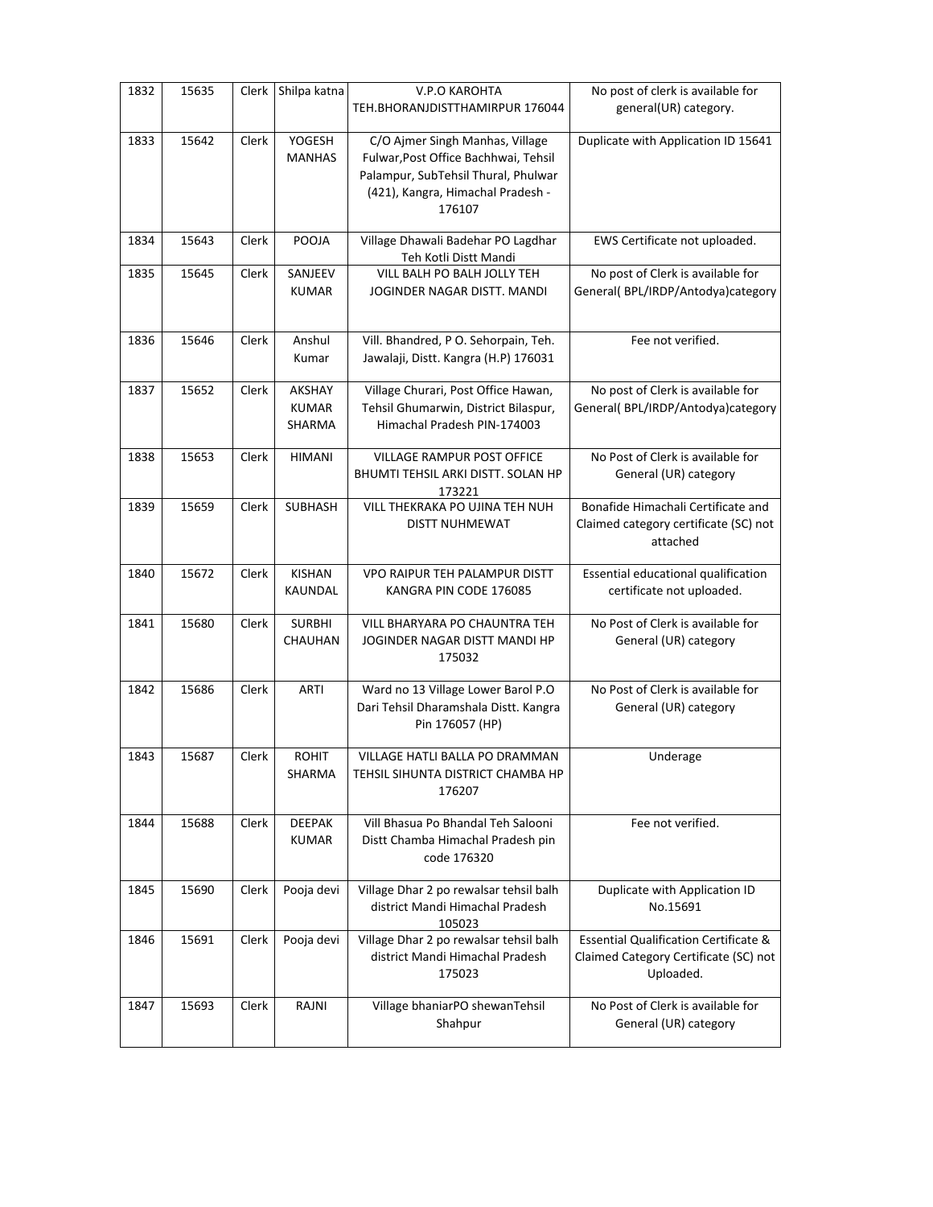| 1832 | 15635 | Clerk | Shilpa katna | V.P.O KAROHTA TEH.BHORANJDISTTHAMIRPUR 176044 | No post of clerk is available for general(UR) category. |
|---|---|---|---|---|---|
| 1833 | 15642 | Clerk | YOGESH MANHAS | C/O Ajmer Singh Manhas, Village Fulwar,Post Office Bachhwai, Tehsil Palampur, SubTehsil Thural, Phulwar (421), Kangra, Himachal Pradesh - 176107 | Duplicate with Application ID 15641 |
| 1834 | 15643 | Clerk | POOJA | Village Dhawali Badehar PO Lagdhar Teh Kotli Distt Mandi | EWS Certificate not uploaded. |
| 1835 | 15645 | Clerk | SANJEEV KUMAR | VILL BALH PO BALH JOLLY TEH JOGINDER NAGAR DISTT. MANDI | No post of Clerk is available for General( BPL/IRDP/Antodya)category |
| 1836 | 15646 | Clerk | Anshul Kumar | Vill. Bhandred, P O. Sehorpain, Teh. Jawalaji, Distt. Kangra (H.P) 176031 | Fee not verified. |
| 1837 | 15652 | Clerk | AKSHAY KUMAR SHARMA | Village Churari, Post Office Hawan, Tehsil Ghumarwin, District Bilaspur, Himachal Pradesh PIN-174003 | No post of Clerk is available for General( BPL/IRDP/Antodya)category |
| 1838 | 15653 | Clerk | HIMANI | VILLAGE RAMPUR POST OFFICE BHUMTI TEHSIL ARKI DISTT. SOLAN HP 173221 | No Post of Clerk is available for General (UR) category |
| 1839 | 15659 | Clerk | SUBHASH | VILL THEKRAKA PO UJINA TEH NUH DISTT NUHMEWAT | Bonafide Himachali Certificate and Claimed category certificate (SC) not attached |
| 1840 | 15672 | Clerk | KISHAN KAUNDAL | VPO RAIPUR TEH PALAMPUR DISTT KANGRA PIN CODE 176085 | Essential educational qualification certificate not uploaded. |
| 1841 | 15680 | Clerk | SURBHI CHAUHAN | VILL BHARYARA PO CHAUNTRA TEH JOGINDER NAGAR DISTT MANDI HP 175032 | No Post of Clerk is available for General (UR) category |
| 1842 | 15686 | Clerk | ARTI | Ward no 13 Village Lower Barol P.O Dari Tehsil Dharamshala Distt. Kangra Pin 176057 (HP) | No Post of Clerk is available for General (UR) category |
| 1843 | 15687 | Clerk | ROHIT SHARMA | VILLAGE HATLI BALLA PO DRAMMAN TEHSIL SIHUNTA DISTRICT CHAMBA HP 176207 | Underage |
| 1844 | 15688 | Clerk | DEEPAK KUMAR | Vill Bhasua Po Bhandal Teh Salooni Distt Chamba Himachal Pradesh pin code 176320 | Fee not verified. |
| 1845 | 15690 | Clerk | Pooja devi | Village Dhar 2 po rewalsar tehsil balh district Mandi Himachal Pradesh 105023 | Duplicate with Application ID No.15691 |
| 1846 | 15691 | Clerk | Pooja devi | Village Dhar 2 po rewalsar tehsil balh district Mandi Himachal Pradesh 175023 | Essential Qualification Certificate & Claimed Category Certificate (SC) not Uploaded. |
| 1847 | 15693 | Clerk | RAJNI | Village bhaniarPO shewanTehsil Shahpur | No Post of Clerk is available for General (UR) category |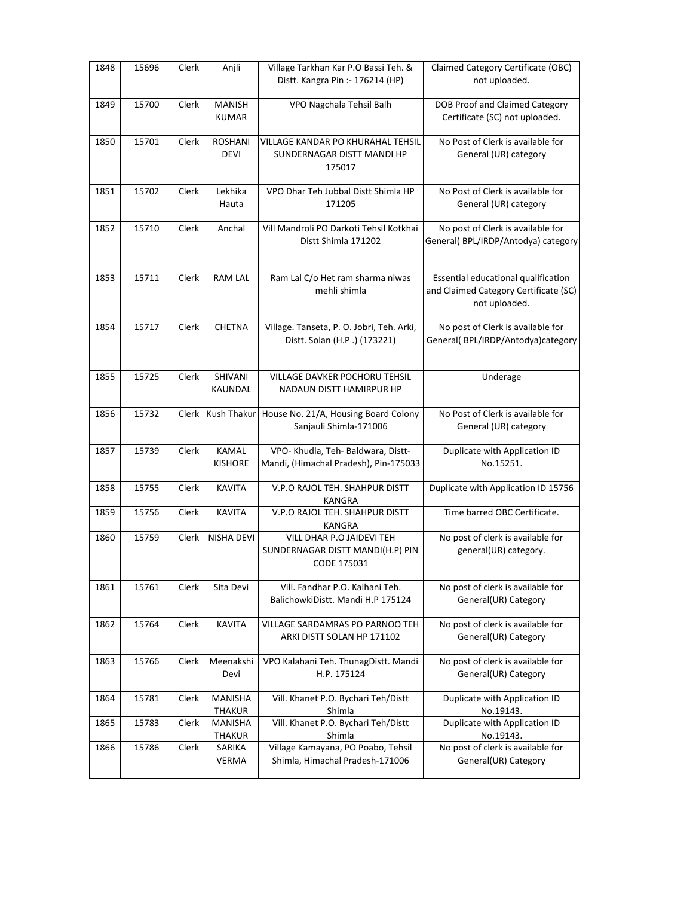| | | | | | |
|---|---|---|---|---|---|
| 1848 | 15696 | Clerk | Anjli | Village Tarkhan Kar P.O Bassi Teh. & Distt. Kangra Pin :- 176214 (HP) | Claimed Category Certificate (OBC) not uploaded. |
| 1849 | 15700 | Clerk | MANISH KUMAR | VPO Nagchala Tehsil Balh | DOB Proof and Claimed Category Certificate (SC) not uploaded. |
| 1850 | 15701 | Clerk | ROSHANI DEVI | VILLAGE KANDAR PO KHURAHAL TEHSIL SUNDERNAGAR DISTT MANDI HP 175017 | No Post of Clerk is available for General (UR) category |
| 1851 | 15702 | Clerk | Lekhika Hauta | VPO Dhar Teh Jubbal Distt Shimla HP 171205 | No Post of Clerk is available for General (UR) category |
| 1852 | 15710 | Clerk | Anchal | Vill Mandroli PO Darkoti Tehsil Kotkhai Distt Shimla 171202 | No post of Clerk is available for General( BPL/IRDP/Antodya) category |
| 1853 | 15711 | Clerk | RAM LAL | Ram Lal C/o Het ram sharma niwas mehli shimla | Essential educational qualification and Claimed Category Certificate (SC) not uploaded. |
| 1854 | 15717 | Clerk | CHETNA | Village. Tanseta, P. O. Jobri, Teh. Arki, Distt. Solan (H.P .) (173221) | No post of Clerk is available for General( BPL/IRDP/Antodya)category |
| 1855 | 15725 | Clerk | SHIVANI KAUNDAL | VILLAGE DAVKER POCHORU TEHSIL NADAUN DISTT HAMIRPUR HP | Underage |
| 1856 | 15732 | Clerk | Kush Thakur | House No. 21/A, Housing Board Colony Sanjauli Shimla-171006 | No Post of Clerk is available for General (UR) category |
| 1857 | 15739 | Clerk | KAMAL KISHORE | VPO- Khudla, Teh- Baldwara, Distt- Mandi, (Himachal Pradesh), Pin-175033 | Duplicate with Application ID No.15251. |
| 1858 | 15755 | Clerk | KAVITA | V.P.O RAJOL TEH. SHAHPUR DISTT KANGRA | Duplicate with Application ID 15756 |
| 1859 | 15756 | Clerk | KAVITA | V.P.O RAJOL TEH. SHAHPUR DISTT KANGRA | Time barred OBC Certificate. |
| 1860 | 15759 | Clerk | NISHA DEVI | VILL DHAR P.O JAIDEVI TEH SUNDERNAGAR DISTT MANDI(H.P) PIN CODE 175031 | No post of clerk is available for general(UR) category. |
| 1861 | 15761 | Clerk | Sita Devi | Vill. Fandhar P.O. Kalhani Teh. BalichowkiDistt. Mandi H.P 175124 | No post of clerk is available for General(UR) Category |
| 1862 | 15764 | Clerk | KAVITA | VILLAGE SARDAMRAS PO PARNOO TEH ARKI DISTT SOLAN HP 171102 | No post of clerk is available for General(UR) Category |
| 1863 | 15766 | Clerk | Meenakshi Devi | VPO Kalahani Teh. ThunagDistt. Mandi H.P. 175124 | No post of clerk is available for General(UR) Category |
| 1864 | 15781 | Clerk | MANISHA THAKUR | Vill. Khanet P.O. Bychari Teh/Distt Shimla | Duplicate with Application ID No.19143. |
| 1865 | 15783 | Clerk | MANISHA THAKUR | Vill. Khanet P.O. Bychari Teh/Distt Shimla | Duplicate with Application ID No.19143. |
| 1866 | 15786 | Clerk | SARIKA VERMA | Village Kamayana, PO Poabo, Tehsil Shimla, Himachal Pradesh-171006 | No post of clerk is available for General(UR) Category |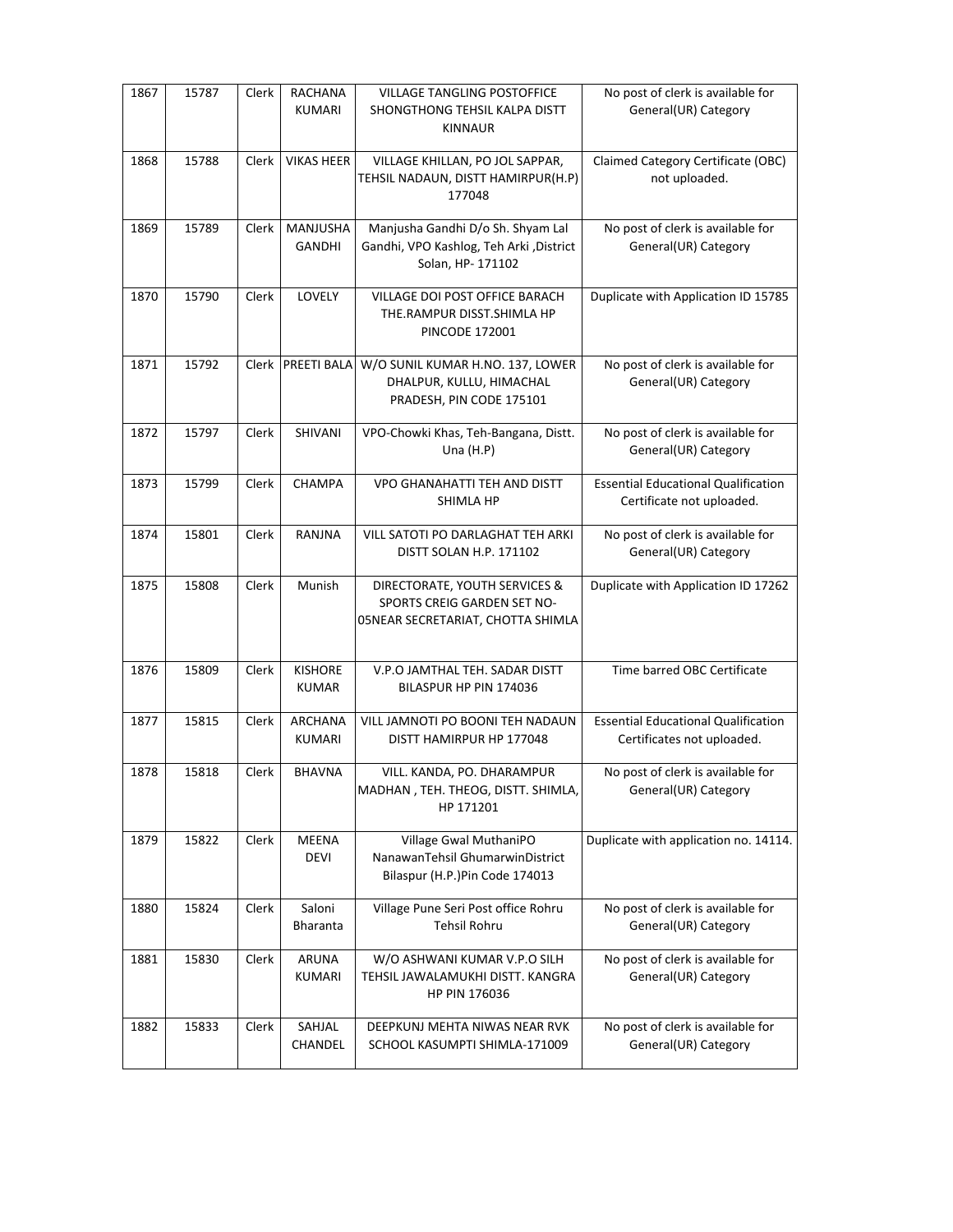| 1867 | 15787 | Clerk | RACHANA KUMARI | VILLAGE TANGLING POSTOFFICE SHONGTHONG TEHSIL KALPA DISTT KINNAUR | No post of clerk is available for General(UR) Category |
|---|---|---|---|---|---|
| 1868 | 15788 | Clerk | VIKAS HEER | VILLAGE KHILLAN, PO JOL SAPPAR, TEHSIL NADAUN, DISTT HAMIRPUR(H.P) 177048 | Claimed Category Certificate (OBC) not uploaded. |
| 1869 | 15789 | Clerk | MANJUSHA GANDHI | Manjusha Gandhi D/o Sh. Shyam Lal Gandhi, VPO Kashlog, Teh Arki ,District Solan, HP- 171102 | No post of clerk is available for General(UR) Category |
| 1870 | 15790 | Clerk | LOVELY | VILLAGE DOI POST OFFICE BARACH THE.RAMPUR DISST.SHIMLA HP PINCODE 172001 | Duplicate with Application ID 15785 |
| 1871 | 15792 | Clerk | PREETI BALA | W/O SUNIL KUMAR H.NO. 137, LOWER DHALPUR, KULLU, HIMACHAL PRADESH, PIN CODE 175101 | No post of clerk is available for General(UR) Category |
| 1872 | 15797 | Clerk | SHIVANI | VPO-Chowki Khas, Teh-Bangana, Distt. Una (H.P) | No post of clerk is available for General(UR) Category |
| 1873 | 15799 | Clerk | CHAMPA | VPO GHANAHATTI TEH AND DISTT SHIMLA HP | Essential Educational Qualification Certificate not uploaded. |
| 1874 | 15801 | Clerk | RANJNA | VILL SATOTI PO DARLAGHAT TEH ARKI DISTT SOLAN H.P. 171102 | No post of clerk is available for General(UR) Category |
| 1875 | 15808 | Clerk | Munish | DIRECTORATE, YOUTH SERVICES & SPORTS CREIG GARDEN SET NO-05NEAR SECRETARIAT, CHOTTA SHIMLA | Duplicate with Application ID 17262 |
| 1876 | 15809 | Clerk | KISHORE KUMAR | V.P.O JAMTHAL TEH. SADAR DISTT BILASPUR HP PIN 174036 | Time barred OBC Certificate |
| 1877 | 15815 | Clerk | ARCHANA KUMARI | VILL JAMNOTI PO BOONI TEH NADAUN DISTT HAMIRPUR HP 177048 | Essential Educational Qualification Certificates not uploaded. |
| 1878 | 15818 | Clerk | BHAVNA | VILL. KANDA, PO. DHARAMPUR MADHAN , TEH. THEOG, DISTT. SHIMLA, HP 171201 | No post of clerk is available for General(UR) Category |
| 1879 | 15822 | Clerk | MEENA DEVI | Village Gwal MuthaniPO NanawanTehsil GhumarwinDistrict Bilaspur (H.P.)Pin Code 174013 | Duplicate with application no. 14114. |
| 1880 | 15824 | Clerk | Saloni Bharanta | Village Pune Seri Post office Rohru Tehsil Rohru | No post of clerk is available for General(UR) Category |
| 1881 | 15830 | Clerk | ARUNA KUMARI | W/O ASHWANI KUMAR V.P.O SILH TEHSIL JAWALAMUKHI DISTT. KANGRA HP PIN 176036 | No post of clerk is available for General(UR) Category |
| 1882 | 15833 | Clerk | SAHJAL CHANDEL | DEEPKUNJ MEHTA NIWAS NEAR RVK SCHOOL KASUMPTI SHIMLA-171009 | No post of clerk is available for General(UR) Category |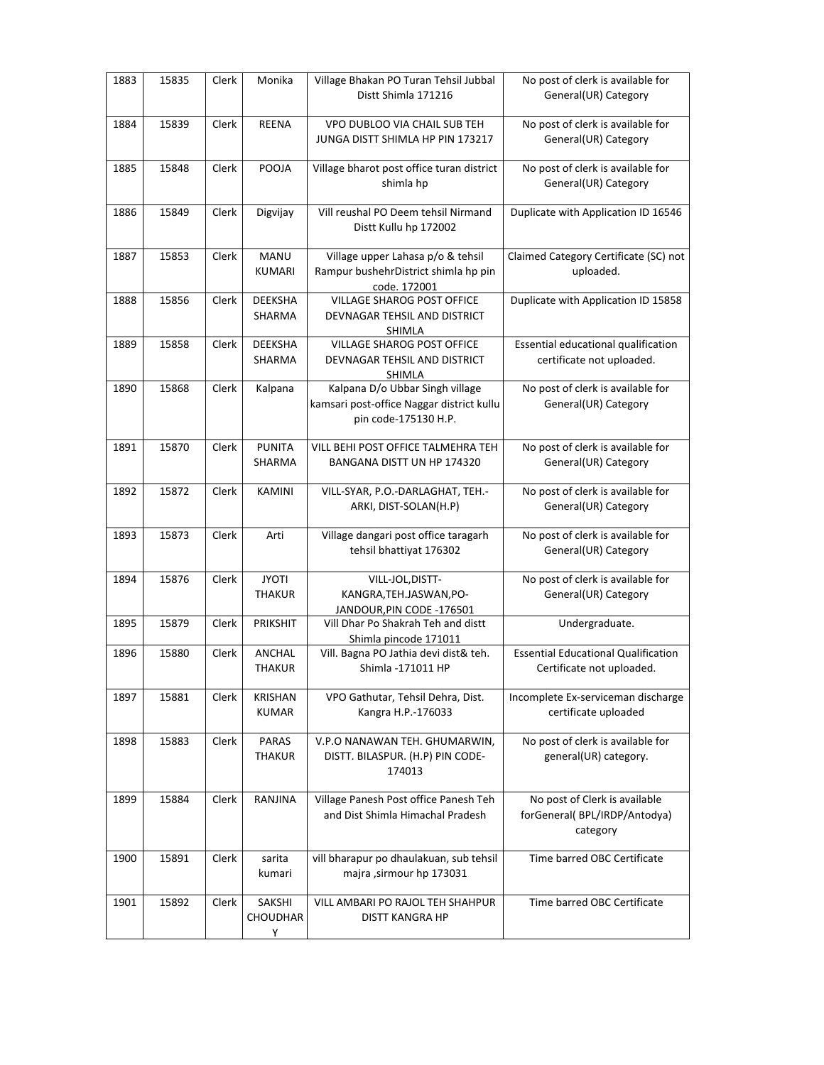| 1883 | 15835 | Clerk | Monika | Village Bhakan PO Turan Tehsil Jubbal Distt Shimla 171216 | No post of clerk is available for General(UR) Category |
|---|---|---|---|---|---|
| 1884 | 15839 | Clerk | REENA | VPO DUBLOO VIA CHAIL SUB TEH JUNGA DISTT SHIMLA HP PIN 173217 | No post of clerk is available for General(UR) Category |
| 1885 | 15848 | Clerk | POOJA | Village bharot post office turan district shimla hp | No post of clerk is available for General(UR) Category |
| 1886 | 15849 | Clerk | Digvijay | Vill reushal PO Deem tehsil Nirmand Distt Kullu hp 172002 | Duplicate with Application ID 16546 |
| 1887 | 15853 | Clerk | MANU KUMARI | Village upper Lahasa p/o & tehsil Rampur bushehrDistrict shimla hp pin code. 172001 | Claimed Category Certificate (SC) not uploaded. |
| 1888 | 15856 | Clerk | DEEKSHA SHARMA | VILLAGE SHAROG POST OFFICE DEVNAGAR TEHSIL AND DISTRICT SHIMLA | Duplicate with Application ID 15858 |
| 1889 | 15858 | Clerk | DEEKSHA SHARMA | VILLAGE SHAROG POST OFFICE DEVNAGAR TEHSIL AND DISTRICT SHIMLA | Essential educational qualification certificate not uploaded. |
| 1890 | 15868 | Clerk | Kalpana | Kalpana D/o Ubbar Singh village kamsari post-office Naggar district kullu pin code-175130 H.P. | No post of clerk is available for General(UR) Category |
| 1891 | 15870 | Clerk | PUNITA SHARMA | VILL BEHI POST OFFICE TALMEHRA TEH BANGANA DISTT UN HP 174320 | No post of clerk is available for General(UR) Category |
| 1892 | 15872 | Clerk | KAMINI | VILL-SYAR, P.O.-DARLAGHAT, TEH.-ARKI, DIST-SOLAN(H.P) | No post of clerk is available for General(UR) Category |
| 1893 | 15873 | Clerk | Arti | Village dangari post office taragarh tehsil bhattiyat 176302 | No post of clerk is available for General(UR) Category |
| 1894 | 15876 | Clerk | JYOTI THAKUR | VILL-JOL,DISTT-KANGRA,TEH.JASWAN,PO-JANDOUR,PIN CODE -176501 | No post of clerk is available for General(UR) Category |
| 1895 | 15879 | Clerk | PRIKSHIT | Vill Dhar Po Shakrah Teh and distt Shimla pincode 171011 | Undergraduate. |
| 1896 | 15880 | Clerk | ANCHAL THAKUR | Vill. Bagna PO Jathia devi dist& teh. Shimla -171011 HP | Essential Educational Qualification Certificate not uploaded. |
| 1897 | 15881 | Clerk | KRISHAN KUMAR | VPO Gathutar, Tehsil Dehra, Dist. Kangra H.P.-176033 | Incomplete Ex-serviceman discharge certificate uploaded |
| 1898 | 15883 | Clerk | PARAS THAKUR | V.P.O NANAWAN TEH. GHUMARWIN, DISTT. BILASPUR. (H.P) PIN CODE-174013 | No post of clerk is available for general(UR) category. |
| 1899 | 15884 | Clerk | RANJINA | Village Panesh Post office Panesh Teh and Dist Shimla Himachal Pradesh | No post of Clerk is available forGeneral( BPL/IRDP/Antodya) category |
| 1900 | 15891 | Clerk | sarita kumari | vill bharapur po dhaulakuan, sub tehsil majra ,sirmour hp 173031 | Time barred OBC Certificate |
| 1901 | 15892 | Clerk | SAKSHI CHOUDHARY | VILL AMBARI PO RAJOL TEH SHAHPUR DISTT KANGRA HP | Time barred OBC Certificate |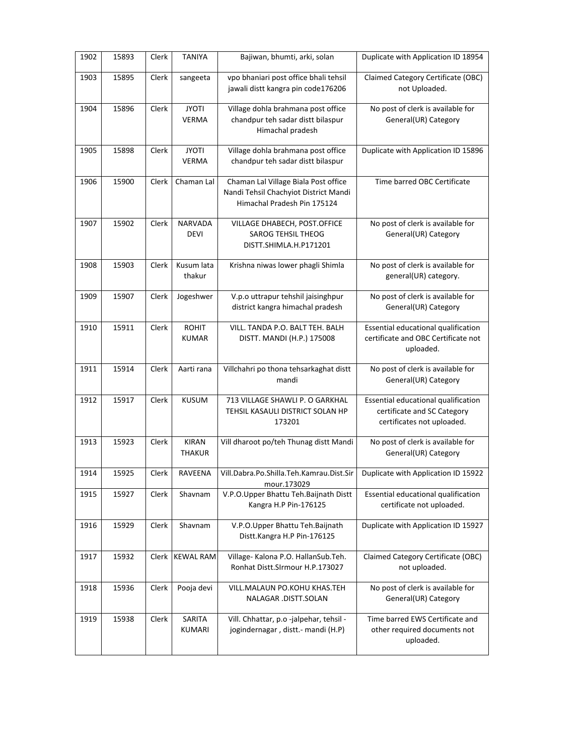| 1902 | 15893 | Clerk | TANIYA | Bajiwan, bhumti, arki, solan | Duplicate with Application ID 18954 |
|---|---|---|---|---|---|
| 1903 | 15895 | Clerk | sangeeta | vpo bhaniari post office bhali tehsil jawali distt kangra pin code176206 | Claimed Category Certificate (OBC) not Uploaded. |
| 1904 | 15896 | Clerk | JYOTI VERMA | Village dohla brahmana post office chandpur teh sadar distt bilaspur Himachal pradesh | No post of clerk is available for General(UR) Category |
| 1905 | 15898 | Clerk | JYOTI VERMA | Village dohla brahmana post office chandpur teh sadar distt bilaspur | Duplicate with Application ID 15896 |
| 1906 | 15900 | Clerk | Chaman Lal | Chaman Lal Village Biala Post office Nandi Tehsil Chachyiot District Mandi Himachal Pradesh Pin 175124 | Time barred OBC Certificate |
| 1907 | 15902 | Clerk | NARVADA DEVI | VILLAGE DHABECH, POST.OFFICE SAROG TEHSIL THEOG DISTT.SHIMLA.H.P171201 | No post of clerk is available for General(UR) Category |
| 1908 | 15903 | Clerk | Kusum lata thakur | Krishna niwas lower phagli Shimla | No post of clerk is available for general(UR) category. |
| 1909 | 15907 | Clerk | Jogeshwer | V.p.o uttarpur tehshil jaisinghpur district kangra himachal pradesh | No post of clerk is available for General(UR) Category |
| 1910 | 15911 | Clerk | ROHIT KUMAR | VILL. TANDA P.O. BALT TEH. BALH DISTT. MANDI (H.P.) 175008 | Essential educational qualification certificate and OBC Certificate not uploaded. |
| 1911 | 15914 | Clerk | Aarti rana | Villchahri po thona tehsarkaghat distt mandi | No post of clerk is available for General(UR) Category |
| 1912 | 15917 | Clerk | KUSUM | 713 VILLAGE SHAWLI P. O GARKHAL TEHSIL KASAULI DISTRICT SOLAN HP 173201 | Essential educational qualification certificate and SC Category certificates not uploaded. |
| 1913 | 15923 | Clerk | KIRAN THAKUR | Vill dharoot po/teh Thunag distt Mandi | No post of clerk is available for General(UR) Category |
| 1914 | 15925 | Clerk | RAVEENA | Vill.Dabra.Po.Shilla.Teh.Kamrau.Dist.Sirmour.173029 | Duplicate with Application ID 15922 |
| 1915 | 15927 | Clerk | Shavnam | V.P.O.Upper Bhattu Teh.Baijnath Distt Kangra H.P Pin-176125 | Essential educational qualification certificate not uploaded. |
| 1916 | 15929 | Clerk | Shavnam | V.P.O.Upper Bhattu Teh.Baijnath Distt.Kangra H.P Pin-176125 | Duplicate with Application ID 15927 |
| 1917 | 15932 | Clerk | KEWAL RAM | Village- Kalona P.O. HallanSub.Teh. Ronhat Distt.SIrmour H.P.173027 | Claimed Category Certificate (OBC) not uploaded. |
| 1918 | 15936 | Clerk | Pooja devi | VILL.MALAUN PO.KOHU KHAS.TEH NALAGAR .DISTT.SOLAN | No post of clerk is available for General(UR) Category |
| 1919 | 15938 | Clerk | SARITA KUMARI | Vill. Chhattar, p.o -jalpehar, tehsil - jogindernagar , distt.- mandi (H.P) | Time barred EWS Certificate and other required documents not uploaded. |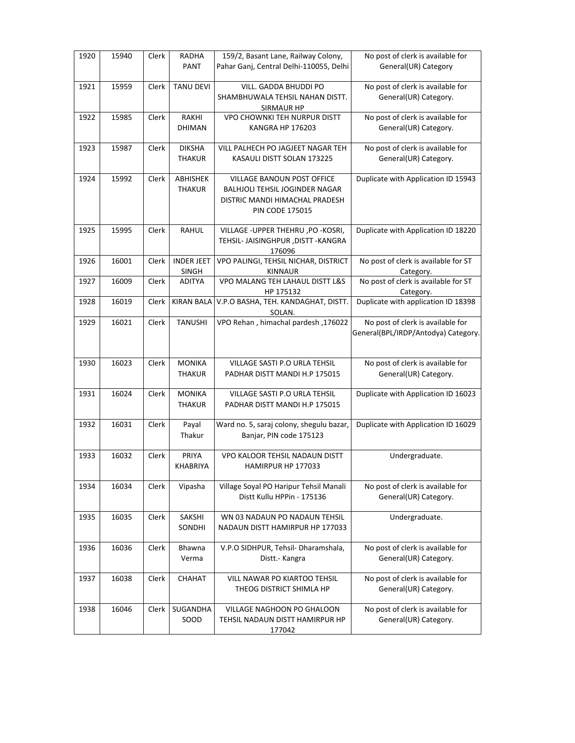| 1920 | 15940 | Clerk | RADHA PANT | 159/2, Basant Lane, Railway Colony, Pahar Ganj, Central Delhi-110055, Delhi | No post of clerk is available for General(UR) Category |
|---|---|---|---|---|---|
| 1921 | 15959 | Clerk | TANU DEVI | VILL. GADDA BHUDDI PO SHAMBHUWALA TEHSIL NAHAN DISTT. SIRMAUR HP | No post of clerk is available for General(UR) Category. |
| 1922 | 15985 | Clerk | RAKHI DHIMAN | VPO CHOWNKI TEH NURPUR DISTT KANGRA HP 176203 | No post of clerk is available for General(UR) Category. |
| 1923 | 15987 | Clerk | DIKSHA THAKUR | VILL PALHECH PO JAGJEET NAGAR TEH KASAULI DISTT SOLAN 173225 | No post of clerk is available for General(UR) Category. |
| 1924 | 15992 | Clerk | ABHISHEK THAKUR | VILLAGE BANOUN POST OFFICE BALHJOLI TEHSIL JOGINDER NAGAR DISTRIC MANDI HIMACHAL PRADESH PIN CODE 175015 | Duplicate with Application ID 15943 |
| 1925 | 15995 | Clerk | RAHUL | VILLAGE -UPPER THEHRU ,PO -KOSRI, TEHSIL- JAISINGHPUR ,DISTT -KANGRA 176096 | Duplicate with Application ID 18220 |
| 1926 | 16001 | Clerk | INDER JEET SINGH | VPO PALINGI, TEHSIL NICHAR, DISTRICT KINNAUR | No post of clerk is available for ST Category. |
| 1927 | 16009 | Clerk | ADITYA | VPO MALANG TEH LAHAUL DISTT L&S HP 175132 | No post of clerk is available for ST Category. |
| 1928 | 16019 | Clerk | KIRAN BALA | V.P.O BASHA, TEH. KANDAGHAT, DISTT. SOLAN. | Duplicate with application ID 18398 |
| 1929 | 16021 | Clerk | TANUSHI | VPO Rehan , himachal pardesh ,176022 | No post of clerk is available for General(BPL/IRDP/Antodya) Category. |
| 1930 | 16023 | Clerk | MONIKA THAKUR | VILLAGE SASTI P.O URLA TEHSIL PADHAR DISTT MANDI H.P 175015 | No post of clerk is available for General(UR) Category. |
| 1931 | 16024 | Clerk | MONIKA THAKUR | VILLAGE SASTI P.O URLA TEHSIL PADHAR DISTT MANDI H.P 175015 | Duplicate with Application ID 16023 |
| 1932 | 16031 | Clerk | Payal Thakur | Ward no. 5, saraj colony, shegulu bazar, Banjar, PIN code 175123 | Duplicate with Application ID 16029 |
| 1933 | 16032 | Clerk | PRIYA KHABRIYA | VPO KALOOR TEHSIL NADAUN DISTT HAMIRPUR HP 177033 | Undergraduate. |
| 1934 | 16034 | Clerk | Vipasha | Village Soyal PO Haripur Tehsil Manali Distt Kullu HPPin - 175136 | No post of clerk is available for General(UR) Category. |
| 1935 | 16035 | Clerk | SAKSHI SONDHI | WN 03 NADAUN PO NADAUN TEHSIL NADAUN DISTT HAMIRPUR HP 177033 | Undergraduate. |
| 1936 | 16036 | Clerk | Bhawna Verma | V.P.O SIDHPUR, Tehsil- Dharamshala, Distt.- Kangra | No post of clerk is available for General(UR) Category. |
| 1937 | 16038 | Clerk | CHAHAT | VILL NAWAR PO KIARTOO TEHSIL THEOG DISTRICT SHIMLA HP | No post of clerk is available for General(UR) Category. |
| 1938 | 16046 | Clerk | SUGANDHA SOOD | VILLAGE NAGHOON PO GHALOON TEHSIL NADAUN DISTT HAMIRPUR HP 177042 | No post of clerk is available for General(UR) Category. |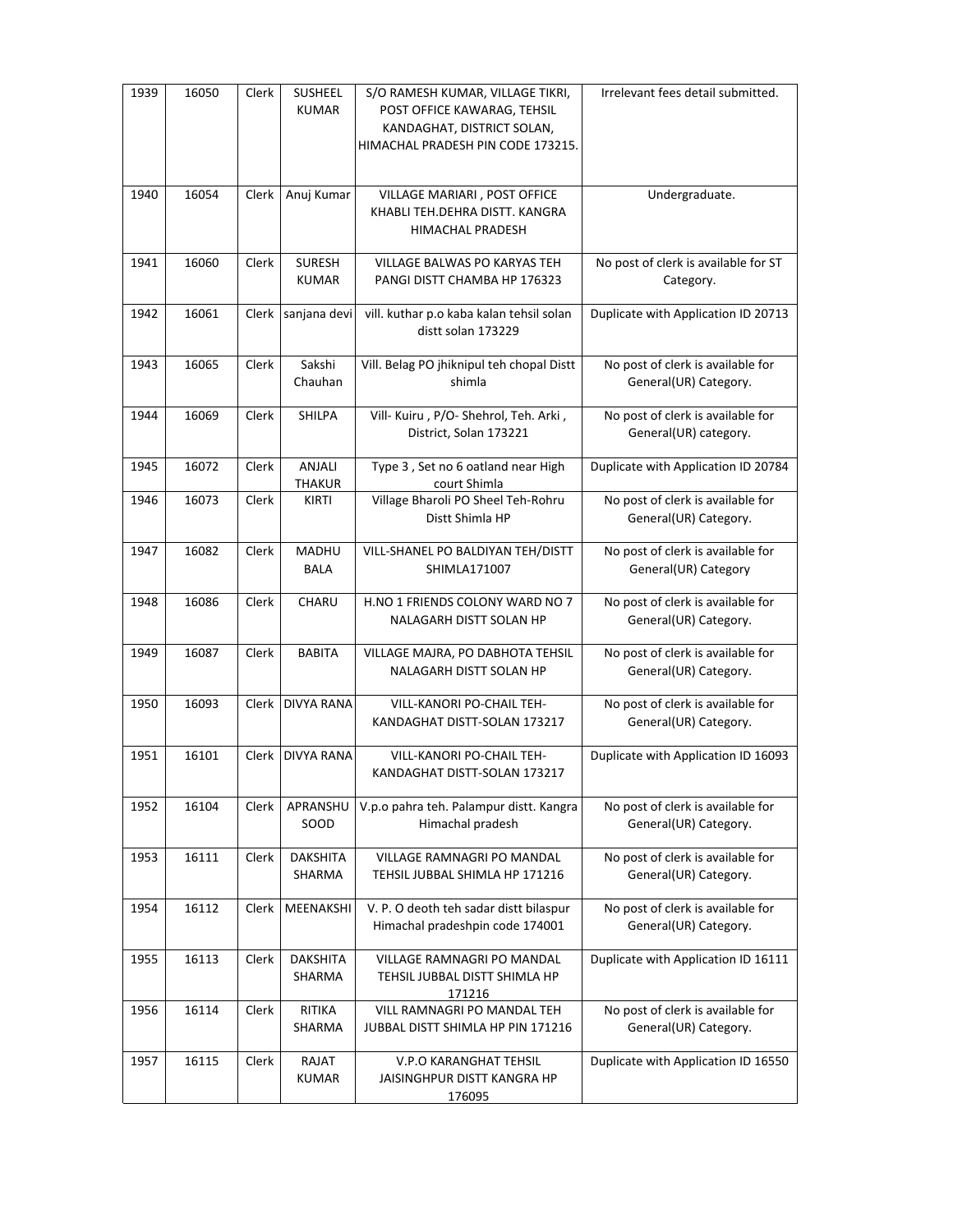| 1939 | 16050 | Clerk | SUSHEEL KUMAR | S/O RAMESH KUMAR, VILLAGE TIKRI, POST OFFICE KAWARAG, TEHSIL KANDAGHAT, DISTRICT SOLAN, HIMACHAL PRADESH PIN CODE 173215. | Irrelevant fees detail submitted. |
|---|---|---|---|---|---|
| 1940 | 16054 | Clerk | Anuj Kumar | VILLAGE MARIARI , POST OFFICE KHABLI TEH.DEHRA DISTT. KANGRA HIMACHAL PRADESH | Undergraduate. |
| 1941 | 16060 | Clerk | SURESH KUMAR | VILLAGE BALWAS PO KARYAS TEH PANGI DISTT CHAMBA HP 176323 | No post of clerk is available for ST Category. |
| 1942 | 16061 | Clerk | sanjana devi | vill. kuthar p.o kaba kalan tehsil solan distt solan 173229 | Duplicate with Application ID 20713 |
| 1943 | 16065 | Clerk | Sakshi Chauhan | Vill. Belag PO jhiknipul teh chopal Distt shimla | No post of clerk is available for General(UR) Category. |
| 1944 | 16069 | Clerk | SHILPA | Vill- Kuiru , P/O- Shehrol, Teh. Arki , District, Solan 173221 | No post of clerk is available for General(UR) category. |
| 1945 | 16072 | Clerk | ANJALI THAKUR | Type 3 , Set no 6 oatland near High court Shimla | Duplicate with Application ID 20784 |
| 1946 | 16073 | Clerk | KIRTI | Village Bharoli PO Sheel Teh-Rohru Distt Shimla HP | No post of clerk is available for General(UR) Category. |
| 1947 | 16082 | Clerk | MADHU BALA | VILL-SHANEL PO BALDIYAN TEH/DISTT SHIMLA171007 | No post of clerk is available for General(UR) Category |
| 1948 | 16086 | Clerk | CHARU | H.NO 1 FRIENDS COLONY WARD NO 7 NALAGARH DISTT SOLAN HP | No post of clerk is available for General(UR) Category. |
| 1949 | 16087 | Clerk | BABITA | VILLAGE MAJRA, PO DABHOTA TEHSIL NALAGARH DISTT SOLAN HP | No post of clerk is available for General(UR) Category. |
| 1950 | 16093 | Clerk | DIVYA RANA | VILL-KANORI PO-CHAIL TEH-KANDAGHAT DISTT-SOLAN 173217 | No post of clerk is available for General(UR) Category. |
| 1951 | 16101 | Clerk | DIVYA RANA | VILL-KANORI PO-CHAIL TEH-KANDAGHAT DISTT-SOLAN 173217 | Duplicate with Application ID 16093 |
| 1952 | 16104 | Clerk | APRANSHU SOOD | V.p.o pahra teh. Palampur distt. Kangra Himachal pradesh | No post of clerk is available for General(UR) Category. |
| 1953 | 16111 | Clerk | DAKSHITA SHARMA | VILLAGE RAMNAGRI PO MANDAL TEHSIL JUBBAL SHIMLA HP 171216 | No post of clerk is available for General(UR) Category. |
| 1954 | 16112 | Clerk | MEENAKSHI | V. P. O deoth teh sadar distt bilaspur Himachal pradeshpin code 174001 | No post of clerk is available for General(UR) Category. |
| 1955 | 16113 | Clerk | DAKSHITA SHARMA | VILLAGE RAMNAGRI PO MANDAL TEHSIL JUBBAL DISTT SHIMLA HP 171216 | Duplicate with Application ID 16111 |
| 1956 | 16114 | Clerk | RITIKA SHARMA | VILL RAMNAGRI PO MANDAL TEH JUBBAL DISTT SHIMLA HP PIN 171216 | No post of clerk is available for General(UR) Category. |
| 1957 | 16115 | Clerk | RAJAT KUMAR | V.P.O KARANGHAT TEHSIL JAISINGHPUR DISTT KANGRA HP 176095 | Duplicate with Application ID 16550 |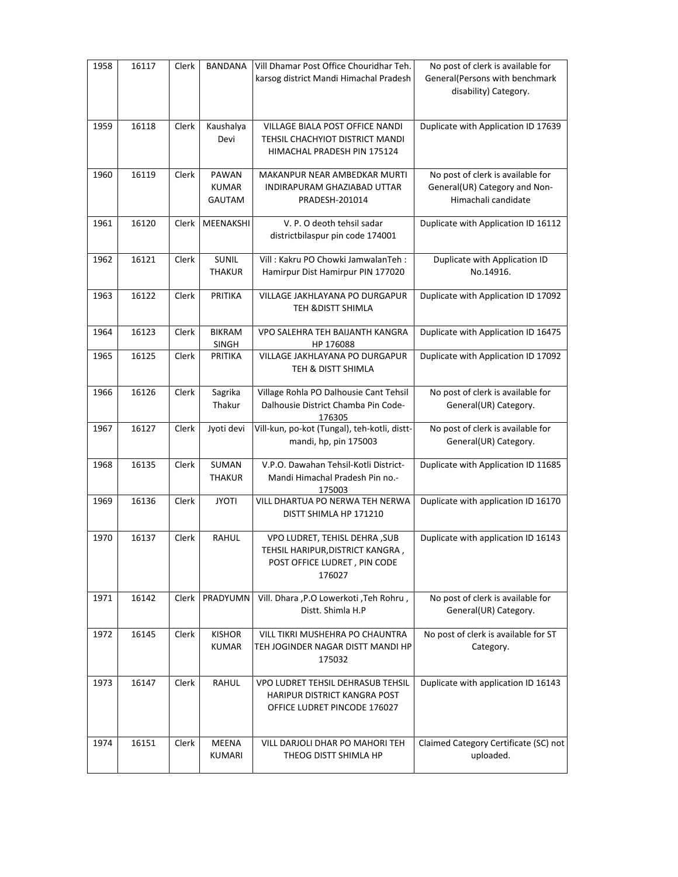| 1958 | 16117 | Clerk | BANDANA | Vill Dhamar Post Office Chouridhar Teh. karsog district Mandi Himachal Pradesh | No post of clerk is available for General(Persons with benchmark disability) Category. |
|---|---|---|---|---|---|
| 1959 | 16118 | Clerk | Kaushalya Devi | VILLAGE BIALA POST OFFICE NANDI TEHSIL CHACHYIOT DISTRICT MANDI HIMACHAL PRADESH PIN 175124 | Duplicate with Application ID 17639 |
| 1960 | 16119 | Clerk | PAWAN KUMAR GAUTAM | MAKANPUR NEAR AMBEDKAR MURTI INDIRAPURAM GHAZIABAD UTTAR PRADESH-201014 | No post of clerk is available for General(UR) Category and Non-Himachali candidate |
| 1961 | 16120 | Clerk | MEENAKSHI | V. P. O deoth tehsil sadar districtbilaspur pin code 174001 | Duplicate with Application ID 16112 |
| 1962 | 16121 | Clerk | SUNIL THAKUR | Vill : Kakru PO Chowki JamwalanTeh : Hamirpur Dist Hamirpur PIN 177020 | Duplicate with Application ID No.14916. |
| 1963 | 16122 | Clerk | PRITIKA | VILLAGE JAKHLAYANA PO DURGAPUR TEH &DISTT SHIMLA | Duplicate with Application ID 17092 |
| 1964 | 16123 | Clerk | BIKRAM SINGH | VPO SALEHRA TEH BAIJANTH KANGRA HP 176088 | Duplicate with Application ID 16475 |
| 1965 | 16125 | Clerk | PRITIKA | VILLAGE JAKHLAYANA PO DURGAPUR TEH & DISTT SHIMLA | Duplicate with Application ID 17092 |
| 1966 | 16126 | Clerk | Sagrika Thakur | Village Rohla PO Dalhousie Cant Tehsil Dalhousie District Chamba Pin Code-176305 | No post of clerk is available for General(UR) Category. |
| 1967 | 16127 | Clerk | Jyoti devi | Vill-kun, po-kot (Tungal), teh-kotli, distt-mandi, hp, pin 175003 | No post of clerk is available for General(UR) Category. |
| 1968 | 16135 | Clerk | SUMAN THAKUR | V.P.O. Dawahan Tehsil-Kotli District-Mandi Himachal Pradesh Pin no.-175003 | Duplicate with Application ID 11685 |
| 1969 | 16136 | Clerk | JYOTI | VILL DHARTUA PO NERWA TEH NERWA DISTT SHIMLA HP 171210 | Duplicate with application ID 16170 |
| 1970 | 16137 | Clerk | RAHUL | VPO LUDRET, TEHISL DEHRA ,SUB TEHSIL HARIPUR,DISTRICT KANGRA , POST OFFICE LUDRET , PIN CODE 176027 | Duplicate with application ID 16143 |
| 1971 | 16142 | Clerk | PRADYUMN | Vill. Dhara ,P.O Lowerkoti ,Teh Rohru , Distt. Shimla H.P | No post of clerk is available for General(UR) Category. |
| 1972 | 16145 | Clerk | KISHOR KUMAR | VILL TIKRI MUSHEHRA PO CHAUNTRA TEH JOGINDER NAGAR DISTT MANDI HP 175032 | No post of clerk is available for ST Category. |
| 1973 | 16147 | Clerk | RAHUL | VPO LUDRET TEHSIL DEHRASUB TEHSIL HARIPUR DISTRICT KANGRA POST OFFICE LUDRET PINCODE 176027 | Duplicate with application ID 16143 |
| 1974 | 16151 | Clerk | MEENA KUMARI | VILL DARJOLI DHAR PO MAHORI TEH THEOG DISTT SHIMLA HP | Claimed Category Certificate (SC) not uploaded. |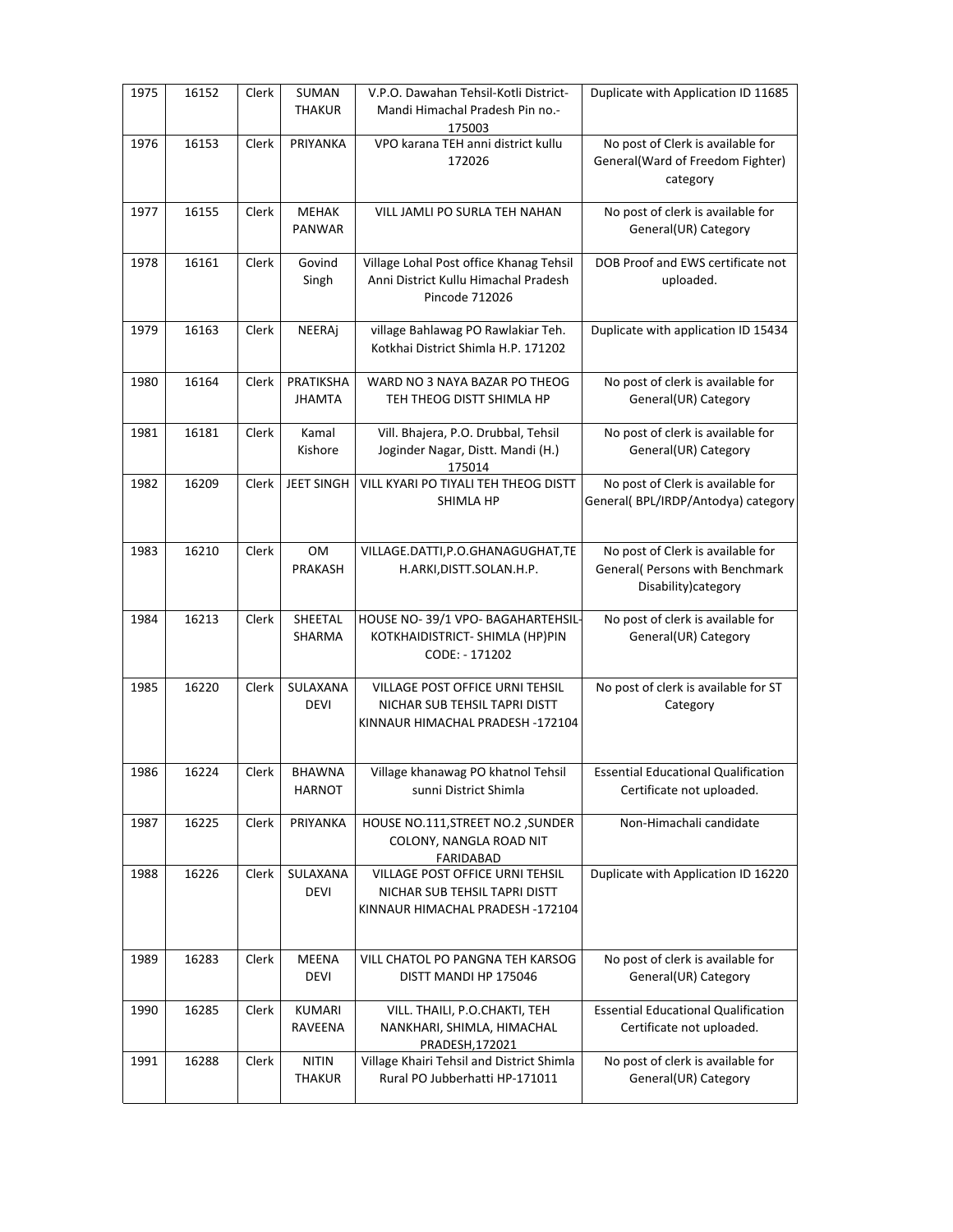| 1975 | 16152 | Clerk | SUMAN THAKUR | V.P.O. Dawahan Tehsil-Kotli District-Mandi Himachal Pradesh Pin no.-175003 | Duplicate with Application ID 11685 |
|---|---|---|---|---|---|
| 1976 | 16153 | Clerk | PRIYANKA | VPO karana TEH anni district kullu 172026 | No post of Clerk is available for General(Ward of Freedom Fighter) category |
| 1977 | 16155 | Clerk | MEHAK PANWAR | VILL JAMLI PO SURLA TEH NAHAN | No post of clerk is available for General(UR) Category |
| 1978 | 16161 | Clerk | Govind Singh | Village Lohal Post office Khanag Tehsil Anni District Kullu Himachal Pradesh Pincode 712026 | DOB Proof and EWS certificate not uploaded. |
| 1979 | 16163 | Clerk | NEERAj | village Bahlawag PO Rawlakiar Teh. Kotkhai District Shimla H.P. 171202 | Duplicate with application ID 15434 |
| 1980 | 16164 | Clerk | PRATIKSHA JHAMTA | WARD NO 3 NAYA BAZAR PO THEOG TEH THEOG DISTT SHIMLA HP | No post of clerk is available for General(UR) Category |
| 1981 | 16181 | Clerk | Kamal Kishore | Vill. Bhajera, P.O. Drubbal, Tehsil Joginder Nagar, Distt. Mandi (H.) 175014 | No post of clerk is available for General(UR) Category |
| 1982 | 16209 | Clerk | JEET SINGH | VILL KYARI PO TIYALI TEH THEOG DISTT SHIMLA HP | No post of Clerk is available for General( BPL/IRDP/Antodya) category |
| 1983 | 16210 | Clerk | OM PRAKASH | VILLAGE.DATTI,P.O.GHANAGUGHAT,TEH.ARKI,DISTT.SOLAN.H.P. | No post of Clerk is available for General( Persons with Benchmark Disability)category |
| 1984 | 16213 | Clerk | SHEETAL SHARMA | HOUSE NO- 39/1 VPO- BAGAHARTEHSIL-KOTKHAIDISTRICT- SHIMLA (HP)PIN CODE: - 171202 | No post of clerk is available for General(UR) Category |
| 1985 | 16220 | Clerk | SULAXANA DEVI | VILLAGE POST OFFICE URNI TEHSIL NICHAR SUB TEHSIL TAPRI DISTT KINNAUR HIMACHAL PRADESH -172104 | No post of clerk is available for ST Category |
| 1986 | 16224 | Clerk | BHAWNA HARNOT | Village khanawag PO khatnol Tehsil sunni District Shimla | Essential Educational Qualification Certificate not uploaded. |
| 1987 | 16225 | Clerk | PRIYANKA | HOUSE NO.111,STREET NO.2 ,SUNDER COLONY, NANGLA ROAD NIT FARIDABAD | Non-Himachali candidate |
| 1988 | 16226 | Clerk | SULAXANA DEVI | VILLAGE POST OFFICE URNI TEHSIL NICHAR SUB TEHSIL TAPRI DISTT KINNAUR HIMACHAL PRADESH -172104 | Duplicate with Application ID 16220 |
| 1989 | 16283 | Clerk | MEENA DEVI | VILL CHATOL PO PANGNA TEH KARSOG DISTT MANDI HP 175046 | No post of clerk is available for General(UR) Category |
| 1990 | 16285 | Clerk | KUMARI RAVEENA | VILL. THAILI, P.O.CHAKTI, TEH NANKHARI, SHIMLA, HIMACHAL PRADESH,172021 | Essential Educational Qualification Certificate not uploaded. |
| 1991 | 16288 | Clerk | NITIN THAKUR | Village Khairi Tehsil and District Shimla Rural PO Jubberhatti HP-171011 | No post of clerk is available for General(UR) Category |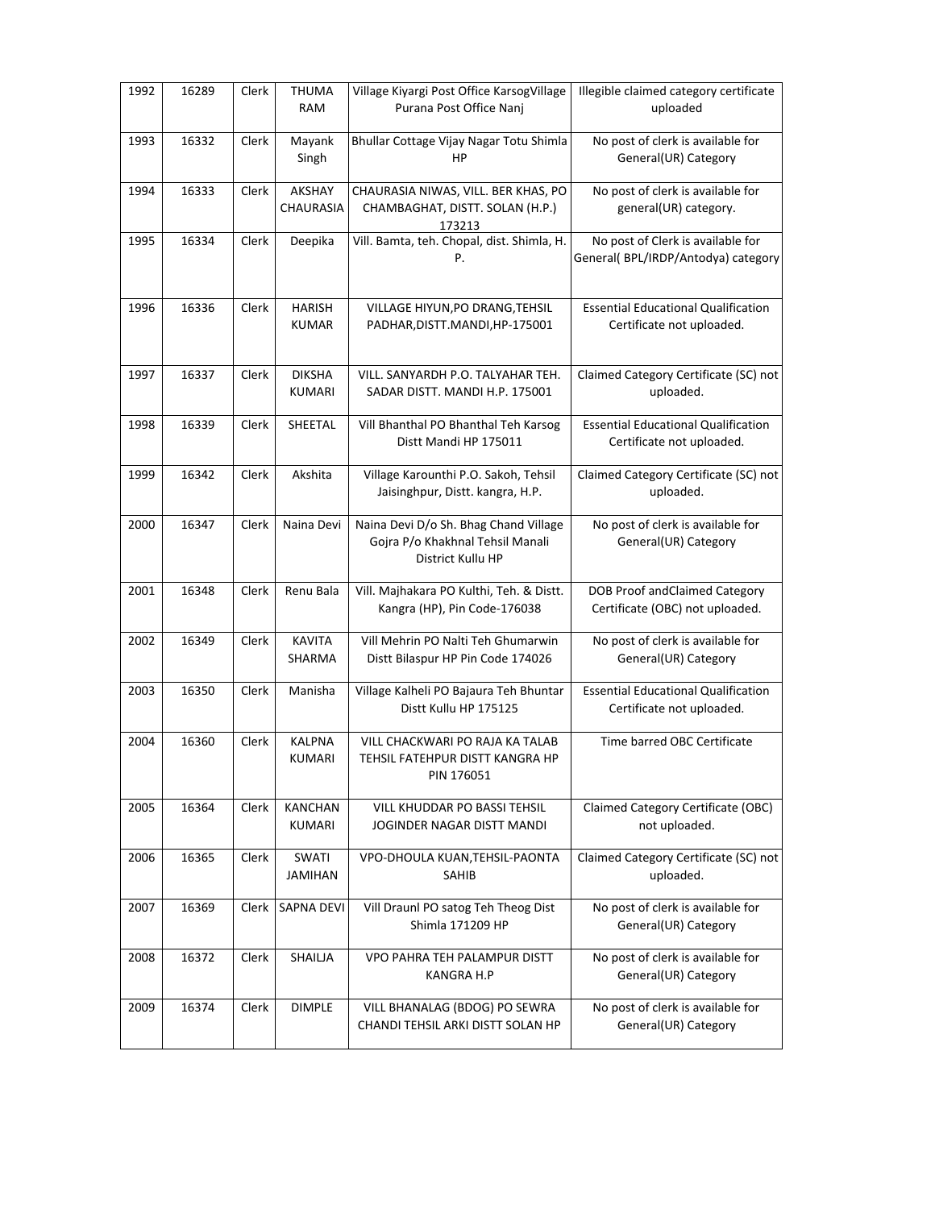| 1992 | 16289 | Clerk | THUMA RAM | Village Kiyargi Post Office KarsogVillage Purana Post Office Nanj | Illegible claimed category certificate uploaded |
|---|---|---|---|---|---|
| 1993 | 16332 | Clerk | Mayank Singh | Bhullar Cottage Vijay Nagar Totu Shimla HP | No post of clerk is available for General(UR) Category |
| 1994 | 16333 | Clerk | AKSHAY CHAURASIA | CHAURASIA NIWAS, VILL. BER KHAS, PO CHAMBAGHAT, DISTT. SOLAN (H.P.) 173213 | No post of clerk is available for general(UR) category. |
| 1995 | 16334 | Clerk | Deepika | Vill. Bamta, teh. Chopal, dist. Shimla, H. P. | No post of Clerk is available for General( BPL/IRDP/Antodya) category |
| 1996 | 16336 | Clerk | HARISH KUMAR | VILLAGE HIYUN,PO DRANG,TEHSIL PADHAR,DISTT.MANDI,HP-175001 | Essential Educational Qualification Certificate not uploaded. |
| 1997 | 16337 | Clerk | DIKSHA KUMARI | VILL. SANYARDH P.O. TALYAHAR TEH. SADAR DISTT. MANDI H.P. 175001 | Claimed Category Certificate (SC) not uploaded. |
| 1998 | 16339 | Clerk | SHEETAL | Vill Bhanthal PO Bhanthal Teh Karsog Distt Mandi HP 175011 | Essential Educational Qualification Certificate not uploaded. |
| 1999 | 16342 | Clerk | Akshita | Village Karounthi P.O. Sakoh, Tehsil Jaisinghpur, Distt. kangra, H.P. | Claimed Category Certificate (SC) not uploaded. |
| 2000 | 16347 | Clerk | Naina Devi | Naina Devi D/o Sh. Bhag Chand Village Gojra P/o Khakhnal Tehsil Manali District Kullu HP | No post of clerk is available for General(UR) Category |
| 2001 | 16348 | Clerk | Renu Bala | Vill. Majhakara PO Kulthi, Teh. & Distt. Kangra (HP), Pin Code-176038 | DOB Proof andClaimed Category Certificate (OBC) not uploaded. |
| 2002 | 16349 | Clerk | KAVITA SHARMA | Vill Mehrin PO Nalti Teh Ghumarwin Distt Bilaspur HP Pin Code 174026 | No post of clerk is available for General(UR) Category |
| 2003 | 16350 | Clerk | Manisha | Village Kalheli PO Bajaura Teh Bhuntar Distt Kullu HP 175125 | Essential Educational Qualification Certificate not uploaded. |
| 2004 | 16360 | Clerk | KALPNA KUMARI | VILL CHACKWARI PO RAJA KA TALAB TEHSIL FATEHPUR DISTT KANGRA HP PIN 176051 | Time barred OBC Certificate |
| 2005 | 16364 | Clerk | KANCHAN KUMARI | VILL KHUDDAR PO BASSI TEHSIL JOGINDER NAGAR DISTT MANDI | Claimed Category Certificate (OBC) not uploaded. |
| 2006 | 16365 | Clerk | SWATI JAMIHAN | VPO-DHOULA KUAN,TEHSIL-PAONTA SAHIB | Claimed Category Certificate (SC) not uploaded. |
| 2007 | 16369 | Clerk | SAPNA DEVI | Vill Draunl PO satog Teh Theog Dist Shimla 171209 HP | No post of clerk is available for General(UR) Category |
| 2008 | 16372 | Clerk | SHAILJA | VPO PAHRA TEH PALAMPUR DISTT KANGRA H.P | No post of clerk is available for General(UR) Category |
| 2009 | 16374 | Clerk | DIMPLE | VILL BHANALAG (BDOG) PO SEWRA CHANDI TEHSIL ARKI DISTT SOLAN HP | No post of clerk is available for General(UR) Category |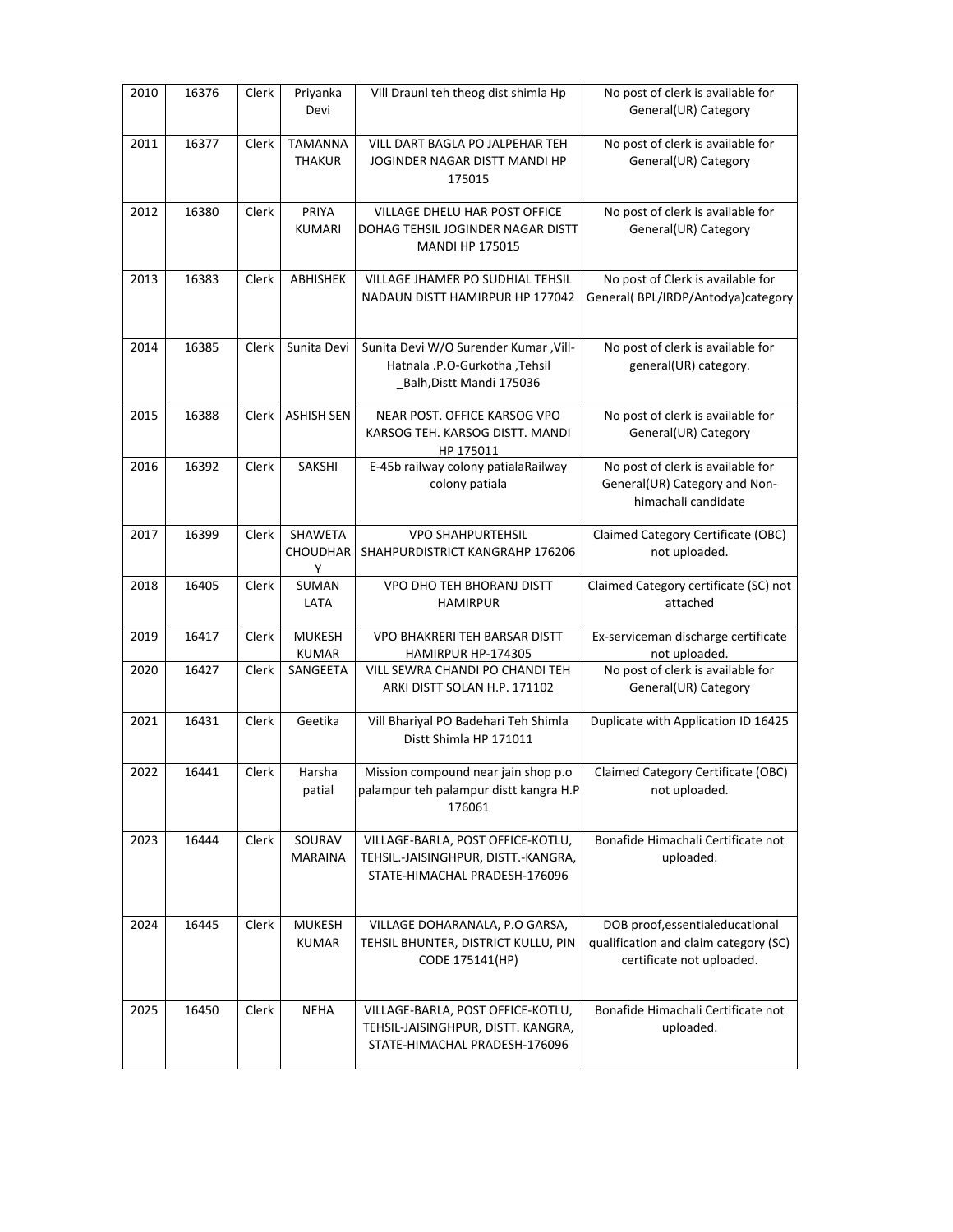| 2010 | 16376 | Clerk | Priyanka Devi | Vill Draunl teh theog dist shimla Hp | No post of clerk is available for General(UR) Category |
|---|---|---|---|---|---|
| 2011 | 16377 | Clerk | TAMANNA THAKUR | VILL DART BAGLA PO JALPEHAR TEH JOGINDER NAGAR DISTT MANDI HP 175015 | No post of clerk is available for General(UR) Category |
| 2012 | 16380 | Clerk | PRIYA KUMARI | VILLAGE DHELU HAR POST OFFICE DOHAG TEHSIL JOGINDER NAGAR DISTT MANDI HP 175015 | No post of clerk is available for General(UR) Category |
| 2013 | 16383 | Clerk | ABHISHEK | VILLAGE JHAMER PO SUDHIAL TEHSIL NADAUN DISTT HAMIRPUR HP 177042 | No post of Clerk is available for General( BPL/IRDP/Antodya)category |
| 2014 | 16385 | Clerk | Sunita Devi | Sunita Devi W/O Surender Kumar ,Vill-Hatnala .P.O-Gurkotha ,Tehsil _Balh,Distt Mandi 175036 | No post of clerk is available for general(UR) category. |
| 2015 | 16388 | Clerk | ASHISH SEN | NEAR POST. OFFICE KARSOG VPO KARSOG TEH. KARSOG DISTT. MANDI HP 175011 | No post of clerk is available for General(UR) Category |
| 2016 | 16392 | Clerk | SAKSHI | E-45b railway colony patialaRailway colony patiala | No post of clerk is available for General(UR) Category and Non-himachali candidate |
| 2017 | 16399 | Clerk | SHAWETA CHOUDHARY | VPO SHAHPURTEHSIL SHAHPURDISTRICT KANGRAHP 176206 | Claimed Category Certificate (OBC) not uploaded. |
| 2018 | 16405 | Clerk | SUMAN LATA | VPO DHO TEH BHORANJ DISTT HAMIRPUR | Claimed Category certificate (SC) not attached |
| 2019 | 16417 | Clerk | MUKESH KUMAR | VPO BHAKRERI TEH BARSAR DISTT HAMIRPUR HP-174305 | Ex-serviceman discharge certificate not uploaded. |
| 2020 | 16427 | Clerk | SANGEETA | VILL SEWRA CHANDI PO CHANDI TEH ARKI DISTT SOLAN H.P. 171102 | No post of clerk is available for General(UR) Category |
| 2021 | 16431 | Clerk | Geetika | Vill Bhariyal PO Badehari Teh Shimla Distt Shimla HP 171011 | Duplicate with Application ID 16425 |
| 2022 | 16441 | Clerk | Harsha patial | Mission compound near jain shop p.o palampur teh palampur distt kangra H.P 176061 | Claimed Category Certificate (OBC) not uploaded. |
| 2023 | 16444 | Clerk | SOURAV MARAINA | VILLAGE-BARLA, POST OFFICE-KOTLU, TEHSIL.-JAISINGHPUR, DISTT.-KANGRA, STATE-HIMACHAL PRADESH-176096 | Bonafide Himachali Certificate not uploaded. |
| 2024 | 16445 | Clerk | MUKESH KUMAR | VILLAGE DOHARANALA, P.O GARSA, TEHSIL BHUNTER, DISTRICT KULLU, PIN CODE 175141(HP) | DOB proof,essentialeducational qualification and claim category (SC) certificate not uploaded. |
| 2025 | 16450 | Clerk | NEHA | VILLAGE-BARLA, POST OFFICE-KOTLU, TEHSIL-JAISINGHPUR, DISTT. KANGRA, STATE-HIMACHAL PRADESH-176096 | Bonafide Himachali Certificate not uploaded. |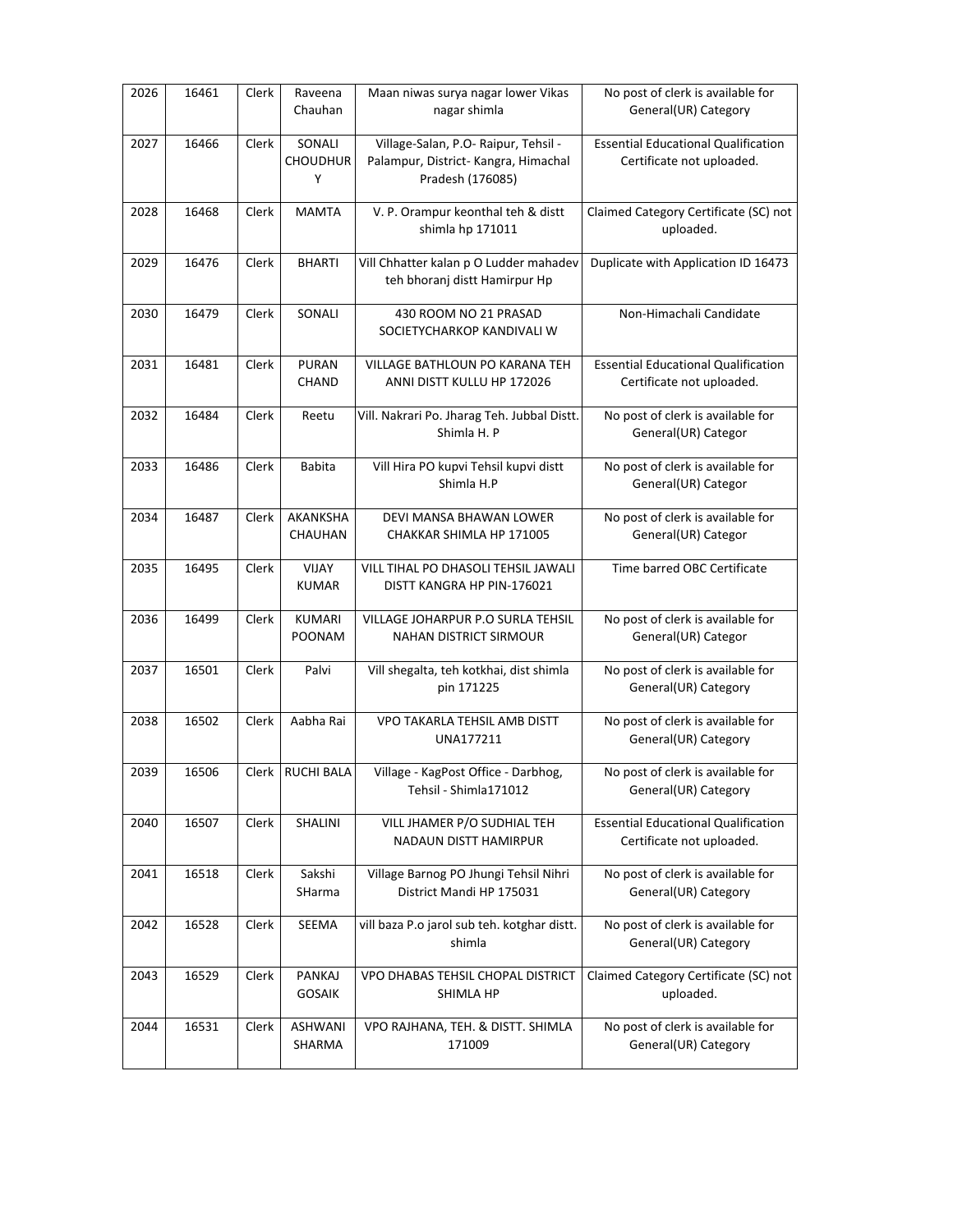| 2026 | 16461 | Clerk | Raveena Chauhan | Maan niwas surya nagar lower Vikas nagar shimla | No post of clerk is available for General(UR) Category |
|---|---|---|---|---|---|
| 2027 | 16466 | Clerk | SONALI CHOUDHURY | Village-Salan, P.O- Raipur, Tehsil - Palampur, District- Kangra, Himachal Pradesh (176085) | Essential Educational Qualification Certificate not uploaded. |
| 2028 | 16468 | Clerk | MAMTA | V. P. Orampur keonthal teh & distt shimla hp 171011 | Claimed Category Certificate (SC) not uploaded. |
| 2029 | 16476 | Clerk | BHARTI | Vill Chhatter kalan p O Ludder mahadev teh bhoranj distt Hamirpur Hp | Duplicate with Application ID 16473 |
| 2030 | 16479 | Clerk | SONALI | 430 ROOM NO 21 PRASAD SOCIETYCHARKOP KANDIVALI W | Non-Himachali Candidate |
| 2031 | 16481 | Clerk | PURAN CHAND | VILLAGE BATHLOUN PO KARANA TEH ANNI DISTT KULLU HP 172026 | Essential Educational Qualification Certificate not uploaded. |
| 2032 | 16484 | Clerk | Reetu | Vill. Nakrari Po. Jharag Teh. Jubbal Distt. Shimla H. P | No post of clerk is available for General(UR) Categor |
| 2033 | 16486 | Clerk | Babita | Vill Hira PO kupvi Tehsil kupvi distt Shimla H.P | No post of clerk is available for General(UR) Categor |
| 2034 | 16487 | Clerk | AKANKSHA CHAUHAN | DEVI MANSA BHAWAN LOWER CHAKKAR SHIMLA HP 171005 | No post of clerk is available for General(UR) Categor |
| 2035 | 16495 | Clerk | VIJAY KUMAR | VILL TIHAL PO DHASOLI TEHSIL JAWALI DISTT KANGRA HP PIN-176021 | Time barred OBC Certificate |
| 2036 | 16499 | Clerk | KUMARI POONAM | VILLAGE JOHARPUR P.O SURLA TEHSIL NAHAN DISTRICT SIRMOUR | No post of clerk is available for General(UR) Categor |
| 2037 | 16501 | Clerk | Palvi | Vill shegalta, teh kotkhai, dist shimla pin 171225 | No post of clerk is available for General(UR) Category |
| 2038 | 16502 | Clerk | Aabha Rai | VPO TAKARLA TEHSIL AMB DISTT UNA177211 | No post of clerk is available for General(UR) Category |
| 2039 | 16506 | Clerk | RUCHI BALA | Village - KagPost Office - Darbhog, Tehsil - Shimla171012 | No post of clerk is available for General(UR) Category |
| 2040 | 16507 | Clerk | SHALINI | VILL JHAMER P/O SUDHIAL TEH NADAUN DISTT HAMIRPUR | Essential Educational Qualification Certificate not uploaded. |
| 2041 | 16518 | Clerk | Sakshi SHarma | Village Barnog PO Jhungi Tehsil Nihri District Mandi HP 175031 | No post of clerk is available for General(UR) Category |
| 2042 | 16528 | Clerk | SEEMA | vill baza P.o jarol sub teh. kotghar distt. shimla | No post of clerk is available for General(UR) Category |
| 2043 | 16529 | Clerk | PANKAJ GOSAIK | VPO DHABAS TEHSIL CHOPAL DISTRICT SHIMLA HP | Claimed Category Certificate (SC) not uploaded. |
| 2044 | 16531 | Clerk | ASHWANI SHARMA | VPO RAJHANA, TEH. & DISTT. SHIMLA 171009 | No post of clerk is available for General(UR) Category |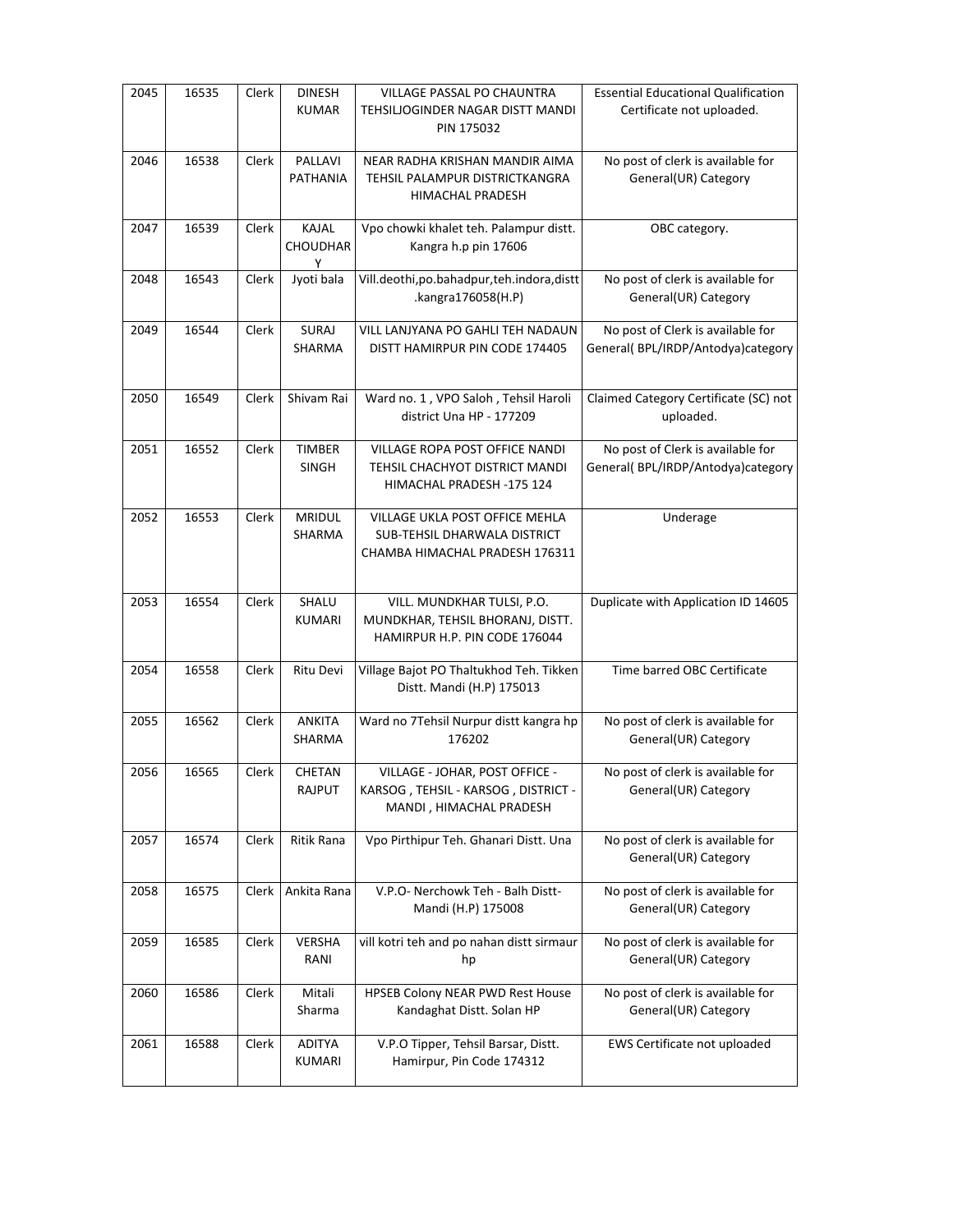| 2045 | 16535 | Clerk | DINESH KUMAR | VILLAGE PASSAL PO CHAUNTRA TEHSILJOGINDER NAGAR DISTT MANDI PIN 175032 | Essential Educational Qualification Certificate not uploaded. |
|---|---|---|---|---|---|
| 2046 | 16538 | Clerk | PALLAVI PATHANIA | NEAR RADHA KRISHAN MANDIR AIMA TEHSIL PALAMPUR DISTRICTKANGRA HIMACHAL PRADESH | No post of clerk is available for General(UR) Category |
| 2047 | 16539 | Clerk | KAJAL CHOUDHARY | Vpo chowki khalet teh. Palampur distt. Kangra h.p pin 17606 | OBC category. |
| 2048 | 16543 | Clerk | Jyoti bala | Vill.deothi,po.bahadpur,teh.indora,distt.kangra176058(H.P) | No post of clerk is available for General(UR) Category |
| 2049 | 16544 | Clerk | SURAJ SHARMA | VILL LANJYANA PO GAHLI TEH NADAUN DISTT HAMIRPUR PIN CODE 174405 | No post of Clerk is available for General( BPL/IRDP/Antodya)category |
| 2050 | 16549 | Clerk | Shivam Rai | Ward no. 1 , VPO Saloh , Tehsil Haroli district Una HP - 177209 | Claimed Category Certificate (SC) not uploaded. |
| 2051 | 16552 | Clerk | TIMBER SINGH | VILLAGE ROPA POST OFFICE NANDI TEHSIL CHACHYOT DISTRICT MANDI HIMACHAL PRADESH -175 124 | No post of Clerk is available for General( BPL/IRDP/Antodya)category |
| 2052 | 16553 | Clerk | MRIDUL SHARMA | VILLAGE UKLA POST OFFICE MEHLA SUB-TEHSIL DHARWALA DISTRICT CHAMBA HIMACHAL PRADESH 176311 | Underage |
| 2053 | 16554 | Clerk | SHALU KUMARI | VILL. MUNDKHAR TULSI, P.O. MUNDKHAR, TEHSIL BHORANJ, DISTT. HAMIRPUR H.P. PIN CODE 176044 | Duplicate with Application ID 14605 |
| 2054 | 16558 | Clerk | Ritu Devi | Village Bajot PO Thaltukhod Teh. Tikken Distt. Mandi (H.P) 175013 | Time barred OBC Certificate |
| 2055 | 16562 | Clerk | ANKITA SHARMA | Ward no 7Tehsil Nurpur distt kangra hp 176202 | No post of clerk is available for General(UR) Category |
| 2056 | 16565 | Clerk | CHETAN RAJPUT | VILLAGE - JOHAR, POST OFFICE - KARSOG , TEHSIL - KARSOG , DISTRICT - MANDI , HIMACHAL PRADESH | No post of clerk is available for General(UR) Category |
| 2057 | 16574 | Clerk | Ritik Rana | Vpo Pirthipur Teh. Ghanari Distt. Una | No post of clerk is available for General(UR) Category |
| 2058 | 16575 | Clerk | Ankita Rana | V.P.O- Nerchowk Teh - Balh Distt- Mandi (H.P) 175008 | No post of clerk is available for General(UR) Category |
| 2059 | 16585 | Clerk | VERSHA RANI | vill kotri teh and po nahan distt sirmaur hp | No post of clerk is available for General(UR) Category |
| 2060 | 16586 | Clerk | Mitali Sharma | HPSEB Colony NEAR PWD Rest House Kandaghat Distt. Solan HP | No post of clerk is available for General(UR) Category |
| 2061 | 16588 | Clerk | ADITYA KUMARI | V.P.O Tipper, Tehsil Barsar, Distt. Hamirpur, Pin Code 174312 | EWS Certificate not uploaded |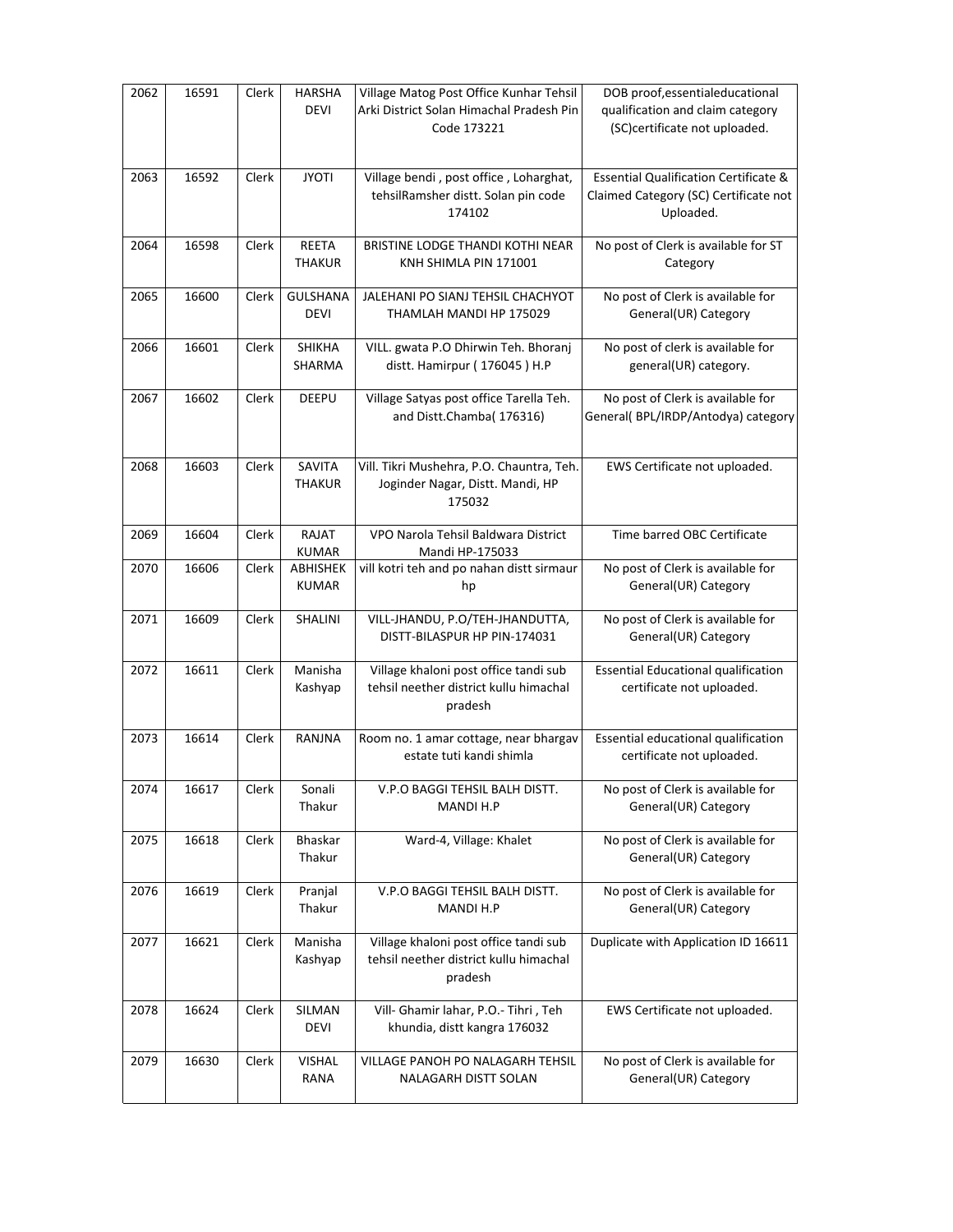| 2062 | 16591 | Clerk | HARSHA DEVI | Village Matog Post Office Kunhar Tehsil Arki District Solan Himachal Pradesh Pin Code 173221 | DOB proof,essentialeducational qualification and claim category (SC)certificate not uploaded. |
|---|---|---|---|---|---|
| 2063 | 16592 | Clerk | JYOTI | Village bendi , post office , Loharghat, tehsilRamsher distt. Solan pin code 174102 | Essential Qualification Certificate & Claimed Category (SC) Certificate not Uploaded. |
| 2064 | 16598 | Clerk | REETA THAKUR | BRISTINE LODGE THANDI KOTHI NEAR KNH SHIMLA PIN 171001 | No post of Clerk is available for ST Category |
| 2065 | 16600 | Clerk | GULSHANA DEVI | JALEHANI PO SIANJ TEHSIL CHACHYOT THAMLAH MANDI HP 175029 | No post of Clerk is available for General(UR) Category |
| 2066 | 16601 | Clerk | SHIKHA SHARMA | VILL. gwata P.O Dhirwin Teh. Bhoranj distt. Hamirpur ( 176045 ) H.P | No post of clerk is available for general(UR) category. |
| 2067 | 16602 | Clerk | DEEPU | Village Satyas post office Tarella Teh. and Distt.Chamba( 176316) | No post of Clerk is available for General( BPL/IRDP/Antodya) category |
| 2068 | 16603 | Clerk | SAVITA THAKUR | Vill. Tikri Mushehra, P.O. Chauntra, Teh. Joginder Nagar, Distt. Mandi, HP 175032 | EWS Certificate not uploaded. |
| 2069 | 16604 | Clerk | RAJAT KUMAR | VPO Narola Tehsil Baldwara District Mandi HP-175033 | Time barred OBC Certificate |
| 2070 | 16606 | Clerk | ABHISHEK KUMAR | vill kotri teh and po nahan distt sirmaur hp | No post of Clerk is available for General(UR) Category |
| 2071 | 16609 | Clerk | SHALINI | VILL-JHANDU, P.O/TEH-JHANDUTTA, DISTT-BILASPUR HP PIN-174031 | No post of Clerk is available for General(UR) Category |
| 2072 | 16611 | Clerk | Manisha Kashyap | Village khaloni post office tandi sub tehsil neether district kullu himachal pradesh | Essential Educational qualification certificate not uploaded. |
| 2073 | 16614 | Clerk | RANJNA | Room no. 1 amar cottage, near bhargav estate tuti kandi shimla | Essential educational qualification certificate not uploaded. |
| 2074 | 16617 | Clerk | Sonali Thakur | V.P.O BAGGI TEHSIL BALH DISTT. MANDI H.P | No post of Clerk is available for General(UR) Category |
| 2075 | 16618 | Clerk | Bhaskar Thakur | Ward-4, Village: Khalet | No post of Clerk is available for General(UR) Category |
| 2076 | 16619 | Clerk | Pranjal Thakur | V.P.O BAGGI TEHSIL BALH DISTT. MANDI H.P | No post of Clerk is available for General(UR) Category |
| 2077 | 16621 | Clerk | Manisha Kashyap | Village khaloni post office tandi sub tehsil neether district kullu himachal pradesh | Duplicate with Application ID 16611 |
| 2078 | 16624 | Clerk | SILMAN DEVI | Vill- Ghamir lahar, P.O.- Tihri , Teh khundia, distt kangra 176032 | EWS Certificate not uploaded. |
| 2079 | 16630 | Clerk | VISHAL RANA | VILLAGE PANOH PO NALAGARH TEHSIL NALAGARH DISTT SOLAN | No post of Clerk is available for General(UR) Category |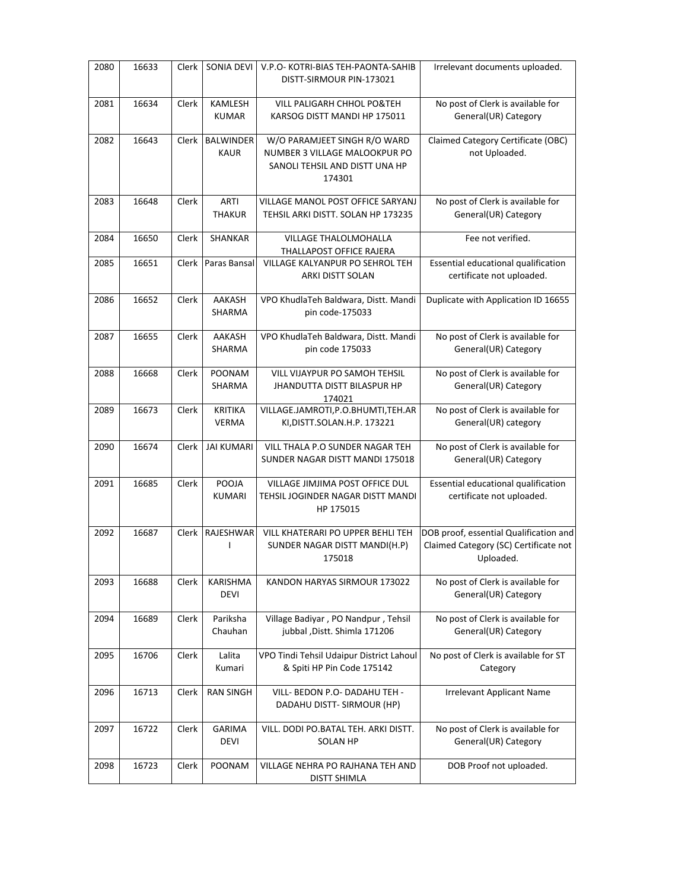| 2080 | 16633 | Clerk | SONIA DEVI | V.P.O- KOTRI-BIAS TEH-PAONTA-SAHIB DISTT-SIRMOUR PIN-173021 | Irrelevant documents uploaded. |
|---|---|---|---|---|---|
| 2081 | 16634 | Clerk | KAMLESH KUMAR | VILL PALIGARH CHHOL PO&TEH KARSOG DISTT MANDI HP 175011 | No post of Clerk is available for General(UR) Category |
| 2082 | 16643 | Clerk | BALWINDER KAUR | W/O PARAMJEET SINGH R/O WARD NUMBER 3 VILLAGE MALOOKPUR PO SANOLI TEHSIL AND DISTT UNA HP 174301 | Claimed Category Certificate (OBC) not Uploaded. |
| 2083 | 16648 | Clerk | ARTI THAKUR | VILLAGE MANOL POST OFFICE SARYANJ TEHSIL ARKI DISTT. SOLAN HP 173235 | No post of Clerk is available for General(UR) Category |
| 2084 | 16650 | Clerk | SHANKAR | VILLAGE THALOLMOHALLA THALLAPOST OFFICE RAJERA | Fee not verified. |
| 2085 | 16651 | Clerk | Paras Bansal | VILLAGE KALYANPUR PO SEHROL TEH ARKI DISTT SOLAN | Essential educational qualification certificate not uploaded. |
| 2086 | 16652 | Clerk | AAKASH SHARMA | VPO KhudlaTeh Baldwara, Distt. Mandi pin code-175033 | Duplicate with Application ID 16655 |
| 2087 | 16655 | Clerk | AAKASH SHARMA | VPO KhudlaTeh Baldwara, Distt. Mandi pin code 175033 | No post of Clerk is available for General(UR) Category |
| 2088 | 16668 | Clerk | POONAM SHARMA | VILL VIJAYPUR PO SAMOH TEHSIL JHANDUTTA DISTT BILASPUR HP 174021 | No post of Clerk is available for General(UR) Category |
| 2089 | 16673 | Clerk | KRITIKA VERMA | VILLAGE.JAMROTI,P.O.BHUMTI,TEH.ARKI,DISTT.SOLAN.H.P. 173221 | No post of Clerk is available for General(UR) category |
| 2090 | 16674 | Clerk | JAI KUMARI | VILL THALA P.O SUNDER NAGAR TEH SUNDER NAGAR DISTT MANDI 175018 | No post of Clerk is available for General(UR) Category |
| 2091 | 16685 | Clerk | POOJA KUMARI | VILLAGE JIMJIMA POST OFFICE DUL TEHSIL JOGINDER NAGAR DISTT MANDI HP 175015 | Essential educational qualification certificate not uploaded. |
| 2092 | 16687 | Clerk | RAJESHWARI | VILL KHATERARI PO UPPER BEHLI TEH SUNDER NAGAR DISTT MANDI(H.P) 175018 | DOB proof, essential Qualification and Claimed Category (SC) Certificate not Uploaded. |
| 2093 | 16688 | Clerk | KARISHMA DEVI | KANDON HARYAS SIRMOUR 173022 | No post of Clerk is available for General(UR) Category |
| 2094 | 16689 | Clerk | Pariksha Chauhan | Village Badiyar , PO Nandpur , Tehsil jubbal ,Distt. Shimla 171206 | No post of Clerk is available for General(UR) Category |
| 2095 | 16706 | Clerk | Lalita Kumari | VPO Tindi Tehsil Udaipur District Lahoul & Spiti HP Pin Code 175142 | No post of Clerk is available for ST Category |
| 2096 | 16713 | Clerk | RAN SINGH | VILL- BEDON P.O- DADAHU TEH - DADAHU DISTT- SIRMOUR (HP) | Irrelevant Applicant Name |
| 2097 | 16722 | Clerk | GARIMA DEVI | VILL. DODI PO.BATAL TEH. ARKI DISTT. SOLAN HP | No post of Clerk is available for General(UR) Category |
| 2098 | 16723 | Clerk | POONAM | VILLAGE NEHRA PO RAJHANA TEH AND DISTT SHIMLA | DOB Proof not uploaded. |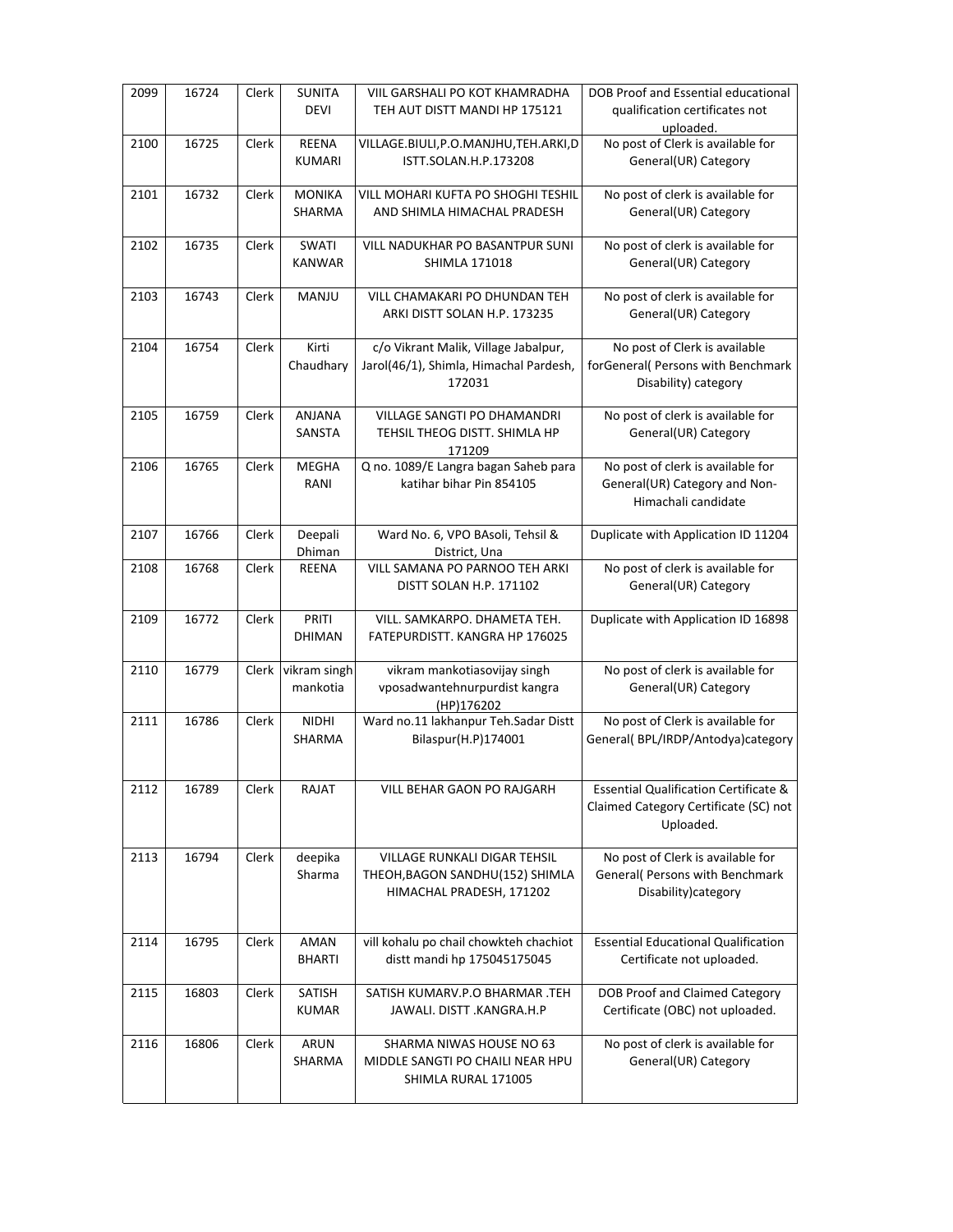| 2099 | 16724 | Clerk | SUNITA DEVI | VIIL GARSHALI PO KOT KHAMRADHA TEH AUT DISTT MANDI HP 175121 | DOB Proof and Essential educational qualification certificates not uploaded. |
|---|---|---|---|---|---|
| 2100 | 16725 | Clerk | REENA KUMARI | VILLAGE.BIULI,P.O.MANJHU,TEH.ARKI,DISTT.SOLAN.H.P.173208 | No post of Clerk is available for General(UR) Category |
| 2101 | 16732 | Clerk | MONIKA SHARMA | VILL MOHARI KUFTA PO SHOGHI TESHIL AND SHIMLA HIMACHAL PRADESH | No post of clerk is available for General(UR) Category |
| 2102 | 16735 | Clerk | SWATI KANWAR | VILL NADUKHAR PO BASANTPUR SUNI SHIMLA 171018 | No post of clerk is available for General(UR) Category |
| 2103 | 16743 | Clerk | MANJU | VILL CHAMAKARI PO DHUNDAN TEH ARKI DISTT SOLAN H.P. 173235 | No post of clerk is available for General(UR) Category |
| 2104 | 16754 | Clerk | Kirti Chaudhary | c/o Vikrant Malik, Village Jabalpur, Jarol(46/1), Shimla, Himachal Pardesh, 172031 | No post of Clerk is available forGeneral( Persons with Benchmark Disability) category |
| 2105 | 16759 | Clerk | ANJANA SANSTA | VILLAGE SANGTI PO DHAMANDRI TEHSIL THEOG DISTT. SHIMLA HP 171209 | No post of clerk is available for General(UR) Category |
| 2106 | 16765 | Clerk | MEGHA RANI | Q no. 1089/E Langra bagan Saheb para katihar bihar Pin 854105 | No post of clerk is available for General(UR) Category and Non-Himachali candidate |
| 2107 | 16766 | Clerk | Deepali Dhiman | Ward No. 6, VPO BAsoli, Tehsil & District, Una | Duplicate with Application ID 11204 |
| 2108 | 16768 | Clerk | REENA | VILL SAMANA PO PARNOO TEH ARKI DISTT SOLAN H.P. 171102 | No post of clerk is available for General(UR) Category |
| 2109 | 16772 | Clerk | PRITI DHIMAN | VILL. SAMKARPO. DHAMETA TEH. FATEPURDISTT. KANGRA HP 176025 | Duplicate with Application ID 16898 |
| 2110 | 16779 | Clerk | vikram singh mankotia | vikram mankotiasovijay singh vposadwantehnurpurdist kangra (HP)176202 | No post of clerk is available for General(UR) Category |
| 2111 | 16786 | Clerk | NIDHI SHARMA | Ward no.11 lakhanpur Teh.Sadar Distt Bilaspur(H.P)174001 | No post of Clerk is available for General( BPL/IRDP/Antodya)category |
| 2112 | 16789 | Clerk | RAJAT | VILL BEHAR GAON PO RAJGARH | Essential Qualification Certificate & Claimed Category Certificate (SC) not Uploaded. |
| 2113 | 16794 | Clerk | deepika Sharma | VILLAGE RUNKALI DIGAR TEHSIL THEOH,BAGON SANDHU(152) SHIMLA HIMACHAL PRADESH, 171202 | No post of Clerk is available for General( Persons with Benchmark Disability)category |
| 2114 | 16795 | Clerk | AMAN BHARTI | vill kohalu po chail chowkteh chachiot distt mandi hp 175045175045 | Essential Educational Qualification Certificate not uploaded. |
| 2115 | 16803 | Clerk | SATISH KUMAR | SATISH KUMARV.P.O BHARMAR .TEH JAWALI. DISTT .KANGRA.H.P | DOB Proof and Claimed Category Certificate (OBC) not uploaded. |
| 2116 | 16806 | Clerk | ARUN SHARMA | SHARMA NIWAS HOUSE NO 63 MIDDLE SANGTI PO CHAILI NEAR HPU SHIMLA RURAL 171005 | No post of clerk is available for General(UR) Category |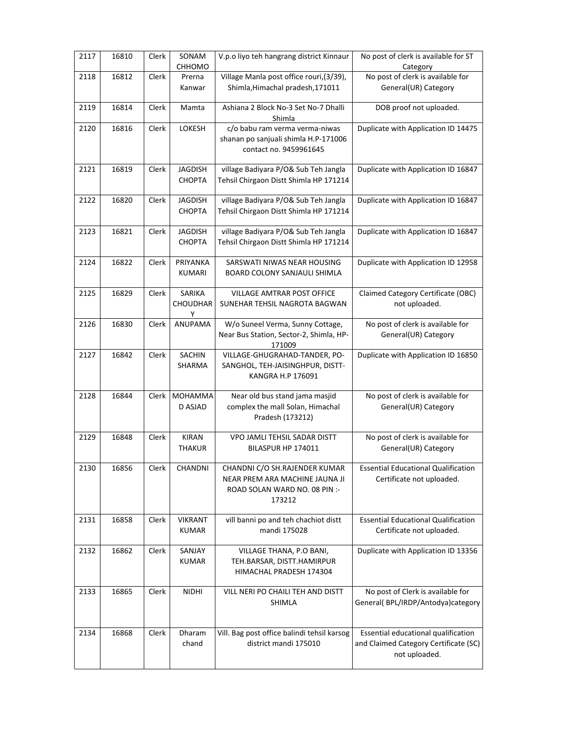| 2117 | 16810 | Clerk | SONAM CHHOMO | V.p.o liyo teh hangrang district Kinnaur | No post of clerk is available for ST Category |
|---|---|---|---|---|---|
| 2118 | 16812 | Clerk | Prerna Kanwar | Village Manla post office rouri,(3/39), Shimla,Himachal pradesh,171011 | No post of clerk is available for General(UR) Category |
| 2119 | 16814 | Clerk | Mamta | Ashiana 2 Block No-3 Set No-7 Dhalli Shimla | DOB proof not uploaded. |
| 2120 | 16816 | Clerk | LOKESH | c/o babu ram verma verma-niwas shanan po sanjuali shimla H.P-171006 contact no. 9459961645 | Duplicate with Application ID 14475 |
| 2121 | 16819 | Clerk | JAGDISH CHOPTA | village Badiyara P/O& Sub Teh Jangla Tehsil Chirgaon Distt Shimla HP 171214 | Duplicate with Application ID 16847 |
| 2122 | 16820 | Clerk | JAGDISH CHOPTA | village Badiyara P/O& Sub Teh Jangla Tehsil Chirgaon Distt Shimla HP 171214 | Duplicate with Application ID 16847 |
| 2123 | 16821 | Clerk | JAGDISH CHOPTA | village Badiyara P/O& Sub Teh Jangla Tehsil Chirgaon Distt Shimla HP 171214 | Duplicate with Application ID 16847 |
| 2124 | 16822 | Clerk | PRIYANKA KUMARI | SARSWATI NIWAS NEAR HOUSING BOARD COLONY SANJAULI SHIMLA | Duplicate with Application ID 12958 |
| 2125 | 16829 | Clerk | SARIKA CHOUDHARY | VILLAGE AMTRAR POST OFFICE SUNEHAR TEHSIL NAGROTA BAGWAN | Claimed Category Certificate (OBC) not uploaded. |
| 2126 | 16830 | Clerk | ANUPAMA | W/o Suneel Verma, Sunny Cottage, Near Bus Station, Sector-2, Shimla, HP-171009 | No post of clerk is available for General(UR) Category |
| 2127 | 16842 | Clerk | SACHIN SHARMA | VILLAGE-GHUGRAHAD-TANDER, PO-SANGHOL, TEH-JAISINGHPUR, DISTT-KANGRA H.P 176091 | Duplicate with Application ID 16850 |
| 2128 | 16844 | Clerk | MOHAMMAD ASJAD | Near old bus stand jama masjid complex the mall Solan, Himachal Pradesh (173212) | No post of clerk is available for General(UR) Category |
| 2129 | 16848 | Clerk | KIRAN THAKUR | VPO JAMLI TEHSIL SADAR DISTT BILASPUR HP 174011 | No post of clerk is available for General(UR) Category |
| 2130 | 16856 | Clerk | CHANDNI | CHANDNI C/O SH.RAJENDER KUMAR NEAR PREM ARA MACHINE JAUNA JI ROAD SOLAN WARD NO. 08 PIN :-173212 | Essential Educational Qualification Certificate not uploaded. |
| 2131 | 16858 | Clerk | VIKRANT KUMAR | vill banni po and teh chachiot distt mandi 175028 | Essential Educational Qualification Certificate not uploaded. |
| 2132 | 16862 | Clerk | SANJAY KUMAR | VILLAGE THANA, P.O BANI, TEH.BARSAR, DISTT.HAMIRPUR HIMACHAL PRADESH 174304 | Duplicate with Application ID 13356 |
| 2133 | 16865 | Clerk | NIDHI | VILL NERI PO CHAILI TEH AND DISTT SHIMLA | No post of Clerk is available for General( BPL/IRDP/Antodya)category |
| 2134 | 16868 | Clerk | Dharam chand | Vill. Bag post office balindi tehsil karsog district mandi 175010 | Essential educational qualification and Claimed Category Certificate (SC) not uploaded. |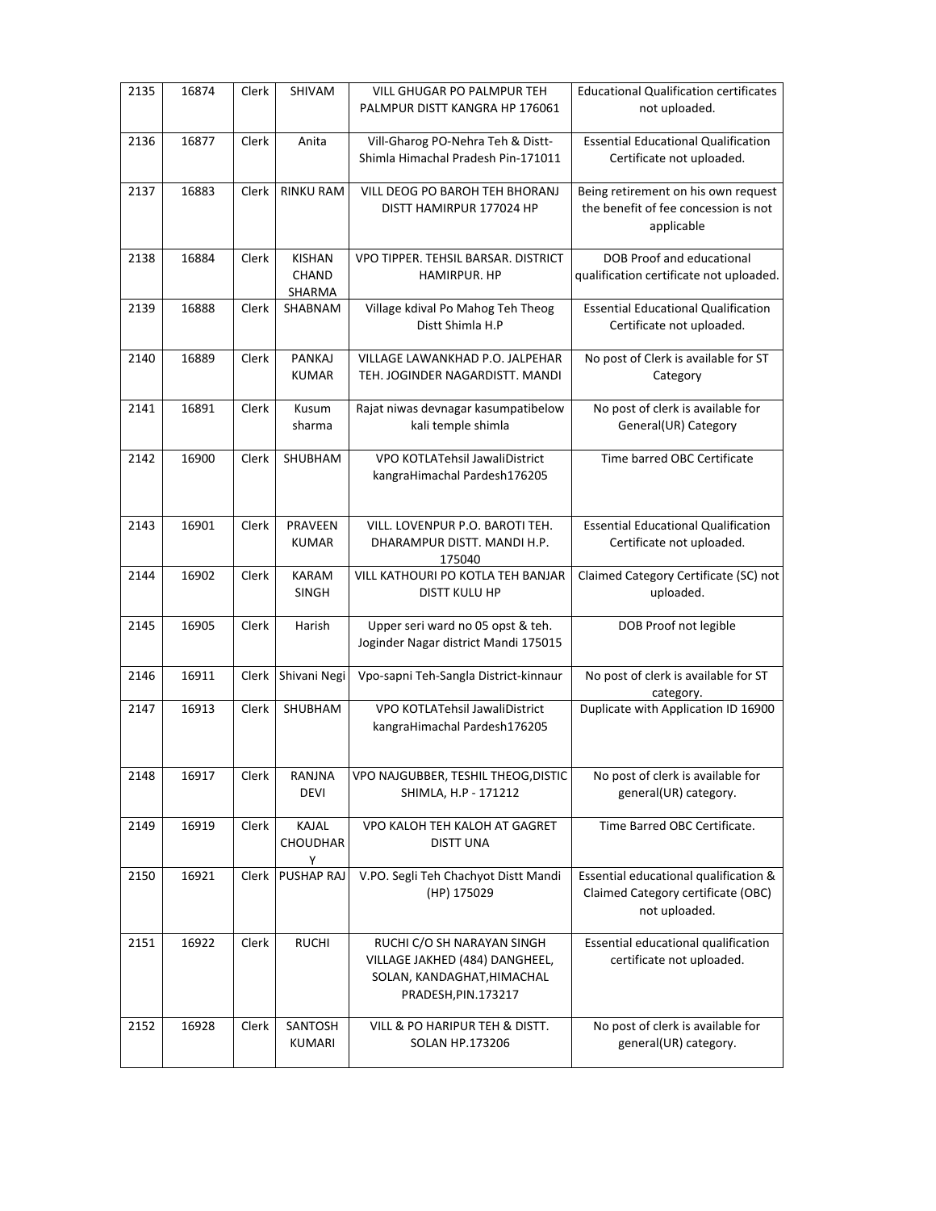| 2135 | 16874 | Clerk | SHIVAM | VILL GHUGAR PO PALMPUR TEH PALMPUR DISTT KANGRA HP 176061 | Educational Qualification certificates not uploaded. |
|---|---|---|---|---|---|
| 2136 | 16877 | Clerk | Anita | Vill-Gharog PO-Nehra Teh & Distt- Shimla Himachal Pradesh Pin-171011 | Essential Educational Qualification Certificate not uploaded. |
| 2137 | 16883 | Clerk | RINKU RAM | VILL DEOG PO BAROH TEH BHORANJ DISTT HAMIRPUR 177024 HP | Being retirement on his own request the benefit of fee concession is not applicable |
| 2138 | 16884 | Clerk | KISHAN CHAND SHARMA | VPO TIPPER. TEHSIL BARSAR. DISTRICT HAMIRPUR. HP | DOB Proof and educational qualification certificate not uploaded. |
| 2139 | 16888 | Clerk | SHABNAM | Village kdival Po Mahog Teh Theog Distt Shimla H.P | Essential Educational Qualification Certificate not uploaded. |
| 2140 | 16889 | Clerk | PANKAJ KUMAR | VILLAGE LAWANKHAD P.O. JALPEHAR TEH. JOGINDER NAGARDISTT. MANDI | No post of Clerk is available for ST Category |
| 2141 | 16891 | Clerk | Kusum sharma | Rajat niwas devnagar kasumpatibelow kali temple shimla | No post of clerk is available for General(UR) Category |
| 2142 | 16900 | Clerk | SHUBHAM | VPO KOTLATehsil JawaliDistrict kangraHimachal Pardesh176205 | Time barred OBC Certificate |
| 2143 | 16901 | Clerk | PRAVEEN KUMAR | VILL. LOVENPUR P.O. BAROTI TEH. DHARAMPUR DISTT. MANDI H.P. 175040 | Essential Educational Qualification Certificate not uploaded. |
| 2144 | 16902 | Clerk | KARAM SINGH | VILL KATHOURI PO KOTLA TEH BANJAR DISTT KULU HP | Claimed Category Certificate (SC) not uploaded. |
| 2145 | 16905 | Clerk | Harish | Upper seri ward no 05 opst & teh. Joginder Nagar district Mandi 175015 | DOB Proof not legible |
| 2146 | 16911 | Clerk | Shivani Negi | Vpo-sapni Teh-Sangla District-kinnaur | No post of clerk is available for ST category. |
| 2147 | 16913 | Clerk | SHUBHAM | VPO KOTLATehsil JawaliDistrict kangraHimachal Pardesh176205 | Duplicate with Application ID 16900 |
| 2148 | 16917 | Clerk | RANJNA DEVI | VPO NAJGUBBER, TESHIL THEOG,DISTIC SHIMLA, H.P - 171212 | No post of clerk is available for general(UR) category. |
| 2149 | 16919 | Clerk | KAJAL CHOUDHARY | VPO KALOH TEH KALOH AT GAGRET DISTT UNA | Time Barred OBC Certificate. |
| 2150 | 16921 | Clerk | PUSHAP RAJ | V.PO. Segli Teh Chachyot Distt Mandi (HP) 175029 | Essential educational qualification & Claimed Category certificate (OBC) not uploaded. |
| 2151 | 16922 | Clerk | RUCHI | RUCHI C/O SH NARAYAN SINGH VILLAGE JAKHED (484) DANGHEEL, SOLAN, KANDAGHAT,HIMACHAL PRADESH,PIN.173217 | Essential educational qualification certificate not uploaded. |
| 2152 | 16928 | Clerk | SANTOSH KUMARI | VILL & PO HARIPUR TEH & DISTT. SOLAN HP.173206 | No post of clerk is available for general(UR) category. |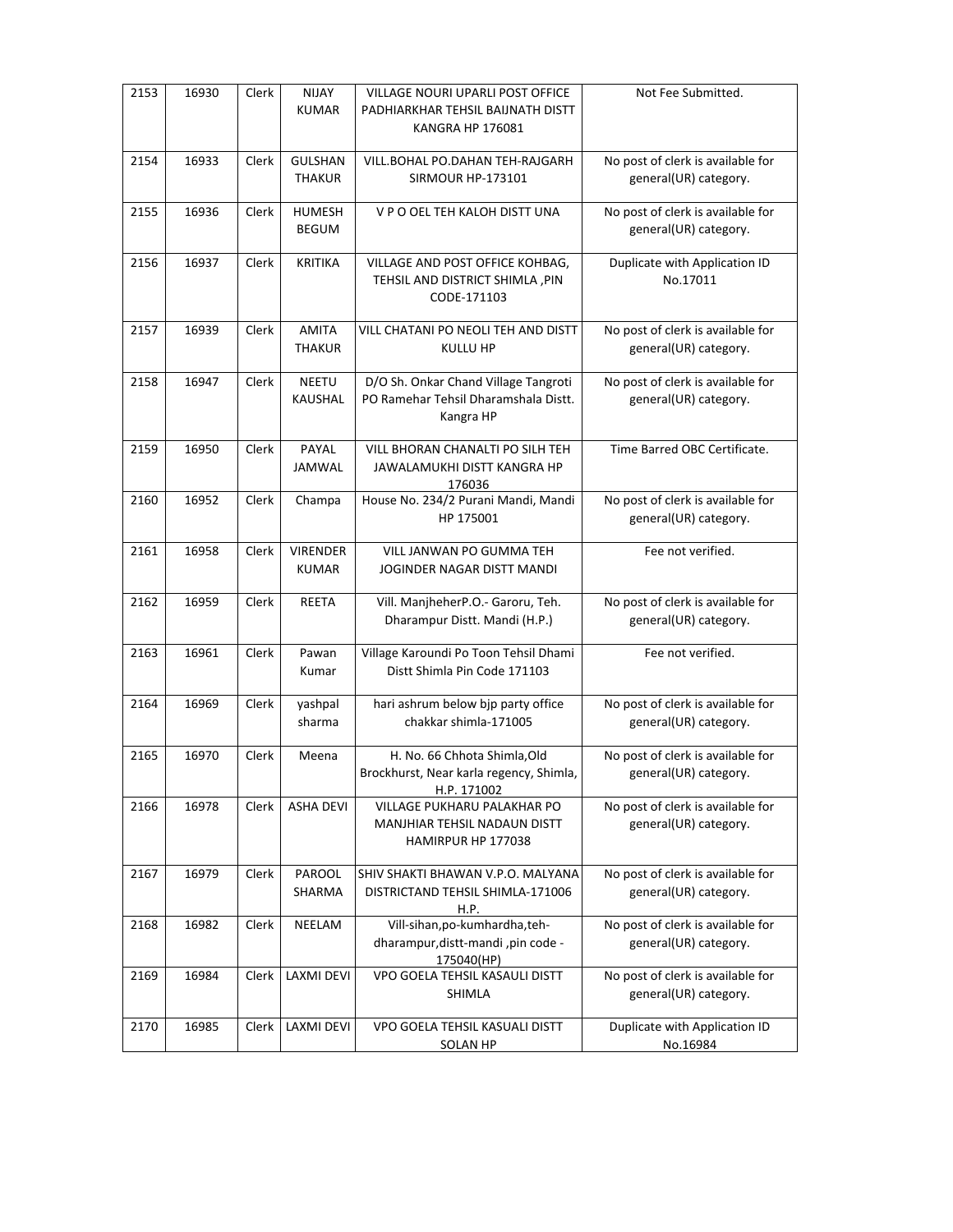| 2153 | 16930 | Clerk | NIJAY KUMAR | VILLAGE NOURI UPARLI POST OFFICE PADHIARKHAR TEHSIL BAIJNATH DISTT KANGRA HP 176081 | Not Fee Submitted. |
|---|---|---|---|---|---|
| 2154 | 16933 | Clerk | GULSHAN THAKUR | VILL.BOHAL PO.DAHAN TEH-RAJGARH SIRMOUR HP-173101 | No post of clerk is available for general(UR) category. |
| 2155 | 16936 | Clerk | HUMESH BEGUM | V P O OEL TEH KALOH DISTT UNA | No post of clerk is available for general(UR) category. |
| 2156 | 16937 | Clerk | KRITIKA | VILLAGE AND POST OFFICE KOHBAG, TEHSIL AND DISTRICT SHIMLA ,PIN CODE-171103 | Duplicate with Application ID No.17011 |
| 2157 | 16939 | Clerk | AMITA THAKUR | VILL CHATANI PO NEOLI TEH AND DISTT KULLU HP | No post of clerk is available for general(UR) category. |
| 2158 | 16947 | Clerk | NEETU KAUSHAL | D/O Sh. Onkar Chand Village Tangroti PO Ramehar Tehsil Dharamshala Distt. Kangra HP | No post of clerk is available for general(UR) category. |
| 2159 | 16950 | Clerk | PAYAL JAMWAL | VILL BHORAN CHANALTI PO SILH TEH JAWALAMUKHI DISTT KANGRA HP 176036 | Time Barred OBC Certificate. |
| 2160 | 16952 | Clerk | Champa | House No. 234/2 Purani Mandi, Mandi HP 175001 | No post of clerk is available for general(UR) category. |
| 2161 | 16958 | Clerk | VIRENDER KUMAR | VILL JANWAN PO GUMMA TEH JOGINDER NAGAR DISTT MANDI | Fee not verified. |
| 2162 | 16959 | Clerk | REETA | Vill. ManjheherP.O.- Garoru, Teh. Dharampur Distt. Mandi (H.P.) | No post of clerk is available for general(UR) category. |
| 2163 | 16961 | Clerk | Pawan Kumar | Village Karoundi Po Toon Tehsil Dhami Distt Shimla Pin Code 171103 | Fee not verified. |
| 2164 | 16969 | Clerk | yashpal sharma | hari ashrum below bjp party office chakkar shimla-171005 | No post of clerk is available for general(UR) category. |
| 2165 | 16970 | Clerk | Meena | H. No. 66 Chhota Shimla,Old Brockhurst, Near karla regency, Shimla, H.P. 171002 | No post of clerk is available for general(UR) category. |
| 2166 | 16978 | Clerk | ASHA DEVI | VILLAGE PUKHARU PALAKHAR PO MANJHIAR TEHSIL NADAUN DISTT HAMIRPUR HP 177038 | No post of clerk is available for general(UR) category. |
| 2167 | 16979 | Clerk | PAROOL SHARMA | SHIV SHAKTI BHAWAN V.P.O. MALYANA DISTRICTAND TEHSIL SHIMLA-171006 H.P. | No post of clerk is available for general(UR) category. |
| 2168 | 16982 | Clerk | NEELAM | Vill-sihan,po-kumhardha,teh-dharampur,distt-mandi ,pin code - 175040(HP) | No post of clerk is available for general(UR) category. |
| 2169 | 16984 | Clerk | LAXMI DEVI | VPO GOELA TEHSIL KASAULI DISTT SHIMLA | No post of clerk is available for general(UR) category. |
| 2170 | 16985 | Clerk | LAXMI DEVI | VPO GOELA TEHSIL KASUALI DISTT SOLAN HP | Duplicate with Application ID No.16984 |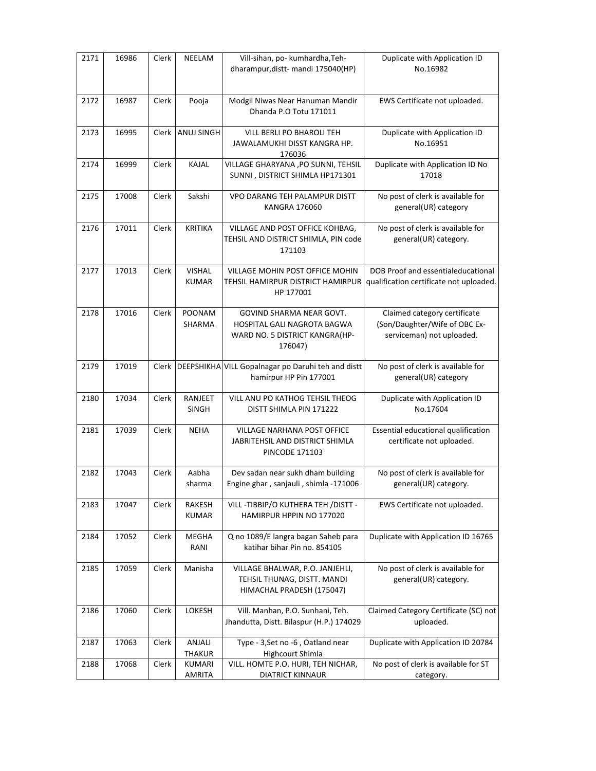| 2171 | 16986 | Clerk | NEELAM | Vill-sihan, po- kumhardha,Teh-dharampur,distt- mandi 175040(HP) | Duplicate with Application ID No.16982 |
|---|---|---|---|---|---|
| 2172 | 16987 | Clerk | Pooja | Modgil Niwas Near Hanuman Mandir Dhanda P.O Totu 171011 | EWS Certificate not uploaded. |
| 2173 | 16995 | Clerk | ANUJ SINGH | VILL BERLI PO BHAROLI TEH JAWALAMUKHI DISST KANGRA HP. 176036 | Duplicate with Application ID No.16951 |
| 2174 | 16999 | Clerk | KAJAL | VILLAGE GHARYANA ,PO SUNNI, TEHSIL SUNNI , DISTRICT SHIMLA HP171301 | Duplicate with Application ID No 17018 |
| 2175 | 17008 | Clerk | Sakshi | VPO DARANG TEH PALAMPUR DISTT KANGRA 176060 | No post of clerk is available for general(UR) category |
| 2176 | 17011 | Clerk | KRITIKA | VILLAGE AND POST OFFICE KOHBAG, TEHSIL AND DISTRICT SHIMLA, PIN code 171103 | No post of clerk is available for general(UR) category. |
| 2177 | 17013 | Clerk | VISHAL KUMAR | VILLAGE MOHIN POST OFFICE MOHIN TEHSIL HAMIRPUR DISTRICT HAMIRPUR HP 177001 | DOB Proof and essentialeducational qualification certificate not uploaded. |
| 2178 | 17016 | Clerk | POONAM SHARMA | GOVIND SHARMA NEAR GOVT. HOSPITAL GALI NAGROTA BAGWA WARD NO. 5 DISTRICT KANGRA(HP-176047) | Claimed category certificate (Son/Daughter/Wife of OBC Ex-serviceman) not uploaded. |
| 2179 | 17019 | Clerk | DEEPSHIKHA | VILL Gopalnagar po Daruhi teh and distt hamirpur HP Pin 177001 | No post of clerk is available for general(UR) category |
| 2180 | 17034 | Clerk | RANJEET SINGH | VILL ANU PO KATHOG TEHSIL THEOG DISTT SHIMLA PIN 171222 | Duplicate with Application ID No.17604 |
| 2181 | 17039 | Clerk | NEHA | VILLAGE NARHANA POST OFFICE JABRITEHSIL AND DISTRICT SHIMLA PINCODE 171103 | Essential educational qualification certificate not uploaded. |
| 2182 | 17043 | Clerk | Aabha sharma | Dev sadan near sukh dham building Engine ghar , sanjauli , shimla -171006 | No post of clerk is available for general(UR) category. |
| 2183 | 17047 | Clerk | RAKESH KUMAR | VILL -TIBBIP/O KUTHERA TEH /DISTT - HAMIRPUR HPPIN NO 177020 | EWS Certificate not uploaded. |
| 2184 | 17052 | Clerk | MEGHA RANI | Q no 1089/E langra bagan Saheb para katihar bihar Pin no. 854105 | Duplicate with Application ID 16765 |
| 2185 | 17059 | Clerk | Manisha | VILLAGE BHALWAR, P.O. JANJEHLI, TEHSIL THUNAG, DISTT. MANDI HIMACHAL PRADESH (175047) | No post of clerk is available for general(UR) category. |
| 2186 | 17060 | Clerk | LOKESH | Vill. Manhan, P.O. Sunhani, Teh. Jhandutta, Distt. Bilaspur (H.P.) 174029 | Claimed Category Certificate (SC) not uploaded. |
| 2187 | 17063 | Clerk | ANJALI THAKUR | Type - 3,Set no -6 , Oatland near Highcourt Shimla | Duplicate with Application ID 20784 |
| 2188 | 17068 | Clerk | KUMARI AMRITA | VILL. HOMTE P.O. HURI, TEH NICHAR, DIATRICT KINNAUR | No post of clerk is available for ST category. |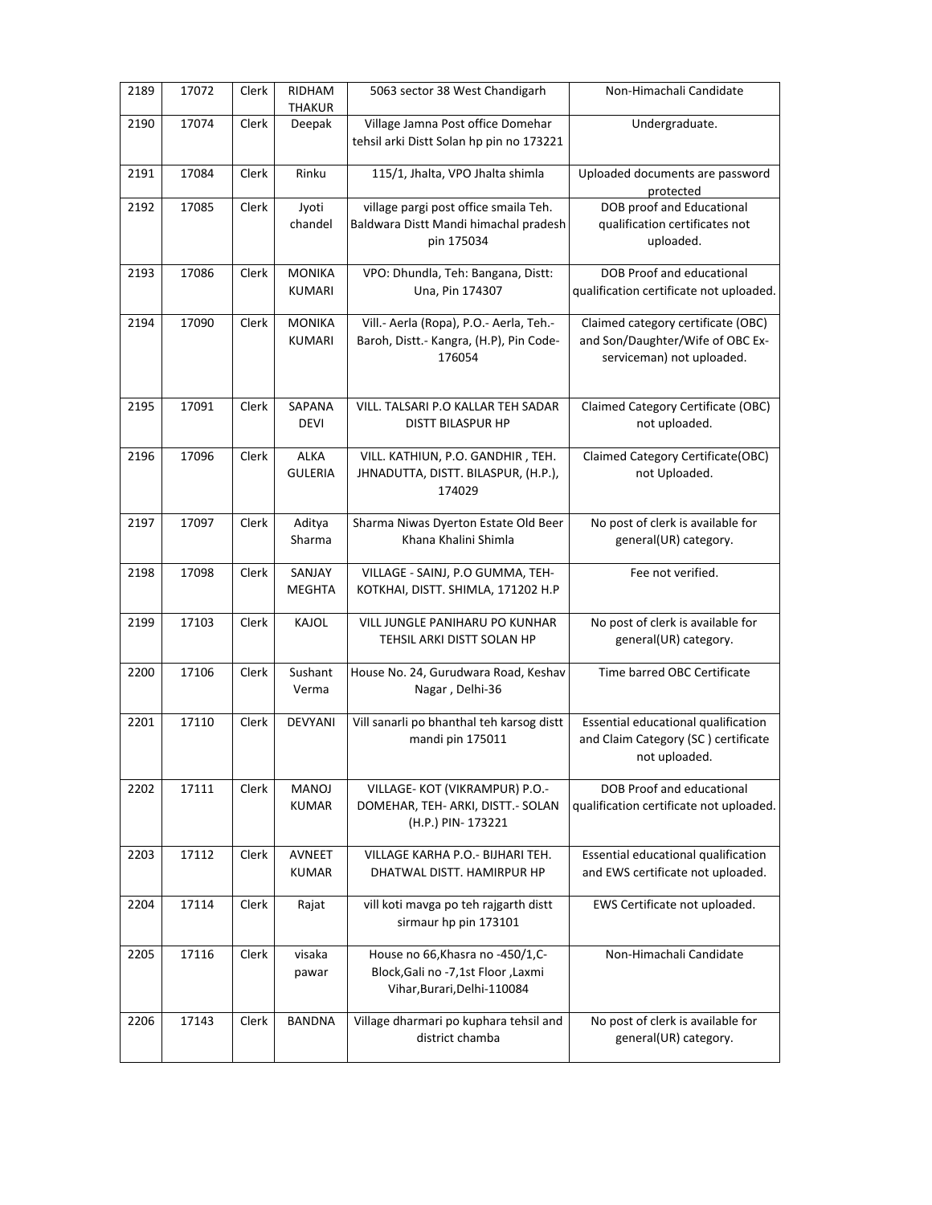| 2189 | 17072 | Clerk | RIDHAM THAKUR | 5063 sector 38 West Chandigarh | Non-Himachali Candidate |
|---|---|---|---|---|---|
| 2190 | 17074 | Clerk | Deepak | Village Jamna Post office Domehar tehsil arki Distt Solan hp pin no 173221 | Undergraduate. |
| 2191 | 17084 | Clerk | Rinku | 115/1, Jhalta, VPO Jhalta shimla | Uploaded documents are password protected |
| 2192 | 17085 | Clerk | Jyoti chandel | village pargi post office smaila Teh. Baldwara Distt Mandi himachal pradesh pin 175034 | DOB proof and Educational qualification certificates not uploaded. |
| 2193 | 17086 | Clerk | MONIKA KUMARI | VPO: Dhundla, Teh: Bangana, Distt: Una, Pin 174307 | DOB Proof and educational qualification certificate not uploaded. |
| 2194 | 17090 | Clerk | MONIKA KUMARI | Vill.- Aerla (Ropa), P.O.- Aerla, Teh.- Baroh, Distt.- Kangra, (H.P), Pin Code-176054 | Claimed category certificate (OBC) and Son/Daughter/Wife of OBC Ex-serviceman) not uploaded. |
| 2195 | 17091 | Clerk | SAPANA DEVI | VILL. TALSARI P.O KALLAR TEH SADAR DISTT BILASPUR HP | Claimed Category Certificate (OBC) not uploaded. |
| 2196 | 17096 | Clerk | ALKA GULERIA | VILL. KATHIUN, P.O. GANDHIR , TEH. JHNADUTTA, DISTT. BILASPUR, (H.P.), 174029 | Claimed Category Certificate(OBC) not Uploaded. |
| 2197 | 17097 | Clerk | Aditya Sharma | Sharma Niwas Dyerton Estate Old Beer Khana Khalini Shimla | No post of clerk is available for general(UR) category. |
| 2198 | 17098 | Clerk | SANJAY MEGHTA | VILLAGE - SAINJ, P.O GUMMA, TEH-KOTKHAI, DISTT. SHIMLA, 171202 H.P | Fee not verified. |
| 2199 | 17103 | Clerk | KAJOL | VILL JUNGLE PANIHARU PO KUNHAR TEHSIL ARKI DISTT SOLAN HP | No post of clerk is available for general(UR) category. |
| 2200 | 17106 | Clerk | Sushant Verma | House No. 24, Gurudwara Road, Keshav Nagar , Delhi-36 | Time barred OBC Certificate |
| 2201 | 17110 | Clerk | DEVYANI | Vill sanarli po bhanthal teh karsog distt mandi pin 175011 | Essential educational qualification and Claim Category (SC ) certificate not uploaded. |
| 2202 | 17111 | Clerk | MANOJ KUMAR | VILLAGE- KOT (VIKRAMPUR) P.O.- DOMEHAR, TEH- ARKI, DISTT.- SOLAN (H.P.) PIN- 173221 | DOB Proof and educational qualification certificate not uploaded. |
| 2203 | 17112 | Clerk | AVNEET KUMAR | VILLAGE KARHA P.O.- BIJHARI TEH. DHATWAL DISTT. HAMIRPUR HP | Essential educational qualification and EWS certificate not uploaded. |
| 2204 | 17114 | Clerk | Rajat | vill koti mavga po teh rajgarth distt sirmaur hp pin 173101 | EWS Certificate not uploaded. |
| 2205 | 17116 | Clerk | visaka pawar | House no 66,Khasra no -450/1,C-Block,Gali no -7,1st Floor ,Laxmi Vihar,Burari,Delhi-110084 | Non-Himachali Candidate |
| 2206 | 17143 | Clerk | BANDNA | Village dharmari po kuphara tehsil and district chamba | No post of clerk is available for general(UR) category. |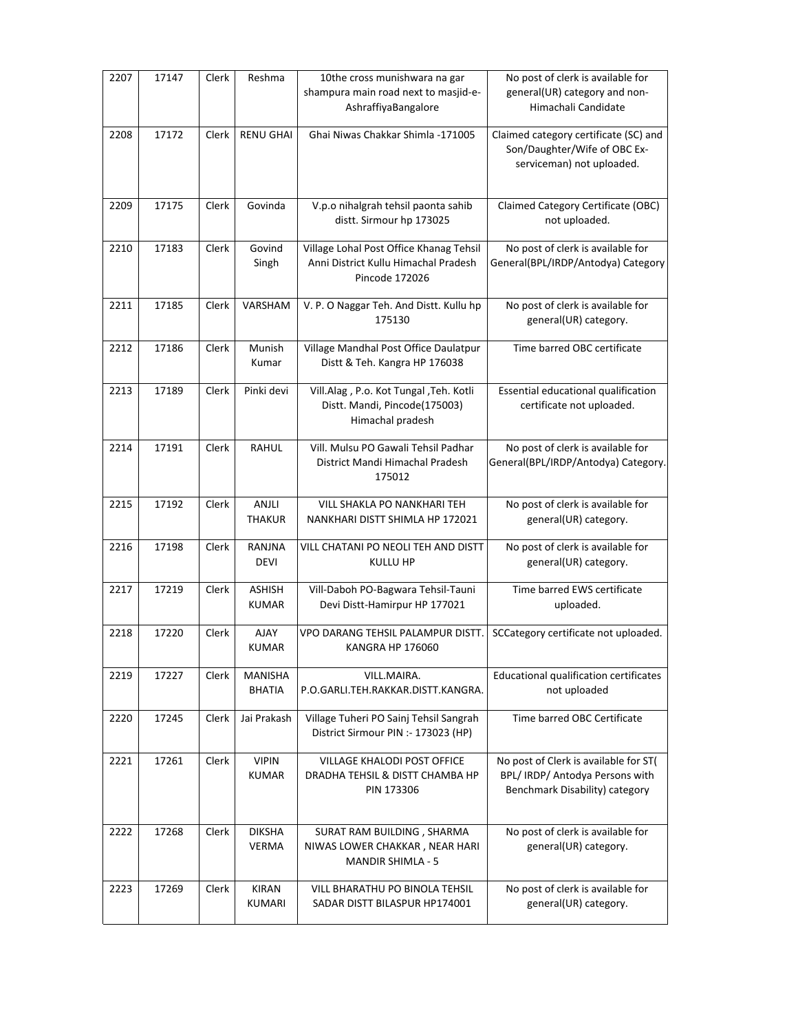| 2207 | 17147 | Clerk | Reshma | 10the cross munishwara na gar shampura main road next to masjid-e-AshraffiyaBangalore | No post of clerk is available for general(UR) category and non-Himachali Candidate |
|---|---|---|---|---|---|
| 2208 | 17172 | Clerk | RENU GHAI | Ghai Niwas Chakkar Shimla -171005 | Claimed category certificate (SC) and Son/Daughter/Wife of OBC Ex-serviceman) not uploaded. |
| 2209 | 17175 | Clerk | Govinda | V.p.o nihalgrah tehsil paonta sahib distt. Sirmour hp 173025 | Claimed Category Certificate (OBC) not uploaded. |
| 2210 | 17183 | Clerk | Govind Singh | Village Lohal Post Office Khanag Tehsil Anni District Kullu Himachal Pradesh Pincode 172026 | No post of clerk is available for General(BPL/IRDP/Antodya) Category |
| 2211 | 17185 | Clerk | VARSHAM | V. P. O Naggar Teh. And Distt. Kullu hp 175130 | No post of clerk is available for general(UR) category. |
| 2212 | 17186 | Clerk | Munish Kumar | Village Mandhal Post Office Daulatpur Distt & Teh. Kangra HP 176038 | Time barred OBC certificate |
| 2213 | 17189 | Clerk | Pinki devi | Vill.Alag , P.o. Kot Tungal ,Teh. Kotli Distt. Mandi, Pincode(175003) Himachal pradesh | Essential educational qualification certificate not uploaded. |
| 2214 | 17191 | Clerk | RAHUL | Vill. Mulsu PO Gawali Tehsil Padhar District Mandi Himachal Pradesh 175012 | No post of clerk is available for General(BPL/IRDP/Antodya) Category. |
| 2215 | 17192 | Clerk | ANJLI THAKUR | VILL SHAKLA PO NANKHARI TEH NANKHARI DISTT SHIMLA HP 172021 | No post of clerk is available for general(UR) category. |
| 2216 | 17198 | Clerk | RANJNA DEVI | VILL CHATANI PO NEOLI TEH AND DISTT KULLU HP | No post of clerk is available for general(UR) category. |
| 2217 | 17219 | Clerk | ASHISH KUMAR | Vill-Daboh PO-Bagwara Tehsil-Tauni Devi Distt-Hamirpur HP 177021 | Time barred EWS certificate uploaded. |
| 2218 | 17220 | Clerk | AJAY KUMAR | VPO DARANG TEHSIL PALAMPUR DISTT. KANGRA HP 176060 | SCCategory certificate not uploaded. |
| 2219 | 17227 | Clerk | MANISHA BHATIA | VILL.MAIRA. P.O.GARLI.TEH.RAKKAR.DISTT.KANGRA. | Educational qualification certificates not uploaded |
| 2220 | 17245 | Clerk | Jai Prakash | Village Tuheri PO Sainj Tehsil Sangrah District Sirmour PIN :- 173023 (HP) | Time barred OBC Certificate |
| 2221 | 17261 | Clerk | VIPIN KUMAR | VILLAGE KHALODI POST OFFICE DRADHA TEHSIL & DISTT CHAMBA HP PIN 173306 | No post of Clerk is available for ST( BPL/ IRDP/ Antodya Persons with Benchmark Disability) category |
| 2222 | 17268 | Clerk | DIKSHA VERMA | SURAT RAM BUILDING , SHARMA NIWAS LOWER CHAKKAR , NEAR HARI MANDIR SHIMLA - 5 | No post of clerk is available for general(UR) category. |
| 2223 | 17269 | Clerk | KIRAN KUMARI | VILL BHARATHU PO BINOLA TEHSIL SADAR DISTT BILASPUR HP174001 | No post of clerk is available for general(UR) category. |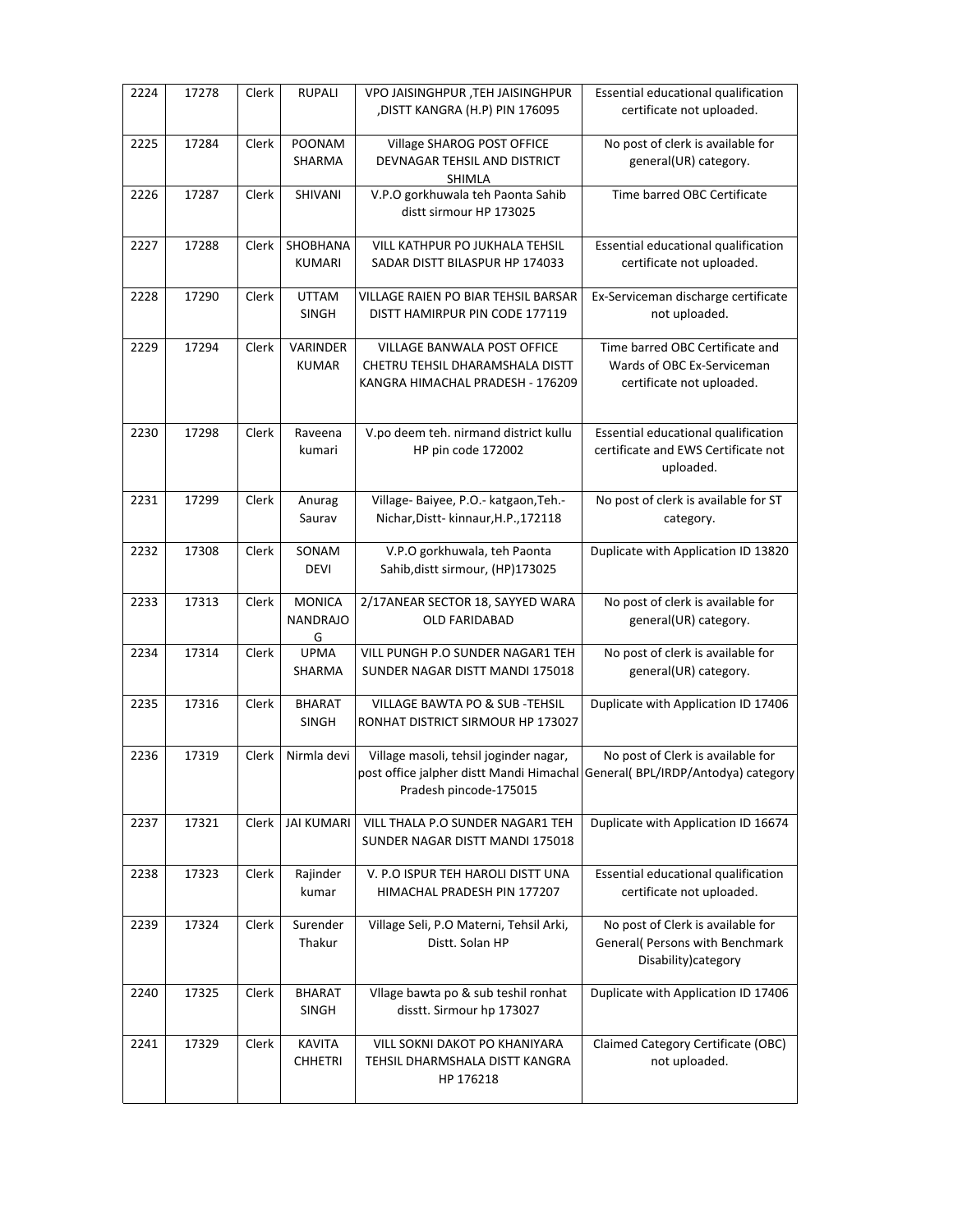| 2224 | 17278 | Clerk | RUPALI | VPO JAISINGHPUR ,TEH JAISINGHPUR ,DISTT KANGRA (H.P) PIN 176095 | Essential educational qualification certificate not uploaded. |
|---|---|---|---|---|---|
| 2225 | 17284 | Clerk | POONAM SHARMA | Village SHAROG POST OFFICE DEVNAGAR TEHSIL AND DISTRICT SHIMLA | No post of clerk is available for general(UR) category. |
| 2226 | 17287 | Clerk | SHIVANI | V.P.O gorkhuwala teh Paonta Sahib distt sirmour HP 173025 | Time barred OBC Certificate |
| 2227 | 17288 | Clerk | SHOBHANA KUMARI | VILL KATHPUR PO JUKHALA TEHSIL SADAR DISTT BILASPUR HP 174033 | Essential educational qualification certificate not uploaded. |
| 2228 | 17290 | Clerk | UTTAM SINGH | VILLAGE RAIEN PO BIAR TEHSIL BARSAR DISTT HAMIRPUR PIN CODE 177119 | Ex-Serviceman discharge certificate not uploaded. |
| 2229 | 17294 | Clerk | VARINDER KUMAR | VILLAGE BANWALA POST OFFICE CHETRU TEHSIL DHARAMSHALA DISTT KANGRA HIMACHAL PRADESH - 176209 | Time barred OBC Certificate and Wards of OBC Ex-Serviceman certificate not uploaded. |
| 2230 | 17298 | Clerk | Raveena kumari | V.po deem teh. nirmand district kullu HP pin code 172002 | Essential educational qualification certificate and EWS Certificate not uploaded. |
| 2231 | 17299 | Clerk | Anurag Saurav | Village- Baiyee, P.O.- katgaon,Teh.- Nichar,Distt- kinnaur,H.P.,172118 | No post of clerk is available for ST category. |
| 2232 | 17308 | Clerk | SONAM DEVI | V.P.O gorkhuwala, teh Paonta Sahib,distt sirmour, (HP)173025 | Duplicate with Application ID 13820 |
| 2233 | 17313 | Clerk | MONICA NANDRAJO G | 2/17ANEAR SECTOR 18, SAYYED WARA OLD FARIDABAD | No post of clerk is available for general(UR) category. |
| 2234 | 17314 | Clerk | UPMA SHARMA | VILL PUNGH P.O SUNDER NAGAR1 TEH SUNDER NAGAR DISTT MANDI 175018 | No post of clerk is available for general(UR) category. |
| 2235 | 17316 | Clerk | BHARAT SINGH | VILLAGE BAWTA PO & SUB -TEHSIL RONHAT DISTRICT SIRMOUR HP 173027 | Duplicate with Application ID 17406 |
| 2236 | 17319 | Clerk | Nirmla devi | Village masoli, tehsil joginder nagar, post office jalpher distt Mandi Himachal Pradesh pincode-175015 | No post of Clerk is available for General( BPL/IRDP/Antodya) category |
| 2237 | 17321 | Clerk | JAI KUMARI | VILL THALA P.O SUNDER NAGAR1 TEH SUNDER NAGAR DISTT MANDI 175018 | Duplicate with Application ID 16674 |
| 2238 | 17323 | Clerk | Rajinder kumar | V. P.O ISPUR TEH HAROLI DISTT UNA HIMACHAL PRADESH PIN 177207 | Essential educational qualification certificate not uploaded. |
| 2239 | 17324 | Clerk | Surender Thakur | Village Seli, P.O Materni, Tehsil Arki, Distt. Solan HP | No post of Clerk is available for General( Persons with Benchmark Disability)category |
| 2240 | 17325 | Clerk | BHARAT SINGH | Vllage bawta po & sub teshil ronhat disstt. Sirmour hp 173027 | Duplicate with Application ID 17406 |
| 2241 | 17329 | Clerk | KAVITA CHHETRI | VILL SOKNI DAKOT PO KHANIYARA TEHSIL DHARMSHALA DISTT KANGRA HP 176218 | Claimed Category Certificate (OBC) not uploaded. |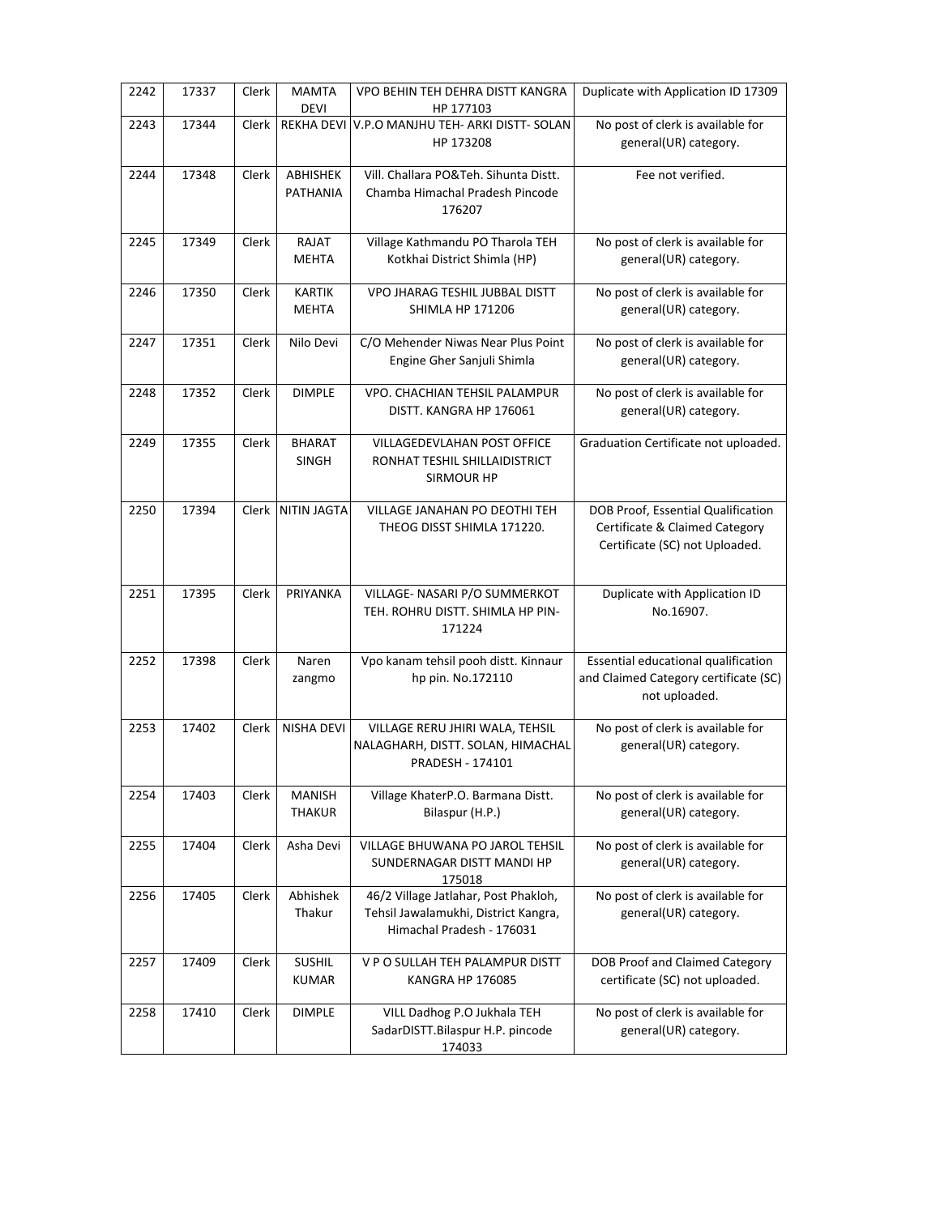| 2242 | 17337 | Clerk | MAMTA DEVI | VPO BEHIN TEH DEHRA DISTT KANGRA HP 177103 | Duplicate with Application ID 17309 |
|---|---|---|---|---|---|
| 2243 | 17344 | Clerk | REKHA DEVI | V.P.O MANJHU TEH- ARKI DISTT- SOLAN HP 173208 | No post of clerk is available for general(UR) category. |
| 2244 | 17348 | Clerk | ABHISHEK PATHANIA | Vill. Challara PO&Teh. Sihunta Distt. Chamba Himachal Pradesh Pincode 176207 | Fee not verified. |
| 2245 | 17349 | Clerk | RAJAT MEHTA | Village Kathmandu PO Tharola TEH Kotkhai District Shimla (HP) | No post of clerk is available for general(UR) category. |
| 2246 | 17350 | Clerk | KARTIK MEHTA | VPO JHARAG TESHIL JUBBAL DISTT SHIMLA HP 171206 | No post of clerk is available for general(UR) category. |
| 2247 | 17351 | Clerk | Nilo Devi | C/O Mehender Niwas Near Plus Point Engine Gher Sanjuli Shimla | No post of clerk is available for general(UR) category. |
| 2248 | 17352 | Clerk | DIMPLE | VPO. CHACHIAN TEHSIL PALAMPUR DISTT. KANGRA HP 176061 | No post of clerk is available for general(UR) category. |
| 2249 | 17355 | Clerk | BHARAT SINGH | VILLAGEDEVLAHAN POST OFFICE RONHAT TESHIL SHILLAIDISTRICT SIRMOUR HP | Graduation Certificate not uploaded. |
| 2250 | 17394 | Clerk | NITIN JAGTA | VILLAGE JANAHAN PO DEOTHI TEH THEOG DISST SHIMLA 171220. | DOB Proof, Essential Qualification Certificate & Claimed Category Certificate (SC) not Uploaded. |
| 2251 | 17395 | Clerk | PRIYANKA | VILLAGE- NASARI P/O SUMMERKOT TEH. ROHRU DISTT. SHIMLA HP PIN- 171224 | Duplicate with Application ID No.16907. |
| 2252 | 17398 | Clerk | Naren zangmo | Vpo kanam tehsil pooh distt. Kinnaur hp pin. No.172110 | Essential educational qualification and Claimed Category certificate (SC) not uploaded. |
| 2253 | 17402 | Clerk | NISHA DEVI | VILLAGE RERU JHIRI WALA, TEHSIL NALAGHARH, DISTT. SOLAN, HIMACHAL PRADESH - 174101 | No post of clerk is available for general(UR) category. |
| 2254 | 17403 | Clerk | MANISH THAKUR | Village KhaterP.O. Barmana Distt. Bilaspur (H.P.) | No post of clerk is available for general(UR) category. |
| 2255 | 17404 | Clerk | Asha Devi | VILLAGE BHUWANA PO JAROL TEHSIL SUNDERNAGAR DISTT MANDI HP 175018 | No post of clerk is available for general(UR) category. |
| 2256 | 17405 | Clerk | Abhishek Thakur | 46/2 Village Jatlahar, Post Phakloh, Tehsil Jawalamukhi, District Kangra, Himachal Pradesh - 176031 | No post of clerk is available for general(UR) category. |
| 2257 | 17409 | Clerk | SUSHIL KUMAR | V P O SULLAH TEH PALAMPUR DISTT KANGRA HP 176085 | DOB Proof and Claimed Category certificate (SC) not uploaded. |
| 2258 | 17410 | Clerk | DIMPLE | VILL Dadhog P.O Jukhala TEH SadarDISTT.Bilaspur H.P. pincode 174033 | No post of clerk is available for general(UR) category. |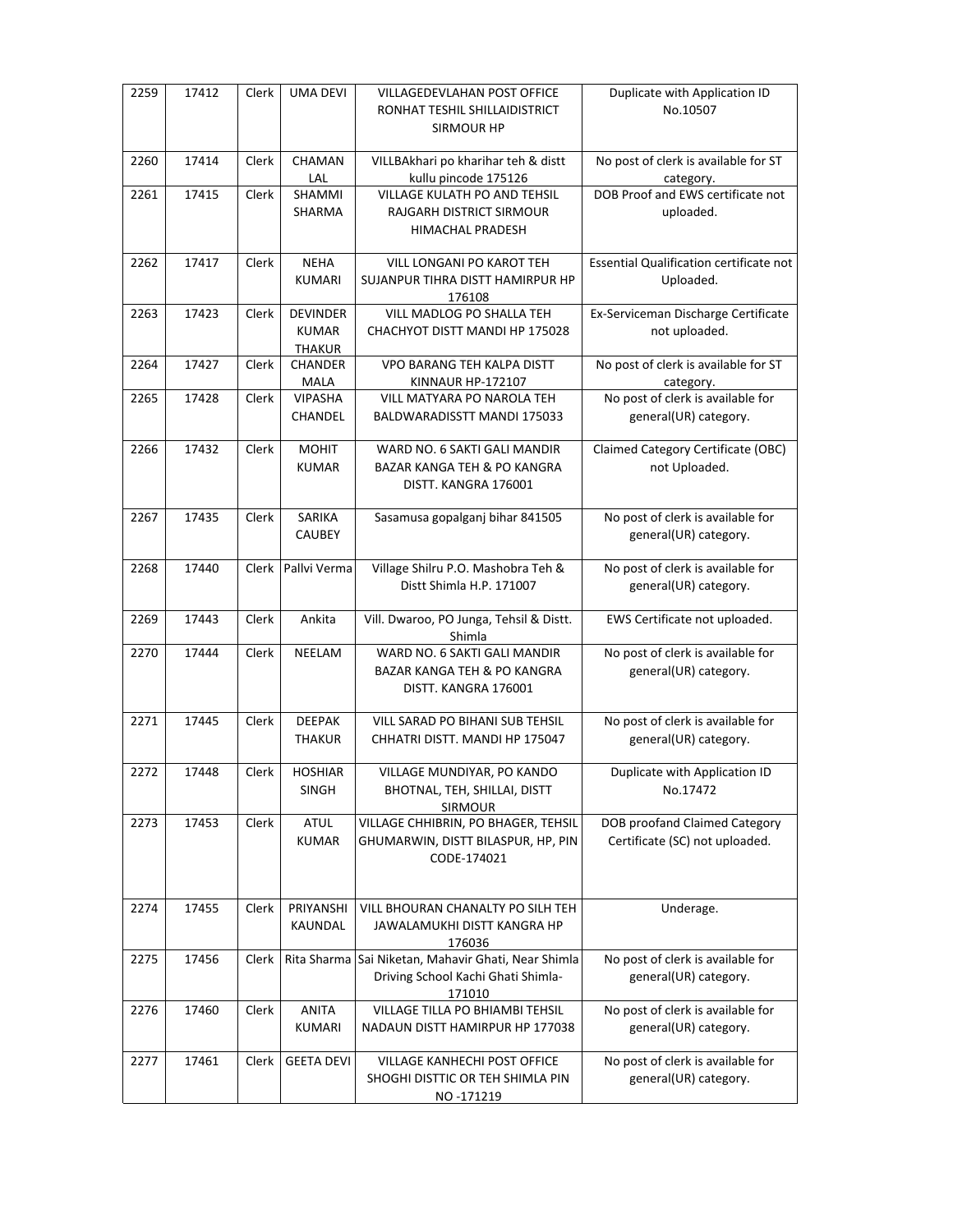| 2259 | 17412 | Clerk | UMA DEVI | VILLAGEDEVLAHAN POST OFFICE RONHAT TESHIL SHILLAIDISTRICT SIRMOUR HP | Duplicate with Application ID No.10507 |
|---|---|---|---|---|---|
| 2260 | 17414 | Clerk | CHAMAN LAL | VILLBAkhari po kharihar teh & distt kullu pincode 175126 | No post of clerk is available for ST category. |
| 2261 | 17415 | Clerk | SHAMMI SHARMA | VILLAGE KULATH PO AND TEHSIL RAJGARH DISTRICT SIRMOUR HIMACHAL PRADESH | DOB Proof and EWS certificate not uploaded. |
| 2262 | 17417 | Clerk | NEHA KUMARI | VILL LONGANI PO KAROT TEH SUJANPUR TIHRA DISTT HAMIRPUR HP 176108 | Essential Qualification certificate not Uploaded. |
| 2263 | 17423 | Clerk | DEVINDER KUMAR THAKUR | VILL MADLOG PO SHALLA TEH CHACHYOT DISTT MANDI HP 175028 | Ex-Serviceman Discharge Certificate not uploaded. |
| 2264 | 17427 | Clerk | CHANDER MALA | VPO BARANG TEH KALPA DISTT KINNAUR HP-172107 | No post of clerk is available for ST category. |
| 2265 | 17428 | Clerk | VIPASHA CHANDEL | VILL MATYARA PO NAROLA TEH BALDWARADISSTT MANDI 175033 | No post of clerk is available for general(UR) category. |
| 2266 | 17432 | Clerk | MOHIT KUMAR | WARD NO. 6 SAKTI GALI MANDIR BAZAR KANGA TEH & PO KANGRA DISTT. KANGRA 176001 | Claimed Category Certificate (OBC) not Uploaded. |
| 2267 | 17435 | Clerk | SARIKA CAUBEY | Sasamusa gopalganj bihar 841505 | No post of clerk is available for general(UR) category. |
| 2268 | 17440 | Clerk | Pallvi Verma | Village Shilru P.O. Mashobra Teh & Distt Shimla H.P. 171007 | No post of clerk is available for general(UR) category. |
| 2269 | 17443 | Clerk | Ankita | Vill. Dwaroo, PO Junga, Tehsil & Distt. Shimla | EWS Certificate not uploaded. |
| 2270 | 17444 | Clerk | NEELAM | WARD NO. 6 SAKTI GALI MANDIR BAZAR KANGA TEH & PO KANGRA DISTT. KANGRA 176001 | No post of clerk is available for general(UR) category. |
| 2271 | 17445 | Clerk | DEEPAK THAKUR | VILL SARAD PO BIHANI SUB TEHSIL CHHATRI DISTT. MANDI HP 175047 | No post of clerk is available for general(UR) category. |
| 2272 | 17448 | Clerk | HOSHIAR SINGH | VILLAGE MUNDIYAR, PO KANDO BHOTNAL, TEH, SHILLAI, DISTT SIRMOUR | Duplicate with Application ID No.17472 |
| 2273 | 17453 | Clerk | ATUL KUMAR | VILLAGE CHHIBRIN, PO BHAGER, TEHSIL GHUMARWIN, DISTT BILASPUR, HP, PIN CODE-174021 | DOB proofand Claimed Category Certificate (SC) not uploaded. |
| 2274 | 17455 | Clerk | PRIYANSHI KAUNDAL | VILL BHOURAN CHANALTY PO SILH TEH JAWALAMUKHI DISTT KANGRA HP 176036 | Underage. |
| 2275 | 17456 | Clerk | Rita Sharma | Sai Niketan, Mahavir Ghati, Near Shimla Driving School Kachi Ghati Shimla-171010 | No post of clerk is available for general(UR) category. |
| 2276 | 17460 | Clerk | ANITA KUMARI | VILLAGE TILLA PO BHIAMBI TEHSIL NADAUN DISTT HAMIRPUR HP 177038 | No post of clerk is available for general(UR) category. |
| 2277 | 17461 | Clerk | GEETA DEVI | VILLAGE KANHECHI POST OFFICE SHOGHI DISTTIC OR TEH SHIMLA PIN NO -171219 | No post of clerk is available for general(UR) category. |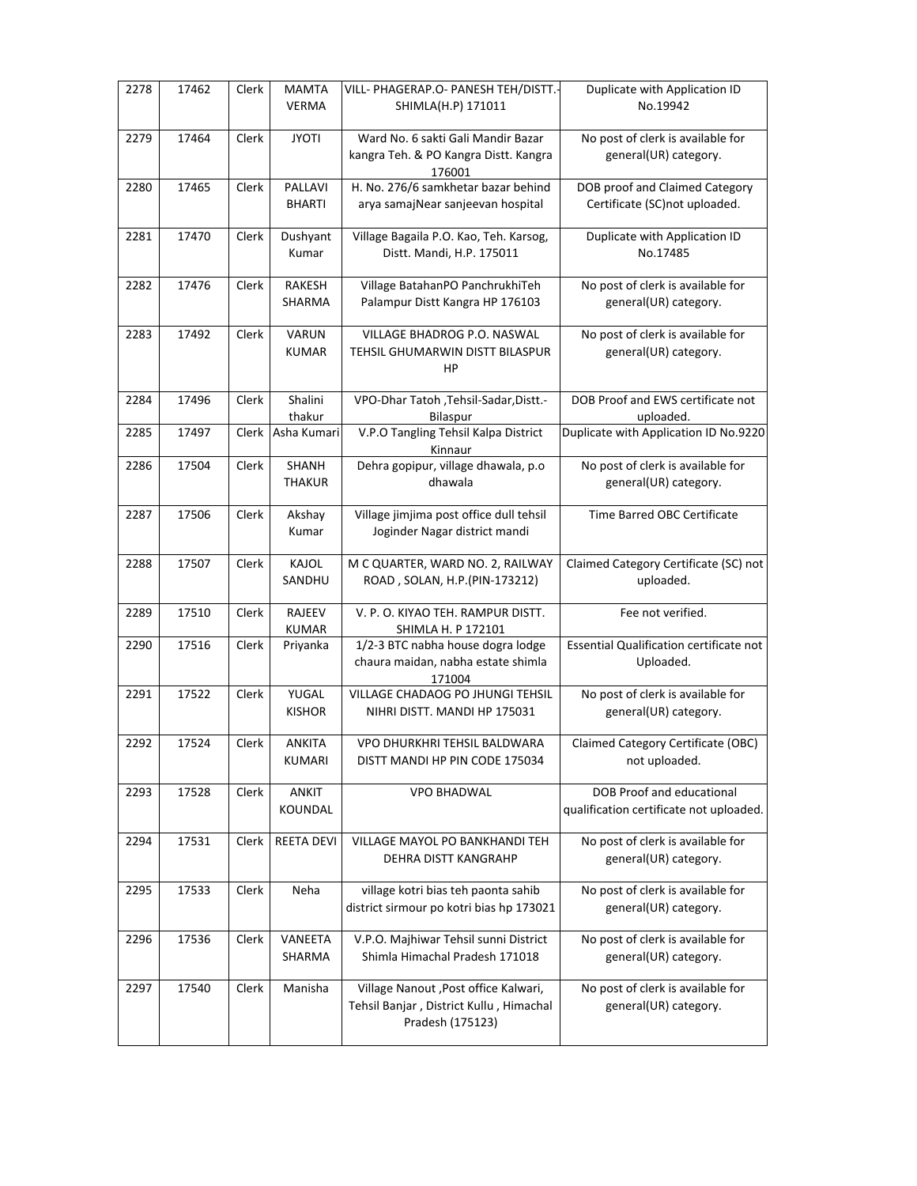| 2278 | 17462 | Clerk | MAMTA VERMA | VILL- PHAGERAP.O- PANESH TEH/DISTT.-SHIMLA(H.P) 171011 | Duplicate with Application ID No.19942 |
|---|---|---|---|---|---|
| 2279 | 17464 | Clerk | JYOTI | Ward No. 6 sakti Gali Mandir Bazar kangra Teh. & PO Kangra Distt. Kangra 176001 | No post of clerk is available for general(UR) category. |
| 2280 | 17465 | Clerk | PALLAVI BHARTI | H. No. 276/6 samkhetar bazar behind arya samajNear sanjeevan hospital | DOB proof and Claimed Category Certificate (SC)not uploaded. |
| 2281 | 17470 | Clerk | Dushyant Kumar | Village Bagaila P.O. Kao, Teh. Karsog, Distt. Mandi, H.P. 175011 | Duplicate with Application ID No.17485 |
| 2282 | 17476 | Clerk | RAKESH SHARMA | Village BatahanPO PanchrukhiTeh Palampur Distt Kangra HP 176103 | No post of clerk is available for general(UR) category. |
| 2283 | 17492 | Clerk | VARUN KUMAR | VILLAGE BHADROG P.O. NASWAL TEHSIL GHUMARWIN DISTT BILASPUR HP | No post of clerk is available for general(UR) category. |
| 2284 | 17496 | Clerk | Shalini thakur | VPO-Dhar Tatoh ,Tehsil-Sadar,Distt.-Bilaspur | DOB Proof and EWS certificate not uploaded. |
| 2285 | 17497 | Clerk | Asha Kumari | V.P.O Tangling Tehsil Kalpa District Kinnaur | Duplicate with Application ID No.9220 |
| 2286 | 17504 | Clerk | SHANH THAKUR | Dehra gopipur, village dhawala, p.o dhawala | No post of clerk is available for general(UR) category. |
| 2287 | 17506 | Clerk | Akshay Kumar | Village jimjima post office dull tehsil Joginder Nagar district mandi | Time Barred OBC Certificate |
| 2288 | 17507 | Clerk | KAJOL SANDHU | M C QUARTER, WARD NO. 2, RAILWAY ROAD , SOLAN, H.P.(PIN-173212) | Claimed Category Certificate (SC) not uploaded. |
| 2289 | 17510 | Clerk | RAJEEV KUMAR | V. P. O. KIYAO TEH. RAMPUR DISTT. SHIMLA H. P 172101 | Fee not verified. |
| 2290 | 17516 | Clerk | Priyanka | 1/2-3 BTC nabha house dogra lodge chaura maidan, nabha estate shimla 171004 | Essential Qualification certificate not Uploaded. |
| 2291 | 17522 | Clerk | YUGAL KISHOR | VILLAGE CHADAOG PO JHUNGI TEHSIL NIHRI DISTT. MANDI HP 175031 | No post of clerk is available for general(UR) category. |
| 2292 | 17524 | Clerk | ANKITA KUMARI | VPO DHURKHRI TEHSIL BALDWARA DISTT MANDI HP PIN CODE 175034 | Claimed Category Certificate (OBC) not uploaded. |
| 2293 | 17528 | Clerk | ANKIT KOUNDAL | VPO BHADWAL | DOB Proof and educational qualification certificate not uploaded. |
| 2294 | 17531 | Clerk | REETA DEVI | VILLAGE MAYOL PO BANKHANDI TEH DEHRA DISTT KANGRAHP | No post of clerk is available for general(UR) category. |
| 2295 | 17533 | Clerk | Neha | village kotri bias teh paonta sahib district sirmour po kotri bias hp 173021 | No post of clerk is available for general(UR) category. |
| 2296 | 17536 | Clerk | VANEETA SHARMA | V.P.O. Majhiwar Tehsil sunni District Shimla Himachal Pradesh 171018 | No post of clerk is available for general(UR) category. |
| 2297 | 17540 | Clerk | Manisha | Village Nanout ,Post office Kalwari, Tehsil Banjar , District Kullu , Himachal Pradesh (175123) | No post of clerk is available for general(UR) category. |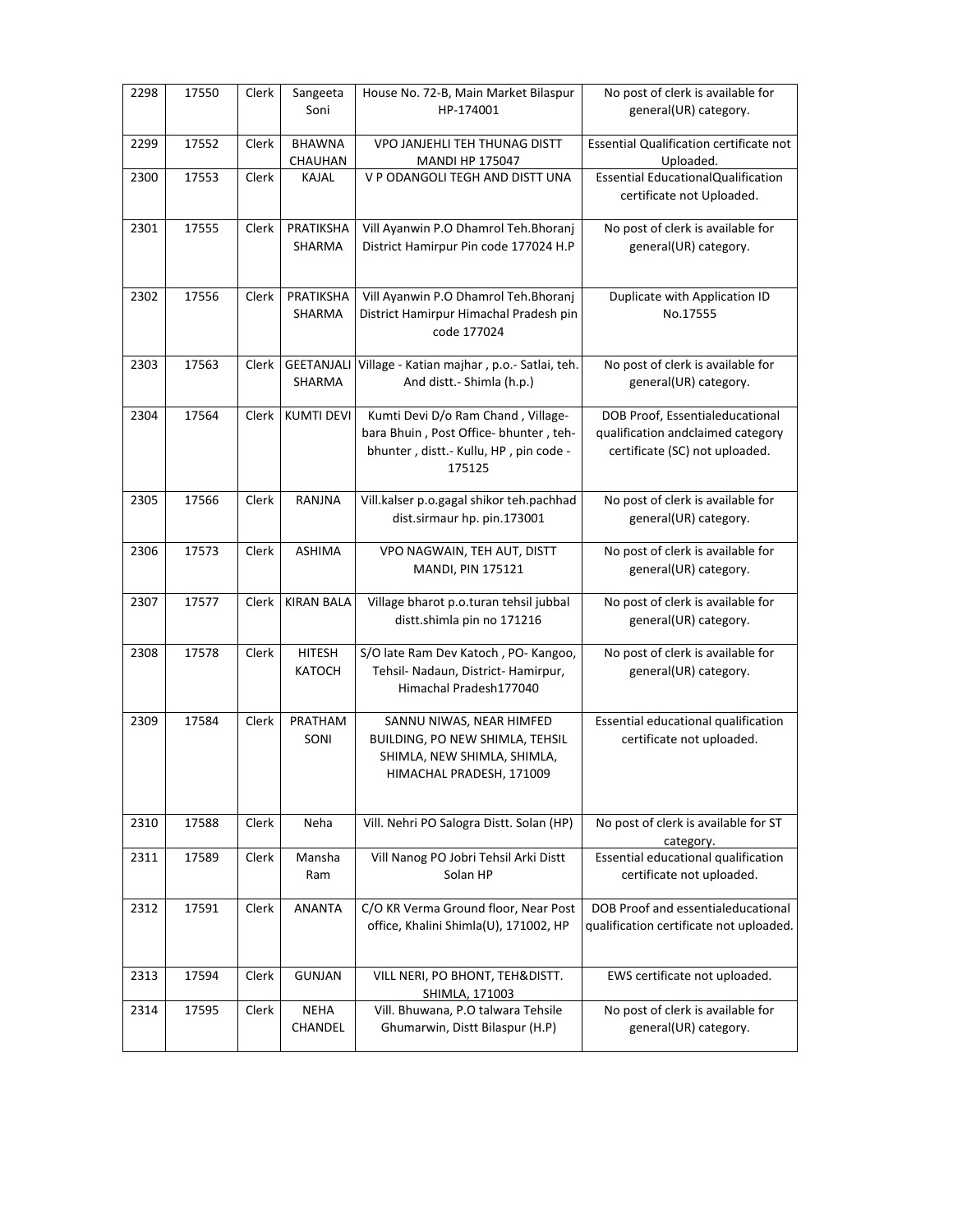| 2298 | 17550 | Clerk | Sangeeta Soni | House No. 72-B, Main Market Bilaspur HP-174001 | No post of clerk is available for general(UR) category. |
|---|---|---|---|---|---|
| 2299 | 17552 | Clerk | BHAWNA CHAUHAN | VPO JANJEHLI TEH THUNAG DISTT MANDI HP 175047 | Essential Qualification certificate not Uploaded. |
| 2300 | 17553 | Clerk | KAJAL | V P ODANGOLI TEGH AND DISTT UNA | Essential EducationalQualification certificate not Uploaded. |
| 2301 | 17555 | Clerk | PRATIKSHA SHARMA | Vill Ayanwin P.O Dhamrol Teh.Bhoranj District Hamirpur Pin code 177024 H.P | No post of clerk is available for general(UR) category. |
| 2302 | 17556 | Clerk | PRATIKSHA SHARMA | Vill Ayanwin P.O Dhamrol Teh.Bhoranj District Hamirpur Himachal Pradesh pin code 177024 | Duplicate with Application ID No.17555 |
| 2303 | 17563 | Clerk | GEETANJALI SHARMA | Village - Katian majhar , p.o.- Satlai, teh. And distt.- Shimla (h.p.) | No post of clerk is available for general(UR) category. |
| 2304 | 17564 | Clerk | KUMTI DEVI | Kumti Devi D/o Ram Chand , Village- bara Bhuin , Post Office- bhunter , teh- bhunter , distt.- Kullu, HP , pin code - 175125 | DOB Proof, Essentialeducational qualification andclaimed category certificate (SC) not uploaded. |
| 2305 | 17566 | Clerk | RANJNA | Vill.kalser p.o.gagal shikor teh.pachhad dist.sirmaur hp. pin.173001 | No post of clerk is available for general(UR) category. |
| 2306 | 17573 | Clerk | ASHIMA | VPO NAGWAIN, TEH AUT, DISTT MANDI, PIN 175121 | No post of clerk is available for general(UR) category. |
| 2307 | 17577 | Clerk | KIRAN BALA | Village bharot p.o.turan tehsil jubbal distt.shimla pin no 171216 | No post of clerk is available for general(UR) category. |
| 2308 | 17578 | Clerk | HITESH KATOCH | S/O late Ram Dev Katoch , PO- Kangoo, Tehsil- Nadaun, District- Hamirpur, Himachal Pradesh177040 | No post of clerk is available for general(UR) category. |
| 2309 | 17584 | Clerk | PRATHAM SONI | SANNU NIWAS, NEAR HIMFED BUILDING, PO NEW SHIMLA, TEHSIL SHIMLA, NEW SHIMLA, SHIMLA, HIMACHAL PRADESH, 171009 | Essential educational qualification certificate not uploaded. |
| 2310 | 17588 | Clerk | Neha | Vill. Nehri PO Salogra Distt. Solan (HP) | No post of clerk is available for ST category. |
| 2311 | 17589 | Clerk | Mansha Ram | Vill Nanog PO Jobri Tehsil Arki Distt Solan HP | Essential educational qualification certificate not uploaded. |
| 2312 | 17591 | Clerk | ANANTA | C/O KR Verma Ground floor, Near Post office, Khalini Shimla(U), 171002, HP | DOB Proof and essentialeducational qualification certificate not uploaded. |
| 2313 | 17594 | Clerk | GUNJAN | VILL NERI, PO BHONT, TEH&DISTT. SHIMLA, 171003 | EWS certificate not uploaded. |
| 2314 | 17595 | Clerk | NEHA CHANDEL | Vill. Bhuwana, P.O talwara Tehsile Ghumarwin, Distt Bilaspur (H.P) | No post of clerk is available for general(UR) category. |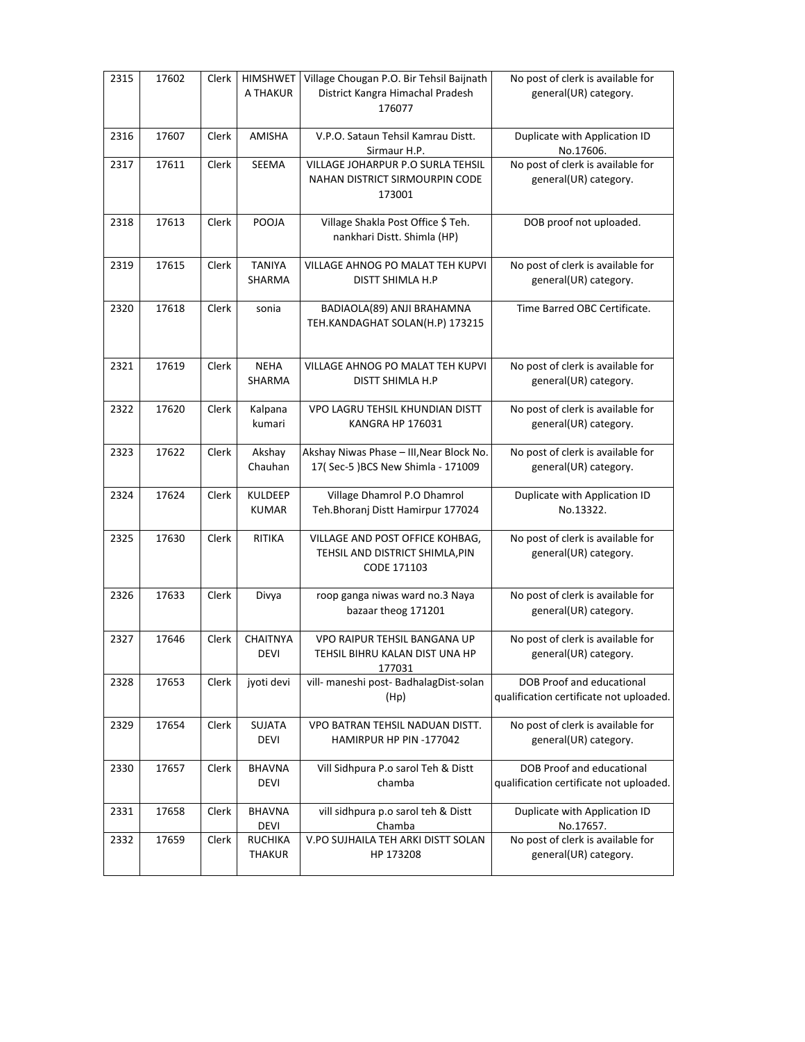| 2315 | 17602 | Clerk | HIMSHWET A THAKUR | Village Chougan P.O. Bir Tehsil Baijnath District Kangra Himachal Pradesh 176077 | No post of clerk is available for general(UR) category. |
|---|---|---|---|---|---|
| 2316 | 17607 | Clerk | AMISHA | V.P.O. Sataun Tehsil Kamrau Distt. Sirmaur H.P. | Duplicate with Application ID No.17606. |
| 2317 | 17611 | Clerk | SEEMA | VILLAGE JOHARPUR P.O SURLA TEHSIL NAHAN DISTRICT SIRMOURPIN CODE 173001 | No post of clerk is available for general(UR) category. |
| 2318 | 17613 | Clerk | POOJA | Village Shakla Post Office $ Teh. nankhari Distt. Shimla (HP) | DOB proof not uploaded. |
| 2319 | 17615 | Clerk | TANIYA SHARMA | VILLAGE AHNOG PO MALAT TEH KUPVI DISTT SHIMLA H.P | No post of clerk is available for general(UR) category. |
| 2320 | 17618 | Clerk | sonia | BADIAOLA(89) ANJI BRAHAMNA TEH.KANDAGHAT SOLAN(H.P) 173215 | Time Barred OBC Certificate. |
| 2321 | 17619 | Clerk | NEHA SHARMA | VILLAGE AHNOG PO MALAT TEH KUPVI DISTT SHIMLA H.P | No post of clerk is available for general(UR) category. |
| 2322 | 17620 | Clerk | Kalpana kumari | VPO LAGRU TEHSIL KHUNDIAN DISTT KANGRA HP 176031 | No post of clerk is available for general(UR) category. |
| 2323 | 17622 | Clerk | Akshay Chauhan | Akshay Niwas Phase – III,Near Block No. 17( Sec-5 )BCS New Shimla - 171009 | No post of clerk is available for general(UR) category. |
| 2324 | 17624 | Clerk | KULDEEP KUMAR | Village Dhamrol P.O Dhamrol Teh.Bhoranj Distt Hamirpur 177024 | Duplicate with Application ID No.13322. |
| 2325 | 17630 | Clerk | RITIKA | VILLAGE AND POST OFFICE KOHBAG, TEHSIL AND DISTRICT SHIMLA,PIN CODE 171103 | No post of clerk is available for general(UR) category. |
| 2326 | 17633 | Clerk | Divya | roop ganga niwas ward no.3 Naya bazaar theog 171201 | No post of clerk is available for general(UR) category. |
| 2327 | 17646 | Clerk | CHAITNYA DEVI | VPO RAIPUR TEHSIL BANGANA UP TEHSIL BIHRU KALAN DIST UNA HP 177031 | No post of clerk is available for general(UR) category. |
| 2328 | 17653 | Clerk | jyoti devi | vill- maneshi post- BadhalagDist-solan (Hp) | DOB Proof and educational qualification certificate not uploaded. |
| 2329 | 17654 | Clerk | SUJATA DEVI | VPO BATRAN TEHSIL NADUAN DISTT. HAMIRPUR HP PIN -177042 | No post of clerk is available for general(UR) category. |
| 2330 | 17657 | Clerk | BHAVNA DEVI | Vill Sidhpura P.o sarol Teh & Distt chamba | DOB Proof and educational qualification certificate not uploaded. |
| 2331 | 17658 | Clerk | BHAVNA DEVI | vill sidhpura p.o sarol teh & Distt Chamba | Duplicate with Application ID No.17657. |
| 2332 | 17659 | Clerk | RUCHIKA THAKUR | V.PO SUJHAILA TEH ARKI DISTT SOLAN HP 173208 | No post of clerk is available for general(UR) category. |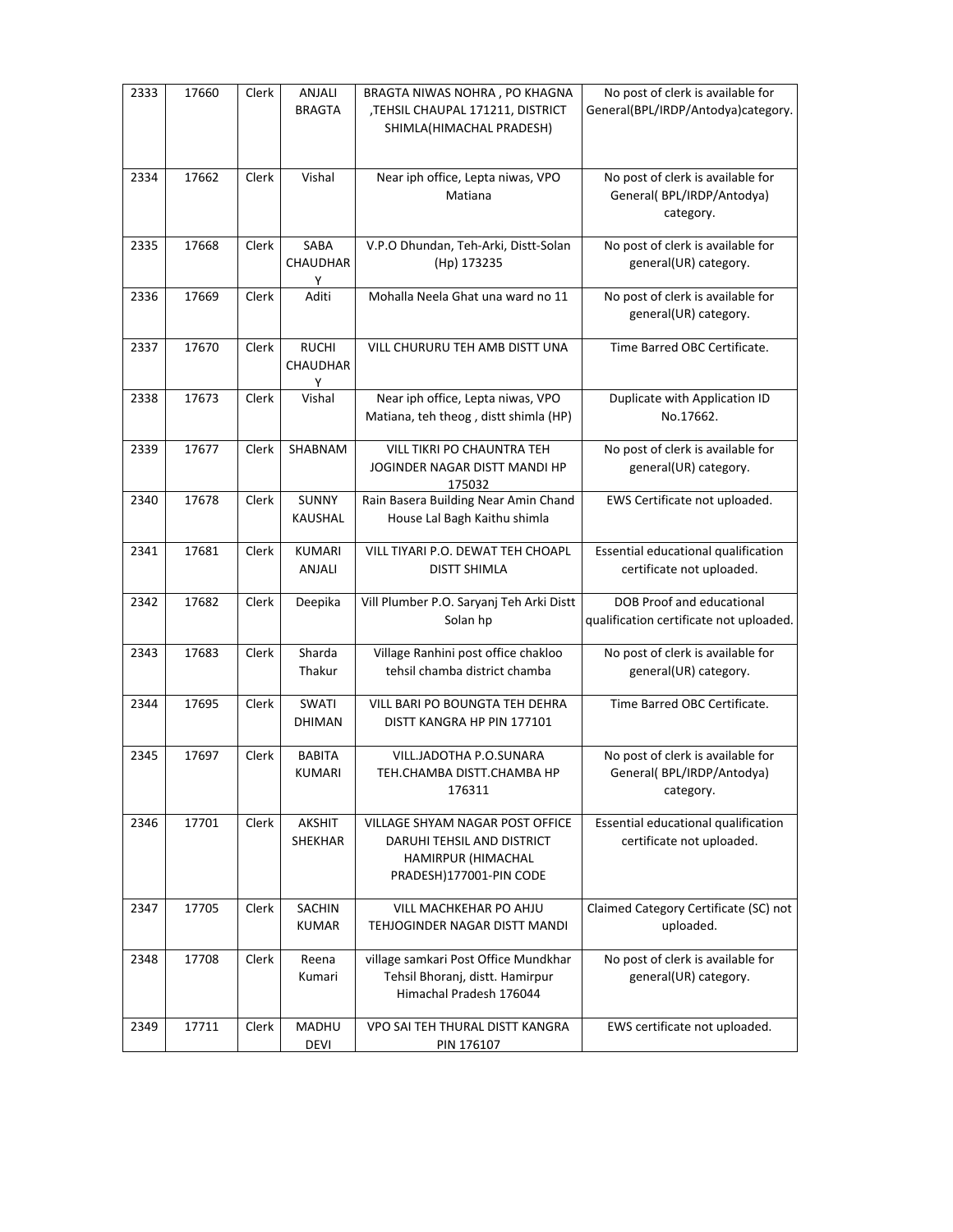| 2333 | 17660 | Clerk | ANJALI BRAGTA | BRAGTA NIWAS NOHRA , PO KHAGNA ,TEHSIL CHAUPAL 171211, DISTRICT SHIMLA(HIMACHAL PRADESH) | No post of clerk is available for General(BPL/IRDP/Antodya)category. |
|---|---|---|---|---|---|
| 2334 | 17662 | Clerk | Vishal | Near iph office, Lepta niwas, VPO Matiana | No post of clerk is available for General( BPL/IRDP/Antodya) category. |
| 2335 | 17668 | Clerk | SABA CHAUDHARY | V.P.O Dhundan, Teh-Arki, Distt-Solan (Hp) 173235 | No post of clerk is available for general(UR) category. |
| 2336 | 17669 | Clerk | Aditi | Mohalla Neela Ghat una ward no 11 | No post of clerk is available for general(UR) category. |
| 2337 | 17670 | Clerk | RUCHI CHAUDHARY | VILL CHURURU TEH AMB DISTT UNA | Time Barred OBC Certificate. |
| 2338 | 17673 | Clerk | Vishal | Near iph office, Lepta niwas, VPO Matiana, teh theog , distt shimla (HP) | Duplicate with Application ID No.17662. |
| 2339 | 17677 | Clerk | SHABNAM | VILL TIKRI PO CHAUNTRA TEH JOGINDER NAGAR DISTT MANDI HP 175032 | No post of clerk is available for general(UR) category. |
| 2340 | 17678 | Clerk | SUNNY KAUSHAL | Rain Basera Building Near Amin Chand House Lal Bagh Kaithu shimla | EWS Certificate not uploaded. |
| 2341 | 17681 | Clerk | KUMARI ANJALI | VILL TIYARI P.O. DEWAT TEH CHOAPL DISTT SHIMLA | Essential educational qualification certificate not uploaded. |
| 2342 | 17682 | Clerk | Deepika | Vill Plumber P.O. Saryanj Teh Arki Distt Solan hp | DOB Proof and educational qualification certificate not uploaded. |
| 2343 | 17683 | Clerk | Sharda Thakur | Village Ranhini post office chakloo tehsil chamba district chamba | No post of clerk is available for general(UR) category. |
| 2344 | 17695 | Clerk | SWATI DHIMAN | VILL BARI PO BOUNGTA TEH DEHRA DISTT KANGRA HP PIN 177101 | Time Barred OBC Certificate. |
| 2345 | 17697 | Clerk | BABITA KUMARI | VILL.JADOTHA P.O.SUNARA TEH.CHAMBA DISTT.CHAMBA HP 176311 | No post of clerk is available for General( BPL/IRDP/Antodya) category. |
| 2346 | 17701 | Clerk | AKSHIT SHEKHAR | VILLAGE SHYAM NAGAR POST OFFICE DARUHI TEHSIL AND DISTRICT HAMIRPUR (HIMACHAL PRADESH)177001-PIN CODE | Essential educational qualification certificate not uploaded. |
| 2347 | 17705 | Clerk | SACHIN KUMAR | VILL MACHKEHAR PO AHJU TEHJOGINDER NAGAR DISTT MANDI | Claimed Category Certificate (SC) not uploaded. |
| 2348 | 17708 | Clerk | Reena Kumari | village samkari Post Office Mundkhar Tehsil Bhoranj, distt. Hamirpur Himachal Pradesh 176044 | No post of clerk is available for general(UR) category. |
| 2349 | 17711 | Clerk | MADHU DEVI | VPO SAI TEH THURAL DISTT KANGRA PIN 176107 | EWS certificate not uploaded. |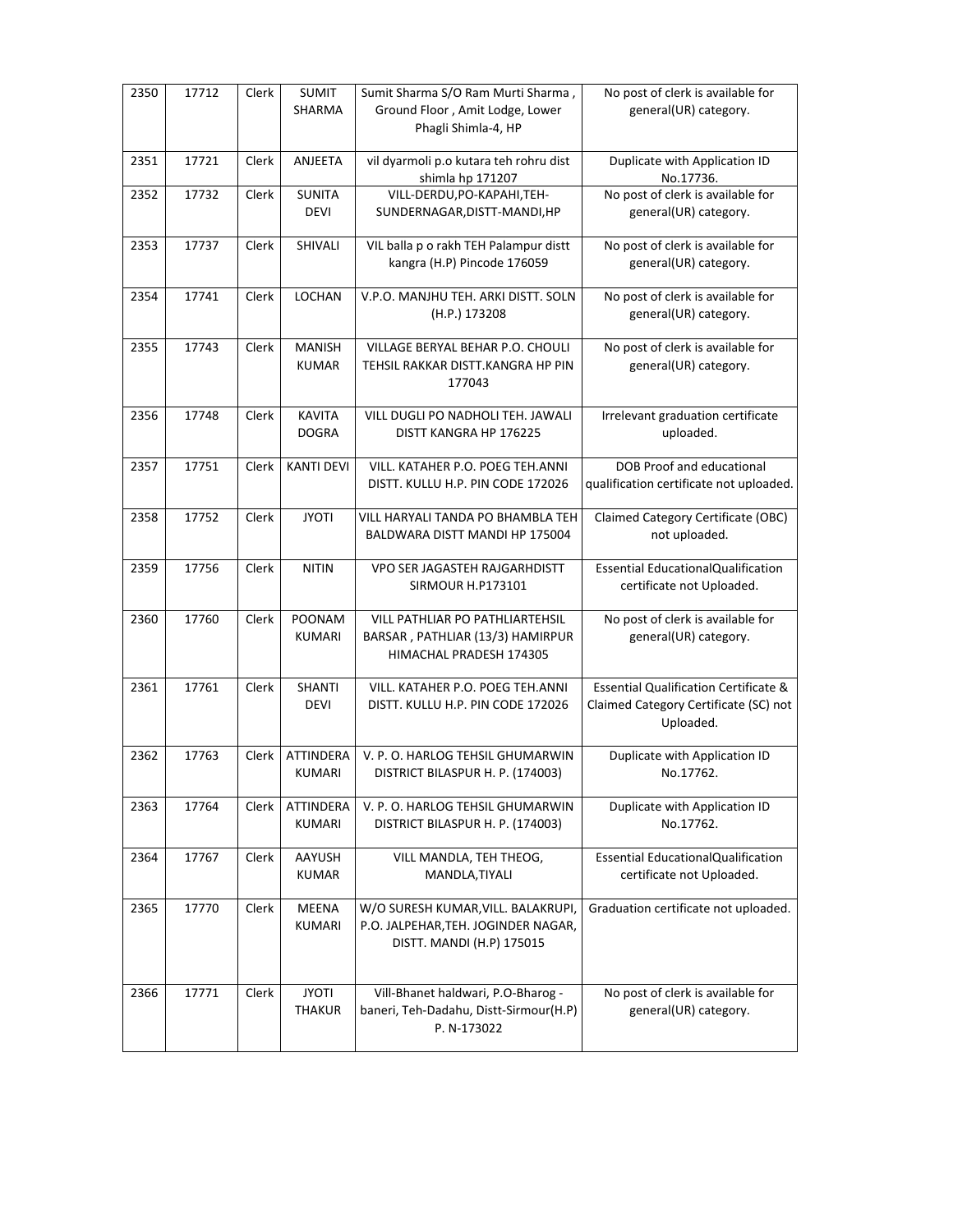| 2350 | 17712 | Clerk | SUMIT SHARMA | Sumit Sharma S/O Ram Murti Sharma , Ground Floor , Amit Lodge, Lower Phagli Shimla-4, HP | No post of clerk is available for general(UR) category. |
|---|---|---|---|---|---|
| 2351 | 17721 | Clerk | ANJEETA | vil dyarmoli p.o kutara teh rohru dist shimla hp 171207 | Duplicate with Application ID No.17736. |
| 2352 | 17732 | Clerk | SUNITA DEVI | VILL-DERDU,PO-KAPAHI,TEH-SUNDERNAGAR,DISTT-MANDI,HP | No post of clerk is available for general(UR) category. |
| 2353 | 17737 | Clerk | SHIVALI | VIL balla p o rakh TEH Palampur distt kangra (H.P) Pincode 176059 | No post of clerk is available for general(UR) category. |
| 2354 | 17741 | Clerk | LOCHAN | V.P.O. MANJHU TEH. ARKI DISTT. SOLN (H.P.) 173208 | No post of clerk is available for general(UR) category. |
| 2355 | 17743 | Clerk | MANISH KUMAR | VILLAGE BERYAL BEHAR P.O. CHOULI TEHSIL RAKKAR DISTT.KANGRA HP PIN 177043 | No post of clerk is available for general(UR) category. |
| 2356 | 17748 | Clerk | KAVITA DOGRA | VILL DUGLI PO NADHOLI TEH. JAWALI DISTT KANGRA HP 176225 | Irrelevant graduation certificate uploaded. |
| 2357 | 17751 | Clerk | KANTI DEVI | VILL. KATAHER P.O. POEG TEH.ANNI DISTT. KULLU H.P. PIN CODE 172026 | DOB Proof and educational qualification certificate not uploaded. |
| 2358 | 17752 | Clerk | JYOTI | VILL HARYALI TANDA PO BHAMBLA TEH BALDWARA DISTT MANDI HP 175004 | Claimed Category Certificate (OBC) not uploaded. |
| 2359 | 17756 | Clerk | NITIN | VPO SER JAGASTEH RAJGARHDISTT SIRMOUR H.P173101 | Essential EducationalQualification certificate not Uploaded. |
| 2360 | 17760 | Clerk | POONAM KUMARI | VILL PATHLIAR PO PATHLIARTEHSIL BARSAR , PATHLIAR (13/3) HAMIRPUR HIMACHAL PRADESH 174305 | No post of clerk is available for general(UR) category. |
| 2361 | 17761 | Clerk | SHANTI DEVI | VILL. KATAHER P.O. POEG TEH.ANNI DISTT. KULLU H.P. PIN CODE 172026 | Essential Qualification Certificate & Claimed Category Certificate (SC) not Uploaded. |
| 2362 | 17763 | Clerk | ATTINDERA KUMARI | V. P. O. HARLOG TEHSIL GHUMARWIN DISTRICT BILASPUR H. P. (174003) | Duplicate with Application ID No.17762. |
| 2363 | 17764 | Clerk | ATTINDERA KUMARI | V. P. O. HARLOG TEHSIL GHUMARWIN DISTRICT BILASPUR H. P. (174003) | Duplicate with Application ID No.17762. |
| 2364 | 17767 | Clerk | AAYUSH KUMAR | VILL MANDLA, TEH THEOG, MANDLA,TIYALI | Essential EducationalQualification certificate not Uploaded. |
| 2365 | 17770 | Clerk | MEENA KUMARI | W/O SURESH KUMAR,VILL. BALAKRUPI, P.O. JALPEHAR,TEH. JOGINDER NAGAR, DISTT. MANDI (H.P) 175015 | Graduation certificate not uploaded. |
| 2366 | 17771 | Clerk | JYOTI THAKUR | Vill-Bhanet haldwari, P.O-Bharog - baneri, Teh-Dadahu, Distt-Sirmour(H.P) P. N-173022 | No post of clerk is available for general(UR) category. |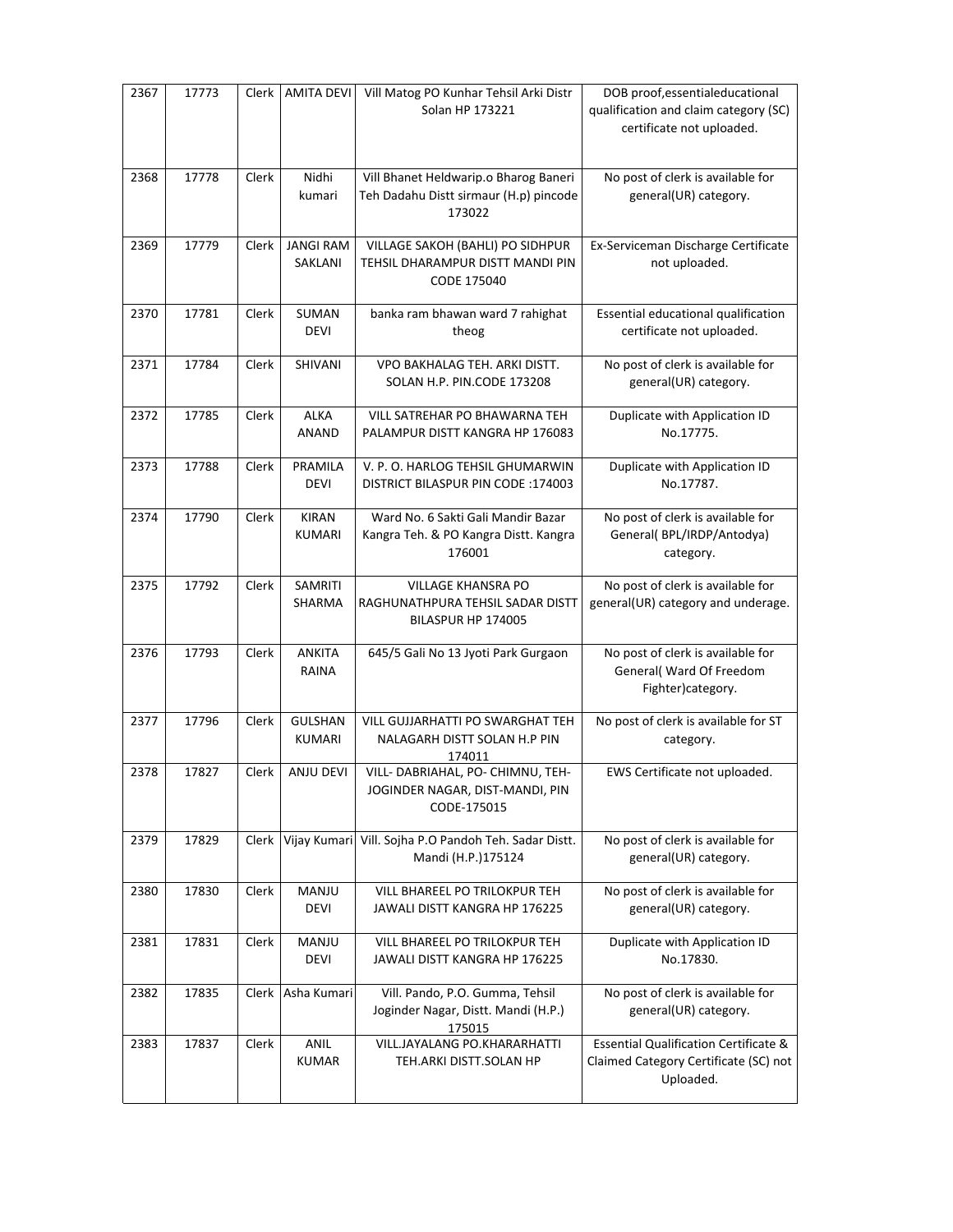| 2367 | 17773 | Clerk | AMITA DEVI | Vill Matog PO Kunhar Tehsil Arki Distr Solan HP 173221 | DOB proof,essentialeducational qualification and claim category (SC) certificate not uploaded. |
|---|---|---|---|---|---|
| 2368 | 17778 | Clerk | Nidhi kumari | Vill Bhanet Heldwarip.o Bharog Baneri Teh Dadahu Distt sirmaur (H.p) pincode 173022 | No post of clerk is available for general(UR) category. |
| 2369 | 17779 | Clerk | JANGI RAM SAKLANI | VILLAGE SAKOH (BAHLI) PO SIDHPUR TEHSIL DHARAMPUR DISTT MANDI PIN CODE 175040 | Ex-Serviceman Discharge Certificate not uploaded. |
| 2370 | 17781 | Clerk | SUMAN DEVI | banka ram bhawan ward 7 rahighat theog | Essential educational qualification certificate not uploaded. |
| 2371 | 17784 | Clerk | SHIVANI | VPO BAKHALAG TEH. ARKI DISTT. SOLAN H.P. PIN.CODE 173208 | No post of clerk is available for general(UR) category. |
| 2372 | 17785 | Clerk | ALKA ANAND | VILL SATREHAR PO BHAWARNA TEH PALAMPUR DISTT KANGRA HP 176083 | Duplicate with Application ID No.17775. |
| 2373 | 17788 | Clerk | PRAMILA DEVI | V. P. O. HARLOG TEHSIL GHUMARWIN DISTRICT BILASPUR PIN CODE :174003 | Duplicate with Application ID No.17787. |
| 2374 | 17790 | Clerk | KIRAN KUMARI | Ward No. 6 Sakti Gali Mandir Bazar Kangra Teh. & PO Kangra Distt. Kangra 176001 | No post of clerk is available for General( BPL/IRDP/Antodya) category. |
| 2375 | 17792 | Clerk | SAMRITI SHARMA | VILLAGE KHANSRA PO RAGHUNATHPURA TEHSIL SADAR DISTT BILASPUR HP 174005 | No post of clerk is available for general(UR) category and underage. |
| 2376 | 17793 | Clerk | ANKITA RAINA | 645/5 Gali No 13 Jyoti Park Gurgaon | No post of clerk is available for General( Ward Of Freedom Fighter)category. |
| 2377 | 17796 | Clerk | GULSHAN KUMARI | VILL GUJJARHATTI PO SWARGHAT TEH NALAGARH DISTT SOLAN H.P PIN 174011 | No post of clerk is available for ST category. |
| 2378 | 17827 | Clerk | ANJU DEVI | VILL- DABRIAHAL, PO- CHIMNU, TEH-JOGINDER NAGAR, DIST-MANDI, PIN CODE-175015 | EWS Certificate not uploaded. |
| 2379 | 17829 | Clerk | Vijay Kumari | Vill. Sojha P.O Pandoh Teh. Sadar Distt. Mandi (H.P.)175124 | No post of clerk is available for general(UR) category. |
| 2380 | 17830 | Clerk | MANJU DEVI | VILL BHAREEL PO TRILOKPUR TEH JAWALI DISTT KANGRA HP 176225 | No post of clerk is available for general(UR) category. |
| 2381 | 17831 | Clerk | MANJU DEVI | VILL BHAREEL PO TRILOKPUR TEH JAWALI DISTT KANGRA HP 176225 | Duplicate with Application ID No.17830. |
| 2382 | 17835 | Clerk | Asha Kumari | Vill. Pando, P.O. Gumma, Tehsil Joginder Nagar, Distt. Mandi (H.P.) 175015 | No post of clerk is available for general(UR) category. |
| 2383 | 17837 | Clerk | ANIL KUMAR | VILL.JAYALANG PO.KHARARHATTI TEH.ARKI DISTT.SOLAN HP | Essential Qualification Certificate & Claimed Category Certificate (SC) not Uploaded. |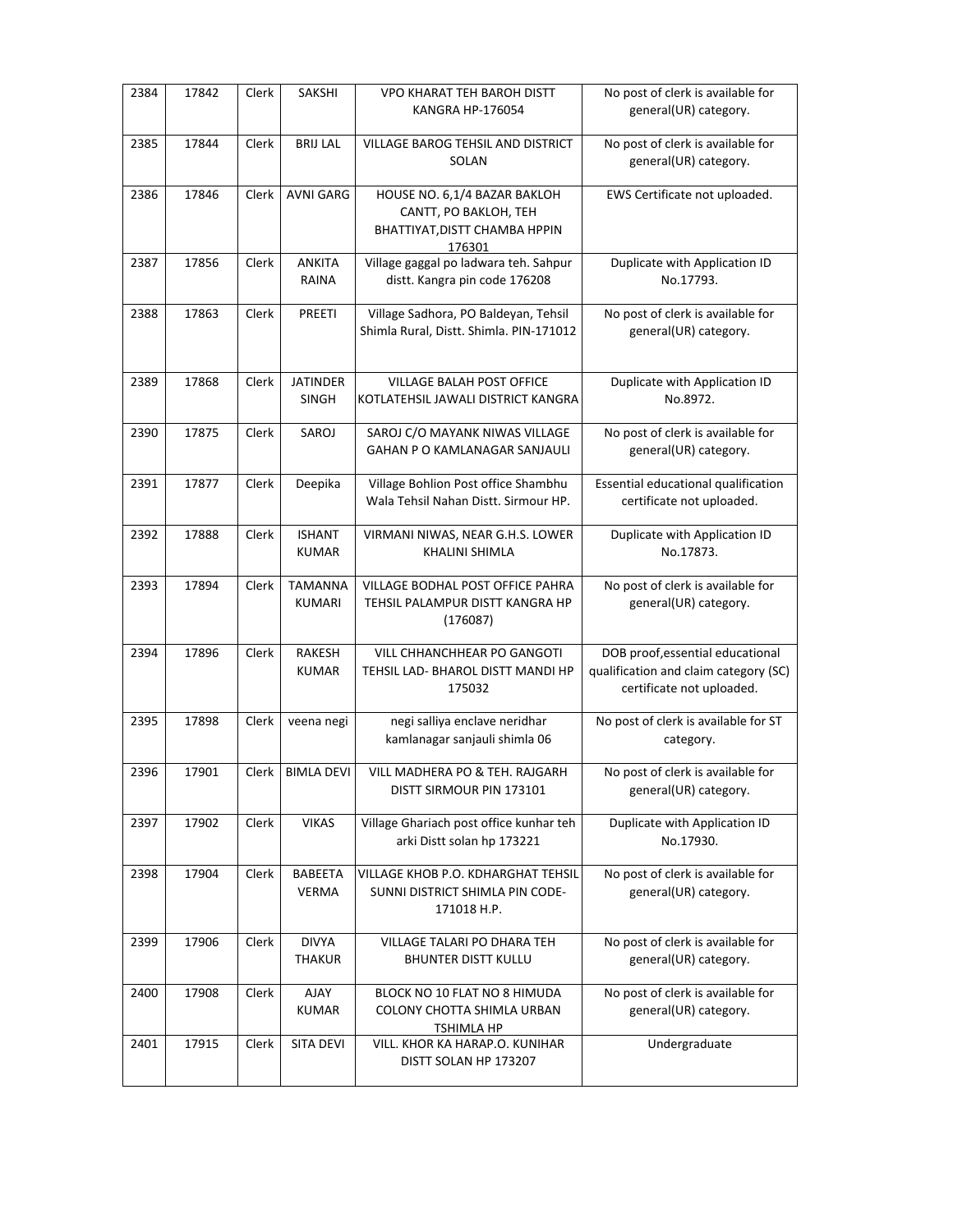| 2384 | 17842 | Clerk | SAKSHI | VPO KHARAT TEH BAROH DISTT KANGRA HP-176054 | No post of clerk is available for general(UR) category. |
|---|---|---|---|---|---|
| 2385 | 17844 | Clerk | BRIJ LAL | VILLAGE BAROG TEHSIL AND DISTRICT SOLAN | No post of clerk is available for general(UR) category. |
| 2386 | 17846 | Clerk | AVNI GARG | HOUSE NO. 6,1/4 BAZAR BAKLOH CANTT, PO BAKLOH, TEH BHATTIYAT,DISTT CHAMBA HPPIN 176301 | EWS Certificate not uploaded. |
| 2387 | 17856 | Clerk | ANKITA RAINA | Village gaggal po ladwara teh. Sahpur distt. Kangra pin code 176208 | Duplicate with Application ID No.17793. |
| 2388 | 17863 | Clerk | PREETI | Village Sadhora, PO Baldeyan, Tehsil Shimla Rural, Distt. Shimla. PIN-171012 | No post of clerk is available for general(UR) category. |
| 2389 | 17868 | Clerk | JATINDER SINGH | VILLAGE BALAH POST OFFICE KOTLATEHSIL JAWALI DISTRICT KANGRA | Duplicate with Application ID No.8972. |
| 2390 | 17875 | Clerk | SAROJ | SAROJ C/O MAYANK NIWAS VILLAGE GAHAN P O KAMLANAGAR SANJAULI | No post of clerk is available for general(UR) category. |
| 2391 | 17877 | Clerk | Deepika | Village Bohlion Post office Shambhu Wala Tehsil Nahan Distt. Sirmour HP. | Essential educational qualification certificate not uploaded. |
| 2392 | 17888 | Clerk | ISHANT KUMAR | VIRMANI NIWAS, NEAR G.H.S. LOWER KHALINI SHIMLA | Duplicate with Application ID No.17873. |
| 2393 | 17894 | Clerk | TAMANNA KUMARI | VILLAGE BODHAL POST OFFICE PAHRA TEHSIL PALAMPUR DISTT KANGRA HP (176087) | No post of clerk is available for general(UR) category. |
| 2394 | 17896 | Clerk | RAKESH KUMAR | VILL CHHANCHHEAR PO GANGOTI TEHSIL LAD- BHAROL DISTT MANDI HP 175032 | DOB proof,essential educational qualification and claim category (SC) certificate not uploaded. |
| 2395 | 17898 | Clerk | veena negi | negi salliya enclave neridhar kamlanagar sanjauli shimla 06 | No post of clerk is available for ST category. |
| 2396 | 17901 | Clerk | BIMLA DEVI | VILL MADHERA PO & TEH. RAJGARH DISTT SIRMOUR PIN 173101 | No post of clerk is available for general(UR) category. |
| 2397 | 17902 | Clerk | VIKAS | Village Ghariach post office kunhar teh arki Distt solan hp 173221 | Duplicate with Application ID No.17930. |
| 2398 | 17904 | Clerk | BABEETA VERMA | VILLAGE KHOB P.O. KDHARGHAT TEHSIL SUNNI DISTRICT SHIMLA PIN CODE-171018 H.P. | No post of clerk is available for general(UR) category. |
| 2399 | 17906 | Clerk | DIVYA THAKUR | VILLAGE TALARI PO DHARA TEH BHUNTER DISTT KULLU | No post of clerk is available for general(UR) category. |
| 2400 | 17908 | Clerk | AJAY KUMAR | BLOCK NO 10 FLAT NO 8 HIMUDA COLONY CHOTTA SHIMLA URBAN TSHIMLA HP | No post of clerk is available for general(UR) category. |
| 2401 | 17915 | Clerk | SITA DEVI | VILL. KHOR KA HARAP.O. KUNIHAR DISTT SOLAN HP 173207 | Undergraduate |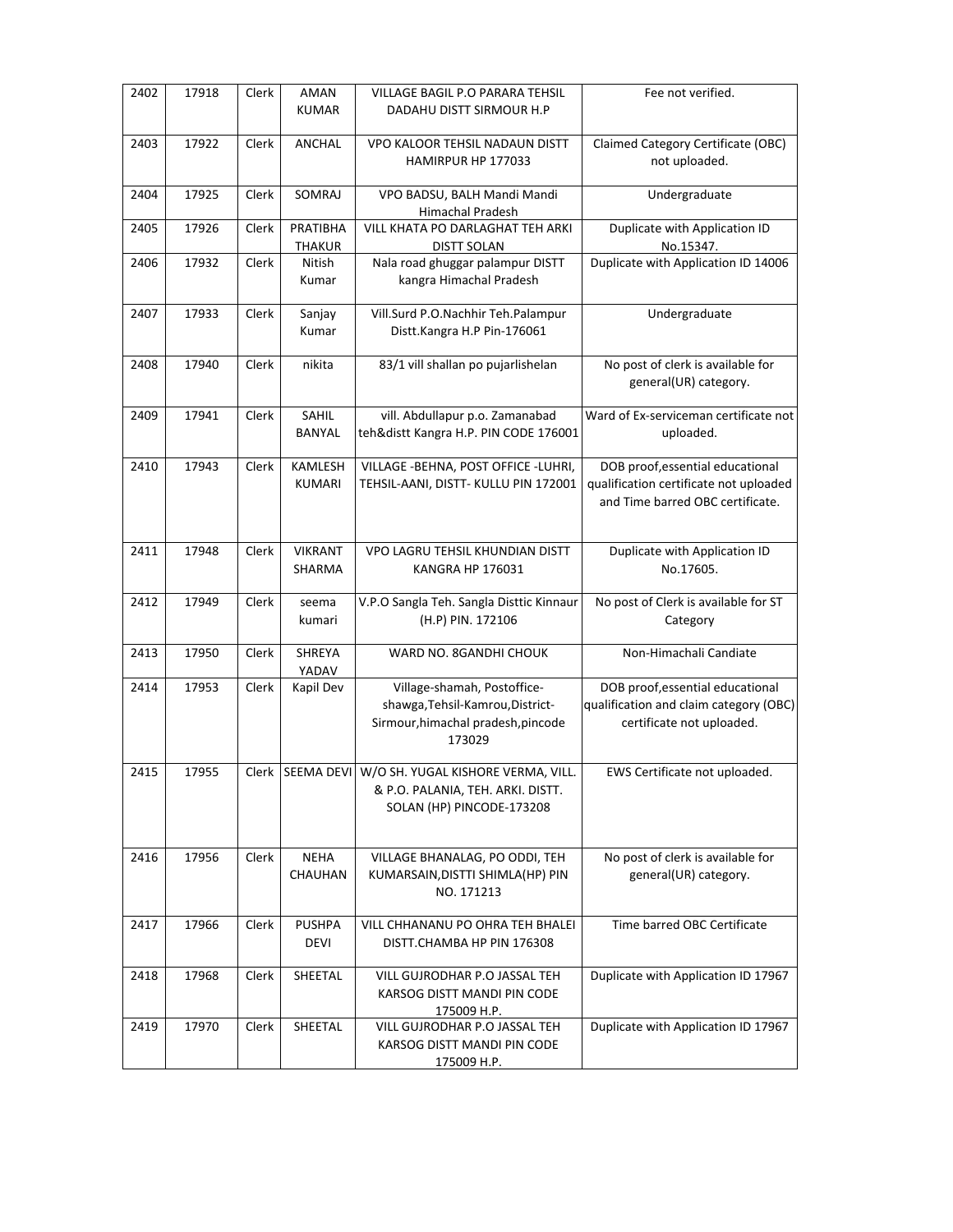| 2402 | 17918 | Clerk | AMAN KUMAR | VILLAGE BAGIL P.O PARARA TEHSIL DADAHU DISTT SIRMOUR H.P | Fee not verified. |
|---|---|---|---|---|---|
| 2403 | 17922 | Clerk | ANCHAL | VPO KALOOR TEHSIL NADAUN DISTT HAMIRPUR HP 177033 | Claimed Category Certificate (OBC) not uploaded. |
| 2404 | 17925 | Clerk | SOMRAJ | VPO BADSU, BALH Mandi Mandi Himachal Pradesh | Undergraduate |
| 2405 | 17926 | Clerk | PRATIBHA THAKUR | VILL KHATA PO DARLAGHAT TEH ARKI DISTT SOLAN | Duplicate with Application ID No.15347. |
| 2406 | 17932 | Clerk | Nitish Kumar | Nala road ghuggar palampur DISTT kangra Himachal Pradesh | Duplicate with Application ID 14006 |
| 2407 | 17933 | Clerk | Sanjay Kumar | Vill.Surd P.O.Nachhir Teh.Palampur Distt.Kangra H.P Pin-176061 | Undergraduate |
| 2408 | 17940 | Clerk | nikita | 83/1 vill shallan po pujarlishelan | No post of clerk is available for general(UR) category. |
| 2409 | 17941 | Clerk | SAHIL BANYAL | vill. Abdullapur p.o. Zamanabad teh&distt Kangra H.P. PIN CODE 176001 | Ward of Ex-serviceman certificate not uploaded. |
| 2410 | 17943 | Clerk | KAMLESH KUMARI | VILLAGE -BEHNA, POST OFFICE -LUHRI, TEHSIL-AANI, DISTT- KULLU PIN 172001 | DOB proof,essential educational qualification certificate not uploaded and Time barred OBC certificate. |
| 2411 | 17948 | Clerk | VIKRANT SHARMA | VPO LAGRU TEHSIL KHUNDIAN DISTT KANGRA HP 176031 | Duplicate with Application ID No.17605. |
| 2412 | 17949 | Clerk | seema kumari | V.P.O Sangla Teh. Sangla Disttic Kinnaur (H.P) PIN. 172106 | No post of Clerk is available for ST Category |
| 2413 | 17950 | Clerk | SHREYA YADAV | WARD NO. 8GANDHI CHOUK | Non-Himachali Candiate |
| 2414 | 17953 | Clerk | Kapil Dev | Village-shamah, Postoffice-shawga,Tehsil-Kamrou,District-Sirmour,himachal pradesh,pincode 173029 | DOB proof,essential educational qualification and claim category (OBC) certificate not uploaded. |
| 2415 | 17955 | Clerk | SEEMA DEVI | W/O SH. YUGAL KISHORE VERMA, VILL. & P.O. PALANIA, TEH. ARKI. DISTT. SOLAN (HP) PINCODE-173208 | EWS Certificate not uploaded. |
| 2416 | 17956 | Clerk | NEHA CHAUHAN | VILLAGE BHANALAG, PO ODDI, TEH KUMARSAIN,DISTTI SHIMLA(HP) PIN NO. 171213 | No post of clerk is available for general(UR) category. |
| 2417 | 17966 | Clerk | PUSHPA DEVI | VILL CHHANANU PO OHRA TEH BHALEI DISTT.CHAMBA HP PIN 176308 | Time barred OBC Certificate |
| 2418 | 17968 | Clerk | SHEETAL | VILL GUJRODHAR P.O JASSAL TEH KARSOG DISTT MANDI PIN CODE 175009 H.P. | Duplicate with Application ID 17967 |
| 2419 | 17970 | Clerk | SHEETAL | VILL GUJRODHAR P.O JASSAL TEH KARSOG DISTT MANDI PIN CODE 175009 H.P. | Duplicate with Application ID 17967 |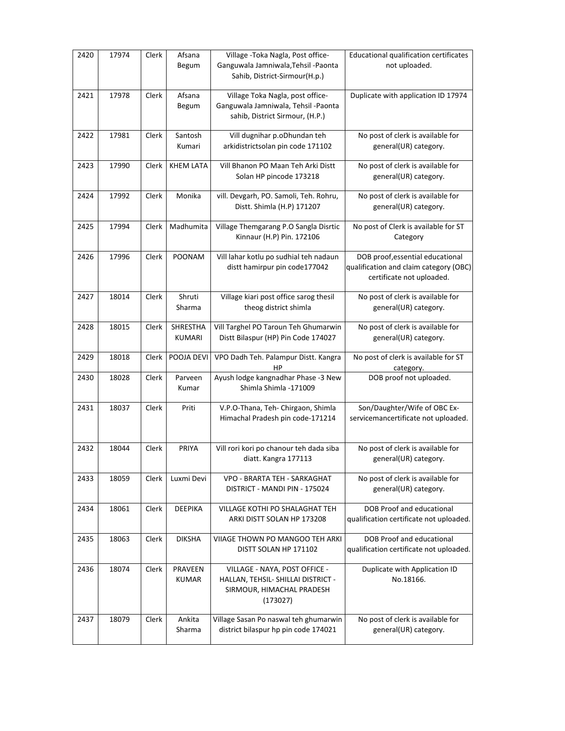| 2420 | 17974 | Clerk | Afsana Begum | Village -Toka Nagla, Post office-Ganguwala Jamniwala,Tehsil -Paonta Sahib, District-Sirmour(H.p.) | Educational qualification certificates not uploaded. |
|---|---|---|---|---|---|
| 2421 | 17978 | Clerk | Afsana Begum | Village Toka Nagla, post office-Ganguwala Jamniwala, Tehsil -Paonta sahib, District Sirmour, (H.P.) | Duplicate with application ID 17974 |
| 2422 | 17981 | Clerk | Santosh Kumari | Vill dugnihar p.oDhundan teh arkidistrictsolan pin code 171102 | No post of clerk is available for general(UR) category. |
| 2423 | 17990 | Clerk | KHEM LATA | Vill Bhanon PO Maan Teh Arki Distt Solan HP pincode 173218 | No post of clerk is available for general(UR) category. |
| 2424 | 17992 | Clerk | Monika | vill. Devgarh, PO. Samoli, Teh. Rohru, Distt. Shimla (H.P) 171207 | No post of clerk is available for general(UR) category. |
| 2425 | 17994 | Clerk | Madhumita | Village Themgarang P.O Sangla Disrtic Kinnaur (H.P) Pin. 172106 | No post of Clerk is available for ST Category |
| 2426 | 17996 | Clerk | POONAM | Vill lahar kotlu po sudhial teh nadaun distt hamirpur pin code177042 | DOB proof,essential educational qualification and claim category (OBC) certificate not uploaded. |
| 2427 | 18014 | Clerk | Shruti Sharma | Village kiari post office sarog thesil theog district shimla | No post of clerk is available for general(UR) category. |
| 2428 | 18015 | Clerk | SHRESTHA KUMARI | Vill Targhel PO Taroun Teh Ghumarwin Distt Bilaspur (HP) Pin Code 174027 | No post of clerk is available for general(UR) category. |
| 2429 | 18018 | Clerk | POOJA DEVI | VPO Dadh Teh. Palampur Distt. Kangra HP | No post of clerk is available for ST category. |
| 2430 | 18028 | Clerk | Parveen Kumar | Ayush lodge kangnadhar Phase -3 New Shimla Shimla -171009 | DOB proof not uploaded. |
| 2431 | 18037 | Clerk | Priti | V.P.O-Thana, Teh- Chirgaon, Shimla Himachal Pradesh pin code-171214 | Son/Daughter/Wife of OBC Ex-servicemancertificate not uploaded. |
| 2432 | 18044 | Clerk | PRIYA | Vill rori kori po chanour teh dada siba diatt. Kangra 177113 | No post of clerk is available for general(UR) category. |
| 2433 | 18059 | Clerk | Luxmi Devi | VPO - BRARTA TEH - SARKAGHAT DISTRICT - MANDI PIN - 175024 | No post of clerk is available for general(UR) category. |
| 2434 | 18061 | Clerk | DEEPIKA | VILLAGE KOTHI PO SHALAGHAT TEH ARKI DISTT SOLAN HP 173208 | DOB Proof and educational qualification certificate not uploaded. |
| 2435 | 18063 | Clerk | DIKSHA | VIIAGE THOWN PO MANGOO TEH ARKI DISTT SOLAN HP 171102 | DOB Proof and educational qualification certificate not uploaded. |
| 2436 | 18074 | Clerk | PRAVEEN KUMAR | VILLAGE - NAYA, POST OFFICE - HALLAN, TEHSIL- SHILLAI DISTRICT - SIRMOUR, HIMACHAL PRADESH (173027) | Duplicate with Application ID No.18166. |
| 2437 | 18079 | Clerk | Ankita Sharma | Village Sasan Po naswal teh ghumarwin district bilaspur hp pin code 174021 | No post of clerk is available for general(UR) category. |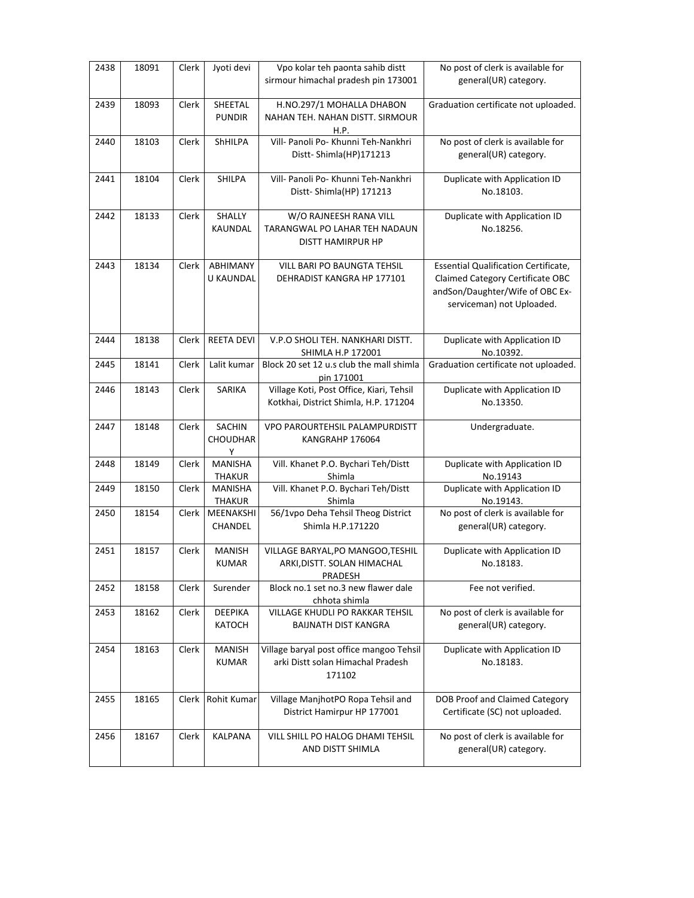| 2438 | 18091 | Clerk | Jyoti devi | Vpo kolar teh paonta sahib distt sirmour himachal pradesh pin 173001 | No post of clerk is available for general(UR) category. |
|---|---|---|---|---|---|
| 2439 | 18093 | Clerk | SHEETAL PUNDIR | H.NO.297/1 MOHALLA DHABON NAHAN TEH. NAHAN DISTT. SIRMOUR H.P. | Graduation certificate not uploaded. |
| 2440 | 18103 | Clerk | ShHILPA | Vill- Panoli Po- Khunni Teh-Nankhri Distt- Shimla(HP)171213 | No post of clerk is available for general(UR) category. |
| 2441 | 18104 | Clerk | SHILPA | Vill- Panoli Po- Khunni Teh-Nankhri Distt- Shimla(HP) 171213 | Duplicate with Application ID No.18103. |
| 2442 | 18133 | Clerk | SHALLY KAUNDAL | W/O RAJNEESH RANA VILL TARANGWAL PO LAHAR TEH NADAUN DISTT HAMIRPUR HP | Duplicate with Application ID No.18256. |
| 2443 | 18134 | Clerk | ABHIMANYU KAUNDAL | VILL BARI PO BAUNGTA TEHSIL DEHRADIST KANGRA HP 177101 | Essential Qualification Certificate, Claimed Category Certificate OBC andSon/Daughter/Wife of OBC Ex-serviceman) not Uploaded. |
| 2444 | 18138 | Clerk | REETA DEVI | V.P.O SHOLI TEH. NANKHARI DISTT. SHIMLA H.P 172001 | Duplicate with Application ID No.10392. |
| 2445 | 18141 | Clerk | Lalit kumar | Block 20 set 12 u.s club the mall shimla pin 171001 | Graduation certificate not uploaded. |
| 2446 | 18143 | Clerk | SARIKA | Village Koti, Post Office, Kiari, Tehsil Kotkhai, District Shimla, H.P. 171204 | Duplicate with Application ID No.13350. |
| 2447 | 18148 | Clerk | SACHIN CHOUDHARY | VPO PAROURTEHSIL PALAMPURDISTT KANGRAHP 176064 | Undergraduate. |
| 2448 | 18149 | Clerk | MANISHA THAKUR | Vill. Khanet P.O. Bychari Teh/Distt Shimla | Duplicate with Application ID No.19143 |
| 2449 | 18150 | Clerk | MANISHA THAKUR | Vill. Khanet P.O. Bychari Teh/Distt Shimla | Duplicate with Application ID No.19143. |
| 2450 | 18154 | Clerk | MEENAKSHI CHANDEL | 56/1vpo Deha Tehsil Theog District Shimla H.P.171220 | No post of clerk is available for general(UR) category. |
| 2451 | 18157 | Clerk | MANISH KUMAR | VILLAGE BARYAL,PO MANGOO,TESHIL ARKI,DISTT. SOLAN HIMACHAL PRADESH | Duplicate with Application ID No.18183. |
| 2452 | 18158 | Clerk | Surender | Block no.1 set no.3 new flower dale chhota shimla | Fee not verified. |
| 2453 | 18162 | Clerk | DEEPIKA KATOCH | VILLAGE KHUDLI PO RAKKAR TEHSIL BAIJNATH DIST KANGRA | No post of clerk is available for general(UR) category. |
| 2454 | 18163 | Clerk | MANISH KUMAR | Village baryal post office mangoo Tehsil arki Distt solan Himachal Pradesh 171102 | Duplicate with Application ID No.18183. |
| 2455 | 18165 | Clerk | Rohit Kumar | Village ManjhotPO Ropa Tehsil and District Hamirpur HP 177001 | DOB Proof and Claimed Category Certificate (SC) not uploaded. |
| 2456 | 18167 | Clerk | KALPANA | VILL SHILL PO HALOG DHAMI TEHSIL AND DISTT SHIMLA | No post of clerk is available for general(UR) category. |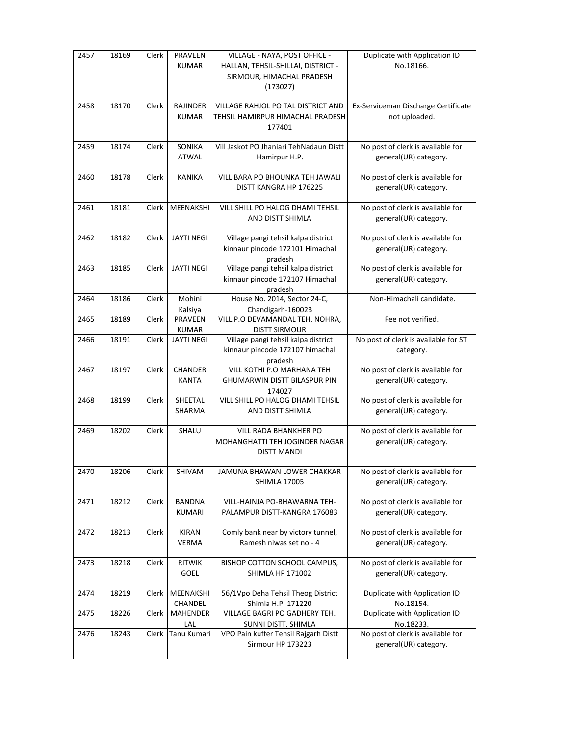| 2457 | 18169 | Clerk | PRAVEEN KUMAR | VILLAGE - NAYA, POST OFFICE - HALLAN, TEHSIL-SHILLAI, DISTRICT - SIRMOUR, HIMACHAL PRADESH (173027) | Duplicate with Application ID No.18166. |
|---|---|---|---|---|---|
| 2458 | 18170 | Clerk | RAJINDER KUMAR | VILLAGE RAHJOL PO TAL DISTRICT AND TEHSIL HAMIRPUR HIMACHAL PRADESH 177401 | Ex-Serviceman Discharge Certificate not uploaded. |
| 2459 | 18174 | Clerk | SONIKA ATWAL | Vill Jaskot PO Jhaniari TehNadaun Distt Hamirpur H.P. | No post of clerk is available for general(UR) category. |
| 2460 | 18178 | Clerk | KANIKA | VILL BARA PO BHOUNKA TEH JAWALI DISTT KANGRA HP 176225 | No post of clerk is available for general(UR) category. |
| 2461 | 18181 | Clerk | MEENAKSHI | VILL SHILL PO HALOG DHAMI TEHSIL AND DISTT SHIMLA | No post of clerk is available for general(UR) category. |
| 2462 | 18182 | Clerk | JAYTI NEGI | Village pangi tehsil kalpa district kinnaur pincode 172101 Himachal pradesh | No post of clerk is available for general(UR) category. |
| 2463 | 18185 | Clerk | JAYTI NEGI | Village pangi tehsil kalpa district kinnaur pincode 172107 Himachal pradesh | No post of clerk is available for general(UR) category. |
| 2464 | 18186 | Clerk | Mohini Kalsiya | House No. 2014, Sector 24-C, Chandigarh-160023 | Non-Himachali candidate. |
| 2465 | 18189 | Clerk | PRAVEEN KUMAR | VILL.P.O DEVAMANDAL TEH. NOHRA, DISTT SIRMOUR | Fee not verified. |
| 2466 | 18191 | Clerk | JAYTI NEGI | Village pangi tehsil kalpa district kinnaur pincode 172107 himachal pradesh | No post of clerk is available for ST category. |
| 2467 | 18197 | Clerk | CHANDER KANTA | VILL KOTHI P.O MARHANA TEH GHUMARWIN DISTT BILASPUR PIN 174027 | No post of clerk is available for general(UR) category. |
| 2468 | 18199 | Clerk | SHEETAL SHARMA | VILL SHILL PO HALOG DHAMI TEHSIL AND DISTT SHIMLA | No post of clerk is available for general(UR) category. |
| 2469 | 18202 | Clerk | SHALU | VILL RADA BHANKHER PO MOHANGHATTI TEH JOGINDER NAGAR DISTT MANDI | No post of clerk is available for general(UR) category. |
| 2470 | 18206 | Clerk | SHIVAM | JAMUNA BHAWAN LOWER CHAKKAR SHIMLA 17005 | No post of clerk is available for general(UR) category. |
| 2471 | 18212 | Clerk | BANDNA KUMARI | VILL-HAINJA PO-BHAWARNA TEH-PALAMPUR DISTT-KANGRA 176083 | No post of clerk is available for general(UR) category. |
| 2472 | 18213 | Clerk | KIRAN VERMA | Comly bank near by victory tunnel, Ramesh niwas set no.- 4 | No post of clerk is available for general(UR) category. |
| 2473 | 18218 | Clerk | RITWIK GOEL | BISHOP COTTON SCHOOL CAMPUS, SHIMLA HP 171002 | No post of clerk is available for general(UR) category. |
| 2474 | 18219 | Clerk | MEENAKSHI CHANDEL | 56/1Vpo Deha Tehsil Theog District Shimla H.P. 171220 | Duplicate with Application ID No.18154. |
| 2475 | 18226 | Clerk | MAHENDER LAL | VILLAGE BAGRI PO GADHERY TEH. SUNNI DISTT. SHIMLA | Duplicate with Application ID No.18233. |
| 2476 | 18243 | Clerk | Tanu Kumari | VPO Pain kuffer Tehsil Rajgarh Distt Sirmour HP 173223 | No post of clerk is available for general(UR) category. |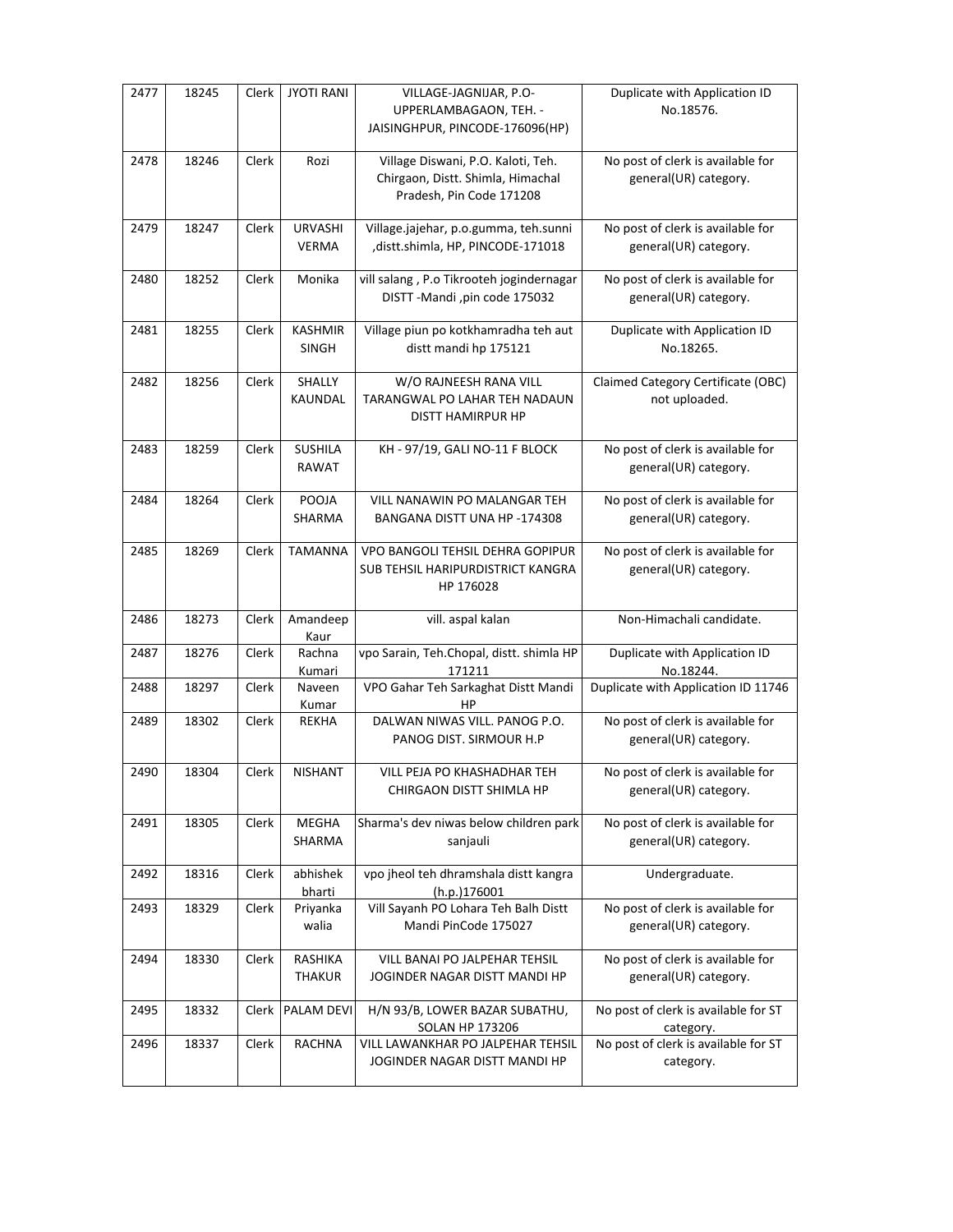| 2477 | 18245 | Clerk | JYOTI RANI | VILLAGE-JAGNIJAR, P.O-UPPERLAMBAGAON, TEH. -JAISINGHPUR, PINCODE-176096(HP) | Duplicate with Application ID No.18576. |
|---|---|---|---|---|---|
| 2478 | 18246 | Clerk | Rozi | Village Diswani, P.O. Kaloti, Teh. Chirgaon, Distt. Shimla, Himachal Pradesh, Pin Code 171208 | No post of clerk is available for general(UR) category. |
| 2479 | 18247 | Clerk | URVASHI VERMA | Village.jajehar, p.o.gumma, teh.sunni ,distt.shimla, HP, PINCODE-171018 | No post of clerk is available for general(UR) category. |
| 2480 | 18252 | Clerk | Monika | vill salang , P.o Tikrooteh jogindernagar DISTT -Mandi ,pin code 175032 | No post of clerk is available for general(UR) category. |
| 2481 | 18255 | Clerk | KASHMIR SINGH | Village piun po kotkhamradha teh aut distt mandi hp 175121 | Duplicate with Application ID No.18265. |
| 2482 | 18256 | Clerk | SHALLY KAUNDAL | W/O RAJNEESH RANA VILL TARANGWAL PO LAHAR TEH NADAUN DISTT HAMIRPUR HP | Claimed Category Certificate (OBC) not uploaded. |
| 2483 | 18259 | Clerk | SUSHILA RAWAT | KH - 97/19, GALI NO-11 F BLOCK | No post of clerk is available for general(UR) category. |
| 2484 | 18264 | Clerk | POOJA SHARMA | VILL NANAWIN PO MALANGAR TEH BANGANA DISTT UNA HP -174308 | No post of clerk is available for general(UR) category. |
| 2485 | 18269 | Clerk | TAMANNA | VPO BANGOLI TEHSIL DEHRA GOPIPUR SUB TEHSIL HARIPURDISTRICT KANGRA HP 176028 | No post of clerk is available for general(UR) category. |
| 2486 | 18273 | Clerk | Amandeep Kaur | vill. aspal kalan | Non-Himachali candidate. |
| 2487 | 18276 | Clerk | Rachna Kumari | vpo Sarain, Teh.Chopal, distt. shimla HP 171211 | Duplicate with Application ID No.18244. |
| 2488 | 18297 | Clerk | Naveen Kumar | VPO Gahar Teh Sarkaghat Distt Mandi HP | Duplicate with Application ID 11746 |
| 2489 | 18302 | Clerk | REKHA | DALWAN NIWAS VILL. PANOG P.O. PANOG DIST. SIRMOUR H.P | No post of clerk is available for general(UR) category. |
| 2490 | 18304 | Clerk | NISHANT | VILL PEJA PO KHASHADHAR TEH CHIRGAON DISTT SHIMLA HP | No post of clerk is available for general(UR) category. |
| 2491 | 18305 | Clerk | MEGHA SHARMA | Sharma's dev niwas below children park sanjauli | No post of clerk is available for general(UR) category. |
| 2492 | 18316 | Clerk | abhishek bharti | vpo jheol teh dhramshala distt kangra (h.p.)176001 | Undergraduate. |
| 2493 | 18329 | Clerk | Priyanka walia | Vill Sayanh PO Lohara Teh Balh Distt Mandi PinCode 175027 | No post of clerk is available for general(UR) category. |
| 2494 | 18330 | Clerk | RASHIKA THAKUR | VILL BANAI PO JALPEHAR TEHSIL JOGINDER NAGAR DISTT MANDI HP | No post of clerk is available for general(UR) category. |
| 2495 | 18332 | Clerk | PALAM DEVI | H/N 93/B, LOWER BAZAR SUBATHU, SOLAN HP 173206 | No post of clerk is available for ST category. |
| 2496 | 18337 | Clerk | RACHNA | VILL LAWANKHAR PO JALPEHAR TEHSIL JOGINDER NAGAR DISTT MANDI HP | No post of clerk is available for ST category. |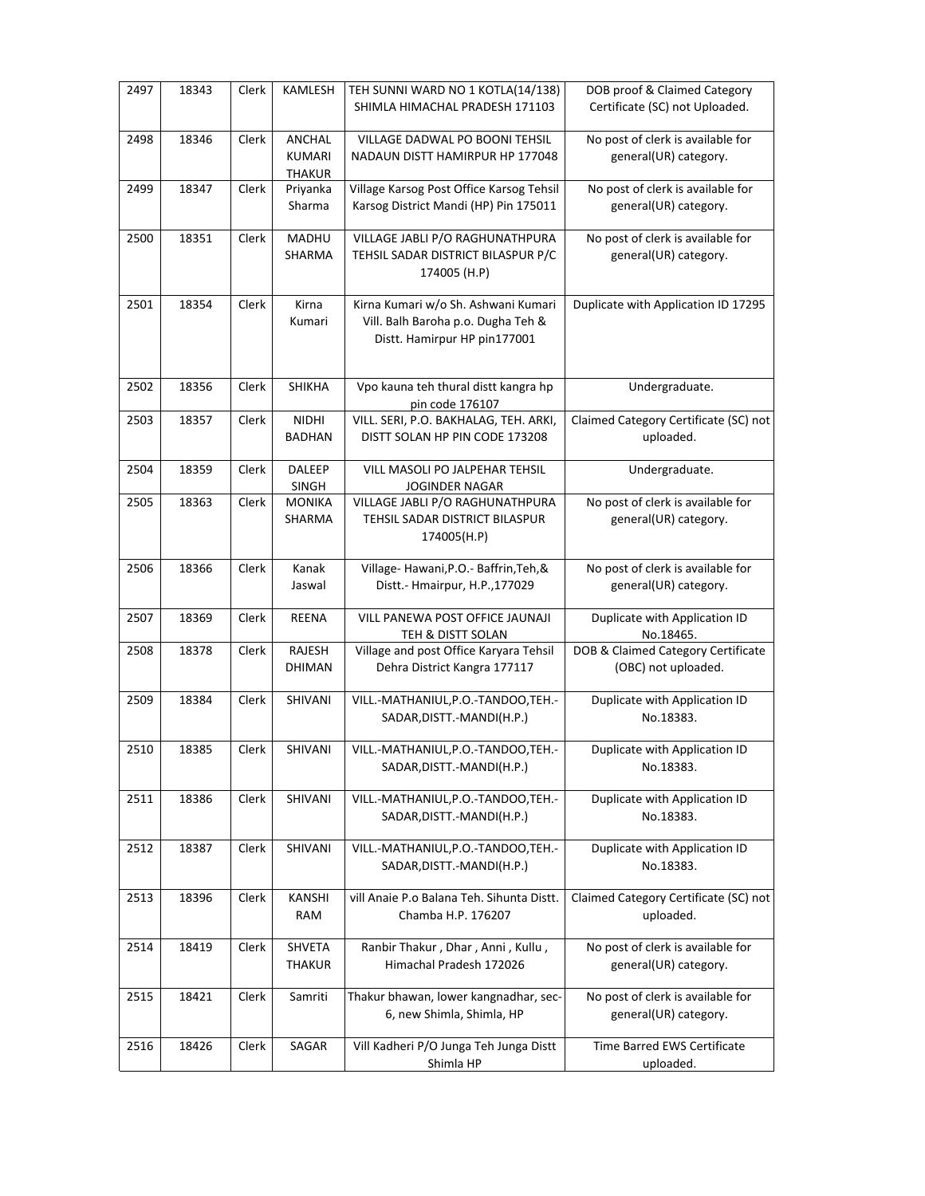| 2497 | 18343 | Clerk | KAMLESH | TEH SUNNI WARD NO 1 KOTLA(14/138) SHIMLA HIMACHAL PRADESH 171103 | DOB proof & Claimed Category Certificate (SC) not Uploaded. |
|---|---|---|---|---|---|
| 2498 | 18346 | Clerk | ANCHAL KUMARI THAKUR | VILLAGE DADWAL PO BOONI TEHSIL NADAUN DISTT HAMIRPUR HP 177048 | No post of clerk is available for general(UR) category. |
| 2499 | 18347 | Clerk | Priyanka Sharma | Village Karsog Post Office Karsog Tehsil Karsog District Mandi (HP) Pin 175011 | No post of clerk is available for general(UR) category. |
| 2500 | 18351 | Clerk | MADHU SHARMA | VILLAGE JABLI P/O RAGHUNATHPURA TEHSIL SADAR DISTRICT BILASPUR P/C 174005 (H.P) | No post of clerk is available for general(UR) category. |
| 2501 | 18354 | Clerk | Kirna Kumari | Kirna Kumari w/o Sh. Ashwani Kumari Vill. Balh Baroha p.o. Dugha Teh & Distt. Hamirpur HP pin177001 | Duplicate with Application ID 17295 |
| 2502 | 18356 | Clerk | SHIKHA | Vpo kauna teh thural distt kangra hp pin code 176107 | Undergraduate. |
| 2503 | 18357 | Clerk | NIDHI BADHAN | VILL. SERI, P.O. BAKHALAG, TEH. ARKI, DISTT SOLAN HP PIN CODE 173208 | Claimed Category Certificate (SC) not uploaded. |
| 2504 | 18359 | Clerk | DALEEP SINGH | VILL MASOLI PO JALPEHAR TEHSIL JOGINDER NAGAR | Undergraduate. |
| 2505 | 18363 | Clerk | MONIKA SHARMA | VILLAGE JABLI P/O RAGHUNATHPURA TEHSIL SADAR DISTRICT BILASPUR 174005(H.P) | No post of clerk is available for general(UR) category. |
| 2506 | 18366 | Clerk | Kanak Jaswal | Village- Hawani,P.O.- Baffrin,Teh,& Distt.- Hmairpur, H.P.,177029 | No post of clerk is available for general(UR) category. |
| 2507 | 18369 | Clerk | REENA | VILL PANEWA POST OFFICE JAUNAJI TEH & DISTT SOLAN | Duplicate with Application ID No.18465. |
| 2508 | 18378 | Clerk | RAJESH DHIMAN | Village and post Office Karyara Tehsil Dehra District Kangra 177117 | DOB & Claimed Category Certificate (OBC) not uploaded. |
| 2509 | 18384 | Clerk | SHIVANI | VILL.-MATHANIUL,P.O.-TANDOO,TEH.-SADAR,DISTT.-MANDI(H.P.) | Duplicate with Application ID No.18383. |
| 2510 | 18385 | Clerk | SHIVANI | VILL.-MATHANIUL,P.O.-TANDOO,TEH.-SADAR,DISTT.-MANDI(H.P.) | Duplicate with Application ID No.18383. |
| 2511 | 18386 | Clerk | SHIVANI | VILL.-MATHANIUL,P.O.-TANDOO,TEH.-SADAR,DISTT.-MANDI(H.P.) | Duplicate with Application ID No.18383. |
| 2512 | 18387 | Clerk | SHIVANI | VILL.-MATHANIUL,P.O.-TANDOO,TEH.-SADAR,DISTT.-MANDI(H.P.) | Duplicate with Application ID No.18383. |
| 2513 | 18396 | Clerk | KANSHI RAM | vill Anaie P.o Balana Teh. Sihunta Distt. Chamba H.P. 176207 | Claimed Category Certificate (SC) not uploaded. |
| 2514 | 18419 | Clerk | SHVETA THAKUR | Ranbir Thakur , Dhar , Anni , Kullu , Himachal Pradesh 172026 | No post of clerk is available for general(UR) category. |
| 2515 | 18421 | Clerk | Samriti | Thakur bhawan, lower kangnadhar, sec-6, new Shimla, Shimla, HP | No post of clerk is available for general(UR) category. |
| 2516 | 18426 | Clerk | SAGAR | Vill Kadheri P/O Junga Teh Junga Distt Shimla HP | Time Barred EWS Certificate uploaded. |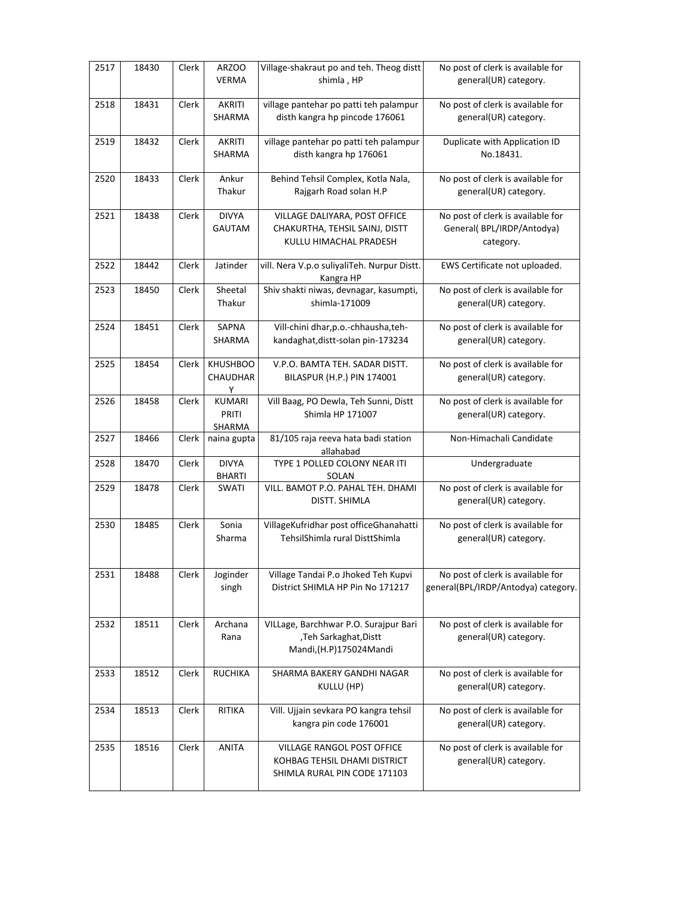| 2517 | 18430 | Clerk | ARZOO VERMA | Village-shakraut po and teh. Theog distt shimla , HP | No post of clerk is available for general(UR) category. |
|---|---|---|---|---|---|
| 2518 | 18431 | Clerk | AKRITI SHARMA | village pantehar po patti teh palampur disth kangra hp pincode 176061 | No post of clerk is available for general(UR) category. |
| 2519 | 18432 | Clerk | AKRITI SHARMA | village pantehar po patti teh palampur disth kangra hp 176061 | Duplicate with Application ID No.18431. |
| 2520 | 18433 | Clerk | Ankur Thakur | Behind Tehsil Complex, Kotla Nala, Rajgarh Road solan H.P | No post of clerk is available for general(UR) category. |
| 2521 | 18438 | Clerk | DIVYA GAUTAM | VILLAGE DALIYARA, POST OFFICE CHAKURTHA, TEHSIL SAINJ, DISTT KULLU HIMACHAL PRADESH | No post of clerk is available for General( BPL/IRDP/Antodya) category. |
| 2522 | 18442 | Clerk | Jatinder | vill. Nera V.p.o suliyaliTeh. Nurpur Distt. Kangra HP | EWS Certificate not uploaded. |
| 2523 | 18450 | Clerk | Sheetal Thakur | Shiv shakti niwas, devnagar, kasumpti, shimla-171009 | No post of clerk is available for general(UR) category. |
| 2524 | 18451 | Clerk | SAPNA SHARMA | Vill-chini dhar,p.o.-chhausha,teh-kandaghat,distt-solan pin-173234 | No post of clerk is available for general(UR) category. |
| 2525 | 18454 | Clerk | KHUSHBOO CHAUDHARY | V.P.O. BAMTA TEH. SADAR DISTT. BILASPUR (H.P.) PIN 174001 | No post of clerk is available for general(UR) category. |
| 2526 | 18458 | Clerk | KUMARI PRITI SHARMA | Vill Baag, PO Dewla, Teh Sunni, Distt Shimla HP 171007 | No post of clerk is available for general(UR) category. |
| 2527 | 18466 | Clerk | naina gupta | 81/105 raja reeva hata badi station allahabad | Non-Himachali Candidate |
| 2528 | 18470 | Clerk | DIVYA BHARTI | TYPE 1 POLLED COLONY NEAR ITI SOLAN | Undergraduate |
| 2529 | 18478 | Clerk | SWATI | VILL. BAMOT P.O. PAHAL TEH. DHAMI DISTT. SHIMLA | No post of clerk is available for general(UR) category. |
| 2530 | 18485 | Clerk | Sonia Sharma | VillageKufridhar post officeGhanahatti TehsilShimla rural DisttShimla | No post of clerk is available for general(UR) category. |
| 2531 | 18488 | Clerk | Joginder singh | Village Tandai P.o Jhoked Teh Kupvi District SHIMLA HP Pin No 171217 | No post of clerk is available for general(BPL/IRDP/Antodya) category. |
| 2532 | 18511 | Clerk | Archana Rana | VILLage, Barchhwar P.O. Surajpur Bari ,Teh Sarkaghat,Distt Mandi,(H.P)175024Mandi | No post of clerk is available for general(UR) category. |
| 2533 | 18512 | Clerk | RUCHIKA | SHARMA BAKERY GANDHI NAGAR KULLU (HP) | No post of clerk is available for general(UR) category. |
| 2534 | 18513 | Clerk | RITIKA | Vill. Ujjain sevkara PO kangra tehsil kangra pin code 176001 | No post of clerk is available for general(UR) category. |
| 2535 | 18516 | Clerk | ANITA | VILLAGE RANGOL POST OFFICE KOHBAG TEHSIL DHAMI DISTRICT SHIMLA RURAL PIN CODE 171103 | No post of clerk is available for general(UR) category. |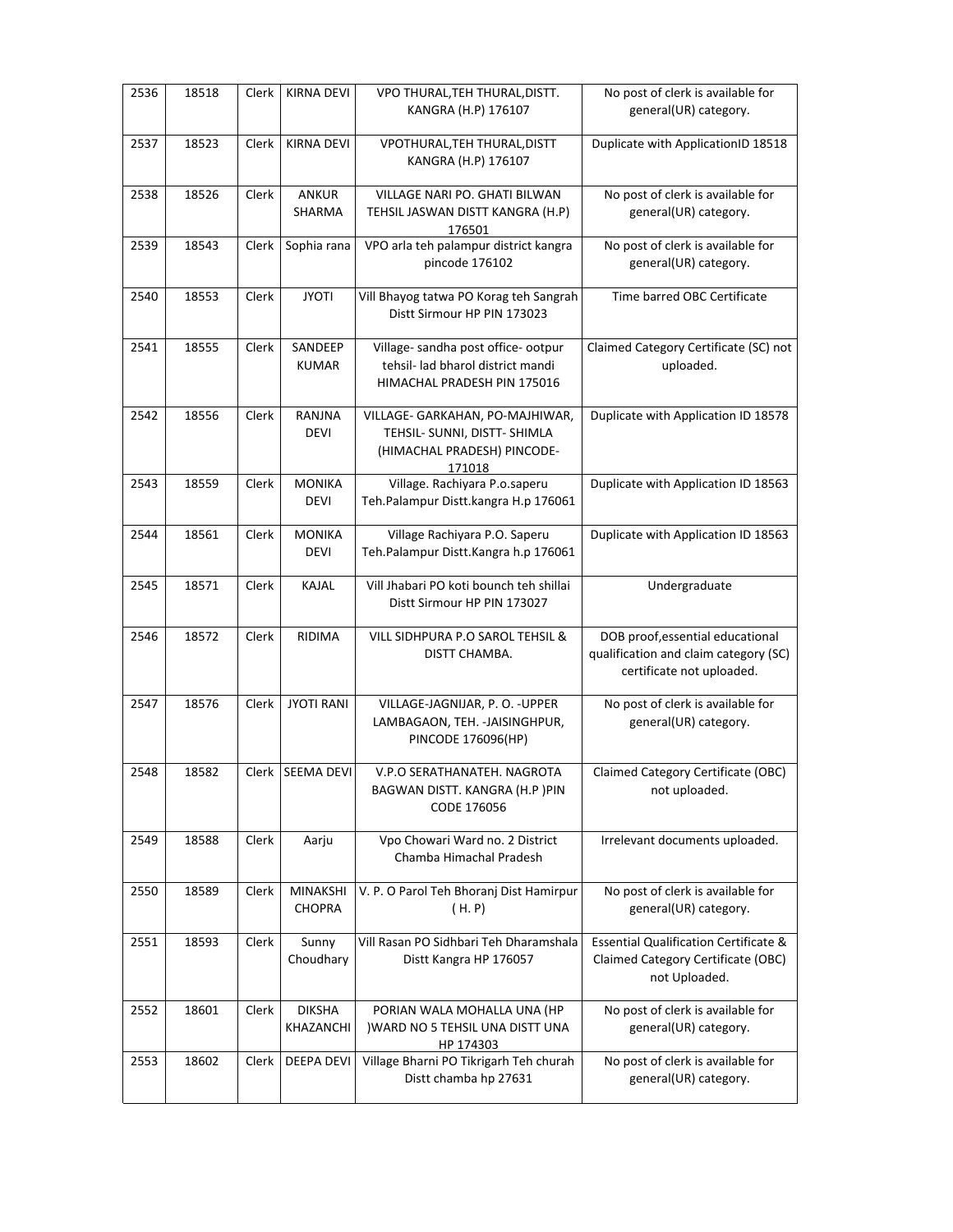| 2536 | 18518 | Clerk | KIRNA DEVI | VPO THURAL,TEH THURAL,DISTT. KANGRA (H.P) 176107 | No post of clerk is available for general(UR) category. |
|---|---|---|---|---|---|
| 2537 | 18523 | Clerk | KIRNA DEVI | VPOTHURAL,TEH THURAL,DISTT KANGRA (H.P) 176107 | Duplicate with ApplicationID 18518 |
| 2538 | 18526 | Clerk | ANKUR SHARMA | VILLAGE NARI PO. GHATI BILWAN TEHSIL JASWAN DISTT KANGRA (H.P) 176501 | No post of clerk is available for general(UR) category. |
| 2539 | 18543 | Clerk | Sophia rana | VPO arla teh palampur district kangra pincode 176102 | No post of clerk is available for general(UR) category. |
| 2540 | 18553 | Clerk | JYOTI | Vill Bhayog tatwa PO Korag teh Sangrah Distt Sirmour HP PIN 173023 | Time barred OBC Certificate |
| 2541 | 18555 | Clerk | SANDEEP KUMAR | Village- sandha post office- ootpur tehsil- lad bharol district mandi HIMACHAL PRADESH PIN 175016 | Claimed Category Certificate (SC) not uploaded. |
| 2542 | 18556 | Clerk | RANJNA DEVI | VILLAGE- GARKAHAN, PO-MAJHIWAR, TEHSIL- SUNNI, DISTT- SHIMLA (HIMACHAL PRADESH) PINCODE-171018 | Duplicate with Application ID 18578 |
| 2543 | 18559 | Clerk | MONIKA DEVI | Village. Rachiyara P.o.saperu Teh.Palampur Distt.kangra H.p 176061 | Duplicate with Application ID 18563 |
| 2544 | 18561 | Clerk | MONIKA DEVI | Village Rachiyara P.O. Saperu Teh.Palampur Distt.Kangra h.p 176061 | Duplicate with Application ID 18563 |
| 2545 | 18571 | Clerk | KAJAL | Vill Jhabari PO koti bounch teh shillai Distt Sirmour HP PIN 173027 | Undergraduate |
| 2546 | 18572 | Clerk | RIDIMA | VILL SIDHPURA P.O SAROL TEHSIL & DISTT CHAMBA. | DOB proof,essential educational qualification and claim category (SC) certificate not uploaded. |
| 2547 | 18576 | Clerk | JYOTI RANI | VILLAGE-JAGNIJAR, P. O. -UPPER LAMBAGAON, TEH. -JAISINGHPUR, PINCODE 176096(HP) | No post of clerk is available for general(UR) category. |
| 2548 | 18582 | Clerk | SEEMA DEVI | V.P.O SERATHANATEH. NAGROTA BAGWAN DISTT. KANGRA (H.P )PIN CODE 176056 | Claimed Category Certificate (OBC) not uploaded. |
| 2549 | 18588 | Clerk | Aarju | Vpo Chowari Ward no. 2 District Chamba Himachal Pradesh | Irrelevant documents uploaded. |
| 2550 | 18589 | Clerk | MINAKSHI CHOPRA | V. P. O Parol Teh Bhoranj Dist Hamirpur ( H. P) | No post of clerk is available for general(UR) category. |
| 2551 | 18593 | Clerk | Sunny Choudhary | Vill Rasan PO Sidhbari Teh Dharamshala Distt Kangra HP 176057 | Essential Qualification Certificate & Claimed Category Certificate (OBC) not Uploaded. |
| 2552 | 18601 | Clerk | DIKSHA KHAZANCHI | PORIAN WALA MOHALLA UNA (HP )WARD NO 5 TEHSIL UNA DISTT UNA HP 174303 | No post of clerk is available for general(UR) category. |
| 2553 | 18602 | Clerk | DEEPA DEVI | Village Bharni PO Tikrigarh Teh churah Distt chamba hp 27631 | No post of clerk is available for general(UR) category. |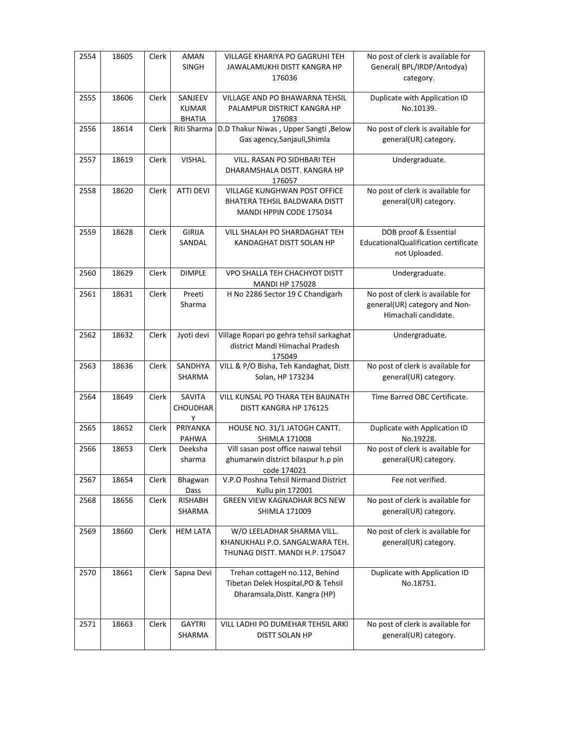| 2554 | 18605 | Clerk | AMAN SINGH | VILLAGE KHARIYA PO GAGRUHI TEH JAWALAMUKHI DISTT KANGRA HP 176036 | No post of clerk is available for General( BPL/IRDP/Antodya) category. |
|---|---|---|---|---|---|
| 2555 | 18606 | Clerk | SANJEEV KUMAR BHATIA | VILLAGE AND PO BHAWARNA TEHSIL PALAMPUR DISTRICT KANGRA HP 176083 | Duplicate with Application ID No.10139. |
| 2556 | 18614 | Clerk | Riti Sharma | D.D Thakur Niwas , Upper Sangti ,Below Gas agency,Sanjauli,Shimla | No post of clerk is available for general(UR) category. |
| 2557 | 18619 | Clerk | VISHAL | VILL. RASAN PO SIDHBARI TEH DHARAMSHALA DISTT. KANGRA HP 176057 | Undergraduate. |
| 2558 | 18620 | Clerk | ATTI DEVI | VILLAGE KUNGHWAN POST OFFICE BHATERA TEHSIL BALDWARA DISTT MANDI HPPIN CODE 175034 | No post of clerk is available for general(UR) category. |
| 2559 | 18628 | Clerk | GIRIJA SANDAL | VILL SHALAH PO SHARDAGHAT TEH KANDAGHAT DISTT SOLAN HP | DOB proof & Essential EducationalQualification certificate not Uploaded. |
| 2560 | 18629 | Clerk | DIMPLE | VPO SHALLA TEH CHACHYOT DISTT MANDI HP 175028 | Undergraduate. |
| 2561 | 18631 | Clerk | Preeti Sharma | H No 2286 Sector 19 C Chandigarh | No post of clerk is available for general(UR) category and Non-Himachali candidate. |
| 2562 | 18632 | Clerk | Jyoti devi | Village Ropari po gehra tehsil sarkaghat district Mandi Himachal Pradesh 175049 | Undergraduate. |
| 2563 | 18636 | Clerk | SANDHYA SHARMA | VILL & P/O Bisha, Teh Kandaghat, Distt Solan, HP 173234 | No post of clerk is available for general(UR) category. |
| 2564 | 18649 | Clerk | SAVITA CHOUDHARY | VILL KUNSAL PO THARA TEH BAIJNATH DISTT KANGRA HP 176125 | Time Barred OBC Certificate. |
| 2565 | 18652 | Clerk | PRIYANKA PAHWA | HOUSE NO. 31/1 JATOGH CANTT. SHIMLA 171008 | Duplicate with Application ID No.19228. |
| 2566 | 18653 | Clerk | Deeksha sharma | Vill sasan post office naswal tehsil ghumarwin district bilaspur h.p pin code 174021 | No post of clerk is available for general(UR) category. |
| 2567 | 18654 | Clerk | Bhagwan Dass | V.P.O Poshna Tehsil Nirmand District Kullu pin 172001 | Fee not verified. |
| 2568 | 18656 | Clerk | RISHABH SHARMA | GREEN VIEW KAGNADHAR BCS NEW SHIMLA 171009 | No post of clerk is available for general(UR) category. |
| 2569 | 18660 | Clerk | HEM LATA | W/O LEELADHAR SHARMA VILL. KHANUKHALI P.O. SANGALWARA TEH. THUNAG DISTT. MANDI H.P. 175047 | No post of clerk is available for general(UR) category. |
| 2570 | 18661 | Clerk | Sapna Devi | Trehan cottageH no.112, Behind Tibetan Delek Hospital,PO & Tehsil Dharamsala,Distt. Kangra (HP) | Duplicate with Application ID No.18751. |
| 2571 | 18663 | Clerk | GAYTRI SHARMA | VILL LADHI PO DUMEHAR TEHSIL ARKI DISTT SOLAN HP | No post of clerk is available for general(UR) category. |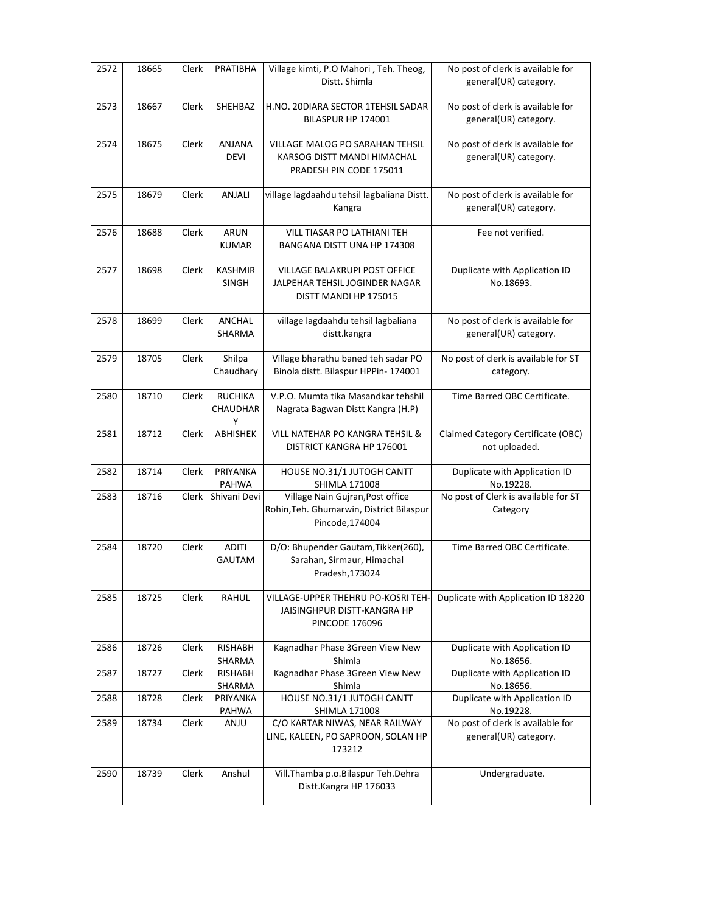| 2572 | 18665 | Clerk | PRATIBHA | Village kimti, P.O Mahori , Teh. Theog, Distt. Shimla | No post of clerk is available for general(UR) category. |
|---|---|---|---|---|---|
| 2573 | 18667 | Clerk | SHEHBAZ | H.NO. 20DIARA SECTOR 1TEHSIL SADAR BILASPUR HP 174001 | No post of clerk is available for general(UR) category. |
| 2574 | 18675 | Clerk | ANJANA DEVI | VILLAGE MALOG PO SARAHAN TEHSIL KARSOG DISTT MANDI HIMACHAL PRADESH PIN CODE 175011 | No post of clerk is available for general(UR) category. |
| 2575 | 18679 | Clerk | ANJALI | village lagdaahdu tehsil lagbaliana Distt. Kangra | No post of clerk is available for general(UR) category. |
| 2576 | 18688 | Clerk | ARUN KUMAR | VILL TIASAR PO LATHIANI TEH BANGANA DISTT UNA HP 174308 | Fee not verified. |
| 2577 | 18698 | Clerk | KASHMIR SINGH | VILLAGE BALAKRUPI POST OFFICE JALPEHAR TEHSIL JOGINDER NAGAR DISTT MANDI HP 175015 | Duplicate with Application ID No.18693. |
| 2578 | 18699 | Clerk | ANCHAL SHARMA | village lagdaahdu tehsil lagbaliana distt.kangra | No post of clerk is available for general(UR) category. |
| 2579 | 18705 | Clerk | Shilpa Chaudhary | Village bharathu baned teh sadar PO Binola distt. Bilaspur HPPin- 174001 | No post of clerk is available for ST category. |
| 2580 | 18710 | Clerk | RUCHIKA CHAUDHARY | V.P.O. Mumta tika Masandkar tehshil Nagrata Bagwan Distt Kangra (H.P) | Time Barred OBC Certificate. |
| 2581 | 18712 | Clerk | ABHISHEK | VILL NATEHAR PO KANGRA TEHSIL & DISTRICT KANGRA HP 176001 | Claimed Category Certificate (OBC) not uploaded. |
| 2582 | 18714 | Clerk | PRIYANKA PAHWA | HOUSE NO.31/1 JUTOGH CANTT SHIMLA 171008 | Duplicate with Application ID No.19228. |
| 2583 | 18716 | Clerk | Shivani Devi | Village Nain Gujran,Post office Rohin,Teh. Ghumarwin, District Bilaspur Pincode,174004 | No post of Clerk is available for ST Category |
| 2584 | 18720 | Clerk | ADITI GAUTAM | D/O: Bhupender Gautam,Tikker(260), Sarahan, Sirmaur, Himachal Pradesh,173024 | Time Barred OBC Certificate. |
| 2585 | 18725 | Clerk | RAHUL | VILLAGE-UPPER THEHRU PO-KOSRI TEH-JAISINGHPUR DISTT-KANGRA HP PINCODE 176096 | Duplicate with Application ID 18220 |
| 2586 | 18726 | Clerk | RISHABH SHARMA | Kagnadhar Phase 3Green View New Shimla | Duplicate with Application ID No.18656. |
| 2587 | 18727 | Clerk | RISHABH SHARMA | Kagnadhar Phase 3Green View New Shimla | Duplicate with Application ID No.18656. |
| 2588 | 18728 | Clerk | PRIYANKA PAHWA | HOUSE NO.31/1 JUTOGH CANTT SHIMLA 171008 | Duplicate with Application ID No.19228. |
| 2589 | 18734 | Clerk | ANJU | C/O KARTAR NIWAS, NEAR RAILWAY LINE, KALEEN, PO SAPROON, SOLAN HP 173212 | No post of clerk is available for general(UR) category. |
| 2590 | 18739 | Clerk | Anshul | Vill.Thamba p.o.Bilaspur Teh.Dehra Distt.Kangra HP 176033 | Undergraduate. |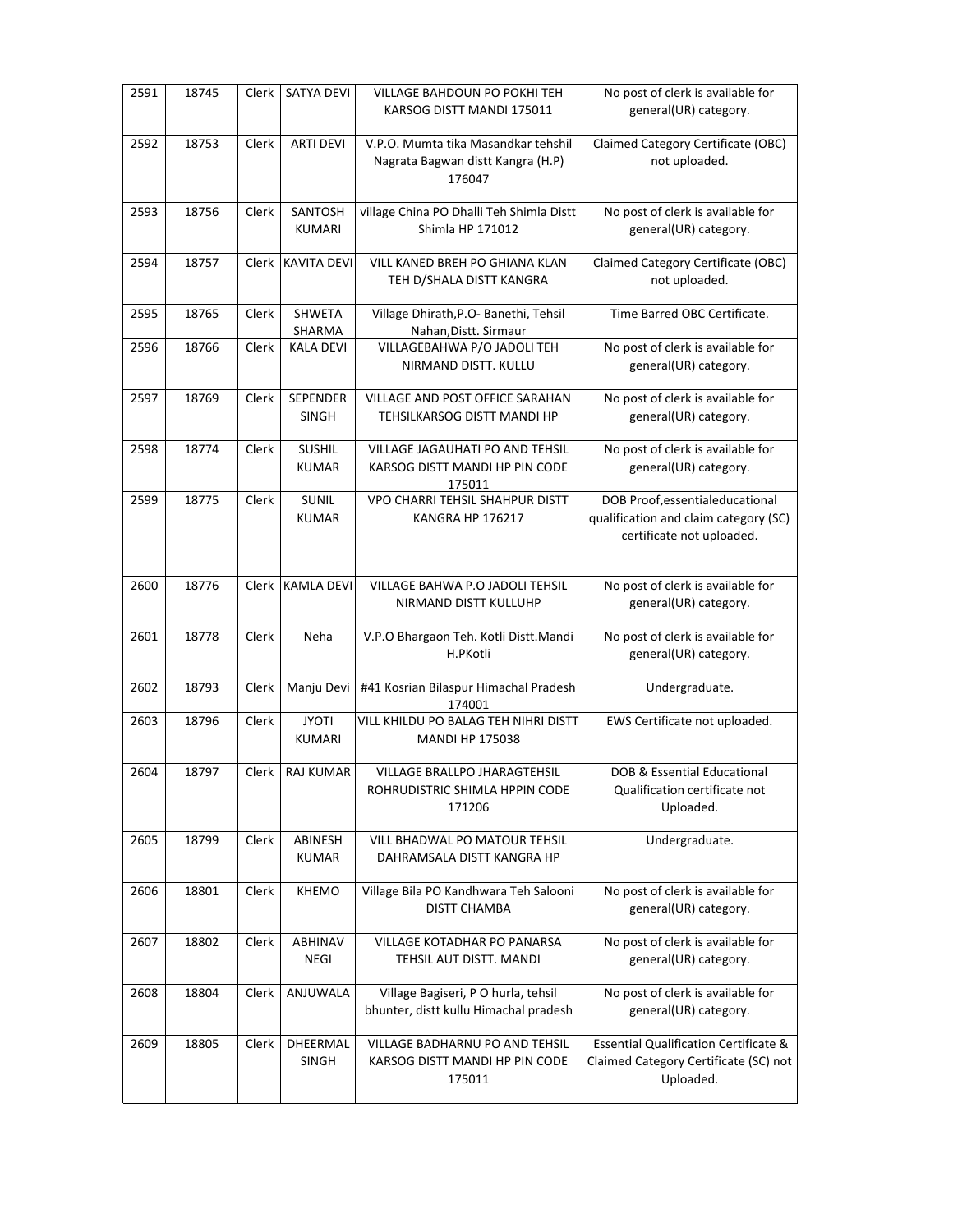| 2591 | 18745 | Clerk | SATYA DEVI | VILLAGE BAHDOUN PO POKHI TEH KARSOG DISTT MANDI 175011 | No post of clerk is available for general(UR) category. |
|---|---|---|---|---|---|
| 2592 | 18753 | Clerk | ARTI DEVI | V.P.O. Mumta tika Masandkar tehshil Nagrata Bagwan distt Kangra (H.P) 176047 | Claimed Category Certificate (OBC) not uploaded. |
| 2593 | 18756 | Clerk | SANTOSH KUMARI | village China PO Dhalli Teh Shimla Distt Shimla HP 171012 | No post of clerk is available for general(UR) category. |
| 2594 | 18757 | Clerk | KAVITA DEVI | VILL KANED BREH PO GHIANA KLAN TEH D/SHALA DISTT KANGRA | Claimed Category Certificate (OBC) not uploaded. |
| 2595 | 18765 | Clerk | SHWETA SHARMA | Village Dhirath,P.O- Banethi, Tehsil Nahan,Distt. Sirmaur | Time Barred OBC Certificate. |
| 2596 | 18766 | Clerk | KALA DEVI | VILLAGEBAHWA P/O JADOLI TEH NIRMAND DISTT. KULLU | No post of clerk is available for general(UR) category. |
| 2597 | 18769 | Clerk | SEPENDER SINGH | VILLAGE AND POST OFFICE SARAHAN TEHSILKARSOG DISTT MANDI HP | No post of clerk is available for general(UR) category. |
| 2598 | 18774 | Clerk | SUSHIL KUMAR | VILLAGE JAGAUHATI PO AND TEHSIL KARSOG DISTT MANDI HP PIN CODE 175011 | No post of clerk is available for general(UR) category. |
| 2599 | 18775 | Clerk | SUNIL KUMAR | VPO CHARRI TEHSIL SHAHPUR DISTT KANGRA HP 176217 | DOB Proof,essentialeducational qualification and claim category (SC) certificate not uploaded. |
| 2600 | 18776 | Clerk | KAMLA DEVI | VILLAGE BAHWA P.O JADOLI TEHSIL NIRMAND DISTT KULLUHP | No post of clerk is available for general(UR) category. |
| 2601 | 18778 | Clerk | Neha | V.P.O Bhargaon Teh. Kotli Distt.Mandi H.PKotli | No post of clerk is available for general(UR) category. |
| 2602 | 18793 | Clerk | Manju Devi | #41 Kosrian Bilaspur Himachal Pradesh 174001 | Undergraduate. |
| 2603 | 18796 | Clerk | JYOTI KUMARI | VILL KHILDU PO BALAG TEH NIHRI DISTT MANDI HP 175038 | EWS Certificate not uploaded. |
| 2604 | 18797 | Clerk | RAJ KUMAR | VILLAGE BRALLPO JHARAGTEHSIL ROHRUDISTRIC SHIMLA HPPIN CODE 171206 | DOB & Essential Educational Qualification certificate not Uploaded. |
| 2605 | 18799 | Clerk | ABINESH KUMAR | VILL BHADWAL PO MATOUR TEHSIL DAHRAMSALA DISTT KANGRA HP | Undergraduate. |
| 2606 | 18801 | Clerk | KHEMO | Village Bila PO Kandhwara Teh Salooni DISTT CHAMBA | No post of clerk is available for general(UR) category. |
| 2607 | 18802 | Clerk | ABHINAV NEGI | VILLAGE KOTADHAR PO PANARSA TEHSIL AUT DISTT. MANDI | No post of clerk is available for general(UR) category. |
| 2608 | 18804 | Clerk | ANJUWALA | Village Bagiseri, P O hurla, tehsil bhunter, distt kullu Himachal pradesh | No post of clerk is available for general(UR) category. |
| 2609 | 18805 | Clerk | DHEERMAL SINGH | VILLAGE BADHARNU PO AND TEHSIL KARSOG DISTT MANDI HP PIN CODE 175011 | Essential Qualification Certificate & Claimed Category Certificate (SC) not Uploaded. |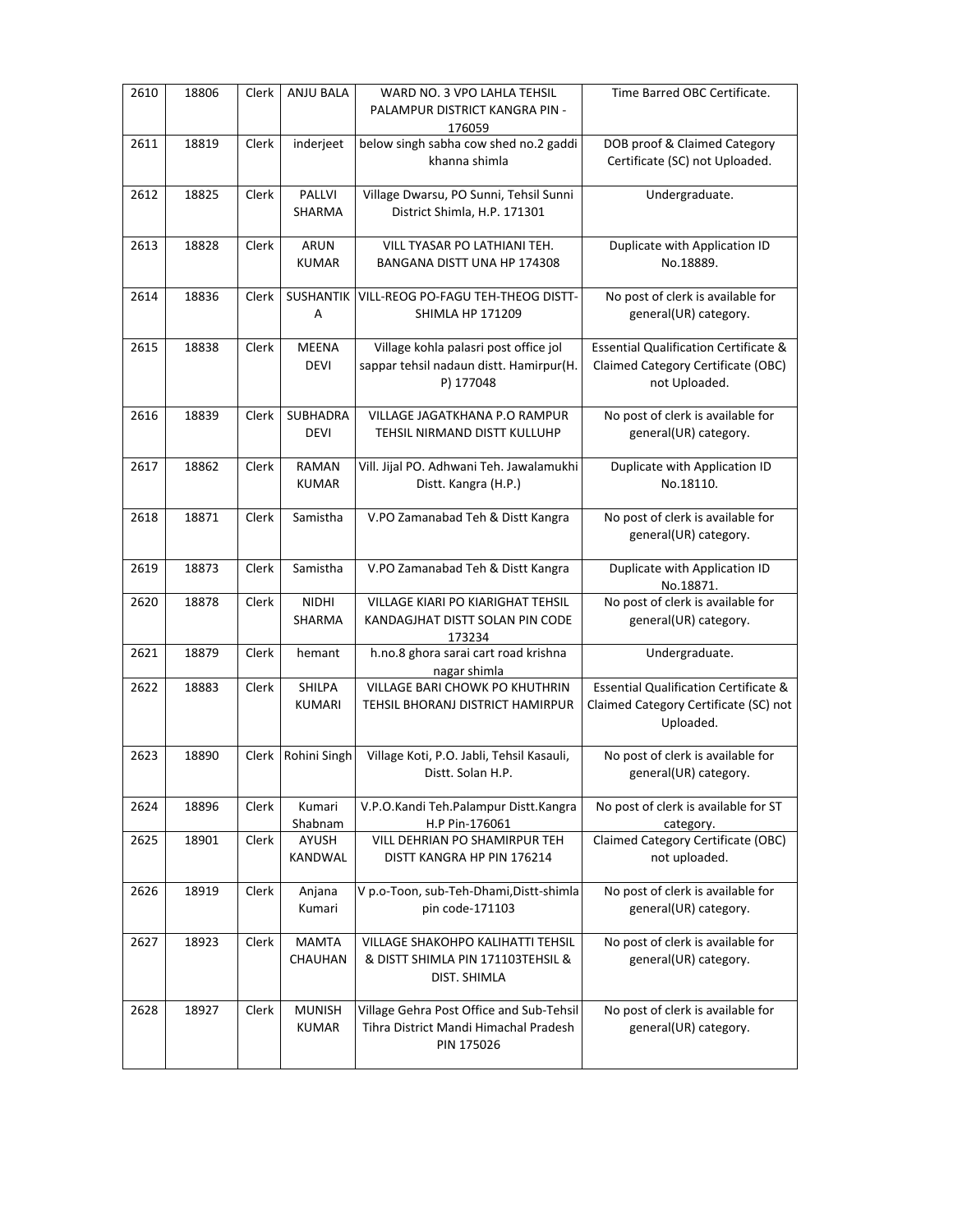| 2610 | 18806 | Clerk | ANJU BALA | WARD NO. 3 VPO LAHLA TEHSIL PALAMPUR DISTRICT KANGRA PIN - 176059 | Time Barred OBC Certificate. |
|---|---|---|---|---|---|
| 2611 | 18819 | Clerk | inderjeet | below singh sabha cow shed no.2 gaddi khanna shimla | DOB proof & Claimed Category Certificate (SC) not Uploaded. |
| 2612 | 18825 | Clerk | PALLVI SHARMA | Village Dwarsu, PO Sunni, Tehsil Sunni District Shimla, H.P. 171301 | Undergraduate. |
| 2613 | 18828 | Clerk | ARUN KUMAR | VILL TYASAR PO LATHIANI TEH. BANGANA DISTT UNA HP 174308 | Duplicate with Application ID No.18889. |
| 2614 | 18836 | Clerk | SUSHANTIKA | VILL-REOG PO-FAGU TEH-THEOG DISTT-SHIMLA HP 171209 | No post of clerk is available for general(UR) category. |
| 2615 | 18838 | Clerk | MEENA DEVI | Village kohla palasri post office jol sappar tehsil nadaun distt. Hamirpur(H.P) 177048 | Essential Qualification Certificate & Claimed Category Certificate (OBC) not Uploaded. |
| 2616 | 18839 | Clerk | SUBHADRA DEVI | VILLAGE JAGATKHANA P.O RAMPUR TEHSIL NIRMAND DISTT KULLUHP | No post of clerk is available for general(UR) category. |
| 2617 | 18862 | Clerk | RAMAN KUMAR | Vill. Jijal PO. Adhwani Teh. Jawalamukhi Distt. Kangra (H.P.) | Duplicate with Application ID No.18110. |
| 2618 | 18871 | Clerk | Samistha | V.PO Zamanabad Teh & Distt Kangra | No post of clerk is available for general(UR) category. |
| 2619 | 18873 | Clerk | Samistha | V.PO Zamanabad Teh & Distt Kangra | Duplicate with Application ID No.18871. |
| 2620 | 18878 | Clerk | NIDHI SHARMA | VILLAGE KIARI PO KIARIGHAT TEHSIL KANDAGJHAT DISTT SOLAN PIN CODE 173234 | No post of clerk is available for general(UR) category. |
| 2621 | 18879 | Clerk | hemant | h.no.8 ghora sarai cart road krishna nagar shimla | Undergraduate. |
| 2622 | 18883 | Clerk | SHILPA KUMARI | VILLAGE BARI CHOWK PO KHUTHRIN TEHSIL BHORANJ DISTRICT HAMIRPUR | Essential Qualification Certificate & Claimed Category Certificate (SC) not Uploaded. |
| 2623 | 18890 | Clerk | Rohini Singh | Village Koti, P.O. Jabli, Tehsil Kasauli, Distt. Solan H.P. | No post of clerk is available for general(UR) category. |
| 2624 | 18896 | Clerk | Kumari Shabnam | V.P.O.Kandi Teh.Palampur Distt.Kangra H.P Pin-176061 | No post of clerk is available for ST category. |
| 2625 | 18901 | Clerk | AYUSH KANDWAL | VILL DEHRIAN PO SHAMIRPUR TEH DISTT KANGRA HP PIN 176214 | Claimed Category Certificate (OBC) not uploaded. |
| 2626 | 18919 | Clerk | Anjana Kumari | V p.o-Toon, sub-Teh-Dhami,Distt-shimla pin code-171103 | No post of clerk is available for general(UR) category. |
| 2627 | 18923 | Clerk | MAMTA CHAUHAN | VILLAGE SHAKOHPO KALIHATTI TEHSIL & DISTT SHIMLA PIN 171103TEHSIL & DIST. SHIMLA | No post of clerk is available for general(UR) category. |
| 2628 | 18927 | Clerk | MUNISH KUMAR | Village Gehra Post Office and Sub-Tehsil Tihra District Mandi Himachal Pradesh PIN 175026 | No post of clerk is available for general(UR) category. |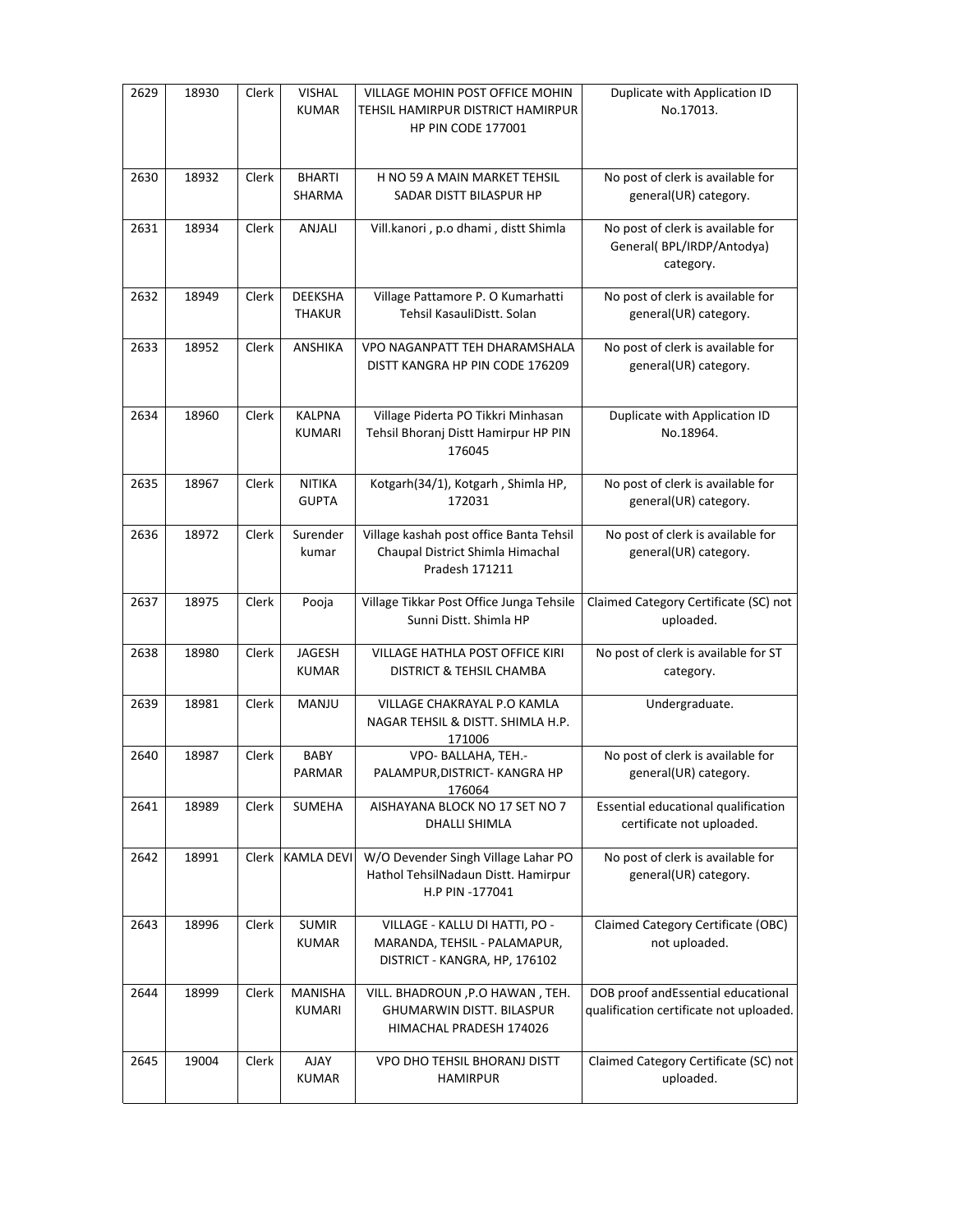| 2629 | 18930 | Clerk | VISHAL KUMAR | VILLAGE MOHIN POST OFFICE MOHIN TEHSIL HAMIRPUR DISTRICT HAMIRPUR HP PIN CODE 177001 | Duplicate with Application ID No.17013. |
|---|---|---|---|---|---|
| 2630 | 18932 | Clerk | BHARTI SHARMA | H NO 59 A MAIN MARKET TEHSIL SADAR DISTT BILASPUR HP | No post of clerk is available for general(UR) category. |
| 2631 | 18934 | Clerk | ANJALI | Vill.kanori , p.o dhami , distt Shimla | No post of clerk is available for General( BPL/IRDP/Antodya) category. |
| 2632 | 18949 | Clerk | DEEKSHA THAKUR | Village Pattamore P. O Kumarhatti Tehsil KasauliDistt. Solan | No post of clerk is available for general(UR) category. |
| 2633 | 18952 | Clerk | ANSHIKA | VPO NAGANPATT TEH DHARAMSHALA DISTT KANGRA HP PIN CODE 176209 | No post of clerk is available for general(UR) category. |
| 2634 | 18960 | Clerk | KALPNA KUMARI | Village Piderta PO Tikkri Minhasan Tehsil Bhoranj Distt Hamirpur HP PIN 176045 | Duplicate with Application ID No.18964. |
| 2635 | 18967 | Clerk | NITIKA GUPTA | Kotgarh(34/1), Kotgarh , Shimla HP, 172031 | No post of clerk is available for general(UR) category. |
| 2636 | 18972 | Clerk | Surender kumar | Village kashah post office Banta Tehsil Chaupal District Shimla Himachal Pradesh 171211 | No post of clerk is available for general(UR) category. |
| 2637 | 18975 | Clerk | Pooja | Village Tikkar Post Office Junga Tehsile Sunni Distt. Shimla HP | Claimed Category Certificate (SC) not uploaded. |
| 2638 | 18980 | Clerk | JAGESH KUMAR | VILLAGE HATHLA POST OFFICE KIRI DISTRICT & TEHSIL CHAMBA | No post of clerk is available for ST category. |
| 2639 | 18981 | Clerk | MANJU | VILLAGE CHAKRAYAL P.O KAMLA NAGAR TEHSIL & DISTT. SHIMLA H.P. 171006 | Undergraduate. |
| 2640 | 18987 | Clerk | BABY PARMAR | VPO- BALLAHA, TEH.- PALAMPUR,DISTRICT- KANGRA HP 176064 | No post of clerk is available for general(UR) category. |
| 2641 | 18989 | Clerk | SUMEHA | AISHAYANA BLOCK NO 17 SET NO 7 DHALLI SHIMLA | Essential educational qualification certificate not uploaded. |
| 2642 | 18991 | Clerk | KAMLA DEVI | W/O Devender Singh Village Lahar PO Hathol TehsilNadaun Distt. Hamirpur H.P PIN -177041 | No post of clerk is available for general(UR) category. |
| 2643 | 18996 | Clerk | SUMIR KUMAR | VILLAGE - KALLU DI HATTI, PO - MARANDA, TEHSIL - PALAMAPUR, DISTRICT - KANGRA, HP, 176102 | Claimed Category Certificate (OBC) not uploaded. |
| 2644 | 18999 | Clerk | MANISHA KUMARI | VILL. BHADROUN ,P.O HAWAN , TEH. GHUMARWIN DISTT. BILASPUR HIMACHAL PRADESH 174026 | DOB proof andEssential educational qualification certificate not uploaded. |
| 2645 | 19004 | Clerk | AJAY KUMAR | VPO DHO TEHSIL BHORANJ DISTT HAMIRPUR | Claimed Category Certificate (SC) not uploaded. |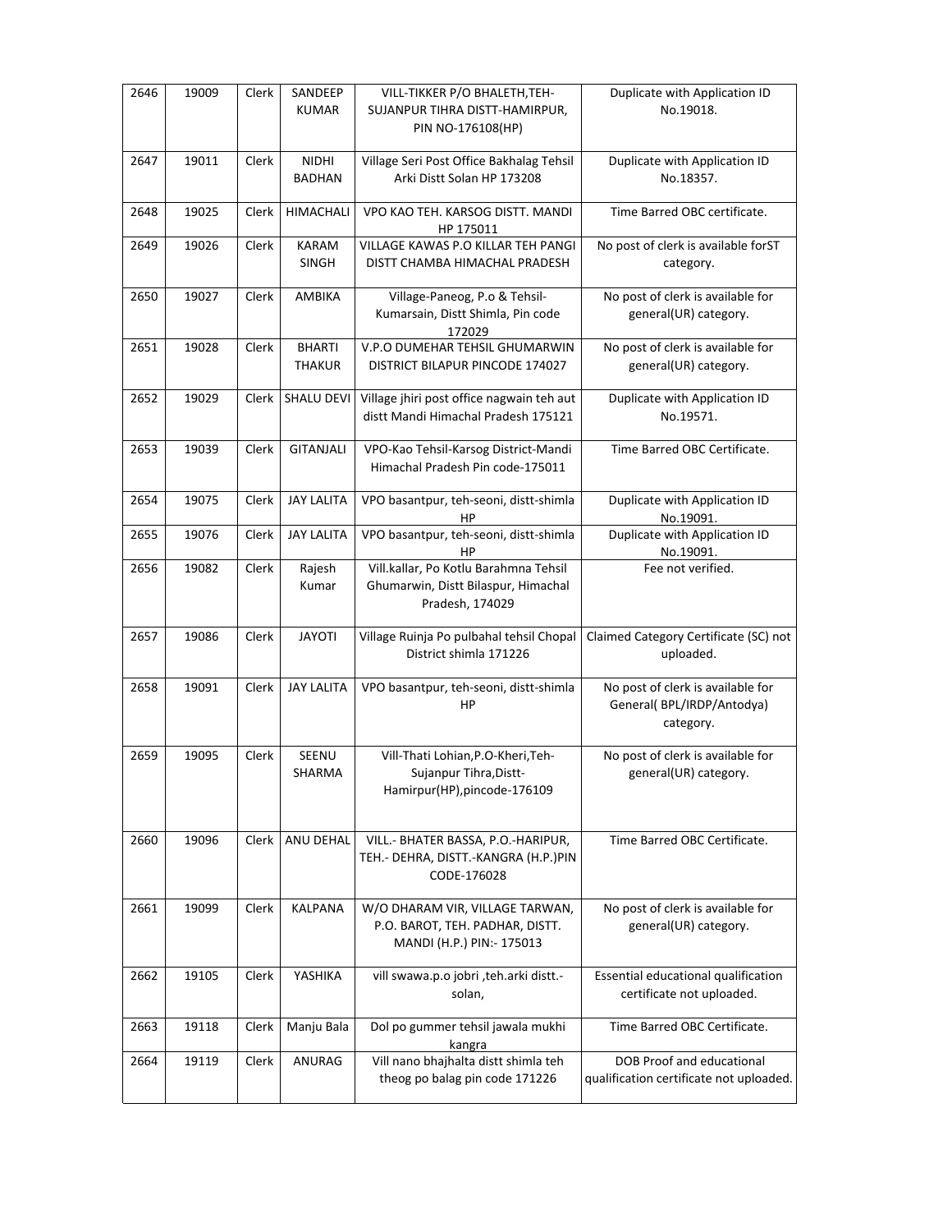| 2646 | 19009 | Clerk | SANDEEP KUMAR | VILL-TIKKER P/O BHALETH,TEH-SUJANPUR TIHRA DISTT-HAMIRPUR, PIN NO-176108(HP) | Duplicate with Application ID No.19018. |
|---|---|---|---|---|---|
| 2647 | 19011 | Clerk | NIDHI BADHAN | Village Seri Post Office Bakhalag Tehsil Arki Distt Solan HP 173208 | Duplicate with Application ID No.18357. |
| 2648 | 19025 | Clerk | HIMACHALI | VPO KAO TEH. KARSOG DISTT. MANDI HP 175011 | Time Barred OBC certificate. |
| 2649 | 19026 | Clerk | KARAM SINGH | VILLAGE KAWAS P.O KILLAR TEH PANGI DISTT CHAMBA HIMACHAL PRADESH | No post of clerk is available forST category. |
| 2650 | 19027 | Clerk | AMBIKA | Village-Paneog, P.o & Tehsil-Kumarsain, Distt Shimla, Pin code 172029 | No post of clerk is available for general(UR) category. |
| 2651 | 19028 | Clerk | BHARTI THAKUR | V.P.O DUMEHAR TEHSIL GHUMARWIN DISTRICT BILAPUR PINCODE 174027 | No post of clerk is available for general(UR) category. |
| 2652 | 19029 | Clerk | SHALU DEVI | Village jhiri post office nagwain teh aut distt Mandi Himachal Pradesh 175121 | Duplicate with Application ID No.19571. |
| 2653 | 19039 | Clerk | GITANJALI | VPO-Kao Tehsil-Karsog District-Mandi Himachal Pradesh Pin code-175011 | Time Barred OBC Certificate. |
| 2654 | 19075 | Clerk | JAY LALITA | VPO basantpur, teh-seoni, distt-shimla HP | Duplicate with Application ID No.19091. |
| 2655 | 19076 | Clerk | JAY LALITA | VPO basantpur, teh-seoni, distt-shimla HP | Duplicate with Application ID No.19091. |
| 2656 | 19082 | Clerk | Rajesh Kumar | Vill.kallar, Po Kotlu Barahmna Tehsil Ghumarwin, Distt Bilaspur, Himachal Pradesh, 174029 | Fee not verified. |
| 2657 | 19086 | Clerk | JAYOTI | Village Ruinja Po pulbahal tehsil Chopal District shimla 171226 | Claimed Category Certificate (SC) not uploaded. |
| 2658 | 19091 | Clerk | JAY LALITA | VPO basantpur, teh-seoni, distt-shimla HP | No post of clerk is available for General( BPL/IRDP/Antodya) category. |
| 2659 | 19095 | Clerk | SEENU SHARMA | Vill-Thati Lohian,P.O-Kheri,Teh-Sujanpur Tihra,Distt-Hamirpur(HP),pincode-176109 | No post of clerk is available for general(UR) category. |
| 2660 | 19096 | Clerk | ANU DEHAL | VILL.- BHATER BASSA, P.O.-HARIPUR, TEH.- DEHRA, DISTT.-KANGRA (H.P.)PIN CODE-176028 | Time Barred OBC Certificate. |
| 2661 | 19099 | Clerk | KALPANA | W/O DHARAM VIR, VILLAGE TARWAN, P.O. BAROT, TEH. PADHAR, DISTT. MANDI (H.P.) PIN:- 175013 | No post of clerk is available for general(UR) category. |
| 2662 | 19105 | Clerk | YASHIKA | vill swawa.p.o jobri ,teh.arki distt.-solan, | Essential educational qualification certificate not uploaded. |
| 2663 | 19118 | Clerk | Manju Bala | Dol po gummer tehsil jawala mukhi kangra | Time Barred OBC Certificate. |
| 2664 | 19119 | Clerk | ANURAG | Vill nano bhajhalta distt shimla teh theog po balag pin code 171226 | DOB Proof and educational qualification certificate not uploaded. |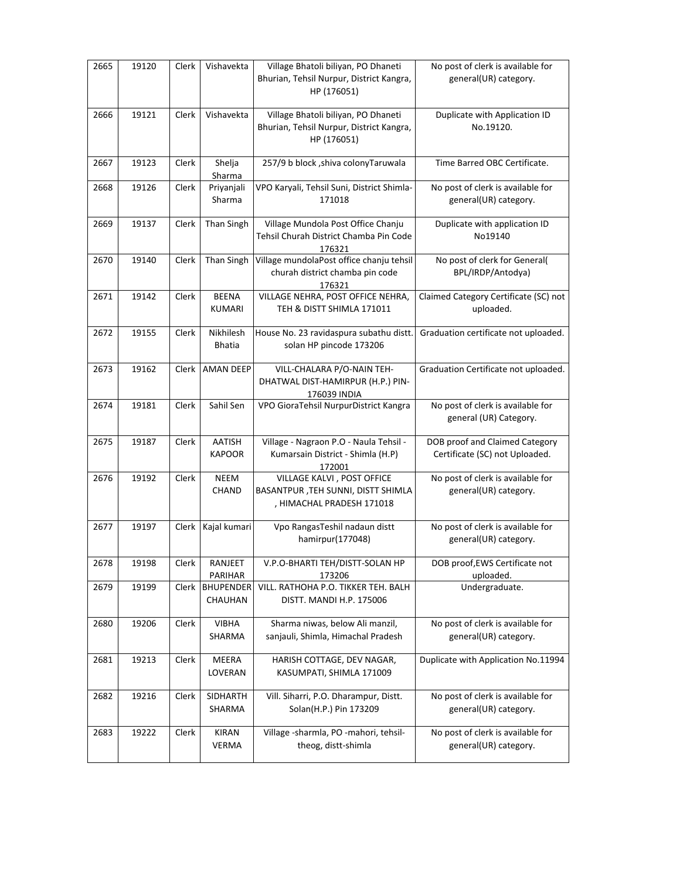| 2665 | 19120 | Clerk | Vishavekta | Village Bhatoli biliyan, PO Dhaneti Bhurian, Tehsil Nurpur, District Kangra, HP (176051) | No post of clerk is available for general(UR) category. |
|---|---|---|---|---|---|
| 2666 | 19121 | Clerk | Vishavekta | Village Bhatoli biliyan, PO Dhaneti Bhurian, Tehsil Nurpur, District Kangra, HP (176051) | Duplicate with Application ID No.19120. |
| 2667 | 19123 | Clerk | Shelja Sharma | 257/9 b block ,shiva colonyTaruwala | Time Barred OBC Certificate. |
| 2668 | 19126 | Clerk | Priyanjali Sharma | VPO Karyali, Tehsil Suni, District Shimla-171018 | No post of clerk is available for general(UR) category. |
| 2669 | 19137 | Clerk | Than Singh | Village Mundola Post Office Chanju Tehsil Churah District Chamba Pin Code 176321 | Duplicate with application ID No19140 |
| 2670 | 19140 | Clerk | Than Singh | Village mundolaPost office chanju tehsil churah district chamba pin code 176321 | No post of clerk for General( BPL/IRDP/Antodya) |
| 2671 | 19142 | Clerk | BEENA KUMARI | VILLAGE NEHRA, POST OFFICE NEHRA, TEH & DISTT SHIMLA 171011 | Claimed Category Certificate (SC) not uploaded. |
| 2672 | 19155 | Clerk | Nikhilesh Bhatia | House No. 23 ravidaspura subathu distt. solan HP pincode 173206 | Graduation certificate not uploaded. |
| 2673 | 19162 | Clerk | AMAN DEEP | VILL-CHALARA P/O-NAIN TEH-DHATWAL DIST-HAMIRPUR (H.P.) PIN-176039 INDIA | Graduation Certificate not uploaded. |
| 2674 | 19181 | Clerk | Sahil Sen | VPO GioraTehsil NurpurDistrict Kangra | No post of clerk is available for general (UR) Category. |
| 2675 | 19187 | Clerk | AATISH KAPOOR | Village - Nagraon P.O - Naula Tehsil - Kumarsain District - Shimla (H.P) 172001 | DOB proof and Claimed Category Certificate (SC) not Uploaded. |
| 2676 | 19192 | Clerk | NEEM CHAND | VILLAGE KALVI , POST OFFICE BASANTPUR ,TEH SUNNI, DISTT SHIMLA , HIMACHAL PRADESH 171018 | No post of clerk is available for general(UR) category. |
| 2677 | 19197 | Clerk | Kajal kumari | Vpo RangasTeshil nadaun distt hamirpur(177048) | No post of clerk is available for general(UR) category. |
| 2678 | 19198 | Clerk | RANJEET PARIHAR | V.P.O-BHARTI TEH/DISTT-SOLAN HP 173206 | DOB proof,EWS Certificate not uploaded. |
| 2679 | 19199 | Clerk | BHUPENDER CHAUHAN | VILL. RATHOHA P.O. TIKKER TEH. BALH DISTT. MANDI H.P. 175006 | Undergraduate. |
| 2680 | 19206 | Clerk | VIBHA SHARMA | Sharma niwas, below Ali manzil, sanjauli, Shimla, Himachal Pradesh | No post of clerk is available for general(UR) category. |
| 2681 | 19213 | Clerk | MEERA LOVERAN | HARISH COTTAGE, DEV NAGAR, KASUMPATI, SHIMLA 171009 | Duplicate with Application No.11994 |
| 2682 | 19216 | Clerk | SIDHARTH SHARMA | Vill. Siharri, P.O. Dharampur, Distt. Solan(H.P.) Pin 173209 | No post of clerk is available for general(UR) category. |
| 2683 | 19222 | Clerk | KIRAN VERMA | Village -sharmla, PO -mahori, tehsil-theog, distt-shimla | No post of clerk is available for general(UR) category. |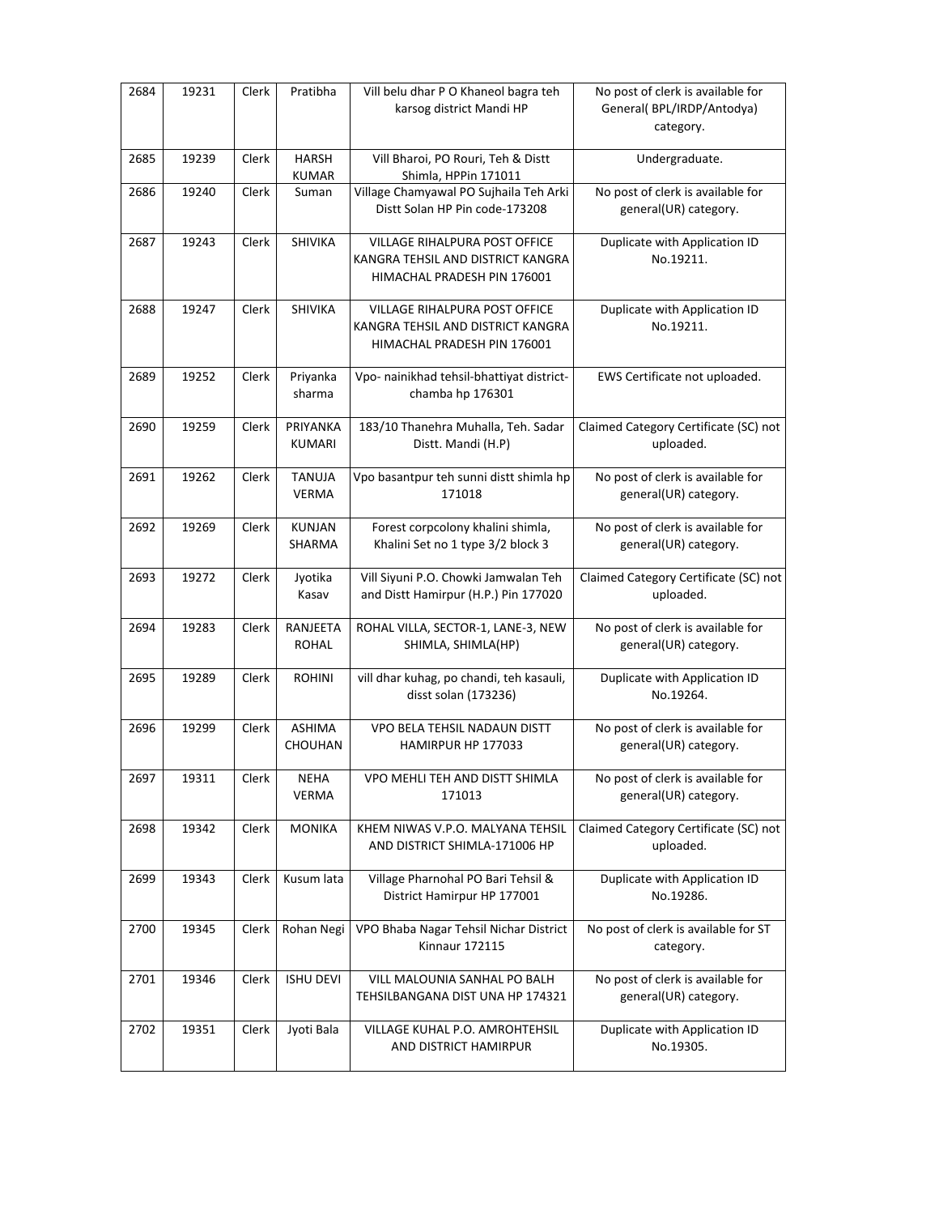| 2684 | 19231 | Clerk | Pratibha | Vill belu dhar P O Khaneol bagra teh karsog district Mandi HP | No post of clerk is available for General( BPL/IRDP/Antodya) category. |
|---|---|---|---|---|---|
| 2685 | 19239 | Clerk | HARSH KUMAR | Vill Bharoi, PO Rouri, Teh & Distt Shimla, HPPin 171011 | Undergraduate. |
| 2686 | 19240 | Clerk | Suman | Village Chamyawal PO Sujhaila Teh Arki Distt Solan HP Pin code-173208 | No post of clerk is available for general(UR) category. |
| 2687 | 19243 | Clerk | SHIVIKA | VILLAGE RIHALPURA POST OFFICE KANGRA TEHSIL AND DISTRICT KANGRA HIMACHAL PRADESH PIN 176001 | Duplicate with Application ID No.19211. |
| 2688 | 19247 | Clerk | SHIVIKA | VILLAGE RIHALPURA POST OFFICE KANGRA TEHSIL AND DISTRICT KANGRA HIMACHAL PRADESH PIN 176001 | Duplicate with Application ID No.19211. |
| 2689 | 19252 | Clerk | Priyanka sharma | Vpo- nainikhad tehsil-bhattiyat district-chamba hp 176301 | EWS Certificate not uploaded. |
| 2690 | 19259 | Clerk | PRIYANKA KUMARI | 183/10 Thanehra Muhalla, Teh. Sadar Distt. Mandi (H.P) | Claimed Category Certificate (SC) not uploaded. |
| 2691 | 19262 | Clerk | TANUJA VERMA | Vpo basantpur teh sunni distt shimla hp 171018 | No post of clerk is available for general(UR) category. |
| 2692 | 19269 | Clerk | KUNJAN SHARMA | Forest corpcolony khalini shimla, Khalini Set no 1 type 3/2 block 3 | No post of clerk is available for general(UR) category. |
| 2693 | 19272 | Clerk | Jyotika Kasav | Vill Siyuni P.O. Chowki Jamwalan Teh and Distt Hamirpur (H.P.) Pin 177020 | Claimed Category Certificate (SC) not uploaded. |
| 2694 | 19283 | Clerk | RANJEETA ROHAL | ROHAL VILLA, SECTOR-1, LANE-3, NEW SHIMLA, SHIMLA(HP) | No post of clerk is available for general(UR) category. |
| 2695 | 19289 | Clerk | ROHINI | vill dhar kuhag, po chandi, teh kasauli, disst solan (173236) | Duplicate with Application ID No.19264. |
| 2696 | 19299 | Clerk | ASHIMA CHOUHAN | VPO BELA TEHSIL NADAUN DISTT HAMIRPUR HP 177033 | No post of clerk is available for general(UR) category. |
| 2697 | 19311 | Clerk | NEHA VERMA | VPO MEHLI TEH AND DISTT SHIMLA 171013 | No post of clerk is available for general(UR) category. |
| 2698 | 19342 | Clerk | MONIKA | KHEM NIWAS V.P.O. MALYANA TEHSIL AND DISTRICT SHIMLA-171006 HP | Claimed Category Certificate (SC) not uploaded. |
| 2699 | 19343 | Clerk | Kusum lata | Village Pharnohal PO Bari Tehsil & District Hamirpur HP 177001 | Duplicate with Application ID No.19286. |
| 2700 | 19345 | Clerk | Rohan Negi | VPO Bhaba Nagar Tehsil Nichar District Kinnaur 172115 | No post of clerk is available for ST category. |
| 2701 | 19346 | Clerk | ISHU DEVI | VILL MALOUNIA SANHAL PO BALH TEHSILBANGANA DIST UNA HP 174321 | No post of clerk is available for general(UR) category. |
| 2702 | 19351 | Clerk | Jyoti Bala | VILLAGE KUHAL P.O. AMROHTEHSIL AND DISTRICT HAMIRPUR | Duplicate with Application ID No.19305. |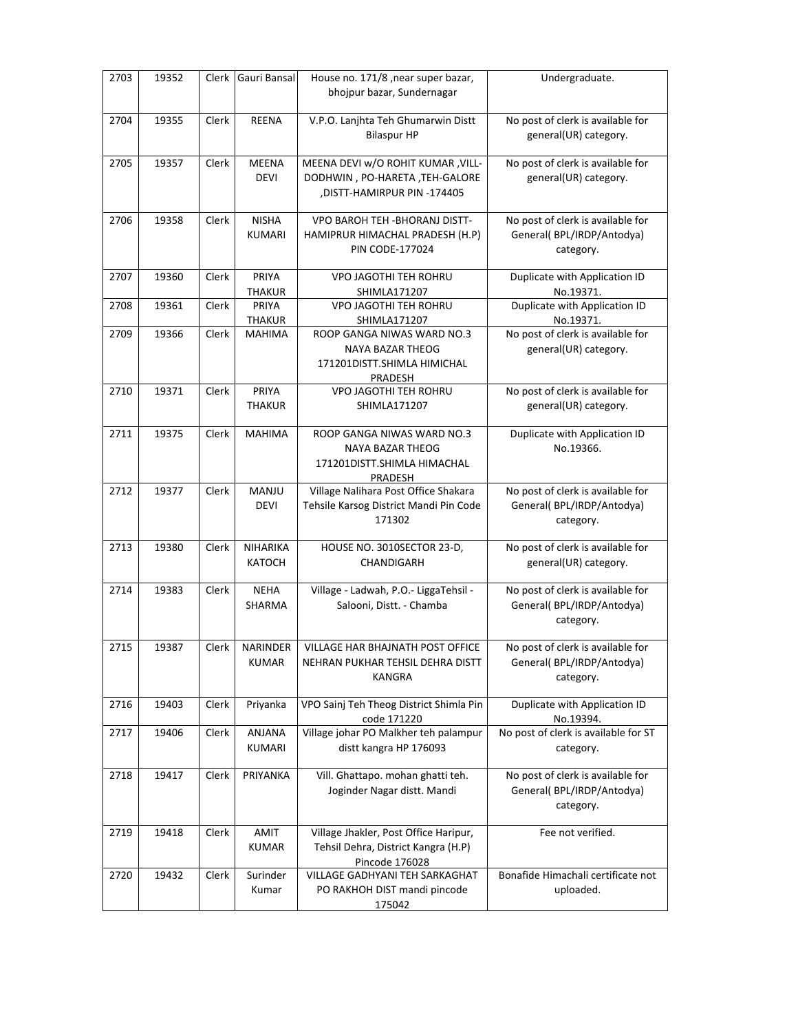| 2703 | 19352 | Clerk | Gauri Bansal | House no. 171/8 ,near super bazar, bhojpur bazar, Sundernagar | Undergraduate. |
|---|---|---|---|---|---|
| 2704 | 19355 | Clerk | REENA | V.P.O. Lanjhta Teh Ghumarwin Distt Bilaspur HP | No post of clerk is available for general(UR) category. |
| 2705 | 19357 | Clerk | MEENA DEVI | MEENA DEVI w/O ROHIT KUMAR ,VILL-DODHWIN , PO-HARETA ,TEH-GALORE ,DISTT-HAMIRPUR PIN -174405 | No post of clerk is available for general(UR) category. |
| 2706 | 19358 | Clerk | NISHA KUMARI | VPO BAROH TEH -BHORANJ DISTT-HAMIPRUR HIMACHAL PRADESH (H.P) PIN CODE-177024 | No post of clerk is available for General( BPL/IRDP/Antodya) category. |
| 2707 | 19360 | Clerk | PRIYA THAKUR | VPO JAGOTHI TEH ROHRU SHIMLA171207 | Duplicate with Application ID No.19371. |
| 2708 | 19361 | Clerk | PRIYA THAKUR | VPO JAGOTHI TEH ROHRU SHIMLA171207 | Duplicate with Application ID No.19371. |
| 2709 | 19366 | Clerk | MAHIMA | ROOP GANGA NIWAS WARD NO.3 NAYA BAZAR THEOG 171201DISTT.SHIMLA HIMICHAL PRADESH | No post of clerk is available for general(UR) category. |
| 2710 | 19371 | Clerk | PRIYA THAKUR | VPO JAGOTHI TEH ROHRU SHIMLA171207 | No post of clerk is available for general(UR) category. |
| 2711 | 19375 | Clerk | MAHIMA | ROOP GANGA NIWAS WARD NO.3 NAYA BAZAR THEOG 171201DISTT.SHIMLA HIMACHAL PRADESH | Duplicate with Application ID No.19366. |
| 2712 | 19377 | Clerk | MANJU DEVI | Village Nalihara Post Office Shakara Tehsile Karsog District Mandi Pin Code 171302 | No post of clerk is available for General( BPL/IRDP/Antodya) category. |
| 2713 | 19380 | Clerk | NIHARIKA KATOCH | HOUSE NO. 3010SECTOR 23-D, CHANDIGARH | No post of clerk is available for general(UR) category. |
| 2714 | 19383 | Clerk | NEHA SHARMA | Village - Ladwah, P.O.- LiggaTehsil - Salooni, Distt. - Chamba | No post of clerk is available for General( BPL/IRDP/Antodya) category. |
| 2715 | 19387 | Clerk | NARINDER KUMAR | VILLAGE HAR BHAJNATH POST OFFICE NEHRAN PUKHAR TEHSIL DEHRA DISTT KANGRA | No post of clerk is available for General( BPL/IRDP/Antodya) category. |
| 2716 | 19403 | Clerk | Priyanka | VPO Sainj Teh Theog District Shimla Pin code 171220 | Duplicate with Application ID No.19394. |
| 2717 | 19406 | Clerk | ANJANA KUMARI | Village johar PO Malkher teh palampur distt kangra HP 176093 | No post of clerk is available for ST category. |
| 2718 | 19417 | Clerk | PRIYANKA | Vill. Ghattapo. mohan ghatti teh. Joginder Nagar distt. Mandi | No post of clerk is available for General( BPL/IRDP/Antodya) category. |
| 2719 | 19418 | Clerk | AMIT KUMAR | Village Jhakler, Post Office Haripur, Tehsil Dehra, District Kangra (H.P) Pincode 176028 | Fee not verified. |
| 2720 | 19432 | Clerk | Surinder Kumar | VILLAGE GADHYANI TEH SARKAGHAT PO RAKHOH DIST mandi pincode 175042 | Bonafide Himachali certificate not uploaded. |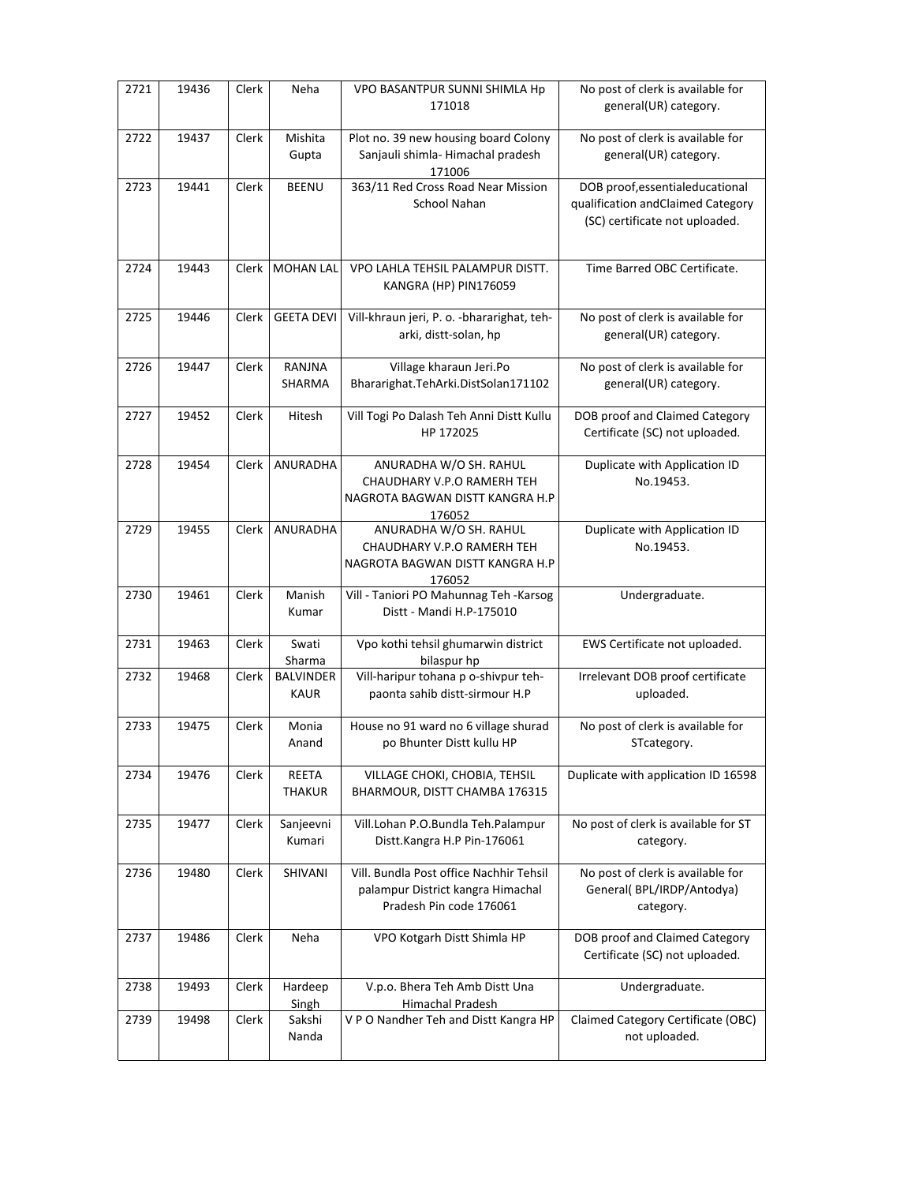| 2721 | 19436 | Clerk | Neha | VPO BASANTPUR SUNNI SHIMLA Hp 171018 | No post of clerk is available for general(UR) category. |
|---|---|---|---|---|---|
| 2722 | 19437 | Clerk | Mishita Gupta | Plot no. 39 new housing board Colony Sanjauli shimla- Himachal pradesh 171006 | No post of clerk is available for general(UR) category. |
| 2723 | 19441 | Clerk | BEENU | 363/11 Red Cross Road Near Mission School Nahan | DOB proof,essentialeducational qualification andClaimed Category (SC) certificate not uploaded. |
| 2724 | 19443 | Clerk | MOHAN LAL | VPO LAHLA TEHSIL PALAMPUR DISTT. KANGRA (HP) PIN176059 | Time Barred OBC Certificate. |
| 2725 | 19446 | Clerk | GEETA DEVI | Vill-khraun jeri, P. o. -bhararighat, teh-arki, distt-solan, hp | No post of clerk is available for general(UR) category. |
| 2726 | 19447 | Clerk | RANJNA SHARMA | Village kharaun Jeri.Po Bhararighat.TehArki.DistSolan171102 | No post of clerk is available for general(UR) category. |
| 2727 | 19452 | Clerk | Hitesh | Vill Togi Po Dalash Teh Anni Distt Kullu HP 172025 | DOB proof and Claimed Category Certificate (SC) not uploaded. |
| 2728 | 19454 | Clerk | ANURADHA | ANURADHA W/O SH. RAHUL CHAUDHARY V.P.O RAMERH TEH NAGROTA BAGWAN DISTT KANGRA H.P 176052 | Duplicate with Application ID No.19453. |
| 2729 | 19455 | Clerk | ANURADHA | ANURADHA W/O SH. RAHUL CHAUDHARY V.P.O RAMERH TEH NAGROTA BAGWAN DISTT KANGRA H.P 176052 | Duplicate with Application ID No.19453. |
| 2730 | 19461 | Clerk | Manish Kumar | Vill - Taniori PO Mahunnag Teh -Karsog Distt - Mandi H.P-175010 | Undergraduate. |
| 2731 | 19463 | Clerk | Swati Sharma | Vpo kothi tehsil ghumarwin district bilaspur hp | EWS Certificate not uploaded. |
| 2732 | 19468 | Clerk | BALVINDER KAUR | Vill-haripur tohana p o-shivpur teh-paonta sahib distt-sirmour H.P | Irrelevant DOB proof certificate uploaded. |
| 2733 | 19475 | Clerk | Monia Anand | House no 91 ward no 6 village shurad po Bhunter Distt kullu HP | No post of clerk is available for STcategory. |
| 2734 | 19476 | Clerk | REETA THAKUR | VILLAGE CHOKI, CHOBIA, TEHSIL BHARMOUR, DISTT CHAMBA 176315 | Duplicate with application ID 16598 |
| 2735 | 19477 | Clerk | Sanjeevni Kumari | Vill.Lohan P.O.Bundla Teh.Palampur Distt.Kangra H.P Pin-176061 | No post of clerk is available for ST category. |
| 2736 | 19480 | Clerk | SHIVANI | Vill. Bundla Post office Nachhir Tehsil palampur District kangra Himachal Pradesh Pin code 176061 | No post of clerk is available for General( BPL/IRDP/Antodya) category. |
| 2737 | 19486 | Clerk | Neha | VPO Kotgarh Distt Shimla HP | DOB proof and Claimed Category Certificate (SC) not uploaded. |
| 2738 | 19493 | Clerk | Hardeep Singh | V.p.o. Bhera Teh Amb Distt Una Himachal Pradesh | Undergraduate. |
| 2739 | 19498 | Clerk | Sakshi Nanda | V P O Nandher Teh and Distt Kangra HP | Claimed Category Certificate (OBC) not uploaded. |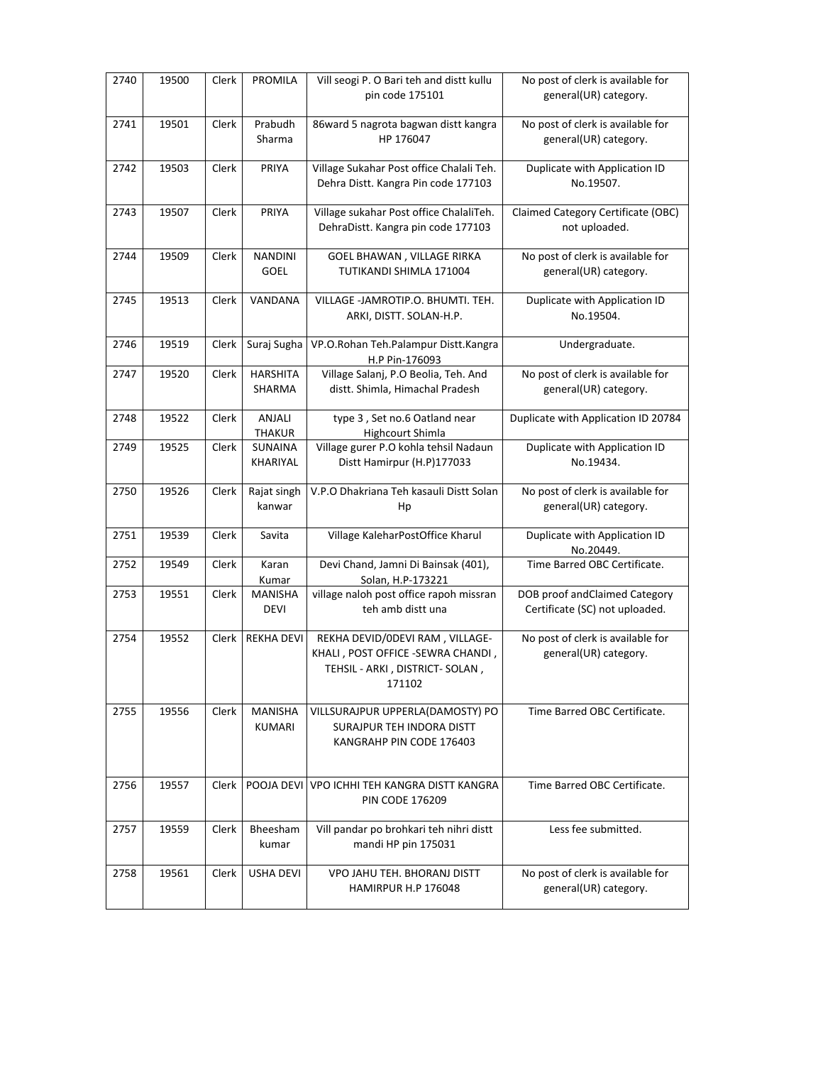| 2740 | 19500 | Clerk | PROMILA | Vill seogi P. O Bari teh and distt kullu pin code 175101 | No post of clerk is available for general(UR) category. |
|---|---|---|---|---|---|
| 2741 | 19501 | Clerk | Prabudh Sharma | 86ward 5 nagrota bagwan distt kangra HP 176047 | No post of clerk is available for general(UR) category. |
| 2742 | 19503 | Clerk | PRIYA | Village Sukahar Post office Chalali Teh. Dehra Distt. Kangra Pin code 177103 | Duplicate with Application ID No.19507. |
| 2743 | 19507 | Clerk | PRIYA | Village sukahar Post office ChalaliTeh. DehraDistt. Kangra pin code 177103 | Claimed Category Certificate (OBC) not uploaded. |
| 2744 | 19509 | Clerk | NANDINI GOEL | GOEL BHAWAN , VILLAGE RIRKA TUTIKANDI SHIMLA 171004 | No post of clerk is available for general(UR) category. |
| 2745 | 19513 | Clerk | VANDANA | VILLAGE -JAMROTIP.O. BHUMTI. TEH. ARKI, DISTT. SOLAN-H.P. | Duplicate with Application ID No.19504. |
| 2746 | 19519 | Clerk | Suraj Sugha | VP.O.Rohan Teh.Palampur Distt.Kangra H.P Pin-176093 | Undergraduate. |
| 2747 | 19520 | Clerk | HARSHITA SHARMA | Village Salanj, P.O Beolia, Teh. And distt. Shimla, Himachal Pradesh | No post of clerk is available for general(UR) category. |
| 2748 | 19522 | Clerk | ANJALI THAKUR | type 3 , Set no.6 Oatland near Highcourt Shimla | Duplicate with Application ID 20784 |
| 2749 | 19525 | Clerk | SUNAINA KHARIYAL | Village gurer P.O kohla tehsil Nadaun Distt Hamirpur (H.P)177033 | Duplicate with Application ID No.19434. |
| 2750 | 19526 | Clerk | Rajat singh kanwar | V.P.O Dhakriana Teh kasauli Distt Solan Hp | No post of clerk is available for general(UR) category. |
| 2751 | 19539 | Clerk | Savita | Village KaleharPostOffice Kharul | Duplicate with Application ID No.20449. |
| 2752 | 19549 | Clerk | Karan Kumar | Devi Chand, Jamni Di Bainsak (401), Solan, H.P-173221 | Time Barred OBC Certificate. |
| 2753 | 19551 | Clerk | MANISHA DEVI | village naloh post office rapoh missran teh amb distt una | DOB proof andClaimed Category Certificate (SC) not uploaded. |
| 2754 | 19552 | Clerk | REKHA DEVI | REKHA DEVID/0DEVI RAM , VILLAGE-KHALI , POST OFFICE -SEWRA CHANDI , TEHSIL - ARKI , DISTRICT- SOLAN , 171102 | No post of clerk is available for general(UR) category. |
| 2755 | 19556 | Clerk | MANISHA KUMARI | VILLSURAJPUR UPPERLA(DAMOSTY) PO SURAJPUR TEH INDORA DISTT KANGRAHP PIN CODE 176403 | Time Barred OBC Certificate. |
| 2756 | 19557 | Clerk | POOJA DEVI | VPO ICHHI TEH KANGRA DISTT KANGRA PIN CODE 176209 | Time Barred OBC Certificate. |
| 2757 | 19559 | Clerk | Bheesham kumar | Vill pandar po brohkari teh nihri distt mandi HP pin 175031 | Less fee submitted. |
| 2758 | 19561 | Clerk | USHA DEVI | VPO JAHU TEH. BHORANJ DISTT HAMIRPUR H.P 176048 | No post of clerk is available for general(UR) category. |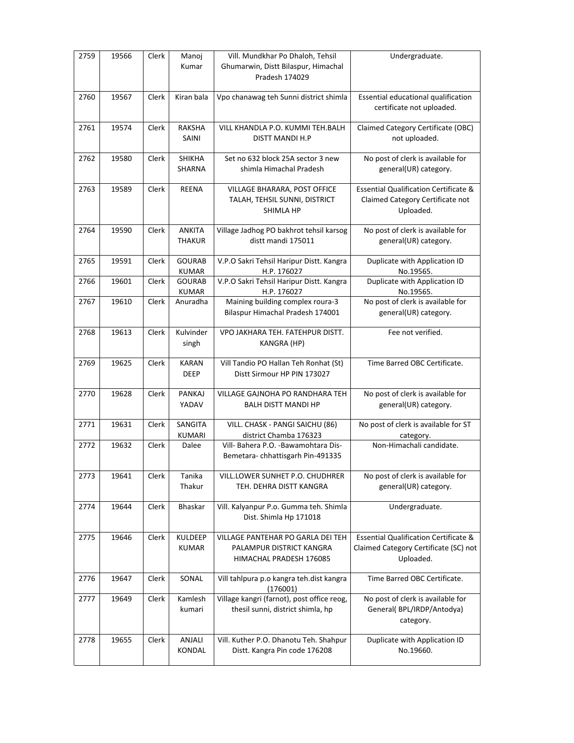| 2759 | 19566 | Clerk | Manoj Kumar | Vill. Mundkhar Po Dhaloh, Tehsil Ghumarwin, Distt Bilaspur, Himachal Pradesh 174029 | Undergraduate. |
|---|---|---|---|---|---|
| 2760 | 19567 | Clerk | Kiran bala | Vpo chanawag teh Sunni district shimla | Essential educational qualification certificate not uploaded. |
| 2761 | 19574 | Clerk | RAKSHA SAINI | VILL KHANDLA P.O. KUMMI TEH.BALH DISTT MANDI H.P | Claimed Category Certificate (OBC) not uploaded. |
| 2762 | 19580 | Clerk | SHIKHA SHARNA | Set no 632 block 25A sector 3 new shimla Himachal Pradesh | No post of clerk is available for general(UR) category. |
| 2763 | 19589 | Clerk | REENA | VILLAGE BHARARA, POST OFFICE TALAH, TEHSIL SUNNI, DISTRICT SHIMLA HP | Essential Qualification Certificate & Claimed Category Certificate not Uploaded. |
| 2764 | 19590 | Clerk | ANKITA THAKUR | Village Jadhog PO bakhrot tehsil karsog distt mandi 175011 | No post of clerk is available for general(UR) category. |
| 2765 | 19591 | Clerk | GOURAB KUMAR | V.P.O Sakri Tehsil Haripur Distt. Kangra H.P. 176027 | Duplicate with Application ID No.19565. |
| 2766 | 19601 | Clerk | GOURAB KUMAR | V.P.O Sakri Tehsil Haripur Distt. Kangra H.P. 176027 | Duplicate with Application ID No.19565. |
| 2767 | 19610 | Clerk | Anuradha | Maining building complex roura-3 Bilaspur Himachal Pradesh 174001 | No post of clerk is available for general(UR) category. |
| 2768 | 19613 | Clerk | Kulvinder singh | VPO JAKHARA TEH. FATEHPUR DISTT. KANGRA (HP) | Fee not verified. |
| 2769 | 19625 | Clerk | KARAN DEEP | Vill Tandio PO Hallan Teh Ronhat (St) Distt Sirmour HP PIN 173027 | Time Barred OBC Certificate. |
| 2770 | 19628 | Clerk | PANKAJ YADAV | VILLAGE GAJNOHA PO RANDHARA TEH BALH DISTT MANDI HP | No post of clerk is available for general(UR) category. |
| 2771 | 19631 | Clerk | SANGITA KUMARI | VILL. CHASK - PANGI SAICHU (86) district Chamba 176323 | No post of clerk is available for ST category. |
| 2772 | 19632 | Clerk | Dalee | Vill- Bahera P.O. -Bawamohtara Dis-Bemetara- chhattisgarh Pin-491335 | Non-Himachali candidate. |
| 2773 | 19641 | Clerk | Tanika Thakur | VILL.LOWER SUNHET P.O. CHUDHRER TEH. DEHRA DISTT KANGRA | No post of clerk is available for general(UR) category. |
| 2774 | 19644 | Clerk | Bhaskar | Vill. Kalyanpur P.o. Gumma teh. Shimla Dist. Shimla Hp 171018 | Undergraduate. |
| 2775 | 19646 | Clerk | KULDEEP KUMAR | VILLAGE PANTEHAR PO GARLA DEI TEH PALAMPUR DISTRICT KANGRA HIMACHAL PRADESH 176085 | Essential Qualification Certificate & Claimed Category Certificate (SC) not Uploaded. |
| 2776 | 19647 | Clerk | SONAL | Vill tahlpura p.o kangra teh.dist kangra (176001) | Time Barred OBC Certificate. |
| 2777 | 19649 | Clerk | Kamlesh kumari | Village kangri (farnot), post office reog, thesil sunni, district shimla, hp | No post of clerk is available for General( BPL/IRDP/Antodya) category. |
| 2778 | 19655 | Clerk | ANJALI KONDAL | Vill. Kuther P.O. Dhanotu Teh. Shahpur Distt. Kangra Pin code 176208 | Duplicate with Application ID No.19660. |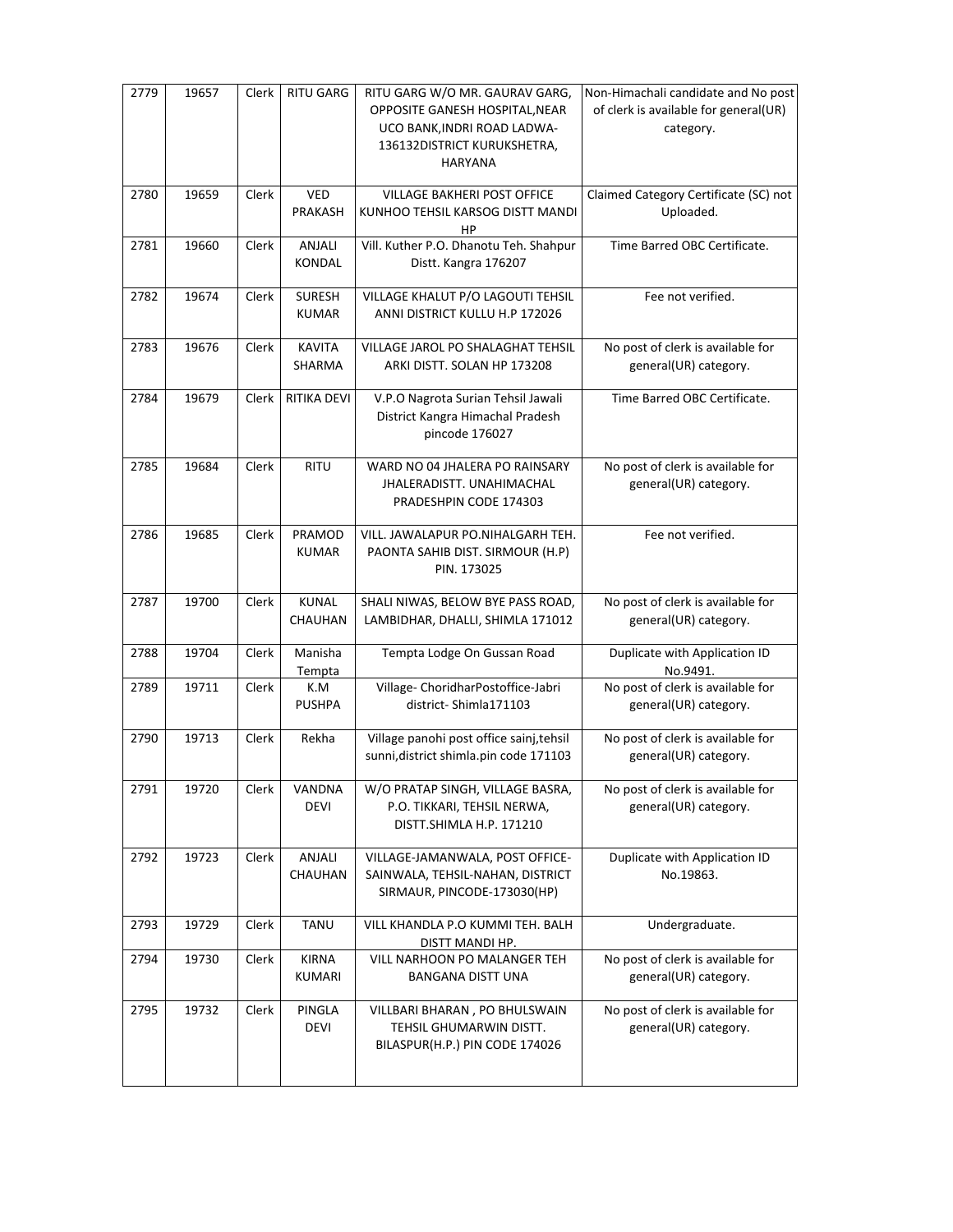| 2779 | 19657 | Clerk | RITU GARG | RITU GARG W/O MR. GAURAV GARG, OPPOSITE GANESH HOSPITAL,NEAR UCO BANK,INDRI ROAD LADWA-136132DISTRICT KURUKSHETRA, HARYANA | Non-Himachali candidate and No post of clerk is available for general(UR) category. |
|---|---|---|---|---|---|
| 2780 | 19659 | Clerk | VED PRAKASH | VILLAGE BAKHERI POST OFFICE KUNHOO TEHSIL KARSOG DISTT MANDI HP | Claimed Category Certificate (SC) not Uploaded. |
| 2781 | 19660 | Clerk | ANJALI KONDAL | Vill. Kuther P.O. Dhanotu Teh. Shahpur Distt. Kangra 176207 | Time Barred OBC Certificate. |
| 2782 | 19674 | Clerk | SURESH KUMAR | VILLAGE KHALUT P/O LAGOUTI TEHSIL ANNI DISTRICT KULLU H.P 172026 | Fee not verified. |
| 2783 | 19676 | Clerk | KAVITA SHARMA | VILLAGE JAROL PO SHALAGHAT TEHSIL ARKI DISTT. SOLAN HP 173208 | No post of clerk is available for general(UR) category. |
| 2784 | 19679 | Clerk | RITIKA DEVI | V.P.O Nagrota Surian Tehsil Jawali District Kangra Himachal Pradesh pincode 176027 | Time Barred OBC Certificate. |
| 2785 | 19684 | Clerk | RITU | WARD NO 04 JHALERA PO RAINSARY JHALERADISTT. UNAHIMACHAL PRADESHPIN CODE 174303 | No post of clerk is available for general(UR) category. |
| 2786 | 19685 | Clerk | PRAMOD KUMAR | VILL. JAWALAPUR PO.NIHALGARH TEH. PAONTA SAHIB DIST. SIRMOUR (H.P) PIN. 173025 | Fee not verified. |
| 2787 | 19700 | Clerk | KUNAL CHAUHAN | SHALI NIWAS, BELOW BYE PASS ROAD, LAMBIDHAR, DHALLI, SHIMLA 171012 | No post of clerk is available for general(UR) category. |
| 2788 | 19704 | Clerk | Manisha Tempta | Tempta Lodge On Gussan Road | Duplicate with Application ID No.9491. |
| 2789 | 19711 | Clerk | K.M PUSHPA | Village- ChoridharPostoffice-Jabri district- Shimla171103 | No post of clerk is available for general(UR) category. |
| 2790 | 19713 | Clerk | Rekha | Village panohi post office sainj,tehsil sunni,district shimla.pin code 171103 | No post of clerk is available for general(UR) category. |
| 2791 | 19720 | Clerk | VANDNA DEVI | W/O PRATAP SINGH, VILLAGE BASRA, P.O. TIKKARI, TEHSIL NERWA, DISTT.SHIMLA H.P. 171210 | No post of clerk is available for general(UR) category. |
| 2792 | 19723 | Clerk | ANJALI CHAUHAN | VILLAGE-JAMANWALA, POST OFFICE-SAINWALA, TEHSIL-NAHAN, DISTRICT SIRMAUR, PINCODE-173030(HP) | Duplicate with Application ID No.19863. |
| 2793 | 19729 | Clerk | TANU | VILL KHANDLA P.O KUMMI TEH. BALH DISTT MANDI HP. | Undergraduate. |
| 2794 | 19730 | Clerk | KIRNA KUMARI | VILL NARHOON PO MALANGER TEH BANGANA DISTT UNA | No post of clerk is available for general(UR) category. |
| 2795 | 19732 | Clerk | PINGLA DEVI | VILLBARI BHARAN , PO BHULSWAIN TEHSIL GHUMARWIN DISTT. BILASPUR(H.P.) PIN CODE 174026 | No post of clerk is available for general(UR) category. |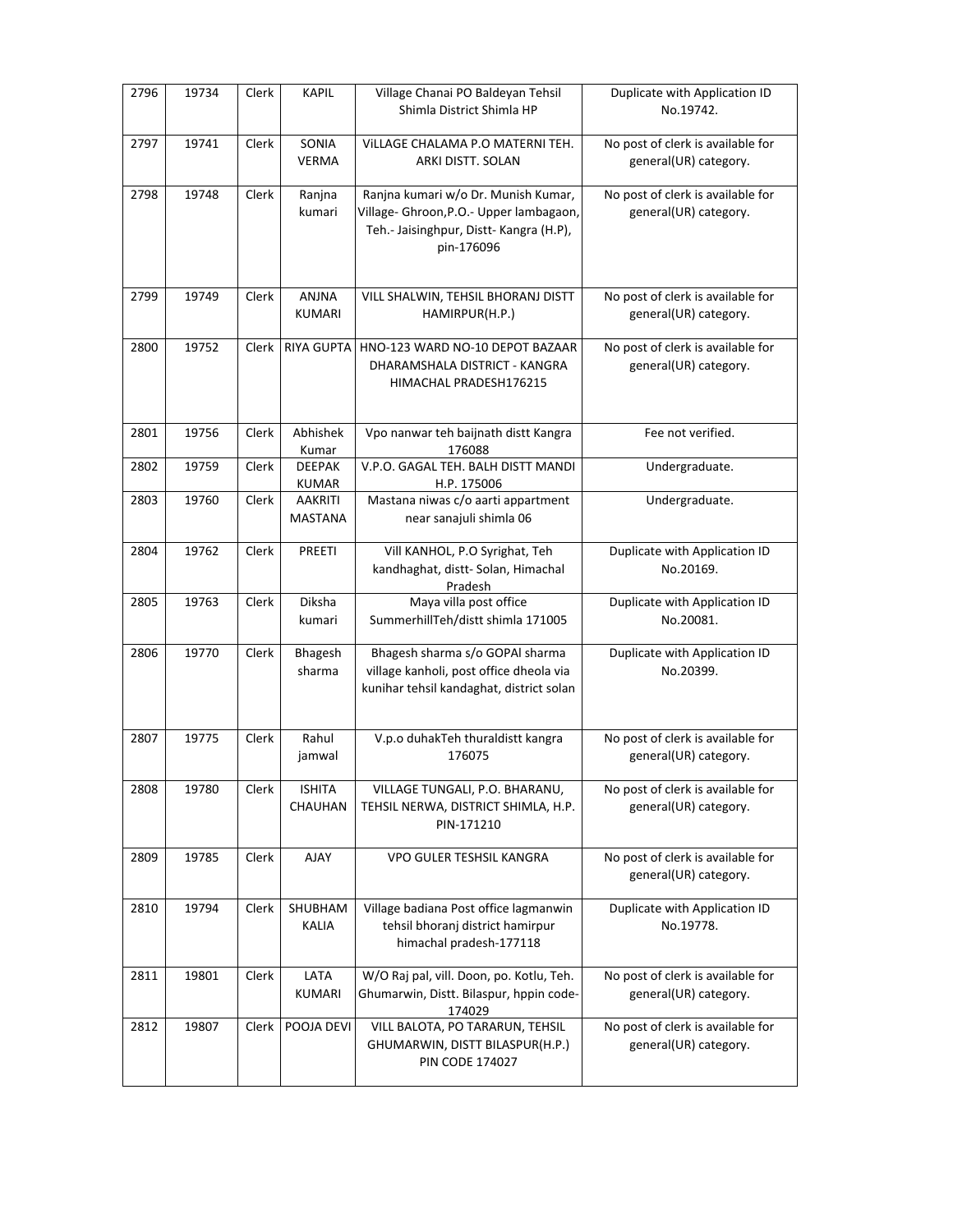| 2796 | 19734 | Clerk | KAPIL | Village Chanai PO Baldeyan Tehsil Shimla District Shimla HP | Duplicate with Application ID No.19742. |
|---|---|---|---|---|---|
| 2797 | 19741 | Clerk | SONIA VERMA | ViLLAGE CHALAMA P.O MATERNI TEH. ARKI DISTT. SOLAN | No post of clerk is available for general(UR) category. |
| 2798 | 19748 | Clerk | Ranjna kumari | Ranjna kumari w/o Dr. Munish Kumar, Village- Ghroon,P.O.- Upper lambagaon, Teh.- Jaisinghpur, Distt- Kangra (H.P), pin-176096 | No post of clerk is available for general(UR) category. |
| 2799 | 19749 | Clerk | ANJNA KUMARI | VILL SHALWIN, TEHSIL BHORANJ DISTT HAMIRPUR(H.P.) | No post of clerk is available for general(UR) category. |
| 2800 | 19752 | Clerk | RIYA GUPTA | HNO-123 WARD NO-10 DEPOT BAZAAR DHARAMSHALA DISTRICT - KANGRA HIMACHAL PRADESH176215 | No post of clerk is available for general(UR) category. |
| 2801 | 19756 | Clerk | Abhishek Kumar | Vpo nanwar teh baijnath distt Kangra 176088 | Fee not verified. |
| 2802 | 19759 | Clerk | DEEPAK KUMAR | V.P.O. GAGAL TEH. BALH DISTT MANDI H.P. 175006 | Undergraduate. |
| 2803 | 19760 | Clerk | AAKRITI MASTANA | Mastana niwas c/o aarti appartment near sanajuli shimla 06 | Undergraduate. |
| 2804 | 19762 | Clerk | PREETI | Vill KANHOL, P.O Syrighat, Teh kandhaghat, distt- Solan, Himachal Pradesh | Duplicate with Application ID No.20169. |
| 2805 | 19763 | Clerk | Diksha kumari | Maya villa post office SummerhillTeh/distt shimla 171005 | Duplicate with Application ID No.20081. |
| 2806 | 19770 | Clerk | Bhagesh sharma | Bhagesh sharma s/o GOPAl sharma village kanholi, post office dheola via kunihar tehsil kandaghat, district solan | Duplicate with Application ID No.20399. |
| 2807 | 19775 | Clerk | Rahul jamwal | V.p.o duhakTeh thuraldistt kangra 176075 | No post of clerk is available for general(UR) category. |
| 2808 | 19780 | Clerk | ISHITA CHAUHAN | VILLAGE TUNGALI, P.O. BHARANU, TEHSIL NERWA, DISTRICT SHIMLA, H.P. PIN-171210 | No post of clerk is available for general(UR) category. |
| 2809 | 19785 | Clerk | AJAY | VPO GULER TESHSIL KANGRA | No post of clerk is available for general(UR) category. |
| 2810 | 19794 | Clerk | SHUBHAM KALIA | Village badiana Post office lagmanwin tehsil bhoranj district hamirpur himachal pradesh-177118 | Duplicate with Application ID No.19778. |
| 2811 | 19801 | Clerk | LATA KUMARI | W/O Raj pal, vill. Doon, po. Kotlu, Teh. Ghumarwin, Distt. Bilaspur, hppin code-174029 | No post of clerk is available for general(UR) category. |
| 2812 | 19807 | Clerk | POOJA DEVI | VILL BALOTA, PO TARARUN, TEHSIL GHUMARWIN, DISTT BILASPUR(H.P.) PIN CODE 174027 | No post of clerk is available for general(UR) category. |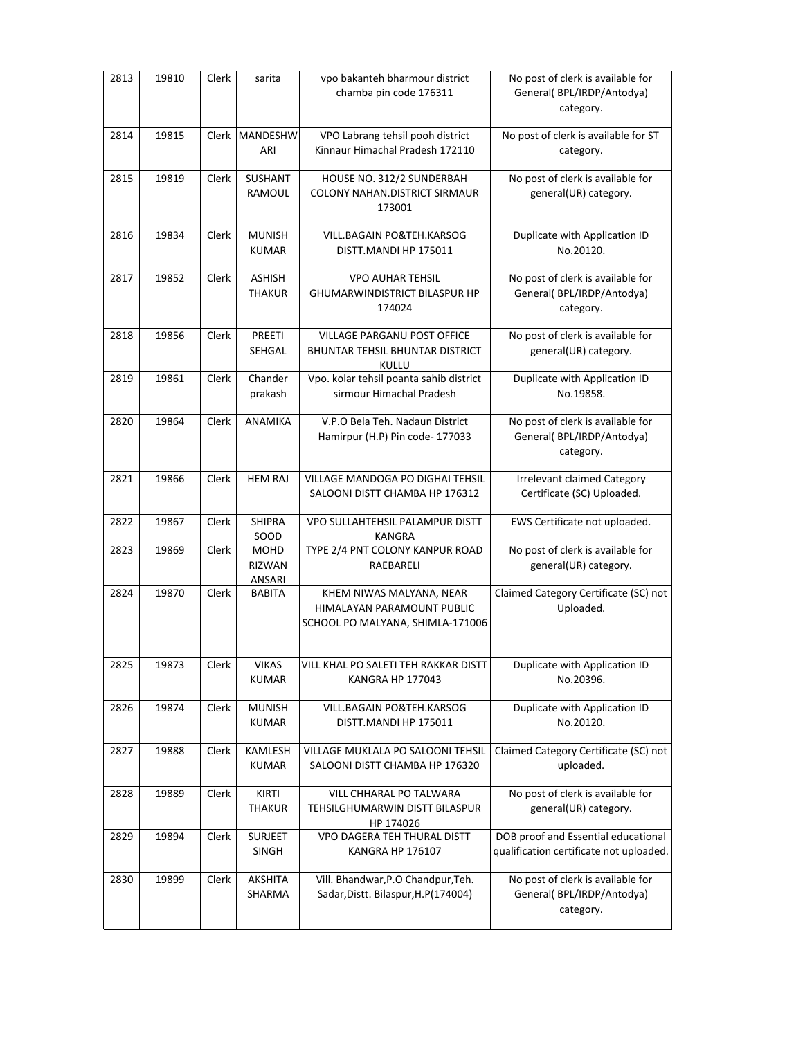| 2813 | 19810 | Clerk | sarita | vpo bakanteh bharmour district chamba pin code 176311 | No post of clerk is available for General( BPL/IRDP/Antodya) category. |
|---|---|---|---|---|---|
| 2814 | 19815 | Clerk | MANDESHWARI | VPO Labrang tehsil pooh district Kinnaur Himachal Pradesh 172110 | No post of clerk is available for ST category. |
| 2815 | 19819 | Clerk | SUSHANT RAMOUL | HOUSE NO. 312/2 SUNDERBAH COLONY NAHAN.DISTRICT SIRMAUR 173001 | No post of clerk is available for general(UR) category. |
| 2816 | 19834 | Clerk | MUNISH KUMAR | VILL.BAGAIN PO&TEH.KARSOG DISTT.MANDI HP 175011 | Duplicate with Application ID No.20120. |
| 2817 | 19852 | Clerk | ASHISH THAKUR | VPO AUHAR TEHSIL GHUMARWINDISTRICT BILASPUR HP 174024 | No post of clerk is available for General( BPL/IRDP/Antodya) category. |
| 2818 | 19856 | Clerk | PREETI SEHGAL | VILLAGE PARGANU POST OFFICE BHUNTAR TEHSIL BHUNTAR DISTRICT KULLU | No post of clerk is available for general(UR) category. |
| 2819 | 19861 | Clerk | Chander prakash | Vpo. kolar tehsil poanta sahib district sirmour Himachal Pradesh | Duplicate with Application ID No.19858. |
| 2820 | 19864 | Clerk | ANAMIKA | V.P.O Bela Teh. Nadaun District Hamirpur (H.P) Pin code- 177033 | No post of clerk is available for General( BPL/IRDP/Antodya) category. |
| 2821 | 19866 | Clerk | HEM RAJ | VILLAGE MANDOGA PO DIGHAI TEHSIL SALOONI DISTT CHAMBA HP 176312 | Irrelevant claimed Category Certificate (SC) Uploaded. |
| 2822 | 19867 | Clerk | SHIPRA SOOD | VPO SULLAHTEHSIL PALAMPUR DISTT KANGRA | EWS Certificate not uploaded. |
| 2823 | 19869 | Clerk | MOHD RIZWAN ANSARI | TYPE 2/4 PNT COLONY KANPUR ROAD RAEBARELI | No post of clerk is available for general(UR) category. |
| 2824 | 19870 | Clerk | BABITA | KHEM NIWAS MALYANA, NEAR HIMALAYAN PARAMOUNT PUBLIC SCHOOL PO MALYANA, SHIMLA-171006 | Claimed Category Certificate (SC) not Uploaded. |
| 2825 | 19873 | Clerk | VIKAS KUMAR | VILL KHAL PO SALETI TEH RAKKAR DISTT KANGRA HP 177043 | Duplicate with Application ID No.20396. |
| 2826 | 19874 | Clerk | MUNISH KUMAR | VILL.BAGAIN PO&TEH.KARSOG DISTT.MANDI HP 175011 | Duplicate with Application ID No.20120. |
| 2827 | 19888 | Clerk | KAMLESH KUMAR | VILLAGE MUKLALA PO SALOONI TEHSIL SALOONI DISTT CHAMBA HP 176320 | Claimed Category Certificate (SC) not uploaded. |
| 2828 | 19889 | Clerk | KIRTI THAKUR | VILL CHHARAL PO TALWARA TEHSILGHUMARWIN DISTT BILASPUR HP 174026 | No post of clerk is available for general(UR) category. |
| 2829 | 19894 | Clerk | SURJEET SINGH | VPO DAGERA TEH THURAL DISTT KANGRA HP 176107 | DOB proof and Essential educational qualification certificate not uploaded. |
| 2830 | 19899 | Clerk | AKSHITA SHARMA | Vill. Bhandwar,P.O Chandpur,Teh. Sadar,Distt. Bilaspur,H.P(174004) | No post of clerk is available for General( BPL/IRDP/Antodya) category. |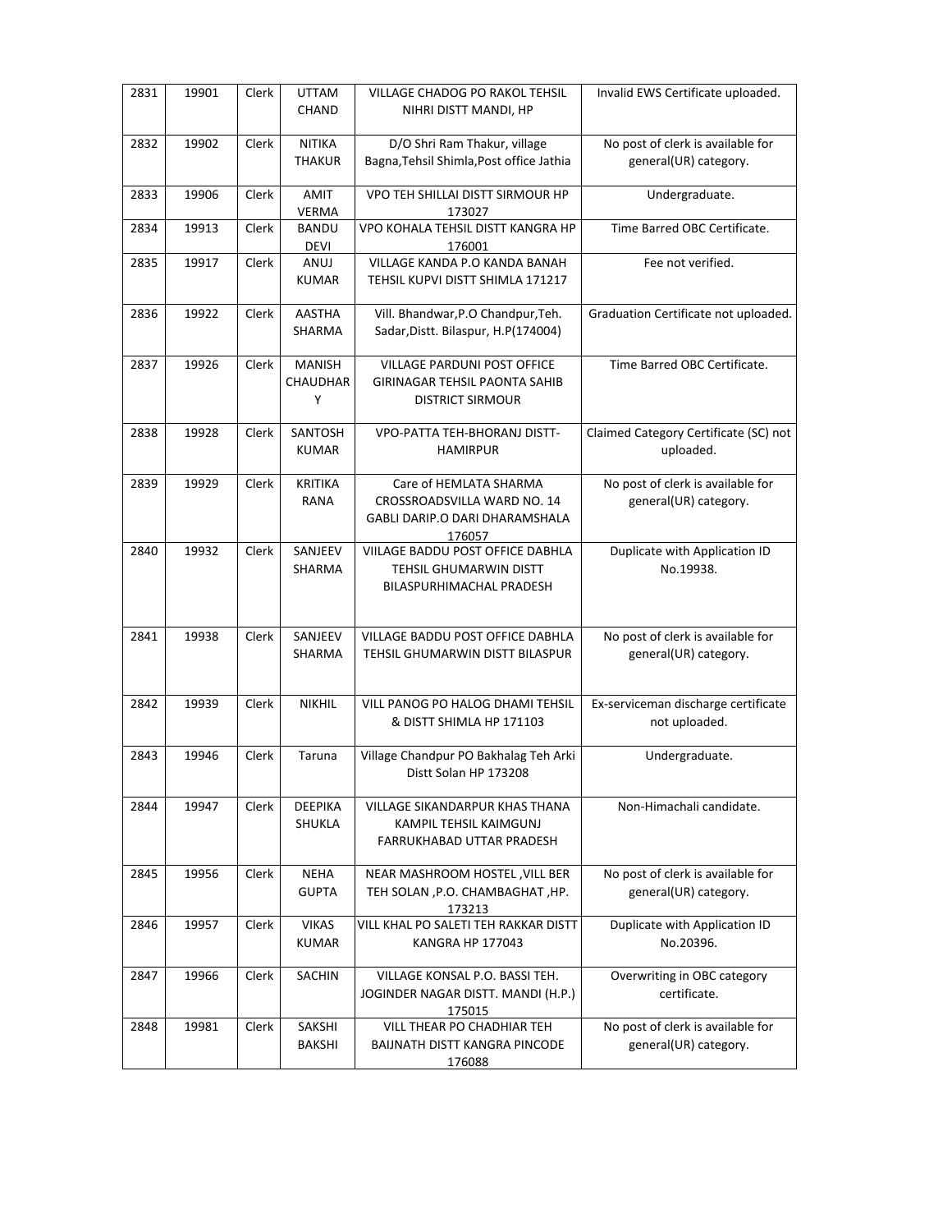| 2831 | 19901 | Clerk | UTTAM CHAND | VILLAGE CHADOG PO RAKOL TEHSIL NIHRI DISTT MANDI, HP | Invalid EWS Certificate uploaded. |
|---|---|---|---|---|---|
| 2832 | 19902 | Clerk | NITIKA THAKUR | D/O Shri Ram Thakur, village Bagna,Tehsil Shimla,Post office Jathia | No post of clerk is available for general(UR) category. |
| 2833 | 19906 | Clerk | AMIT VERMA | VPO TEH SHILLAI DISTT SIRMOUR HP 173027 | Undergraduate. |
| 2834 | 19913 | Clerk | BANDU DEVI | VPO KOHALA TEHSIL DISTT KANGRA HP 176001 | Time Barred OBC Certificate. |
| 2835 | 19917 | Clerk | ANUJ KUMAR | VILLAGE KANDA P.O KANDA BANAH TEHSIL KUPVI DISTT SHIMLA 171217 | Fee not verified. |
| 2836 | 19922 | Clerk | AASTHA SHARMA | Vill. Bhandwar,P.O Chandpur,Teh. Sadar,Distt. Bilaspur, H.P(174004) | Graduation Certificate not uploaded. |
| 2837 | 19926 | Clerk | MANISH CHAUDHARY | VILLAGE PARDUNI POST OFFICE GIRINAGAR TEHSIL PAONTA SAHIB DISTRICT SIRMOUR | Time Barred OBC Certificate. |
| 2838 | 19928 | Clerk | SANTOSH KUMAR | VPO-PATTA TEH-BHORANJ DISTT-HAMIRPUR | Claimed Category Certificate (SC) not uploaded. |
| 2839 | 19929 | Clerk | KRITIKA RANA | Care of HEMLATA SHARMA CROSSROADSVILLA WARD NO. 14 GABLI DARIP.O DARI DHARAMSHALA 176057 | No post of clerk is available for general(UR) category. |
| 2840 | 19932 | Clerk | SANJEEV SHARMA | VIILAGE BADDU POST OFFICE DABHLA TEHSIL GHUMARWIN DISTT BILASPURHIMACHAL PRADESH | Duplicate with Application ID No.19938. |
| 2841 | 19938 | Clerk | SANJEEV SHARMA | VILLAGE BADDU POST OFFICE DABHLA TEHSIL GHUMARWIN DISTT BILASPUR | No post of clerk is available for general(UR) category. |
| 2842 | 19939 | Clerk | NIKHIL | VILL PANOG PO HALOG DHAMI TEHSIL & DISTT SHIMLA HP 171103 | Ex-serviceman discharge certificate not uploaded. |
| 2843 | 19946 | Clerk | Taruna | Village Chandpur PO Bakhalag Teh Arki Distt Solan HP 173208 | Undergraduate. |
| 2844 | 19947 | Clerk | DEEPIKA SHUKLA | VILLAGE SIKANDARPUR KHAS THANA KAMPIL TEHSIL KAIMGUNJ FARRUKHABAD UTTAR PRADESH | Non-Himachali candidate. |
| 2845 | 19956 | Clerk | NEHA GUPTA | NEAR MASHROOM HOSTEL ,VILL BER TEH SOLAN ,P.O. CHAMBAGHAT ,HP. 173213 | No post of clerk is available for general(UR) category. |
| 2846 | 19957 | Clerk | VIKAS KUMAR | VILL KHAL PO SALETI TEH RAKKAR DISTT KANGRA HP 177043 | Duplicate with Application ID No.20396. |
| 2847 | 19966 | Clerk | SACHIN | VILLAGE KONSAL P.O. BASSI TEH. JOGINDER NAGAR DISTT. MANDI (H.P.) 175015 | Overwriting in OBC category certificate. |
| 2848 | 19981 | Clerk | SAKSHI BAKSHI | VILL THEAR PO CHADHIAR TEH BAIJNATH DISTT KANGRA PINCODE 176088 | No post of clerk is available for general(UR) category. |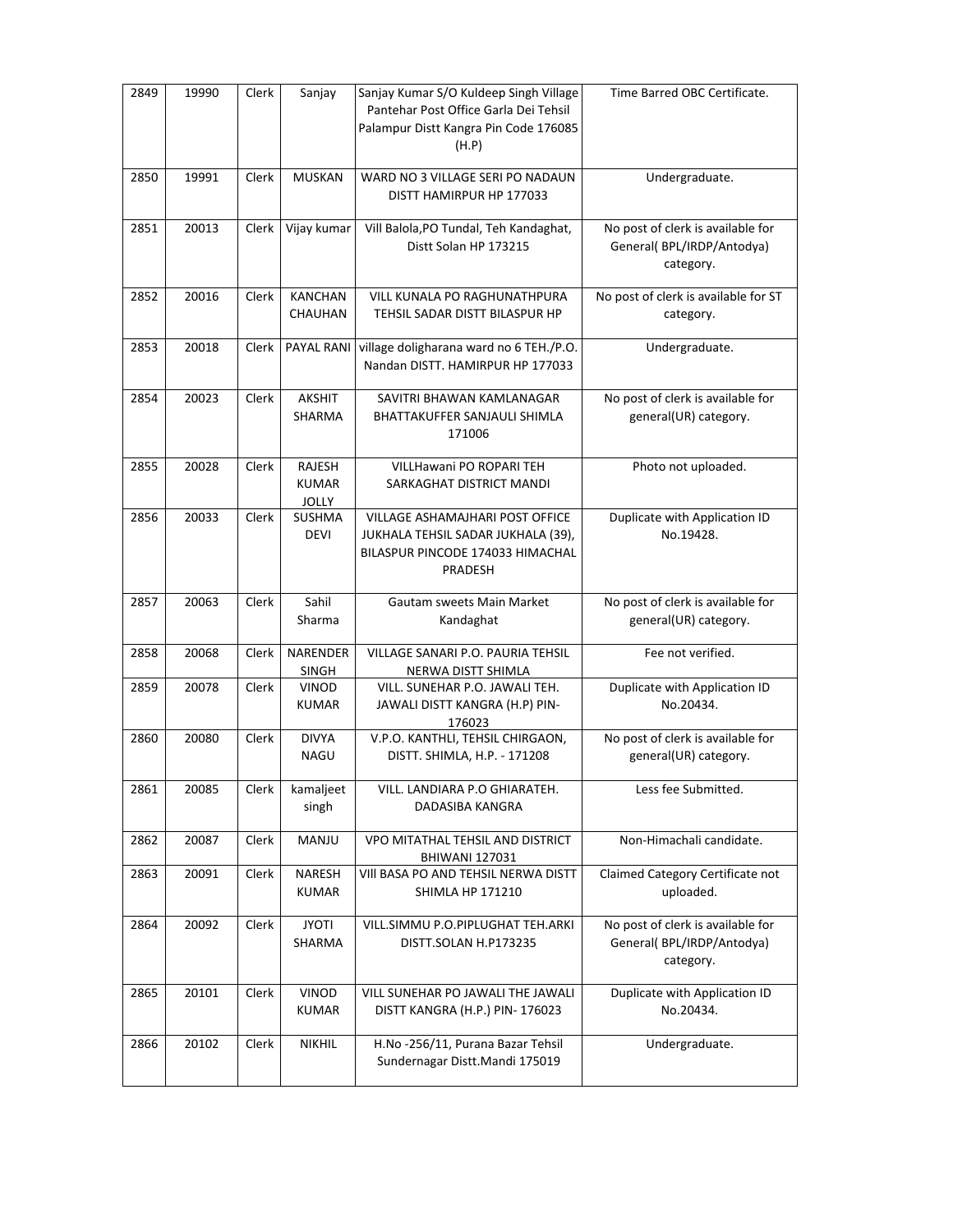| 2849 | 19990 | Clerk | Sanjay | Sanjay Kumar S/O Kuldeep Singh Village Pantehar Post Office Garla Dei Tehsil Palampur Distt Kangra Pin Code 176085 (H.P) | Time Barred OBC Certificate. |
|---|---|---|---|---|---|
| 2850 | 19991 | Clerk | MUSKAN | WARD NO 3 VILLAGE SERI PO NADAUN DISTT HAMIRPUR HP 177033 | Undergraduate. |
| 2851 | 20013 | Clerk | Vijay kumar | Vill Balola,PO Tundal, Teh Kandaghat, Distt Solan HP 173215 | No post of clerk is available for General( BPL/IRDP/Antodya) category. |
| 2852 | 20016 | Clerk | KANCHAN CHAUHAN | VILL KUNALA PO RAGHUNATHPURA TEHSIL SADAR DISTT BILASPUR HP | No post of clerk is available for ST category. |
| 2853 | 20018 | Clerk | PAYAL RANI | village doligharana ward no 6 TEH./P.O. Nandan DISTT. HAMIRPUR HP 177033 | Undergraduate. |
| 2854 | 20023 | Clerk | AKSHIT SHARMA | SAVITRI BHAWAN KAMLANAGAR BHATTAKUFFER SANJAULI SHIMLA 171006 | No post of clerk is available for general(UR) category. |
| 2855 | 20028 | Clerk | RAJESH KUMAR JOLLY | VILLHawani PO ROPARI TEH SARKAGHAT DISTRICT MANDI | Photo not uploaded. |
| 2856 | 20033 | Clerk | SUSHMA DEVI | VILLAGE ASHAMAJHARI POST OFFICE JUKHALA TEHSIL SADAR JUKHALA (39), BILASPUR PINCODE 174033 HIMACHAL PRADESH | Duplicate with Application ID No.19428. |
| 2857 | 20063 | Clerk | Sahil Sharma | Gautam sweets Main Market Kandaghat | No post of clerk is available for general(UR) category. |
| 2858 | 20068 | Clerk | NARENDER SINGH | VILLAGE SANARI P.O. PAURIA TEHSIL NERWA DISTT SHIMLA | Fee not verified. |
| 2859 | 20078 | Clerk | VINOD KUMAR | VILL. SUNEHAR P.O. JAWALI TEH. JAWALI DISTT KANGRA (H.P) PIN-176023 | Duplicate with Application ID No.20434. |
| 2860 | 20080 | Clerk | DIVYA NAGU | V.P.O. KANTHLI, TEHSIL CHIRGAON, DISTT. SHIMLA, H.P. - 171208 | No post of clerk is available for general(UR) category. |
| 2861 | 20085 | Clerk | kamaljeet singh | VILL. LANDIARA P.O GHIARATEH. DADASIBA KANGRA | Less fee Submitted. |
| 2862 | 20087 | Clerk | MANJU | VPO MITATHAL TEHSIL AND DISTRICT BHIWANI 127031 | Non-Himachali candidate. |
| 2863 | 20091 | Clerk | NARESH KUMAR | VIll BASA PO AND TEHSIL NERWA DISTT SHIMLA HP 171210 | Claimed Category Certificate not uploaded. |
| 2864 | 20092 | Clerk | JYOTI SHARMA | VILL.SIMMU P.O.PIPLUGHAT TEH.ARKI DISTT.SOLAN H.P173235 | No post of clerk is available for General( BPL/IRDP/Antodya) category. |
| 2865 | 20101 | Clerk | VINOD KUMAR | VILL SUNEHAR PO JAWALI THE JAWALI DISTT KANGRA (H.P.) PIN- 176023 | Duplicate with Application ID No.20434. |
| 2866 | 20102 | Clerk | NIKHIL | H.No -256/11, Purana Bazar Tehsil Sundernagar Distt.Mandi 175019 | Undergraduate. |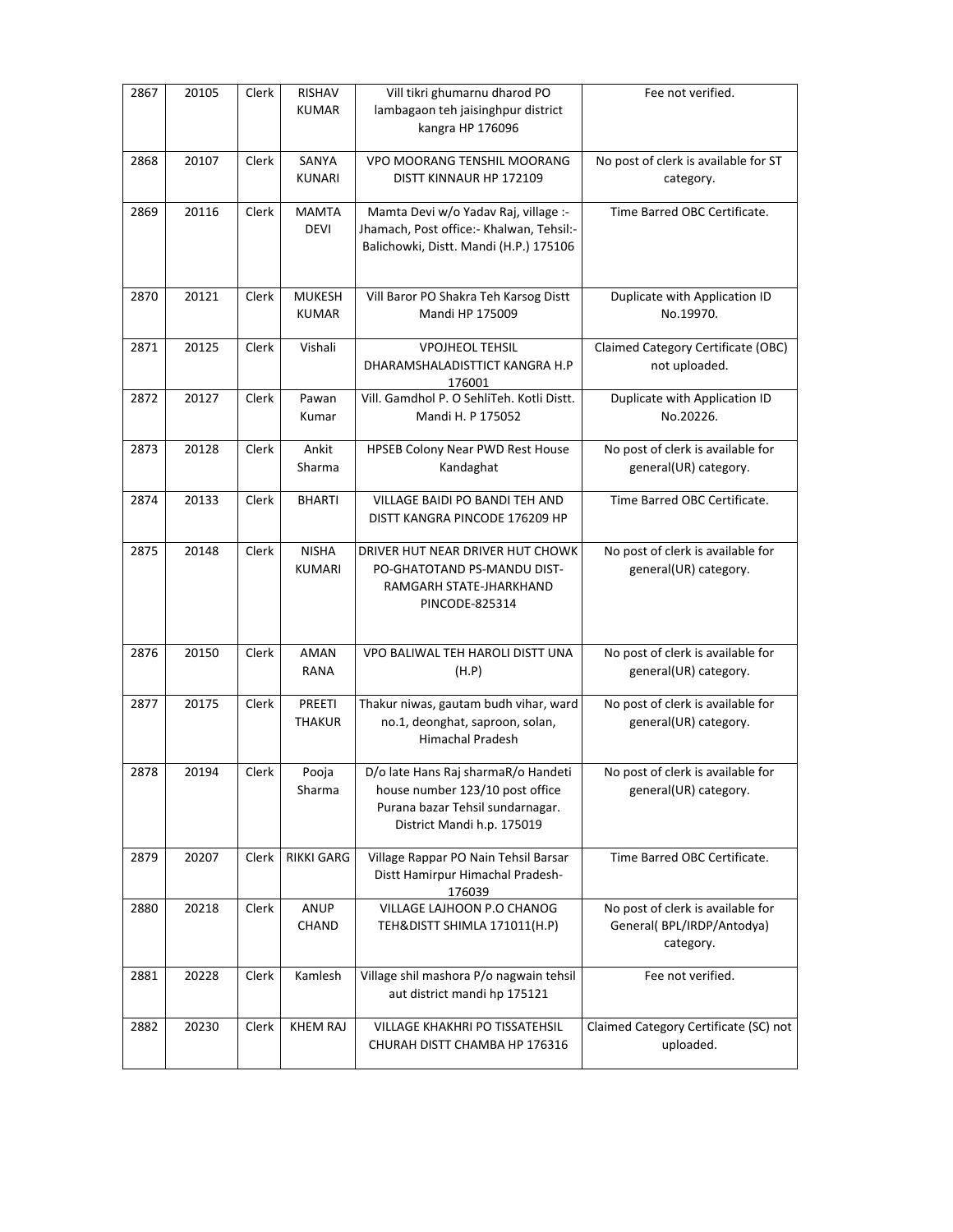| 2867 | 20105 | Clerk | RISHAV KUMAR | Vill tikri ghumarnu dharod PO lambagaon teh jaisinghpur district kangra HP 176096 | Fee not verified. |
|---|---|---|---|---|---|
| 2868 | 20107 | Clerk | SANYA KUNARI | VPO MOORANG TENSHIL MOORANG DISTT KINNAUR HP 172109 | No post of clerk is available for ST category. |
| 2869 | 20116 | Clerk | MAMTA DEVI | Mamta Devi w/o Yadav Raj, village :- Jhamach, Post office:- Khalwan, Tehsil:- Balichowki, Distt. Mandi (H.P.) 175106 | Time Barred OBC Certificate. |
| 2870 | 20121 | Clerk | MUKESH KUMAR | Vill Baror PO Shakra Teh Karsog Distt Mandi HP 175009 | Duplicate with Application ID No.19970. |
| 2871 | 20125 | Clerk | Vishali | VPOJHEOL TEHSIL DHARAMSHALADISTTICT KANGRA H.P 176001 | Claimed Category Certificate (OBC) not uploaded. |
| 2872 | 20127 | Clerk | Pawan Kumar | Vill. Gamdhol P. O SehliTeh. Kotli Distt. Mandi H. P 175052 | Duplicate with Application ID No.20226. |
| 2873 | 20128 | Clerk | Ankit Sharma | HPSEB Colony Near PWD Rest House Kandaghat | No post of clerk is available for general(UR) category. |
| 2874 | 20133 | Clerk | BHARTI | VILLAGE BAIDI PO BANDI TEH AND DISTT KANGRA PINCODE 176209 HP | Time Barred OBC Certificate. |
| 2875 | 20148 | Clerk | NISHA KUMARI | DRIVER HUT NEAR DRIVER HUT CHOWK PO-GHATOTAND PS-MANDU DIST-RAMGARH STATE-JHARKHAND PINCODE-825314 | No post of clerk is available for general(UR) category. |
| 2876 | 20150 | Clerk | AMAN RANA | VPO BALIWAL TEH HAROLI DISTT UNA (H.P) | No post of clerk is available for general(UR) category. |
| 2877 | 20175 | Clerk | PREETI THAKUR | Thakur niwas, gautam budh vihar, ward no.1, deonghat, saproon, solan, Himachal Pradesh | No post of clerk is available for general(UR) category. |
| 2878 | 20194 | Clerk | Pooja Sharma | D/o late Hans Raj sharmaR/o Handeti house number 123/10 post office Purana bazar Tehsil sundarnagar. District Mandi h.p. 175019 | No post of clerk is available for general(UR) category. |
| 2879 | 20207 | Clerk | RIKKI GARG | Village Rappar PO Nain Tehsil Barsar Distt Hamirpur Himachal Pradesh-176039 | Time Barred OBC Certificate. |
| 2880 | 20218 | Clerk | ANUP CHAND | VILLAGE LAJHOON P.O CHANOG TEH&DISTT SHIMLA 171011(H.P) | No post of clerk is available for General( BPL/IRDP/Antodya) category. |
| 2881 | 20228 | Clerk | Kamlesh | Village shil mashora P/o nagwain tehsil aut district mandi hp 175121 | Fee not verified. |
| 2882 | 20230 | Clerk | KHEM RAJ | VILLAGE KHAKHRI PO TISSATEHSIL CHURAH DISTT CHAMBA HP 176316 | Claimed Category Certificate (SC) not uploaded. |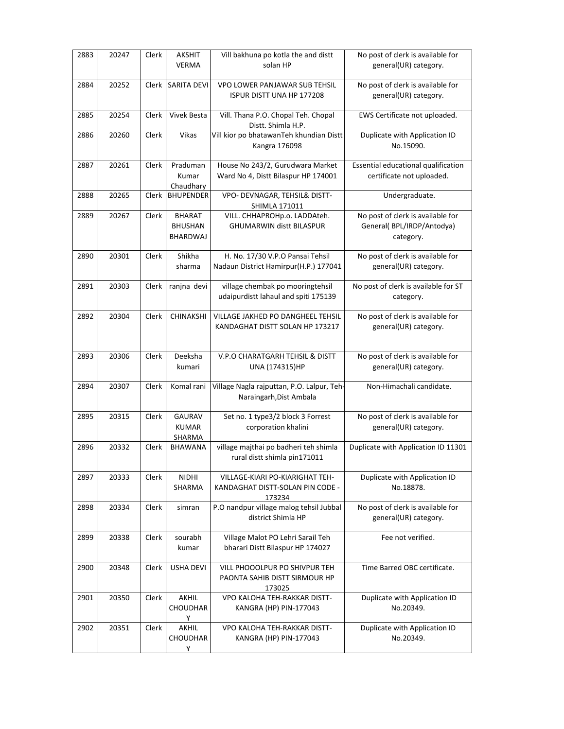| 2883 | 20247 | Clerk | AKSHIT VERMA | Vill bakhuna po kotla the and distt solan HP | No post of clerk is available for general(UR) category. |
|---|---|---|---|---|---|
| 2884 | 20252 | Clerk | SARITA DEVI | VPO LOWER PANJAWAR SUB TEHSIL ISPUR DISTT UNA HP 177208 | No post of clerk is available for general(UR) category. |
| 2885 | 20254 | Clerk | Vivek Besta | Vill. Thana P.O. Chopal Teh. Chopal Distt. Shimla H.P. | EWS Certificate not uploaded. |
| 2886 | 20260 | Clerk | Vikas | Vill kior po bhatawanTeh khundian Distt Kangra 176098 | Duplicate with Application ID No.15090. |
| 2887 | 20261 | Clerk | Praduman Kumar Chaudhary | House No 243/2, Gurudwara Market Ward No 4, Distt Bilaspur HP 174001 | Essential educational qualification certificate not uploaded. |
| 2888 | 20265 | Clerk | BHUPENDER | VPO- DEVNAGAR, TEHSIL& DISTT- SHIMLA 171011 | Undergraduate. |
| 2889 | 20267 | Clerk | BHARAT BHUSHAN BHARDWAJ | VILL. CHHAPROHp.o. LADDAteh. GHUMARWIN distt BILASPUR | No post of clerk is available for General( BPL/IRDP/Antodya) category. |
| 2890 | 20301 | Clerk | Shikha sharma | H. No. 17/30 V.P.O Pansai Tehsil Nadaun District Hamirpur(H.P.) 177041 | No post of clerk is available for general(UR) category. |
| 2891 | 20303 | Clerk | ranjna devi | village chembak po mooringtehsil udaipurdistt lahaul and spiti 175139 | No post of clerk is available for ST category. |
| 2892 | 20304 | Clerk | CHINAKSHI | VILLAGE JAKHED PO DANGHEEL TEHSIL KANDAGHAT DISTT SOLAN HP 173217 | No post of clerk is available for general(UR) category. |
| 2893 | 20306 | Clerk | Deeksha kumari | V.P.O CHARATGARH TEHSIL & DISTT UNA (174315)HP | No post of clerk is available for general(UR) category. |
| 2894 | 20307 | Clerk | Komal rani | Village Nagla rajputtan, P.O. Lalpur, Teh-Naraingarh,Dist Ambala | Non-Himachali candidate. |
| 2895 | 20315 | Clerk | GAURAV KUMAR SHARMA | Set no. 1 type3/2 block 3 Forrest corporation khalini | No post of clerk is available for general(UR) category. |
| 2896 | 20332 | Clerk | BHAWANA | village majthai po badheri teh shimla rural distt shimla pin171011 | Duplicate with Application ID 11301 |
| 2897 | 20333 | Clerk | NIDHI SHARMA | VILLAGE-KIARI PO-KIARIGHAT TEH-KANDAGHAT DISTT-SOLAN PIN CODE - 173234 | Duplicate with Application ID No.18878. |
| 2898 | 20334 | Clerk | simran | P.O nandpur village malog tehsil Jubbal district Shimla HP | No post of clerk is available for general(UR) category. |
| 2899 | 20338 | Clerk | sourabh kumar | Village Malot PO Lehri Sarail Teh bharari Distt Bilaspur HP 174027 | Fee not verified. |
| 2900 | 20348 | Clerk | USHA DEVI | VILL PHOOOLPUR PO SHIVPUR TEH PAONTA SAHIB DISTT SIRMOUR HP 173025 | Time Barred OBC certificate. |
| 2901 | 20350 | Clerk | AKHIL CHOUDHARY | VPO KALOHA TEH-RAKKAR DISTT-KANGRA (HP) PIN-177043 | Duplicate with Application ID No.20349. |
| 2902 | 20351 | Clerk | AKHIL CHOUDHARY | VPO KALOHA TEH-RAKKAR DISTT-KANGRA (HP) PIN-177043 | Duplicate with Application ID No.20349. |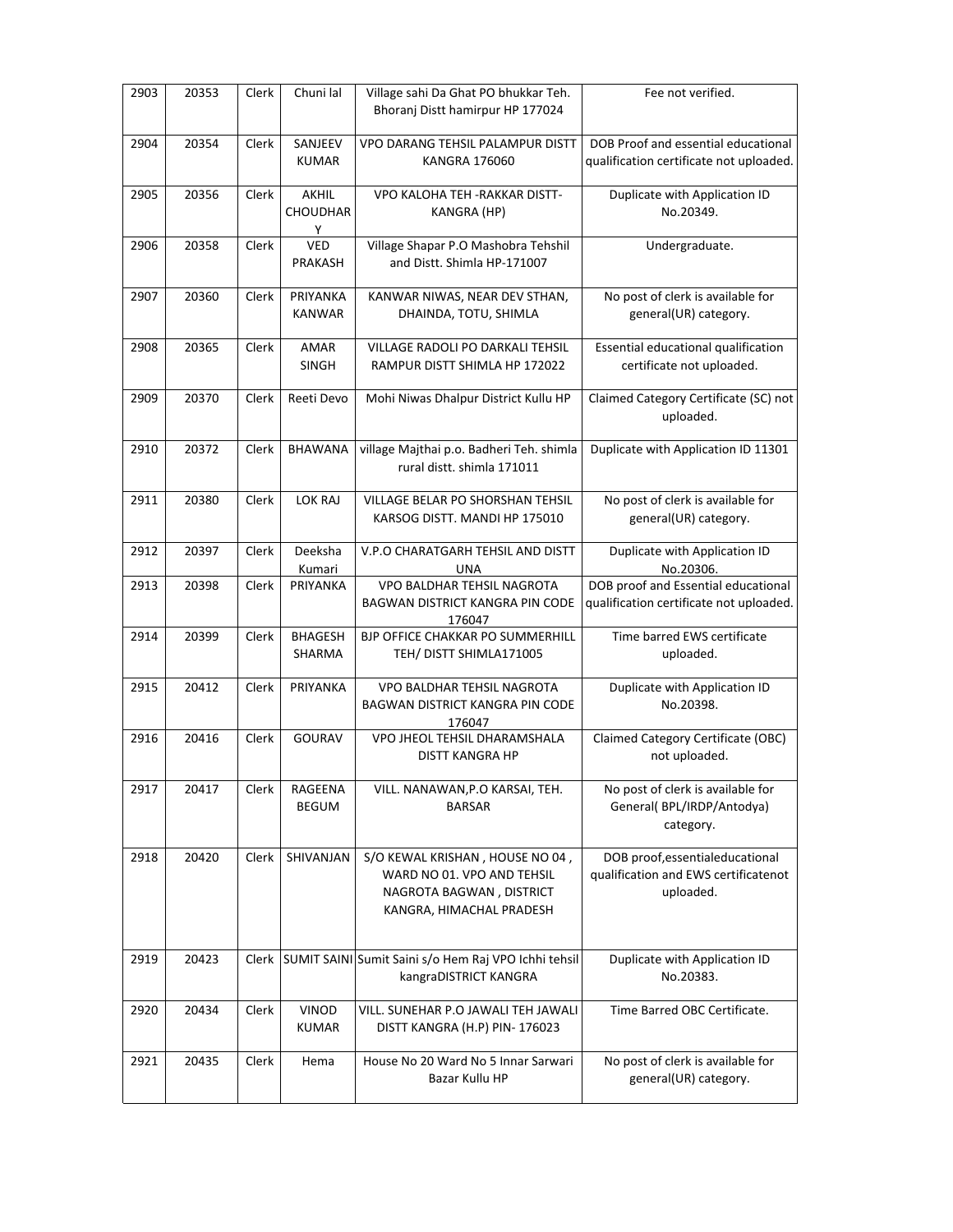| 2903 | 20353 | Clerk | Chuni lal | Village sahi Da Ghat PO bhukkar Teh. Bhoranj Distt hamirpur HP 177024 | Fee not verified. |
|---|---|---|---|---|---|
| 2904 | 20354 | Clerk | SANJEEV KUMAR | VPO DARANG TEHSIL PALAMPUR DISTT KANGRA 176060 | DOB Proof and essential educational qualification certificate not uploaded. |
| 2905 | 20356 | Clerk | AKHIL CHOUDHARY | VPO KALOHA TEH -RAKKAR DISTT-KANGRA (HP) | Duplicate with Application ID No.20349. |
| 2906 | 20358 | Clerk | VED PRAKASH | Village Shapar P.O Mashobra Tehshil and Distt. Shimla HP-171007 | Undergraduate. |
| 2907 | 20360 | Clerk | PRIYANKA KANWAR | KANWAR NIWAS, NEAR DEV STHAN, DHAINDA, TOTU, SHIMLA | No post of clerk is available for general(UR) category. |
| 2908 | 20365 | Clerk | AMAR SINGH | VILLAGE RADOLI PO DARKALI TEHSIL RAMPUR DISTT SHIMLA HP 172022 | Essential educational qualification certificate not uploaded. |
| 2909 | 20370 | Clerk | Reeti Devo | Mohi Niwas Dhalpur District Kullu HP | Claimed Category Certificate (SC) not uploaded. |
| 2910 | 20372 | Clerk | BHAWANA | village Majthai p.o. Badheri Teh. shimla rural distt. shimla 171011 | Duplicate with Application ID 11301 |
| 2911 | 20380 | Clerk | LOK RAJ | VILLAGE BELAR PO SHORSHAN TEHSIL KARSOG DISTT. MANDI HP 175010 | No post of clerk is available for general(UR) category. |
| 2912 | 20397 | Clerk | Deeksha Kumari | V.P.O CHARATGARH TEHSIL AND DISTT UNA | Duplicate with Application ID No.20306. |
| 2913 | 20398 | Clerk | PRIYANKA | VPO BALDHAR TEHSIL NAGROTA BAGWAN DISTRICT KANGRA PIN CODE 176047 | DOB proof and Essential educational qualification certificate not uploaded. |
| 2914 | 20399 | Clerk | BHAGESH SHARMA | BJP OFFICE CHAKKAR PO SUMMERHILL TEH/ DISTT SHIMLA171005 | Time barred EWS certificate uploaded. |
| 2915 | 20412 | Clerk | PRIYANKA | VPO BALDHAR TEHSIL NAGROTA BAGWAN DISTRICT KANGRA PIN CODE 176047 | Duplicate with Application ID No.20398. |
| 2916 | 20416 | Clerk | GOURAV | VPO JHEOL TEHSIL DHARAMSHALA DISTT KANGRA HP | Claimed Category Certificate (OBC) not uploaded. |
| 2917 | 20417 | Clerk | RAGEENA BEGUM | VILL. NANAWAN,P.O KARSAI, TEH. BARSAR | No post of clerk is available for General( BPL/IRDP/Antodya) category. |
| 2918 | 20420 | Clerk | SHIVANJAN | S/O KEWAL KRISHAN , HOUSE NO 04 , WARD NO 01. VPO AND TEHSIL NAGROTA BAGWAN , DISTRICT KANGRA, HIMACHAL PRADESH | DOB proof,essentialeducational qualification and EWS certificatenot uploaded. |
| 2919 | 20423 | Clerk | SUMIT SAINI | Sumit Saini s/o Hem Raj VPO Ichhi tehsil kangraDISTRICT KANGRA | Duplicate with Application ID No.20383. |
| 2920 | 20434 | Clerk | VINOD KUMAR | VILL. SUNEHAR P.O JAWALI TEH JAWALI DISTT KANGRA (H.P) PIN- 176023 | Time Barred OBC Certificate. |
| 2921 | 20435 | Clerk | Hema | House No 20 Ward No 5 Innar Sarwari Bazar Kullu HP | No post of clerk is available for general(UR) category. |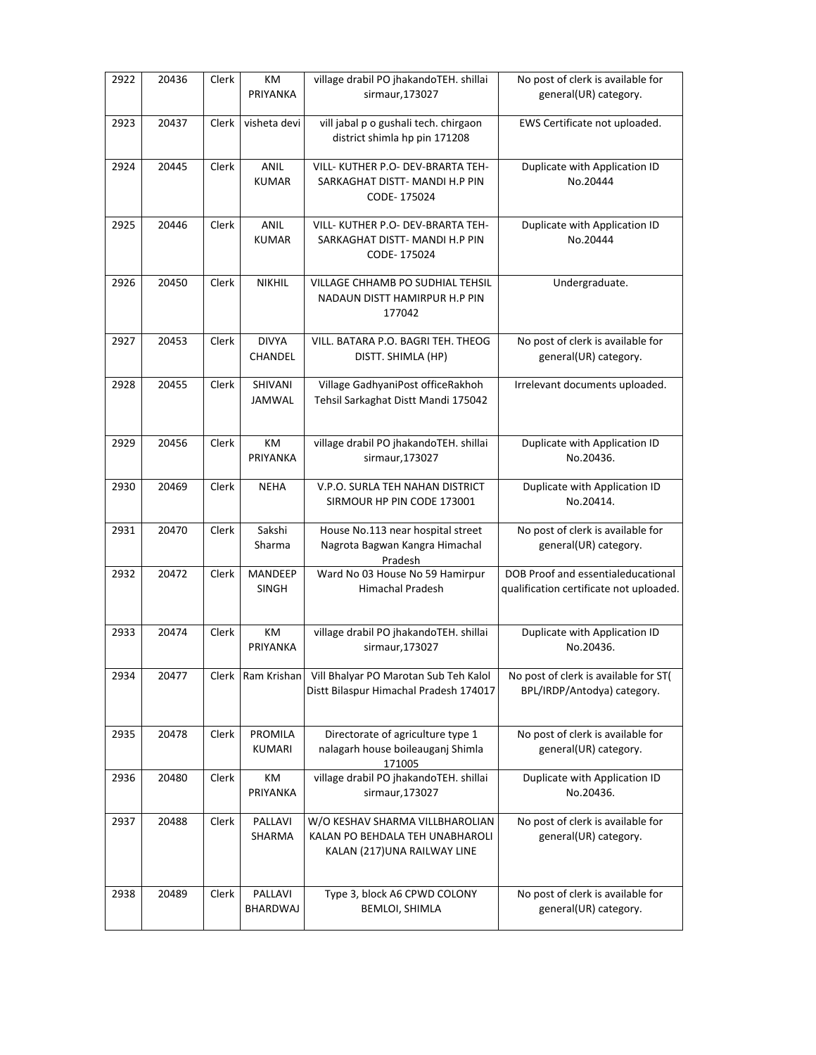| 2922 | 20436 | Clerk | KM PRIYANKA | village drabil PO jhakandoTEH. shillai sirmaur,173027 | No post of clerk is available for general(UR) category. |
|---|---|---|---|---|---|
| 2923 | 20437 | Clerk | visheta devi | vill jabal p o gushali tech. chirgaon district shimla hp pin 171208 | EWS Certificate not uploaded. |
| 2924 | 20445 | Clerk | ANIL KUMAR | VILL- KUTHER P.O- DEV-BRARTA TEH- SARKAGHAT DISTT- MANDI H.P PIN CODE- 175024 | Duplicate with Application ID No.20444 |
| 2925 | 20446 | Clerk | ANIL KUMAR | VILL- KUTHER P.O- DEV-BRARTA TEH- SARKAGHAT DISTT- MANDI H.P PIN CODE- 175024 | Duplicate with Application ID No.20444 |
| 2926 | 20450 | Clerk | NIKHIL | VILLAGE CHHAMB PO SUDHIAL TEHSIL NADAUN DISTT HAMIRPUR H.P PIN 177042 | Undergraduate. |
| 2927 | 20453 | Clerk | DIVYA CHANDEL | VILL. BATARA P.O. BAGRI TEH. THEOG DISTT. SHIMLA (HP) | No post of clerk is available for general(UR) category. |
| 2928 | 20455 | Clerk | SHIVANI JAMWAL | Village GadhyaniPost officeRakhoh Tehsil Sarkaghat Distt Mandi 175042 | Irrelevant documents uploaded. |
| 2929 | 20456 | Clerk | KM PRIYANKA | village drabil PO jhakandoTEH. shillai sirmaur,173027 | Duplicate with Application ID No.20436. |
| 2930 | 20469 | Clerk | NEHA | V.P.O. SURLA TEH NAHAN DISTRICT SIRMOUR HP PIN CODE 173001 | Duplicate with Application ID No.20414. |
| 2931 | 20470 | Clerk | Sakshi Sharma | House No.113 near hospital street Nagrota Bagwan Kangra Himachal Pradesh | No post of clerk is available for general(UR) category. |
| 2932 | 20472 | Clerk | MANDEEP SINGH | Ward No 03 House No 59 Hamirpur Himachal Pradesh | DOB Proof and essentialeducational qualification certificate not uploaded. |
| 2933 | 20474 | Clerk | KM PRIYANKA | village drabil PO jhakandoTEH. shillai sirmaur,173027 | Duplicate with Application ID No.20436. |
| 2934 | 20477 | Clerk | Ram Krishan | Vill Bhalyar PO Marotan Sub Teh Kalol Distt Bilaspur Himachal Pradesh 174017 | No post of clerk is available for ST( BPL/IRDP/Antodya) category. |
| 2935 | 20478 | Clerk | PROMILA KUMARI | Directorate of agriculture type 1 nalagarh house boileauganj Shimla 171005 | No post of clerk is available for general(UR) category. |
| 2936 | 20480 | Clerk | KM PRIYANKA | village drabil PO jhakandoTEH. shillai sirmaur,173027 | Duplicate with Application ID No.20436. |
| 2937 | 20488 | Clerk | PALLAVI SHARMA | W/O KESHAV SHARMA VILLBHAROLIAN KALAN PO BEHDALA TEH UNABHAROLI KALAN (217)UNA RAILWAY LINE | No post of clerk is available for general(UR) category. |
| 2938 | 20489 | Clerk | PALLAVI BHARDWAJ | Type 3, block A6 CPWD COLONY BEMLOI, SHIMLA | No post of clerk is available for general(UR) category. |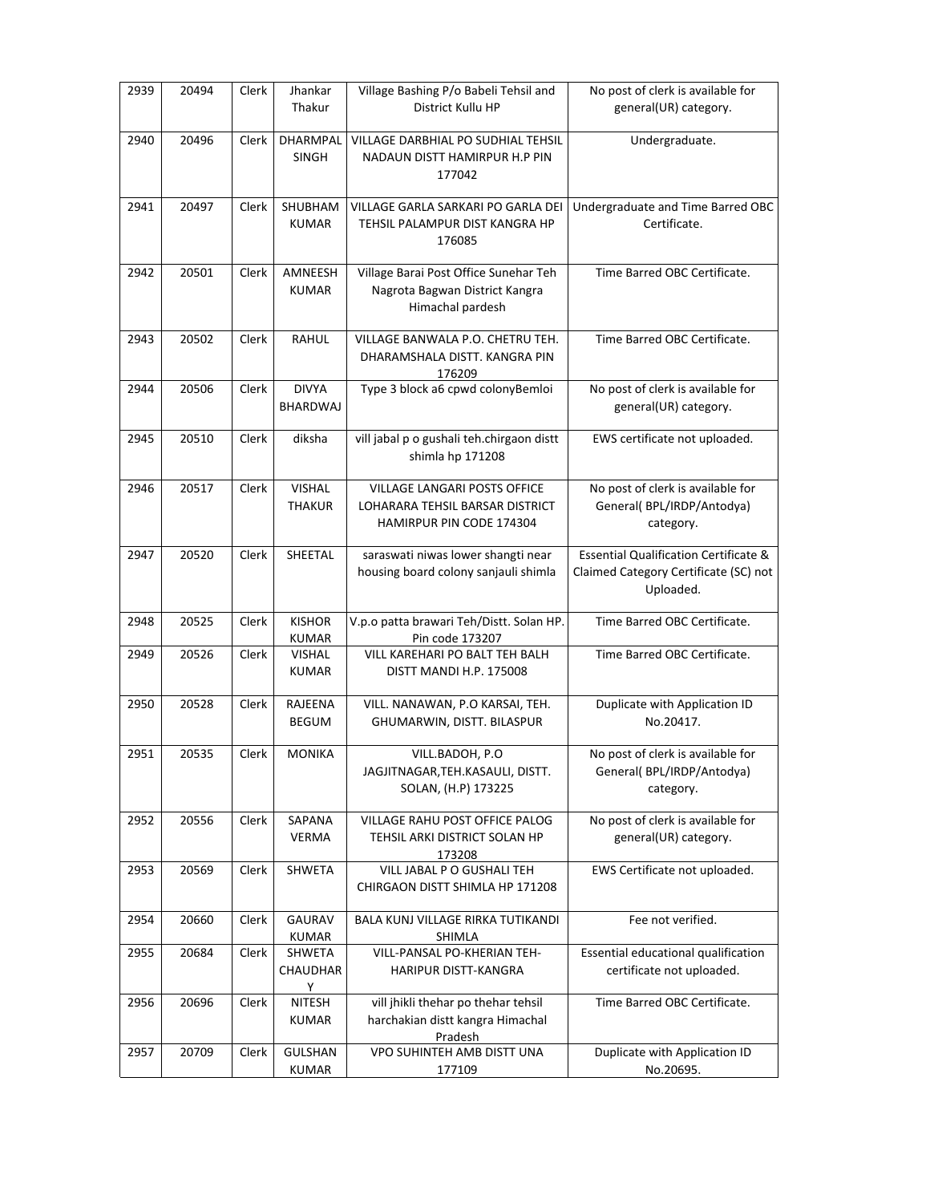| 2939 | 20494 | Clerk | Jhankar Thakur | Village Bashing P/o Babeli Tehsil and District Kullu HP | No post of clerk is available for general(UR) category. |
|---|---|---|---|---|---|
| 2940 | 20496 | Clerk | DHARMPAL SINGH | VILLAGE DARBHIAL PO SUDHIAL TEHSIL NADAUN DISTT HAMIRPUR H.P PIN 177042 | Undergraduate. |
| 2941 | 20497 | Clerk | SHUBHAM KUMAR | VILLAGE GARLA SARKARI PO GARLA DEI TEHSIL PALAMPUR DIST KANGRA HP 176085 | Undergraduate and Time Barred OBC Certificate. |
| 2942 | 20501 | Clerk | AMNEESH KUMAR | Village Barai Post Office Sunehar Teh Nagrota Bagwan District Kangra Himachal pardesh | Time Barred OBC Certificate. |
| 2943 | 20502 | Clerk | RAHUL | VILLAGE BANWALA P.O. CHETRU TEH. DHARAMSHALA DISTT. KANGRA PIN 176209 | Time Barred OBC Certificate. |
| 2944 | 20506 | Clerk | DIVYA BHARDWAJ | Type 3 block a6 cpwd colonyBemloi | No post of clerk is available for general(UR) category. |
| 2945 | 20510 | Clerk | diksha | vill jabal p o gushali teh.chirgaon distt shimla hp 171208 | EWS certificate not uploaded. |
| 2946 | 20517 | Clerk | VISHAL THAKUR | VILLAGE LANGARI POSTS OFFICE LOHARARA TEHSIL BARSAR DISTRICT HAMIRPUR PIN CODE 174304 | No post of clerk is available for General( BPL/IRDP/Antodya) category. |
| 2947 | 20520 | Clerk | SHEETAL | saraswati niwas lower shangti near housing board colony sanjauli shimla | Essential Qualification Certificate & Claimed Category Certificate (SC) not Uploaded. |
| 2948 | 20525 | Clerk | KISHOR KUMAR | V.p.o patta brawari Teh/Distt. Solan HP. Pin code 173207 | Time Barred OBC Certificate. |
| 2949 | 20526 | Clerk | VISHAL KUMAR | VILL KAREHARI PO BALT TEH BALH DISTT MANDI H.P. 175008 | Time Barred OBC Certificate. |
| 2950 | 20528 | Clerk | RAJEENA BEGUM | VILL. NANAWAN, P.O KARSAI, TEH. GHUMARWIN, DISTT. BILASPUR | Duplicate with Application ID No.20417. |
| 2951 | 20535 | Clerk | MONIKA | VILL.BADOH, P.O JAGJITNAGAR,TEH.KASAULI, DISTT. SOLAN, (H.P) 173225 | No post of clerk is available for General( BPL/IRDP/Antodya) category. |
| 2952 | 20556 | Clerk | SAPANA VERMA | VILLAGE RAHU POST OFFICE PALOG TEHSIL ARKI DISTRICT SOLAN HP 173208 | No post of clerk is available for general(UR) category. |
| 2953 | 20569 | Clerk | SHWETA | VILL JABAL P O GUSHALI TEH CHIRGAON DISTT SHIMLA HP 171208 | EWS Certificate not uploaded. |
| 2954 | 20660 | Clerk | GAURAV KUMAR | BALA KUNJ VILLAGE RIRKA TUTIKANDI SHIMLA | Fee not verified. |
| 2955 | 20684 | Clerk | SHWETA CHAUDHARY | VILL-PANSAL PO-KHERIAN TEH-HARIPUR DISTT-KANGRA | Essential educational qualification certificate not uploaded. |
| 2956 | 20696 | Clerk | NITESH KUMAR | vill jhikli thehar po thehar tehsil harchakian distt kangra Himachal Pradesh | Time Barred OBC Certificate. |
| 2957 | 20709 | Clerk | GULSHAN KUMAR | VPO SUHINTEH AMB DISTT UNA 177109 | Duplicate with Application ID No.20695. |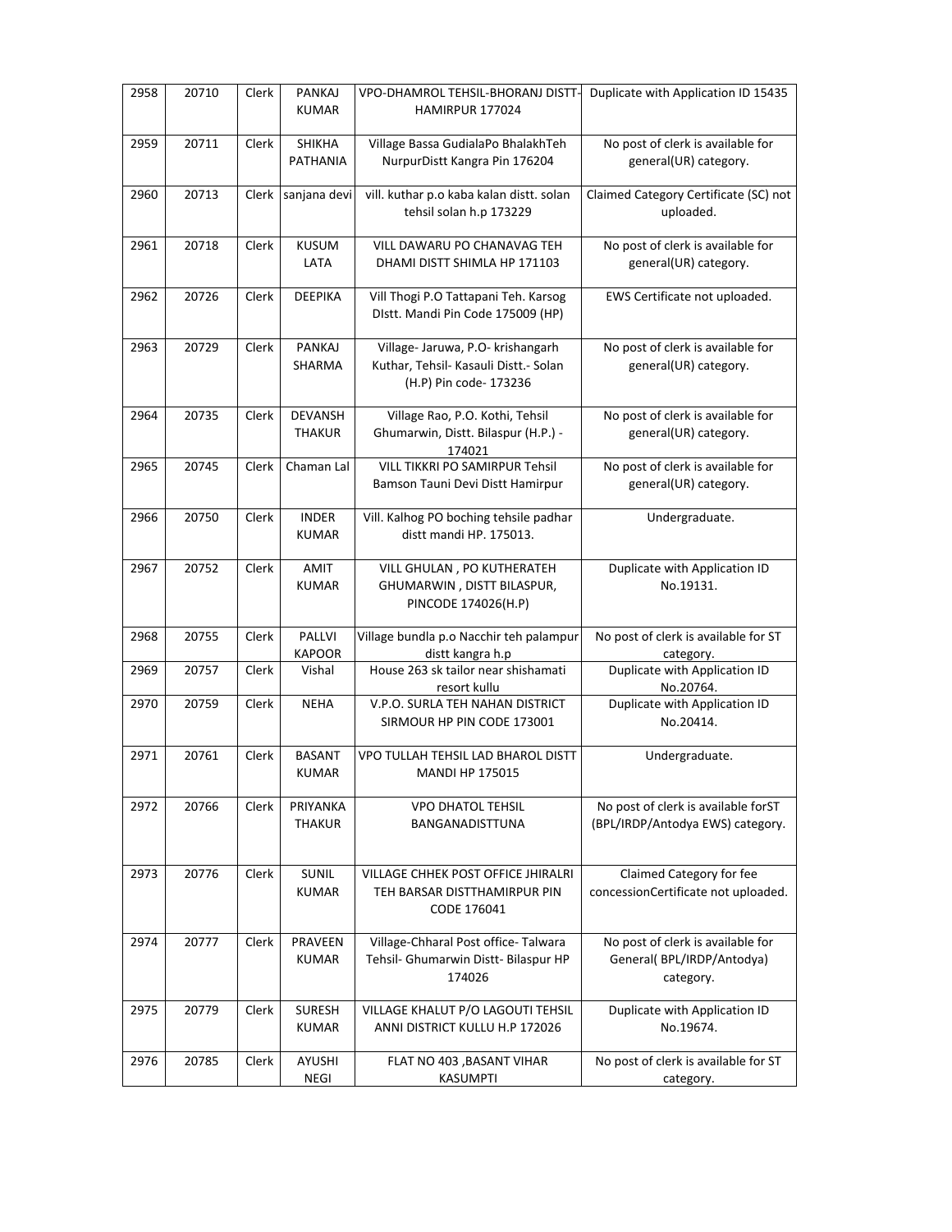| 2958 | 20710 | Clerk | PANKAJ KUMAR | VPO-DHAMROL TEHSIL-BHORANJ DISTT-HAMIRPUR 177024 | Duplicate with Application ID 15435 |
|---|---|---|---|---|---|
| 2959 | 20711 | Clerk | SHIKHA PATHANIA | Village Bassa GudialaPo BhalakhTeh NurpurDistt Kangra Pin 176204 | No post of clerk is available for general(UR) category. |
| 2960 | 20713 | Clerk | sanjana devi | vill. kuthar p.o kaba kalan distt. solan tehsil solan h.p 173229 | Claimed Category Certificate (SC) not uploaded. |
| 2961 | 20718 | Clerk | KUSUM LATA | VILL DAWARU PO CHANAVAG TEH DHAMI DISTT SHIMLA HP 171103 | No post of clerk is available for general(UR) category. |
| 2962 | 20726 | Clerk | DEEPIKA | Vill Thogi P.O Tattapani Teh. Karsog DIstt. Mandi Pin Code 175009 (HP) | EWS Certificate not uploaded. |
| 2963 | 20729 | Clerk | PANKAJ SHARMA | Village- Jaruwa, P.O- krishangarh Kuthar, Tehsil- Kasauli Distt.- Solan (H.P) Pin code- 173236 | No post of clerk is available for general(UR) category. |
| 2964 | 20735 | Clerk | DEVANSH THAKUR | Village Rao, P.O. Kothi, Tehsil Ghumarwin, Distt. Bilaspur (H.P.) - 174021 | No post of clerk is available for general(UR) category. |
| 2965 | 20745 | Clerk | Chaman Lal | VILL TIKKRI PO SAMIRPUR Tehsil Bamson Tauni Devi Distt Hamirpur | No post of clerk is available for general(UR) category. |
| 2966 | 20750 | Clerk | INDER KUMAR | Vill. Kalhog PO boching tehsile padhar distt mandi HP. 175013. | Undergraduate. |
| 2967 | 20752 | Clerk | AMIT KUMAR | VILL GHULAN , PO KUTHERATEH GHUMARWIN , DISTT BILASPUR, PINCODE 174026(H.P) | Duplicate with Application ID No.19131. |
| 2968 | 20755 | Clerk | PALLVI KAPOOR | Village bundla p.o Nacchir teh palampur distt kangra h.p | No post of clerk is available for ST category. |
| 2969 | 20757 | Clerk | Vishal | House 263 sk tailor near shishamati resort kullu | Duplicate with Application ID No.20764. |
| 2970 | 20759 | Clerk | NEHA | V.P.O. SURLA TEH NAHAN DISTRICT SIRMOUR HP PIN CODE 173001 | Duplicate with Application ID No.20414. |
| 2971 | 20761 | Clerk | BASANT KUMAR | VPO TULLAH TEHSIL LAD BHAROL DISTT MANDI HP 175015 | Undergraduate. |
| 2972 | 20766 | Clerk | PRIYANKA THAKUR | VPO DHATOL TEHSIL BANGANADISTTUNA | No post of clerk is available forST (BPL/IRDP/Antodya EWS) category. |
| 2973 | 20776 | Clerk | SUNIL KUMAR | VILLAGE CHHEK POST OFFICE JHIRALRI TEH BARSAR DISTTHAMIRPUR PIN CODE 176041 | Claimed Category for fee concessionCertificate not uploaded. |
| 2974 | 20777 | Clerk | PRAVEEN KUMAR | Village-Chharal Post office- Talwara Tehsil- Ghumarwin Distt- Bilaspur HP 174026 | No post of clerk is available for General( BPL/IRDP/Antodya) category. |
| 2975 | 20779 | Clerk | SURESH KUMAR | VILLAGE KHALUT P/O LAGOUTI TEHSIL ANNI DISTRICT KULLU H.P 172026 | Duplicate with Application ID No.19674. |
| 2976 | 20785 | Clerk | AYUSHI NEGI | FLAT NO 403 ,BASANT VIHAR KASUMPTI | No post of clerk is available for ST category. |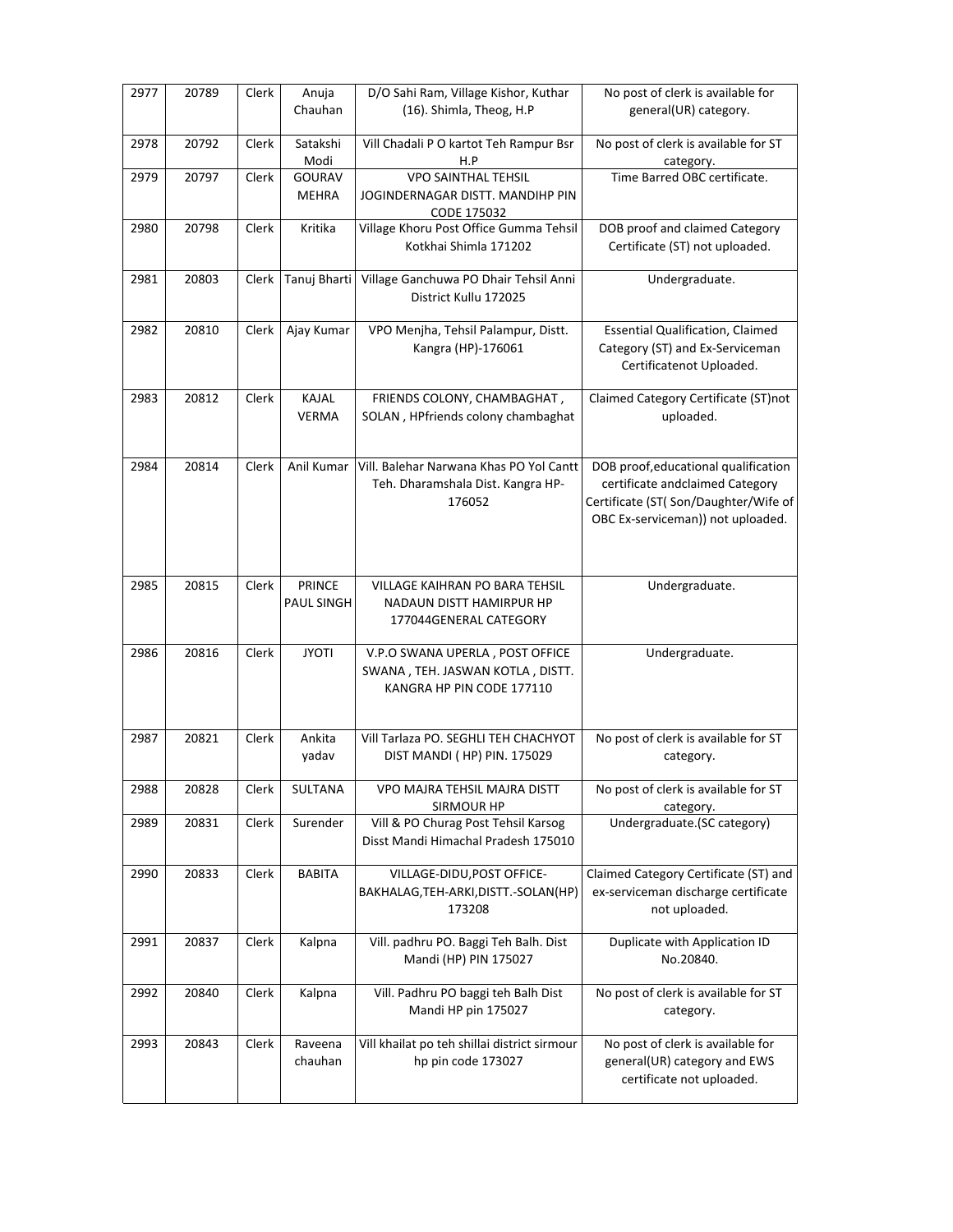| 2977 | 20789 | Clerk | Anuja Chauhan | D/O Sahi Ram, Village Kishor, Kuthar (16). Shimla, Theog, H.P | No post of clerk is available for general(UR) category. |
|---|---|---|---|---|---|
| 2978 | 20792 | Clerk | Satakshi Modi | Vill Chadali P O kartot Teh Rampur Bsr H.P | No post of clerk is available for ST category. |
| 2979 | 20797 | Clerk | GOURAV MEHRA | VPO SAINTHAL TEHSIL JOGINDERNAGAR DISTT. MANDIHP PIN CODE 175032 | Time Barred OBC certificate. |
| 2980 | 20798 | Clerk | Kritika | Village Khoru Post Office Gumma Tehsil Kotkhai Shimla 171202 | DOB proof and claimed Category Certificate (ST) not uploaded. |
| 2981 | 20803 | Clerk | Tanuj Bharti | Village Ganchuwa PO Dhair Tehsil Anni District Kullu 172025 | Undergraduate. |
| 2982 | 20810 | Clerk | Ajay Kumar | VPO Menjha, Tehsil Palampur, Distt. Kangra (HP)-176061 | Essential Qualification, Claimed Category (ST) and Ex-Serviceman Certificatenot Uploaded. |
| 2983 | 20812 | Clerk | KAJAL VERMA | FRIENDS COLONY, CHAMBAGHAT , SOLAN , HPfriends colony chambaghat | Claimed Category Certificate (ST)not uploaded. |
| 2984 | 20814 | Clerk | Anil Kumar | Vill. Balehar Narwana Khas PO Yol Cantt Teh. Dharamshala Dist. Kangra HP-176052 | DOB proof,educational qualification certificate andclaimed Category Certificate (ST( Son/Daughter/Wife of OBC Ex-serviceman)) not uploaded. |
| 2985 | 20815 | Clerk | PRINCE PAUL SINGH | VILLAGE KAIHRAN PO BARA TEHSIL NADAUN DISTT HAMIRPUR HP 177044GENERAL CATEGORY | Undergraduate. |
| 2986 | 20816 | Clerk | JYOTI | V.P.O SWANA UPERLA , POST OFFICE SWANA , TEH. JASWAN KOTLA , DISTT. KANGRA HP PIN CODE 177110 | Undergraduate. |
| 2987 | 20821 | Clerk | Ankita yadav | Vill Tarlaza PO. SEGHLI TEH CHACHYOT DIST MANDI ( HP) PIN. 175029 | No post of clerk is available for ST category. |
| 2988 | 20828 | Clerk | SULTANA | VPO MAJRA TEHSIL MAJRA DISTT SIRMOUR HP | No post of clerk is available for ST category. |
| 2989 | 20831 | Clerk | Surender | Vill & PO Churag Post Tehsil Karsog Disst Mandi Himachal Pradesh 175010 | Undergraduate.(SC category) |
| 2990 | 20833 | Clerk | BABITA | VILLAGE-DIDU,POST OFFICE-BAKHALAG,TEH-ARKI,DISTT.-SOLAN(HP) 173208 | Claimed Category Certificate (ST) and ex-serviceman discharge certificate not uploaded. |
| 2991 | 20837 | Clerk | Kalpna | Vill. padhru PO. Baggi Teh Balh. Dist Mandi (HP) PIN 175027 | Duplicate with Application ID No.20840. |
| 2992 | 20840 | Clerk | Kalpna | Vill. Padhru PO baggi teh Balh Dist Mandi HP pin 175027 | No post of clerk is available for ST category. |
| 2993 | 20843 | Clerk | Raveena chauhan | Vill khailat po teh shillai district sirmour hp pin code 173027 | No post of clerk is available for general(UR) category and EWS certificate not uploaded. |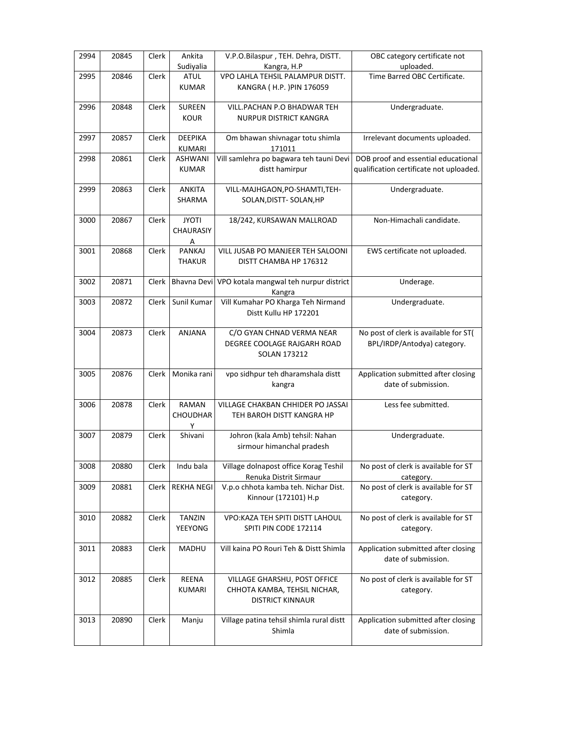| 2994 | 20845 | Clerk | Ankita Sudiyalia | V.P.O.Bilaspur , TEH. Dehra, DISTT. Kangra, H.P | OBC category certificate not uploaded. |
|---|---|---|---|---|---|
| 2995 | 20846 | Clerk | ATUL KUMAR | VPO LAHLA TEHSIL PALAMPUR DISTT. KANGRA ( H.P. )PIN 176059 | Time Barred OBC Certificate. |
| 2996 | 20848 | Clerk | SUREEN KOUR | VILL.PACHAN P.O BHADWAR TEH NURPUR DISTRICT KANGRA | Undergraduate. |
| 2997 | 20857 | Clerk | DEEPIKA KUMARI | Om bhawan shivnagar totu shimla 171011 | Irrelevant documents uploaded. |
| 2998 | 20861 | Clerk | ASHWANI KUMAR | Vill samlehra po bagwara teh tauni Devi distt hamirpur | DOB proof and essential educational qualification certificate not uploaded. |
| 2999 | 20863 | Clerk | ANKITA SHARMA | VILL-MAJHGAON,PO-SHAMTI,TEH-SOLAN,DISTT- SOLAN,HP | Undergraduate. |
| 3000 | 20867 | Clerk | JYOTI CHAURASIYA | 18/242, KURSAWAN MALLROAD | Non-Himachali candidate. |
| 3001 | 20868 | Clerk | PANKAJ THAKUR | VILL JUSAB PO MANJEER TEH SALOONI DISTT CHAMBA HP 176312 | EWS certificate not uploaded. |
| 3002 | 20871 | Clerk | Bhavna Devi | VPO kotala mangwal teh nurpur district Kangra | Underage. |
| 3003 | 20872 | Clerk | Sunil Kumar | Vill Kumahar PO Kharga Teh Nirmand Distt Kullu HP 172201 | Undergraduate. |
| 3004 | 20873 | Clerk | ANJANA | C/O GYAN CHNAD VERMA NEAR DEGREE COOLAGE RAJGARH ROAD SOLAN 173212 | No post of clerk is available for ST( BPL/IRDP/Antodya) category. |
| 3005 | 20876 | Clerk | Monika rani | vpo sidhpur teh dharamshala distt kangra | Application submitted after closing date of submission. |
| 3006 | 20878 | Clerk | RAMAN CHOUDHARY | VILLAGE CHAKBAN CHHIDER PO JASSAI TEH BAROH DISTT KANGRA HP | Less fee submitted. |
| 3007 | 20879 | Clerk | Shivani | Johron (kala Amb) tehsil: Nahan sirmour himanchal pradesh | Undergraduate. |
| 3008 | 20880 | Clerk | Indu bala | Village dolnapost office Korag Teshil Renuka Distrit Sirmaur | No post of clerk is available for ST category. |
| 3009 | 20881 | Clerk | REKHA NEGI | V.p.o chhota kamba teh. Nichar Dist. Kinnour (172101) H.p | No post of clerk is available for ST category. |
| 3010 | 20882 | Clerk | TANZIN YEEYONG | VPO:KAZA TEH SPITI DISTT LAHOUL SPITI PIN CODE 172114 | No post of clerk is available for ST category. |
| 3011 | 20883 | Clerk | MADHU | Vill kaina PO Rouri Teh & Distt Shimla | Application submitted after closing date of submission. |
| 3012 | 20885 | Clerk | REENA KUMARI | VILLAGE GHARSHU, POST OFFICE CHHOTA KAMBA, TEHSIL NICHAR, DISTRICT KINNAUR | No post of clerk is available for ST category. |
| 3013 | 20890 | Clerk | Manju | Village patina tehsil shimla rural distt Shimla | Application submitted after closing date of submission. |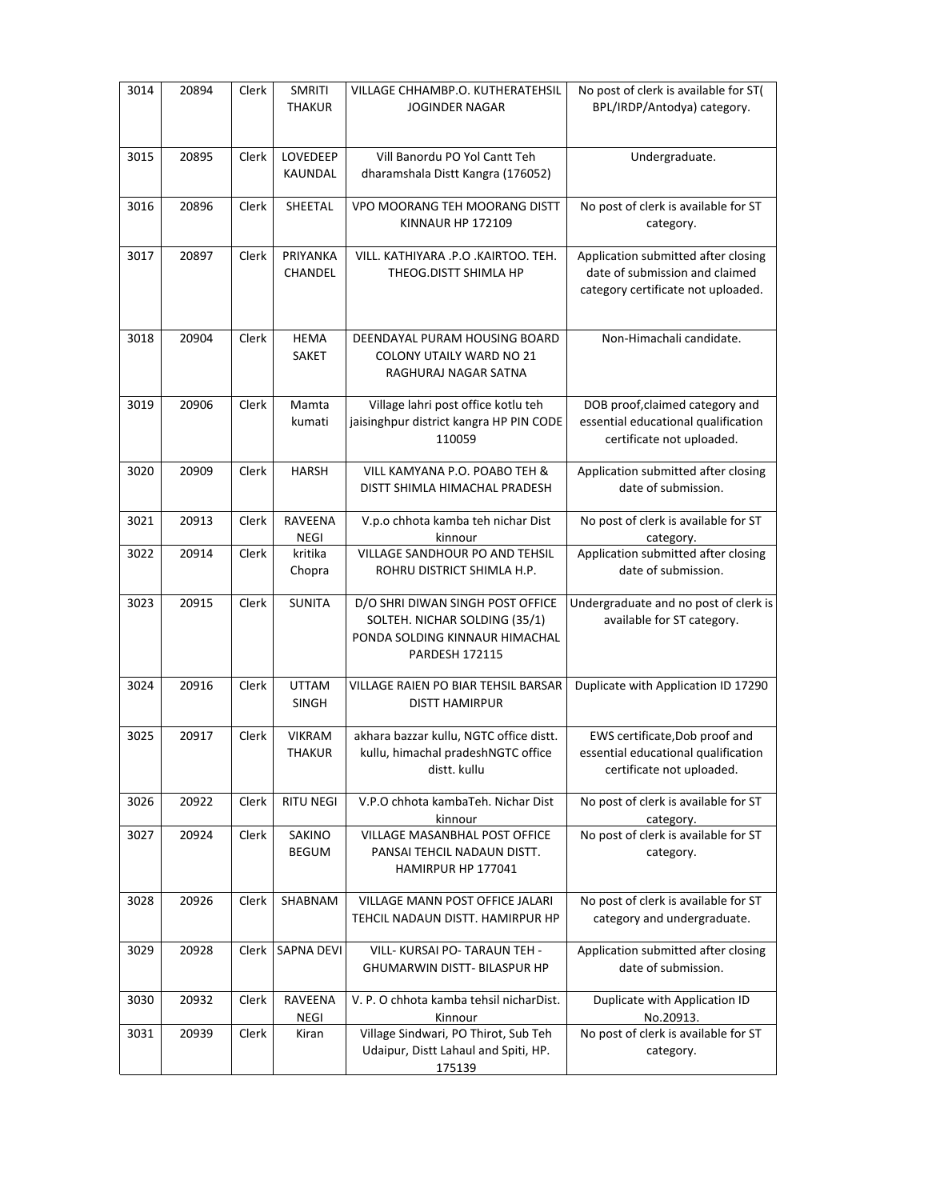| 3014 | 20894 | Clerk | SMRITI THAKUR | VILLAGE CHHAMBP.O. KUTHERATEHSIL JOGINDER NAGAR | No post of clerk is available for ST( BPL/IRDP/Antodya) category. |
|---|---|---|---|---|---|
| 3015 | 20895 | Clerk | LOVEDEEP KAUNDAL | Vill Banordu PO Yol Cantt Teh dharamshala Distt Kangra (176052) | Undergraduate. |
| 3016 | 20896 | Clerk | SHEETAL | VPO MOORANG TEH MOORANG DISTT KINNAUR HP 172109 | No post of clerk is available for ST category. |
| 3017 | 20897 | Clerk | PRIYANKA CHANDEL | VILL. KATHIYARA .P.O .KAIRTOO. TEH. THEOG.DISTT SHIMLA HP | Application submitted after closing date of submission and claimed category certificate not uploaded. |
| 3018 | 20904 | Clerk | HEMA SAKET | DEENDAYAL PURAM HOUSING BOARD COLONY UTAILY WARD NO 21 RAGHURAJ NAGAR SATNA | Non-Himachali candidate. |
| 3019 | 20906 | Clerk | Mamta kumati | Village lahri post office kotlu teh jaisinghpur district kangra HP PIN CODE 110059 | DOB proof,claimed category and essential educational qualification certificate not uploaded. |
| 3020 | 20909 | Clerk | HARSH | VILL KAMYANA P.O. POABO TEH & DISTT SHIMLA HIMACHAL PRADESH | Application submitted after closing date of submission. |
| 3021 | 20913 | Clerk | RAVEENA NEGI | V.p.o chhota kamba teh nichar Dist kinnour | No post of clerk is available for ST category. |
| 3022 | 20914 | Clerk | kritika Chopra | VILLAGE SANDHOUR PO AND TEHSIL ROHRU DISTRICT SHIMLA H.P. | Application submitted after closing date of submission. |
| 3023 | 20915 | Clerk | SUNITA | D/O SHRI DIWAN SINGH POST OFFICE SOLTEH. NICHAR SOLDING (35/1) PONDA SOLDING KINNAUR HIMACHAL PARDESH 172115 | Undergraduate and no post of clerk is available for ST category. |
| 3024 | 20916 | Clerk | UTTAM SINGH | VILLAGE RAIEN PO BIAR TEHSIL BARSAR DISTT HAMIRPUR | Duplicate with Application ID 17290 |
| 3025 | 20917 | Clerk | VIKRAM THAKUR | akhara bazzar kullu, NGTC office distt. kullu, himachal pradeshNGTC office distt. kullu | EWS certificate,Dob proof and essential educational qualification certificate not uploaded. |
| 3026 | 20922 | Clerk | RITU NEGI | V.P.O chhota kambaTeh. Nichar Dist kinnour | No post of clerk is available for ST category. |
| 3027 | 20924 | Clerk | SAKINO BEGUM | VILLAGE MASANBHAL POST OFFICE PANSAI TEHCIL NADAUN DISTT. HAMIRPUR HP 177041 | No post of clerk is available for ST category. |
| 3028 | 20926 | Clerk | SHABNAM | VILLAGE MANN POST OFFICE JALARI TEHCIL NADAUN DISTT. HAMIRPUR HP | No post of clerk is available for ST category and undergraduate. |
| 3029 | 20928 | Clerk | SAPNA DEVI | VILL- KURSAI PO- TARAUN TEH - GHUMARWIN DISTT- BILASPUR HP | Application submitted after closing date of submission. |
| 3030 | 20932 | Clerk | RAVEENA NEGI | V. P. O chhota kamba tehsil nicharDist. Kinnour | Duplicate with Application ID No.20913. |
| 3031 | 20939 | Clerk | Kiran | Village Sindwari, PO Thirot, Sub Teh Udaipur, Distt Lahaul and Spiti, HP. 175139 | No post of clerk is available for ST category. |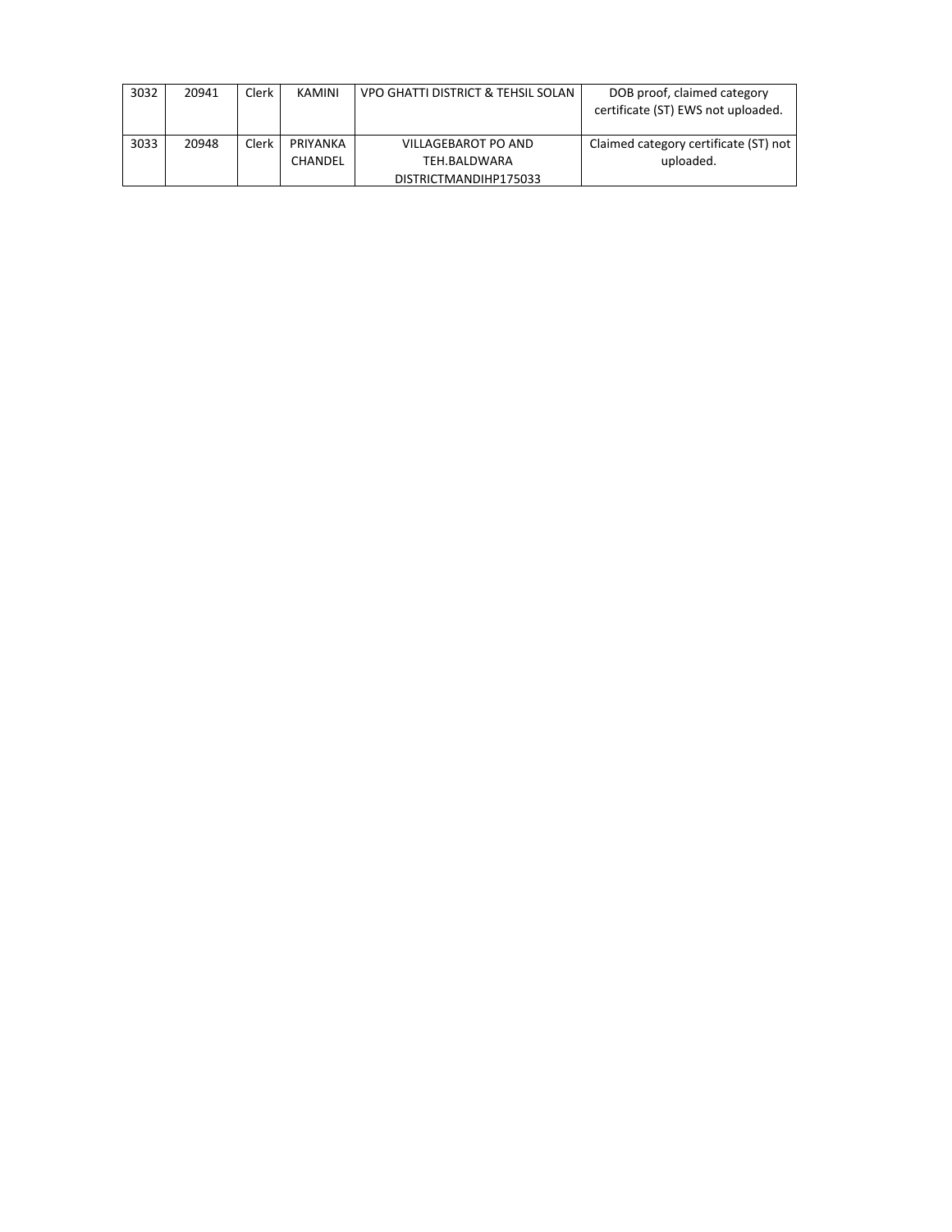| | | | | | |
|---|---|---|---|---|---|
| 3032 | 20941 | Clerk | KAMINI | VPO GHATTI DISTRICT & TEHSIL SOLAN | DOB proof, claimed category certificate (ST) EWS not uploaded. |
| 3033 | 20948 | Clerk | PRIYANKA CHANDEL | VILLAGEBAROT PO AND TEH.BALDWARA DISTRICTMANDIHP175033 | Claimed category certificate (ST) not uploaded. |